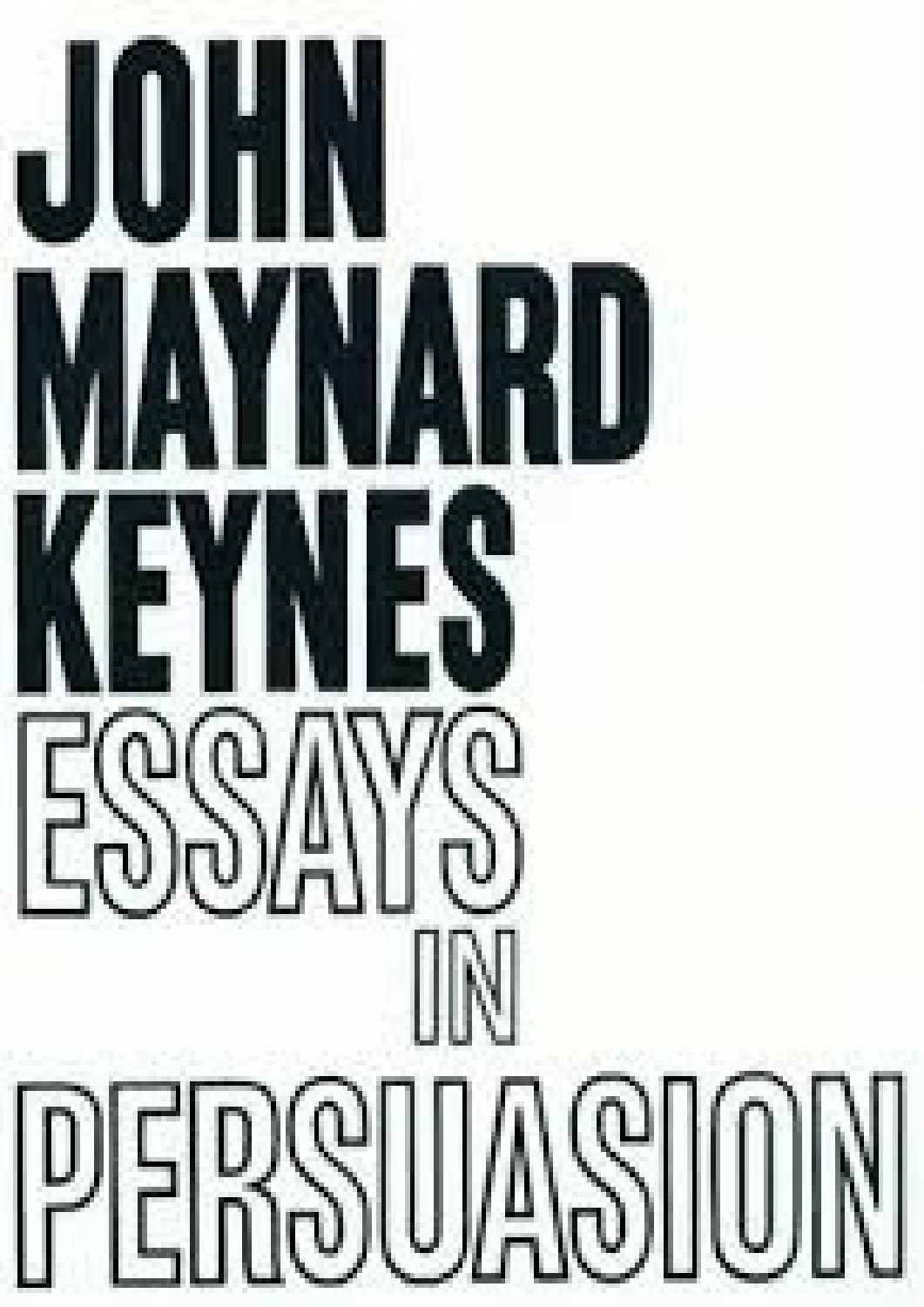# JOHN MAYNARD KEYNES

# ESSAYS IN PERSUASION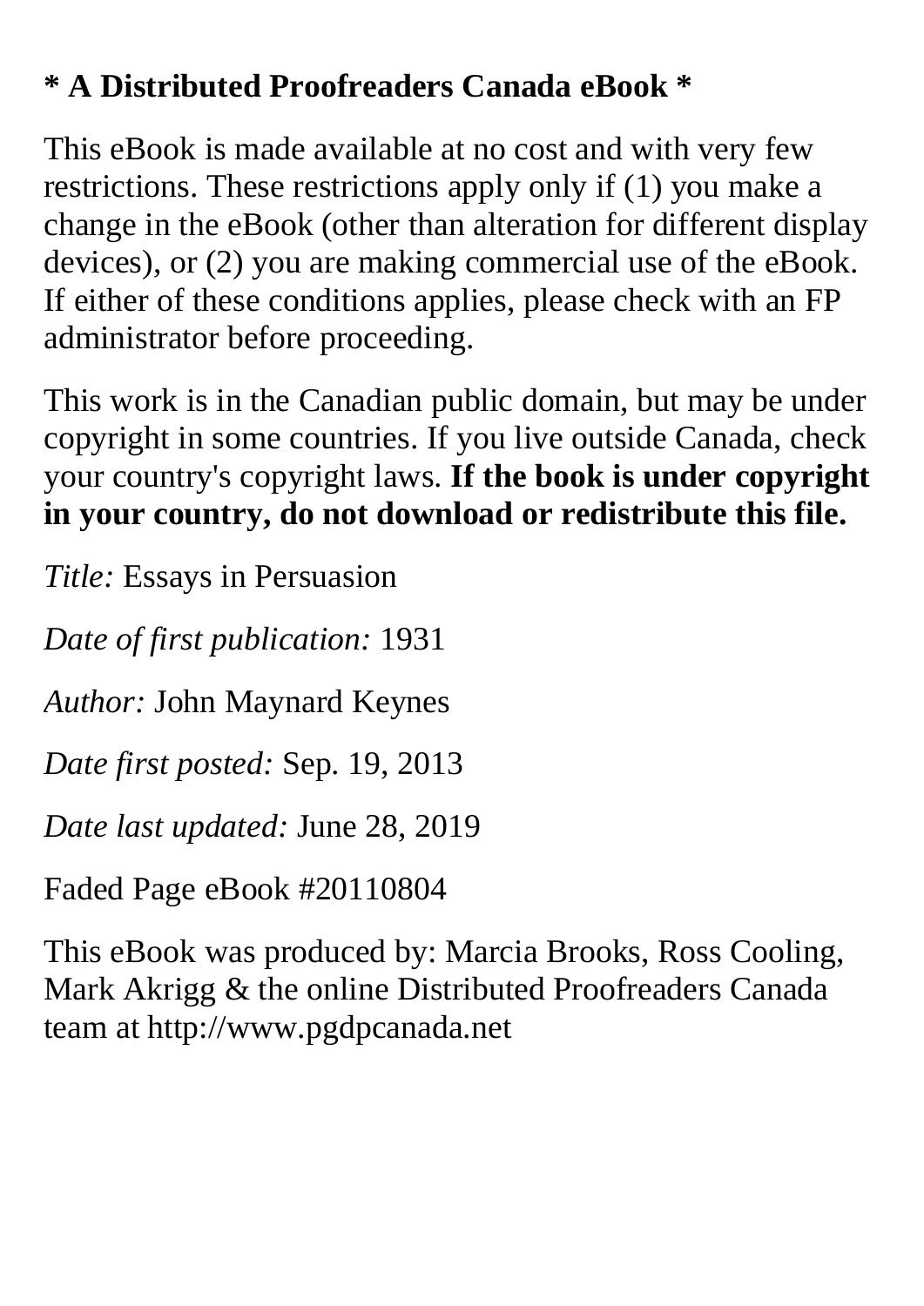**\* A Distributed Proofreaders Canada eBook \***

This eBook is made available at no cost and with very few restrictions. These restrictions apply only if (1) you make a change in the eBook (other than alteration for different display devices), or (2) you are making commercial use of the eBook. If either of these conditions applies, please check with an FP administrator before proceeding.

This work is in the Canadian public domain, but may be under copyright in some countries. If you live outside Canada, check your country's copyright laws. **If the book is under copyright in your country, do not download or redistribute this file.**

*Title:* Essays in Persuasion

*Date of first publication:* 1931

*Author:* John Maynard Keynes

*Date first posted:* Sep. 19, 2013

*Date last updated:* June 28, 2019

Faded Page eBook #20110804

This eBook was produced by: Marcia Brooks, Ross Cooling, Mark Akrigg & the online Distributed Proofreaders Canada team at http://www.pgdpcanada.net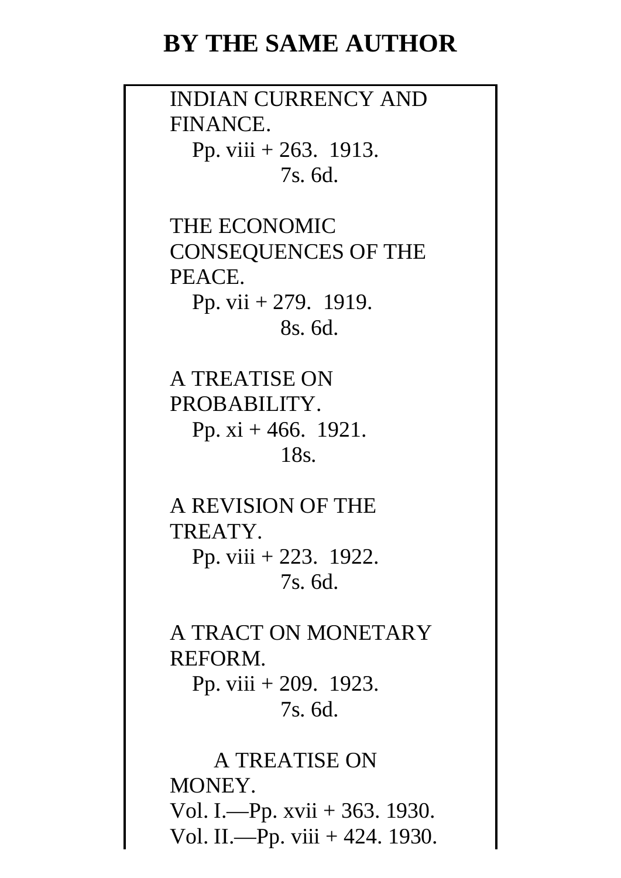# BY THE SAME AUTHOR

INDIAN CURRENCY AND FINANCE.
Pp. viii + 263. 1913.
7s. 6d.

THE ECONOMIC CONSEQUENCES OF THE PEACE.
Pp. vii + 279. 1919.
8s. 6d.

A TREATISE ON PROBABILITY.
Pp. xi + 466. 1921.
18s.

A REVISION OF THE TREATY.
Pp. viii + 223. 1922.
7s. 6d.

A TRACT ON MONETARY REFORM.
Pp. viii + 209. 1923.
7s. 6d.

A TREATISE ON MONEY.
Vol. I.—Pp. xvii + 363. 1930.
Vol. II.—Pp. viii + 424. 1930.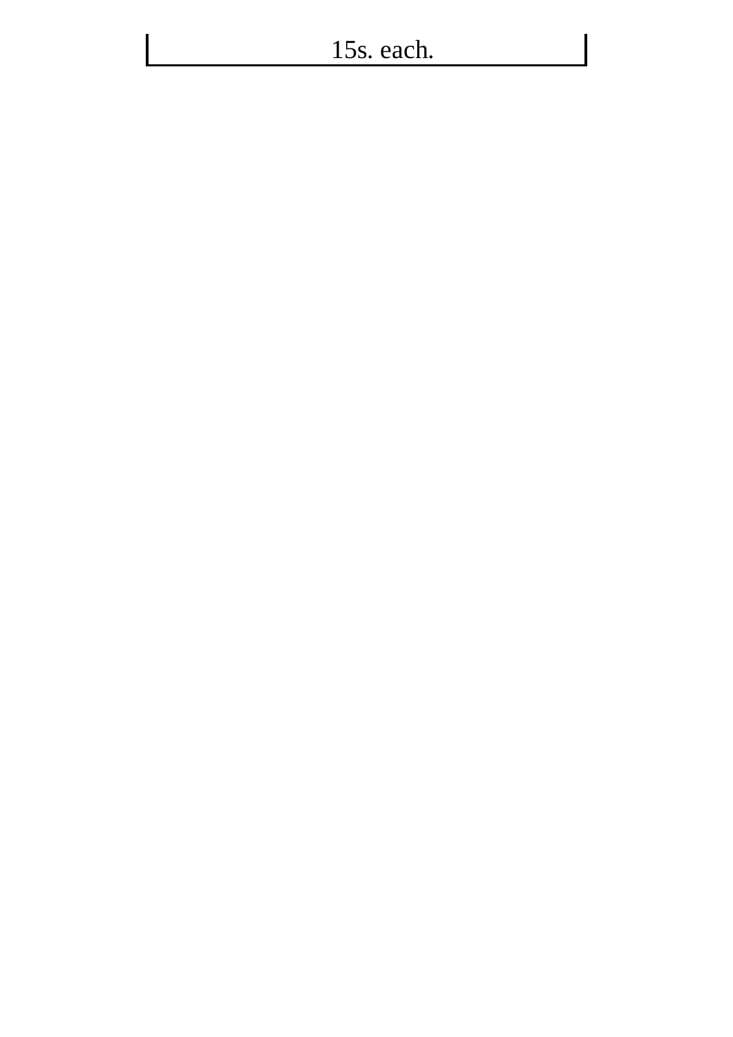15s. each.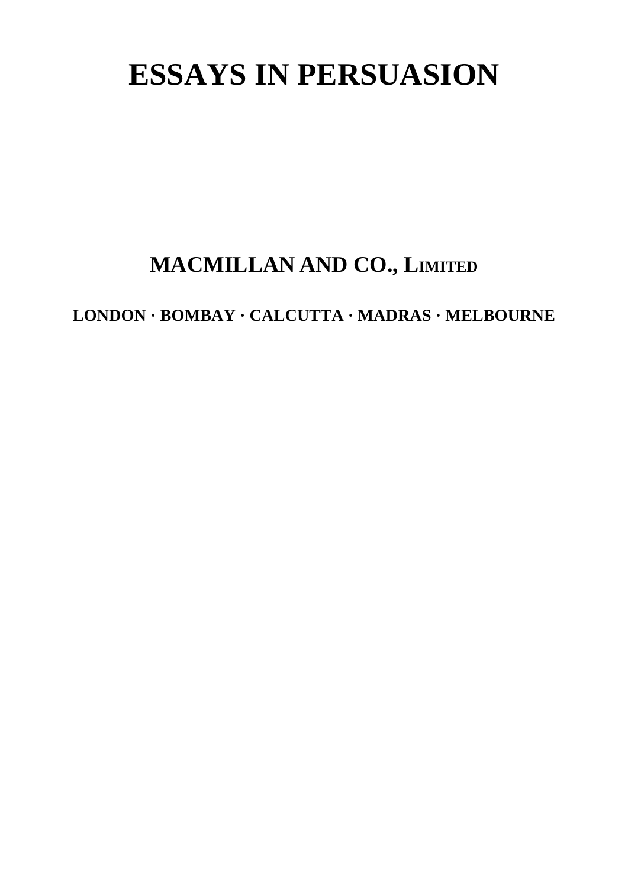# ESSAYS IN PERSUASION

**MACMILLAN AND CO., LIMITED**

**LONDON · BOMBAY · CALCUTTA · MADRAS · MELBOURNE**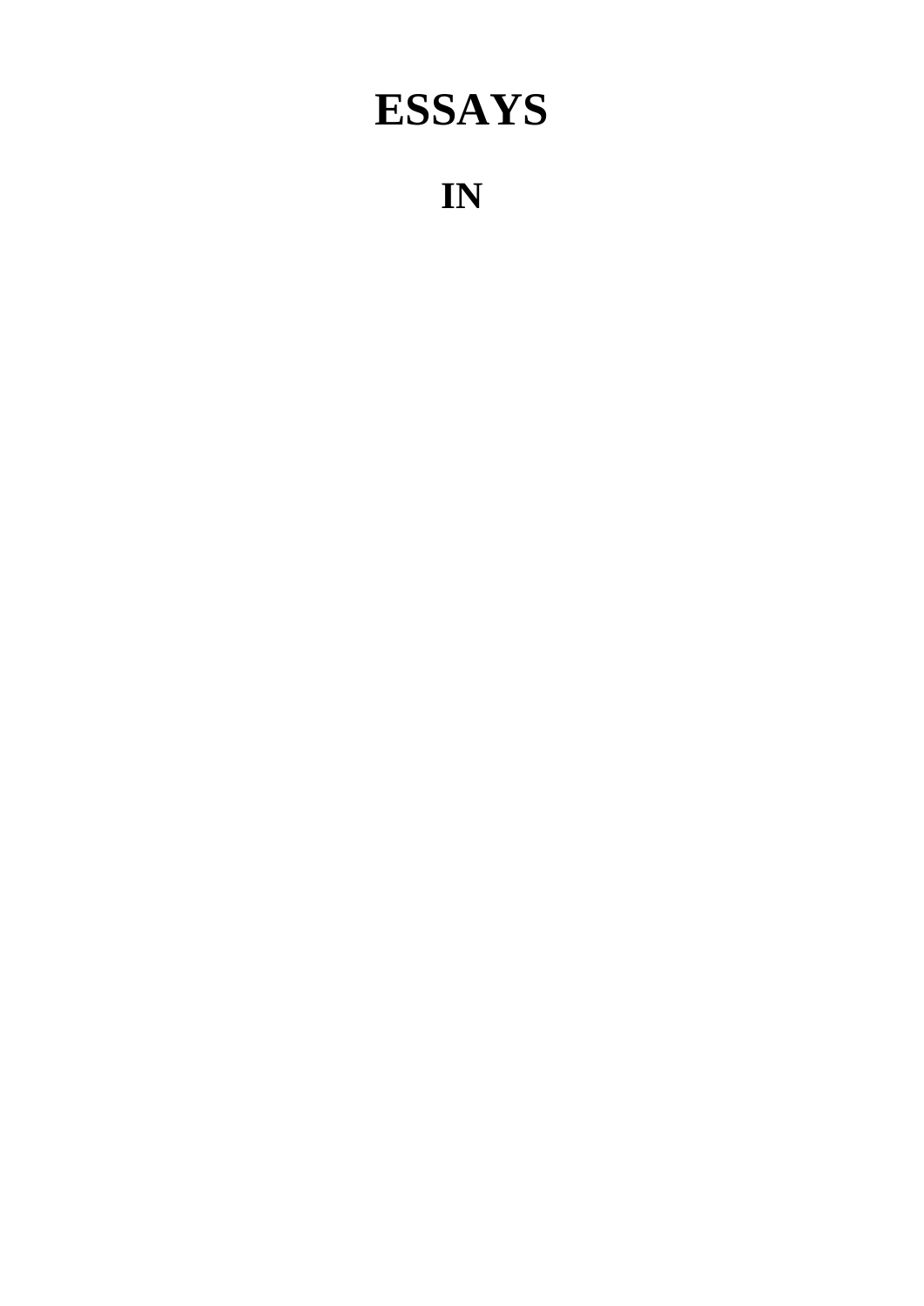# ESSAYS

## IN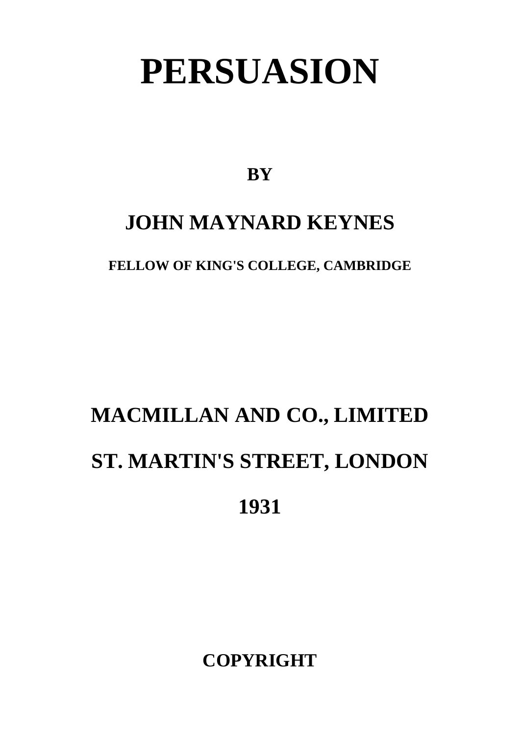# PERSUASION

**BY**

## JOHN MAYNARD KEYNES

**FELLOW OF KING'S COLLEGE, CAMBRIDGE**

## MACMILLAN AND CO., LIMITED

## ST. MARTIN'S STREET, LONDON

## 1931

**COPYRIGHT**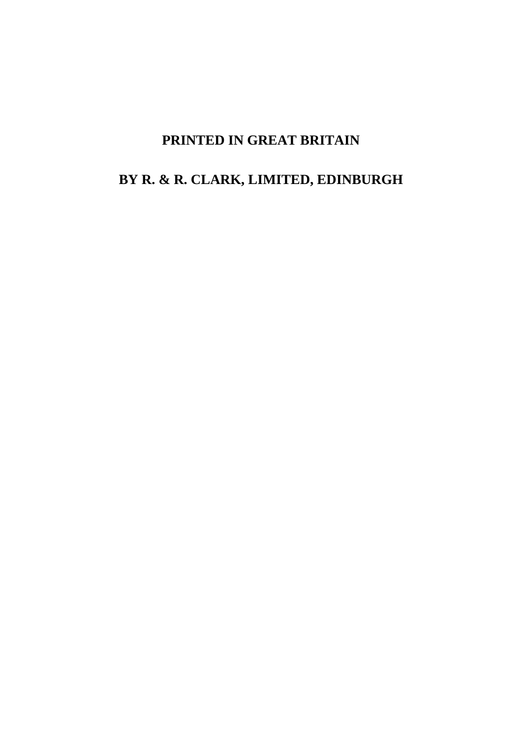**PRINTED IN GREAT BRITAIN**

**BY R. & R. CLARK, LIMITED, EDINBURGH**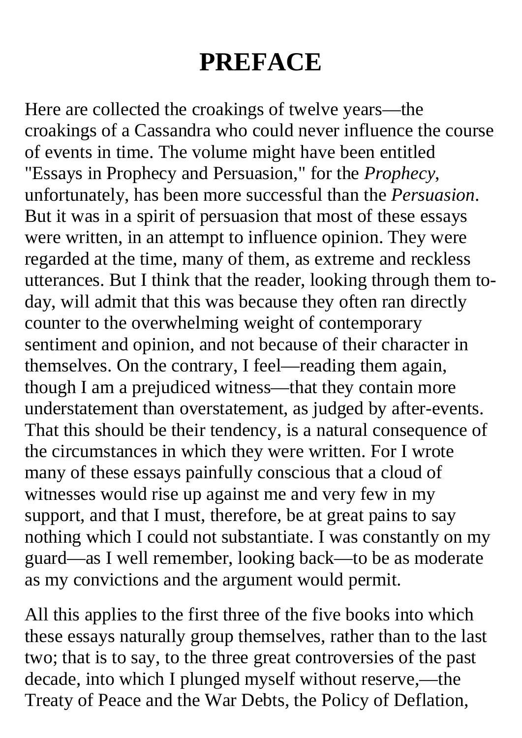# PREFACE

Here are collected the croakings of twelve years—the croakings of a Cassandra who could never influence the course of events in time. The volume might have been entitled "Essays in Prophecy and Persuasion," for the *Prophecy,* unfortunately, has been more successful than the *Persuasion*. But it was in a spirit of persuasion that most of these essays were written, in an attempt to influence opinion. They were regarded at the time, many of them, as extreme and reckless utterances. But I think that the reader, looking through them to-day, will admit that this was because they often ran directly counter to the overwhelming weight of contemporary sentiment and opinion, and not because of their character in themselves. On the contrary, I feel—reading them again, though I am a prejudiced witness—that they contain more understatement than overstatement, as judged by after-events. That this should be their tendency, is a natural consequence of the circumstances in which they were written. For I wrote many of these essays painfully conscious that a cloud of witnesses would rise up against me and very few in my support, and that I must, therefore, be at great pains to say nothing which I could not substantiate. I was constantly on my guard—as I well remember, looking back—to be as moderate as my convictions and the argument would permit.

All this applies to the first three of the five books into which these essays naturally group themselves, rather than to the last two; that is to say, to the three great controversies of the past decade, into which I plunged myself without reserve,—the Treaty of Peace and the War Debts, the Policy of Deflation,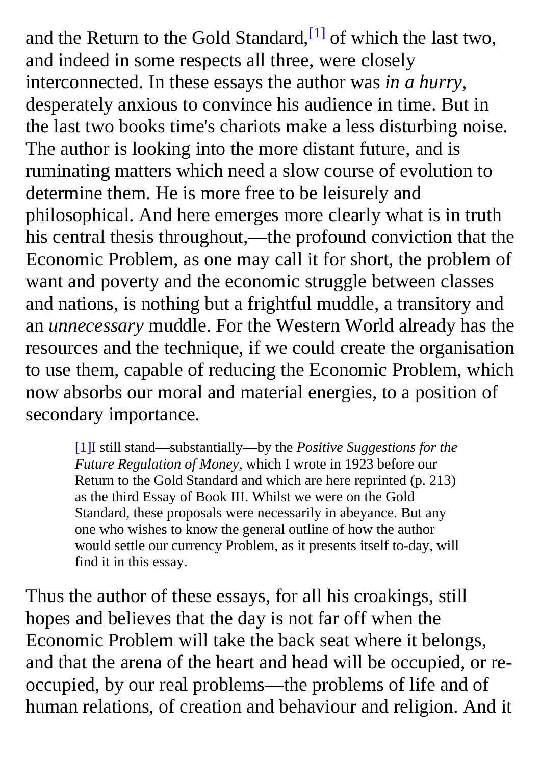and the Return to the Gold Standard,[1] of which the last two, and indeed in some respects all three, were closely interconnected. In these essays the author was *in a hurry*, desperately anxious to convince his audience in time. But in the last two books time's chariots make a less disturbing noise. The author is looking into the more distant future, and is ruminating matters which need a slow course of evolution to determine them. He is more free to be leisurely and philosophical. And here emerges more clearly what is in truth his central thesis throughout,—the profound conviction that the Economic Problem, as one may call it for short, the problem of want and poverty and the economic struggle between classes and nations, is nothing but a frightful muddle, a transitory and an *unnecessary* muddle. For the Western World already has the resources and the technique, if we could create the organisation to use them, capable of reducing the Economic Problem, which now absorbs our moral and material energies, to a position of secondary importance.

> [1]I still stand—substantially—by the *Positive Suggestions for the Future Regulation of Money*, which I wrote in 1923 before our Return to the Gold Standard and which are here reprinted (p. 213) as the third Essay of Book III. Whilst we were on the Gold Standard, these proposals were necessarily in abeyance. But any one who wishes to know the general outline of how the author would settle our currency Problem, as it presents itself to-day, will find it in this essay.

Thus the author of these essays, for all his croakings, still hopes and believes that the day is not far off when the Economic Problem will take the back seat where it belongs, and that the arena of the heart and head will be occupied, or re-occupied, by our real problems—the problems of life and of human relations, of creation and behaviour and religion. And it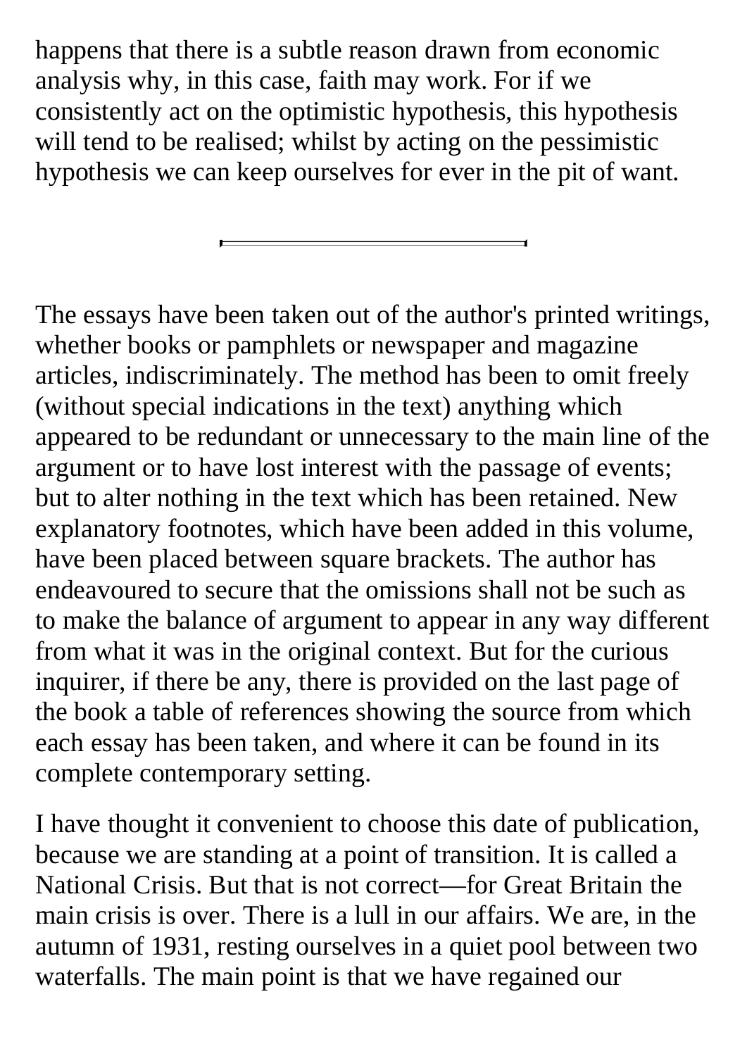happens that there is a subtle reason drawn from economic analysis why, in this case, faith may work. For if we consistently act on the optimistic hypothesis, this hypothesis will tend to be realised; whilst by acting on the pessimistic hypothesis we can keep ourselves for ever in the pit of want.

---

The essays have been taken out of the author's printed writings, whether books or pamphlets or newspaper and magazine articles, indiscriminately. The method has been to omit freely (without special indications in the text) anything which appeared to be redundant or unnecessary to the main line of the argument or to have lost interest with the passage of events; but to alter nothing in the text which has been retained. New explanatory footnotes, which have been added in this volume, have been placed between square brackets. The author has endeavoured to secure that the omissions shall not be such as to make the balance of argument to appear in any way different from what it was in the original context. But for the curious inquirer, if there be any, there is provided on the last page of the book a table of references showing the source from which each essay has been taken, and where it can be found in its complete contemporary setting.

I have thought it convenient to choose this date of publication, because we are standing at a point of transition. It is called a National Crisis. But that is not correct—for Great Britain the main crisis is over. There is a lull in our affairs. We are, in the autumn of 1931, resting ourselves in a quiet pool between two waterfalls. The main point is that we have regained our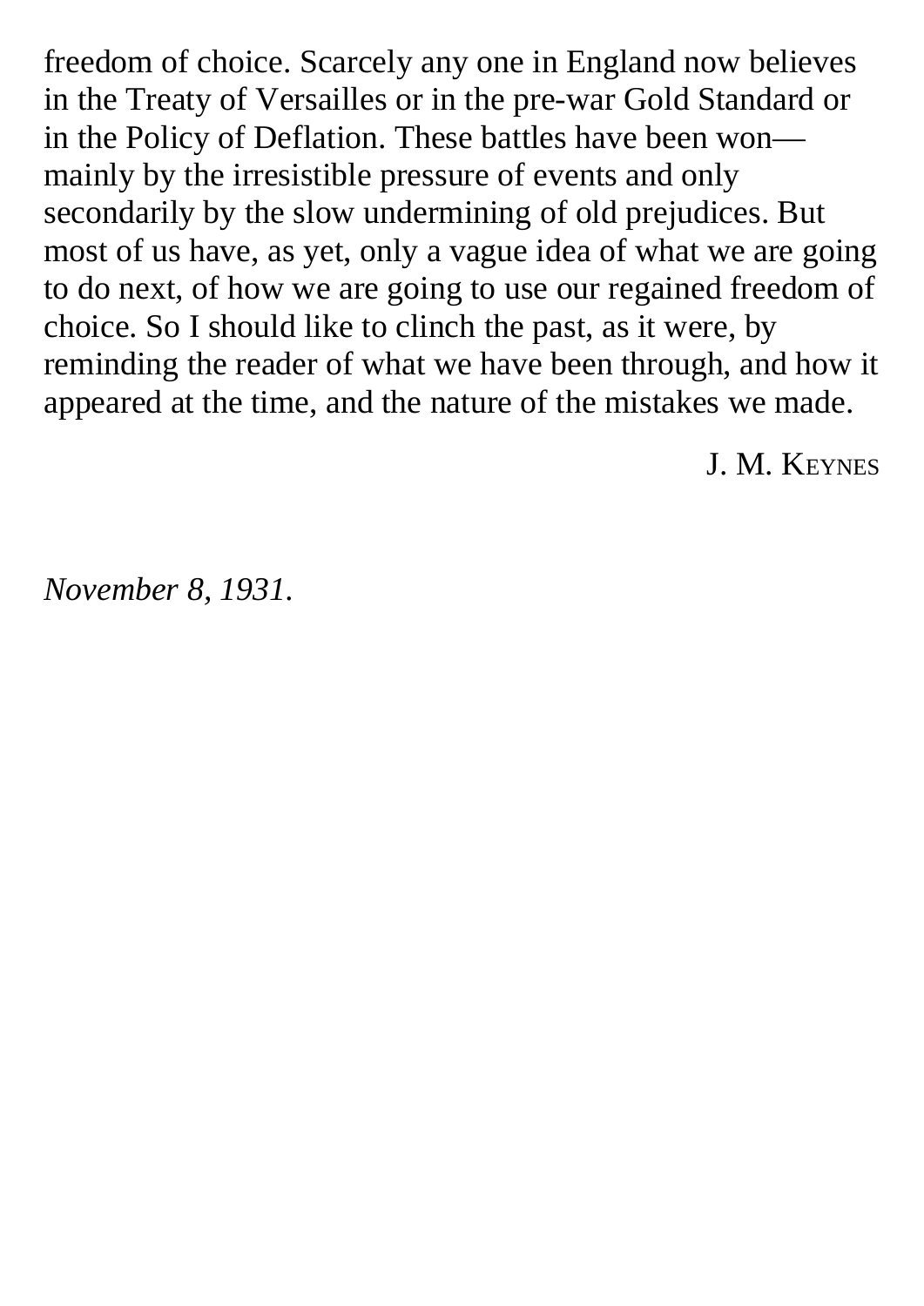freedom of choice. Scarcely any one in England now believes in the Treaty of Versailles or in the pre-war Gold Standard or in the Policy of Deflation. These battles have been won—mainly by the irresistible pressure of events and only secondarily by the slow undermining of old prejudices. But most of us have, as yet, only a vague idea of what we are going to do next, of how we are going to use our regained freedom of choice. So I should like to clinch the past, as it were, by reminding the reader of what we have been through, and how it appeared at the time, and the nature of the mistakes we made.

J. M. KEYNES

*November 8, 1931.*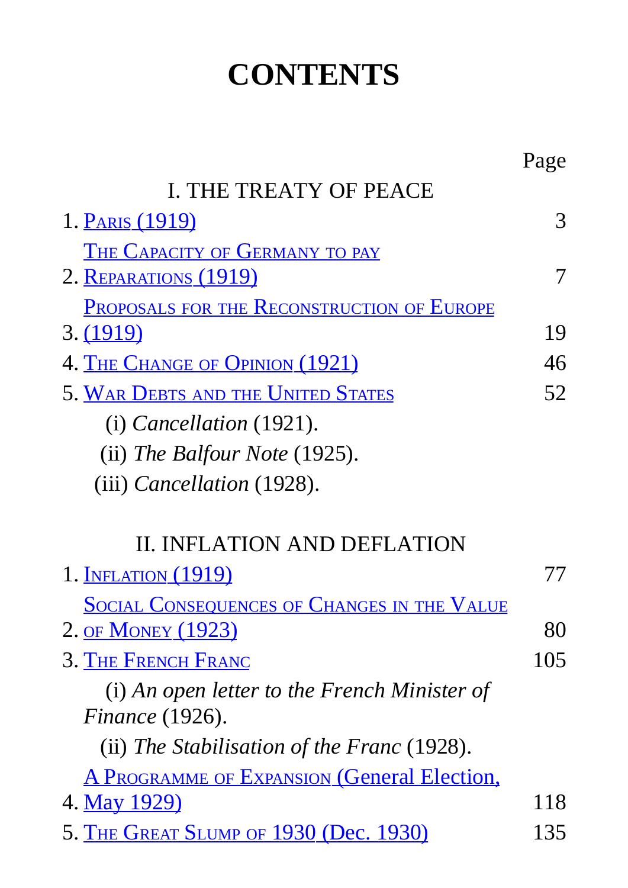# CONTENTS

| | Page |
|---|---|
| **I. THE TREATY OF PEACE** | |
| 1. Paris (1919) | 3 |
| 2. The Capacity of Germany to pay Reparations (1919) | 7 |
| 3. Proposals for the Reconstruction of Europe (1919) | 19 |
| 4. The Change of Opinion (1921) | 46 |
| 5. War Debts and the United States | 52 |
| (i) *Cancellation* (1921). | |
| (ii) *The Balfour Note* (1925). | |
| (iii) *Cancellation* (1928). | |
| **II. INFLATION AND DEFLATION** | |
| 1. Inflation (1919) | 77 |
| 2. Social Consequences of Changes in the Value of Money (1923) | 80 |
| 3. The French Franc | 105 |
| (i) *An open letter to the French Minister of Finance* (1926). | |
| (ii) *The Stabilisation of the Franc* (1928). | |
| 4. A Programme of Expansion (General Election, May 1929) | 118 |
| 5. The Great Slump of 1930 (Dec. 1930) | 135 |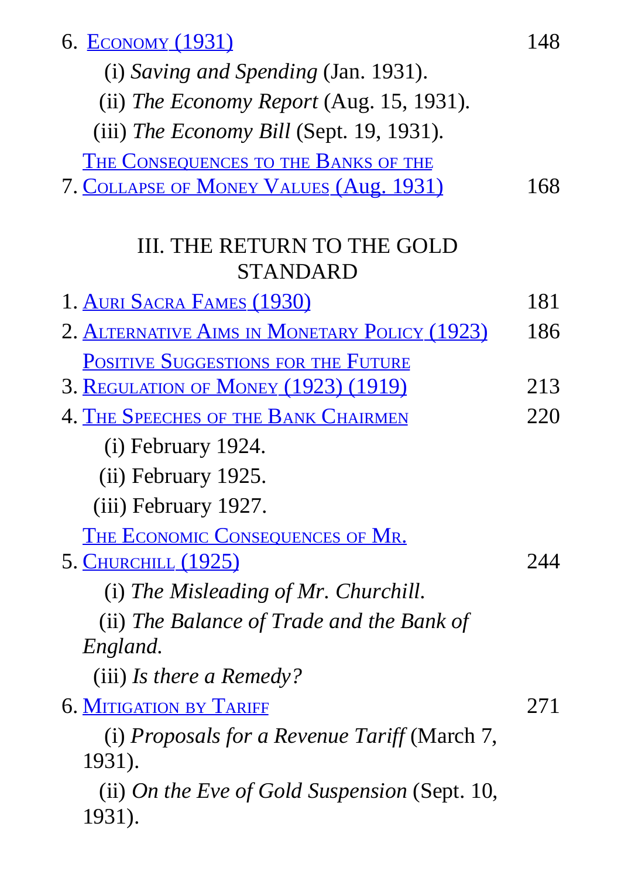6. Economy (1931) 148

(i) *Saving and Spending* (Jan. 1931).

(ii) *The Economy Report* (Aug. 15, 1931).

(iii) *The Economy Bill* (Sept. 19, 1931).

7. The Consequences to the Banks of the Collapse of Money Values (Aug. 1931) 168

## III. THE RETURN TO THE GOLD STANDARD

1. Auri Sacra Fames (1930) 181

2. Alternative Aims in Monetary Policy (1923) 186

3. Positive Suggestions for the Future Regulation of Money (1923) (1919) 213

4. The Speeches of the Bank Chairmen 220

(i) February 1924.

(ii) February 1925.

(iii) February 1927.

5. The Economic Consequences of Mr. Churchill (1925) 244

(i) *The Misleading of Mr. Churchill.*

(ii) *The Balance of Trade and the Bank of England.*

(iii) *Is there a Remedy?*

6. Mitigation by Tariff 271

(i) *Proposals for a Revenue Tariff* (March 7, 1931).

(ii) *On the Eve of Gold Suspension* (Sept. 10, 1931).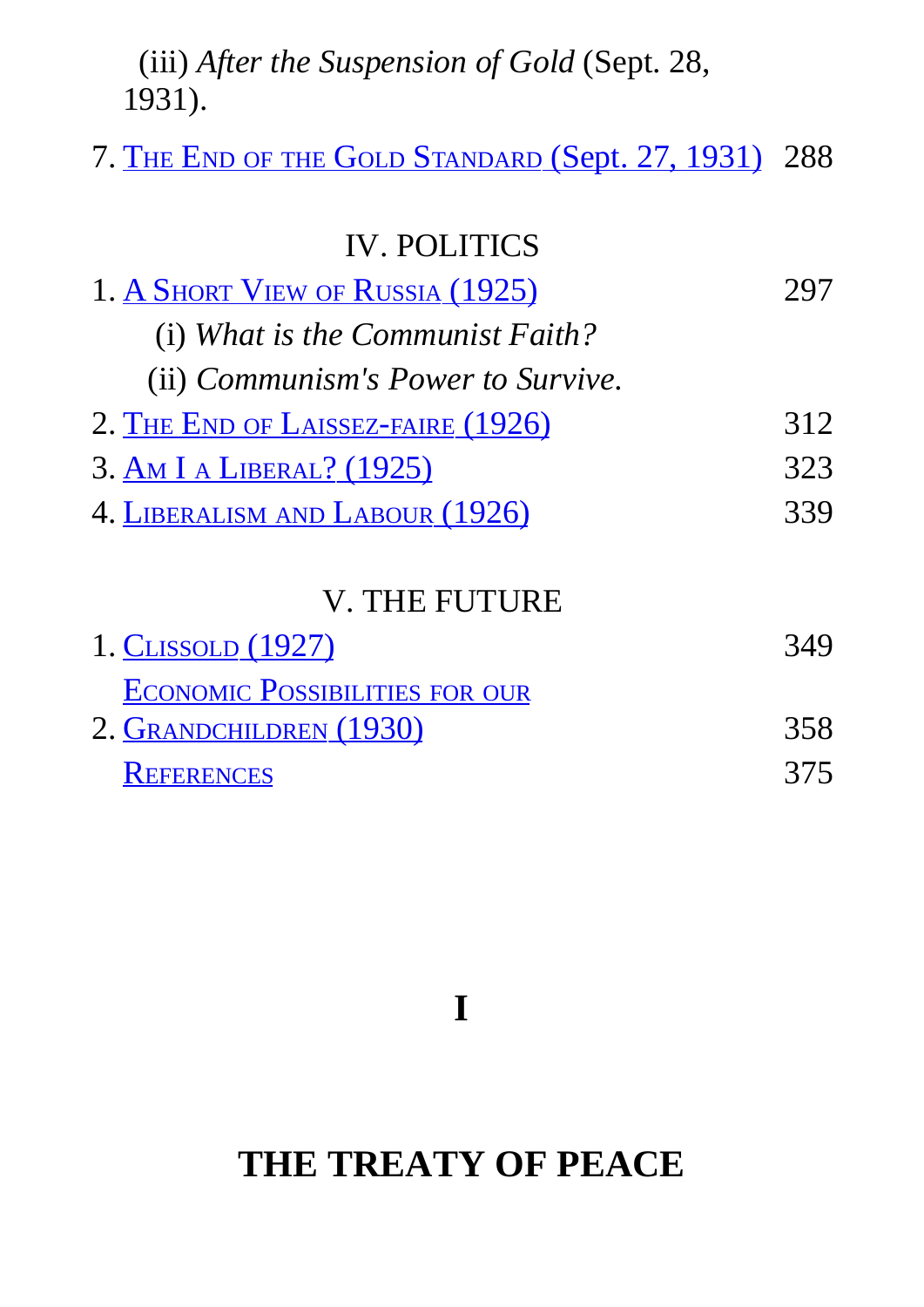(iii) *After the Suspension of Gold* (Sept. 28, 1931).

7. THE END OF THE GOLD STANDARD (Sept. 27, 1931) 288

IV. POLITICS

1. A SHORT VIEW OF RUSSIA (1925) 297
   - (i) *What is the Communist Faith?*
   - (ii) *Communism's Power to Survive.*
2. THE END OF LAISSEZ-FAIRE (1926) 312
3. AM I A LIBERAL? (1925) 323
4. LIBERALISM AND LABOUR (1926) 339

V. THE FUTURE

1. CLISSOLD (1927) 349
2. ECONOMIC POSSIBILITIES FOR OUR GRANDCHILDREN (1930) 358

REFERENCES 375

# I

# THE TREATY OF PEACE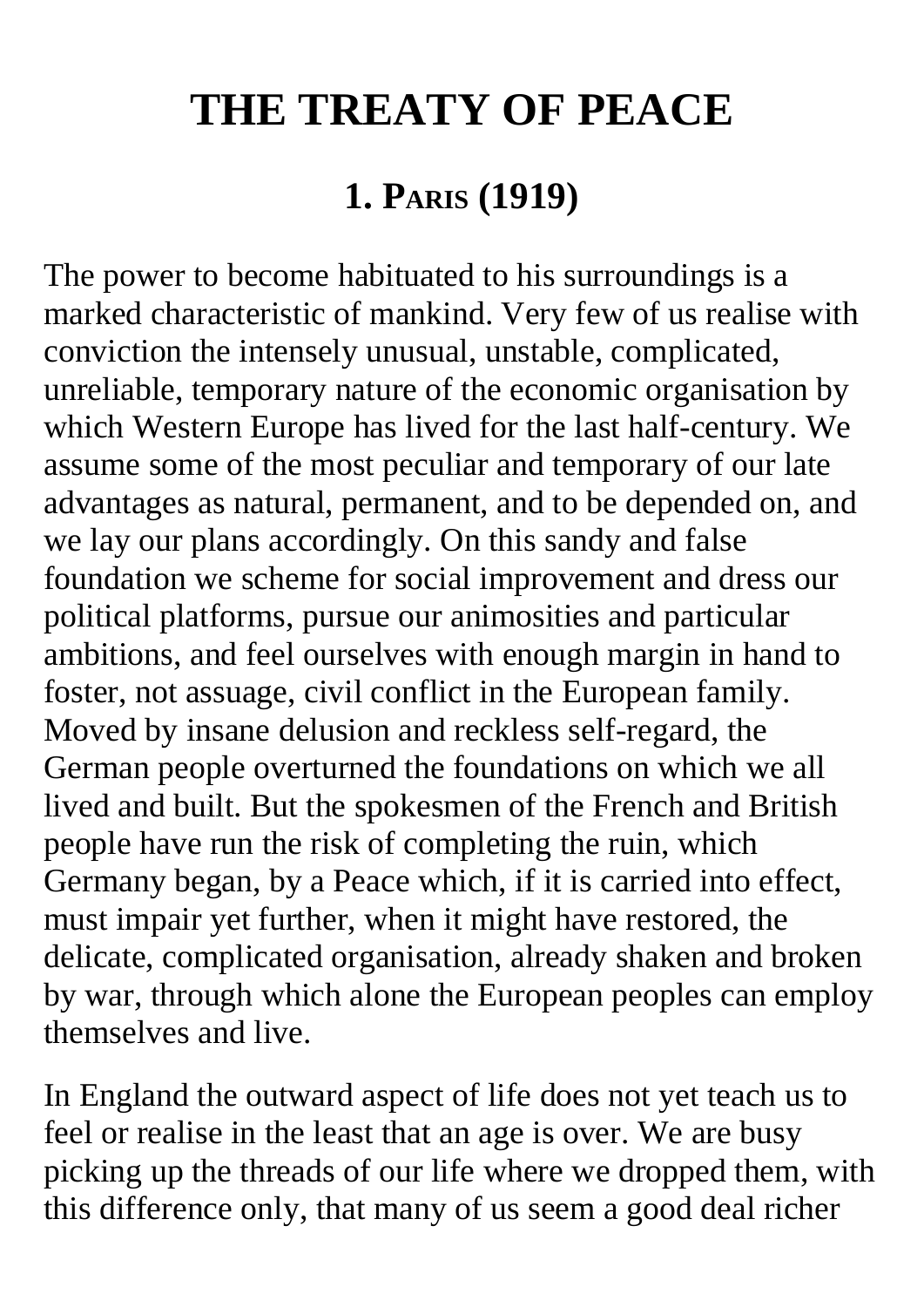# THE TREATY OF PEACE

## 1. Paris (1919)

The power to become habituated to his surroundings is a marked characteristic of mankind. Very few of us realise with conviction the intensely unusual, unstable, complicated, unreliable, temporary nature of the economic organisation by which Western Europe has lived for the last half-century. We assume some of the most peculiar and temporary of our late advantages as natural, permanent, and to be depended on, and we lay our plans accordingly. On this sandy and false foundation we scheme for social improvement and dress our political platforms, pursue our animosities and particular ambitions, and feel ourselves with enough margin in hand to foster, not assuage, civil conflict in the European family. Moved by insane delusion and reckless self-regard, the German people overturned the foundations on which we all lived and built. But the spokesmen of the French and British people have run the risk of completing the ruin, which Germany began, by a Peace which, if it is carried into effect, must impair yet further, when it might have restored, the delicate, complicated organisation, already shaken and broken by war, through which alone the European peoples can employ themselves and live.

In England the outward aspect of life does not yet teach us to feel or realise in the least that an age is over. We are busy picking up the threads of our life where we dropped them, with this difference only, that many of us seem a good deal richer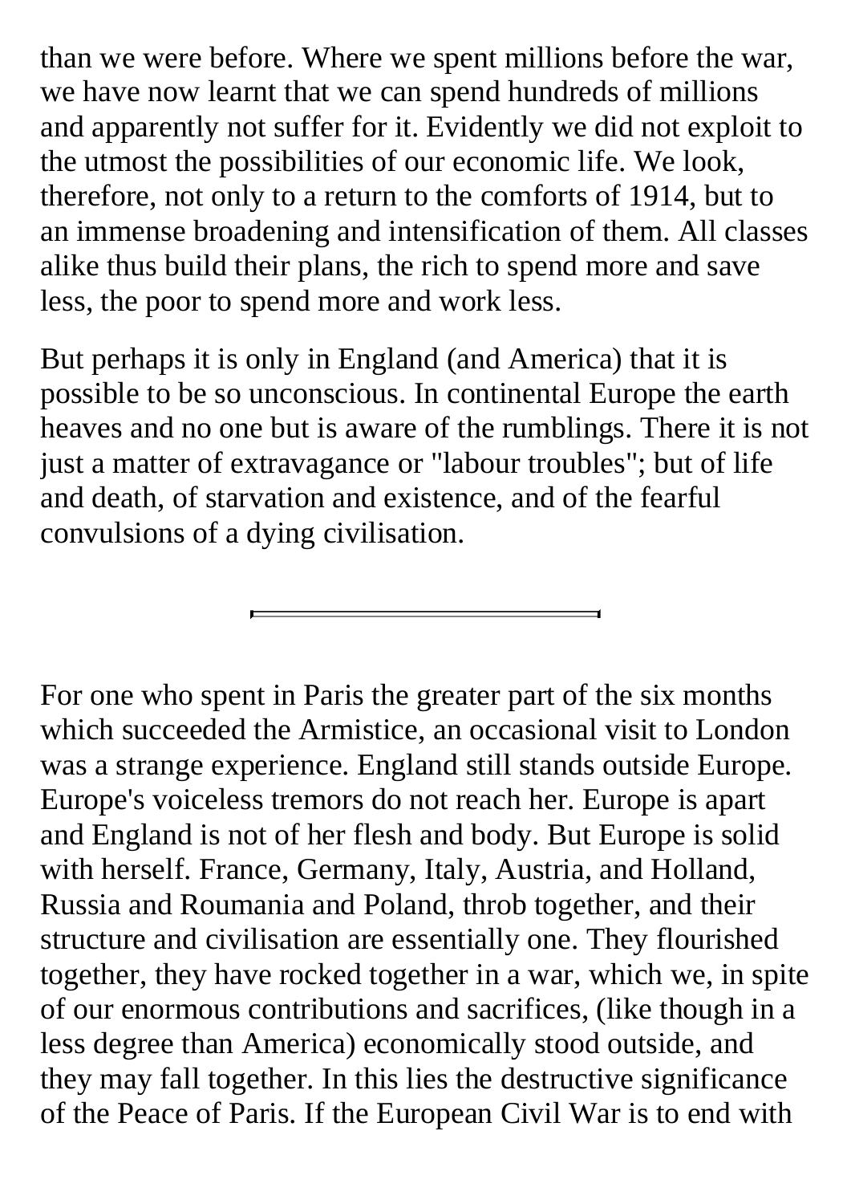than we were before. Where we spent millions before the war, we have now learnt that we can spend hundreds of millions and apparently not suffer for it. Evidently we did not exploit to the utmost the possibilities of our economic life. We look, therefore, not only to a return to the comforts of 1914, but to an immense broadening and intensification of them. All classes alike thus build their plans, the rich to spend more and save less, the poor to spend more and work less.

But perhaps it is only in England (and America) that it is possible to be so unconscious. In continental Europe the earth heaves and no one but is aware of the rumblings. There it is not just a matter of extravagance or "labour troubles"; but of life and death, of starvation and existence, and of the fearful convulsions of a dying civilisation.

---

For one who spent in Paris the greater part of the six months which succeeded the Armistice, an occasional visit to London was a strange experience. England still stands outside Europe. Europe's voiceless tremors do not reach her. Europe is apart and England is not of her flesh and body. But Europe is solid with herself. France, Germany, Italy, Austria, and Holland, Russia and Roumania and Poland, throb together, and their structure and civilisation are essentially one. They flourished together, they have rocked together in a war, which we, in spite of our enormous contributions and sacrifices, (like though in a less degree than America) economically stood outside, and they may fall together. In this lies the destructive significance of the Peace of Paris. If the European Civil War is to end with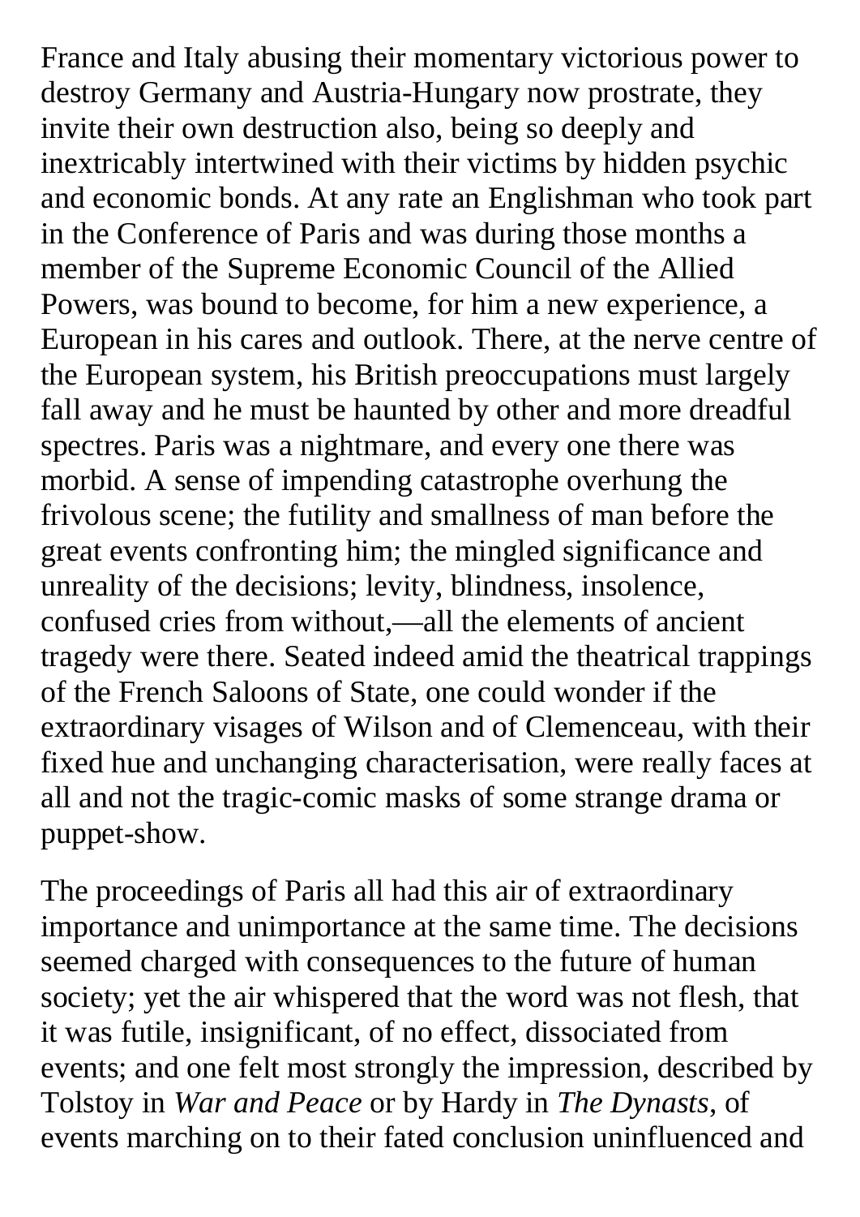France and Italy abusing their momentary victorious power to destroy Germany and Austria-Hungary now prostrate, they invite their own destruction also, being so deeply and inextricably intertwined with their victims by hidden psychic and economic bonds. At any rate an Englishman who took part in the Conference of Paris and was during those months a member of the Supreme Economic Council of the Allied Powers, was bound to become, for him a new experience, a European in his cares and outlook. There, at the nerve centre of the European system, his British preoccupations must largely fall away and he must be haunted by other and more dreadful spectres. Paris was a nightmare, and every one there was morbid. A sense of impending catastrophe overhung the frivolous scene; the futility and smallness of man before the great events confronting him; the mingled significance and unreality of the decisions; levity, blindness, insolence, confused cries from without,—all the elements of ancient tragedy were there. Seated indeed amid the theatrical trappings of the French Saloons of State, one could wonder if the extraordinary visages of Wilson and of Clemenceau, with their fixed hue and unchanging characterisation, were really faces at all and not the tragic-comic masks of some strange drama or puppet-show.

The proceedings of Paris all had this air of extraordinary importance and unimportance at the same time. The decisions seemed charged with consequences to the future of human society; yet the air whispered that the word was not flesh, that it was futile, insignificant, of no effect, dissociated from events; and one felt most strongly the impression, described by Tolstoy in *War and Peace* or by Hardy in *The Dynasts*, of events marching on to their fated conclusion uninfluenced and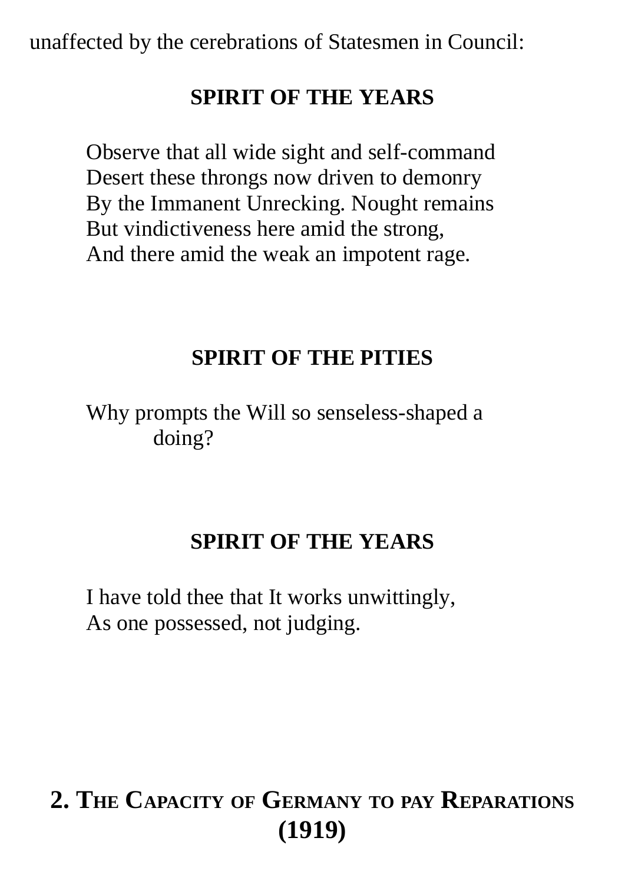unaffected by the cerebrations of Statesmen in Council:

**SPIRIT OF THE YEARS**

Observe that all wide sight and self-command
Desert these throngs now driven to demonry
By the Immanent Unrecking. Nought remains
But vindictiveness here amid the strong,
And there amid the weak an impotent rage.

**SPIRIT OF THE PITIES**

Why prompts the Will so senseless-shaped a
doing?

**SPIRIT OF THE YEARS**

I have told thee that It works unwittingly,
As one possessed, not judging.

## 2. The Capacity of Germany to pay Reparations (1919)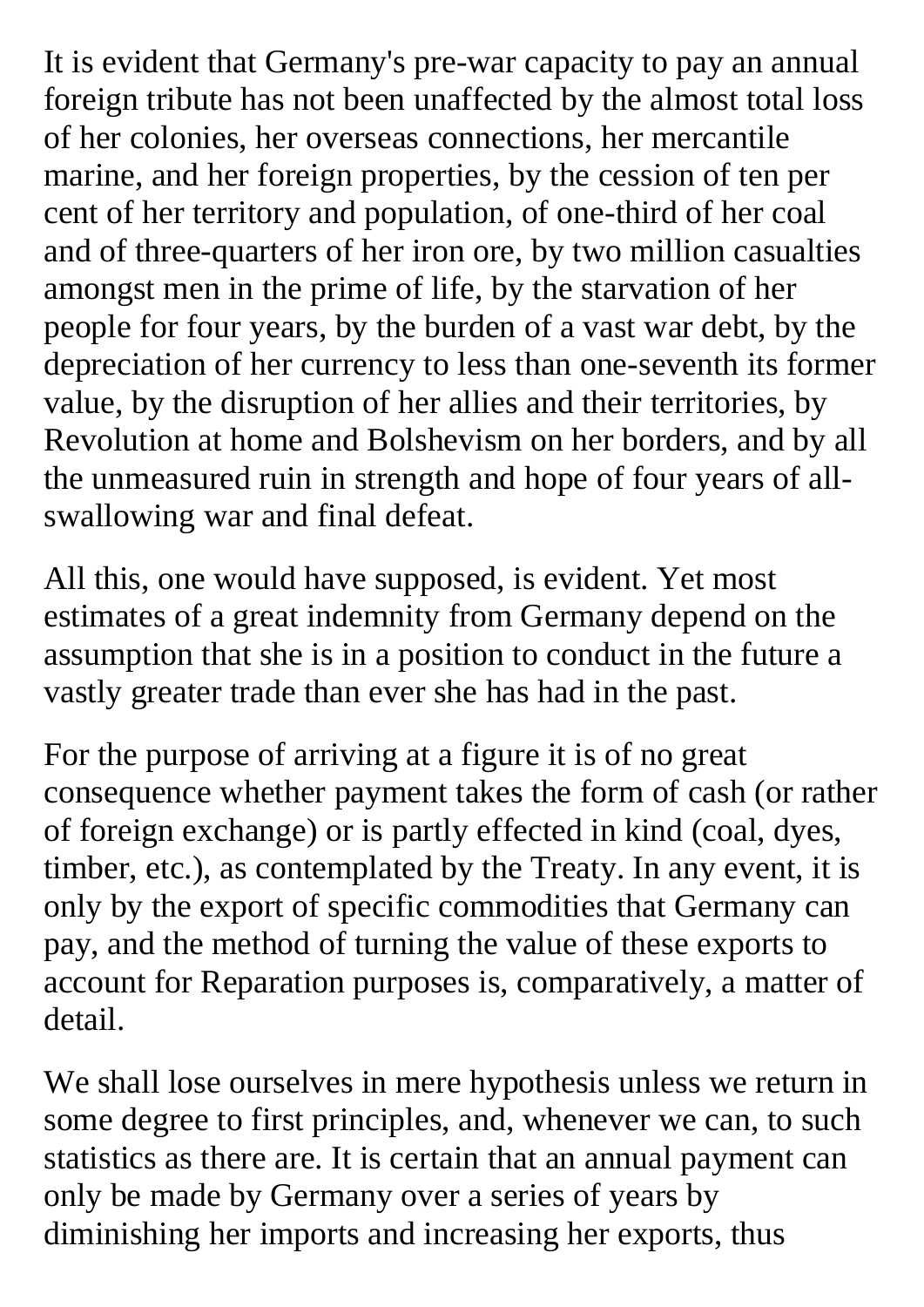It is evident that Germany's pre-war capacity to pay an annual foreign tribute has not been unaffected by the almost total loss of her colonies, her overseas connections, her mercantile marine, and her foreign properties, by the cession of ten per cent of her territory and population, of one-third of her coal and of three-quarters of her iron ore, by two million casualties amongst men in the prime of life, by the starvation of her people for four years, by the burden of a vast war debt, by the depreciation of her currency to less than one-seventh its former value, by the disruption of her allies and their territories, by Revolution at home and Bolshevism on her borders, and by all the unmeasured ruin in strength and hope of four years of all-swallowing war and final defeat.

All this, one would have supposed, is evident. Yet most estimates of a great indemnity from Germany depend on the assumption that she is in a position to conduct in the future a vastly greater trade than ever she has had in the past.

For the purpose of arriving at a figure it is of no great consequence whether payment takes the form of cash (or rather of foreign exchange) or is partly effected in kind (coal, dyes, timber, etc.), as contemplated by the Treaty. In any event, it is only by the export of specific commodities that Germany can pay, and the method of turning the value of these exports to account for Reparation purposes is, comparatively, a matter of detail.

We shall lose ourselves in mere hypothesis unless we return in some degree to first principles, and, whenever we can, to such statistics as there are. It is certain that an annual payment can only be made by Germany over a series of years by diminishing her imports and increasing her exports, thus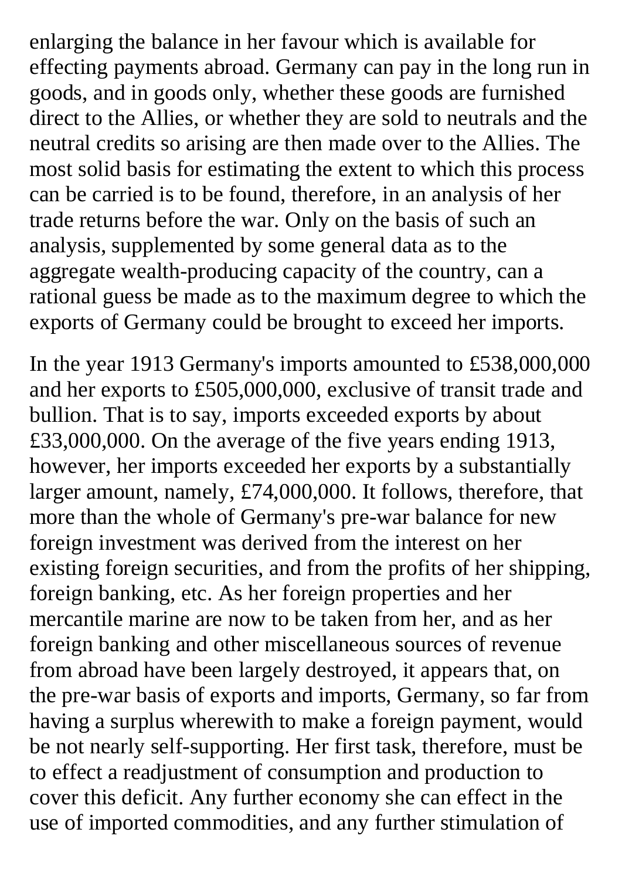enlarging the balance in her favour which is available for effecting payments abroad. Germany can pay in the long run in goods, and in goods only, whether these goods are furnished direct to the Allies, or whether they are sold to neutrals and the neutral credits so arising are then made over to the Allies. The most solid basis for estimating the extent to which this process can be carried is to be found, therefore, in an analysis of her trade returns before the war. Only on the basis of such an analysis, supplemented by some general data as to the aggregate wealth-producing capacity of the country, can a rational guess be made as to the maximum degree to which the exports of Germany could be brought to exceed her imports.

In the year 1913 Germany's imports amounted to £538,000,000 and her exports to £505,000,000, exclusive of transit trade and bullion. That is to say, imports exceeded exports by about £33,000,000. On the average of the five years ending 1913, however, her imports exceeded her exports by a substantially larger amount, namely, £74,000,000. It follows, therefore, that more than the whole of Germany's pre-war balance for new foreign investment was derived from the interest on her existing foreign securities, and from the profits of her shipping, foreign banking, etc. As her foreign properties and her mercantile marine are now to be taken from her, and as her foreign banking and other miscellaneous sources of revenue from abroad have been largely destroyed, it appears that, on the pre-war basis of exports and imports, Germany, so far from having a surplus wherewith to make a foreign payment, would be not nearly self-supporting. Her first task, therefore, must be to effect a readjustment of consumption and production to cover this deficit. Any further economy she can effect in the use of imported commodities, and any further stimulation of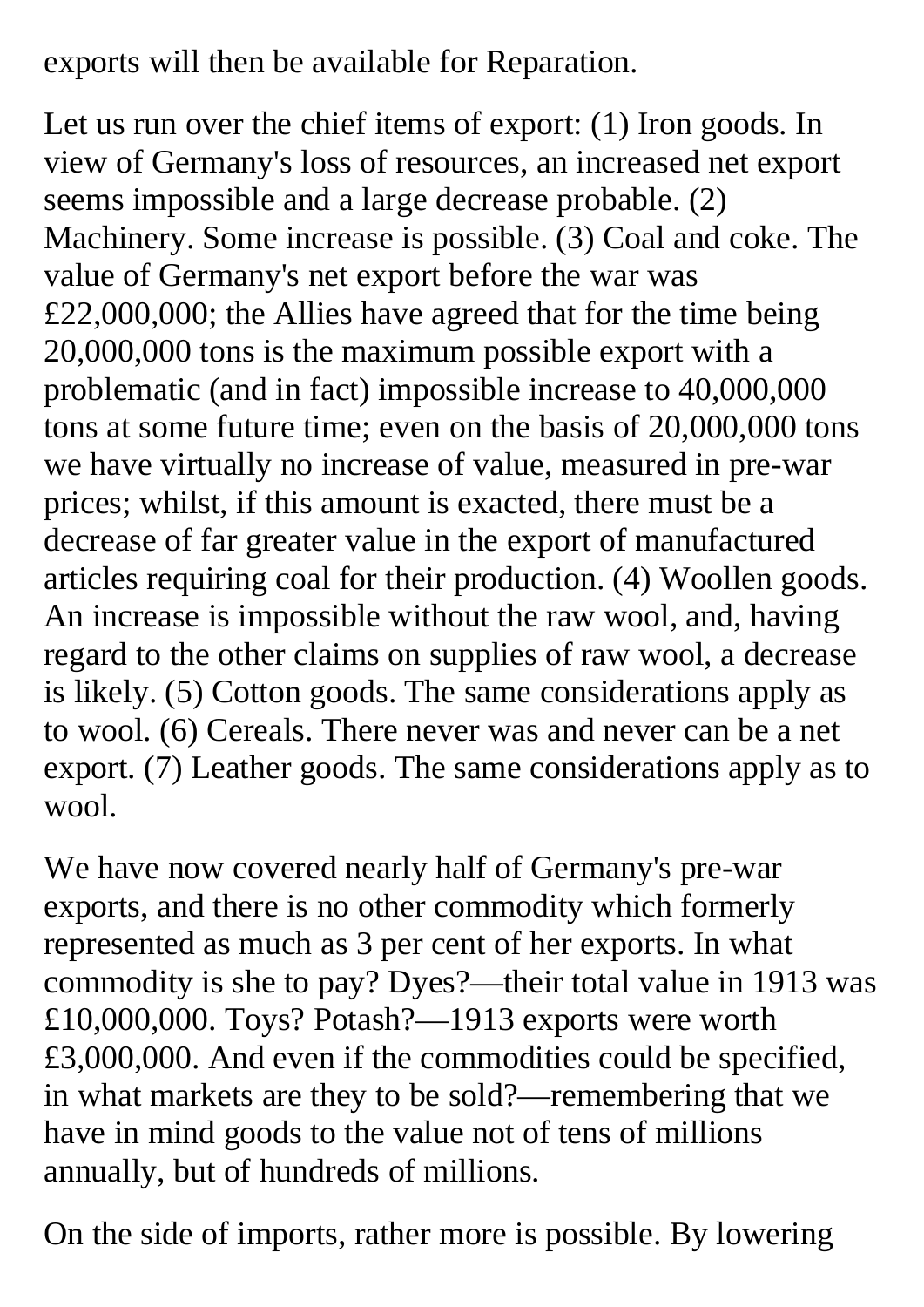exports will then be available for Reparation.

Let us run over the chief items of export: (1) Iron goods. In view of Germany's loss of resources, an increased net export seems impossible and a large decrease probable. (2) Machinery. Some increase is possible. (3) Coal and coke. The value of Germany's net export before the war was £22,000,000; the Allies have agreed that for the time being 20,000,000 tons is the maximum possible export with a problematic (and in fact) impossible increase to 40,000,000 tons at some future time; even on the basis of 20,000,000 tons we have virtually no increase of value, measured in pre-war prices; whilst, if this amount is exacted, there must be a decrease of far greater value in the export of manufactured articles requiring coal for their production. (4) Woollen goods. An increase is impossible without the raw wool, and, having regard to the other claims on supplies of raw wool, a decrease is likely. (5) Cotton goods. The same considerations apply as to wool. (6) Cereals. There never was and never can be a net export. (7) Leather goods. The same considerations apply as to wool.

We have now covered nearly half of Germany's pre-war exports, and there is no other commodity which formerly represented as much as 3 per cent of her exports. In what commodity is she to pay? Dyes?—their total value in 1913 was £10,000,000. Toys? Potash?—1913 exports were worth £3,000,000. And even if the commodities could be specified, in what markets are they to be sold?—remembering that we have in mind goods to the value not of tens of millions annually, but of hundreds of millions.

On the side of imports, rather more is possible. By lowering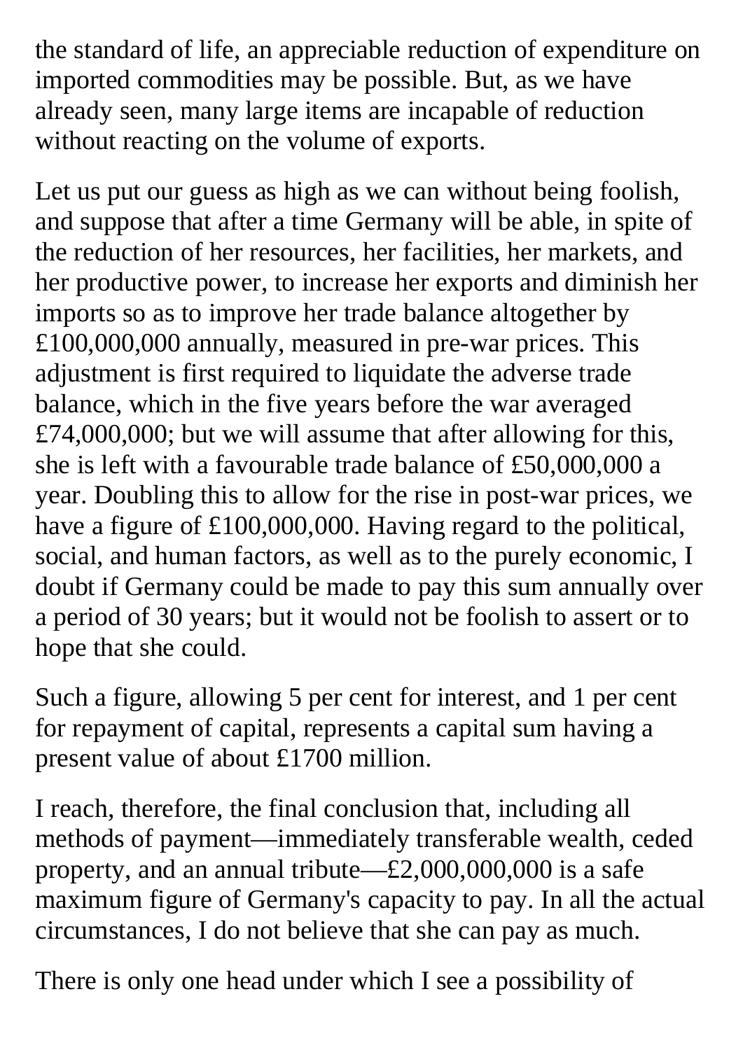the standard of life, an appreciable reduction of expenditure on imported commodities may be possible. But, as we have already seen, many large items are incapable of reduction without reacting on the volume of exports.

Let us put our guess as high as we can without being foolish, and suppose that after a time Germany will be able, in spite of the reduction of her resources, her facilities, her markets, and her productive power, to increase her exports and diminish her imports so as to improve her trade balance altogether by £100,000,000 annually, measured in pre-war prices. This adjustment is first required to liquidate the adverse trade balance, which in the five years before the war averaged £74,000,000; but we will assume that after allowing for this, she is left with a favourable trade balance of £50,000,000 a year. Doubling this to allow for the rise in post-war prices, we have a figure of £100,000,000. Having regard to the political, social, and human factors, as well as to the purely economic, I doubt if Germany could be made to pay this sum annually over a period of 30 years; but it would not be foolish to assert or to hope that she could.

Such a figure, allowing 5 per cent for interest, and 1 per cent for repayment of capital, represents a capital sum having a present value of about £1700 million.

I reach, therefore, the final conclusion that, including all methods of payment—immediately transferable wealth, ceded property, and an annual tribute—£2,000,000,000 is a safe maximum figure of Germany's capacity to pay. In all the actual circumstances, I do not believe that she can pay as much.

There is only one head under which I see a possibility of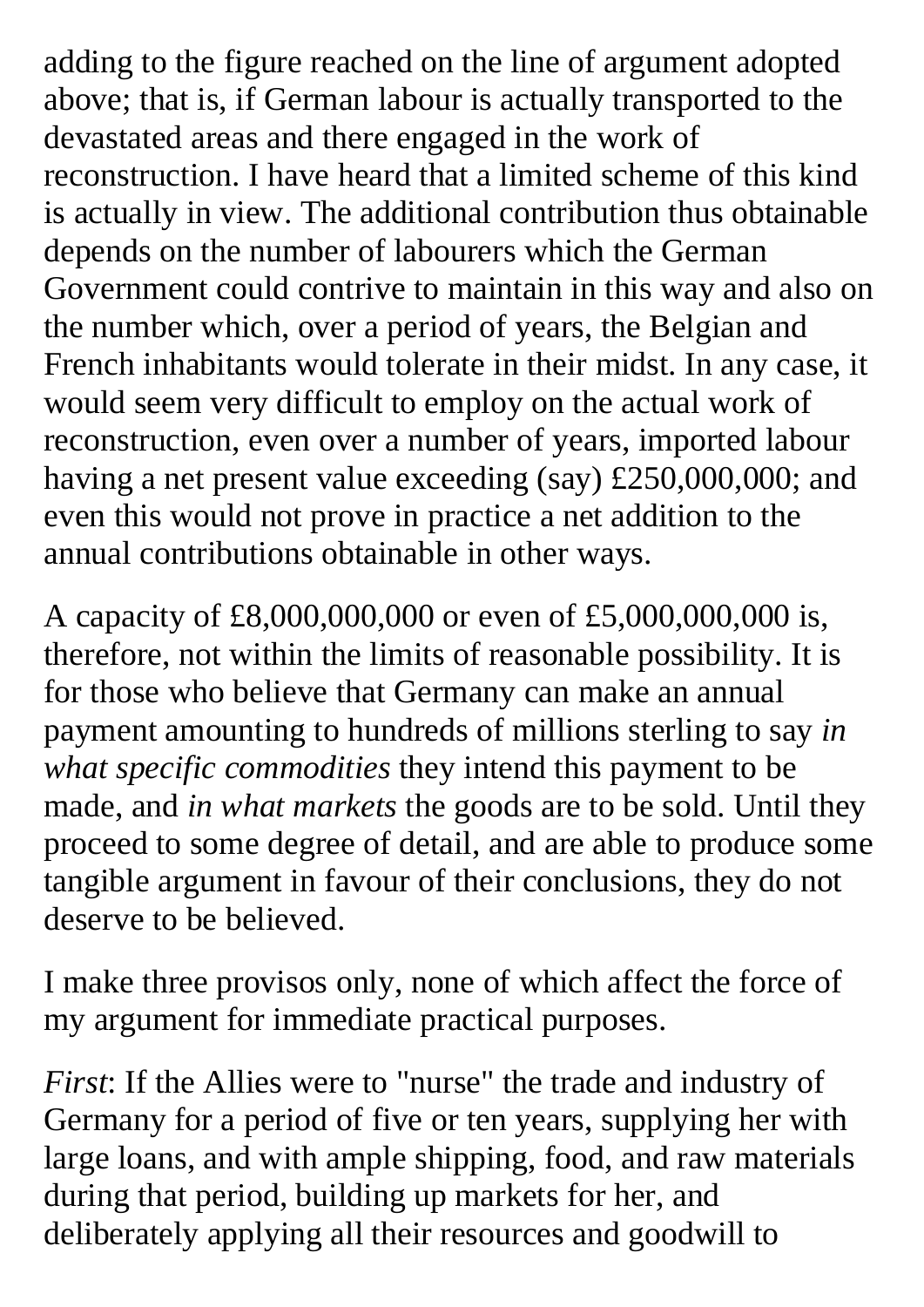adding to the figure reached on the line of argument adopted above; that is, if German labour is actually transported to the devastated areas and there engaged in the work of reconstruction. I have heard that a limited scheme of this kind is actually in view. The additional contribution thus obtainable depends on the number of labourers which the German Government could contrive to maintain in this way and also on the number which, over a period of years, the Belgian and French inhabitants would tolerate in their midst. In any case, it would seem very difficult to employ on the actual work of reconstruction, even over a number of years, imported labour having a net present value exceeding (say) £250,000,000; and even this would not prove in practice a net addition to the annual contributions obtainable in other ways.

A capacity of £8,000,000,000 or even of £5,000,000,000 is, therefore, not within the limits of reasonable possibility. It is for those who believe that Germany can make an annual payment amounting to hundreds of millions sterling to say *in what specific commodities* they intend this payment to be made, and *in what markets* the goods are to be sold. Until they proceed to some degree of detail, and are able to produce some tangible argument in favour of their conclusions, they do not deserve to be believed.

I make three provisos only, none of which affect the force of my argument for immediate practical purposes.

*First*: If the Allies were to "nurse" the trade and industry of Germany for a period of five or ten years, supplying her with large loans, and with ample shipping, food, and raw materials during that period, building up markets for her, and deliberately applying all their resources and goodwill to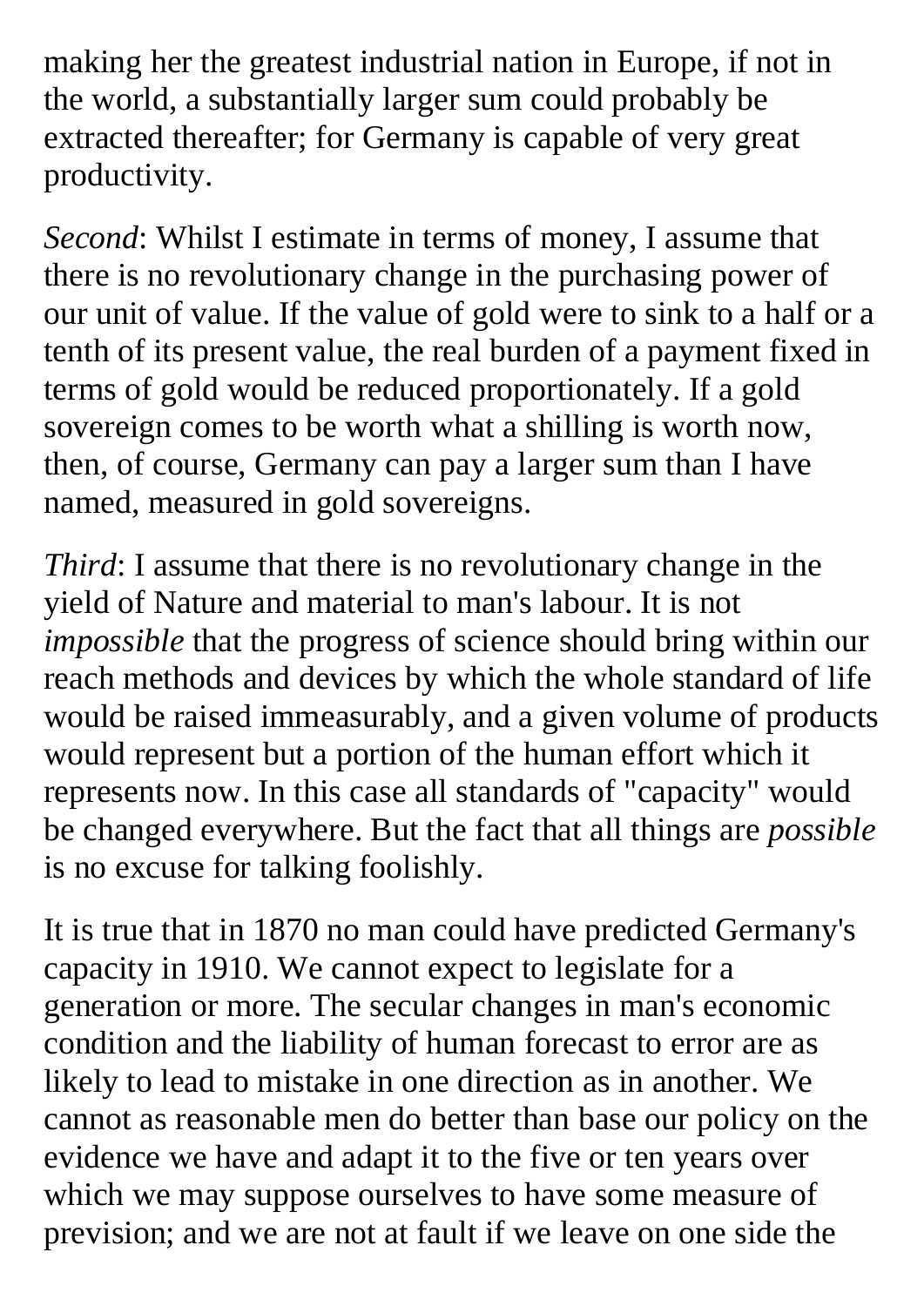making her the greatest industrial nation in Europe, if not in the world, a substantially larger sum could probably be extracted thereafter; for Germany is capable of very great productivity.

*Second*: Whilst I estimate in terms of money, I assume that there is no revolutionary change in the purchasing power of our unit of value. If the value of gold were to sink to a half or a tenth of its present value, the real burden of a payment fixed in terms of gold would be reduced proportionately. If a gold sovereign comes to be worth what a shilling is worth now, then, of course, Germany can pay a larger sum than I have named, measured in gold sovereigns.

*Third*: I assume that there is no revolutionary change in the yield of Nature and material to man's labour. It is not *impossible* that the progress of science should bring within our reach methods and devices by which the whole standard of life would be raised immeasurably, and a given volume of products would represent but a portion of the human effort which it represents now. In this case all standards of "capacity" would be changed everywhere. But the fact that all things are *possible* is no excuse for talking foolishly.

It is true that in 1870 no man could have predicted Germany's capacity in 1910. We cannot expect to legislate for a generation or more. The secular changes in man's economic condition and the liability of human forecast to error are as likely to lead to mistake in one direction as in another. We cannot as reasonable men do better than base our policy on the evidence we have and adapt it to the five or ten years over which we may suppose ourselves to have some measure of prevision; and we are not at fault if we leave on one side the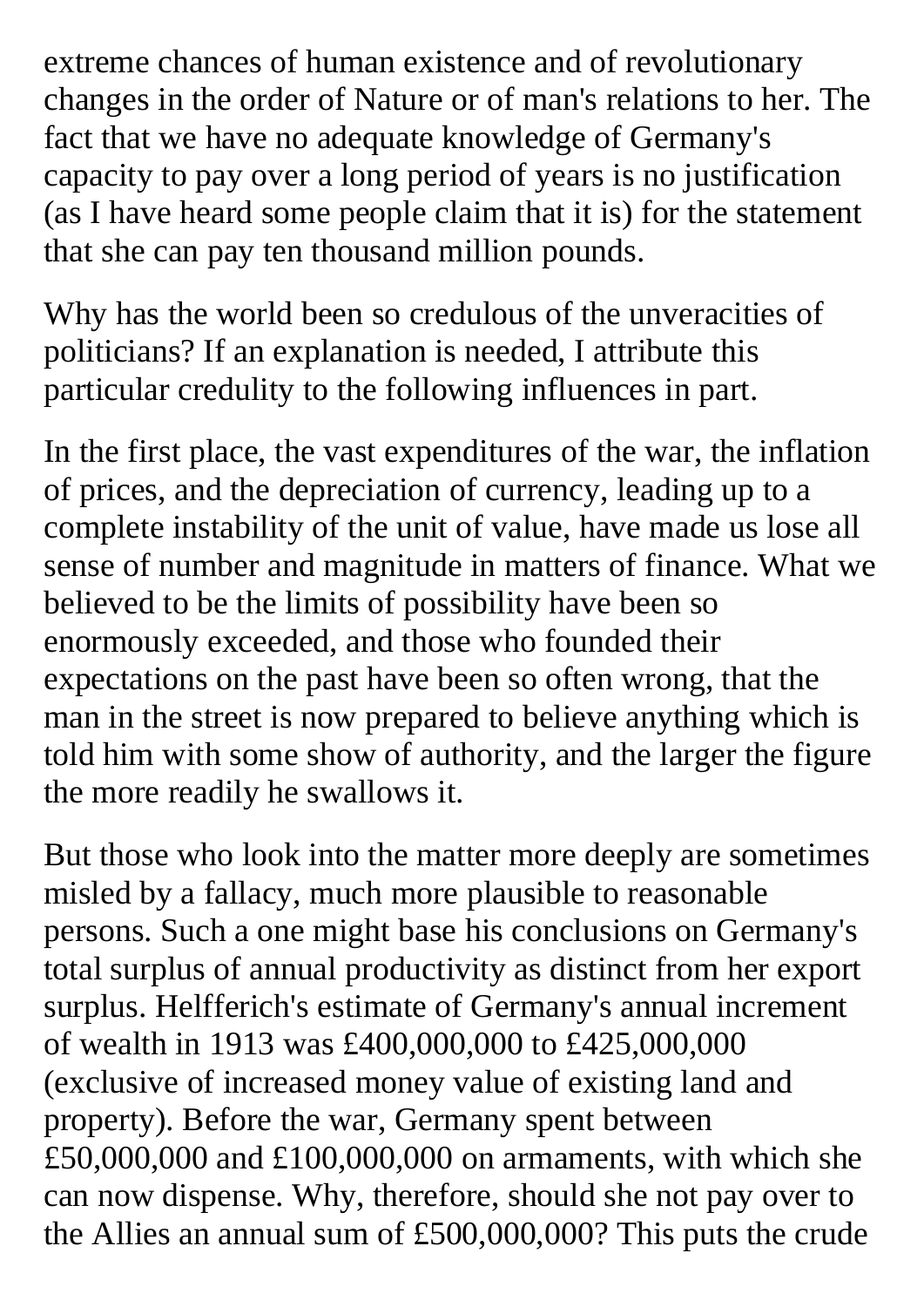extreme chances of human existence and of revolutionary changes in the order of Nature or of man's relations to her. The fact that we have no adequate knowledge of Germany's capacity to pay over a long period of years is no justification (as I have heard some people claim that it is) for the statement that she can pay ten thousand million pounds.

Why has the world been so credulous of the unveracities of politicians? If an explanation is needed, I attribute this particular credulity to the following influences in part.

In the first place, the vast expenditures of the war, the inflation of prices, and the depreciation of currency, leading up to a complete instability of the unit of value, have made us lose all sense of number and magnitude in matters of finance. What we believed to be the limits of possibility have been so enormously exceeded, and those who founded their expectations on the past have been so often wrong, that the man in the street is now prepared to believe anything which is told him with some show of authority, and the larger the figure the more readily he swallows it.

But those who look into the matter more deeply are sometimes misled by a fallacy, much more plausible to reasonable persons. Such a one might base his conclusions on Germany's total surplus of annual productivity as distinct from her export surplus. Helfferich's estimate of Germany's annual increment of wealth in 1913 was £400,000,000 to £425,000,000 (exclusive of increased money value of existing land and property). Before the war, Germany spent between £50,000,000 and £100,000,000 on armaments, with which she can now dispense. Why, therefore, should she not pay over to the Allies an annual sum of £500,000,000? This puts the crude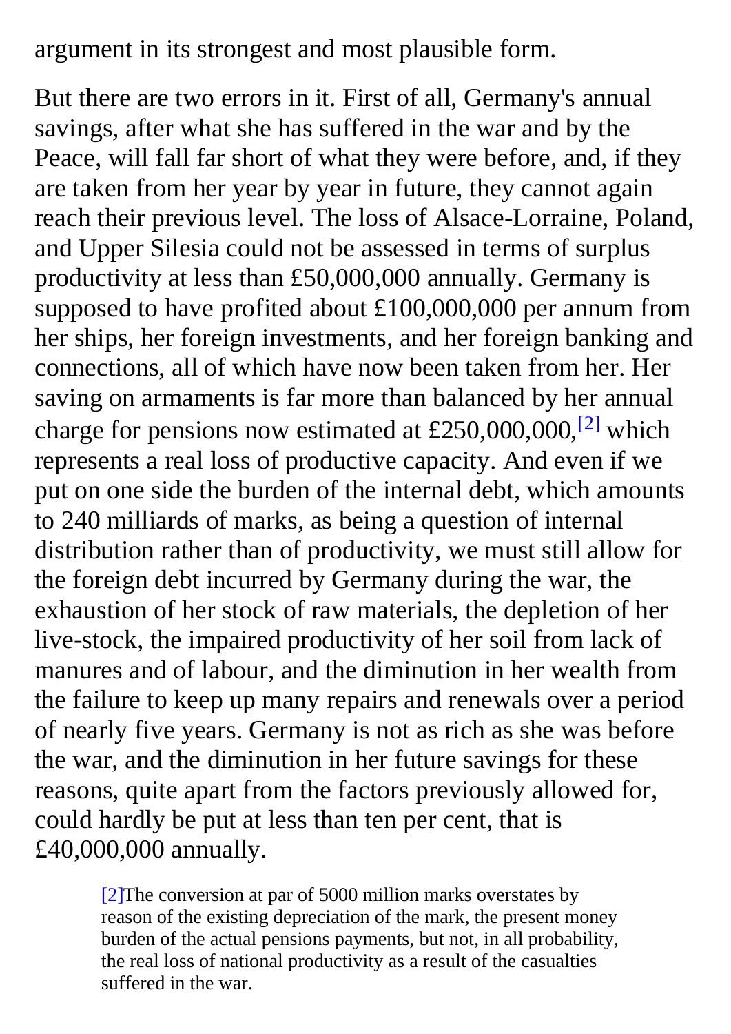argument in its strongest and most plausible form.

But there are two errors in it. First of all, Germany's annual savings, after what she has suffered in the war and by the Peace, will fall far short of what they were before, and, if they are taken from her year by year in future, they cannot again reach their previous level. The loss of Alsace-Lorraine, Poland, and Upper Silesia could not be assessed in terms of surplus productivity at less than £50,000,000 annually. Germany is supposed to have profited about £100,000,000 per annum from her ships, her foreign investments, and her foreign banking and connections, all of which have now been taken from her. Her saving on armaments is far more than balanced by her annual charge for pensions now estimated at £250,000,000,[2] which represents a real loss of productive capacity. And even if we put on one side the burden of the internal debt, which amounts to 240 milliards of marks, as being a question of internal distribution rather than of productivity, we must still allow for the foreign debt incurred by Germany during the war, the exhaustion of her stock of raw materials, the depletion of her live-stock, the impaired productivity of her soil from lack of manures and of labour, and the diminution in her wealth from the failure to keep up many repairs and renewals over a period of nearly five years. Germany is not as rich as she was before the war, and the diminution in her future savings for these reasons, quite apart from the factors previously allowed for, could hardly be put at less than ten per cent, that is £40,000,000 annually.

[2]The conversion at par of 5000 million marks overstates by reason of the existing depreciation of the mark, the present money burden of the actual pensions payments, but not, in all probability, the real loss of national productivity as a result of the casualties suffered in the war.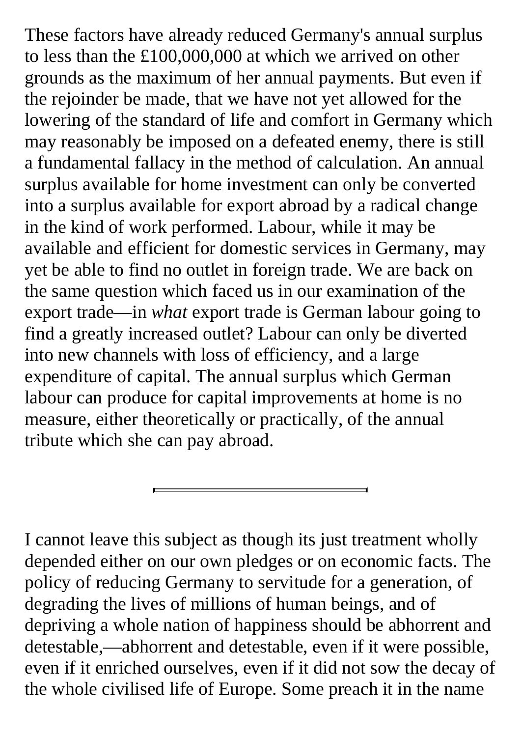These factors have already reduced Germany's annual surplus to less than the £100,000,000 at which we arrived on other grounds as the maximum of her annual payments. But even if the rejoinder be made, that we have not yet allowed for the lowering of the standard of life and comfort in Germany which may reasonably be imposed on a defeated enemy, there is still a fundamental fallacy in the method of calculation. An annual surplus available for home investment can only be converted into a surplus available for export abroad by a radical change in the kind of work performed. Labour, while it may be available and efficient for domestic services in Germany, may yet be able to find no outlet in foreign trade. We are back on the same question which faced us in our examination of the export trade—in *what* export trade is German labour going to find a greatly increased outlet? Labour can only be diverted into new channels with loss of efficiency, and a large expenditure of capital. The annual surplus which German labour can produce for capital improvements at home is no measure, either theoretically or practically, of the annual tribute which she can pay abroad.

---

I cannot leave this subject as though its just treatment wholly depended either on our own pledges or on economic facts. The policy of reducing Germany to servitude for a generation, of degrading the lives of millions of human beings, and of depriving a whole nation of happiness should be abhorrent and detestable,—abhorrent and detestable, even if it were possible, even if it enriched ourselves, even if it did not sow the decay of the whole civilised life of Europe. Some preach it in the name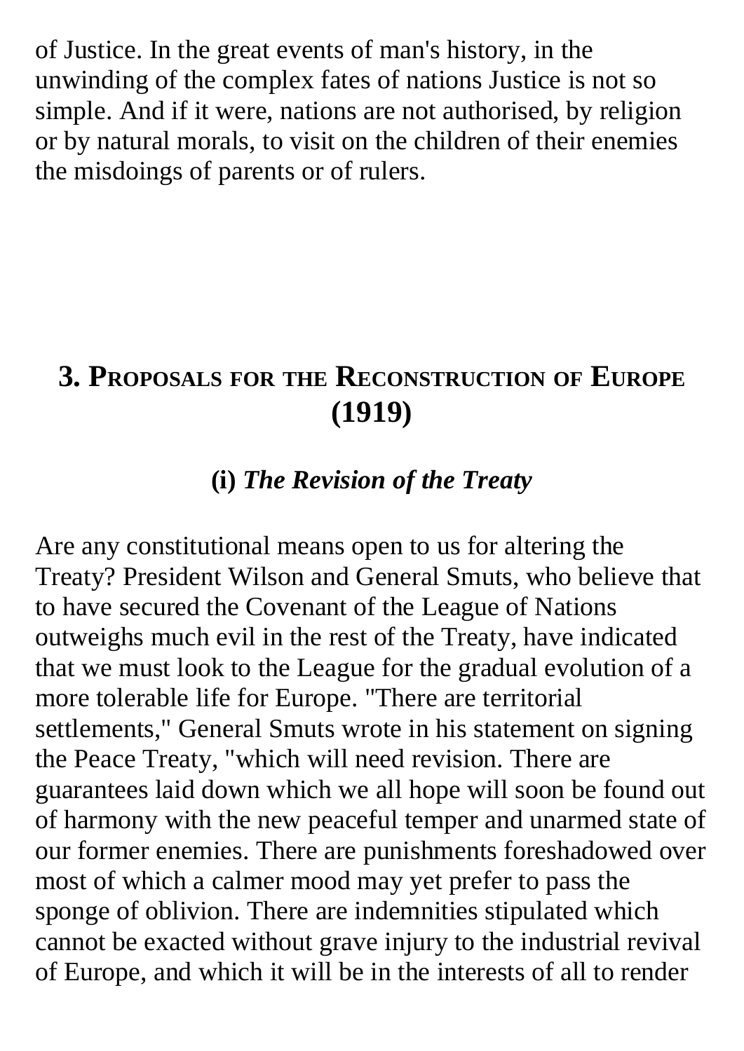of Justice. In the great events of man's history, in the unwinding of the complex fates of nations Justice is not so simple. And if it were, nations are not authorised, by religion or by natural morals, to visit on the children of their enemies the misdoings of parents or of rulers.

## 3. Proposals for the Reconstruction of Europe (1919)

### (i) *The Revision of the Treaty*

Are any constitutional means open to us for altering the Treaty? President Wilson and General Smuts, who believe that to have secured the Covenant of the League of Nations outweighs much evil in the rest of the Treaty, have indicated that we must look to the League for the gradual evolution of a more tolerable life for Europe. "There are territorial settlements," General Smuts wrote in his statement on signing the Peace Treaty, "which will need revision. There are guarantees laid down which we all hope will soon be found out of harmony with the new peaceful temper and unarmed state of our former enemies. There are punishments foreshadowed over most of which a calmer mood may yet prefer to pass the sponge of oblivion. There are indemnities stipulated which cannot be exacted without grave injury to the industrial revival of Europe, and which it will be in the interests of all to render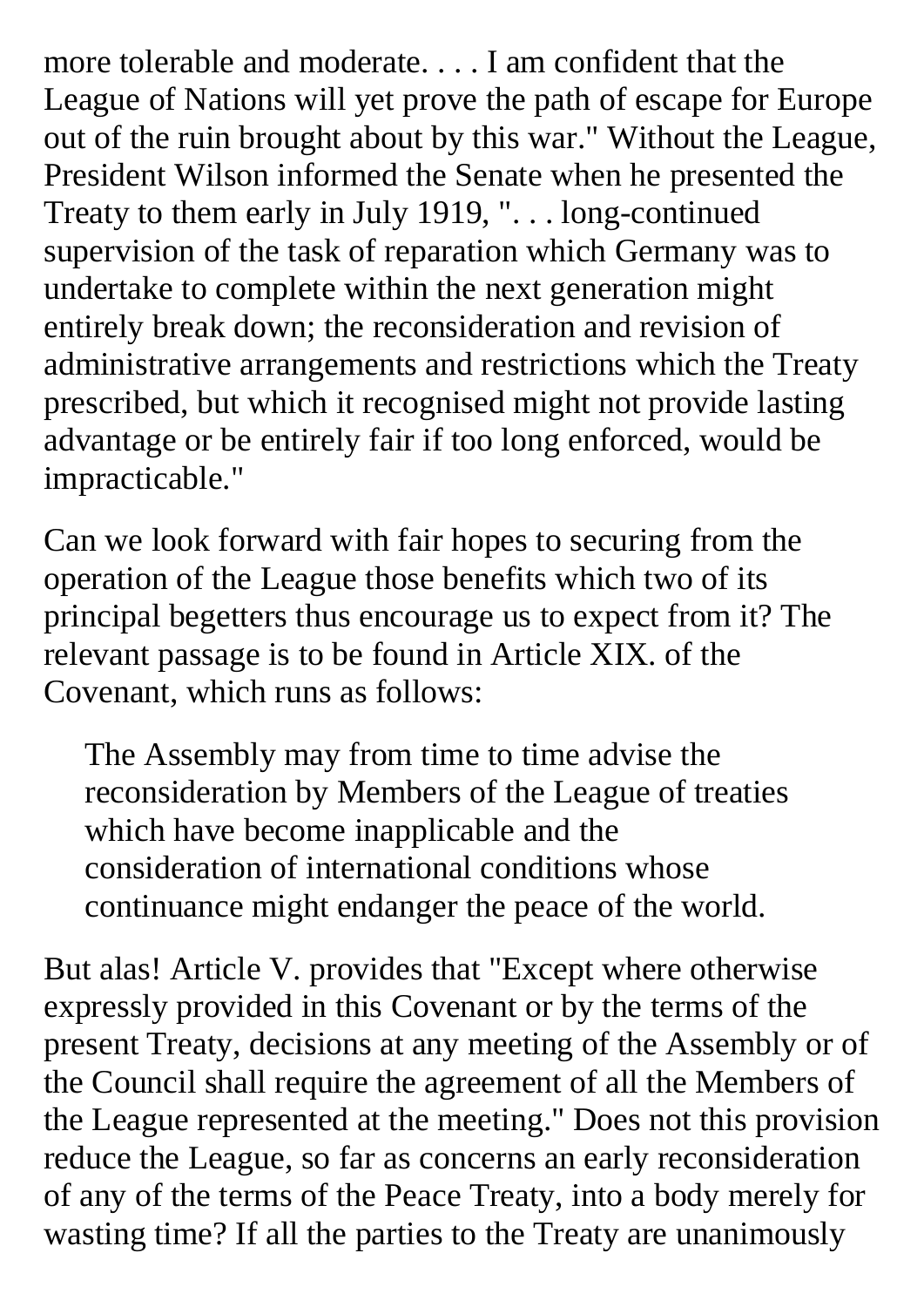more tolerable and moderate. . . . I am confident that the League of Nations will yet prove the path of escape for Europe out of the ruin brought about by this war." Without the League, President Wilson informed the Senate when he presented the Treaty to them early in July 1919, ". . . long-continued supervision of the task of reparation which Germany was to undertake to complete within the next generation might entirely break down; the reconsideration and revision of administrative arrangements and restrictions which the Treaty prescribed, but which it recognised might not provide lasting advantage or be entirely fair if too long enforced, would be impracticable."

Can we look forward with fair hopes to securing from the operation of the League those benefits which two of its principal begetters thus encourage us to expect from it? The relevant passage is to be found in Article XIX. of the Covenant, which runs as follows:

> The Assembly may from time to time advise the reconsideration by Members of the League of treaties which have become inapplicable and the consideration of international conditions whose continuance might endanger the peace of the world.

But alas! Article V. provides that "Except where otherwise expressly provided in this Covenant or by the terms of the present Treaty, decisions at any meeting of the Assembly or of the Council shall require the agreement of all the Members of the League represented at the meeting." Does not this provision reduce the League, so far as concerns an early reconsideration of any of the terms of the Peace Treaty, into a body merely for wasting time? If all the parties to the Treaty are unanimously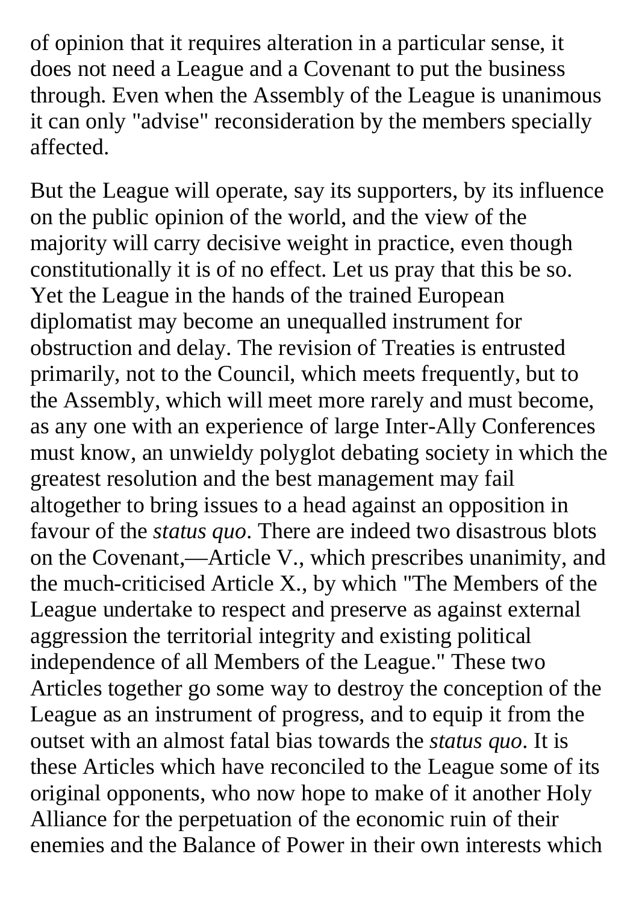of opinion that it requires alteration in a particular sense, it does not need a League and a Covenant to put the business through. Even when the Assembly of the League is unanimous it can only "advise" reconsideration by the members specially affected.

But the League will operate, say its supporters, by its influence on the public opinion of the world, and the view of the majority will carry decisive weight in practice, even though constitutionally it is of no effect. Let us pray that this be so. Yet the League in the hands of the trained European diplomatist may become an unequalled instrument for obstruction and delay. The revision of Treaties is entrusted primarily, not to the Council, which meets frequently, but to the Assembly, which will meet more rarely and must become, as any one with an experience of large Inter-Ally Conferences must know, an unwieldy polyglot debating society in which the greatest resolution and the best management may fail altogether to bring issues to a head against an opposition in favour of the *status quo*. There are indeed two disastrous blots on the Covenant,—Article V., which prescribes unanimity, and the much-criticised Article X., by which "The Members of the League undertake to respect and preserve as against external aggression the territorial integrity and existing political independence of all Members of the League." These two Articles together go some way to destroy the conception of the League as an instrument of progress, and to equip it from the outset with an almost fatal bias towards the *status quo*. It is these Articles which have reconciled to the League some of its original opponents, who now hope to make of it another Holy Alliance for the perpetuation of the economic ruin of their enemies and the Balance of Power in their own interests which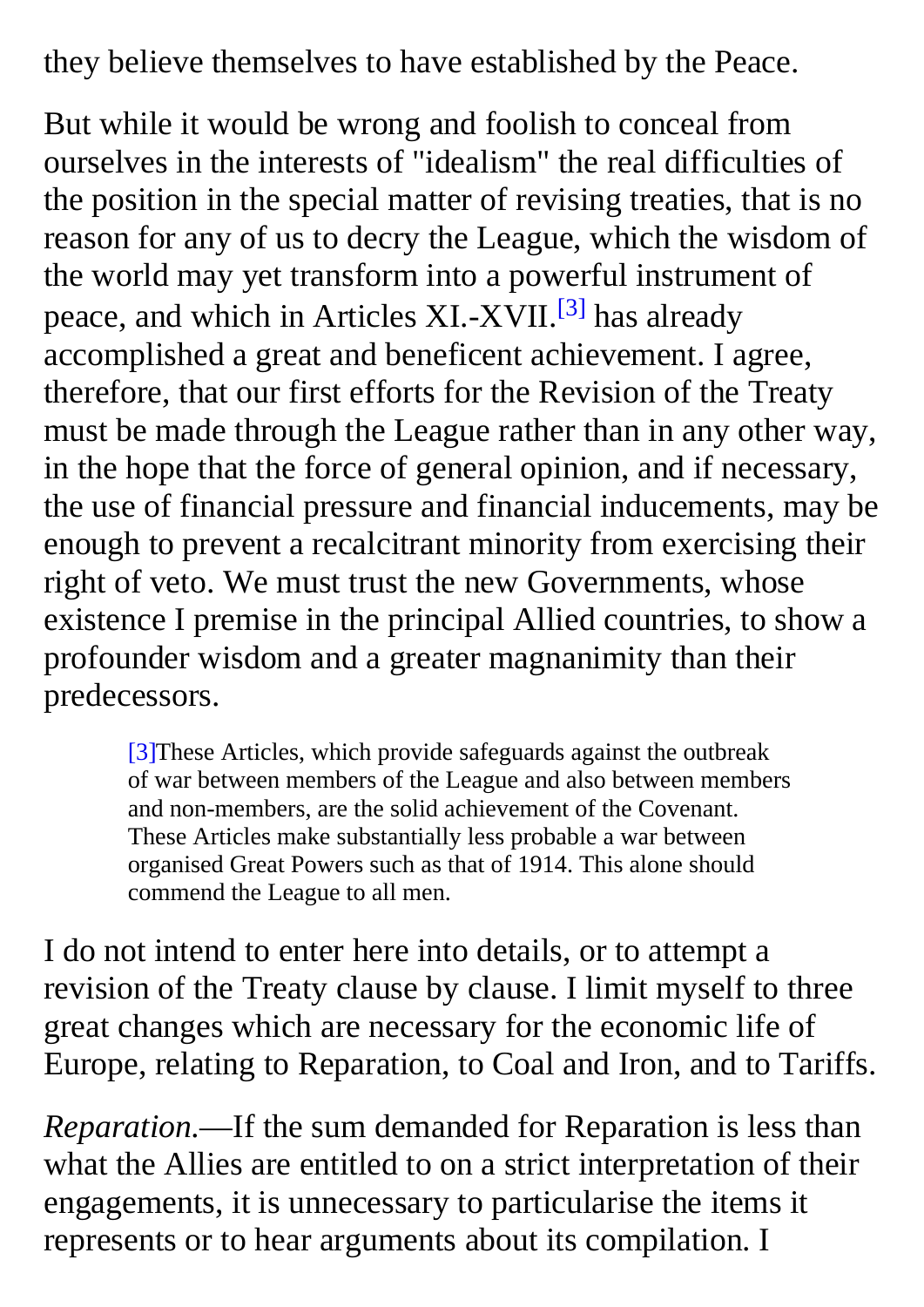they believe themselves to have established by the Peace.

But while it would be wrong and foolish to conceal from ourselves in the interests of "idealism" the real difficulties of the position in the special matter of revising treaties, that is no reason for any of us to decry the League, which the wisdom of the world may yet transform into a powerful instrument of peace, and which in Articles XI.-XVII.[3] has already accomplished a great and beneficent achievement. I agree, therefore, that our first efforts for the Revision of the Treaty must be made through the League rather than in any other way, in the hope that the force of general opinion, and if necessary, the use of financial pressure and financial inducements, may be enough to prevent a recalcitrant minority from exercising their right of veto. We must trust the new Governments, whose existence I premise in the principal Allied countries, to show a profounder wisdom and a greater magnanimity than their predecessors.

> [3]These Articles, which provide safeguards against the outbreak of war between members of the League and also between members and non-members, are the solid achievement of the Covenant. These Articles make substantially less probable a war between organised Great Powers such as that of 1914. This alone should commend the League to all men.

I do not intend to enter here into details, or to attempt a revision of the Treaty clause by clause. I limit myself to three great changes which are necessary for the economic life of Europe, relating to Reparation, to Coal and Iron, and to Tariffs.

*Reparation.*—If the sum demanded for Reparation is less than what the Allies are entitled to on a strict interpretation of their engagements, it is unnecessary to particularise the items it represents or to hear arguments about its compilation. I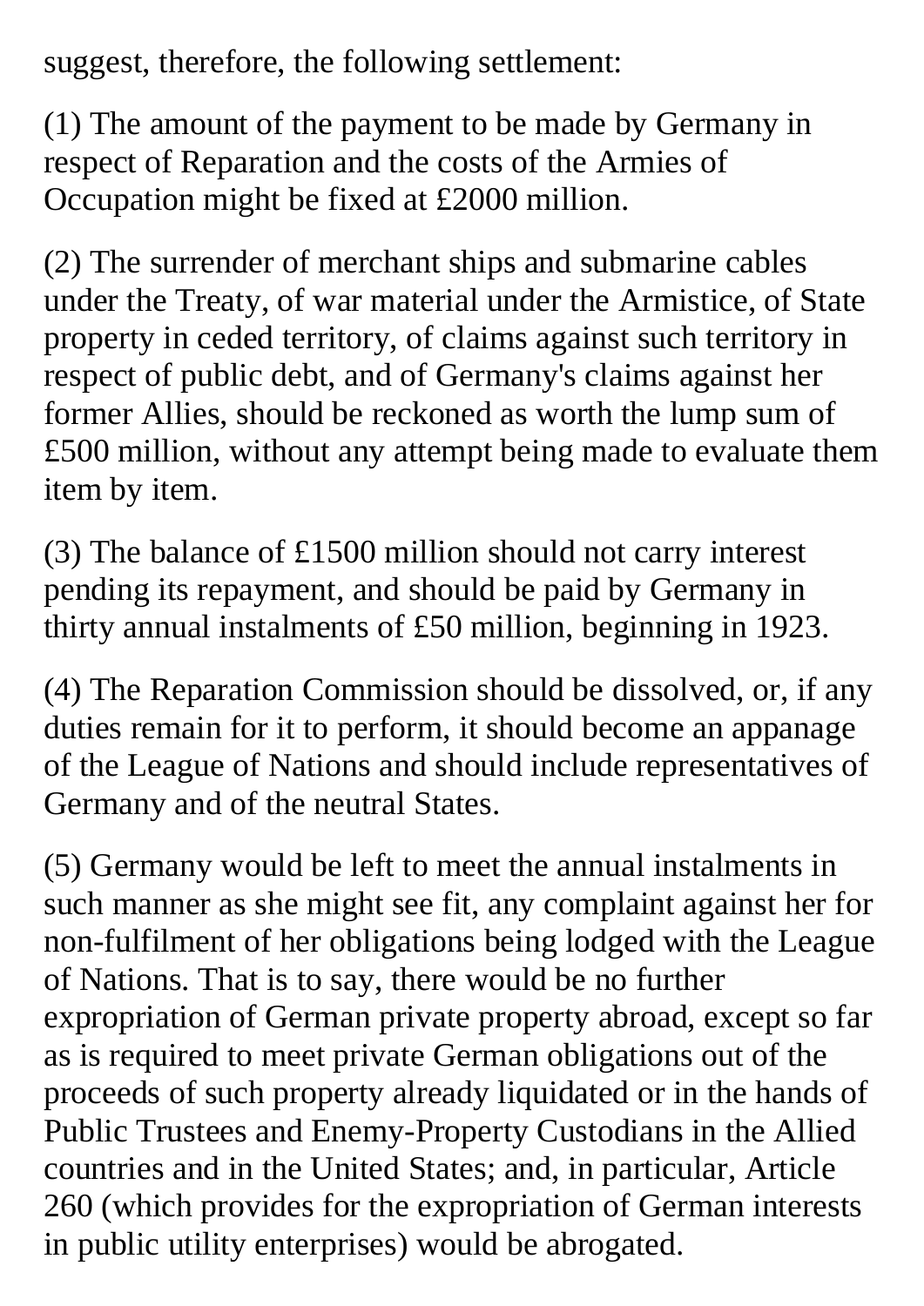suggest, therefore, the following settlement:

(1) The amount of the payment to be made by Germany in respect of Reparation and the costs of the Armies of Occupation might be fixed at £2000 million.

(2) The surrender of merchant ships and submarine cables under the Treaty, of war material under the Armistice, of State property in ceded territory, of claims against such territory in respect of public debt, and of Germany's claims against her former Allies, should be reckoned as worth the lump sum of £500 million, without any attempt being made to evaluate them item by item.

(3) The balance of £1500 million should not carry interest pending its repayment, and should be paid by Germany in thirty annual instalments of £50 million, beginning in 1923.

(4) The Reparation Commission should be dissolved, or, if any duties remain for it to perform, it should become an appanage of the League of Nations and should include representatives of Germany and of the neutral States.

(5) Germany would be left to meet the annual instalments in such manner as she might see fit, any complaint against her for non-fulfilment of her obligations being lodged with the League of Nations. That is to say, there would be no further expropriation of German private property abroad, except so far as is required to meet private German obligations out of the proceeds of such property already liquidated or in the hands of Public Trustees and Enemy-Property Custodians in the Allied countries and in the United States; and, in particular, Article 260 (which provides for the expropriation of German interests in public utility enterprises) would be abrogated.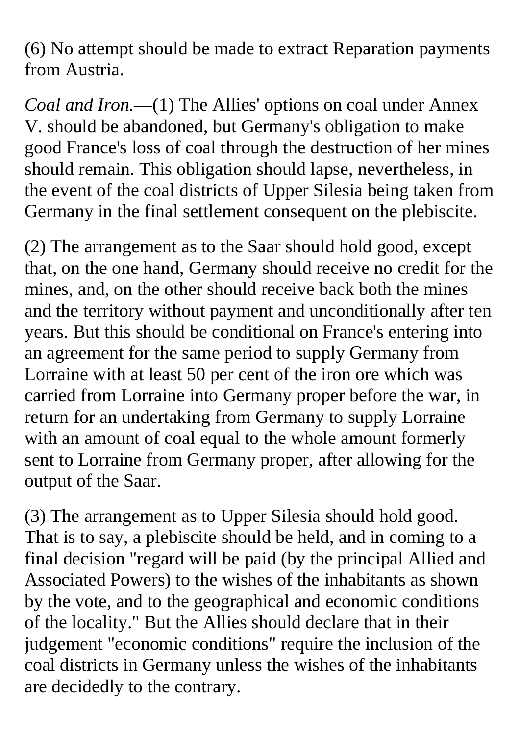(6) No attempt should be made to extract Reparation payments from Austria.

*Coal and Iron.*—(1) The Allies' options on coal under Annex V. should be abandoned, but Germany's obligation to make good France's loss of coal through the destruction of her mines should remain. This obligation should lapse, nevertheless, in the event of the coal districts of Upper Silesia being taken from Germany in the final settlement consequent on the plebiscite.

(2) The arrangement as to the Saar should hold good, except that, on the one hand, Germany should receive no credit for the mines, and, on the other should receive back both the mines and the territory without payment and unconditionally after ten years. But this should be conditional on France's entering into an agreement for the same period to supply Germany from Lorraine with at least 50 per cent of the iron ore which was carried from Lorraine into Germany proper before the war, in return for an undertaking from Germany to supply Lorraine with an amount of coal equal to the whole amount formerly sent to Lorraine from Germany proper, after allowing for the output of the Saar.

(3) The arrangement as to Upper Silesia should hold good. That is to say, a plebiscite should be held, and in coming to a final decision "regard will be paid (by the principal Allied and Associated Powers) to the wishes of the inhabitants as shown by the vote, and to the geographical and economic conditions of the locality." But the Allies should declare that in their judgement "economic conditions" require the inclusion of the coal districts in Germany unless the wishes of the inhabitants are decidedly to the contrary.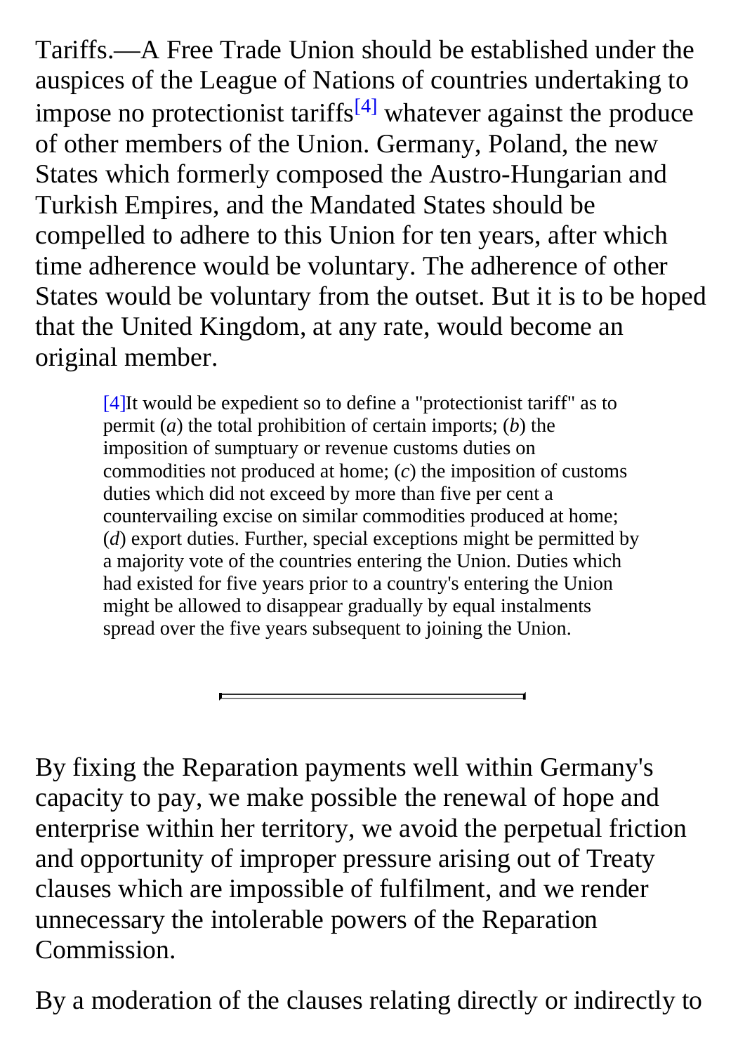Tariffs.—A Free Trade Union should be established under the auspices of the League of Nations of countries undertaking to impose no protectionist tariffs[4] whatever against the produce of other members of the Union. Germany, Poland, the new States which formerly composed the Austro-Hungarian and Turkish Empires, and the Mandated States should be compelled to adhere to this Union for ten years, after which time adherence would be voluntary. The adherence of other States would be voluntary from the outset. But it is to be hoped that the United Kingdom, at any rate, would become an original member.

> [4]It would be expedient so to define a "protectionist tariff" as to permit (*a*) the total prohibition of certain imports; (*b*) the imposition of sumptuary or revenue customs duties on commodities not produced at home; (*c*) the imposition of customs duties which did not exceed by more than five per cent a countervailing excise on similar commodities produced at home; (*d*) export duties. Further, special exceptions might be permitted by a majority vote of the countries entering the Union. Duties which had existed for five years prior to a country's entering the Union might be allowed to disappear gradually by equal instalments spread over the five years subsequent to joining the Union.

---

By fixing the Reparation payments well within Germany's capacity to pay, we make possible the renewal of hope and enterprise within her territory, we avoid the perpetual friction and opportunity of improper pressure arising out of Treaty clauses which are impossible of fulfilment, and we render unnecessary the intolerable powers of the Reparation Commission.

By a moderation of the clauses relating directly or indirectly to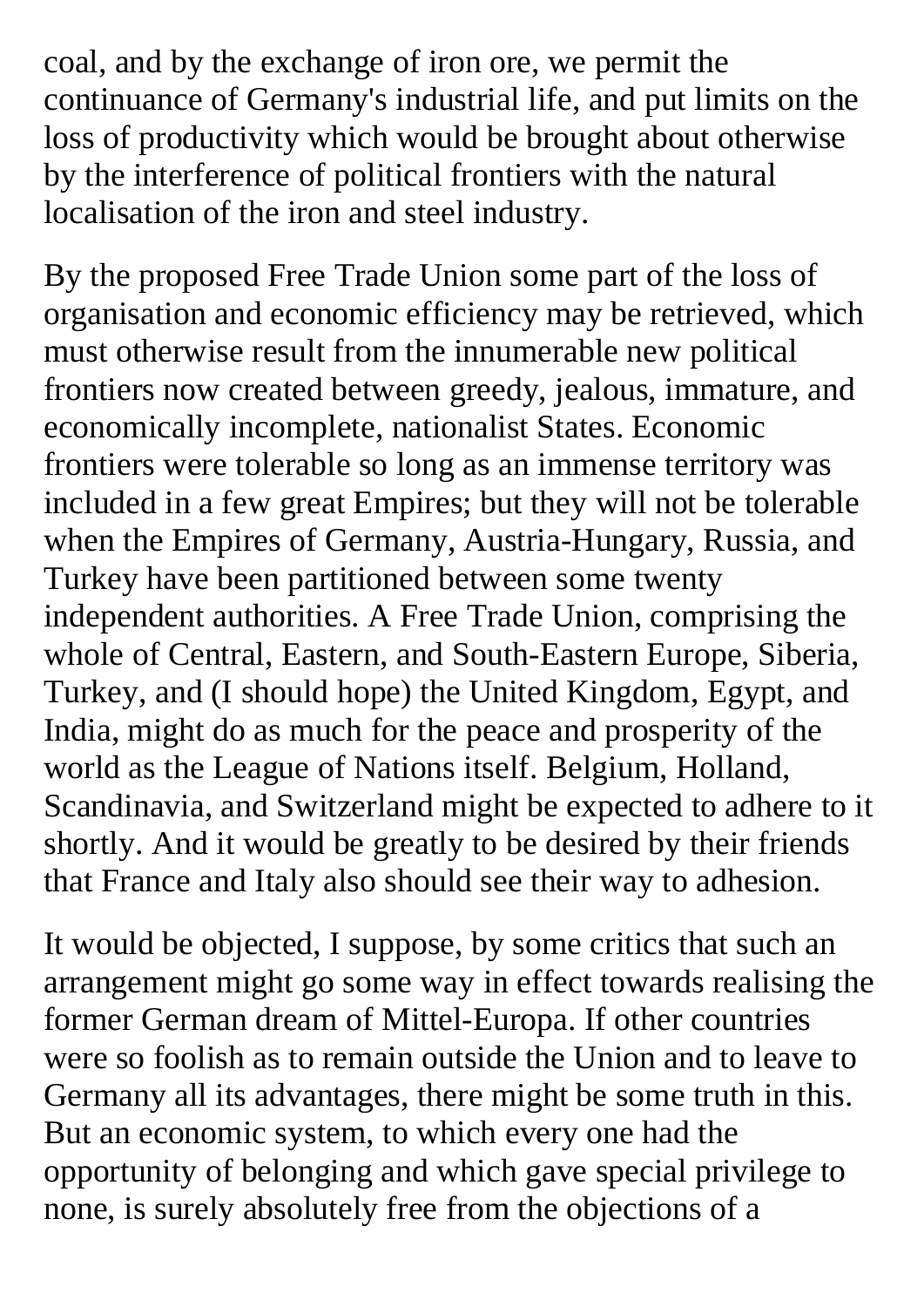coal, and by the exchange of iron ore, we permit the continuance of Germany's industrial life, and put limits on the loss of productivity which would be brought about otherwise by the interference of political frontiers with the natural localisation of the iron and steel industry.

By the proposed Free Trade Union some part of the loss of organisation and economic efficiency may be retrieved, which must otherwise result from the innumerable new political frontiers now created between greedy, jealous, immature, and economically incomplete, nationalist States. Economic frontiers were tolerable so long as an immense territory was included in a few great Empires; but they will not be tolerable when the Empires of Germany, Austria-Hungary, Russia, and Turkey have been partitioned between some twenty independent authorities. A Free Trade Union, comprising the whole of Central, Eastern, and South-Eastern Europe, Siberia, Turkey, and (I should hope) the United Kingdom, Egypt, and India, might do as much for the peace and prosperity of the world as the League of Nations itself. Belgium, Holland, Scandinavia, and Switzerland might be expected to adhere to it shortly. And it would be greatly to be desired by their friends that France and Italy also should see their way to adhesion.

It would be objected, I suppose, by some critics that such an arrangement might go some way in effect towards realising the former German dream of Mittel-Europa. If other countries were so foolish as to remain outside the Union and to leave to Germany all its advantages, there might be some truth in this. But an economic system, to which every one had the opportunity of belonging and which gave special privilege to none, is surely absolutely free from the objections of a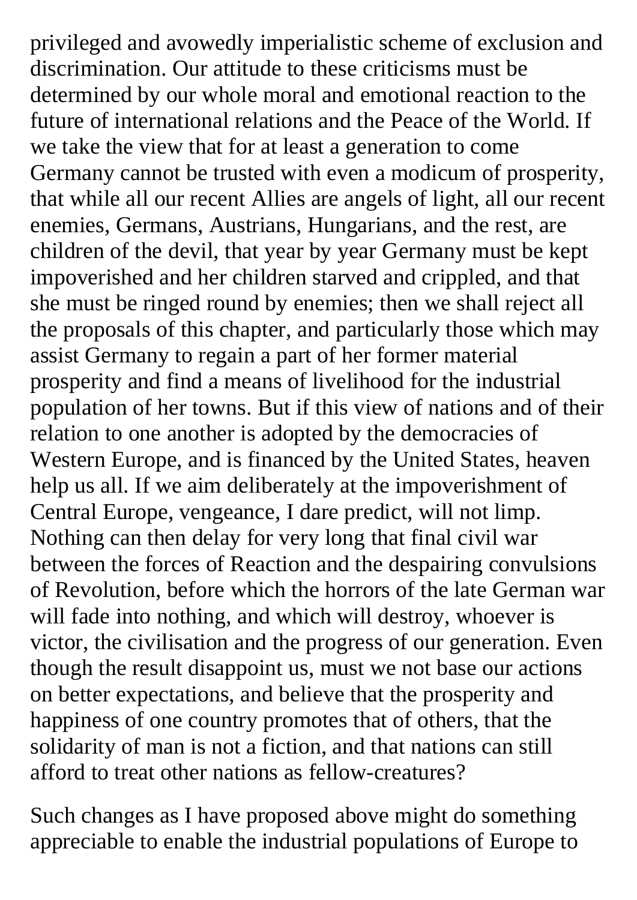privileged and avowedly imperialistic scheme of exclusion and discrimination. Our attitude to these criticisms must be determined by our whole moral and emotional reaction to the future of international relations and the Peace of the World. If we take the view that for at least a generation to come Germany cannot be trusted with even a modicum of prosperity, that while all our recent Allies are angels of light, all our recent enemies, Germans, Austrians, Hungarians, and the rest, are children of the devil, that year by year Germany must be kept impoverished and her children starved and crippled, and that she must be ringed round by enemies; then we shall reject all the proposals of this chapter, and particularly those which may assist Germany to regain a part of her former material prosperity and find a means of livelihood for the industrial population of her towns. But if this view of nations and of their relation to one another is adopted by the democracies of Western Europe, and is financed by the United States, heaven help us all. If we aim deliberately at the impoverishment of Central Europe, vengeance, I dare predict, will not limp. Nothing can then delay for very long that final civil war between the forces of Reaction and the despairing convulsions of Revolution, before which the horrors of the late German war will fade into nothing, and which will destroy, whoever is victor, the civilisation and the progress of our generation. Even though the result disappoint us, must we not base our actions on better expectations, and believe that the prosperity and happiness of one country promotes that of others, that the solidarity of man is not a fiction, and that nations can still afford to treat other nations as fellow-creatures?

Such changes as I have proposed above might do something appreciable to enable the industrial populations of Europe to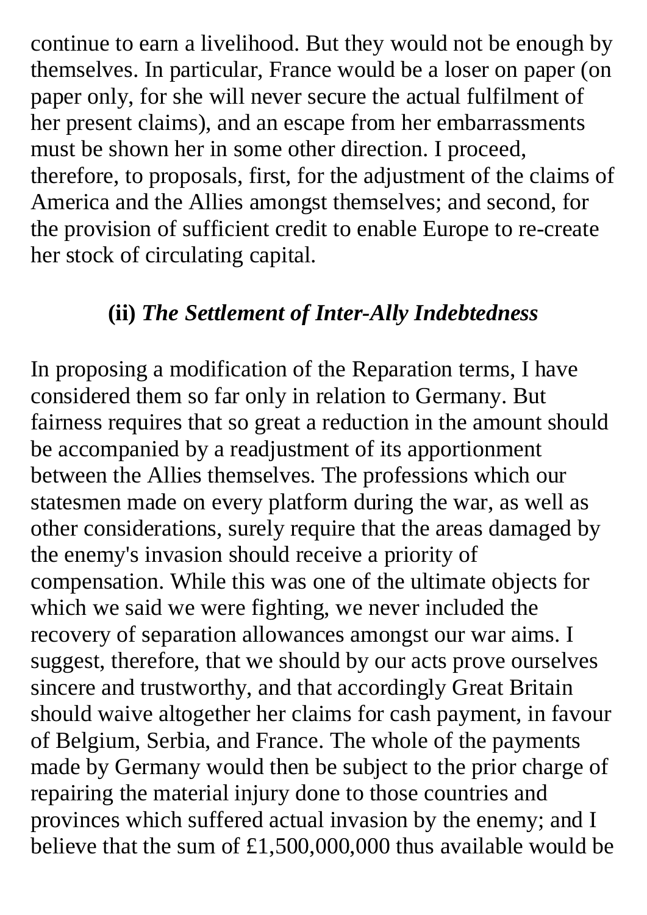continue to earn a livelihood. But they would not be enough by themselves. In particular, France would be a loser on paper (on paper only, for she will never secure the actual fulfilment of her present claims), and an escape from her embarrassments must be shown her in some other direction. I proceed, therefore, to proposals, first, for the adjustment of the claims of America and the Allies amongst themselves; and second, for the provision of sufficient credit to enable Europe to re-create her stock of circulating capital.

### (ii) *The Settlement of Inter-Ally Indebtedness*

In proposing a modification of the Reparation terms, I have considered them so far only in relation to Germany. But fairness requires that so great a reduction in the amount should be accompanied by a readjustment of its apportionment between the Allies themselves. The professions which our statesmen made on every platform during the war, as well as other considerations, surely require that the areas damaged by the enemy's invasion should receive a priority of compensation. While this was one of the ultimate objects for which we said we were fighting, we never included the recovery of separation allowances amongst our war aims. I suggest, therefore, that we should by our acts prove ourselves sincere and trustworthy, and that accordingly Great Britain should waive altogether her claims for cash payment, in favour of Belgium, Serbia, and France. The whole of the payments made by Germany would then be subject to the prior charge of repairing the material injury done to those countries and provinces which suffered actual invasion by the enemy; and I believe that the sum of £1,500,000,000 thus available would be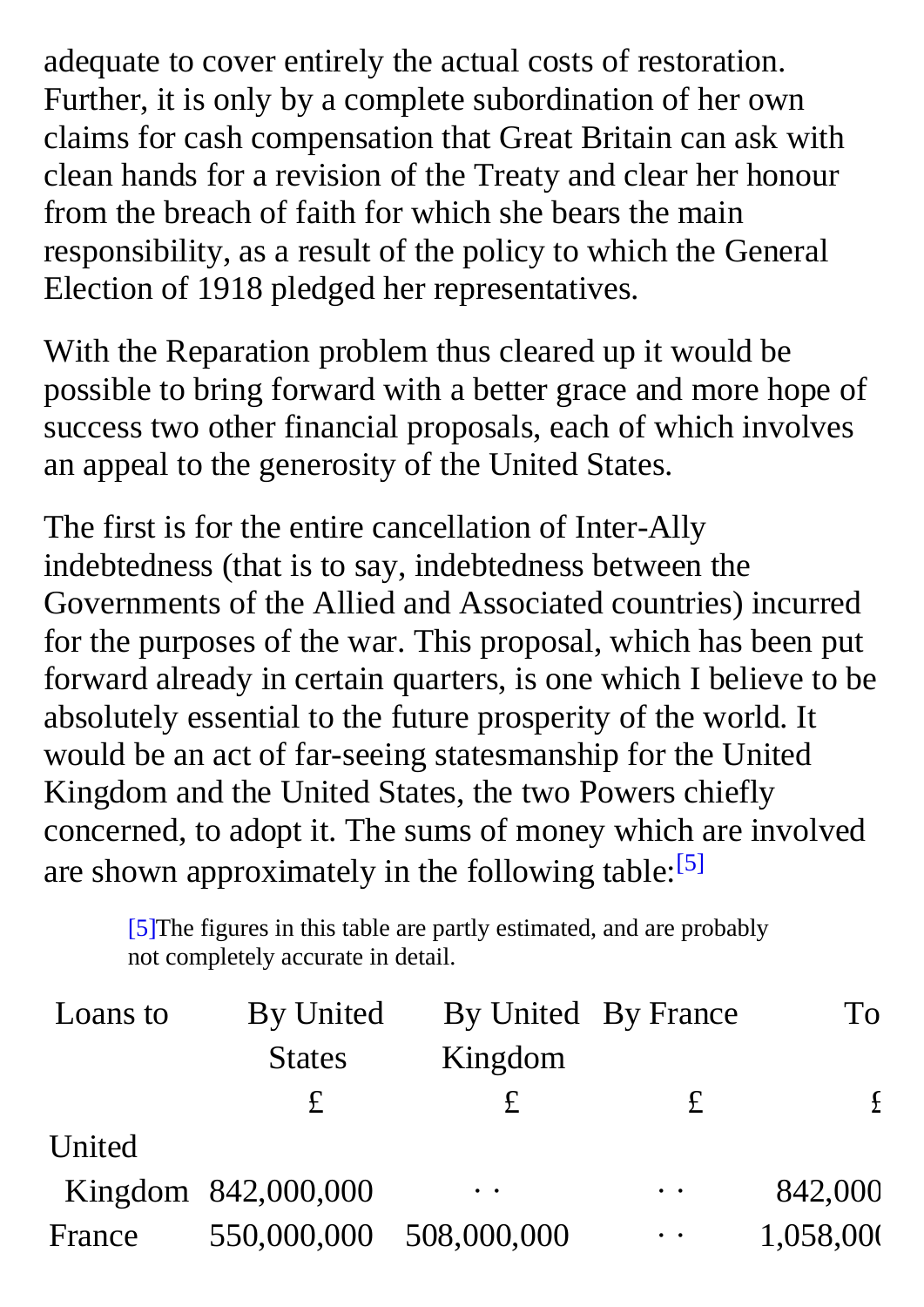adequate to cover entirely the actual costs of restoration. Further, it is only by a complete subordination of her own claims for cash compensation that Great Britain can ask with clean hands for a revision of the Treaty and clear her honour from the breach of faith for which she bears the main responsibility, as a result of the policy to which the General Election of 1918 pledged her representatives.

With the Reparation problem thus cleared up it would be possible to bring forward with a better grace and more hope of success two other financial proposals, each of which involves an appeal to the generosity of the United States.

The first is for the entire cancellation of Inter-Ally indebtedness (that is to say, indebtedness between the Governments of the Allied and Associated countries) incurred for the purposes of the war. This proposal, which has been put forward already in certain quarters, is one which I believe to be absolutely essential to the future prosperity of the world. It would be an act of far-seeing statesmanship for the United Kingdom and the United States, the two Powers chiefly concerned, to adopt it. The sums of money which are involved are shown approximately in the following table:[5]

[5]The figures in this table are partly estimated, and are probably not completely accurate in detail.

| Loans to | By United States | By United Kingdom | By France | To |
|---|---|---|---|---|
| | £ | £ | £ | £ |
| United Kingdom | 842,000,000 | · · | · · | 842,000 |
| France | 550,000,000 | 508,000,000 | · · | 1,058,00 |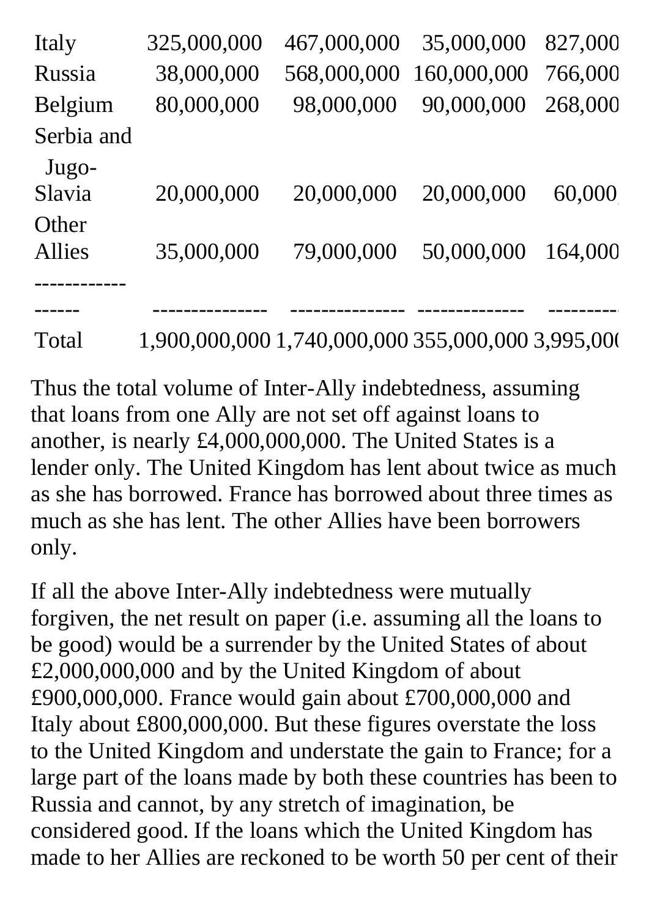| | | | | |
|---|---|---|---|---|
| Italy | 325,000,000 | 467,000,000 | 35,000,000 | 827,000 |
| Russia | 38,000,000 | 568,000,000 | 160,000,000 | 766,000 |
| Belgium | 80,000,000 | 98,000,000 | 90,000,000 | 268,000 |
| Serbia and Jugo-Slavia | 20,000,000 | 20,000,000 | 20,000,000 | 60,000 |
| Other Allies | 35,000,000 | 79,000,000 | 50,000,000 | 164,000 |
| Total | 1,900,000,000 | 1,740,000,000 | 355,000,000 | 3,995,00( |

Thus the total volume of Inter-Ally indebtedness, assuming that loans from one Ally are not set off against loans to another, is nearly £4,000,000,000. The United States is a lender only. The United Kingdom has lent about twice as much as she has borrowed. France has borrowed about three times as much as she has lent. The other Allies have been borrowers only.

If all the above Inter-Ally indebtedness were mutually forgiven, the net result on paper (i.e. assuming all the loans to be good) would be a surrender by the United States of about £2,000,000,000 and by the United Kingdom of about £900,000,000. France would gain about £700,000,000 and Italy about £800,000,000. But these figures overstate the loss to the United Kingdom and understate the gain to France; for a large part of the loans made by both these countries has been to Russia and cannot, by any stretch of imagination, be considered good. If the loans which the United Kingdom has made to her Allies are reckoned to be worth 50 per cent of their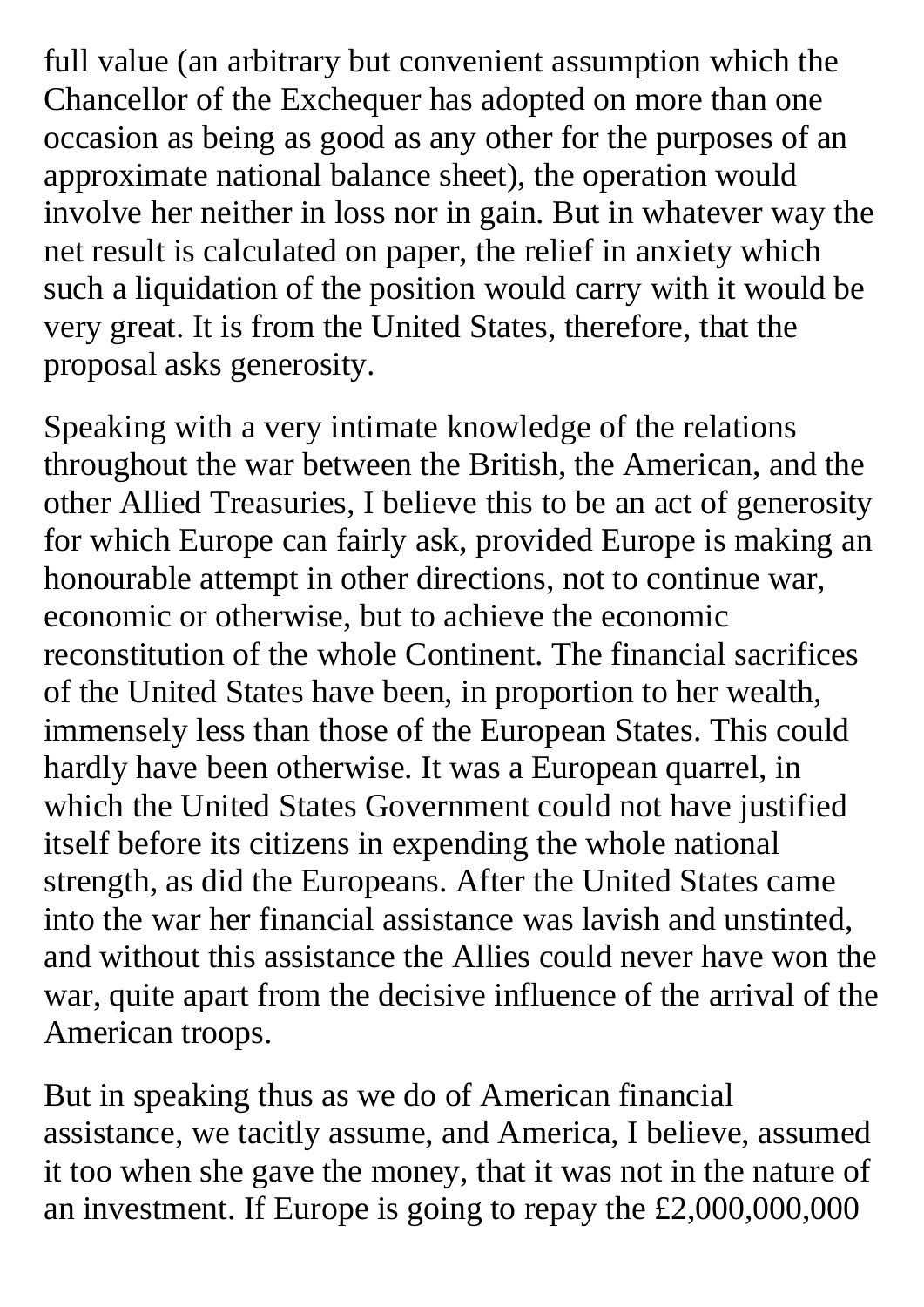full value (an arbitrary but convenient assumption which the Chancellor of the Exchequer has adopted on more than one occasion as being as good as any other for the purposes of an approximate national balance sheet), the operation would involve her neither in loss nor in gain. But in whatever way the net result is calculated on paper, the relief in anxiety which such a liquidation of the position would carry with it would be very great. It is from the United States, therefore, that the proposal asks generosity.

Speaking with a very intimate knowledge of the relations throughout the war between the British, the American, and the other Allied Treasuries, I believe this to be an act of generosity for which Europe can fairly ask, provided Europe is making an honourable attempt in other directions, not to continue war, economic or otherwise, but to achieve the economic reconstitution of the whole Continent. The financial sacrifices of the United States have been, in proportion to her wealth, immensely less than those of the European States. This could hardly have been otherwise. It was a European quarrel, in which the United States Government could not have justified itself before its citizens in expending the whole national strength, as did the Europeans. After the United States came into the war her financial assistance was lavish and unstinted, and without this assistance the Allies could never have won the war, quite apart from the decisive influence of the arrival of the American troops.

But in speaking thus as we do of American financial assistance, we tacitly assume, and America, I believe, assumed it too when she gave the money, that it was not in the nature of an investment. If Europe is going to repay the £2,000,000,000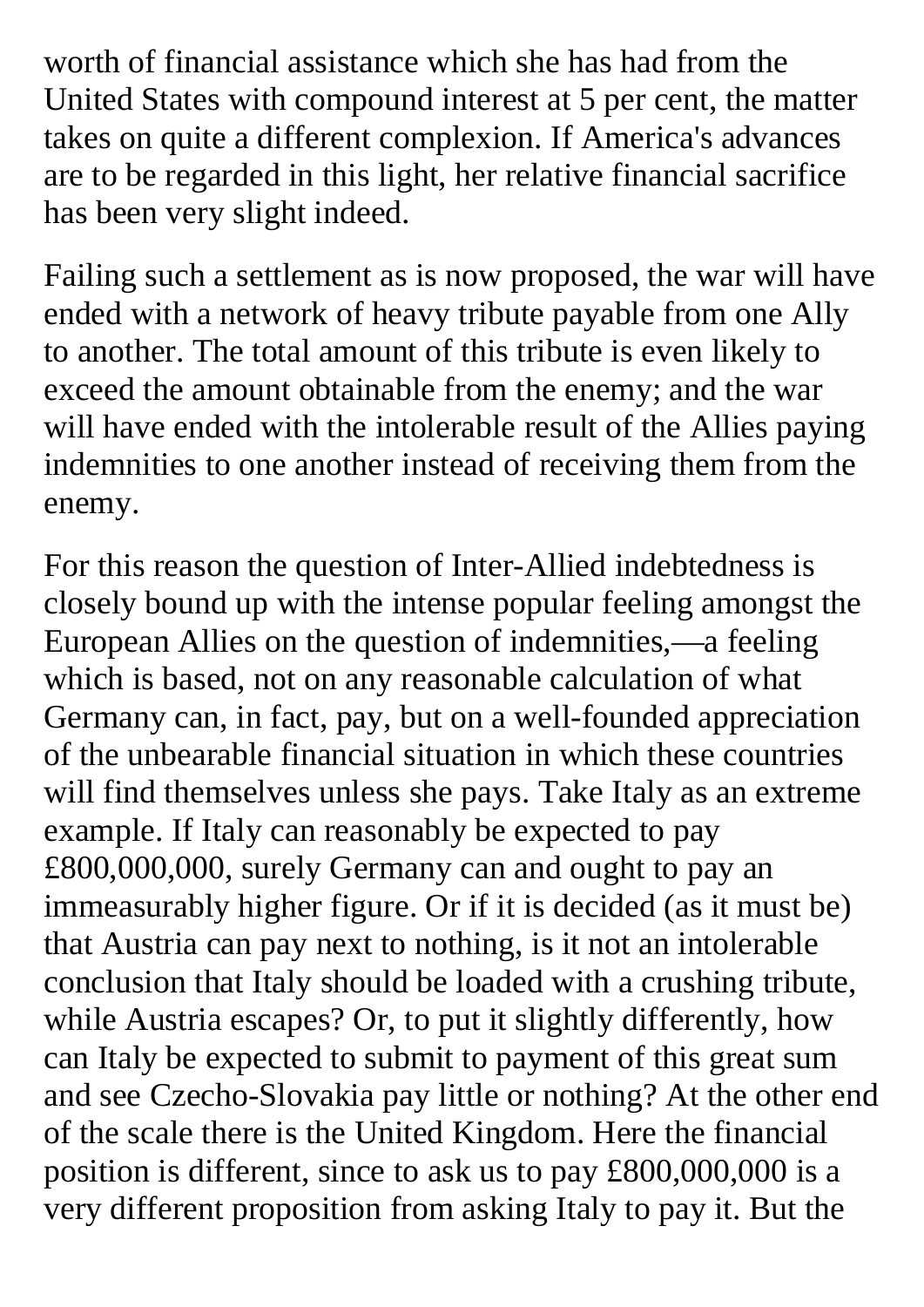worth of financial assistance which she has had from the United States with compound interest at 5 per cent, the matter takes on quite a different complexion. If America's advances are to be regarded in this light, her relative financial sacrifice has been very slight indeed.

Failing such a settlement as is now proposed, the war will have ended with a network of heavy tribute payable from one Ally to another. The total amount of this tribute is even likely to exceed the amount obtainable from the enemy; and the war will have ended with the intolerable result of the Allies paying indemnities to one another instead of receiving them from the enemy.

For this reason the question of Inter-Allied indebtedness is closely bound up with the intense popular feeling amongst the European Allies on the question of indemnities,—a feeling which is based, not on any reasonable calculation of what Germany can, in fact, pay, but on a well-founded appreciation of the unbearable financial situation in which these countries will find themselves unless she pays. Take Italy as an extreme example. If Italy can reasonably be expected to pay £800,000,000, surely Germany can and ought to pay an immeasurably higher figure. Or if it is decided (as it must be) that Austria can pay next to nothing, is it not an intolerable conclusion that Italy should be loaded with a crushing tribute, while Austria escapes? Or, to put it slightly differently, how can Italy be expected to submit to payment of this great sum and see Czecho-Slovakia pay little or nothing? At the other end of the scale there is the United Kingdom. Here the financial position is different, since to ask us to pay £800,000,000 is a very different proposition from asking Italy to pay it. But the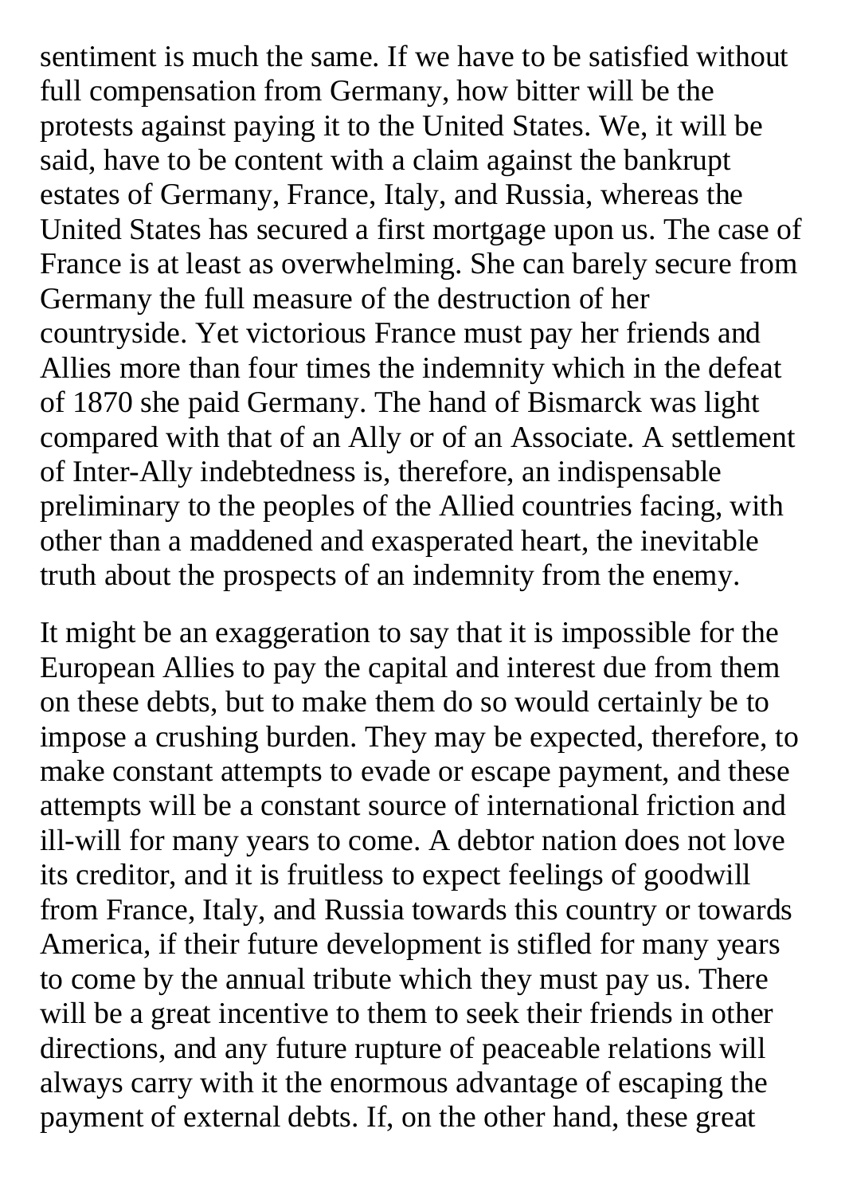sentiment is much the same. If we have to be satisfied without full compensation from Germany, how bitter will be the protests against paying it to the United States. We, it will be said, have to be content with a claim against the bankrupt estates of Germany, France, Italy, and Russia, whereas the United States has secured a first mortgage upon us. The case of France is at least as overwhelming. She can barely secure from Germany the full measure of the destruction of her countryside. Yet victorious France must pay her friends and Allies more than four times the indemnity which in the defeat of 1870 she paid Germany. The hand of Bismarck was light compared with that of an Ally or of an Associate. A settlement of Inter-Ally indebtedness is, therefore, an indispensable preliminary to the peoples of the Allied countries facing, with other than a maddened and exasperated heart, the inevitable truth about the prospects of an indemnity from the enemy.

It might be an exaggeration to say that it is impossible for the European Allies to pay the capital and interest due from them on these debts, but to make them do so would certainly be to impose a crushing burden. They may be expected, therefore, to make constant attempts to evade or escape payment, and these attempts will be a constant source of international friction and ill-will for many years to come. A debtor nation does not love its creditor, and it is fruitless to expect feelings of goodwill from France, Italy, and Russia towards this country or towards America, if their future development is stifled for many years to come by the annual tribute which they must pay us. There will be a great incentive to them to seek their friends in other directions, and any future rupture of peaceable relations will always carry with it the enormous advantage of escaping the payment of external debts. If, on the other hand, these great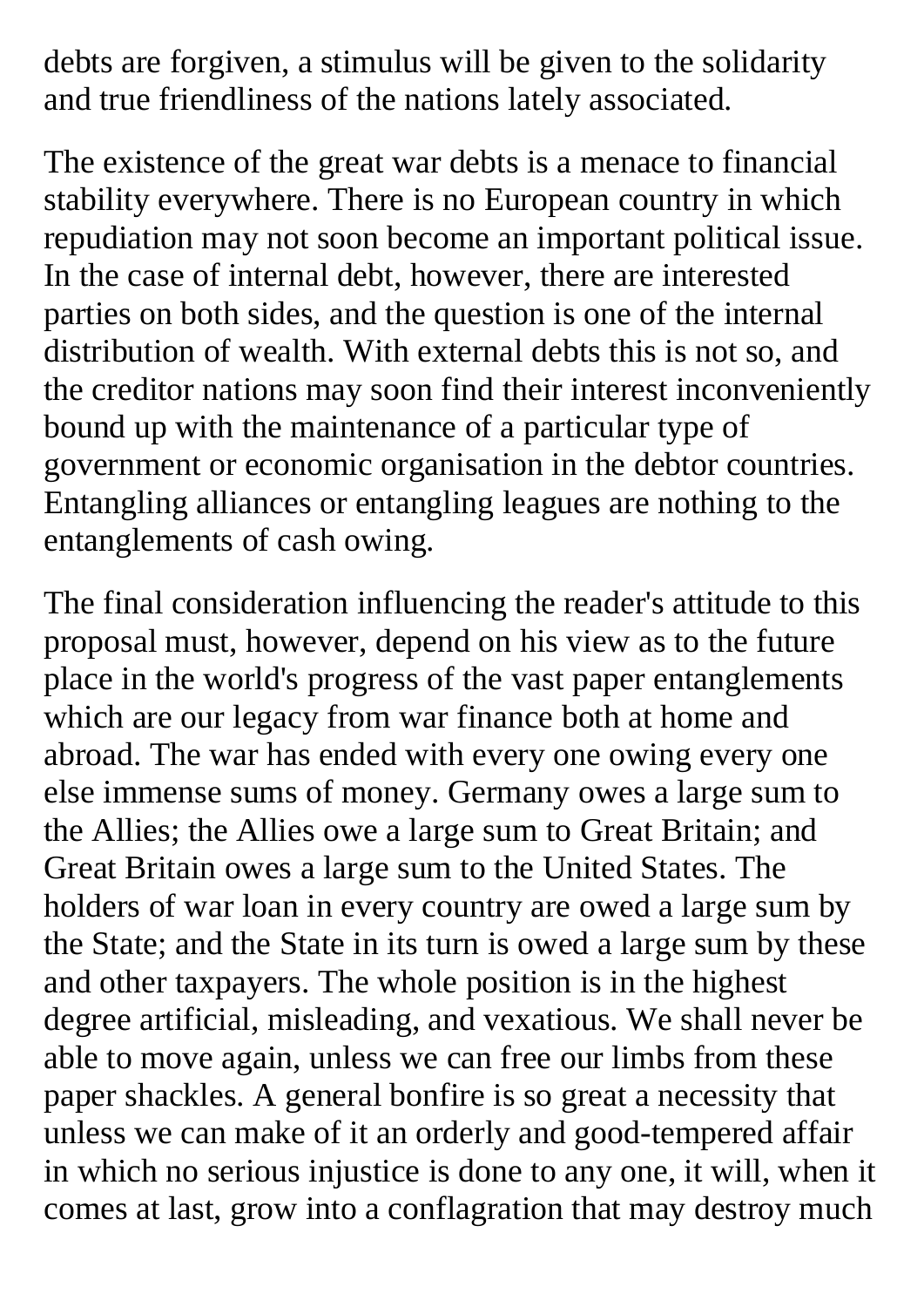debts are forgiven, a stimulus will be given to the solidarity and true friendliness of the nations lately associated.

The existence of the great war debts is a menace to financial stability everywhere. There is no European country in which repudiation may not soon become an important political issue. In the case of internal debt, however, there are interested parties on both sides, and the question is one of the internal distribution of wealth. With external debts this is not so, and the creditor nations may soon find their interest inconveniently bound up with the maintenance of a particular type of government or economic organisation in the debtor countries. Entangling alliances or entangling leagues are nothing to the entanglements of cash owing.

The final consideration influencing the reader's attitude to this proposal must, however, depend on his view as to the future place in the world's progress of the vast paper entanglements which are our legacy from war finance both at home and abroad. The war has ended with every one owing every one else immense sums of money. Germany owes a large sum to the Allies; the Allies owe a large sum to Great Britain; and Great Britain owes a large sum to the United States. The holders of war loan in every country are owed a large sum by the State; and the State in its turn is owed a large sum by these and other taxpayers. The whole position is in the highest degree artificial, misleading, and vexatious. We shall never be able to move again, unless we can free our limbs from these paper shackles. A general bonfire is so great a necessity that unless we can make of it an orderly and good-tempered affair in which no serious injustice is done to any one, it will, when it comes at last, grow into a conflagration that may destroy much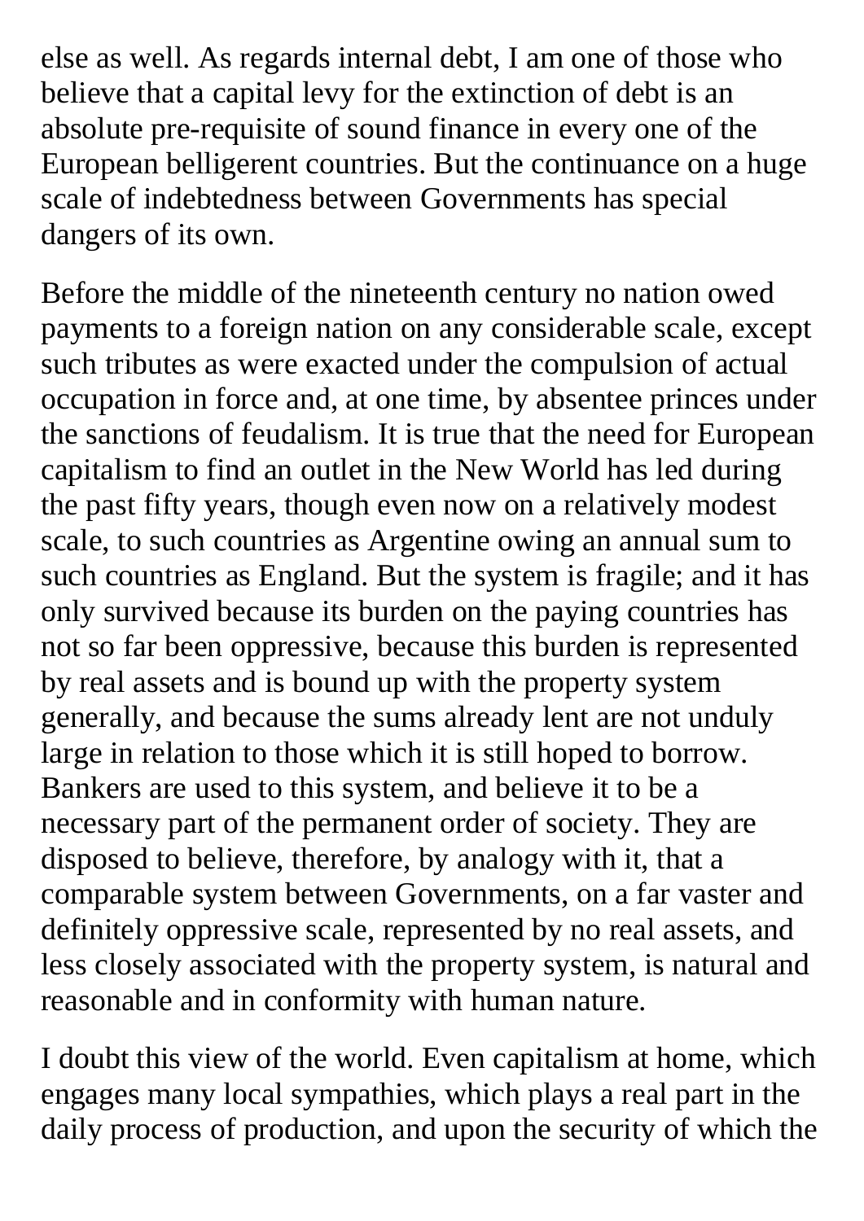else as well. As regards internal debt, I am one of those who believe that a capital levy for the extinction of debt is an absolute pre-requisite of sound finance in every one of the European belligerent countries. But the continuance on a huge scale of indebtedness between Governments has special dangers of its own.

Before the middle of the nineteenth century no nation owed payments to a foreign nation on any considerable scale, except such tributes as were exacted under the compulsion of actual occupation in force and, at one time, by absentee princes under the sanctions of feudalism. It is true that the need for European capitalism to find an outlet in the New World has led during the past fifty years, though even now on a relatively modest scale, to such countries as Argentine owing an annual sum to such countries as England. But the system is fragile; and it has only survived because its burden on the paying countries has not so far been oppressive, because this burden is represented by real assets and is bound up with the property system generally, and because the sums already lent are not unduly large in relation to those which it is still hoped to borrow. Bankers are used to this system, and believe it to be a necessary part of the permanent order of society. They are disposed to believe, therefore, by analogy with it, that a comparable system between Governments, on a far vaster and definitely oppressive scale, represented by no real assets, and less closely associated with the property system, is natural and reasonable and in conformity with human nature.

I doubt this view of the world. Even capitalism at home, which engages many local sympathies, which plays a real part in the daily process of production, and upon the security of which the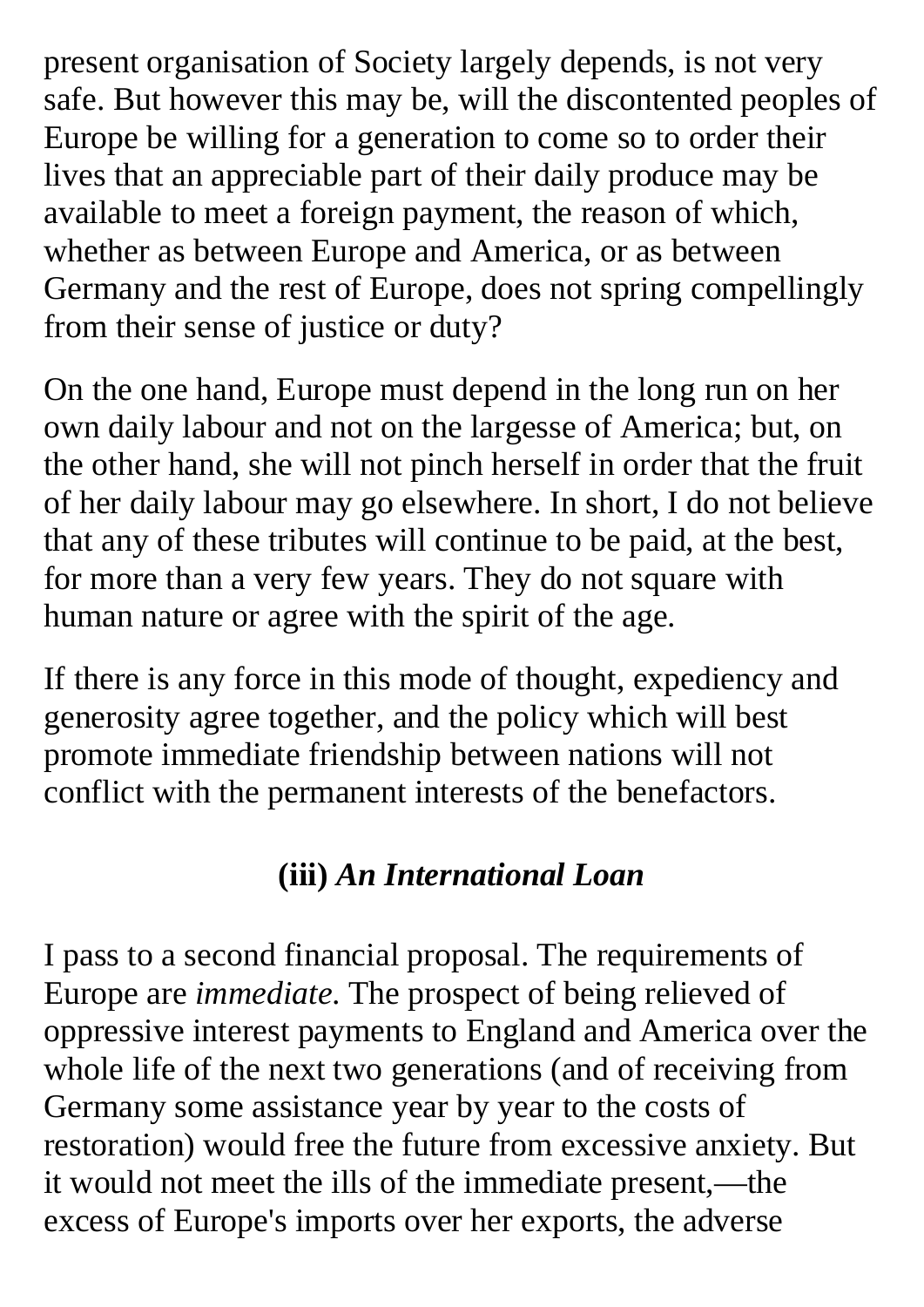present organisation of Society largely depends, is not very safe. But however this may be, will the discontented peoples of Europe be willing for a generation to come so to order their lives that an appreciable part of their daily produce may be available to meet a foreign payment, the reason of which, whether as between Europe and America, or as between Germany and the rest of Europe, does not spring compellingly from their sense of justice or duty?

On the one hand, Europe must depend in the long run on her own daily labour and not on the largesse of America; but, on the other hand, she will not pinch herself in order that the fruit of her daily labour may go elsewhere. In short, I do not believe that any of these tributes will continue to be paid, at the best, for more than a very few years. They do not square with human nature or agree with the spirit of the age.

If there is any force in this mode of thought, expediency and generosity agree together, and the policy which will best promote immediate friendship between nations will not conflict with the permanent interests of the benefactors.

### (iii) *An International Loan*

I pass to a second financial proposal. The requirements of Europe are *immediate*. The prospect of being relieved of oppressive interest payments to England and America over the whole life of the next two generations (and of receiving from Germany some assistance year by year to the costs of restoration) would free the future from excessive anxiety. But it would not meet the ills of the immediate present,—the excess of Europe's imports over her exports, the adverse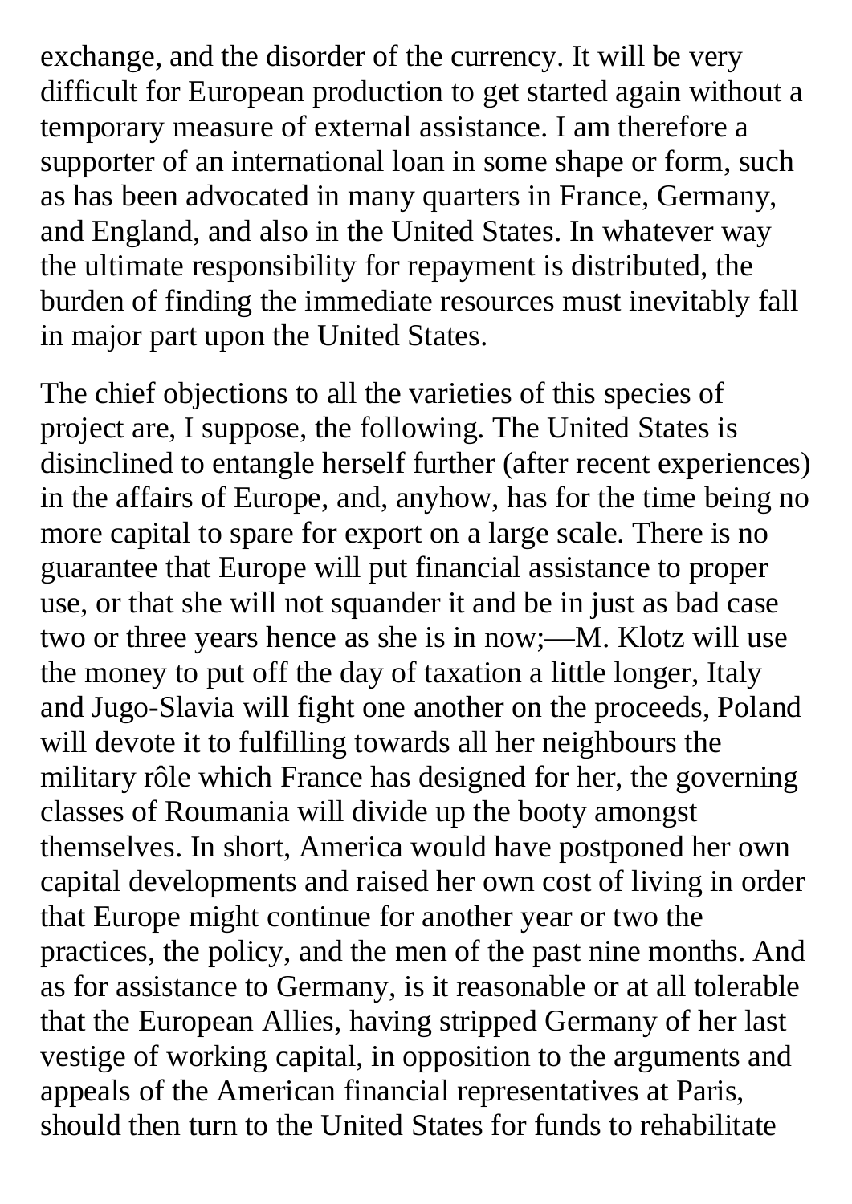exchange, and the disorder of the currency. It will be very difficult for European production to get started again without a temporary measure of external assistance. I am therefore a supporter of an international loan in some shape or form, such as has been advocated in many quarters in France, Germany, and England, and also in the United States. In whatever way the ultimate responsibility for repayment is distributed, the burden of finding the immediate resources must inevitably fall in major part upon the United States.

The chief objections to all the varieties of this species of project are, I suppose, the following. The United States is disinclined to entangle herself further (after recent experiences) in the affairs of Europe, and, anyhow, has for the time being no more capital to spare for export on a large scale. There is no guarantee that Europe will put financial assistance to proper use, or that she will not squander it and be in just as bad case two or three years hence as she is in now;—M. Klotz will use the money to put off the day of taxation a little longer, Italy and Jugo-Slavia will fight one another on the proceeds, Poland will devote it to fulfilling towards all her neighbours the military rôle which France has designed for her, the governing classes of Roumania will divide up the booty amongst themselves. In short, America would have postponed her own capital developments and raised her own cost of living in order that Europe might continue for another year or two the practices, the policy, and the men of the past nine months. And as for assistance to Germany, is it reasonable or at all tolerable that the European Allies, having stripped Germany of her last vestige of working capital, in opposition to the arguments and appeals of the American financial representatives at Paris, should then turn to the United States for funds to rehabilitate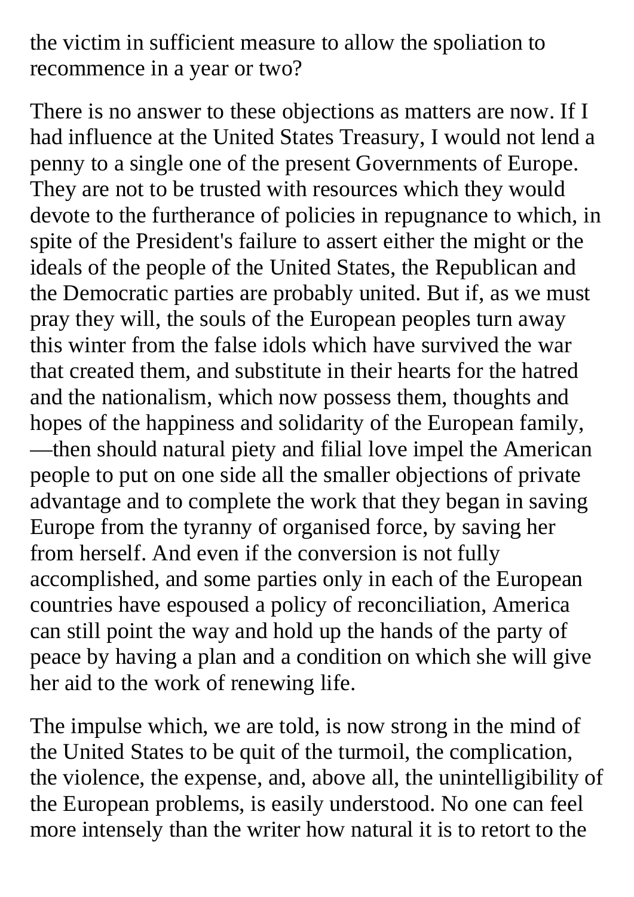the victim in sufficient measure to allow the spoliation to recommence in a year or two?

There is no answer to these objections as matters are now. If I had influence at the United States Treasury, I would not lend a penny to a single one of the present Governments of Europe. They are not to be trusted with resources which they would devote to the furtherance of policies in repugnance to which, in spite of the President's failure to assert either the might or the ideals of the people of the United States, the Republican and the Democratic parties are probably united. But if, as we must pray they will, the souls of the European peoples turn away this winter from the false idols which have survived the war that created them, and substitute in their hearts for the hatred and the nationalism, which now possess them, thoughts and hopes of the happiness and solidarity of the European family,—then should natural piety and filial love impel the American people to put on one side all the smaller objections of private advantage and to complete the work that they began in saving Europe from the tyranny of organised force, by saving her from herself. And even if the conversion is not fully accomplished, and some parties only in each of the European countries have espoused a policy of reconciliation, America can still point the way and hold up the hands of the party of peace by having a plan and a condition on which she will give her aid to the work of renewing life.

The impulse which, we are told, is now strong in the mind of the United States to be quit of the turmoil, the complication, the violence, the expense, and, above all, the unintelligibility of the European problems, is easily understood. No one can feel more intensely than the writer how natural it is to retort to the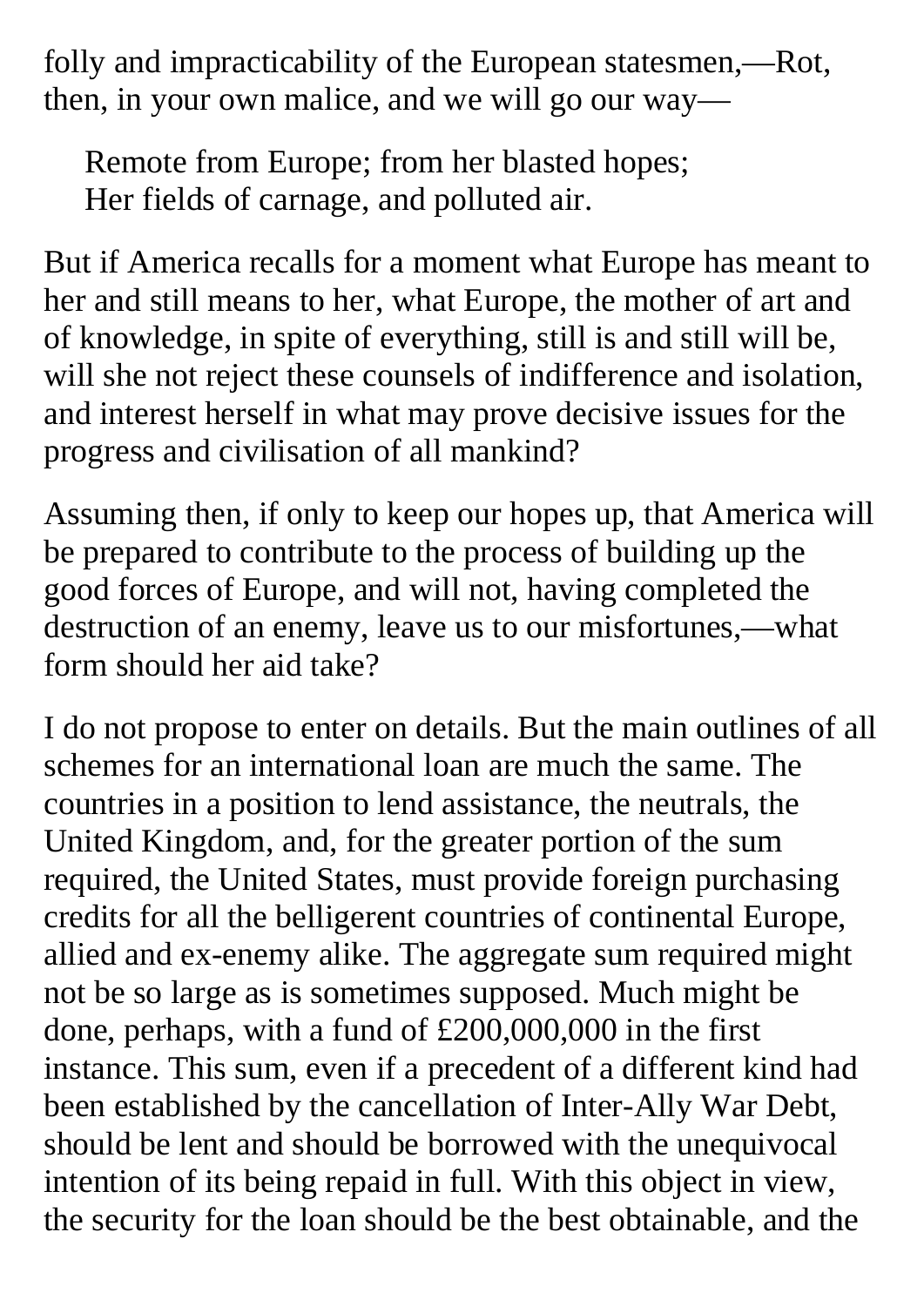folly and impracticability of the European statesmen,—Rot, then, in your own malice, and we will go our way—

> Remote from Europe; from her blasted hopes;
> Her fields of carnage, and polluted air.

But if America recalls for a moment what Europe has meant to her and still means to her, what Europe, the mother of art and of knowledge, in spite of everything, still is and still will be, will she not reject these counsels of indifference and isolation, and interest herself in what may prove decisive issues for the progress and civilisation of all mankind?

Assuming then, if only to keep our hopes up, that America will be prepared to contribute to the process of building up the good forces of Europe, and will not, having completed the destruction of an enemy, leave us to our misfortunes,—what form should her aid take?

I do not propose to enter on details. But the main outlines of all schemes for an international loan are much the same. The countries in a position to lend assistance, the neutrals, the United Kingdom, and, for the greater portion of the sum required, the United States, must provide foreign purchasing credits for all the belligerent countries of continental Europe, allied and ex-enemy alike. The aggregate sum required might not be so large as is sometimes supposed. Much might be done, perhaps, with a fund of £200,000,000 in the first instance. This sum, even if a precedent of a different kind had been established by the cancellation of Inter-Ally War Debt, should be lent and should be borrowed with the unequivocal intention of its being repaid in full. With this object in view, the security for the loan should be the best obtainable, and the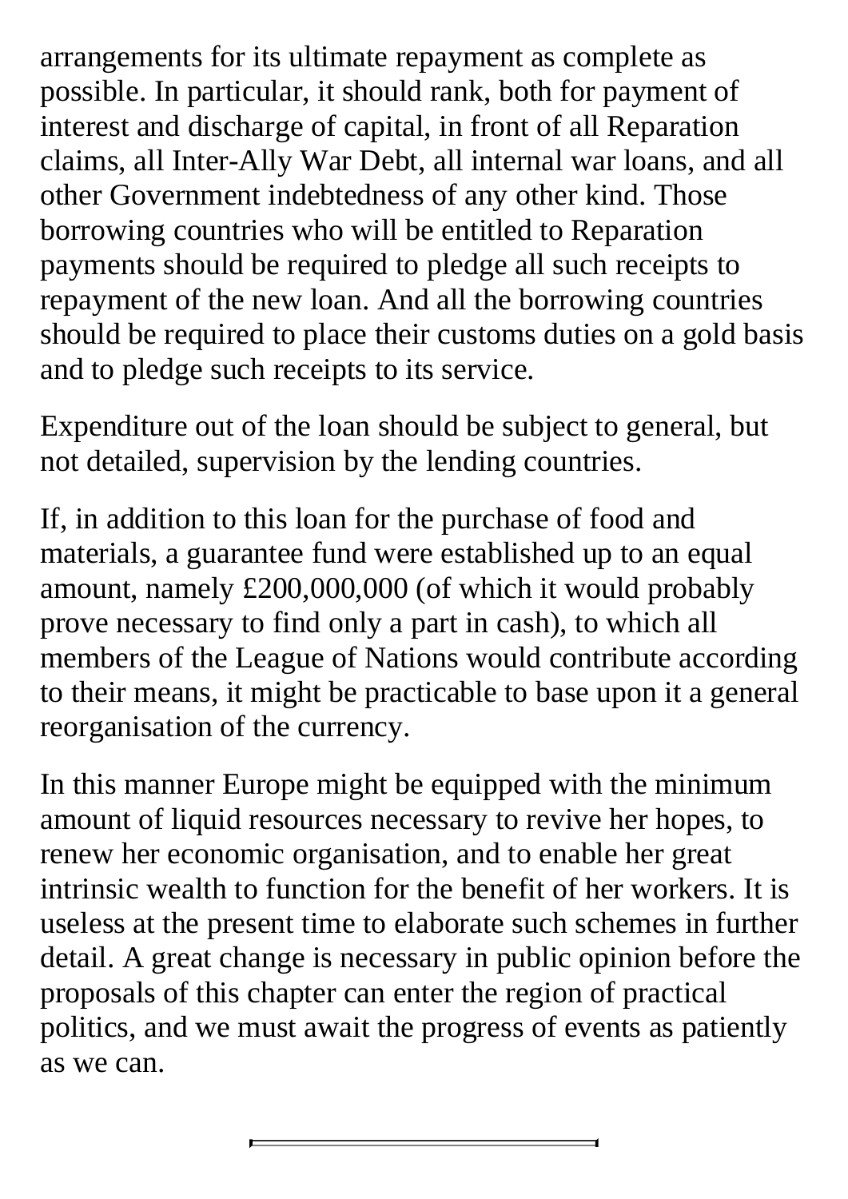arrangements for its ultimate repayment as complete as possible. In particular, it should rank, both for payment of interest and discharge of capital, in front of all Reparation claims, all Inter-Ally War Debt, all internal war loans, and all other Government indebtedness of any other kind. Those borrowing countries who will be entitled to Reparation payments should be required to pledge all such receipts to repayment of the new loan. And all the borrowing countries should be required to place their customs duties on a gold basis and to pledge such receipts to its service.

Expenditure out of the loan should be subject to general, but not detailed, supervision by the lending countries.

If, in addition to this loan for the purchase of food and materials, a guarantee fund were established up to an equal amount, namely £200,000,000 (of which it would probably prove necessary to find only a part in cash), to which all members of the League of Nations would contribute according to their means, it might be practicable to base upon it a general reorganisation of the currency.

In this manner Europe might be equipped with the minimum amount of liquid resources necessary to revive her hopes, to renew her economic organisation, and to enable her great intrinsic wealth to function for the benefit of her workers. It is useless at the present time to elaborate such schemes in further detail. A great change is necessary in public opinion before the proposals of this chapter can enter the region of practical politics, and we must await the progress of events as patiently as we can.

---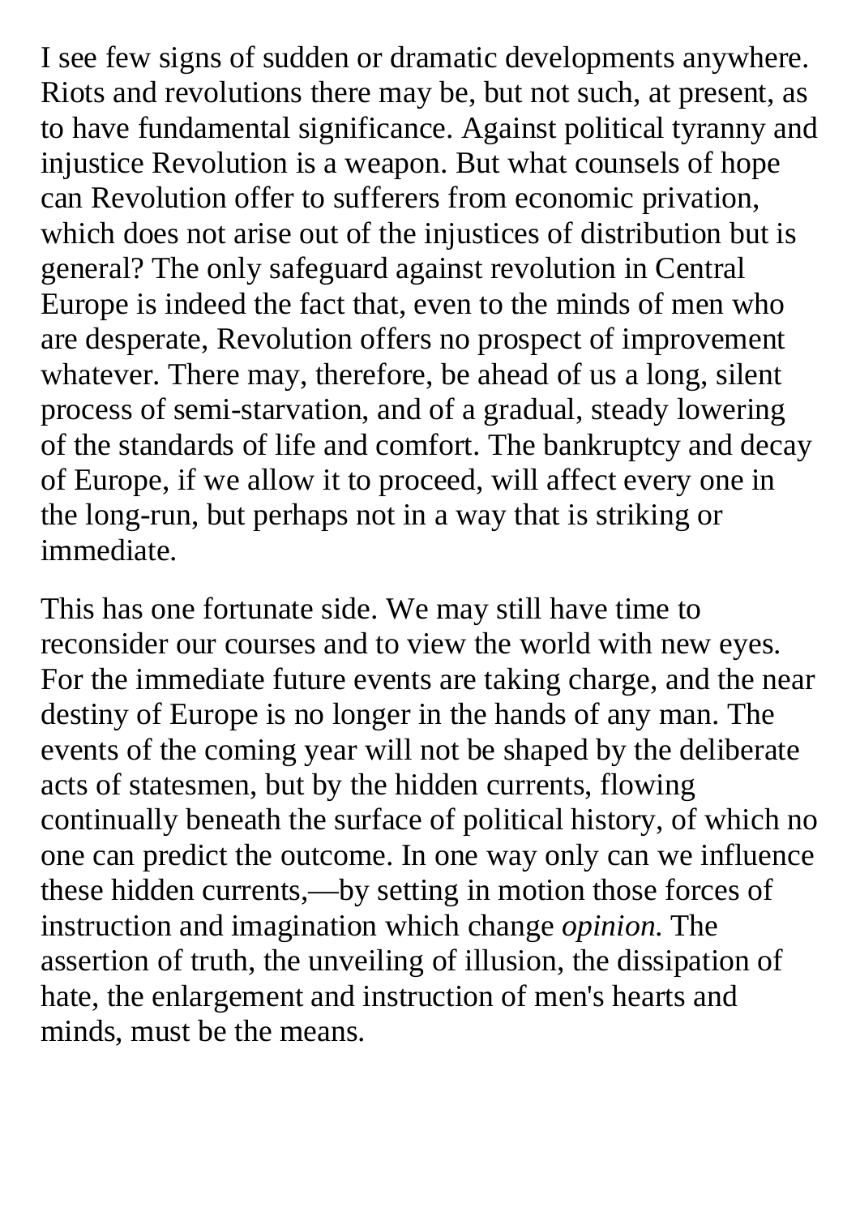I see few signs of sudden or dramatic developments anywhere. Riots and revolutions there may be, but not such, at present, as to have fundamental significance. Against political tyranny and injustice Revolution is a weapon. But what counsels of hope can Revolution offer to sufferers from economic privation, which does not arise out of the injustices of distribution but is general? The only safeguard against revolution in Central Europe is indeed the fact that, even to the minds of men who are desperate, Revolution offers no prospect of improvement whatever. There may, therefore, be ahead of us a long, silent process of semi-starvation, and of a gradual, steady lowering of the standards of life and comfort. The bankruptcy and decay of Europe, if we allow it to proceed, will affect every one in the long-run, but perhaps not in a way that is striking or immediate.

This has one fortunate side. We may still have time to reconsider our courses and to view the world with new eyes. For the immediate future events are taking charge, and the near destiny of Europe is no longer in the hands of any man. The events of the coming year will not be shaped by the deliberate acts of statesmen, but by the hidden currents, flowing continually beneath the surface of political history, of which no one can predict the outcome. In one way only can we influence these hidden currents,—by setting in motion those forces of instruction and imagination which change *opinion*. The assertion of truth, the unveiling of illusion, the dissipation of hate, the enlargement and instruction of men's hearts and minds, must be the means.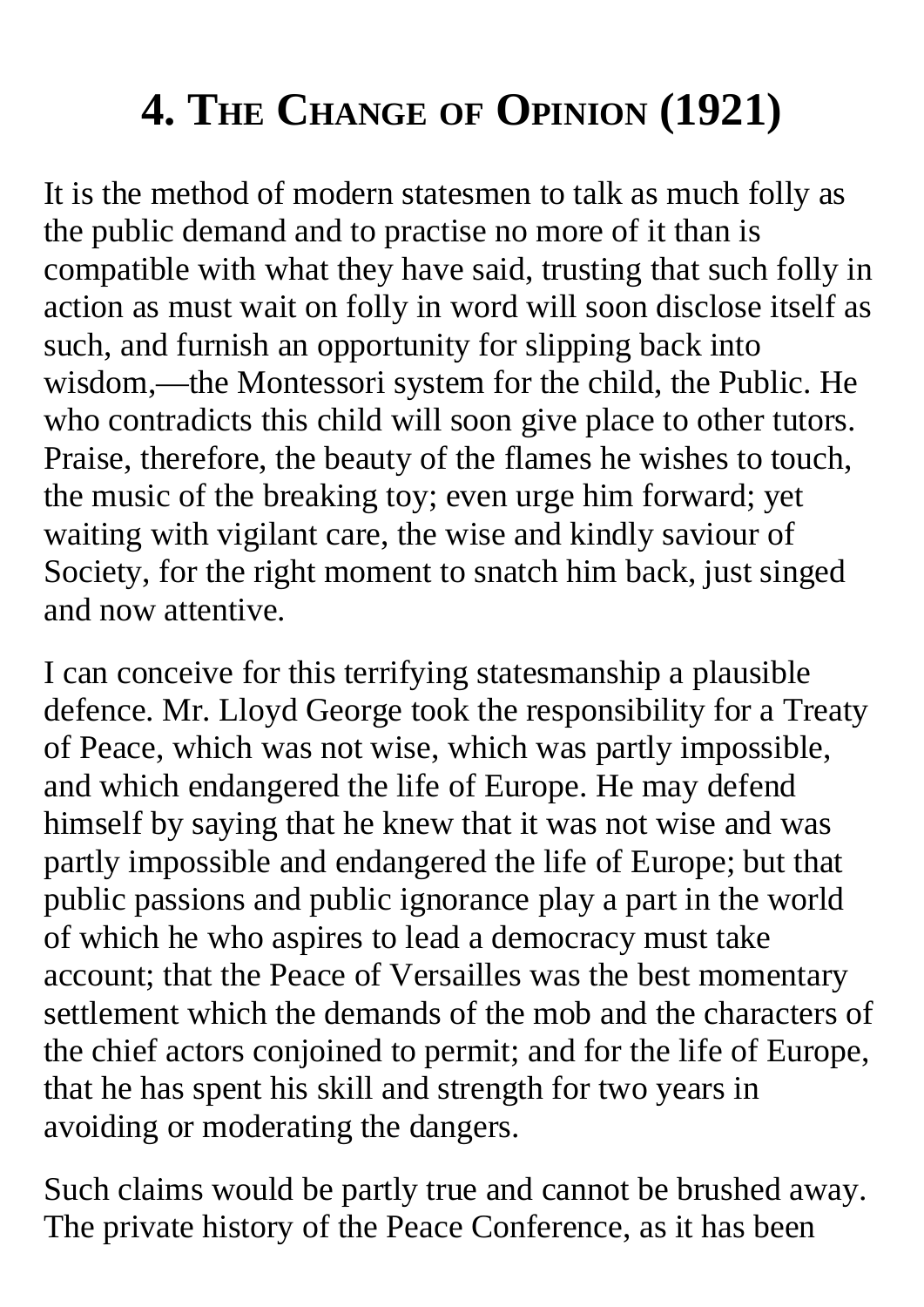# 4. The Change of Opinion (1921)

It is the method of modern statesmen to talk as much folly as the public demand and to practise no more of it than is compatible with what they have said, trusting that such folly in action as must wait on folly in word will soon disclose itself as such, and furnish an opportunity for slipping back into wisdom,—the Montessori system for the child, the Public. He who contradicts this child will soon give place to other tutors. Praise, therefore, the beauty of the flames he wishes to touch, the music of the breaking toy; even urge him forward; yet waiting with vigilant care, the wise and kindly saviour of Society, for the right moment to snatch him back, just singed and now attentive.

I can conceive for this terrifying statesmanship a plausible defence. Mr. Lloyd George took the responsibility for a Treaty of Peace, which was not wise, which was partly impossible, and which endangered the life of Europe. He may defend himself by saying that he knew that it was not wise and was partly impossible and endangered the life of Europe; but that public passions and public ignorance play a part in the world of which he who aspires to lead a democracy must take account; that the Peace of Versailles was the best momentary settlement which the demands of the mob and the characters of the chief actors conjoined to permit; and for the life of Europe, that he has spent his skill and strength for two years in avoiding or moderating the dangers.

Such claims would be partly true and cannot be brushed away. The private history of the Peace Conference, as it has been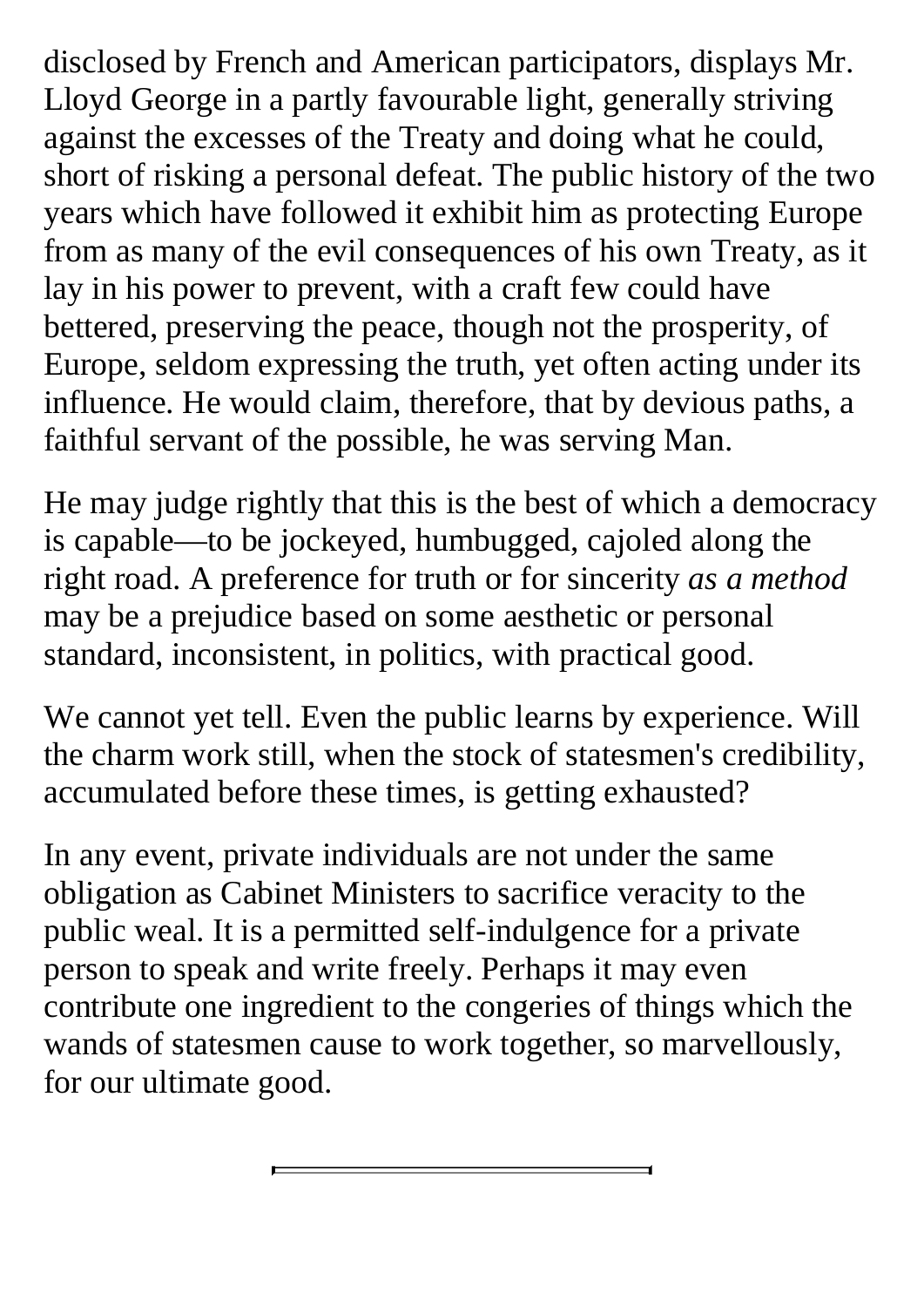disclosed by French and American participators, displays Mr. Lloyd George in a partly favourable light, generally striving against the excesses of the Treaty and doing what he could, short of risking a personal defeat. The public history of the two years which have followed it exhibit him as protecting Europe from as many of the evil consequences of his own Treaty, as it lay in his power to prevent, with a craft few could have bettered, preserving the peace, though not the prosperity, of Europe, seldom expressing the truth, yet often acting under its influence. He would claim, therefore, that by devious paths, a faithful servant of the possible, he was serving Man.

He may judge rightly that this is the best of which a democracy is capable—to be jockeyed, humbugged, cajoled along the right road. A preference for truth or for sincerity *as a method* may be a prejudice based on some aesthetic or personal standard, inconsistent, in politics, with practical good.

We cannot yet tell. Even the public learns by experience. Will the charm work still, when the stock of statesmen's credibility, accumulated before these times, is getting exhausted?

In any event, private individuals are not under the same obligation as Cabinet Ministers to sacrifice veracity to the public weal. It is a permitted self-indulgence for a private person to speak and write freely. Perhaps it may even contribute one ingredient to the congeries of things which the wands of statesmen cause to work together, so marvellously, for our ultimate good.

---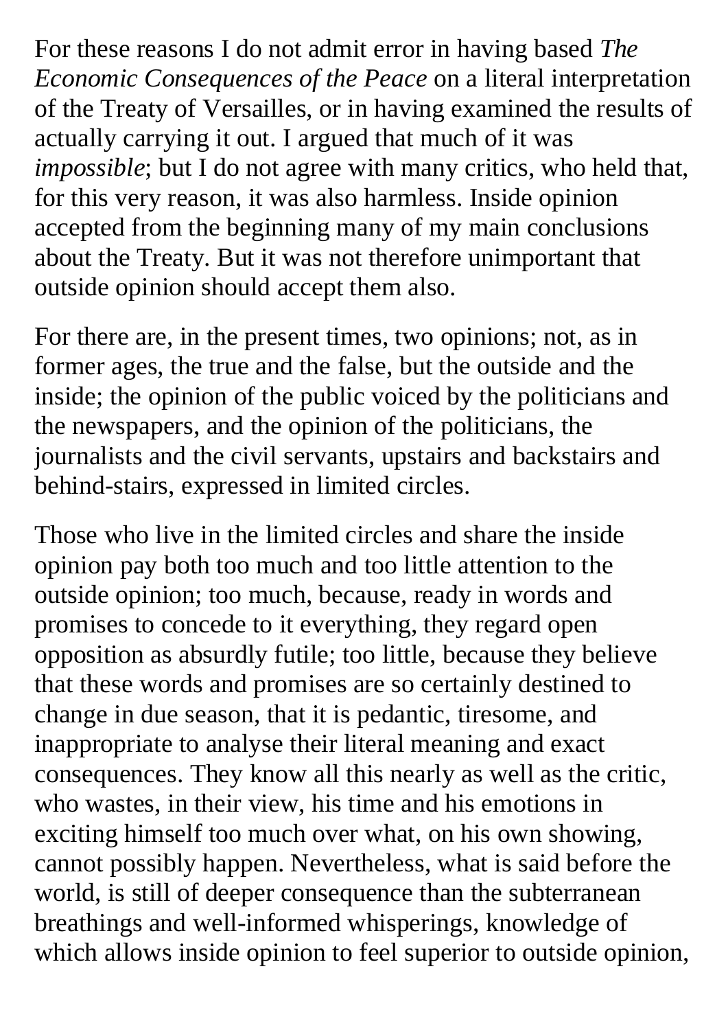For these reasons I do not admit error in having based *The Economic Consequences of the Peace* on a literal interpretation of the Treaty of Versailles, or in having examined the results of actually carrying it out. I argued that much of it was *impossible*; but I do not agree with many critics, who held that, for this very reason, it was also harmless. Inside opinion accepted from the beginning many of my main conclusions about the Treaty. But it was not therefore unimportant that outside opinion should accept them also.

For there are, in the present times, two opinions; not, as in former ages, the true and the false, but the outside and the inside; the opinion of the public voiced by the politicians and the newspapers, and the opinion of the politicians, the journalists and the civil servants, upstairs and backstairs and behind-stairs, expressed in limited circles.

Those who live in the limited circles and share the inside opinion pay both too much and too little attention to the outside opinion; too much, because, ready in words and promises to concede to it everything, they regard open opposition as absurdly futile; too little, because they believe that these words and promises are so certainly destined to change in due season, that it is pedantic, tiresome, and inappropriate to analyse their literal meaning and exact consequences. They know all this nearly as well as the critic, who wastes, in their view, his time and his emotions in exciting himself too much over what, on his own showing, cannot possibly happen. Nevertheless, what is said before the world, is still of deeper consequence than the subterranean breathings and well-informed whisperings, knowledge of which allows inside opinion to feel superior to outside opinion,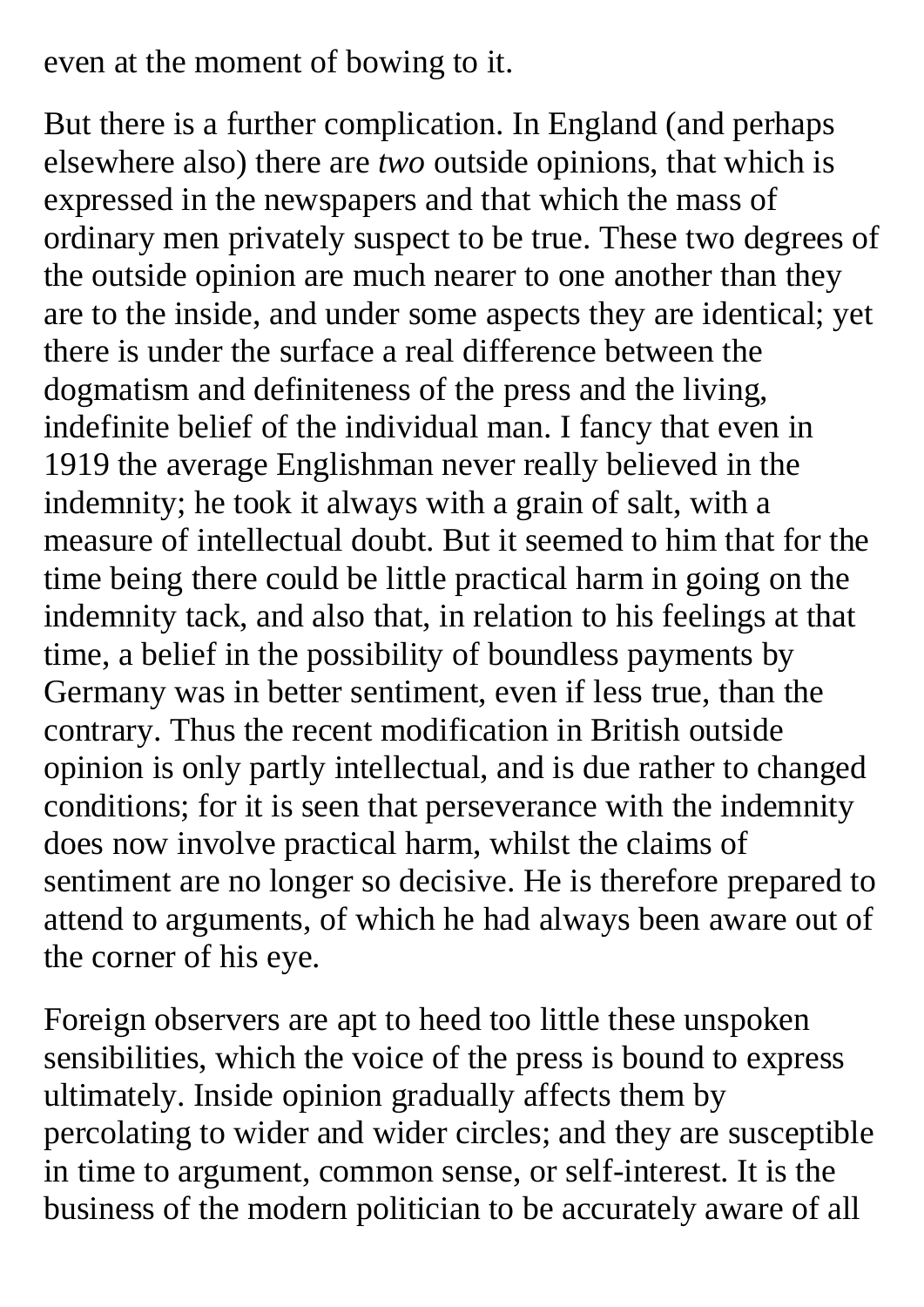even at the moment of bowing to it.

But there is a further complication. In England (and perhaps elsewhere also) there are *two* outside opinions, that which is expressed in the newspapers and that which the mass of ordinary men privately suspect to be true. These two degrees of the outside opinion are much nearer to one another than they are to the inside, and under some aspects they are identical; yet there is under the surface a real difference between the dogmatism and definiteness of the press and the living, indefinite belief of the individual man. I fancy that even in 1919 the average Englishman never really believed in the indemnity; he took it always with a grain of salt, with a measure of intellectual doubt. But it seemed to him that for the time being there could be little practical harm in going on the indemnity tack, and also that, in relation to his feelings at that time, a belief in the possibility of boundless payments by Germany was in better sentiment, even if less true, than the contrary. Thus the recent modification in British outside opinion is only partly intellectual, and is due rather to changed conditions; for it is seen that perseverance with the indemnity does now involve practical harm, whilst the claims of sentiment are no longer so decisive. He is therefore prepared to attend to arguments, of which he had always been aware out of the corner of his eye.

Foreign observers are apt to heed too little these unspoken sensibilities, which the voice of the press is bound to express ultimately. Inside opinion gradually affects them by percolating to wider and wider circles; and they are susceptible in time to argument, common sense, or self-interest. It is the business of the modern politician to be accurately aware of all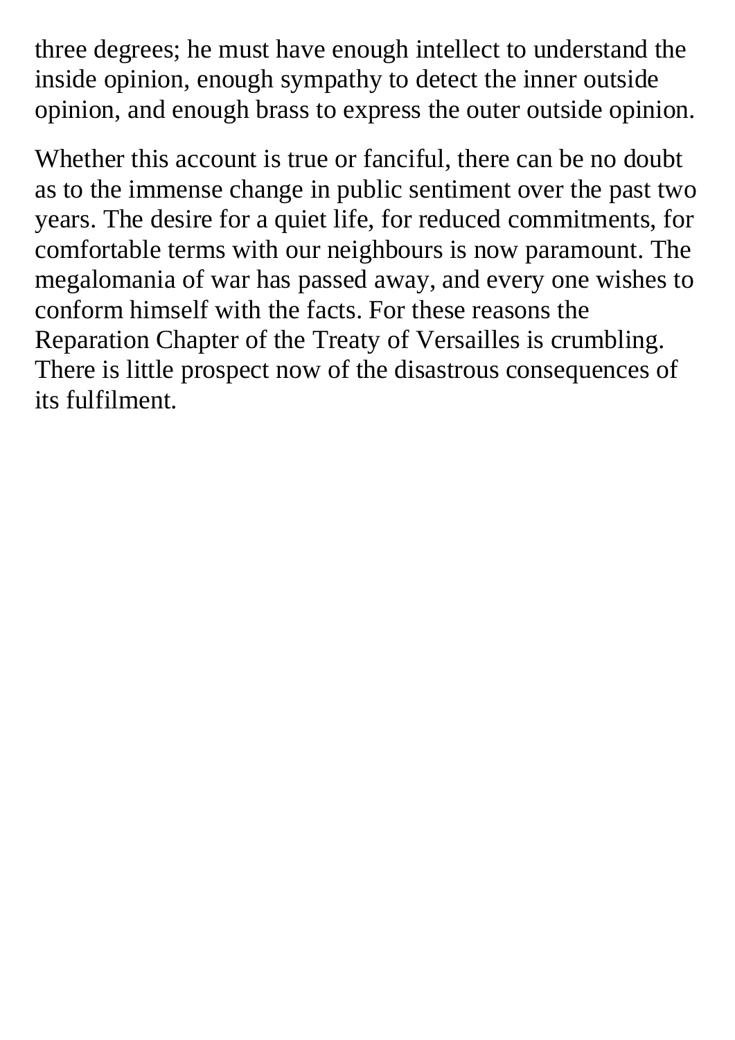three degrees; he must have enough intellect to understand the inside opinion, enough sympathy to detect the inner outside opinion, and enough brass to express the outer outside opinion.

Whether this account is true or fanciful, there can be no doubt as to the immense change in public sentiment over the past two years. The desire for a quiet life, for reduced commitments, for comfortable terms with our neighbours is now paramount. The megalomania of war has passed away, and every one wishes to conform himself with the facts. For these reasons the Reparation Chapter of the Treaty of Versailles is crumbling. There is little prospect now of the disastrous consequences of its fulfilment.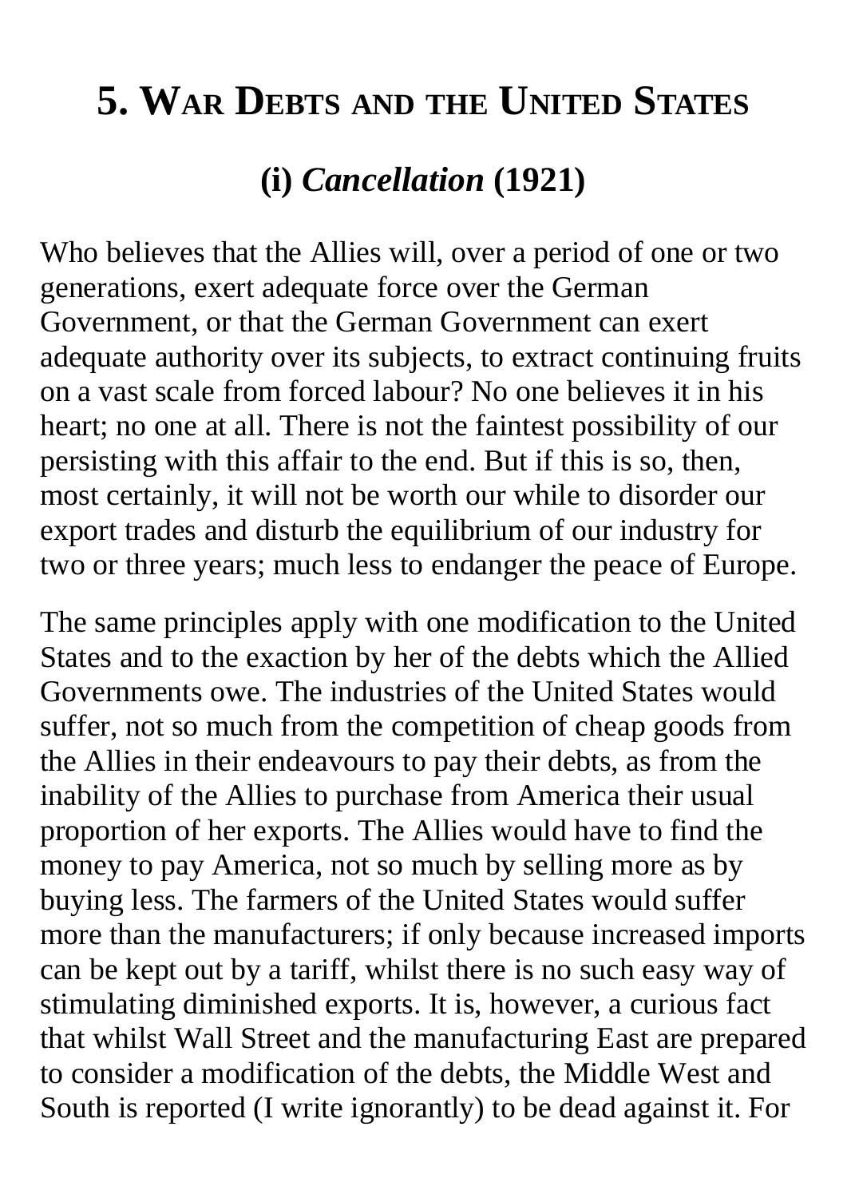## 5. War Debts and the United States

### (i) *Cancellation* (1921)

Who believes that the Allies will, over a period of one or two generations, exert adequate force over the German Government, or that the German Government can exert adequate authority over its subjects, to extract continuing fruits on a vast scale from forced labour? No one believes it in his heart; no one at all. There is not the faintest possibility of our persisting with this affair to the end. But if this is so, then, most certainly, it will not be worth our while to disorder our export trades and disturb the equilibrium of our industry for two or three years; much less to endanger the peace of Europe.

The same principles apply with one modification to the United States and to the exaction by her of the debts which the Allied Governments owe. The industries of the United States would suffer, not so much from the competition of cheap goods from the Allies in their endeavours to pay their debts, as from the inability of the Allies to purchase from America their usual proportion of her exports. The Allies would have to find the money to pay America, not so much by selling more as by buying less. The farmers of the United States would suffer more than the manufacturers; if only because increased imports can be kept out by a tariff, whilst there is no such easy way of stimulating diminished exports. It is, however, a curious fact that whilst Wall Street and the manufacturing East are prepared to consider a modification of the debts, the Middle West and South is reported (I write ignorantly) to be dead against it. For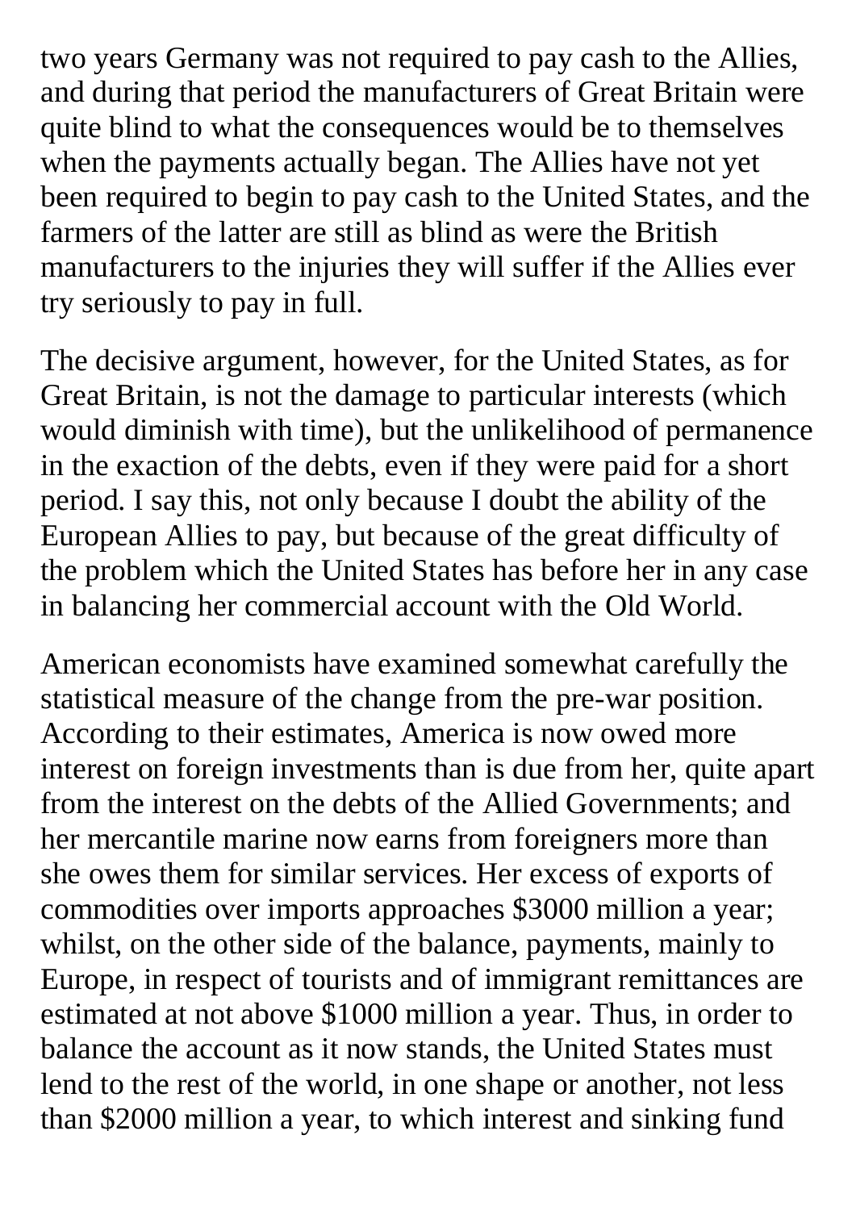two years Germany was not required to pay cash to the Allies, and during that period the manufacturers of Great Britain were quite blind to what the consequences would be to themselves when the payments actually began. The Allies have not yet been required to begin to pay cash to the United States, and the farmers of the latter are still as blind as were the British manufacturers to the injuries they will suffer if the Allies ever try seriously to pay in full.

The decisive argument, however, for the United States, as for Great Britain, is not the damage to particular interests (which would diminish with time), but the unlikelihood of permanence in the exaction of the debts, even if they were paid for a short period. I say this, not only because I doubt the ability of the European Allies to pay, but because of the great difficulty of the problem which the United States has before her in any case in balancing her commercial account with the Old World.

American economists have examined somewhat carefully the statistical measure of the change from the pre-war position. According to their estimates, America is now owed more interest on foreign investments than is due from her, quite apart from the interest on the debts of the Allied Governments; and her mercantile marine now earns from foreigners more than she owes them for similar services. Her excess of exports of commodities over imports approaches $3000 million a year; whilst, on the other side of the balance, payments, mainly to Europe, in respect of tourists and of immigrant remittances are estimated at not above $1000 million a year. Thus, in order to balance the account as it now stands, the United States must lend to the rest of the world, in one shape or another, not less than $2000 million a year, to which interest and sinking fund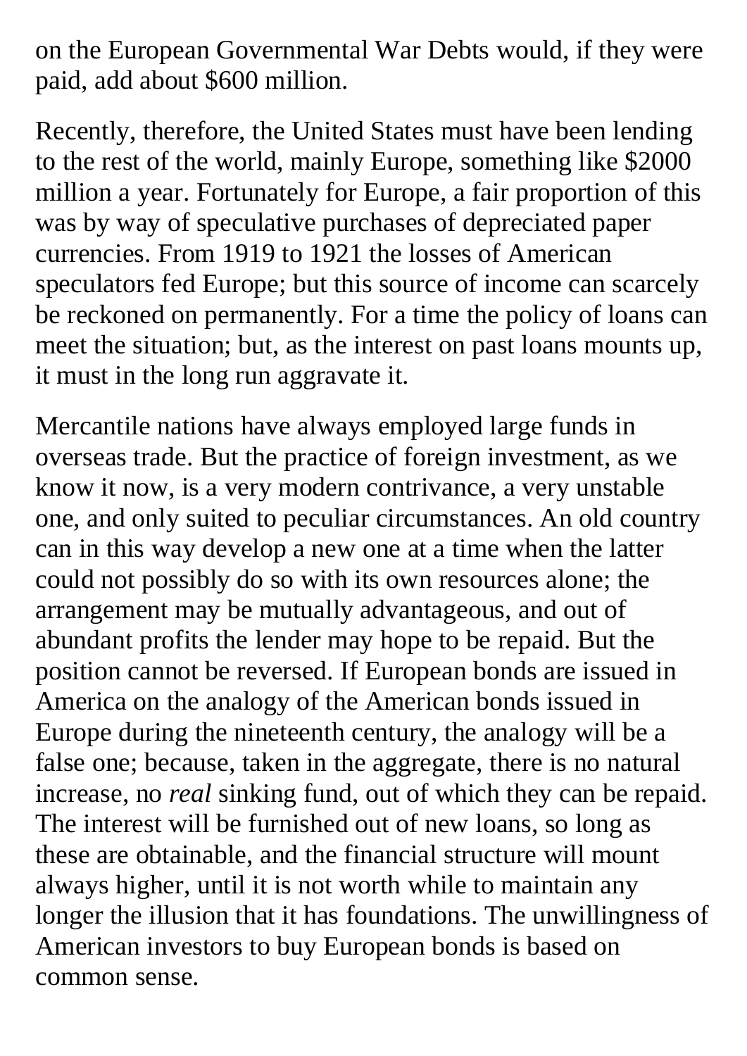on the European Governmental War Debts would, if they were paid, add about $600 million.

Recently, therefore, the United States must have been lending to the rest of the world, mainly Europe, something like $2000 million a year. Fortunately for Europe, a fair proportion of this was by way of speculative purchases of depreciated paper currencies. From 1919 to 1921 the losses of American speculators fed Europe; but this source of income can scarcely be reckoned on permanently. For a time the policy of loans can meet the situation; but, as the interest on past loans mounts up, it must in the long run aggravate it.

Mercantile nations have always employed large funds in overseas trade. But the practice of foreign investment, as we know it now, is a very modern contrivance, a very unstable one, and only suited to peculiar circumstances. An old country can in this way develop a new one at a time when the latter could not possibly do so with its own resources alone; the arrangement may be mutually advantageous, and out of abundant profits the lender may hope to be repaid. But the position cannot be reversed. If European bonds are issued in America on the analogy of the American bonds issued in Europe during the nineteenth century, the analogy will be a false one; because, taken in the aggregate, there is no natural increase, no *real* sinking fund, out of which they can be repaid. The interest will be furnished out of new loans, so long as these are obtainable, and the financial structure will mount always higher, until it is not worth while to maintain any longer the illusion that it has foundations. The unwillingness of American investors to buy European bonds is based on common sense.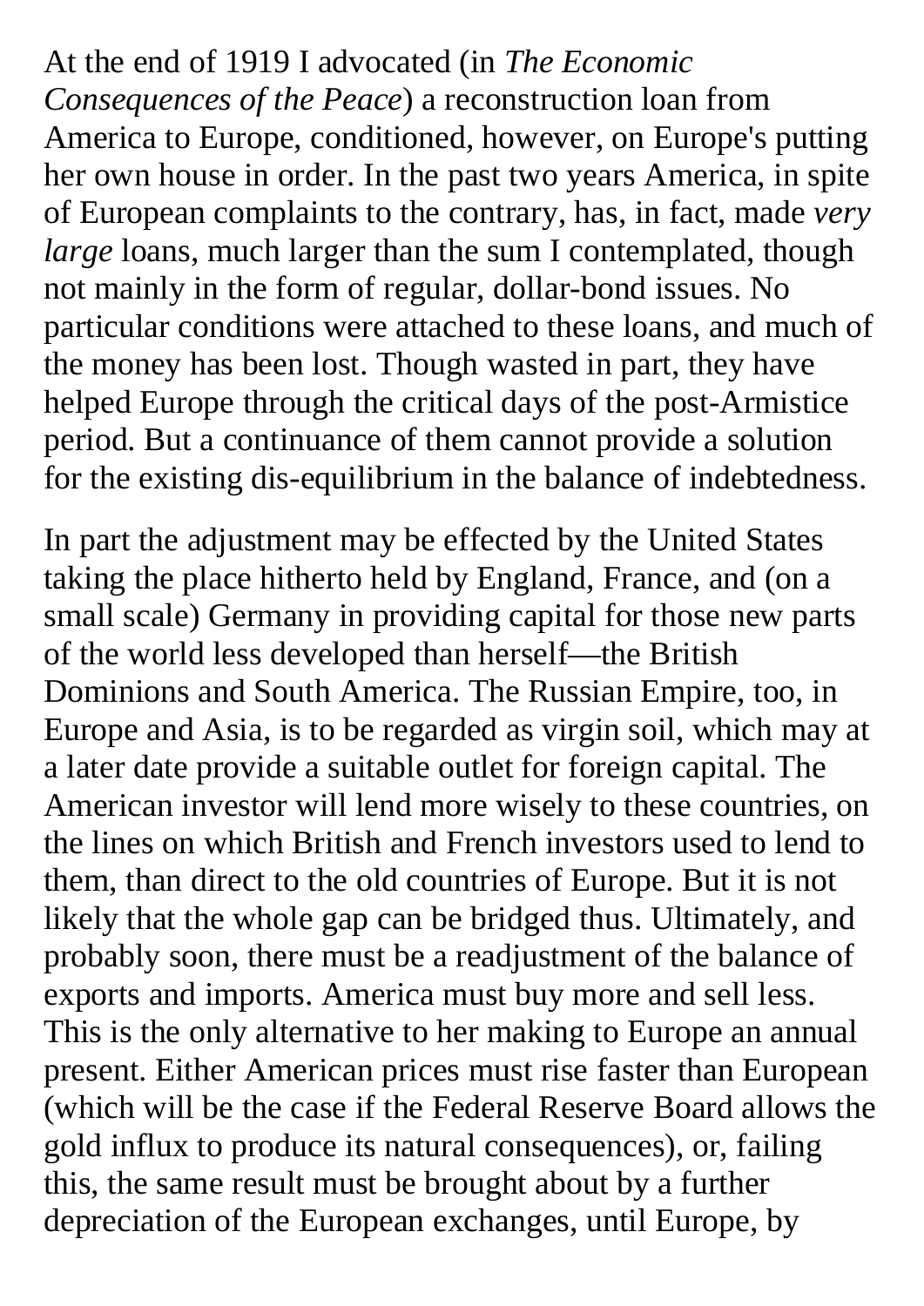At the end of 1919 I advocated (in *The Economic Consequences of the Peace*) a reconstruction loan from America to Europe, conditioned, however, on Europe's putting her own house in order. In the past two years America, in spite of European complaints to the contrary, has, in fact, made *very large* loans, much larger than the sum I contemplated, though not mainly in the form of regular, dollar-bond issues. No particular conditions were attached to these loans, and much of the money has been lost. Though wasted in part, they have helped Europe through the critical days of the post-Armistice period. But a continuance of them cannot provide a solution for the existing dis-equilibrium in the balance of indebtedness.

In part the adjustment may be effected by the United States taking the place hitherto held by England, France, and (on a small scale) Germany in providing capital for those new parts of the world less developed than herself—the British Dominions and South America. The Russian Empire, too, in Europe and Asia, is to be regarded as virgin soil, which may at a later date provide a suitable outlet for foreign capital. The American investor will lend more wisely to these countries, on the lines on which British and French investors used to lend to them, than direct to the old countries of Europe. But it is not likely that the whole gap can be bridged thus. Ultimately, and probably soon, there must be a readjustment of the balance of exports and imports. America must buy more and sell less. This is the only alternative to her making to Europe an annual present. Either American prices must rise faster than European (which will be the case if the Federal Reserve Board allows the gold influx to produce its natural consequences), or, failing this, the same result must be brought about by a further depreciation of the European exchanges, until Europe, by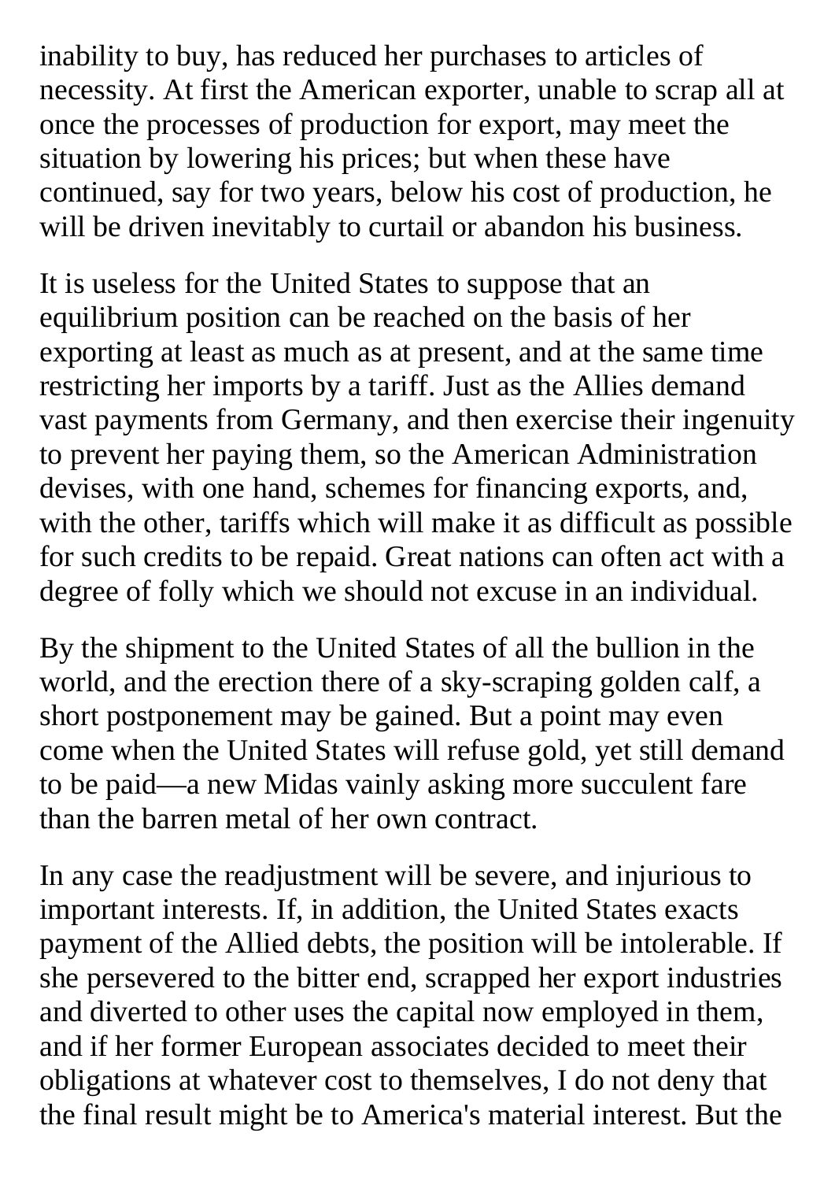inability to buy, has reduced her purchases to articles of necessity. At first the American exporter, unable to scrap all at once the processes of production for export, may meet the situation by lowering his prices; but when these have continued, say for two years, below his cost of production, he will be driven inevitably to curtail or abandon his business.

It is useless for the United States to suppose that an equilibrium position can be reached on the basis of her exporting at least as much as at present, and at the same time restricting her imports by a tariff. Just as the Allies demand vast payments from Germany, and then exercise their ingenuity to prevent her paying them, so the American Administration devises, with one hand, schemes for financing exports, and, with the other, tariffs which will make it as difficult as possible for such credits to be repaid. Great nations can often act with a degree of folly which we should not excuse in an individual.

By the shipment to the United States of all the bullion in the world, and the erection there of a sky-scraping golden calf, a short postponement may be gained. But a point may even come when the United States will refuse gold, yet still demand to be paid—a new Midas vainly asking more succulent fare than the barren metal of her own contract.

In any case the readjustment will be severe, and injurious to important interests. If, in addition, the United States exacts payment of the Allied debts, the position will be intolerable. If she persevered to the bitter end, scrapped her export industries and diverted to other uses the capital now employed in them, and if her former European associates decided to meet their obligations at whatever cost to themselves, I do not deny that the final result might be to America's material interest. But the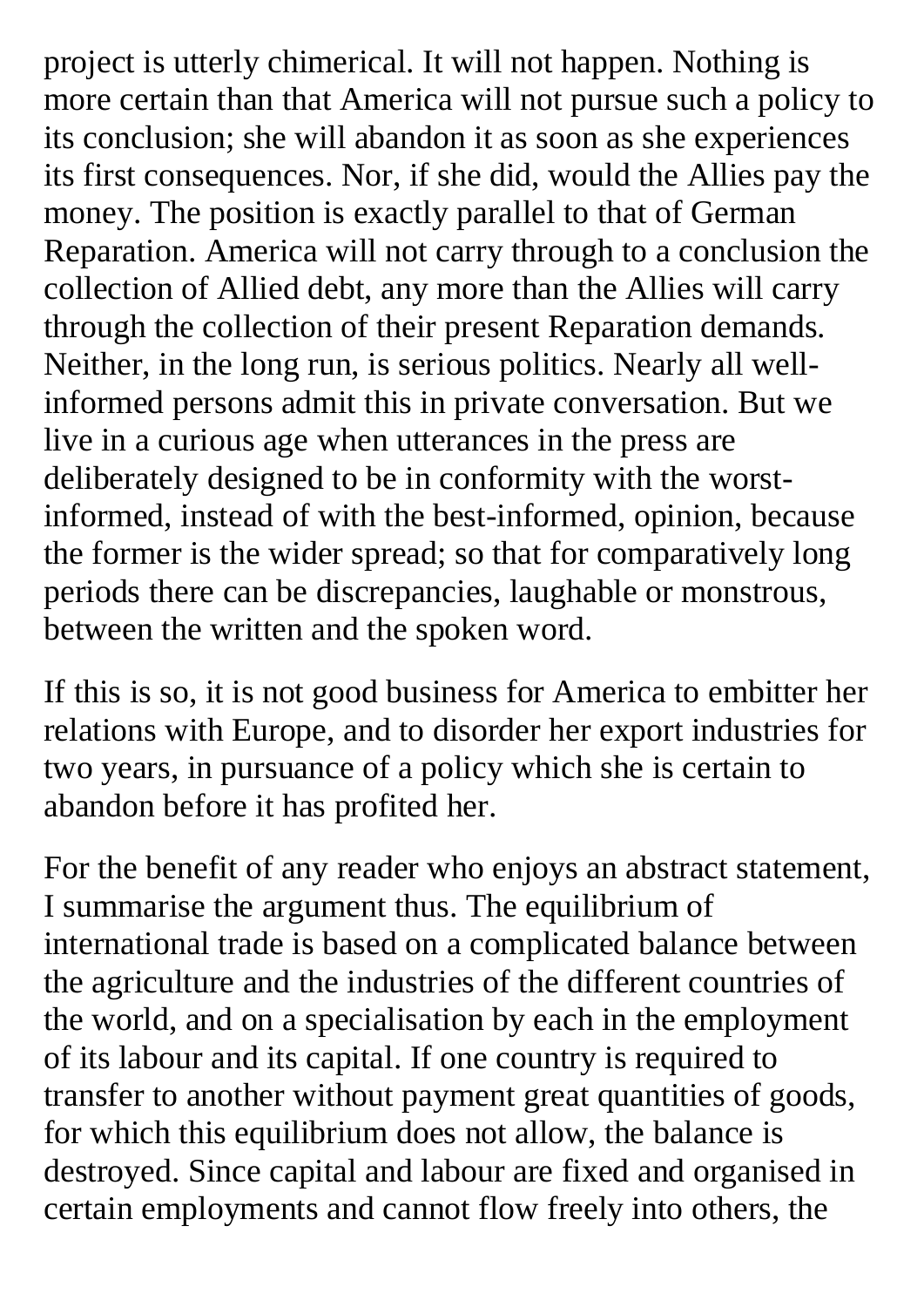project is utterly chimerical. It will not happen. Nothing is more certain than that America will not pursue such a policy to its conclusion; she will abandon it as soon as she experiences its first consequences. Nor, if she did, would the Allies pay the money. The position is exactly parallel to that of German Reparation. America will not carry through to a conclusion the collection of Allied debt, any more than the Allies will carry through the collection of their present Reparation demands. Neither, in the long run, is serious politics. Nearly all well-informed persons admit this in private conversation. But we live in a curious age when utterances in the press are deliberately designed to be in conformity with the worst-informed, instead of with the best-informed, opinion, because the former is the wider spread; so that for comparatively long periods there can be discrepancies, laughable or monstrous, between the written and the spoken word.

If this is so, it is not good business for America to embitter her relations with Europe, and to disorder her export industries for two years, in pursuance of a policy which she is certain to abandon before it has profited her.

For the benefit of any reader who enjoys an abstract statement, I summarise the argument thus. The equilibrium of international trade is based on a complicated balance between the agriculture and the industries of the different countries of the world, and on a specialisation by each in the employment of its labour and its capital. If one country is required to transfer to another without payment great quantities of goods, for which this equilibrium does not allow, the balance is destroyed. Since capital and labour are fixed and organised in certain employments and cannot flow freely into others, the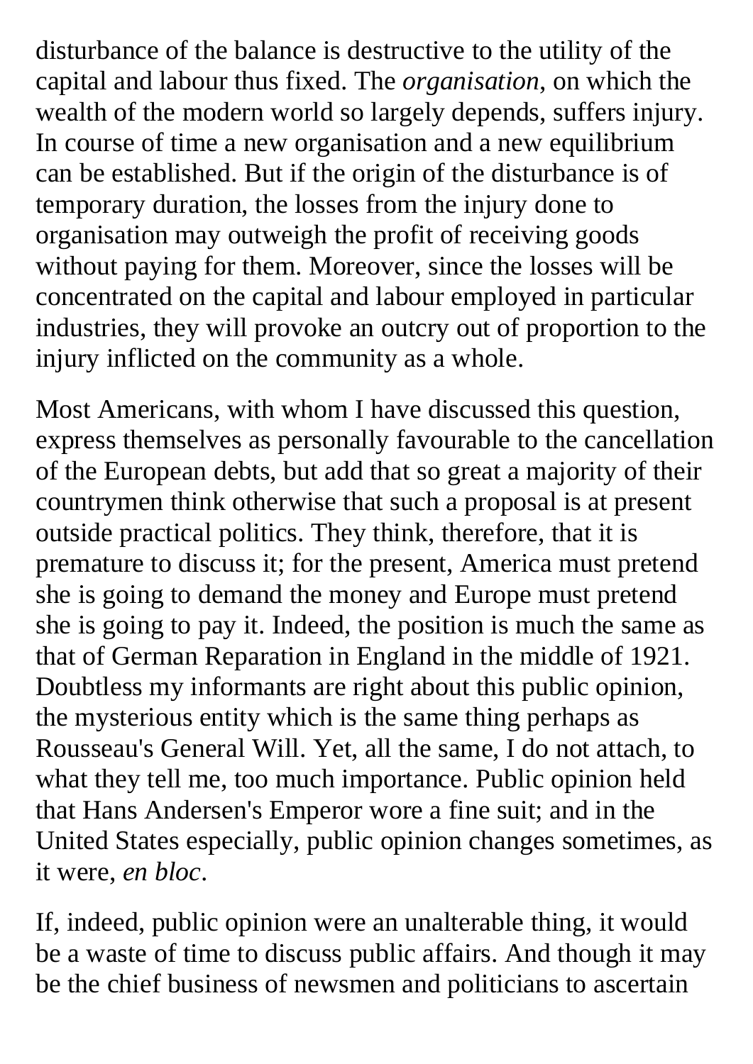disturbance of the balance is destructive to the utility of the capital and labour thus fixed. The *organisation*, on which the wealth of the modern world so largely depends, suffers injury. In course of time a new organisation and a new equilibrium can be established. But if the origin of the disturbance is of temporary duration, the losses from the injury done to organisation may outweigh the profit of receiving goods without paying for them. Moreover, since the losses will be concentrated on the capital and labour employed in particular industries, they will provoke an outcry out of proportion to the injury inflicted on the community as a whole.

Most Americans, with whom I have discussed this question, express themselves as personally favourable to the cancellation of the European debts, but add that so great a majority of their countrymen think otherwise that such a proposal is at present outside practical politics. They think, therefore, that it is premature to discuss it; for the present, America must pretend she is going to demand the money and Europe must pretend she is going to pay it. Indeed, the position is much the same as that of German Reparation in England in the middle of 1921. Doubtless my informants are right about this public opinion, the mysterious entity which is the same thing perhaps as Rousseau's General Will. Yet, all the same, I do not attach, to what they tell me, too much importance. Public opinion held that Hans Andersen's Emperor wore a fine suit; and in the United States especially, public opinion changes sometimes, as it were, *en bloc*.

If, indeed, public opinion were an unalterable thing, it would be a waste of time to discuss public affairs. And though it may be the chief business of newsmen and politicians to ascertain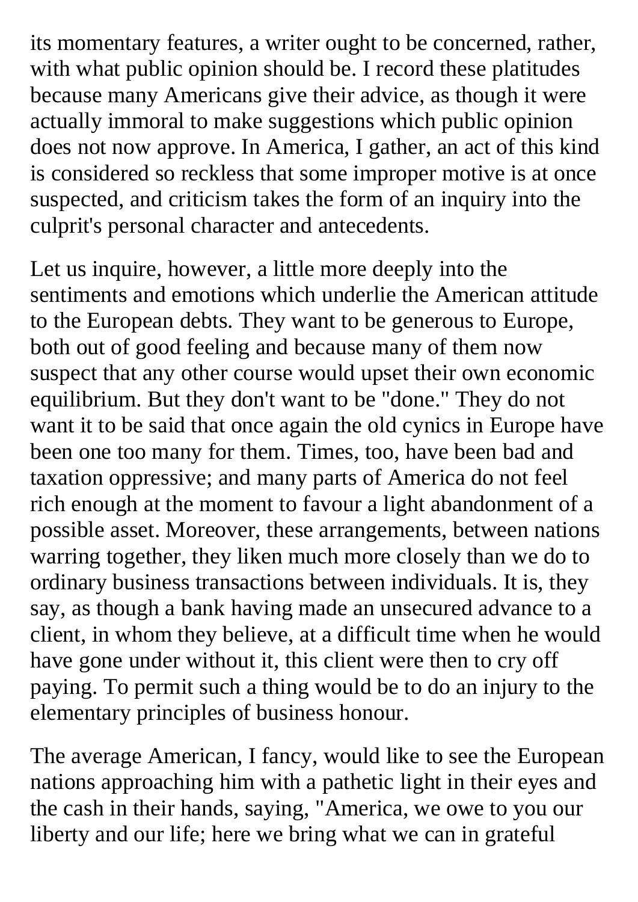its momentary features, a writer ought to be concerned, rather, with what public opinion should be. I record these platitudes because many Americans give their advice, as though it were actually immoral to make suggestions which public opinion does not now approve. In America, I gather, an act of this kind is considered so reckless that some improper motive is at once suspected, and criticism takes the form of an inquiry into the culprit's personal character and antecedents.

Let us inquire, however, a little more deeply into the sentiments and emotions which underlie the American attitude to the European debts. They want to be generous to Europe, both out of good feeling and because many of them now suspect that any other course would upset their own economic equilibrium. But they don't want to be "done." They do not want it to be said that once again the old cynics in Europe have been one too many for them. Times, too, have been bad and taxation oppressive; and many parts of America do not feel rich enough at the moment to favour a light abandonment of a possible asset. Moreover, these arrangements, between nations warring together, they liken much more closely than we do to ordinary business transactions between individuals. It is, they say, as though a bank having made an unsecured advance to a client, in whom they believe, at a difficult time when he would have gone under without it, this client were then to cry off paying. To permit such a thing would be to do an injury to the elementary principles of business honour.

The average American, I fancy, would like to see the European nations approaching him with a pathetic light in their eyes and the cash in their hands, saying, "America, we owe to you our liberty and our life; here we bring what we can in grateful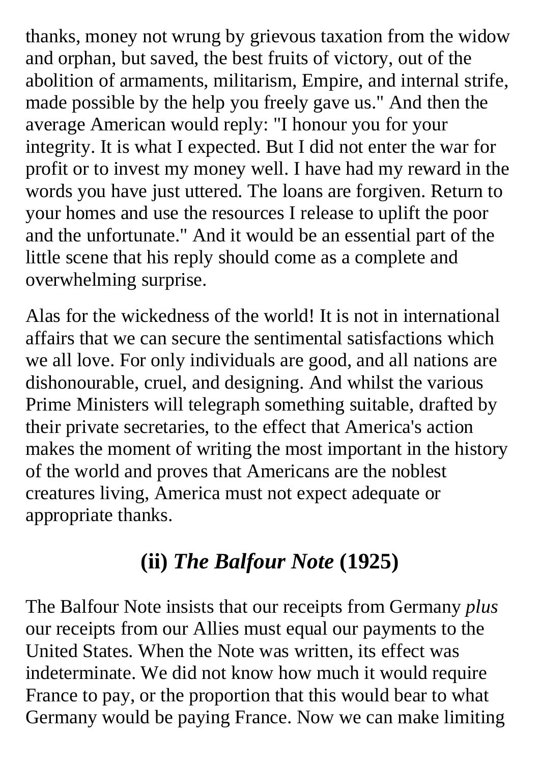thanks, money not wrung by grievous taxation from the widow and orphan, but saved, the best fruits of victory, out of the abolition of armaments, militarism, Empire, and internal strife, made possible by the help you freely gave us." And then the average American would reply: "I honour you for your integrity. It is what I expected. But I did not enter the war for profit or to invest my money well. I have had my reward in the words you have just uttered. The loans are forgiven. Return to your homes and use the resources I release to uplift the poor and the unfortunate." And it would be an essential part of the little scene that his reply should come as a complete and overwhelming surprise.

Alas for the wickedness of the world! It is not in international affairs that we can secure the sentimental satisfactions which we all love. For only individuals are good, and all nations are dishonourable, cruel, and designing. And whilst the various Prime Ministers will telegraph something suitable, drafted by their private secretaries, to the effect that America's action makes the moment of writing the most important in the history of the world and proves that Americans are the noblest creatures living, America must not expect adequate or appropriate thanks.

## (ii) *The Balfour Note* (1925)

The Balfour Note insists that our receipts from Germany *plus* our receipts from our Allies must equal our payments to the United States. When the Note was written, its effect was indeterminate. We did not know how much it would require France to pay, or the proportion that this would bear to what Germany would be paying France. Now we can make limiting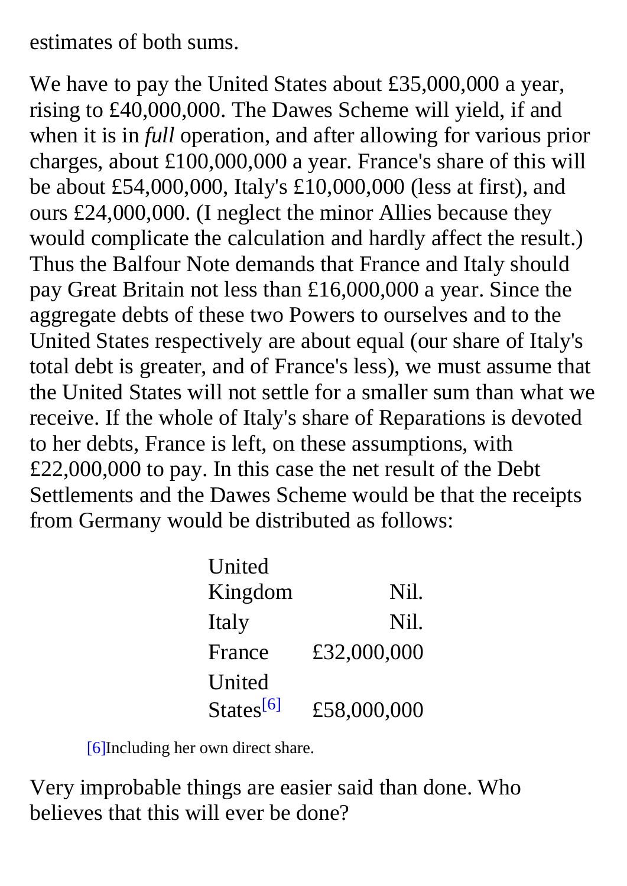estimates of both sums.

We have to pay the United States about £35,000,000 a year, rising to £40,000,000. The Dawes Scheme will yield, if and when it is in *full* operation, and after allowing for various prior charges, about £100,000,000 a year. France's share of this will be about £54,000,000, Italy's £10,000,000 (less at first), and ours £24,000,000. (I neglect the minor Allies because they would complicate the calculation and hardly affect the result.) Thus the Balfour Note demands that France and Italy should pay Great Britain not less than £16,000,000 a year. Since the aggregate debts of these two Powers to ourselves and to the United States respectively are about equal (our share of Italy's total debt is greater, and of France's less), we must assume that the United States will not settle for a smaller sum than what we receive. If the whole of Italy's share of Reparations is devoted to her debts, France is left, on these assumptions, with £22,000,000 to pay. In this case the net result of the Debt Settlements and the Dawes Scheme would be that the receipts from Germany would be distributed as follows:

| | |
|---|---|
| United Kingdom | Nil. |
| Italy | Nil. |
| France | £32,000,000 |
| United States[6] | £58,000,000 |

[6]Including her own direct share.

Very improbable things are easier said than done. Who believes that this will ever be done?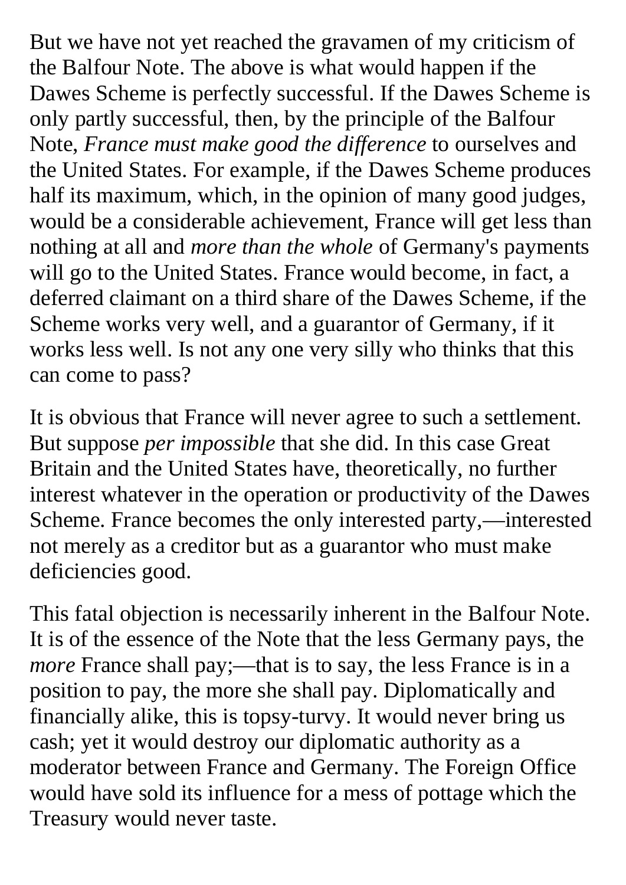But we have not yet reached the gravamen of my criticism of the Balfour Note. The above is what would happen if the Dawes Scheme is perfectly successful. If the Dawes Scheme is only partly successful, then, by the principle of the Balfour Note, *France must make good the difference* to ourselves and the United States. For example, if the Dawes Scheme produces half its maximum, which, in the opinion of many good judges, would be a considerable achievement, France will get less than nothing at all and *more than the whole* of Germany's payments will go to the United States. France would become, in fact, a deferred claimant on a third share of the Dawes Scheme, if the Scheme works very well, and a guarantor of Germany, if it works less well. Is not any one very silly who thinks that this can come to pass?

It is obvious that France will never agree to such a settlement. But suppose *per impossible* that she did. In this case Great Britain and the United States have, theoretically, no further interest whatever in the operation or productivity of the Dawes Scheme. France becomes the only interested party,—interested not merely as a creditor but as a guarantor who must make deficiencies good.

This fatal objection is necessarily inherent in the Balfour Note. It is of the essence of the Note that the less Germany pays, the *more* France shall pay;—that is to say, the less France is in a position to pay, the more she shall pay. Diplomatically and financially alike, this is topsy-turvy. It would never bring us cash; yet it would destroy our diplomatic authority as a moderator between France and Germany. The Foreign Office would have sold its influence for a mess of pottage which the Treasury would never taste.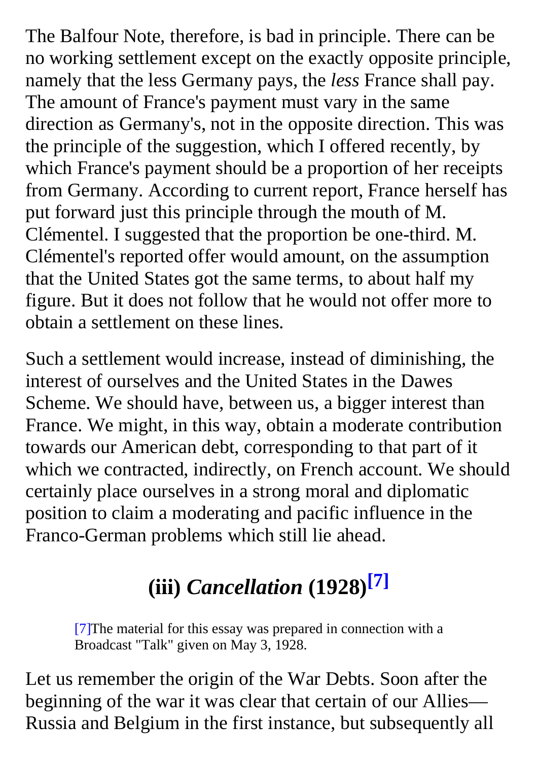The Balfour Note, therefore, is bad in principle. There can be no working settlement except on the exactly opposite principle, namely that the less Germany pays, the *less* France shall pay. The amount of France's payment must vary in the same direction as Germany's, not in the opposite direction. This was the principle of the suggestion, which I offered recently, by which France's payment should be a proportion of her receipts from Germany. According to current report, France herself has put forward just this principle through the mouth of M. Clémentel. I suggested that the proportion be one-third. M. Clémentel's reported offer would amount, on the assumption that the United States got the same terms, to about half my figure. But it does not follow that he would not offer more to obtain a settlement on these lines.

Such a settlement would increase, instead of diminishing, the interest of ourselves and the United States in the Dawes Scheme. We should have, between us, a bigger interest than France. We might, in this way, obtain a moderate contribution towards our American debt, corresponding to that part of it which we contracted, indirectly, on French account. We should certainly place ourselves in a strong moral and diplomatic position to claim a moderating and pacific influence in the Franco-German problems which still lie ahead.

## (iii) *Cancellation* (1928)[7]

> [7]The material for this essay was prepared in connection with a Broadcast "Talk" given on May 3, 1928.

Let us remember the origin of the War Debts. Soon after the beginning of the war it was clear that certain of our Allies—Russia and Belgium in the first instance, but subsequently all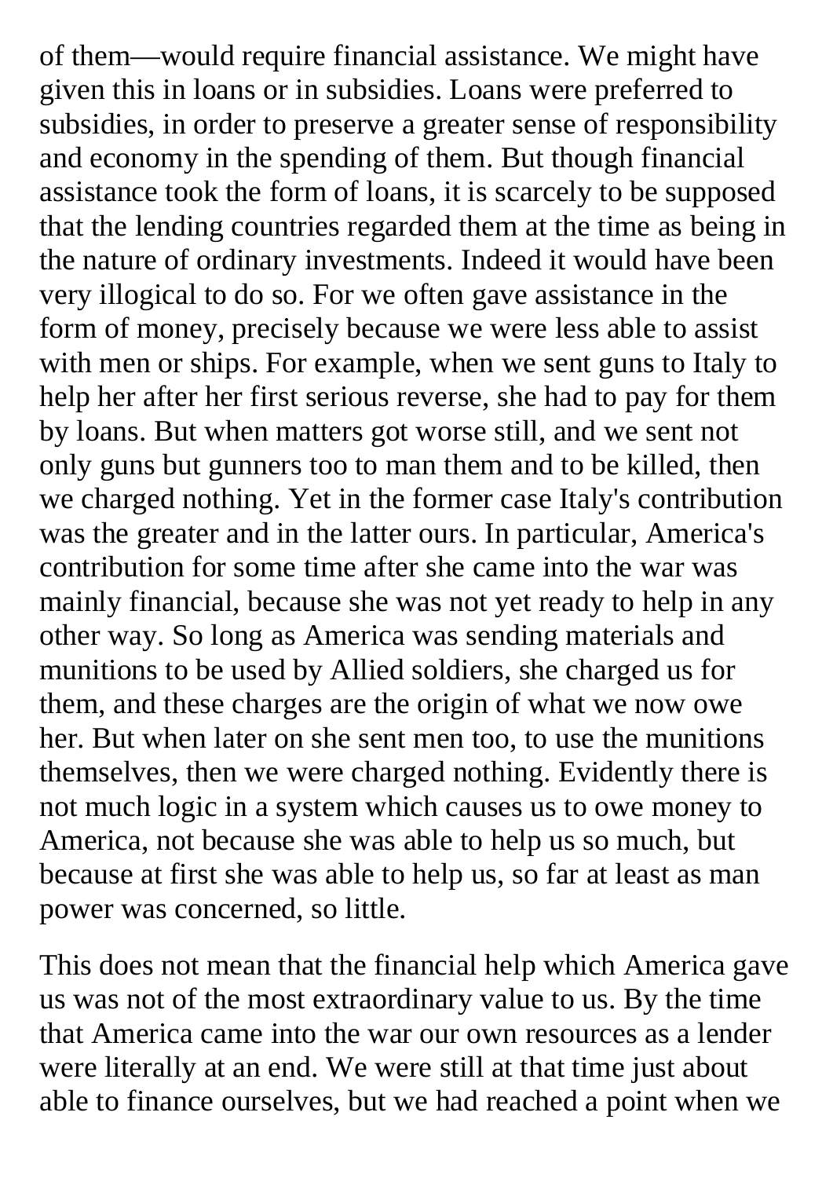of them—would require financial assistance. We might have given this in loans or in subsidies. Loans were preferred to subsidies, in order to preserve a greater sense of responsibility and economy in the spending of them. But though financial assistance took the form of loans, it is scarcely to be supposed that the lending countries regarded them at the time as being in the nature of ordinary investments. Indeed it would have been very illogical to do so. For we often gave assistance in the form of money, precisely because we were less able to assist with men or ships. For example, when we sent guns to Italy to help her after her first serious reverse, she had to pay for them by loans. But when matters got worse still, and we sent not only guns but gunners too to man them and to be killed, then we charged nothing. Yet in the former case Italy's contribution was the greater and in the latter ours. In particular, America's contribution for some time after she came into the war was mainly financial, because she was not yet ready to help in any other way. So long as America was sending materials and munitions to be used by Allied soldiers, she charged us for them, and these charges are the origin of what we now owe her. But when later on she sent men too, to use the munitions themselves, then we were charged nothing. Evidently there is not much logic in a system which causes us to owe money to America, not because she was able to help us so much, but because at first she was able to help us, so far at least as man power was concerned, so little.

This does not mean that the financial help which America gave us was not of the most extraordinary value to us. By the time that America came into the war our own resources as a lender were literally at an end. We were still at that time just about able to finance ourselves, but we had reached a point when we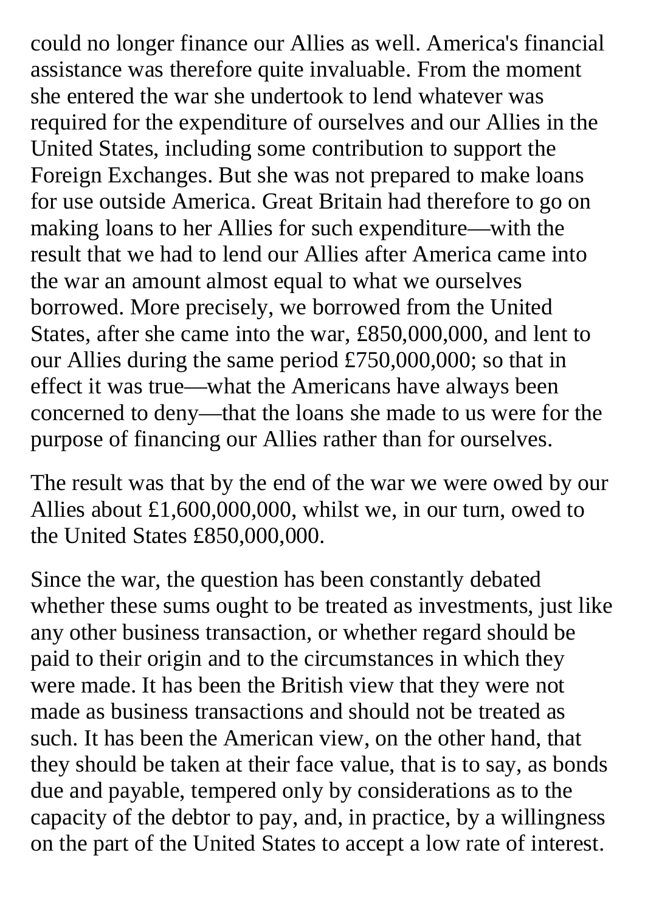could no longer finance our Allies as well. America's financial assistance was therefore quite invaluable. From the moment she entered the war she undertook to lend whatever was required for the expenditure of ourselves and our Allies in the United States, including some contribution to support the Foreign Exchanges. But she was not prepared to make loans for use outside America. Great Britain had therefore to go on making loans to her Allies for such expenditure—with the result that we had to lend our Allies after America came into the war an amount almost equal to what we ourselves borrowed. More precisely, we borrowed from the United States, after she came into the war, £850,000,000, and lent to our Allies during the same period £750,000,000; so that in effect it was true—what the Americans have always been concerned to deny—that the loans she made to us were for the purpose of financing our Allies rather than for ourselves.

The result was that by the end of the war we were owed by our Allies about £1,600,000,000, whilst we, in our turn, owed to the United States £850,000,000.

Since the war, the question has been constantly debated whether these sums ought to be treated as investments, just like any other business transaction, or whether regard should be paid to their origin and to the circumstances in which they were made. It has been the British view that they were not made as business transactions and should not be treated as such. It has been the American view, on the other hand, that they should be taken at their face value, that is to say, as bonds due and payable, tempered only by considerations as to the capacity of the debtor to pay, and, in practice, by a willingness on the part of the United States to accept a low rate of interest.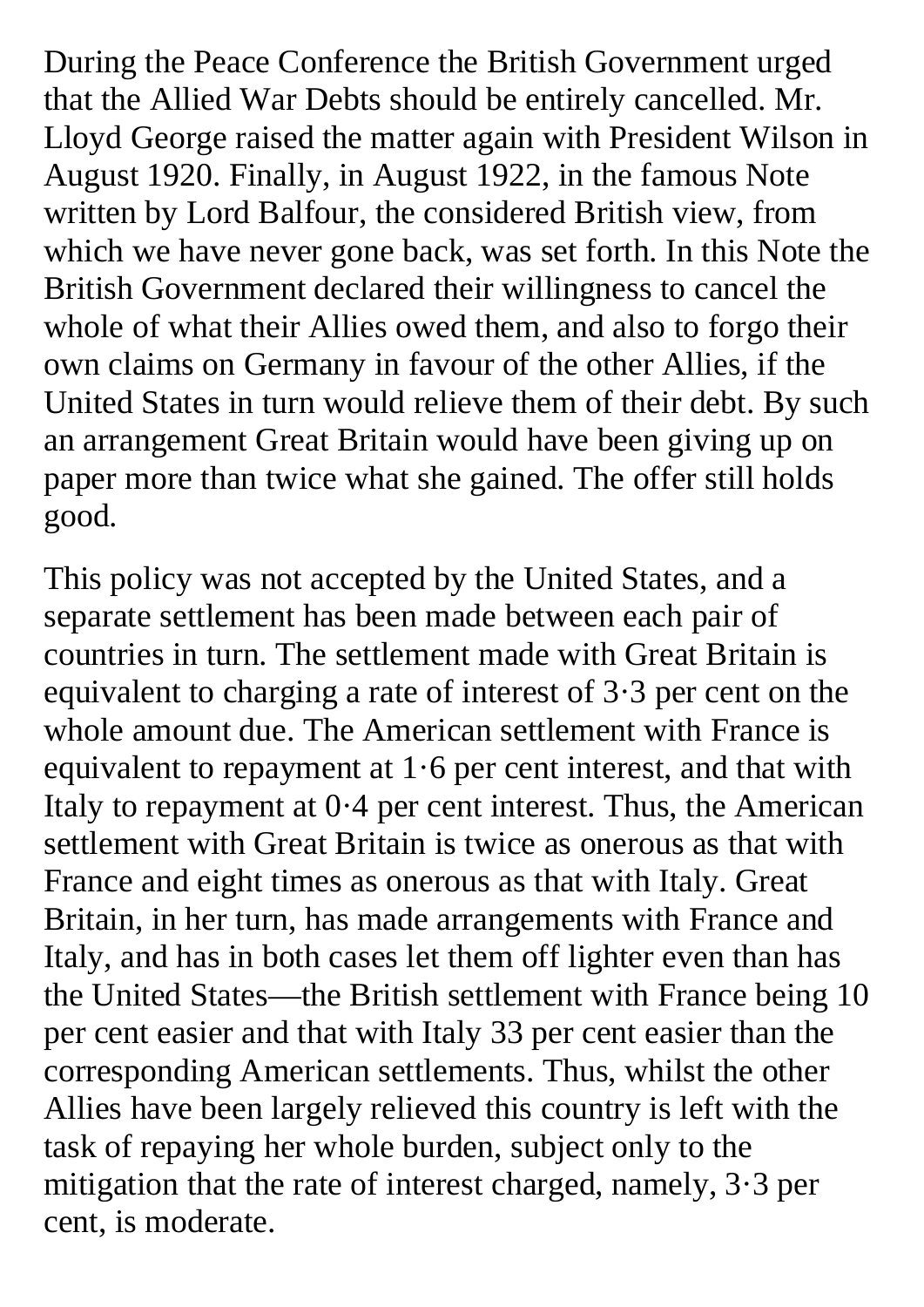During the Peace Conference the British Government urged that the Allied War Debts should be entirely cancelled. Mr. Lloyd George raised the matter again with President Wilson in August 1920. Finally, in August 1922, in the famous Note written by Lord Balfour, the considered British view, from which we have never gone back, was set forth. In this Note the British Government declared their willingness to cancel the whole of what their Allies owed them, and also to forgo their own claims on Germany in favour of the other Allies, if the United States in turn would relieve them of their debt. By such an arrangement Great Britain would have been giving up on paper more than twice what she gained. The offer still holds good.

This policy was not accepted by the United States, and a separate settlement has been made between each pair of countries in turn. The settlement made with Great Britain is equivalent to charging a rate of interest of 3·3 per cent on the whole amount due. The American settlement with France is equivalent to repayment at 1·6 per cent interest, and that with Italy to repayment at 0·4 per cent interest. Thus, the American settlement with Great Britain is twice as onerous as that with France and eight times as onerous as that with Italy. Great Britain, in her turn, has made arrangements with France and Italy, and has in both cases let them off lighter even than has the United States—the British settlement with France being 10 per cent easier and that with Italy 33 per cent easier than the corresponding American settlements. Thus, whilst the other Allies have been largely relieved this country is left with the task of repaying her whole burden, subject only to the mitigation that the rate of interest charged, namely, 3·3 per cent, is moderate.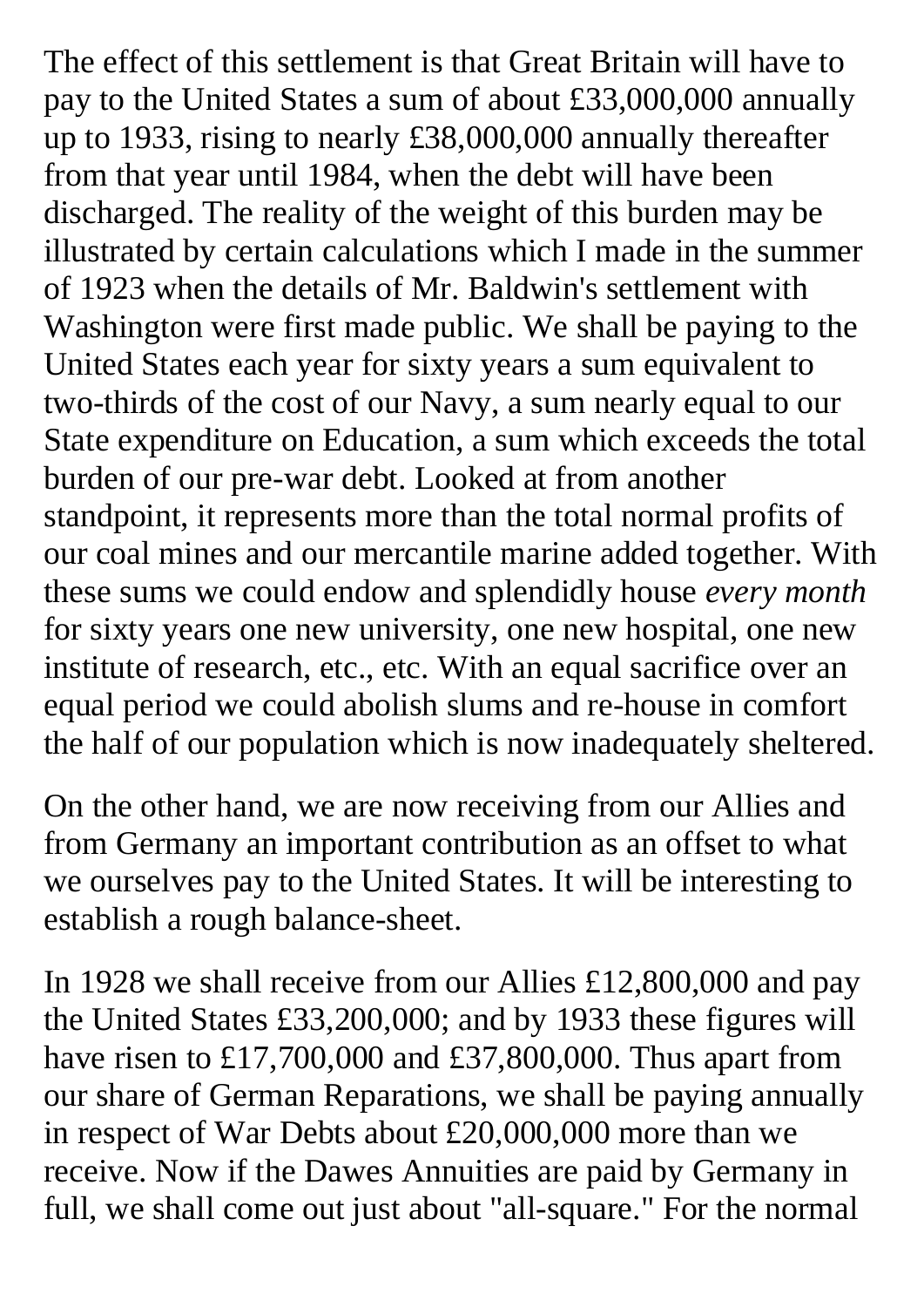The effect of this settlement is that Great Britain will have to pay to the United States a sum of about £33,000,000 annually up to 1933, rising to nearly £38,000,000 annually thereafter from that year until 1984, when the debt will have been discharged. The reality of the weight of this burden may be illustrated by certain calculations which I made in the summer of 1923 when the details of Mr. Baldwin's settlement with Washington were first made public. We shall be paying to the United States each year for sixty years a sum equivalent to two-thirds of the cost of our Navy, a sum nearly equal to our State expenditure on Education, a sum which exceeds the total burden of our pre-war debt. Looked at from another standpoint, it represents more than the total normal profits of our coal mines and our mercantile marine added together. With these sums we could endow and splendidly house *every month* for sixty years one new university, one new hospital, one new institute of research, etc., etc. With an equal sacrifice over an equal period we could abolish slums and re-house in comfort the half of our population which is now inadequately sheltered.

On the other hand, we are now receiving from our Allies and from Germany an important contribution as an offset to what we ourselves pay to the United States. It will be interesting to establish a rough balance-sheet.

In 1928 we shall receive from our Allies £12,800,000 and pay the United States £33,200,000; and by 1933 these figures will have risen to £17,700,000 and £37,800,000. Thus apart from our share of German Reparations, we shall be paying annually in respect of War Debts about £20,000,000 more than we receive. Now if the Dawes Annuities are paid by Germany in full, we shall come out just about "all-square." For the normal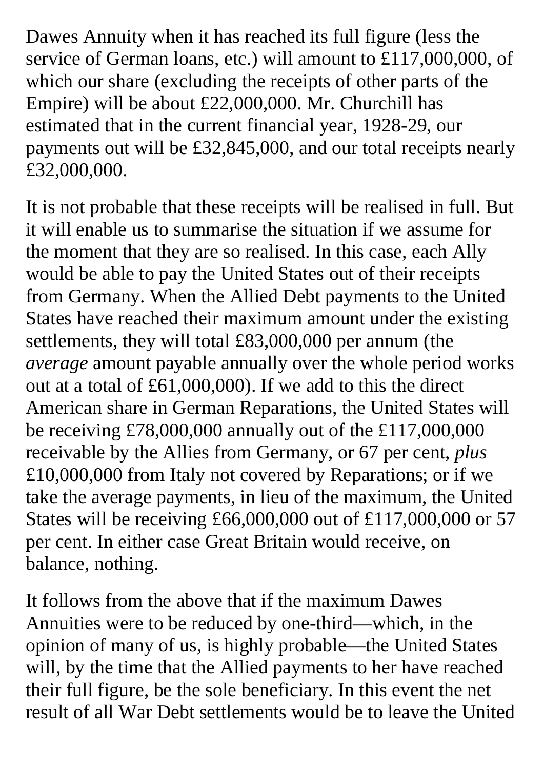Dawes Annuity when it has reached its full figure (less the service of German loans, etc.) will amount to £117,000,000, of which our share (excluding the receipts of other parts of the Empire) will be about £22,000,000. Mr. Churchill has estimated that in the current financial year, 1928-29, our payments out will be £32,845,000, and our total receipts nearly £32,000,000.

It is not probable that these receipts will be realised in full. But it will enable us to summarise the situation if we assume for the moment that they are so realised. In this case, each Ally would be able to pay the United States out of their receipts from Germany. When the Allied Debt payments to the United States have reached their maximum amount under the existing settlements, they will total £83,000,000 per annum (the *average* amount payable annually over the whole period works out at a total of £61,000,000). If we add to this the direct American share in German Reparations, the United States will be receiving £78,000,000 annually out of the £117,000,000 receivable by the Allies from Germany, or 67 per cent, *plus* £10,000,000 from Italy not covered by Reparations; or if we take the average payments, in lieu of the maximum, the United States will be receiving £66,000,000 out of £117,000,000 or 57 per cent. In either case Great Britain would receive, on balance, nothing.

It follows from the above that if the maximum Dawes Annuities were to be reduced by one-third—which, in the opinion of many of us, is highly probable—the United States will, by the time that the Allied payments to her have reached their full figure, be the sole beneficiary. In this event the net result of all War Debt settlements would be to leave the United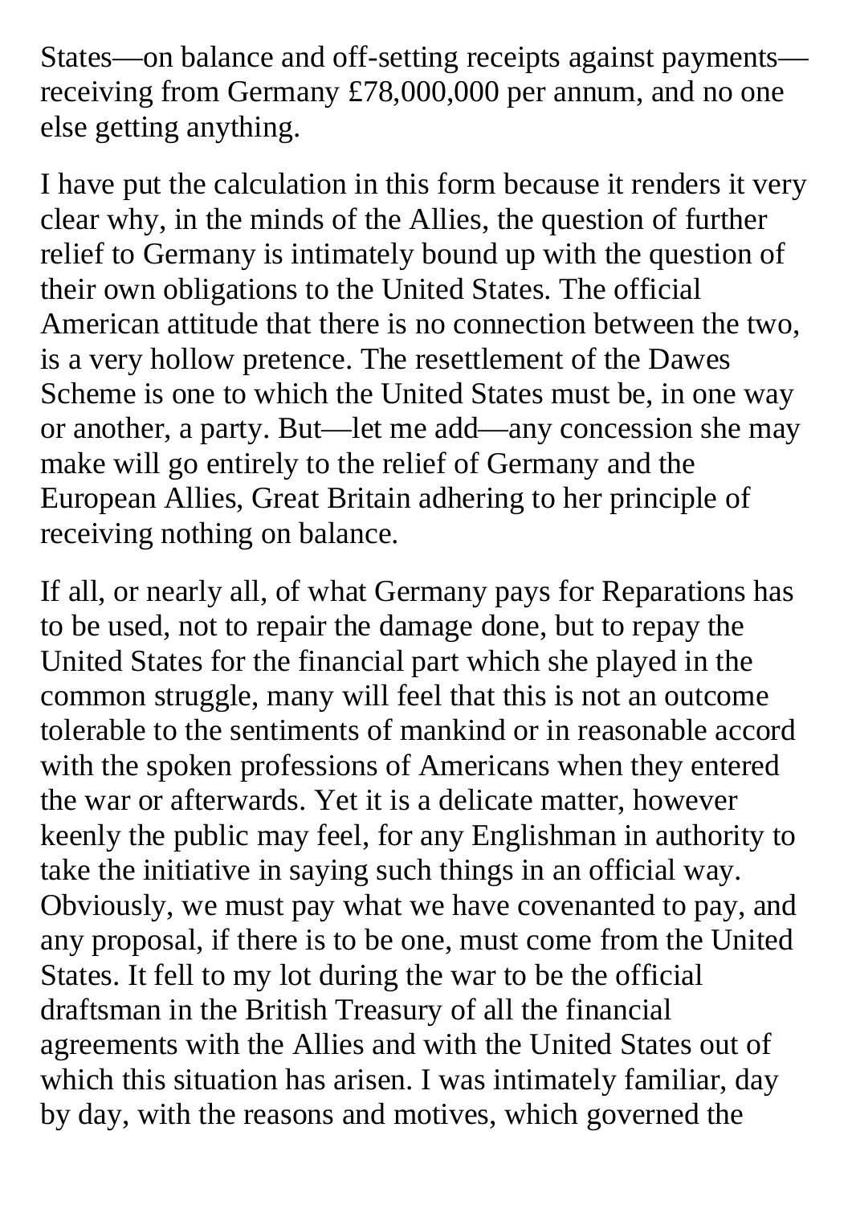States—on balance and off-setting receipts against payments—receiving from Germany £78,000,000 per annum, and no one else getting anything.

I have put the calculation in this form because it renders it very clear why, in the minds of the Allies, the question of further relief to Germany is intimately bound up with the question of their own obligations to the United States. The official American attitude that there is no connection between the two, is a very hollow pretence. The resettlement of the Dawes Scheme is one to which the United States must be, in one way or another, a party. But—let me add—any concession she may make will go entirely to the relief of Germany and the European Allies, Great Britain adhering to her principle of receiving nothing on balance.

If all, or nearly all, of what Germany pays for Reparations has to be used, not to repair the damage done, but to repay the United States for the financial part which she played in the common struggle, many will feel that this is not an outcome tolerable to the sentiments of mankind or in reasonable accord with the spoken professions of Americans when they entered the war or afterwards. Yet it is a delicate matter, however keenly the public may feel, for any Englishman in authority to take the initiative in saying such things in an official way. Obviously, we must pay what we have covenanted to pay, and any proposal, if there is to be one, must come from the United States. It fell to my lot during the war to be the official draftsman in the British Treasury of all the financial agreements with the Allies and with the United States out of which this situation has arisen. I was intimately familiar, day by day, with the reasons and motives, which governed the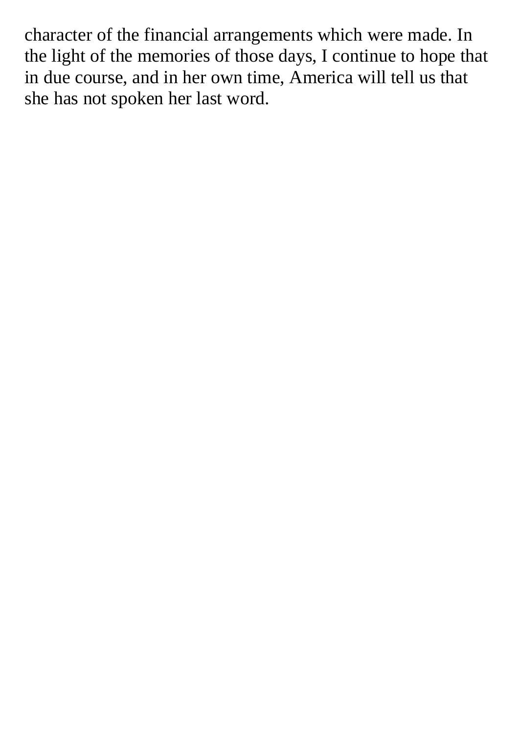character of the financial arrangements which were made. In the light of the memories of those days, I continue to hope that in due course, and in her own time, America will tell us that she has not spoken her last word.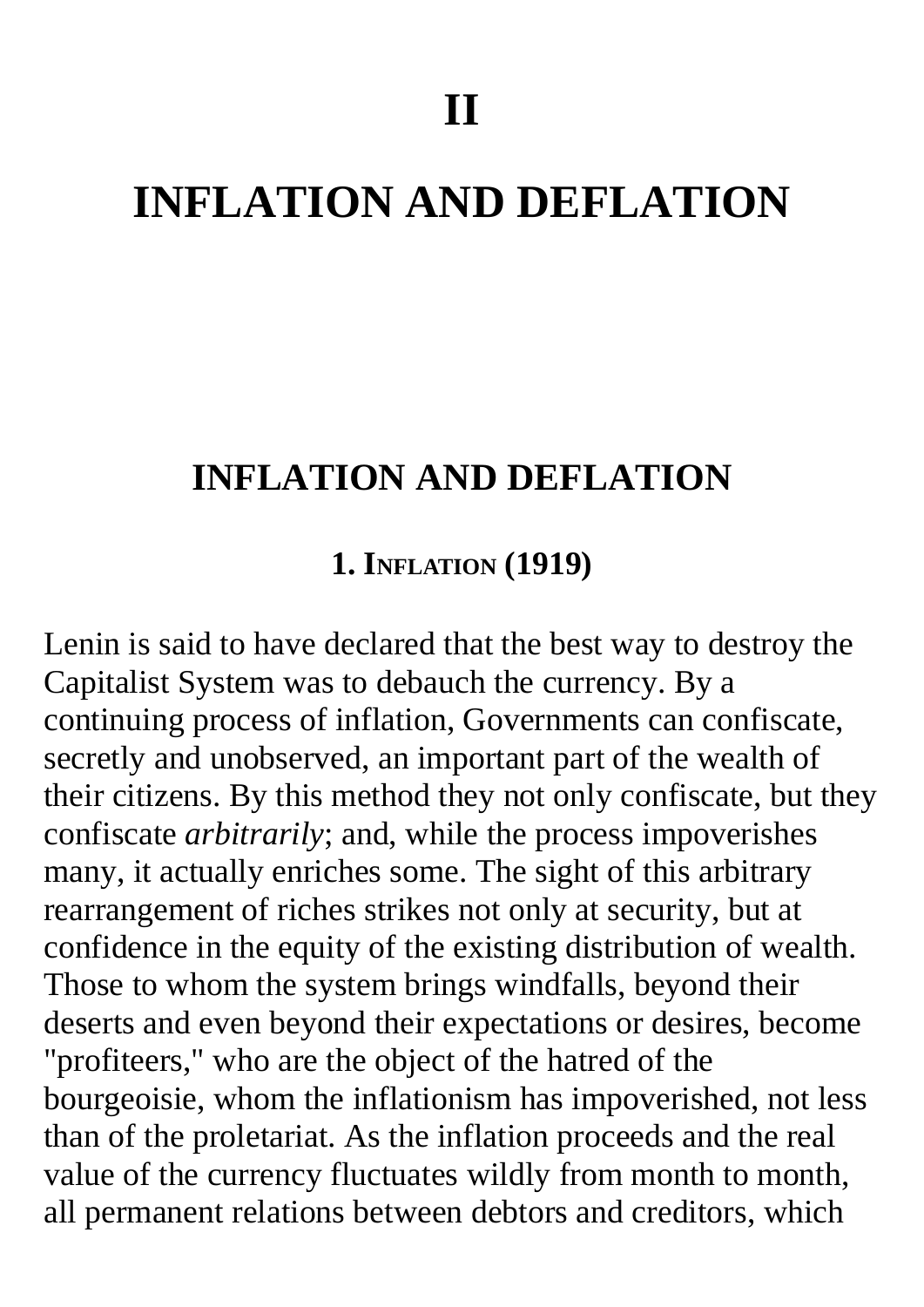# II

# INFLATION AND DEFLATION

## INFLATION AND DEFLATION

### 1. Inflation (1919)

Lenin is said to have declared that the best way to destroy the Capitalist System was to debauch the currency. By a continuing process of inflation, Governments can confiscate, secretly and unobserved, an important part of the wealth of their citizens. By this method they not only confiscate, but they confiscate *arbitrarily*; and, while the process impoverishes many, it actually enriches some. The sight of this arbitrary rearrangement of riches strikes not only at security, but at confidence in the equity of the existing distribution of wealth. Those to whom the system brings windfalls, beyond their deserts and even beyond their expectations or desires, become "profiteers," who are the object of the hatred of the bourgeoisie, whom the inflationism has impoverished, not less than of the proletariat. As the inflation proceeds and the real value of the currency fluctuates wildly from month to month, all permanent relations between debtors and creditors, which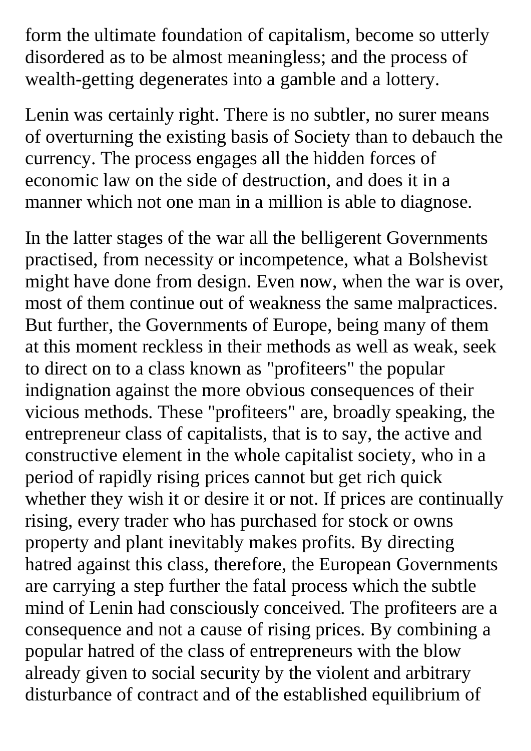form the ultimate foundation of capitalism, become so utterly disordered as to be almost meaningless; and the process of wealth-getting degenerates into a gamble and a lottery.

Lenin was certainly right. There is no subtler, no surer means of overturning the existing basis of Society than to debauch the currency. The process engages all the hidden forces of economic law on the side of destruction, and does it in a manner which not one man in a million is able to diagnose.

In the latter stages of the war all the belligerent Governments practised, from necessity or incompetence, what a Bolshevist might have done from design. Even now, when the war is over, most of them continue out of weakness the same malpractices. But further, the Governments of Europe, being many of them at this moment reckless in their methods as well as weak, seek to direct on to a class known as "profiteers" the popular indignation against the more obvious consequences of their vicious methods. These "profiteers" are, broadly speaking, the entrepreneur class of capitalists, that is to say, the active and constructive element in the whole capitalist society, who in a period of rapidly rising prices cannot but get rich quick whether they wish it or desire it or not. If prices are continually rising, every trader who has purchased for stock or owns property and plant inevitably makes profits. By directing hatred against this class, therefore, the European Governments are carrying a step further the fatal process which the subtle mind of Lenin had consciously conceived. The profiteers are a consequence and not a cause of rising prices. By combining a popular hatred of the class of entrepreneurs with the blow already given to social security by the violent and arbitrary disturbance of contract and of the established equilibrium of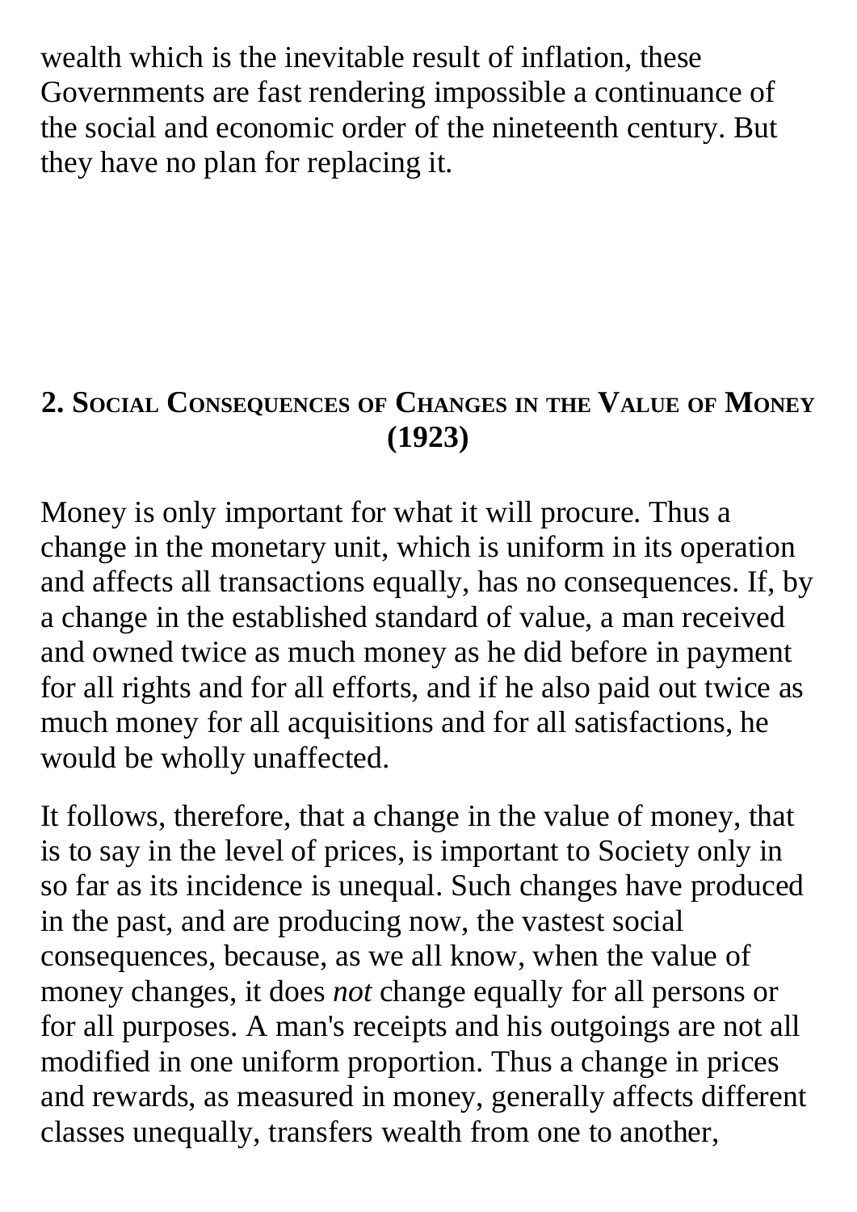wealth which is the inevitable result of inflation, these Governments are fast rendering impossible a continuance of the social and economic order of the nineteenth century. But they have no plan for replacing it.

## 2. Social Consequences of Changes in the Value of Money (1923)

Money is only important for what it will procure. Thus a change in the monetary unit, which is uniform in its operation and affects all transactions equally, has no consequences. If, by a change in the established standard of value, a man received and owned twice as much money as he did before in payment for all rights and for all efforts, and if he also paid out twice as much money for all acquisitions and for all satisfactions, he would be wholly unaffected.

It follows, therefore, that a change in the value of money, that is to say in the level of prices, is important to Society only in so far as its incidence is unequal. Such changes have produced in the past, and are producing now, the vastest social consequences, because, as we all know, when the value of money changes, it does *not* change equally for all persons or for all purposes. A man's receipts and his outgoings are not all modified in one uniform proportion. Thus a change in prices and rewards, as measured in money, generally affects different classes unequally, transfers wealth from one to another,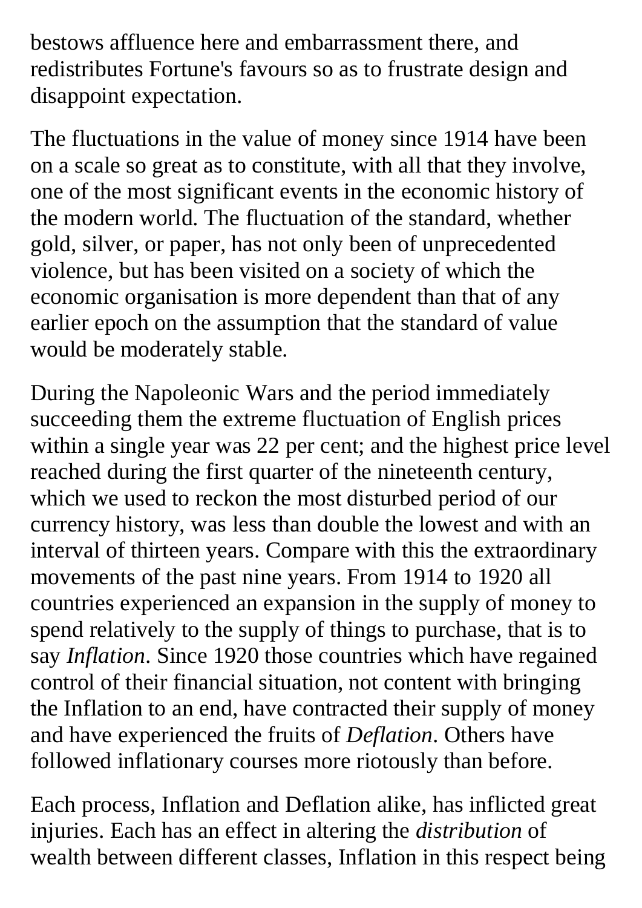bestows affluence here and embarrassment there, and redistributes Fortune's favours so as to frustrate design and disappoint expectation.

The fluctuations in the value of money since 1914 have been on a scale so great as to constitute, with all that they involve, one of the most significant events in the economic history of the modern world. The fluctuation of the standard, whether gold, silver, or paper, has not only been of unprecedented violence, but has been visited on a society of which the economic organisation is more dependent than that of any earlier epoch on the assumption that the standard of value would be moderately stable.

During the Napoleonic Wars and the period immediately succeeding them the extreme fluctuation of English prices within a single year was 22 per cent; and the highest price level reached during the first quarter of the nineteenth century, which we used to reckon the most disturbed period of our currency history, was less than double the lowest and with an interval of thirteen years. Compare with this the extraordinary movements of the past nine years. From 1914 to 1920 all countries experienced an expansion in the supply of money to spend relatively to the supply of things to purchase, that is to say *Inflation*. Since 1920 those countries which have regained control of their financial situation, not content with bringing the Inflation to an end, have contracted their supply of money and have experienced the fruits of *Deflation*. Others have followed inflationary courses more riotously than before.

Each process, Inflation and Deflation alike, has inflicted great injuries. Each has an effect in altering the *distribution* of wealth between different classes, Inflation in this respect being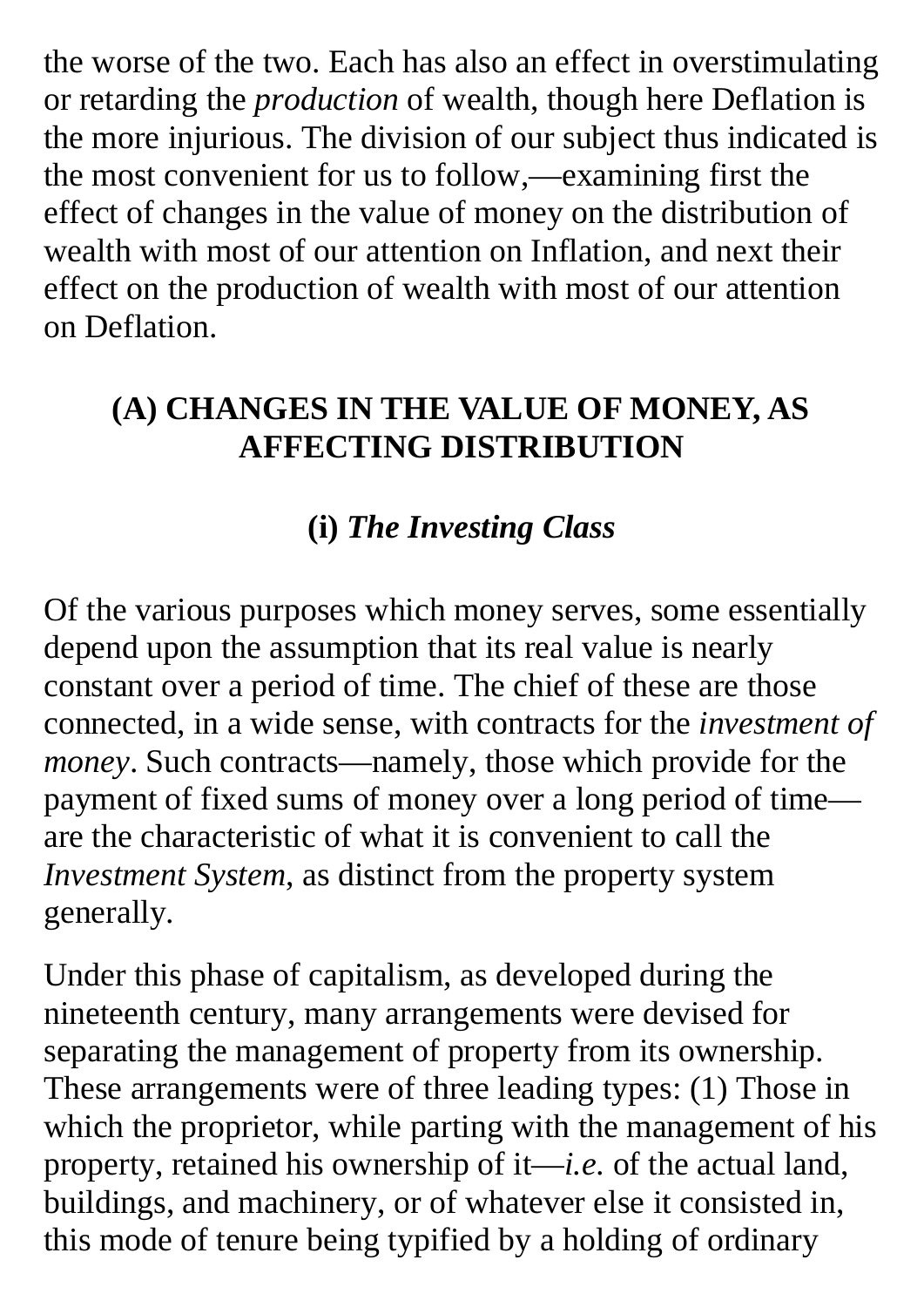the worse of the two. Each has also an effect in overstimulating or retarding the *production* of wealth, though here Deflation is the more injurious. The division of our subject thus indicated is the most convenient for us to follow,—examining first the effect of changes in the value of money on the distribution of wealth with most of our attention on Inflation, and next their effect on the production of wealth with most of our attention on Deflation.

## (A) CHANGES IN THE VALUE OF MONEY, AS AFFECTING DISTRIBUTION

### (i) *The Investing Class*

Of the various purposes which money serves, some essentially depend upon the assumption that its real value is nearly constant over a period of time. The chief of these are those connected, in a wide sense, with contracts for the *investment of money*. Such contracts—namely, those which provide for the payment of fixed sums of money over a long period of time—are the characteristic of what it is convenient to call the *Investment System,* as distinct from the property system generally.

Under this phase of capitalism, as developed during the nineteenth century, many arrangements were devised for separating the management of property from its ownership. These arrangements were of three leading types: (1) Those in which the proprietor, while parting with the management of his property, retained his ownership of it—*i.e.* of the actual land, buildings, and machinery, or of whatever else it consisted in, this mode of tenure being typified by a holding of ordinary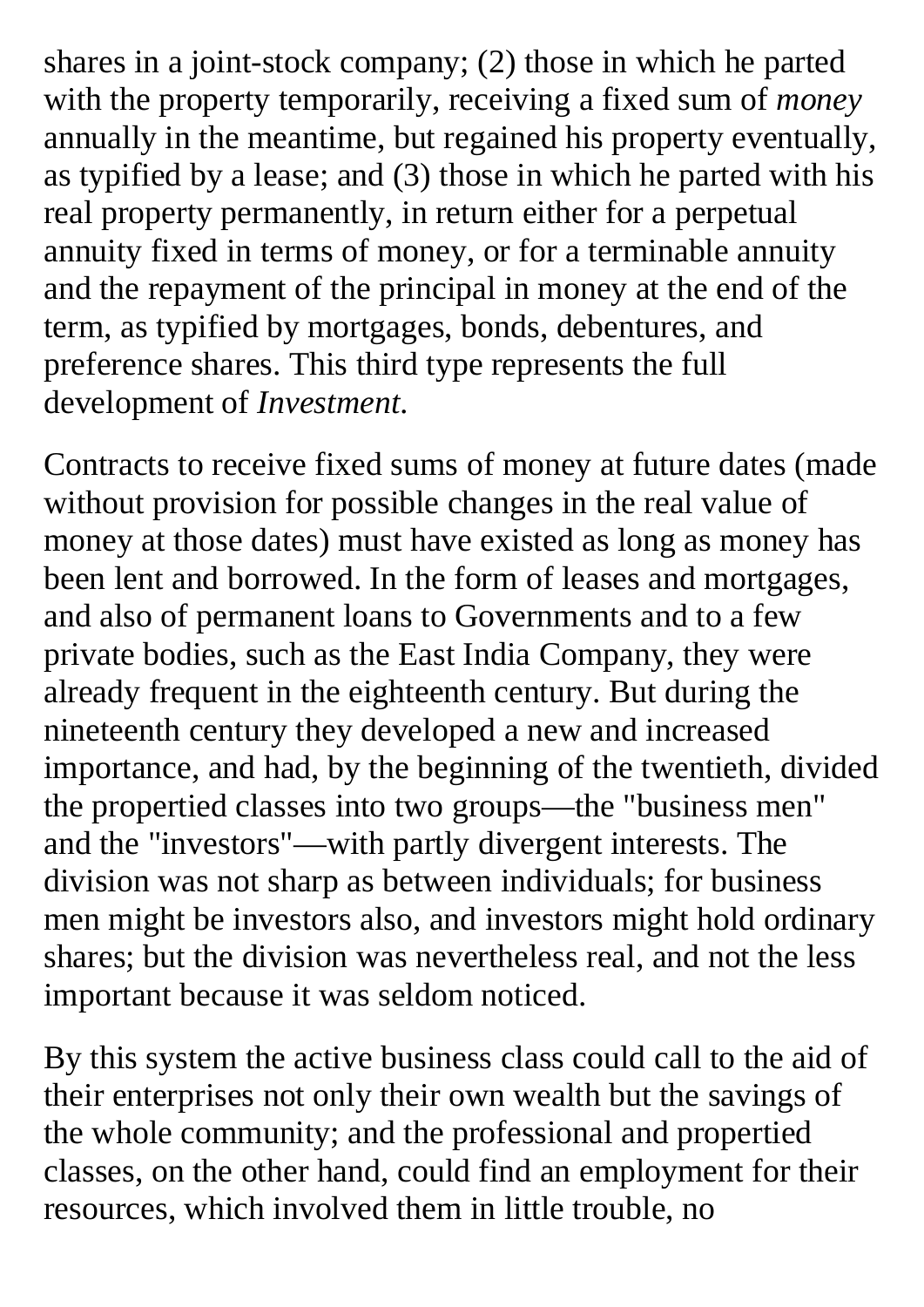shares in a joint-stock company; (2) those in which he parted with the property temporarily, receiving a fixed sum of *money* annually in the meantime, but regained his property eventually, as typified by a lease; and (3) those in which he parted with his real property permanently, in return either for a perpetual annuity fixed in terms of money, or for a terminable annuity and the repayment of the principal in money at the end of the term, as typified by mortgages, bonds, debentures, and preference shares. This third type represents the full development of *Investment*.

Contracts to receive fixed sums of money at future dates (made without provision for possible changes in the real value of money at those dates) must have existed as long as money has been lent and borrowed. In the form of leases and mortgages, and also of permanent loans to Governments and to a few private bodies, such as the East India Company, they were already frequent in the eighteenth century. But during the nineteenth century they developed a new and increased importance, and had, by the beginning of the twentieth, divided the propertied classes into two groups—the "business men" and the "investors"—with partly divergent interests. The division was not sharp as between individuals; for business men might be investors also, and investors might hold ordinary shares; but the division was nevertheless real, and not the less important because it was seldom noticed.

By this system the active business class could call to the aid of their enterprises not only their own wealth but the savings of the whole community; and the professional and propertied classes, on the other hand, could find an employment for their resources, which involved them in little trouble, no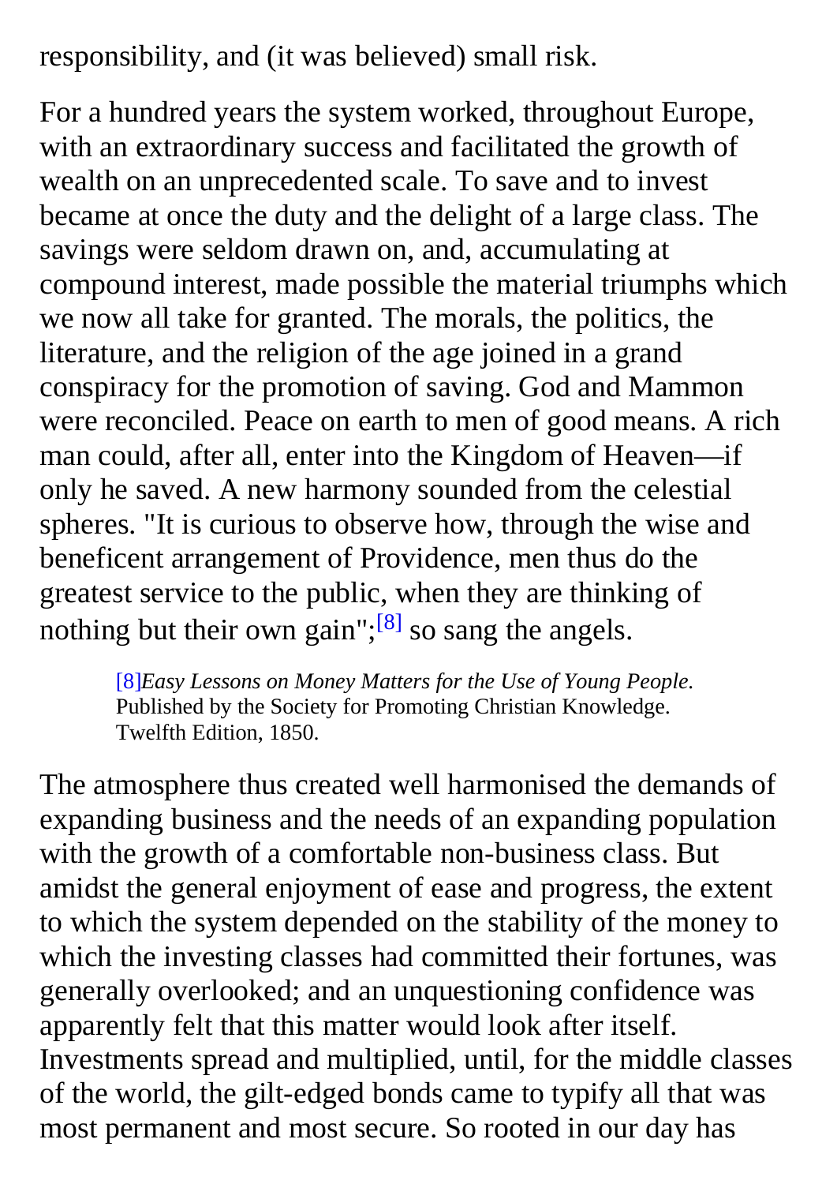responsibility, and (it was believed) small risk.

For a hundred years the system worked, throughout Europe, with an extraordinary success and facilitated the growth of wealth on an unprecedented scale. To save and to invest became at once the duty and the delight of a large class. The savings were seldom drawn on, and, accumulating at compound interest, made possible the material triumphs which we now all take for granted. The morals, the politics, the literature, and the religion of the age joined in a grand conspiracy for the promotion of saving. God and Mammon were reconciled. Peace on earth to men of good means. A rich man could, after all, enter into the Kingdom of Heaven—if only he saved. A new harmony sounded from the celestial spheres. "It is curious to observe how, through the wise and beneficent arrangement of Providence, men thus do the greatest service to the public, when they are thinking of nothing but their own gain";[8] so sang the angels.

> [8]*Easy Lessons on Money Matters for the Use of Young People.* Published by the Society for Promoting Christian Knowledge. Twelfth Edition, 1850.

The atmosphere thus created well harmonised the demands of expanding business and the needs of an expanding population with the growth of a comfortable non-business class. But amidst the general enjoyment of ease and progress, the extent to which the system depended on the stability of the money to which the investing classes had committed their fortunes, was generally overlooked; and an unquestioning confidence was apparently felt that this matter would look after itself. Investments spread and multiplied, until, for the middle classes of the world, the gilt-edged bonds came to typify all that was most permanent and most secure. So rooted in our day has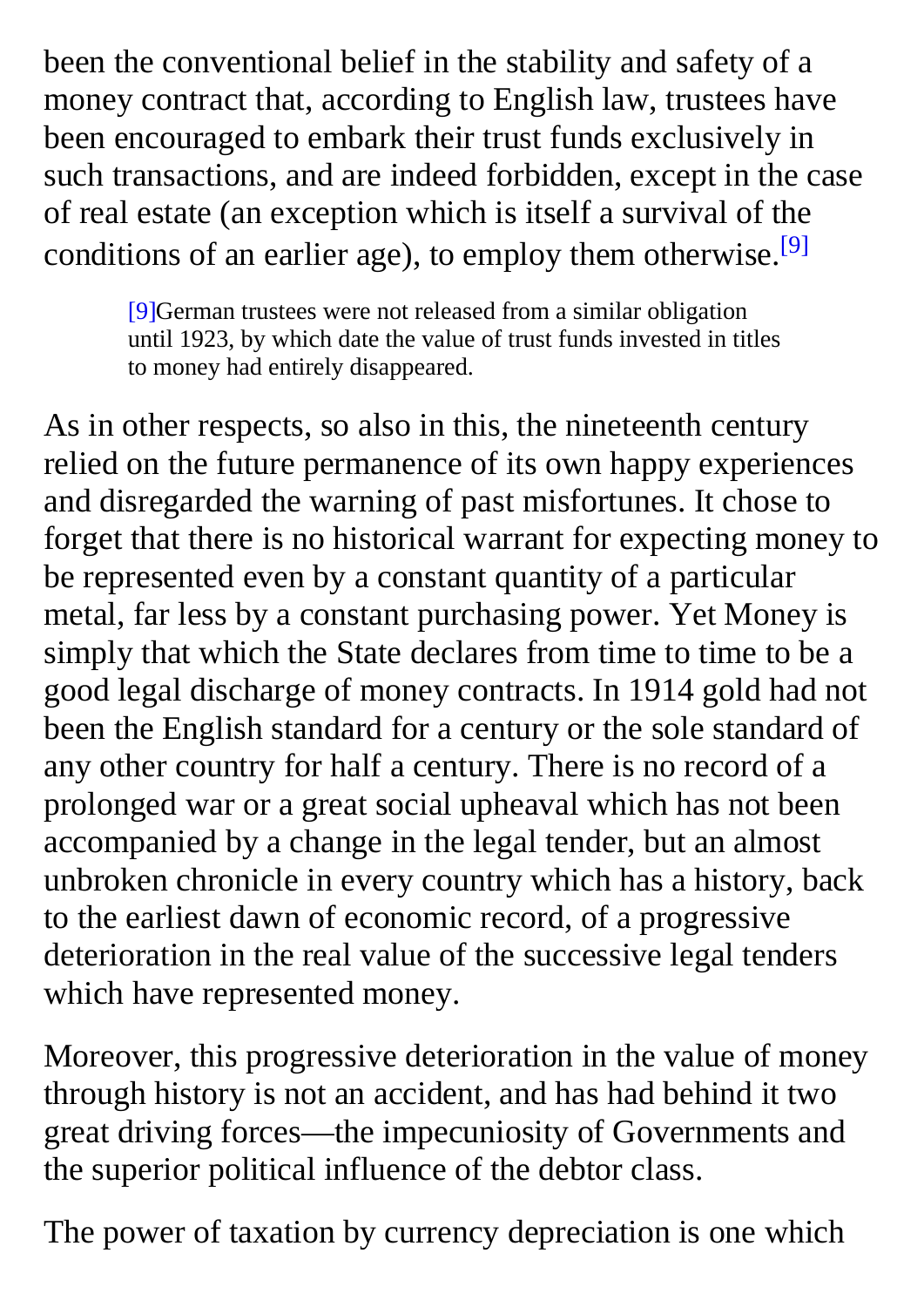been the conventional belief in the stability and safety of a money contract that, according to English law, trustees have been encouraged to embark their trust funds exclusively in such transactions, and are indeed forbidden, except in the case of real estate (an exception which is itself a survival of the conditions of an earlier age), to employ them otherwise.[9]

> [9]German trustees were not released from a similar obligation until 1923, by which date the value of trust funds invested in titles to money had entirely disappeared.

As in other respects, so also in this, the nineteenth century relied on the future permanence of its own happy experiences and disregarded the warning of past misfortunes. It chose to forget that there is no historical warrant for expecting money to be represented even by a constant quantity of a particular metal, far less by a constant purchasing power. Yet Money is simply that which the State declares from time to time to be a good legal discharge of money contracts. In 1914 gold had not been the English standard for a century or the sole standard of any other country for half a century. There is no record of a prolonged war or a great social upheaval which has not been accompanied by a change in the legal tender, but an almost unbroken chronicle in every country which has a history, back to the earliest dawn of economic record, of a progressive deterioration in the real value of the successive legal tenders which have represented money.

Moreover, this progressive deterioration in the value of money through history is not an accident, and has had behind it two great driving forces—the impecuniosity of Governments and the superior political influence of the debtor class.

The power of taxation by currency depreciation is one which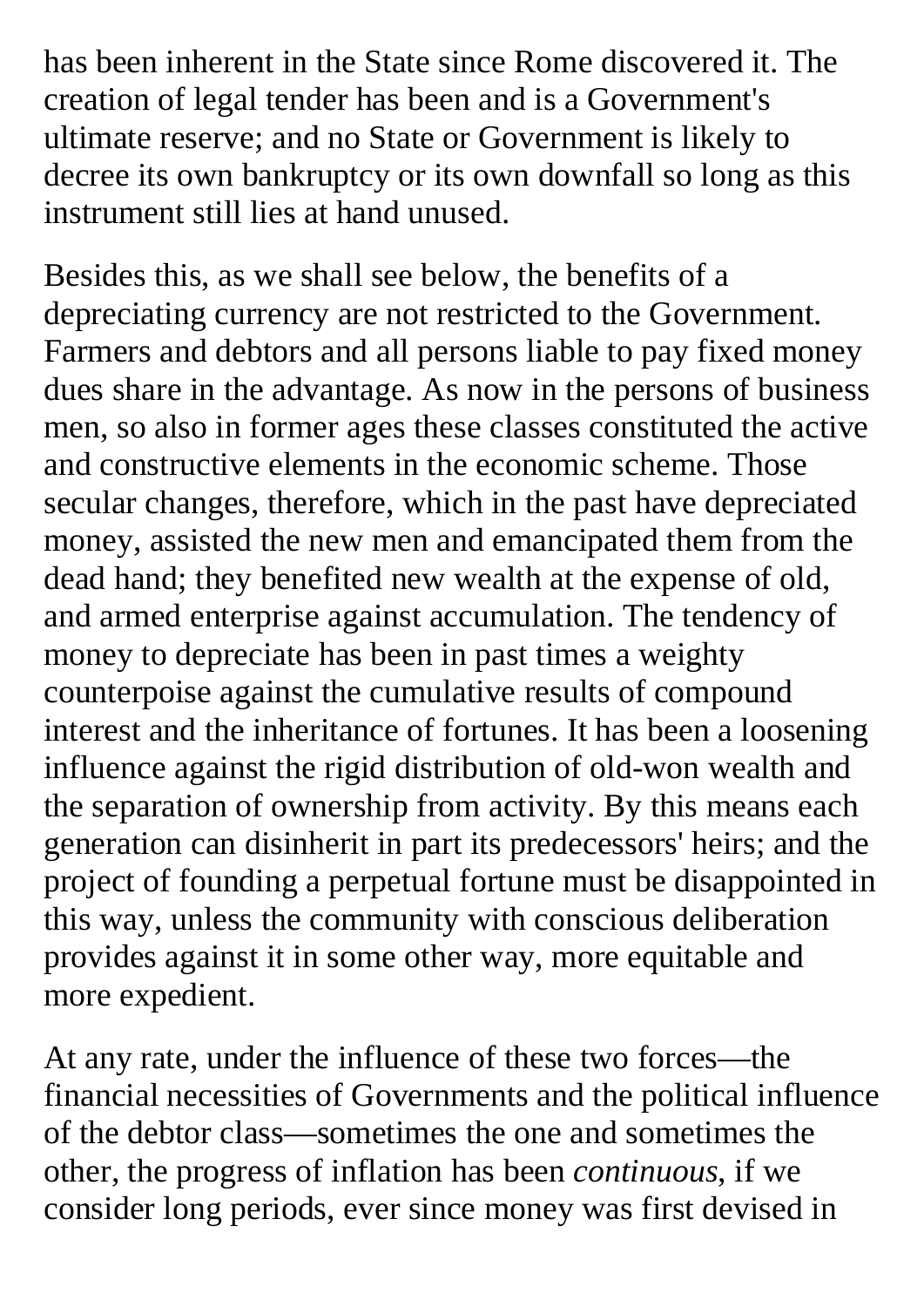has been inherent in the State since Rome discovered it. The creation of legal tender has been and is a Government's ultimate reserve; and no State or Government is likely to decree its own bankruptcy or its own downfall so long as this instrument still lies at hand unused.

Besides this, as we shall see below, the benefits of a depreciating currency are not restricted to the Government. Farmers and debtors and all persons liable to pay fixed money dues share in the advantage. As now in the persons of business men, so also in former ages these classes constituted the active and constructive elements in the economic scheme. Those secular changes, therefore, which in the past have depreciated money, assisted the new men and emancipated them from the dead hand; they benefited new wealth at the expense of old, and armed enterprise against accumulation. The tendency of money to depreciate has been in past times a weighty counterpoise against the cumulative results of compound interest and the inheritance of fortunes. It has been a loosening influence against the rigid distribution of old-won wealth and the separation of ownership from activity. By this means each generation can disinherit in part its predecessors' heirs; and the project of founding a perpetual fortune must be disappointed in this way, unless the community with conscious deliberation provides against it in some other way, more equitable and more expedient.

At any rate, under the influence of these two forces—the financial necessities of Governments and the political influence of the debtor class—sometimes the one and sometimes the other, the progress of inflation has been *continuous*, if we consider long periods, ever since money was first devised in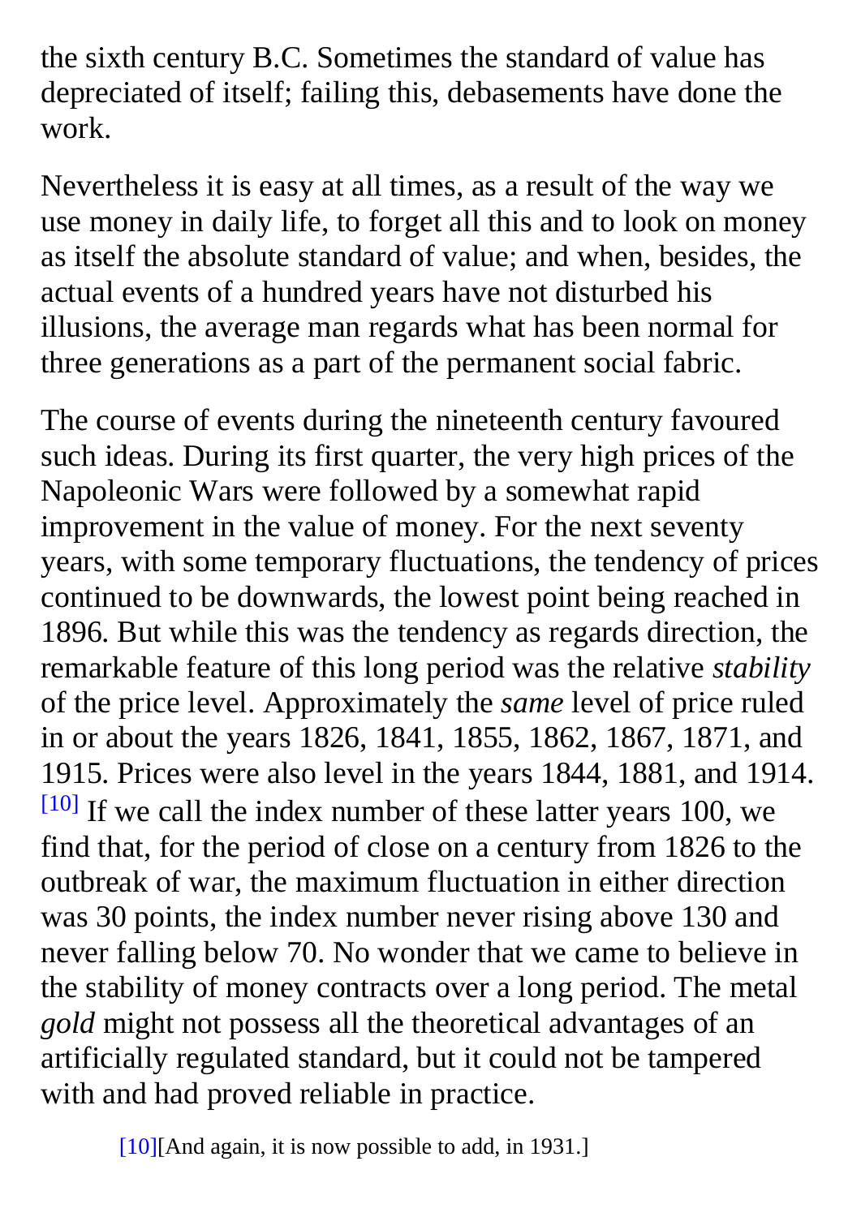the sixth century B.C. Sometimes the standard of value has depreciated of itself; failing this, debasements have done the work.

Nevertheless it is easy at all times, as a result of the way we use money in daily life, to forget all this and to look on money as itself the absolute standard of value; and when, besides, the actual events of a hundred years have not disturbed his illusions, the average man regards what has been normal for three generations as a part of the permanent social fabric.

The course of events during the nineteenth century favoured such ideas. During its first quarter, the very high prices of the Napoleonic Wars were followed by a somewhat rapid improvement in the value of money. For the next seventy years, with some temporary fluctuations, the tendency of prices continued to be downwards, the lowest point being reached in 1896. But while this was the tendency as regards direction, the remarkable feature of this long period was the relative *stability* of the price level. Approximately the *same* level of price ruled in or about the years 1826, 1841, 1855, 1862, 1867, 1871, and 1915. Prices were also level in the years 1844, 1881, and 1914.[10] If we call the index number of these latter years 100, we find that, for the period of close on a century from 1826 to the outbreak of war, the maximum fluctuation in either direction was 30 points, the index number never rising above 130 and never falling below 70. No wonder that we came to believe in the stability of money contracts over a long period. The metal *gold* might not possess all the theoretical advantages of an artificially regulated standard, but it could not be tampered with and had proved reliable in practice.

[10][And again, it is now possible to add, in 1931.]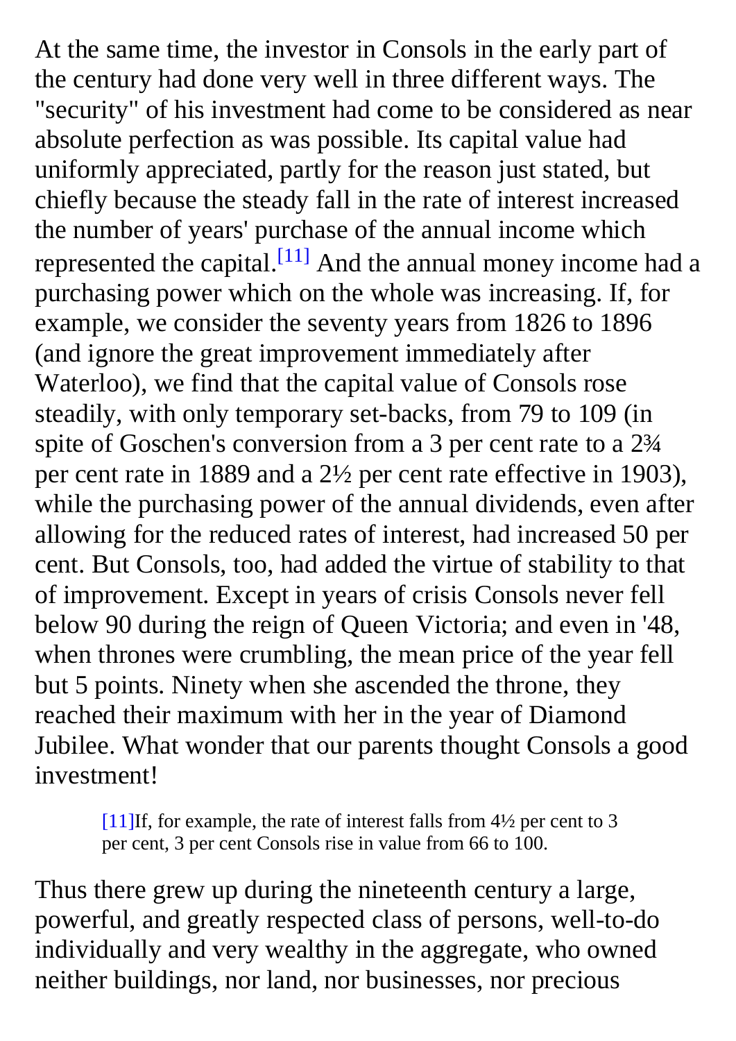At the same time, the investor in Consols in the early part of the century had done very well in three different ways. The "security" of his investment had come to be considered as near absolute perfection as was possible. Its capital value had uniformly appreciated, partly for the reason just stated, but chiefly because the steady fall in the rate of interest increased the number of years' purchase of the annual income which represented the capital.[11] And the annual money income had a purchasing power which on the whole was increasing. If, for example, we consider the seventy years from 1826 to 1896 (and ignore the great improvement immediately after Waterloo), we find that the capital value of Consols rose steadily, with only temporary set-backs, from 79 to 109 (in spite of Goschen's conversion from a 3 per cent rate to a 2¾ per cent rate in 1889 and a 2½ per cent rate effective in 1903), while the purchasing power of the annual dividends, even after allowing for the reduced rates of interest, had increased 50 per cent. But Consols, too, had added the virtue of stability to that of improvement. Except in years of crisis Consols never fell below 90 during the reign of Queen Victoria; and even in '48, when thrones were crumbling, the mean price of the year fell but 5 points. Ninety when she ascended the throne, they reached their maximum with her in the year of Diamond Jubilee. What wonder that our parents thought Consols a good investment!

> [11]If, for example, the rate of interest falls from 4½ per cent to 3 per cent, 3 per cent Consols rise in value from 66 to 100.

Thus there grew up during the nineteenth century a large, powerful, and greatly respected class of persons, well-to-do individually and very wealthy in the aggregate, who owned neither buildings, nor land, nor businesses, nor precious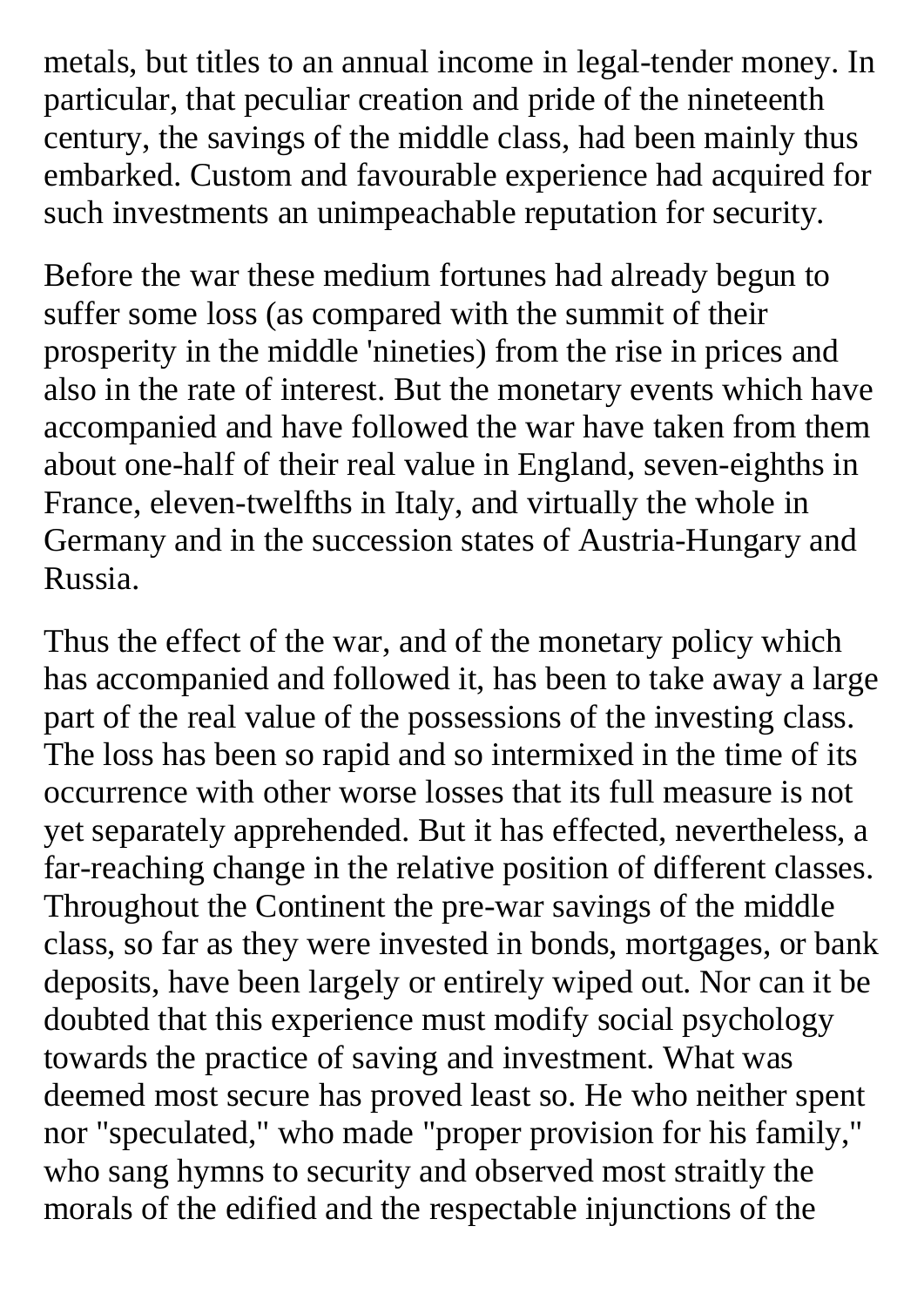metals, but titles to an annual income in legal-tender money. In particular, that peculiar creation and pride of the nineteenth century, the savings of the middle class, had been mainly thus embarked. Custom and favourable experience had acquired for such investments an unimpeachable reputation for security.

Before the war these medium fortunes had already begun to suffer some loss (as compared with the summit of their prosperity in the middle 'nineties) from the rise in prices and also in the rate of interest. But the monetary events which have accompanied and have followed the war have taken from them about one-half of their real value in England, seven-eighths in France, eleven-twelfths in Italy, and virtually the whole in Germany and in the succession states of Austria-Hungary and Russia.

Thus the effect of the war, and of the monetary policy which has accompanied and followed it, has been to take away a large part of the real value of the possessions of the investing class. The loss has been so rapid and so intermixed in the time of its occurrence with other worse losses that its full measure is not yet separately apprehended. But it has effected, nevertheless, a far-reaching change in the relative position of different classes. Throughout the Continent the pre-war savings of the middle class, so far as they were invested in bonds, mortgages, or bank deposits, have been largely or entirely wiped out. Nor can it be doubted that this experience must modify social psychology towards the practice of saving and investment. What was deemed most secure has proved least so. He who neither spent nor "speculated," who made "proper provision for his family," who sang hymns to security and observed most straitly the morals of the edified and the respectable injunctions of the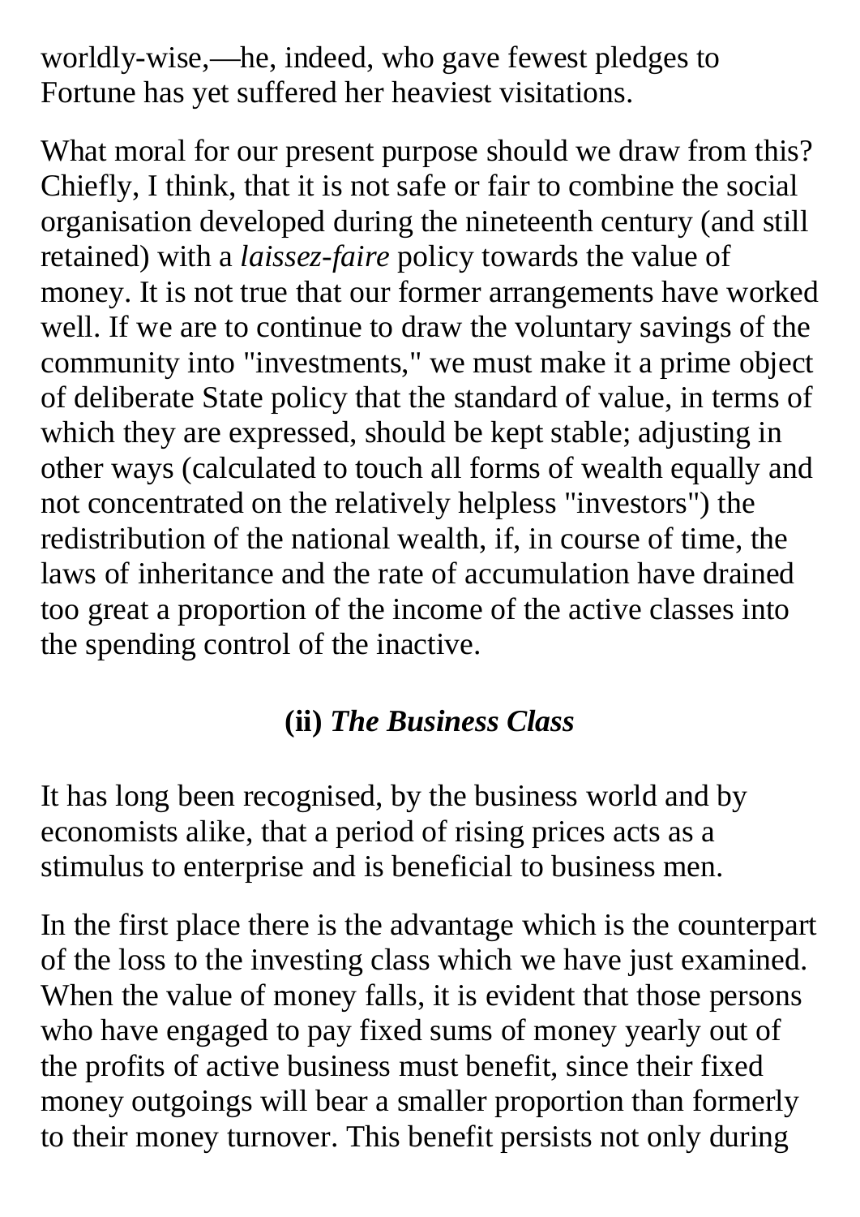worldly-wise,—he, indeed, who gave fewest pledges to Fortune has yet suffered her heaviest visitations.

What moral for our present purpose should we draw from this? Chiefly, I think, that it is not safe or fair to combine the social organisation developed during the nineteenth century (and still retained) with a *laissez-faire* policy towards the value of money. It is not true that our former arrangements have worked well. If we are to continue to draw the voluntary savings of the community into "investments," we must make it a prime object of deliberate State policy that the standard of value, in terms of which they are expressed, should be kept stable; adjusting in other ways (calculated to touch all forms of wealth equally and not concentrated on the relatively helpless "investors") the redistribution of the national wealth, if, in course of time, the laws of inheritance and the rate of accumulation have drained too great a proportion of the income of the active classes into the spending control of the inactive.

### (ii) *The Business Class*

It has long been recognised, by the business world and by economists alike, that a period of rising prices acts as a stimulus to enterprise and is beneficial to business men.

In the first place there is the advantage which is the counterpart of the loss to the investing class which we have just examined. When the value of money falls, it is evident that those persons who have engaged to pay fixed sums of money yearly out of the profits of active business must benefit, since their fixed money outgoings will bear a smaller proportion than formerly to their money turnover. This benefit persists not only during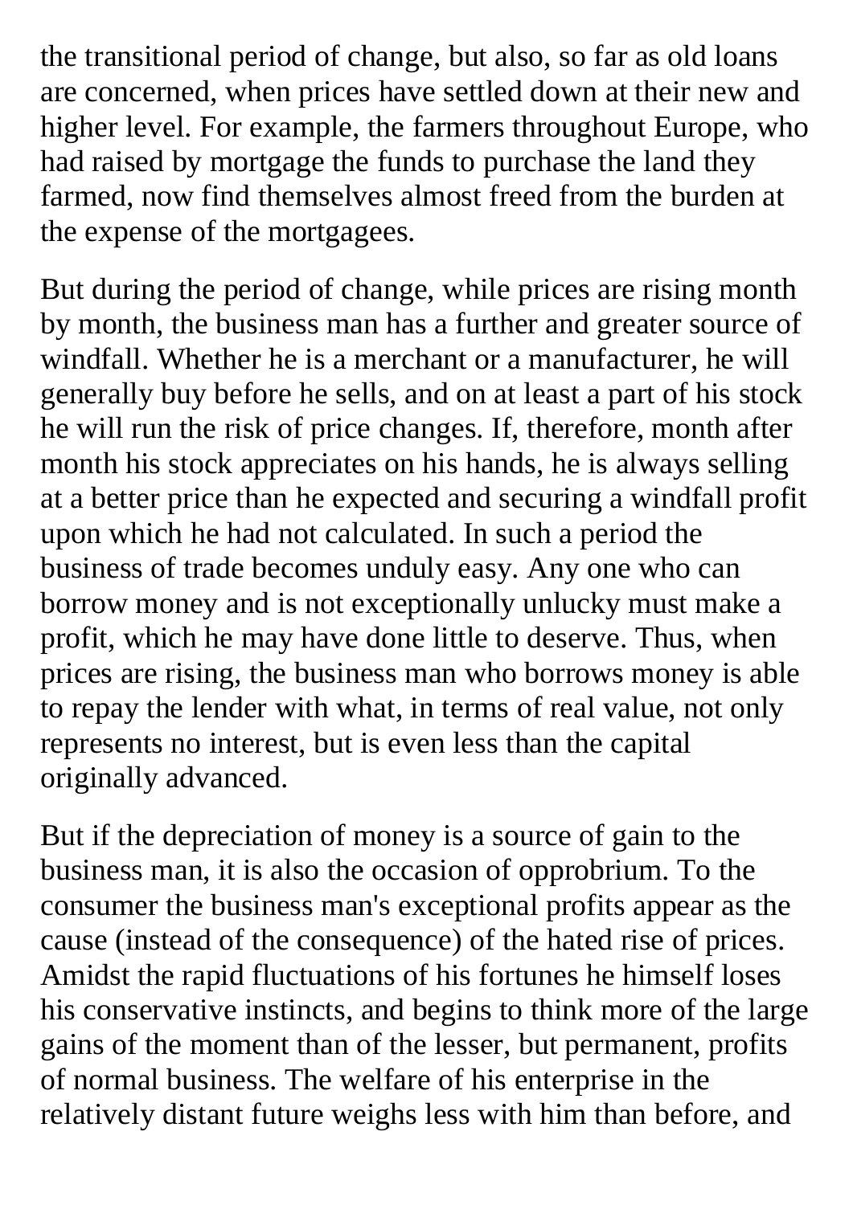the transitional period of change, but also, so far as old loans are concerned, when prices have settled down at their new and higher level. For example, the farmers throughout Europe, who had raised by mortgage the funds to purchase the land they farmed, now find themselves almost freed from the burden at the expense of the mortgagees.

But during the period of change, while prices are rising month by month, the business man has a further and greater source of windfall. Whether he is a merchant or a manufacturer, he will generally buy before he sells, and on at least a part of his stock he will run the risk of price changes. If, therefore, month after month his stock appreciates on his hands, he is always selling at a better price than he expected and securing a windfall profit upon which he had not calculated. In such a period the business of trade becomes unduly easy. Any one who can borrow money and is not exceptionally unlucky must make a profit, which he may have done little to deserve. Thus, when prices are rising, the business man who borrows money is able to repay the lender with what, in terms of real value, not only represents no interest, but is even less than the capital originally advanced.

But if the depreciation of money is a source of gain to the business man, it is also the occasion of opprobrium. To the consumer the business man's exceptional profits appear as the cause (instead of the consequence) of the hated rise of prices. Amidst the rapid fluctuations of his fortunes he himself loses his conservative instincts, and begins to think more of the large gains of the moment than of the lesser, but permanent, profits of normal business. The welfare of his enterprise in the relatively distant future weighs less with him than before, and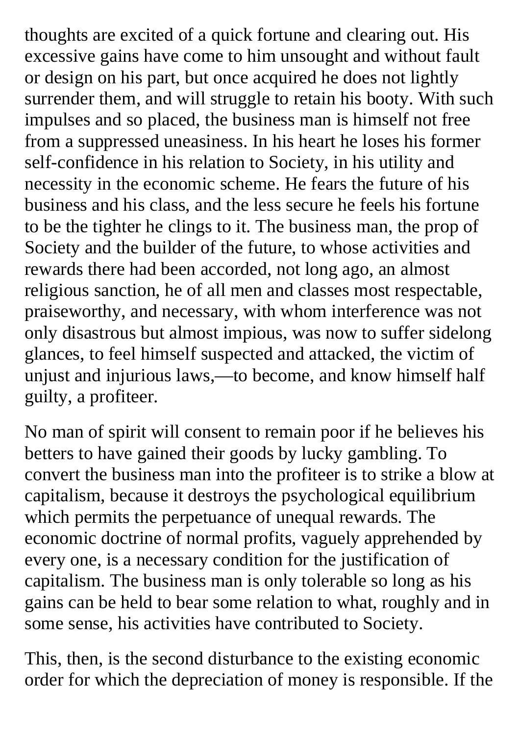thoughts are excited of a quick fortune and clearing out. His excessive gains have come to him unsought and without fault or design on his part, but once acquired he does not lightly surrender them, and will struggle to retain his booty. With such impulses and so placed, the business man is himself not free from a suppressed uneasiness. In his heart he loses his former self-confidence in his relation to Society, in his utility and necessity in the economic scheme. He fears the future of his business and his class, and the less secure he feels his fortune to be the tighter he clings to it. The business man, the prop of Society and the builder of the future, to whose activities and rewards there had been accorded, not long ago, an almost religious sanction, he of all men and classes most respectable, praiseworthy, and necessary, with whom interference was not only disastrous but almost impious, was now to suffer sidelong glances, to feel himself suspected and attacked, the victim of unjust and injurious laws,—to become, and know himself half guilty, a profiteer.

No man of spirit will consent to remain poor if he believes his betters to have gained their goods by lucky gambling. To convert the business man into the profiteer is to strike a blow at capitalism, because it destroys the psychological equilibrium which permits the perpetuance of unequal rewards. The economic doctrine of normal profits, vaguely apprehended by every one, is a necessary condition for the justification of capitalism. The business man is only tolerable so long as his gains can be held to bear some relation to what, roughly and in some sense, his activities have contributed to Society.

This, then, is the second disturbance to the existing economic order for which the depreciation of money is responsible. If the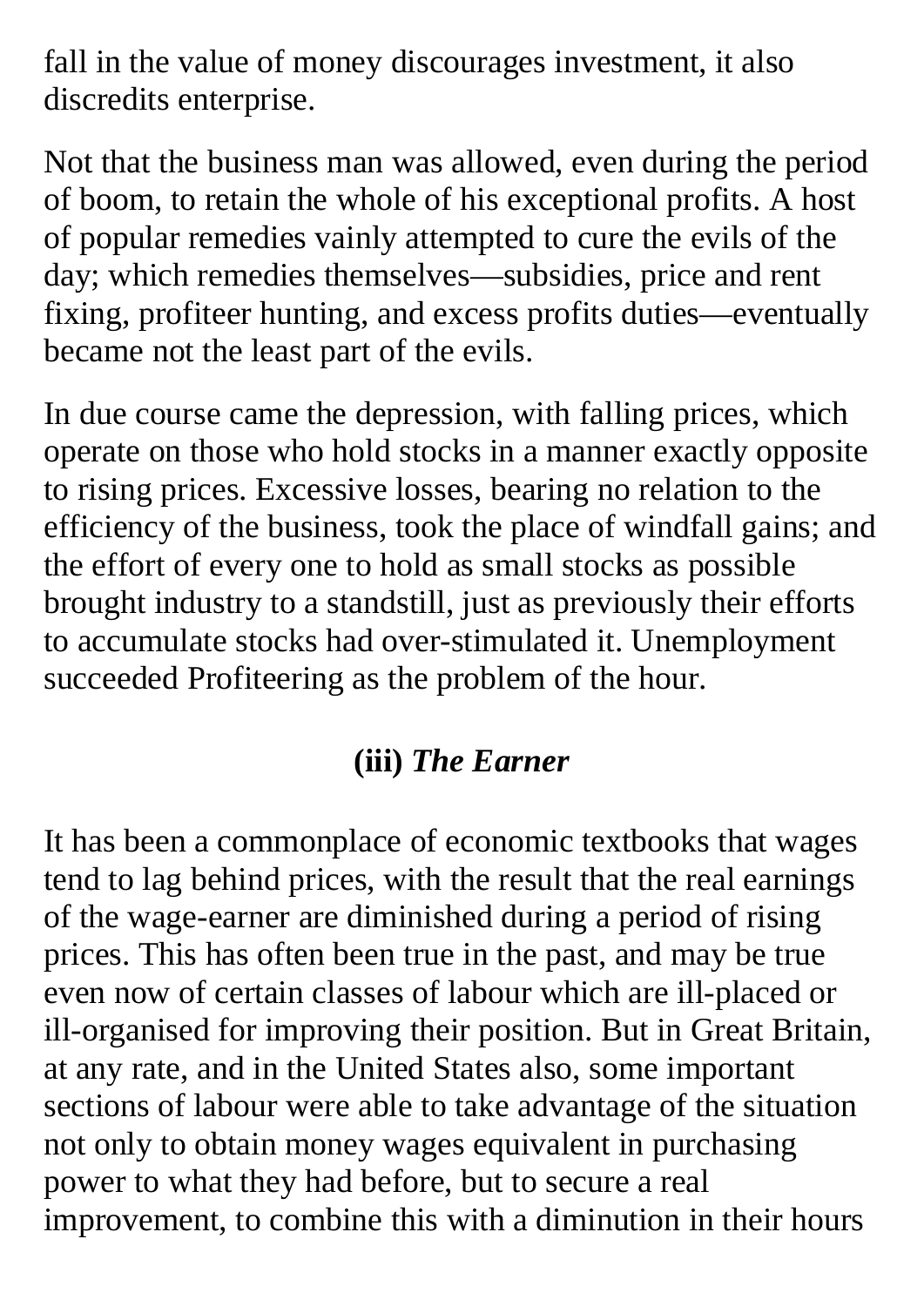fall in the value of money discourages investment, it also discredits enterprise.

Not that the business man was allowed, even during the period of boom, to retain the whole of his exceptional profits. A host of popular remedies vainly attempted to cure the evils of the day; which remedies themselves—subsidies, price and rent fixing, profiteer hunting, and excess profits duties—eventually became not the least part of the evils.

In due course came the depression, with falling prices, which operate on those who hold stocks in a manner exactly opposite to rising prices. Excessive losses, bearing no relation to the efficiency of the business, took the place of windfall gains; and the effort of every one to hold as small stocks as possible brought industry to a standstill, just as previously their efforts to accumulate stocks had over-stimulated it. Unemployment succeeded Profiteering as the problem of the hour.

### (iii) *The Earner*

It has been a commonplace of economic textbooks that wages tend to lag behind prices, with the result that the real earnings of the wage-earner are diminished during a period of rising prices. This has often been true in the past, and may be true even now of certain classes of labour which are ill-placed or ill-organised for improving their position. But in Great Britain, at any rate, and in the United States also, some important sections of labour were able to take advantage of the situation not only to obtain money wages equivalent in purchasing power to what they had before, but to secure a real improvement, to combine this with a diminution in their hours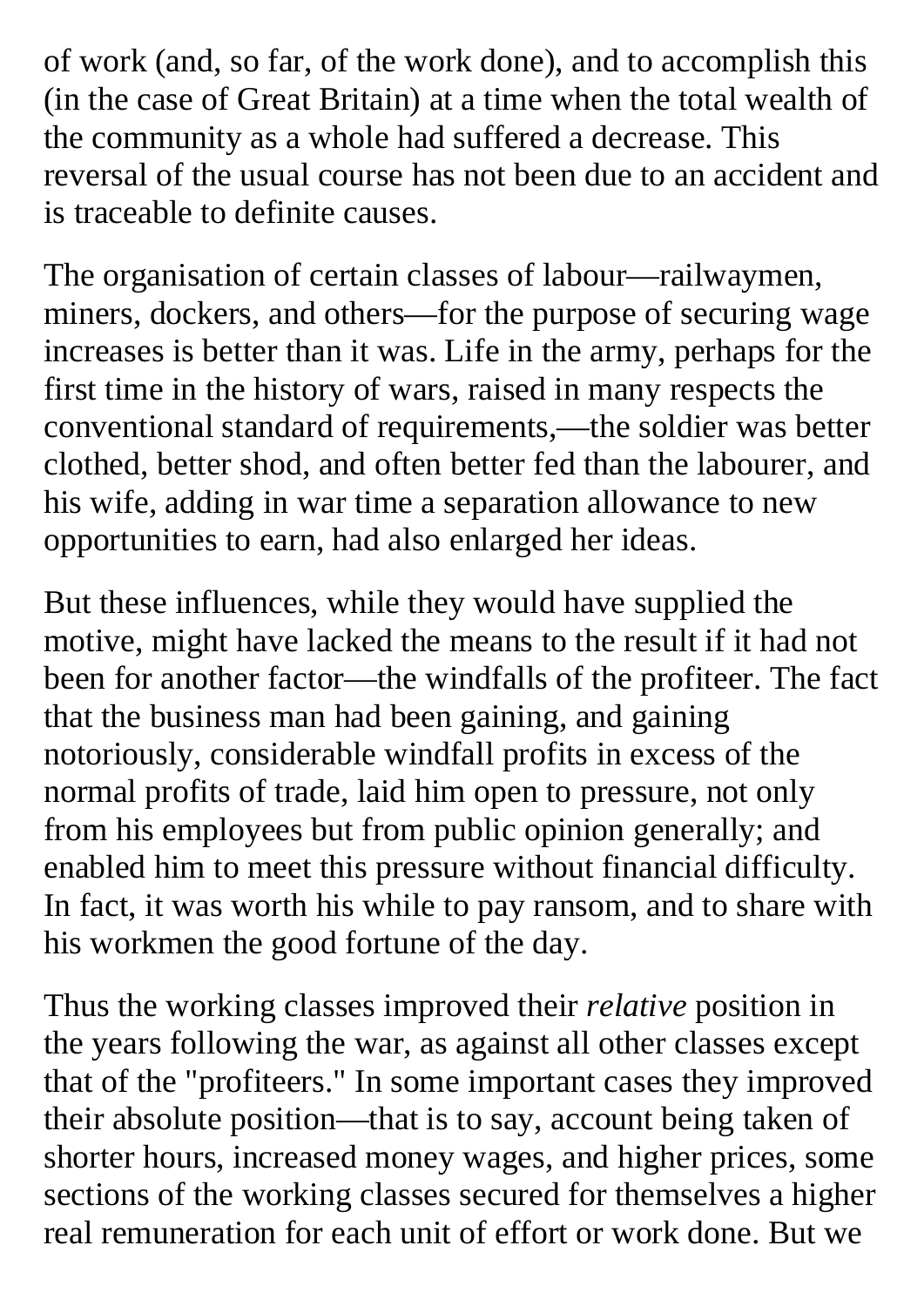of work (and, so far, of the work done), and to accomplish this (in the case of Great Britain) at a time when the total wealth of the community as a whole had suffered a decrease. This reversal of the usual course has not been due to an accident and is traceable to definite causes.

The organisation of certain classes of labour—railwaymen, miners, dockers, and others—for the purpose of securing wage increases is better than it was. Life in the army, perhaps for the first time in the history of wars, raised in many respects the conventional standard of requirements,—the soldier was better clothed, better shod, and often better fed than the labourer, and his wife, adding in war time a separation allowance to new opportunities to earn, had also enlarged her ideas.

But these influences, while they would have supplied the motive, might have lacked the means to the result if it had not been for another factor—the windfalls of the profiteer. The fact that the business man had been gaining, and gaining notoriously, considerable windfall profits in excess of the normal profits of trade, laid him open to pressure, not only from his employees but from public opinion generally; and enabled him to meet this pressure without financial difficulty. In fact, it was worth his while to pay ransom, and to share with his workmen the good fortune of the day.

Thus the working classes improved their *relative* position in the years following the war, as against all other classes except that of the "profiteers." In some important cases they improved their absolute position—that is to say, account being taken of shorter hours, increased money wages, and higher prices, some sections of the working classes secured for themselves a higher real remuneration for each unit of effort or work done. But we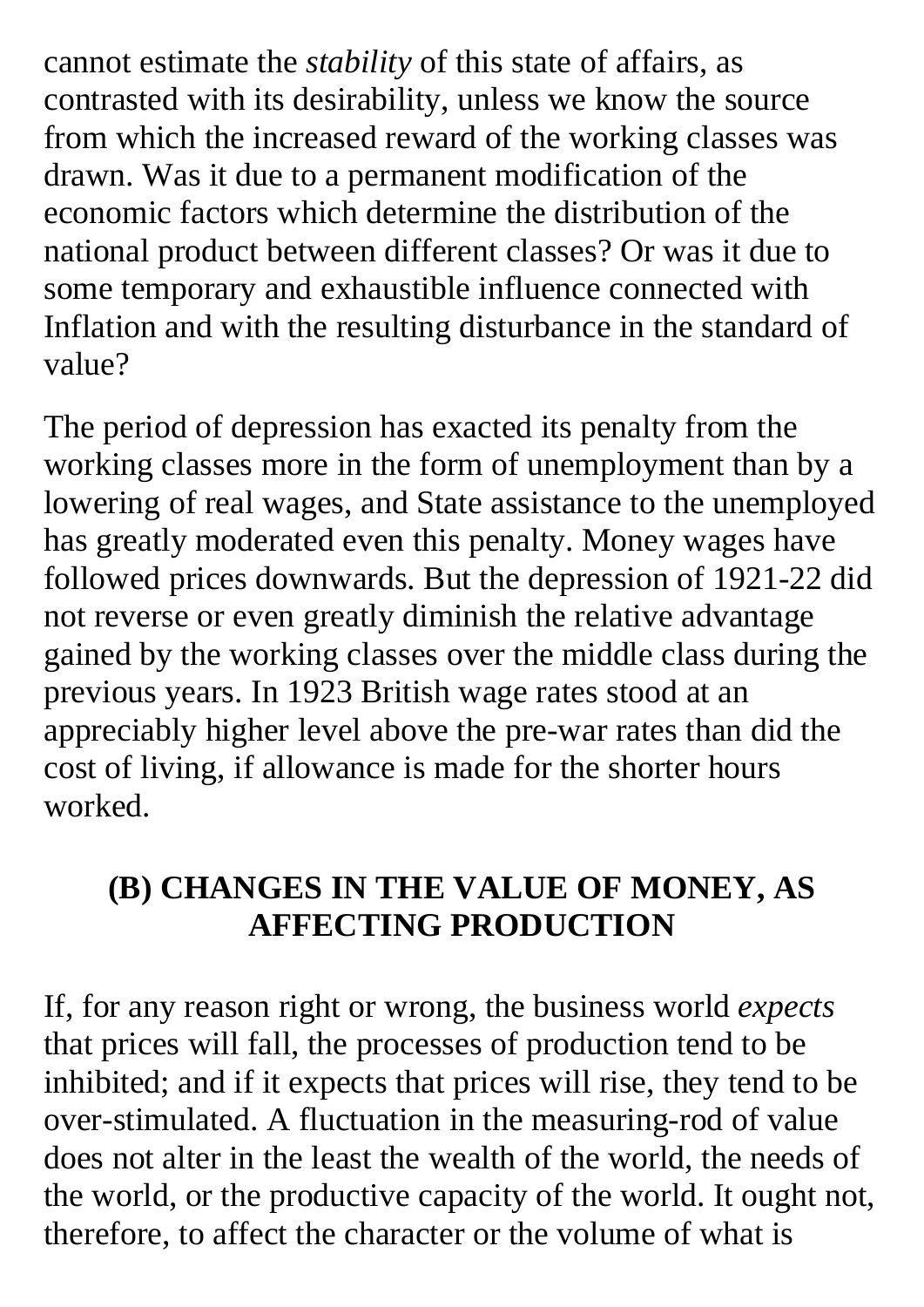cannot estimate the *stability* of this state of affairs, as contrasted with its desirability, unless we know the source from which the increased reward of the working classes was drawn. Was it due to a permanent modification of the economic factors which determine the distribution of the national product between different classes? Or was it due to some temporary and exhaustible influence connected with Inflation and with the resulting disturbance in the standard of value?

The period of depression has exacted its penalty from the working classes more in the form of unemployment than by a lowering of real wages, and State assistance to the unemployed has greatly moderated even this penalty. Money wages have followed prices downwards. But the depression of 1921-22 did not reverse or even greatly diminish the relative advantage gained by the working classes over the middle class during the previous years. In 1923 British wage rates stood at an appreciably higher level above the pre-war rates than did the cost of living, if allowance is made for the shorter hours worked.

## (B) CHANGES IN THE VALUE OF MONEY, AS AFFECTING PRODUCTION

If, for any reason right or wrong, the business world *expects* that prices will fall, the processes of production tend to be inhibited; and if it expects that prices will rise, they tend to be over-stimulated. A fluctuation in the measuring-rod of value does not alter in the least the wealth of the world, the needs of the world, or the productive capacity of the world. It ought not, therefore, to affect the character or the volume of what is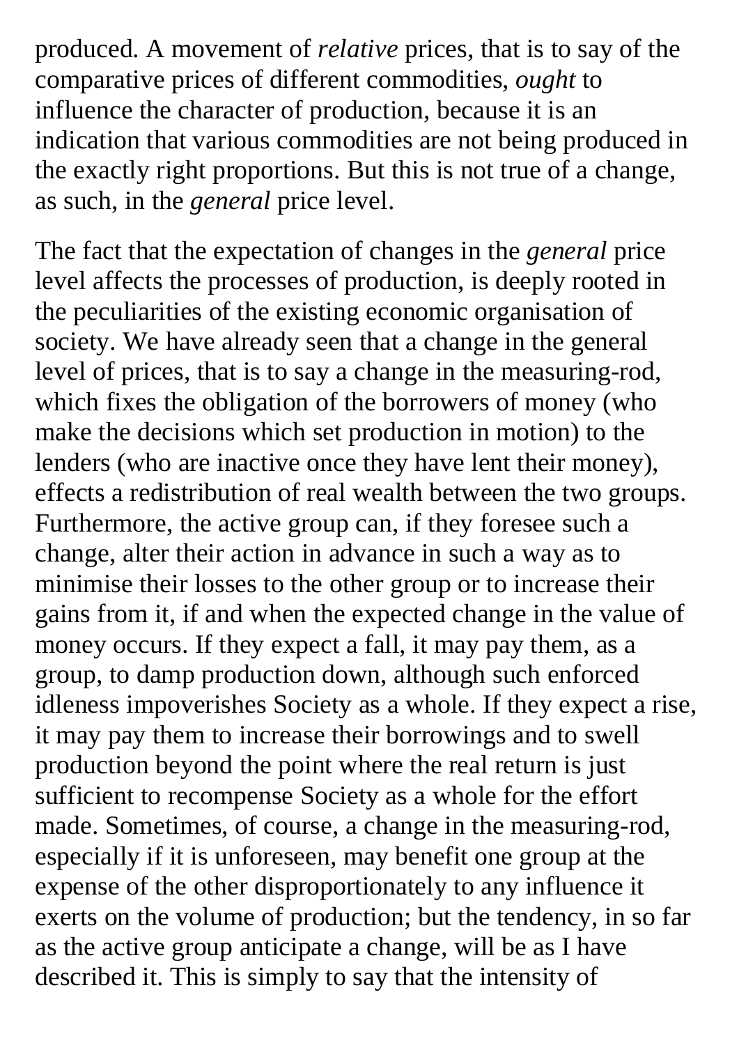produced. A movement of *relative* prices, that is to say of the comparative prices of different commodities, *ought* to influence the character of production, because it is an indication that various commodities are not being produced in the exactly right proportions. But this is not true of a change, as such, in the *general* price level.

The fact that the expectation of changes in the *general* price level affects the processes of production, is deeply rooted in the peculiarities of the existing economic organisation of society. We have already seen that a change in the general level of prices, that is to say a change in the measuring-rod, which fixes the obligation of the borrowers of money (who make the decisions which set production in motion) to the lenders (who are inactive once they have lent their money), effects a redistribution of real wealth between the two groups. Furthermore, the active group can, if they foresee such a change, alter their action in advance in such a way as to minimise their losses to the other group or to increase their gains from it, if and when the expected change in the value of money occurs. If they expect a fall, it may pay them, as a group, to damp production down, although such enforced idleness impoverishes Society as a whole. If they expect a rise, it may pay them to increase their borrowings and to swell production beyond the point where the real return is just sufficient to recompense Society as a whole for the effort made. Sometimes, of course, a change in the measuring-rod, especially if it is unforeseen, may benefit one group at the expense of the other disproportionately to any influence it exerts on the volume of production; but the tendency, in so far as the active group anticipate a change, will be as I have described it. This is simply to say that the intensity of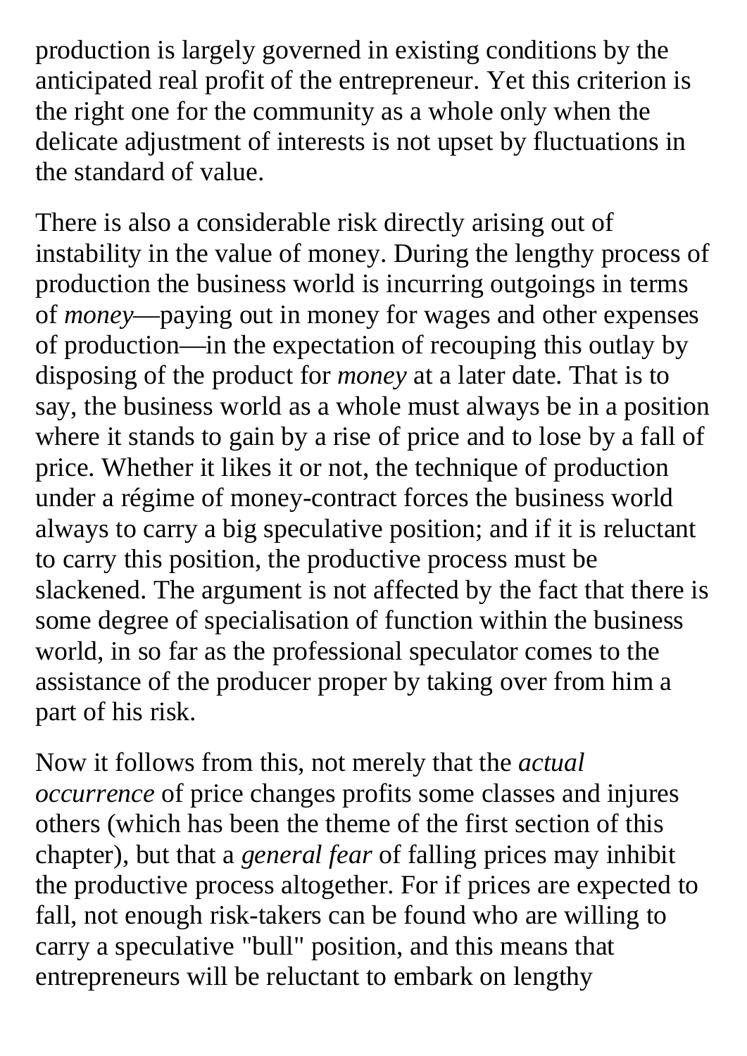production is largely governed in existing conditions by the anticipated real profit of the entrepreneur. Yet this criterion is the right one for the community as a whole only when the delicate adjustment of interests is not upset by fluctuations in the standard of value.

There is also a considerable risk directly arising out of instability in the value of money. During the lengthy process of production the business world is incurring outgoings in terms of *money*—paying out in money for wages and other expenses of production—in the expectation of recouping this outlay by disposing of the product for *money* at a later date. That is to say, the business world as a whole must always be in a position where it stands to gain by a rise of price and to lose by a fall of price. Whether it likes it or not, the technique of production under a régime of money-contract forces the business world always to carry a big speculative position; and if it is reluctant to carry this position, the productive process must be slackened. The argument is not affected by the fact that there is some degree of specialisation of function within the business world, in so far as the professional speculator comes to the assistance of the producer proper by taking over from him a part of his risk.

Now it follows from this, not merely that the *actual occurrence* of price changes profits some classes and injures others (which has been the theme of the first section of this chapter), but that a *general fear* of falling prices may inhibit the productive process altogether. For if prices are expected to fall, not enough risk-takers can be found who are willing to carry a speculative "bull" position, and this means that entrepreneurs will be reluctant to embark on lengthy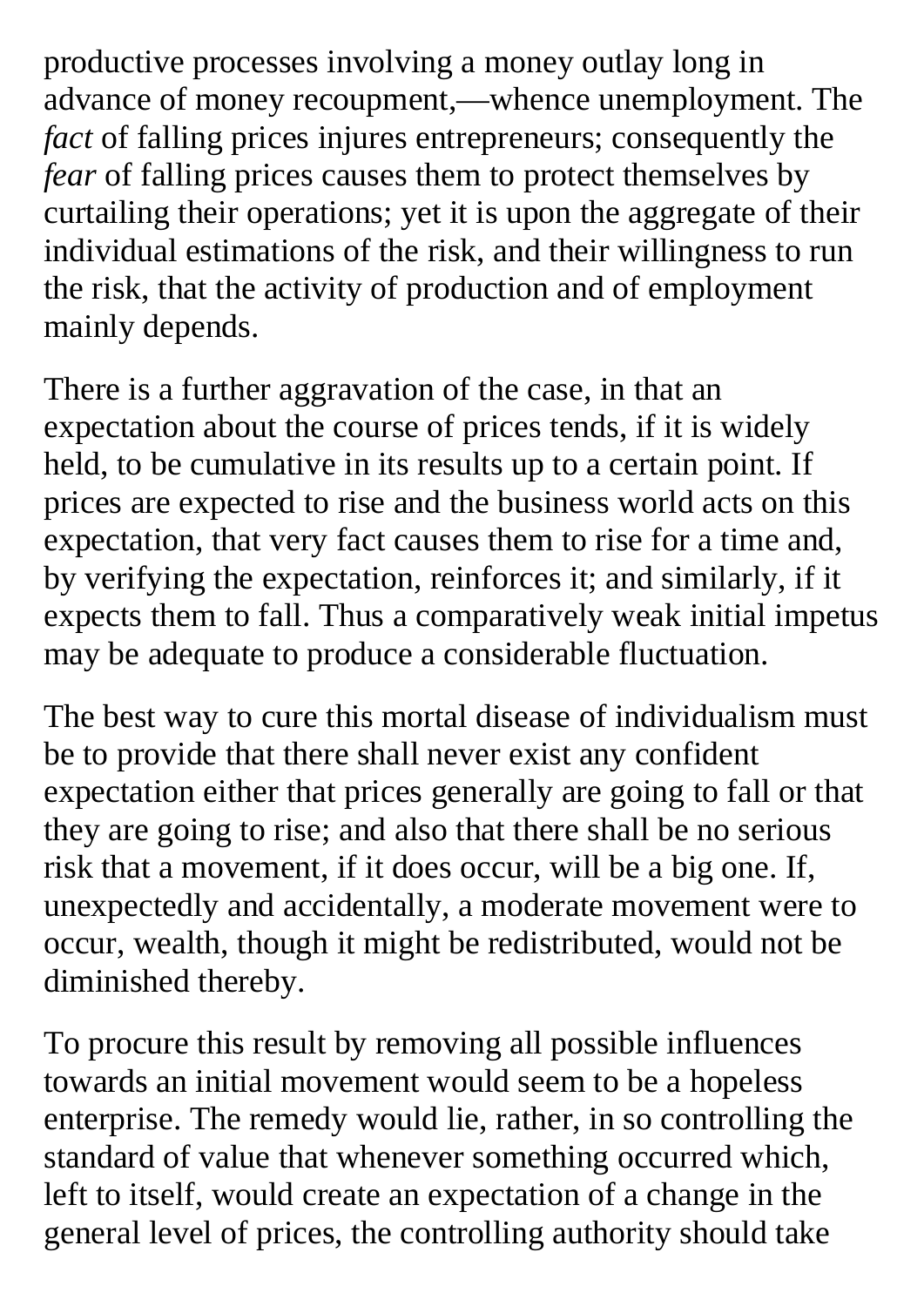productive processes involving a money outlay long in advance of money recoupment,—whence unemployment. The *fact* of falling prices injures entrepreneurs; consequently the *fear* of falling prices causes them to protect themselves by curtailing their operations; yet it is upon the aggregate of their individual estimations of the risk, and their willingness to run the risk, that the activity of production and of employment mainly depends.

There is a further aggravation of the case, in that an expectation about the course of prices tends, if it is widely held, to be cumulative in its results up to a certain point. If prices are expected to rise and the business world acts on this expectation, that very fact causes them to rise for a time and, by verifying the expectation, reinforces it; and similarly, if it expects them to fall. Thus a comparatively weak initial impetus may be adequate to produce a considerable fluctuation.

The best way to cure this mortal disease of individualism must be to provide that there shall never exist any confident expectation either that prices generally are going to fall or that they are going to rise; and also that there shall be no serious risk that a movement, if it does occur, will be a big one. If, unexpectedly and accidentally, a moderate movement were to occur, wealth, though it might be redistributed, would not be diminished thereby.

To procure this result by removing all possible influences towards an initial movement would seem to be a hopeless enterprise. The remedy would lie, rather, in so controlling the standard of value that whenever something occurred which, left to itself, would create an expectation of a change in the general level of prices, the controlling authority should take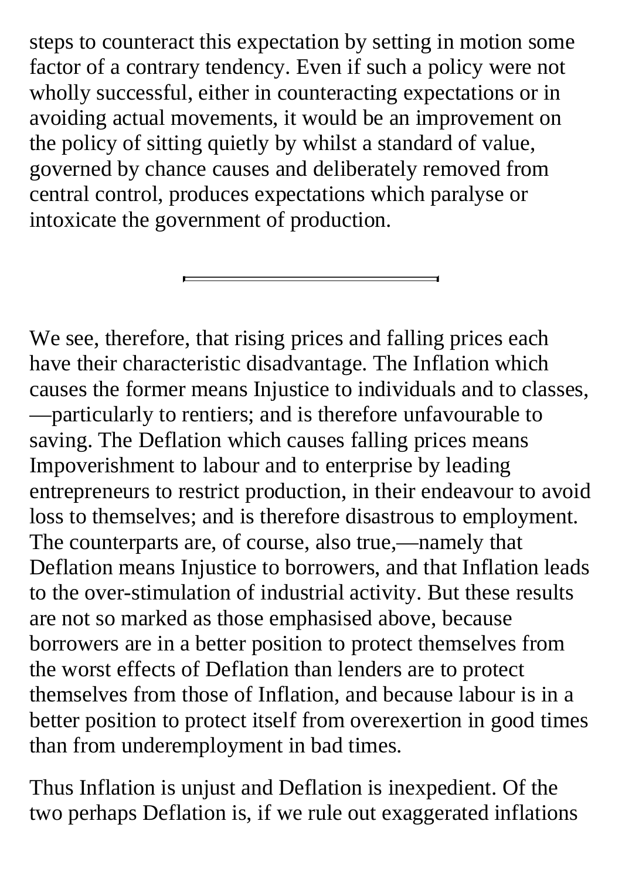steps to counteract this expectation by setting in motion some factor of a contrary tendency. Even if such a policy were not wholly successful, either in counteracting expectations or in avoiding actual movements, it would be an improvement on the policy of sitting quietly by whilst a standard of value, governed by chance causes and deliberately removed from central control, produces expectations which paralyse or intoxicate the government of production.

---

We see, therefore, that rising prices and falling prices each have their characteristic disadvantage. The Inflation which causes the former means Injustice to individuals and to classes,—particularly to rentiers; and is therefore unfavourable to saving. The Deflation which causes falling prices means Impoverishment to labour and to enterprise by leading entrepreneurs to restrict production, in their endeavour to avoid loss to themselves; and is therefore disastrous to employment. The counterparts are, of course, also true,—namely that Deflation means Injustice to borrowers, and that Inflation leads to the over-stimulation of industrial activity. But these results are not so marked as those emphasised above, because borrowers are in a better position to protect themselves from the worst effects of Deflation than lenders are to protect themselves from those of Inflation, and because labour is in a better position to protect itself from overexertion in good times than from underemployment in bad times.

Thus Inflation is unjust and Deflation is inexpedient. Of the two perhaps Deflation is, if we rule out exaggerated inflations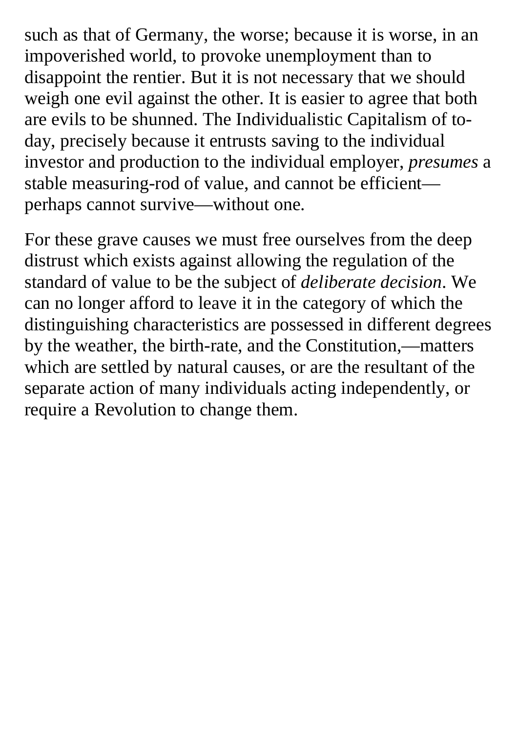such as that of Germany, the worse; because it is worse, in an impoverished world, to provoke unemployment than to disappoint the rentier. But it is not necessary that we should weigh one evil against the other. It is easier to agree that both are evils to be shunned. The Individualistic Capitalism of to-day, precisely because it entrusts saving to the individual investor and production to the individual employer, *presumes* a stable measuring-rod of value, and cannot be efficient—perhaps cannot survive—without one.

For these grave causes we must free ourselves from the deep distrust which exists against allowing the regulation of the standard of value to be the subject of *deliberate decision*. We can no longer afford to leave it in the category of which the distinguishing characteristics are possessed in different degrees by the weather, the birth-rate, and the Constitution,—matters which are settled by natural causes, or are the resultant of the separate action of many individuals acting independently, or require a Revolution to change them.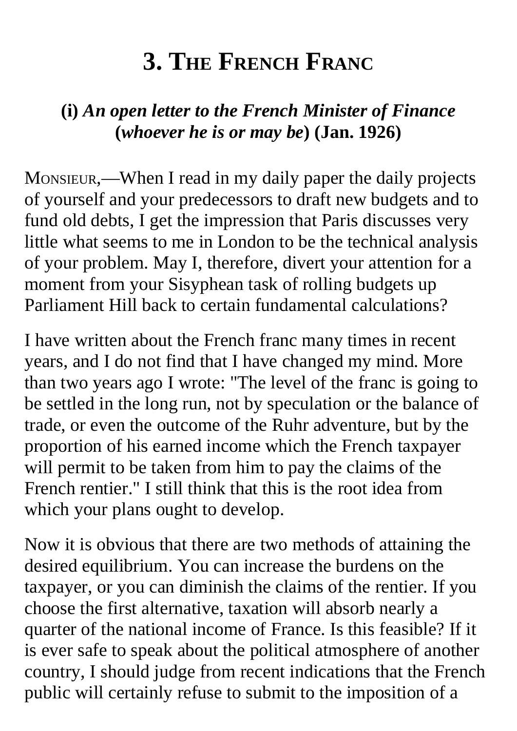# 3. The French Franc

## (i) *An open letter to the French Minister of Finance* (*whoever he is or may be*) (Jan. 1926)

Monsieur,—When I read in my daily paper the daily projects of yourself and your predecessors to draft new budgets and to fund old debts, I get the impression that Paris discusses very little what seems to me in London to be the technical analysis of your problem. May I, therefore, divert your attention for a moment from your Sisyphean task of rolling budgets up Parliament Hill back to certain fundamental calculations?

I have written about the French franc many times in recent years, and I do not find that I have changed my mind. More than two years ago I wrote: "The level of the franc is going to be settled in the long run, not by speculation or the balance of trade, or even the outcome of the Ruhr adventure, but by the proportion of his earned income which the French taxpayer will permit to be taken from him to pay the claims of the French rentier." I still think that this is the root idea from which your plans ought to develop.

Now it is obvious that there are two methods of attaining the desired equilibrium. You can increase the burdens on the taxpayer, or you can diminish the claims of the rentier. If you choose the first alternative, taxation will absorb nearly a quarter of the national income of France. Is this feasible? If it is ever safe to speak about the political atmosphere of another country, I should judge from recent indications that the French public will certainly refuse to submit to the imposition of a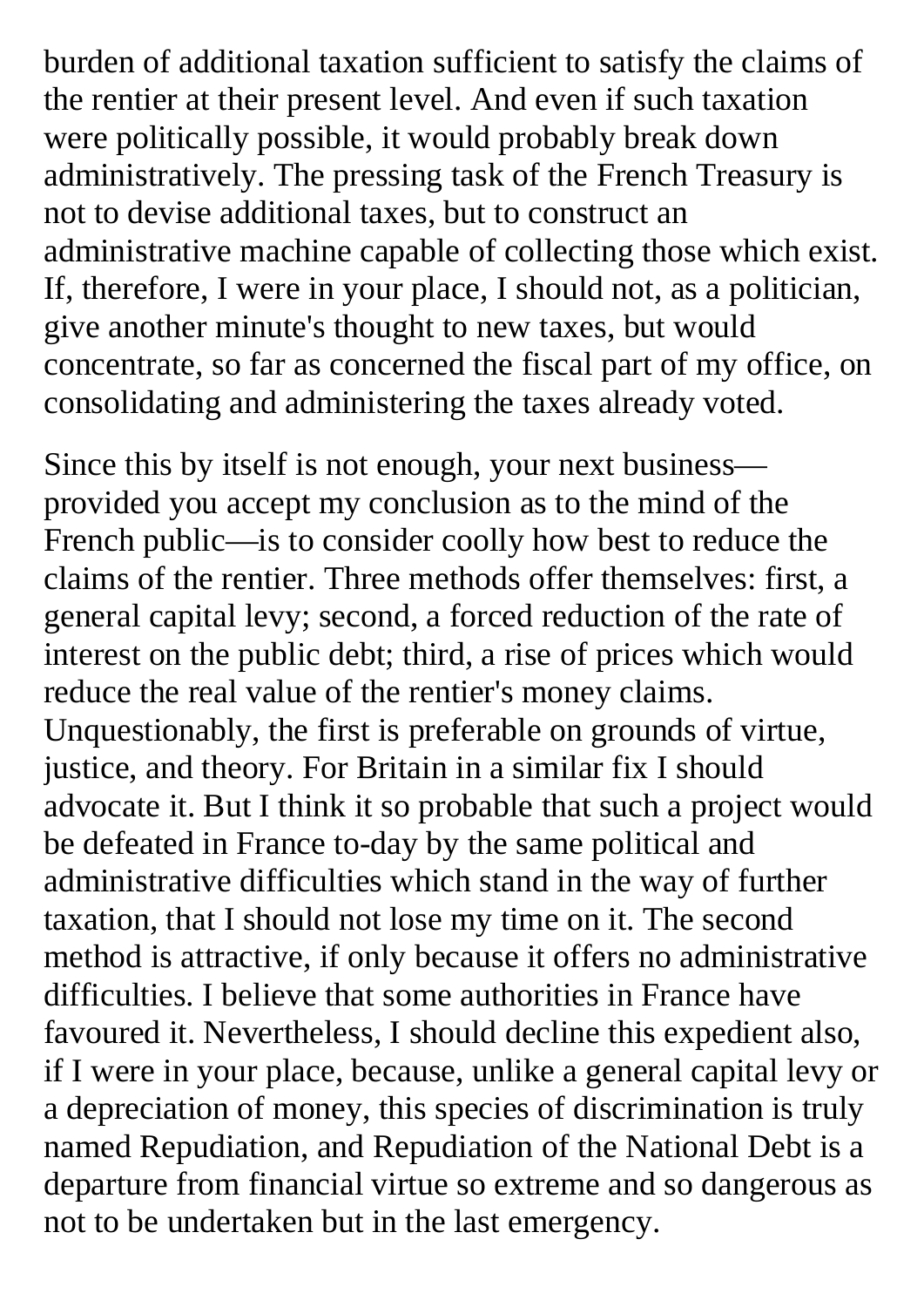burden of additional taxation sufficient to satisfy the claims of the rentier at their present level. And even if such taxation were politically possible, it would probably break down administratively. The pressing task of the French Treasury is not to devise additional taxes, but to construct an administrative machine capable of collecting those which exist. If, therefore, I were in your place, I should not, as a politician, give another minute's thought to new taxes, but would concentrate, so far as concerned the fiscal part of my office, on consolidating and administering the taxes already voted.

Since this by itself is not enough, your next business—provided you accept my conclusion as to the mind of the French public—is to consider coolly how best to reduce the claims of the rentier. Three methods offer themselves: first, a general capital levy; second, a forced reduction of the rate of interest on the public debt; third, a rise of prices which would reduce the real value of the rentier's money claims. Unquestionably, the first is preferable on grounds of virtue, justice, and theory. For Britain in a similar fix I should advocate it. But I think it so probable that such a project would be defeated in France to-day by the same political and administrative difficulties which stand in the way of further taxation, that I should not lose my time on it. The second method is attractive, if only because it offers no administrative difficulties. I believe that some authorities in France have favoured it. Nevertheless, I should decline this expedient also, if I were in your place, because, unlike a general capital levy or a depreciation of money, this species of discrimination is truly named Repudiation, and Repudiation of the National Debt is a departure from financial virtue so extreme and so dangerous as not to be undertaken but in the last emergency.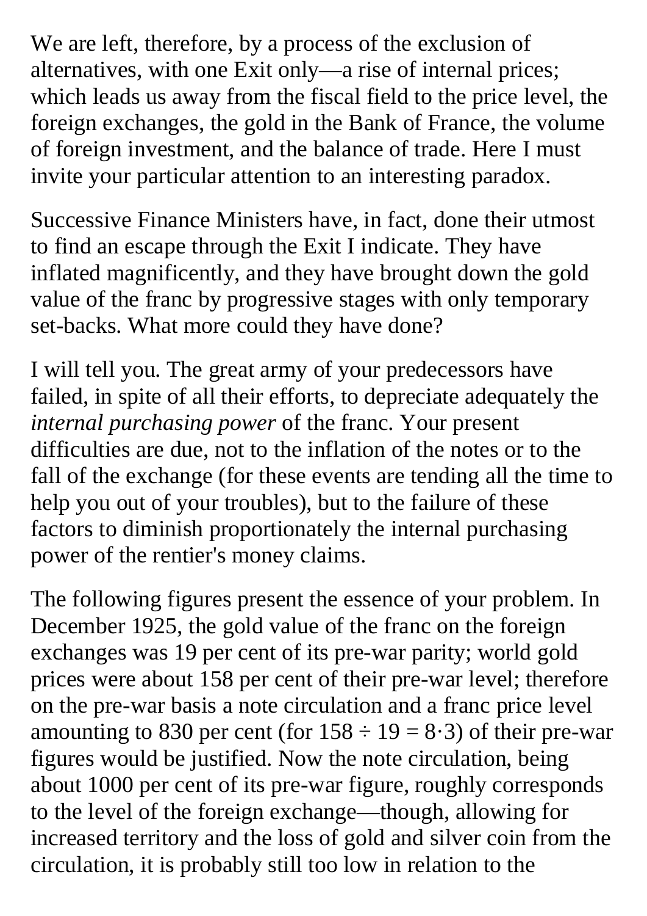We are left, therefore, by a process of the exclusion of alternatives, with one Exit only—a rise of internal prices; which leads us away from the fiscal field to the price level, the foreign exchanges, the gold in the Bank of France, the volume of foreign investment, and the balance of trade. Here I must invite your particular attention to an interesting paradox.

Successive Finance Ministers have, in fact, done their utmost to find an escape through the Exit I indicate. They have inflated magnificently, and they have brought down the gold value of the franc by progressive stages with only temporary set-backs. What more could they have done?

I will tell you. The great army of your predecessors have failed, in spite of all their efforts, to depreciate adequately the *internal purchasing power* of the franc. Your present difficulties are due, not to the inflation of the notes or to the fall of the exchange (for these events are tending all the time to help you out of your troubles), but to the failure of these factors to diminish proportionately the internal purchasing power of the rentier's money claims.

The following figures present the essence of your problem. In December 1925, the gold value of the franc on the foreign exchanges was 19 per cent of its pre-war parity; world gold prices were about 158 per cent of their pre-war level; therefore on the pre-war basis a note circulation and a franc price level amounting to 830 per cent (for $158 \div 19 = 8{\cdot}3$) of their pre-war figures would be justified. Now the note circulation, being about 1000 per cent of its pre-war figure, roughly corresponds to the level of the foreign exchange—though, allowing for increased territory and the loss of gold and silver coin from the circulation, it is probably still too low in relation to the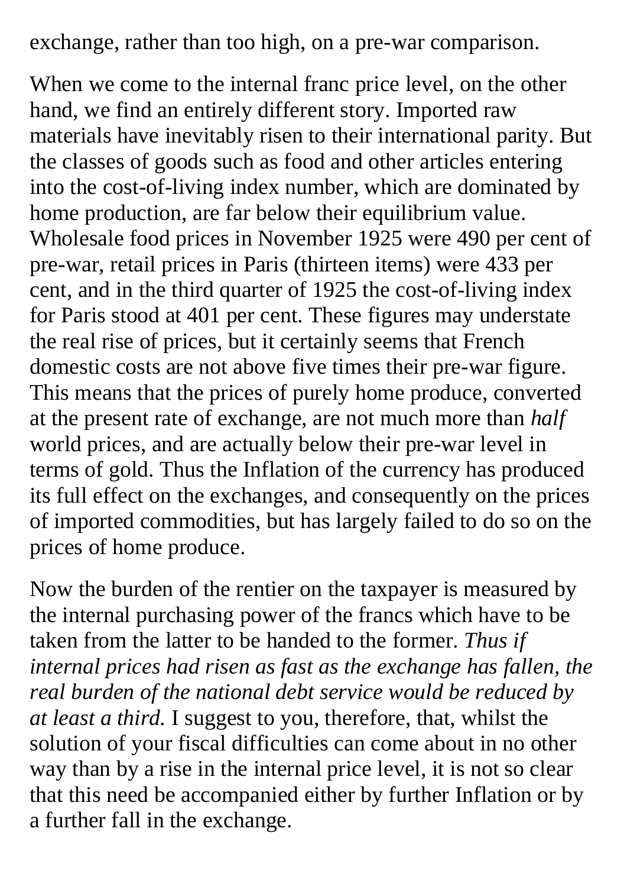exchange, rather than too high, on a pre-war comparison.

When we come to the internal franc price level, on the other hand, we find an entirely different story. Imported raw materials have inevitably risen to their international parity. But the classes of goods such as food and other articles entering into the cost-of-living index number, which are dominated by home production, are far below their equilibrium value. Wholesale food prices in November 1925 were 490 per cent of pre-war, retail prices in Paris (thirteen items) were 433 per cent, and in the third quarter of 1925 the cost-of-living index for Paris stood at 401 per cent. These figures may understate the real rise of prices, but it certainly seems that French domestic costs are not above five times their pre-war figure. This means that the prices of purely home produce, converted at the present rate of exchange, are not much more than *half* world prices, and are actually below their pre-war level in terms of gold. Thus the Inflation of the currency has produced its full effect on the exchanges, and consequently on the prices of imported commodities, but has largely failed to do so on the prices of home produce.

Now the burden of the rentier on the taxpayer is measured by the internal purchasing power of the francs which have to be taken from the latter to be handed to the former. *Thus if internal prices had risen as fast as the exchange has fallen, the real burden of the national debt service would be reduced by at least a third.* I suggest to you, therefore, that, whilst the solution of your fiscal difficulties can come about in no other way than by a rise in the internal price level, it is not so clear that this need be accompanied either by further Inflation or by a further fall in the exchange.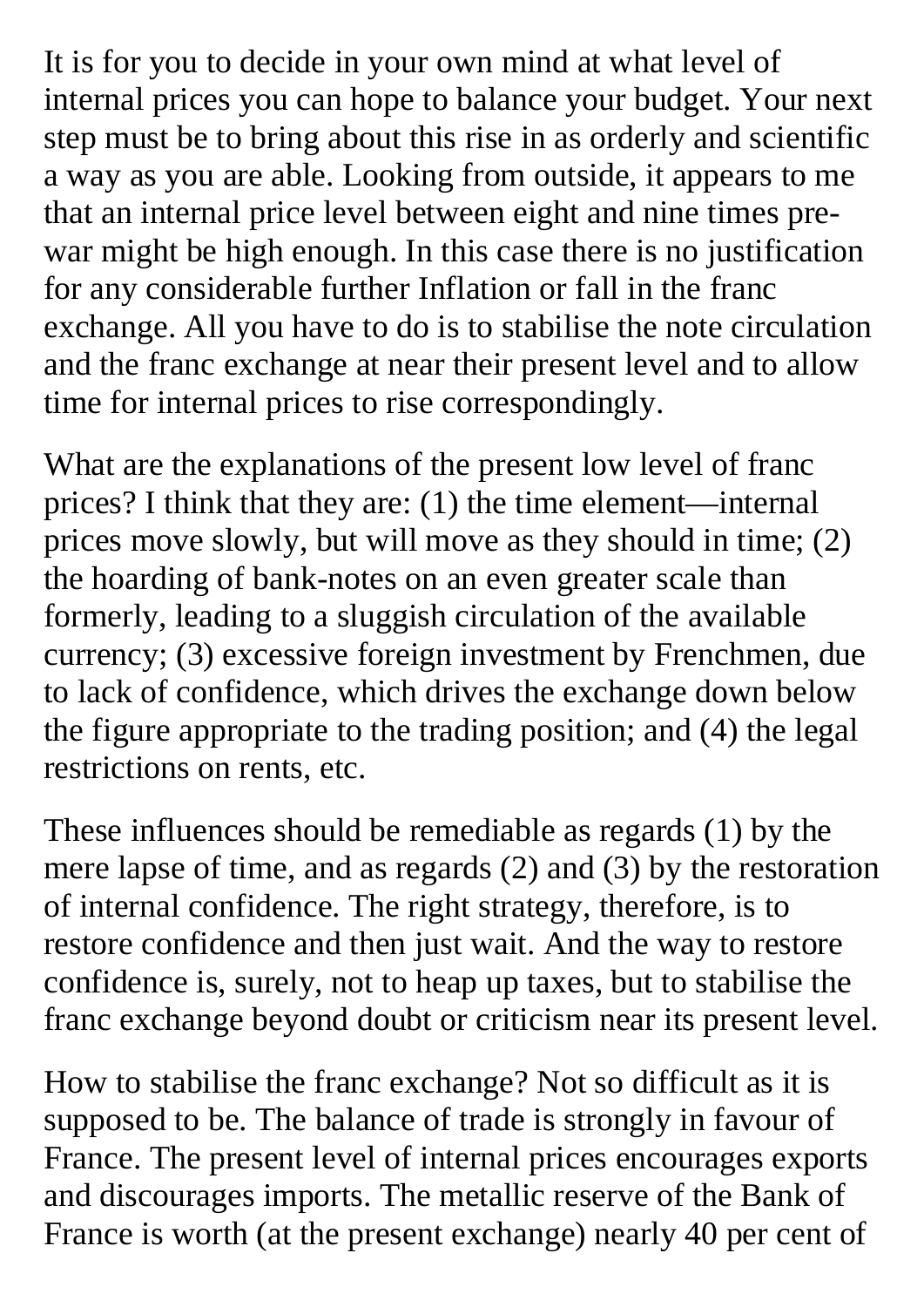It is for you to decide in your own mind at what level of internal prices you can hope to balance your budget. Your next step must be to bring about this rise in as orderly and scientific a way as you are able. Looking from outside, it appears to me that an internal price level between eight and nine times pre-war might be high enough. In this case there is no justification for any considerable further Inflation or fall in the franc exchange. All you have to do is to stabilise the note circulation and the franc exchange at near their present level and to allow time for internal prices to rise correspondingly.

What are the explanations of the present low level of franc prices? I think that they are: (1) the time element—internal prices move slowly, but will move as they should in time; (2) the hoarding of bank-notes on an even greater scale than formerly, leading to a sluggish circulation of the available currency; (3) excessive foreign investment by Frenchmen, due to lack of confidence, which drives the exchange down below the figure appropriate to the trading position; and (4) the legal restrictions on rents, etc.

These influences should be remediable as regards (1) by the mere lapse of time, and as regards (2) and (3) by the restoration of internal confidence. The right strategy, therefore, is to restore confidence and then just wait. And the way to restore confidence is, surely, not to heap up taxes, but to stabilise the franc exchange beyond doubt or criticism near its present level.

How to stabilise the franc exchange? Not so difficult as it is supposed to be. The balance of trade is strongly in favour of France. The present level of internal prices encourages exports and discourages imports. The metallic reserve of the Bank of France is worth (at the present exchange) nearly 40 per cent of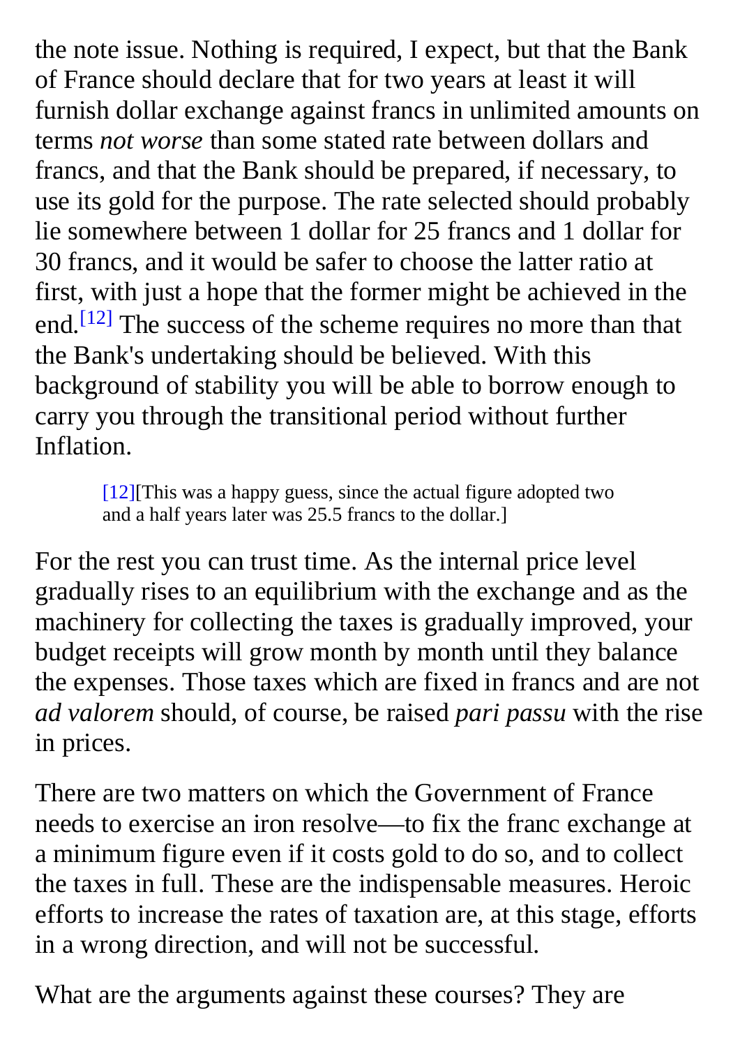the note issue. Nothing is required, I expect, but that the Bank of France should declare that for two years at least it will furnish dollar exchange against francs in unlimited amounts on terms *not worse* than some stated rate between dollars and francs, and that the Bank should be prepared, if necessary, to use its gold for the purpose. The rate selected should probably lie somewhere between 1 dollar for 25 francs and 1 dollar for 30 francs, and it would be safer to choose the latter ratio at first, with just a hope that the former might be achieved in the end.[12] The success of the scheme requires no more than that the Bank's undertaking should be believed. With this background of stability you will be able to borrow enough to carry you through the transitional period without further Inflation.

> [12][This was a happy guess, since the actual figure adopted two and a half years later was 25.5 francs to the dollar.]

For the rest you can trust time. As the internal price level gradually rises to an equilibrium with the exchange and as the machinery for collecting the taxes is gradually improved, your budget receipts will grow month by month until they balance the expenses. Those taxes which are fixed in francs and are not *ad valorem* should, of course, be raised *pari passu* with the rise in prices.

There are two matters on which the Government of France needs to exercise an iron resolve—to fix the franc exchange at a minimum figure even if it costs gold to do so, and to collect the taxes in full. These are the indispensable measures. Heroic efforts to increase the rates of taxation are, at this stage, efforts in a wrong direction, and will not be successful.

What are the arguments against these courses? They are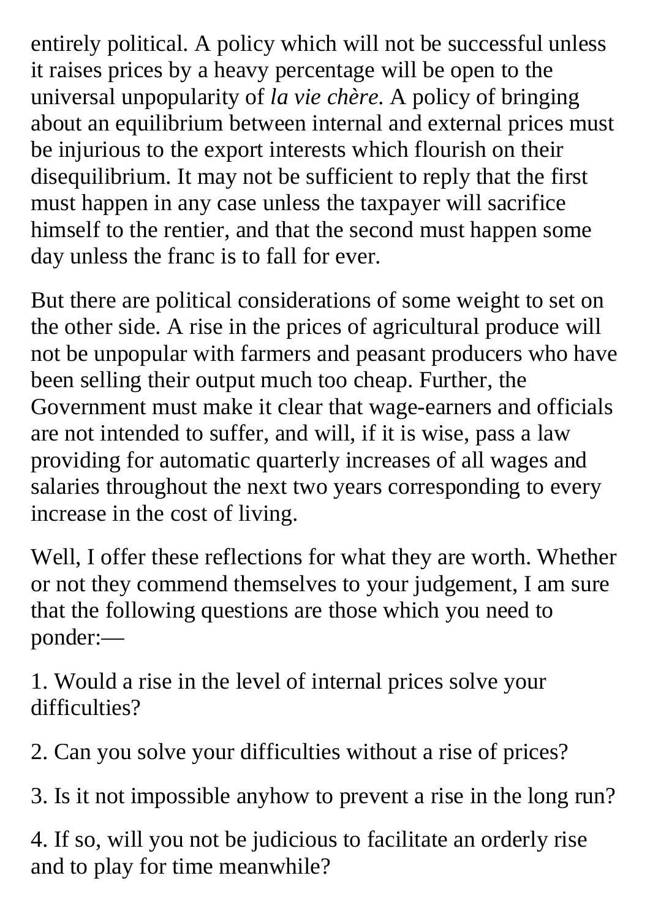entirely political. A policy which will not be successful unless it raises prices by a heavy percentage will be open to the universal unpopularity of *la vie chère*. A policy of bringing about an equilibrium between internal and external prices must be injurious to the export interests which flourish on their disequilibrium. It may not be sufficient to reply that the first must happen in any case unless the taxpayer will sacrifice himself to the rentier, and that the second must happen some day unless the franc is to fall for ever.

But there are political considerations of some weight to set on the other side. A rise in the prices of agricultural produce will not be unpopular with farmers and peasant producers who have been selling their output much too cheap. Further, the Government must make it clear that wage-earners and officials are not intended to suffer, and will, if it is wise, pass a law providing for automatic quarterly increases of all wages and salaries throughout the next two years corresponding to every increase in the cost of living.

Well, I offer these reflections for what they are worth. Whether or not they commend themselves to your judgement, I am sure that the following questions are those which you need to ponder:—

1. Would a rise in the level of internal prices solve your difficulties?

2. Can you solve your difficulties without a rise of prices?

3. Is it not impossible anyhow to prevent a rise in the long run?

4. If so, will you not be judicious to facilitate an orderly rise and to play for time meanwhile?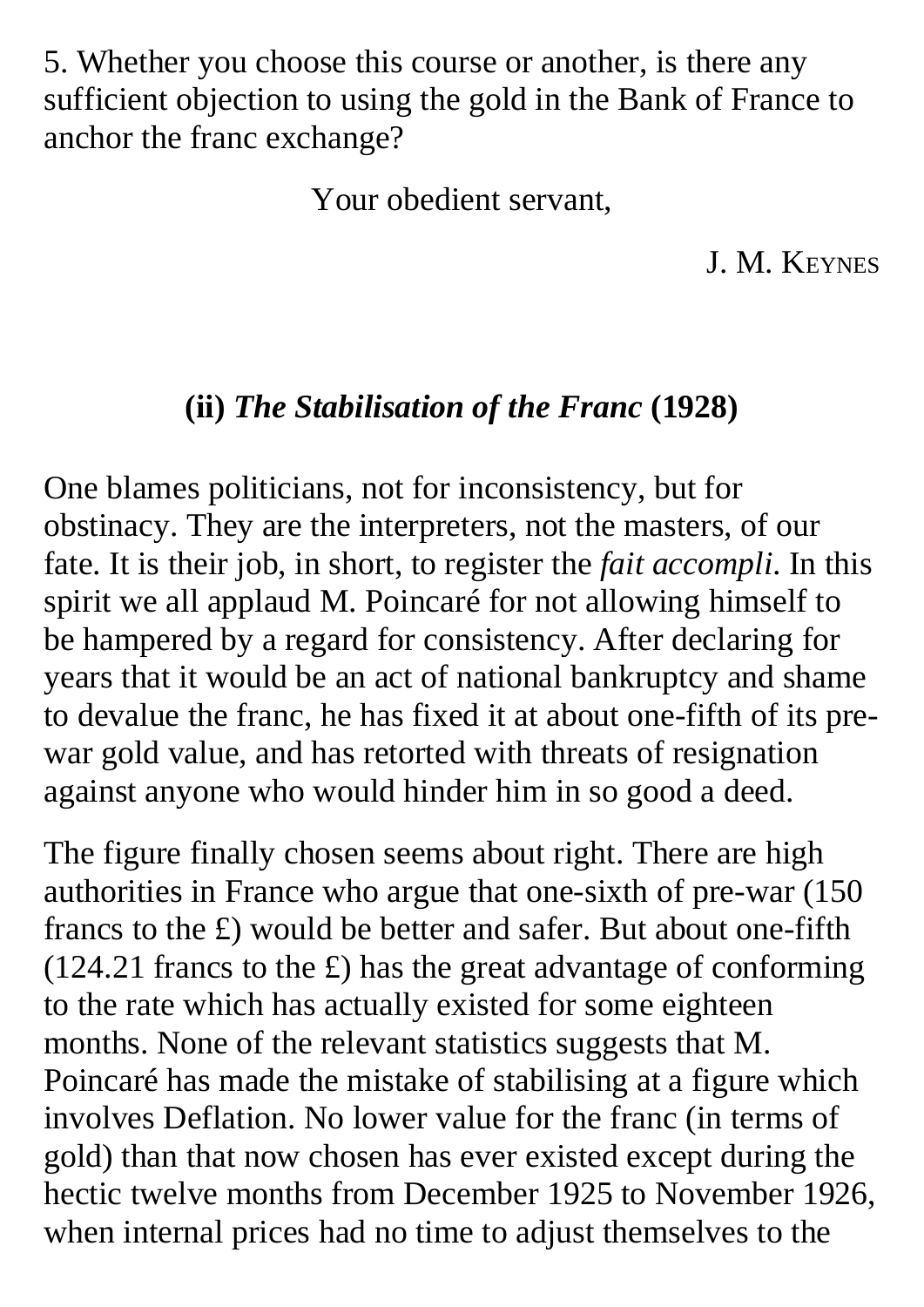5. Whether you choose this course or another, is there any sufficient objection to using the gold in the Bank of France to anchor the franc exchange?

Your obedient servant,

J. M. KEYNES

### (ii) *The Stabilisation of the Franc* (1928)

One blames politicians, not for inconsistency, but for obstinacy. They are the interpreters, not the masters, of our fate. It is their job, in short, to register the *fait accompli*. In this spirit we all applaud M. Poincaré for not allowing himself to be hampered by a regard for consistency. After declaring for years that it would be an act of national bankruptcy and shame to devalue the franc, he has fixed it at about one-fifth of its pre-war gold value, and has retorted with threats of resignation against anyone who would hinder him in so good a deed.

The figure finally chosen seems about right. There are high authorities in France who argue that one-sixth of pre-war (150 francs to the £) would be better and safer. But about one-fifth (124.21 francs to the £) has the great advantage of conforming to the rate which has actually existed for some eighteen months. None of the relevant statistics suggests that M. Poincaré has made the mistake of stabilising at a figure which involves Deflation. No lower value for the franc (in terms of gold) than that now chosen has ever existed except during the hectic twelve months from December 1925 to November 1926, when internal prices had no time to adjust themselves to the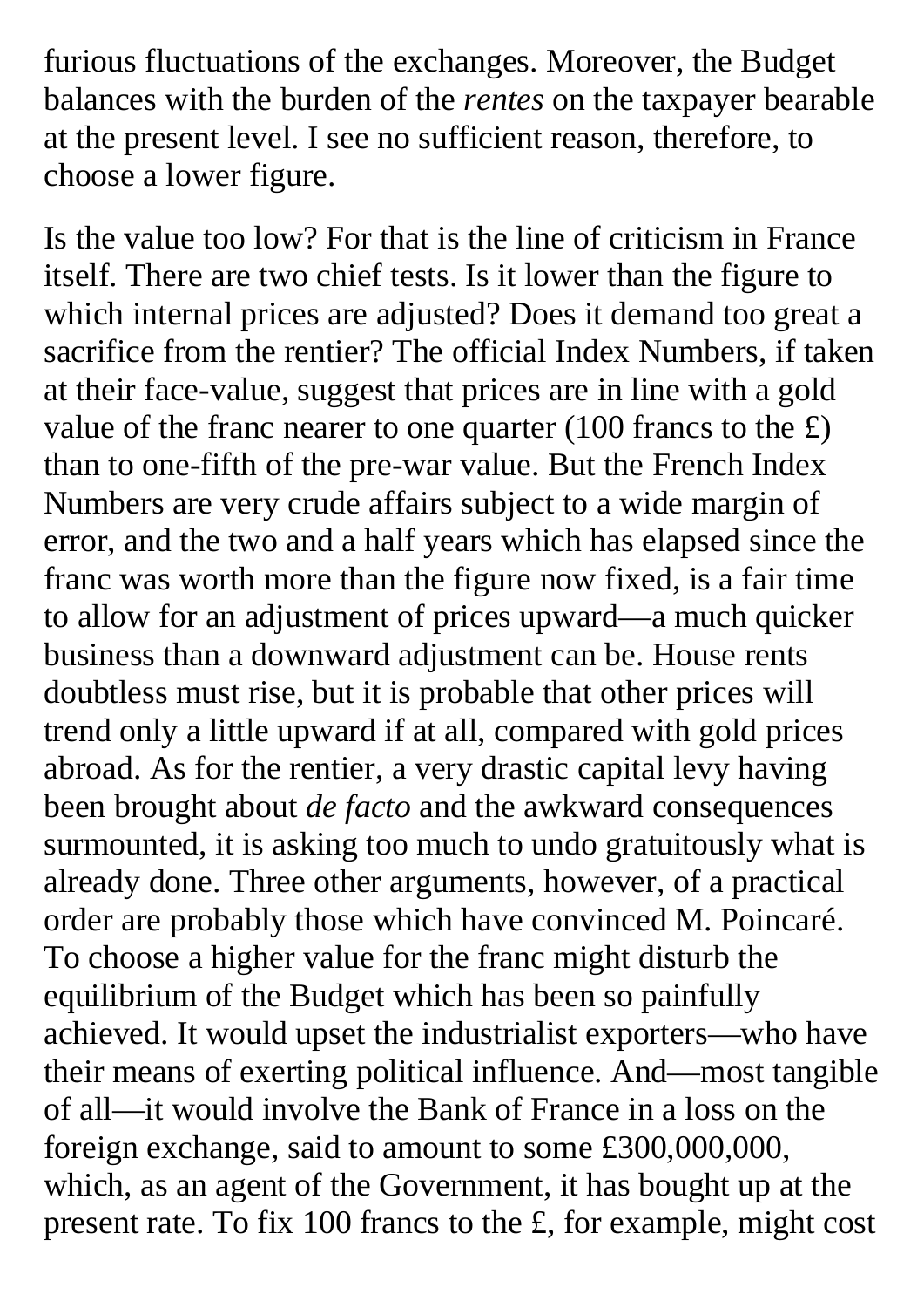furious fluctuations of the exchanges. Moreover, the Budget balances with the burden of the *rentes* on the taxpayer bearable at the present level. I see no sufficient reason, therefore, to choose a lower figure.

Is the value too low? For that is the line of criticism in France itself. There are two chief tests. Is it lower than the figure to which internal prices are adjusted? Does it demand too great a sacrifice from the rentier? The official Index Numbers, if taken at their face-value, suggest that prices are in line with a gold value of the franc nearer to one quarter (100 francs to the £) than to one-fifth of the pre-war value. But the French Index Numbers are very crude affairs subject to a wide margin of error, and the two and a half years which has elapsed since the franc was worth more than the figure now fixed, is a fair time to allow for an adjustment of prices upward—a much quicker business than a downward adjustment can be. House rents doubtless must rise, but it is probable that other prices will trend only a little upward if at all, compared with gold prices abroad. As for the rentier, a very drastic capital levy having been brought about *de facto* and the awkward consequences surmounted, it is asking too much to undo gratuitously what is already done. Three other arguments, however, of a practical order are probably those which have convinced M. Poincaré. To choose a higher value for the franc might disturb the equilibrium of the Budget which has been so painfully achieved. It would upset the industrialist exporters—who have their means of exerting political influence. And—most tangible of all—it would involve the Bank of France in a loss on the foreign exchange, said to amount to some £300,000,000, which, as an agent of the Government, it has bought up at the present rate. To fix 100 francs to the £, for example, might cost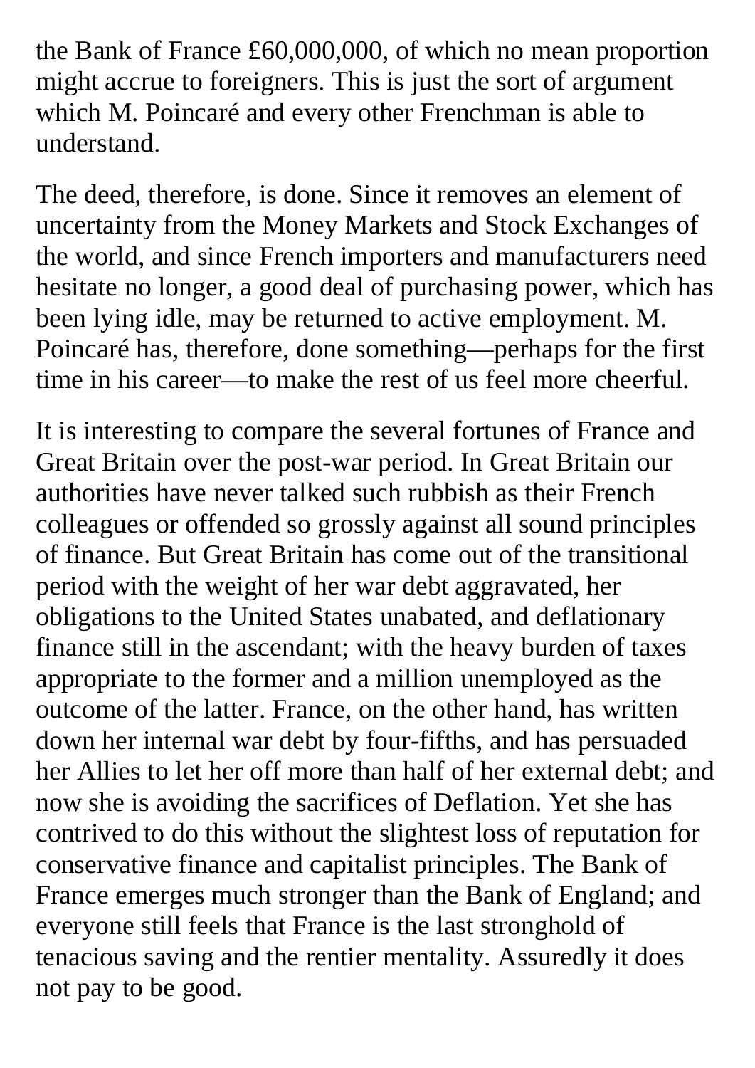the Bank of France £60,000,000, of which no mean proportion might accrue to foreigners. This is just the sort of argument which M. Poincaré and every other Frenchman is able to understand.

The deed, therefore, is done. Since it removes an element of uncertainty from the Money Markets and Stock Exchanges of the world, and since French importers and manufacturers need hesitate no longer, a good deal of purchasing power, which has been lying idle, may be returned to active employment. M. Poincaré has, therefore, done something—perhaps for the first time in his career—to make the rest of us feel more cheerful.

It is interesting to compare the several fortunes of France and Great Britain over the post-war period. In Great Britain our authorities have never talked such rubbish as their French colleagues or offended so grossly against all sound principles of finance. But Great Britain has come out of the transitional period with the weight of her war debt aggravated, her obligations to the United States unabated, and deflationary finance still in the ascendant; with the heavy burden of taxes appropriate to the former and a million unemployed as the outcome of the latter. France, on the other hand, has written down her internal war debt by four-fifths, and has persuaded her Allies to let her off more than half of her external debt; and now she is avoiding the sacrifices of Deflation. Yet she has contrived to do this without the slightest loss of reputation for conservative finance and capitalist principles. The Bank of France emerges much stronger than the Bank of England; and everyone still feels that France is the last stronghold of tenacious saving and the rentier mentality. Assuredly it does not pay to be good.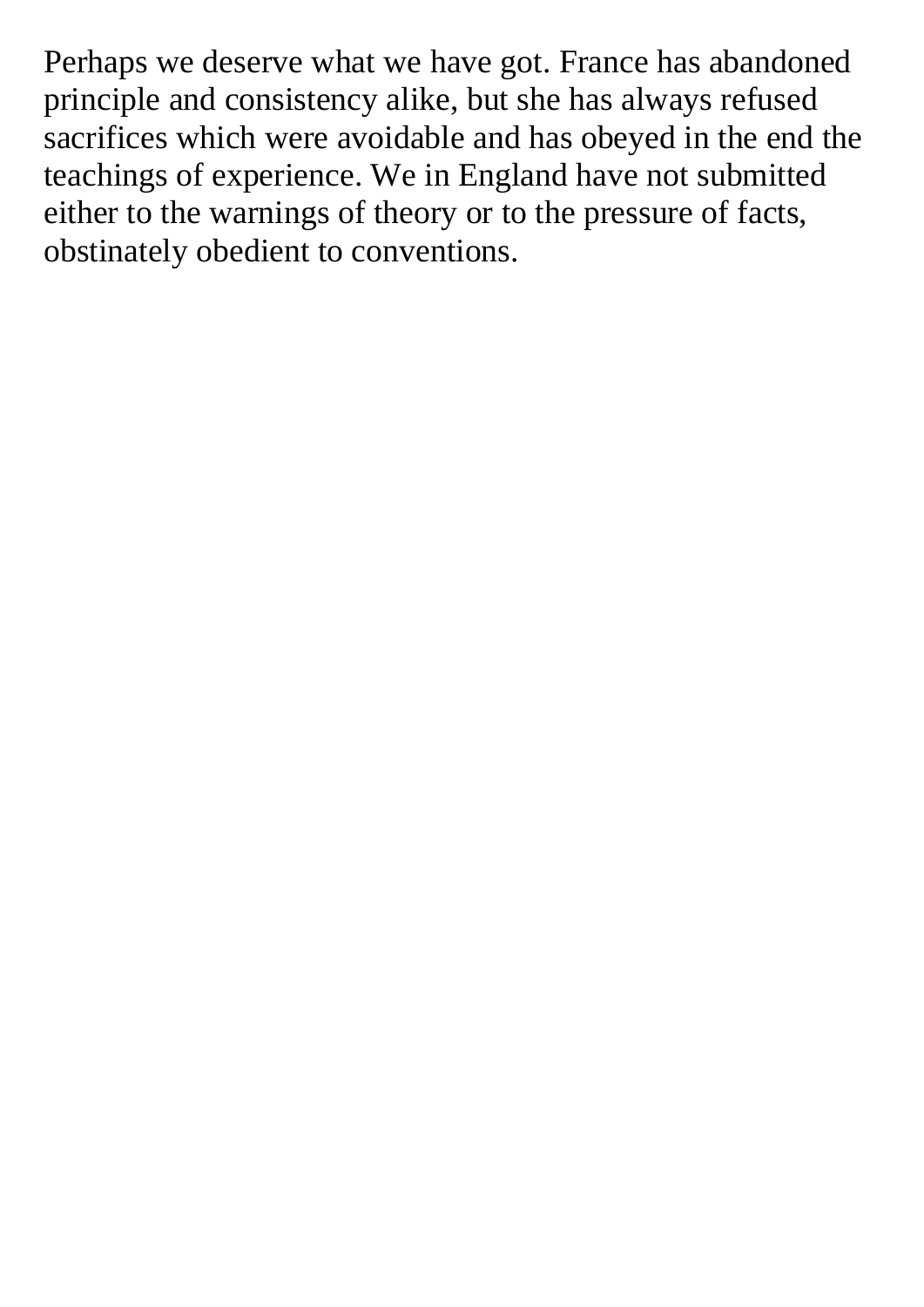Perhaps we deserve what we have got. France has abandoned principle and consistency alike, but she has always refused sacrifices which were avoidable and has obeyed in the end the teachings of experience. We in England have not submitted either to the warnings of theory or to the pressure of facts, obstinately obedient to conventions.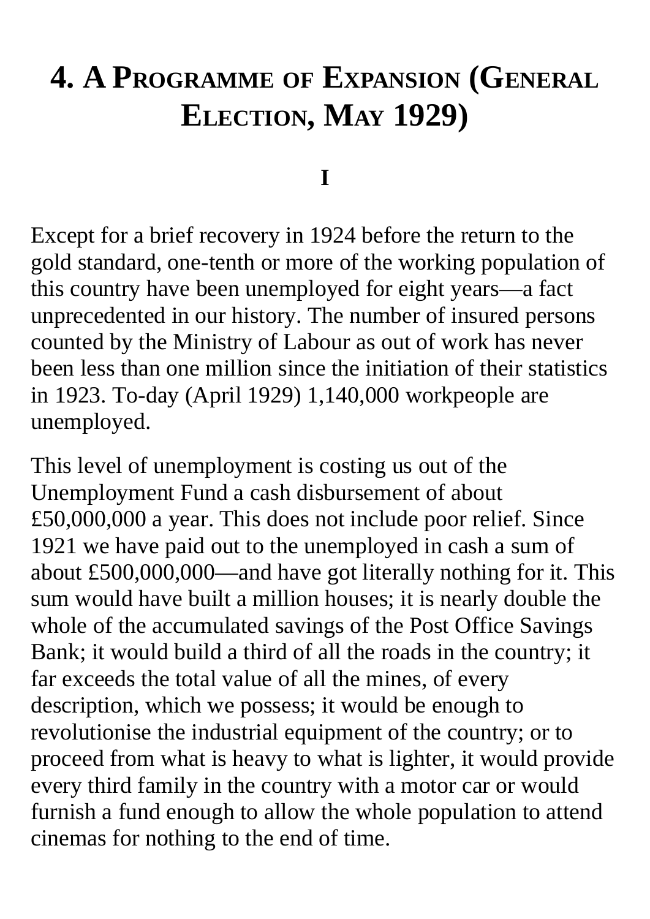# 4. A Programme of Expansion (General Election, May 1929)

## I

Except for a brief recovery in 1924 before the return to the gold standard, one-tenth or more of the working population of this country have been unemployed for eight years—a fact unprecedented in our history. The number of insured persons counted by the Ministry of Labour as out of work has never been less than one million since the initiation of their statistics in 1923. To-day (April 1929) 1,140,000 workpeople are unemployed.

This level of unemployment is costing us out of the Unemployment Fund a cash disbursement of about £50,000,000 a year. This does not include poor relief. Since 1921 we have paid out to the unemployed in cash a sum of about £500,000,000—and have got literally nothing for it. This sum would have built a million houses; it is nearly double the whole of the accumulated savings of the Post Office Savings Bank; it would build a third of all the roads in the country; it far exceeds the total value of all the mines, of every description, which we possess; it would be enough to revolutionise the industrial equipment of the country; or to proceed from what is heavy to what is lighter, it would provide every third family in the country with a motor car or would furnish a fund enough to allow the whole population to attend cinemas for nothing to the end of time.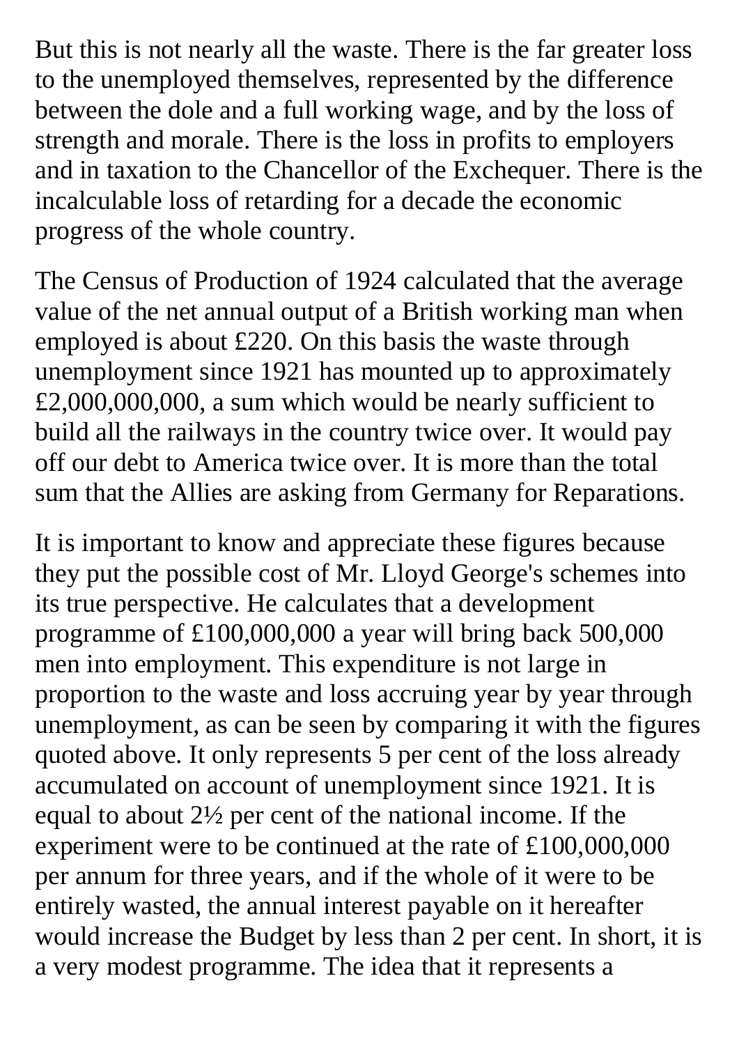But this is not nearly all the waste. There is the far greater loss to the unemployed themselves, represented by the difference between the dole and a full working wage, and by the loss of strength and morale. There is the loss in profits to employers and in taxation to the Chancellor of the Exchequer. There is the incalculable loss of retarding for a decade the economic progress of the whole country.

The Census of Production of 1924 calculated that the average value of the net annual output of a British working man when employed is about £220. On this basis the waste through unemployment since 1921 has mounted up to approximately £2,000,000,000, a sum which would be nearly sufficient to build all the railways in the country twice over. It would pay off our debt to America twice over. It is more than the total sum that the Allies are asking from Germany for Reparations.

It is important to know and appreciate these figures because they put the possible cost of Mr. Lloyd George's schemes into its true perspective. He calculates that a development programme of £100,000,000 a year will bring back 500,000 men into employment. This expenditure is not large in proportion to the waste and loss accruing year by year through unemployment, as can be seen by comparing it with the figures quoted above. It only represents 5 per cent of the loss already accumulated on account of unemployment since 1921. It is equal to about 2½ per cent of the national income. If the experiment were to be continued at the rate of £100,000,000 per annum for three years, and if the whole of it were to be entirely wasted, the annual interest payable on it hereafter would increase the Budget by less than 2 per cent. In short, it is a very modest programme. The idea that it represents a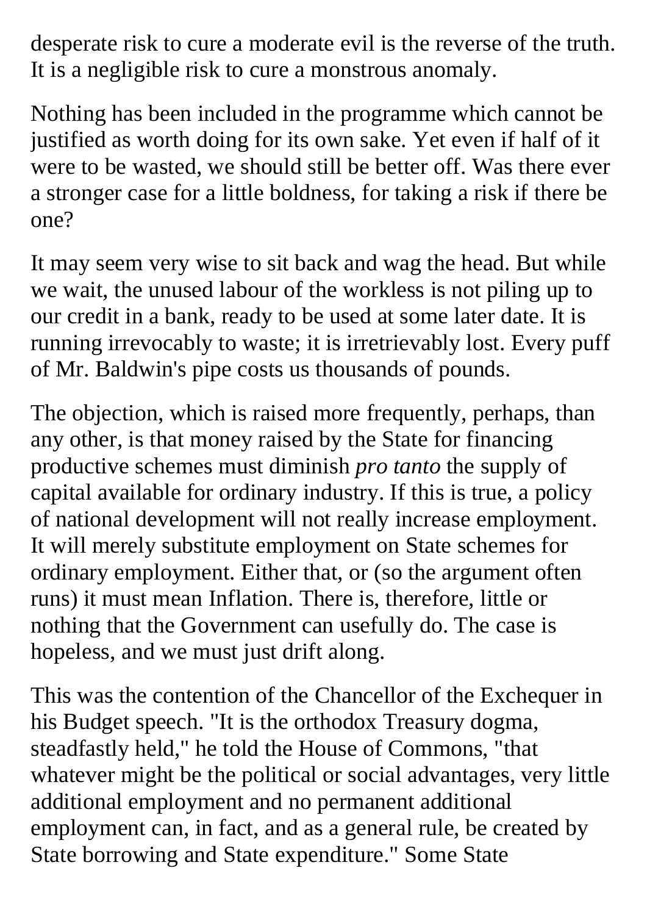desperate risk to cure a moderate evil is the reverse of the truth. It is a negligible risk to cure a monstrous anomaly.

Nothing has been included in the programme which cannot be justified as worth doing for its own sake. Yet even if half of it were to be wasted, we should still be better off. Was there ever a stronger case for a little boldness, for taking a risk if there be one?

It may seem very wise to sit back and wag the head. But while we wait, the unused labour of the workless is not piling up to our credit in a bank, ready to be used at some later date. It is running irrevocably to waste; it is irretrievably lost. Every puff of Mr. Baldwin's pipe costs us thousands of pounds.

The objection, which is raised more frequently, perhaps, than any other, is that money raised by the State for financing productive schemes must diminish *pro tanto* the supply of capital available for ordinary industry. If this is true, a policy of national development will not really increase employment. It will merely substitute employment on State schemes for ordinary employment. Either that, or (so the argument often runs) it must mean Inflation. There is, therefore, little or nothing that the Government can usefully do. The case is hopeless, and we must just drift along.

This was the contention of the Chancellor of the Exchequer in his Budget speech. "It is the orthodox Treasury dogma, steadfastly held," he told the House of Commons, "that whatever might be the political or social advantages, very little additional employment and no permanent additional employment can, in fact, and as a general rule, be created by State borrowing and State expenditure." Some State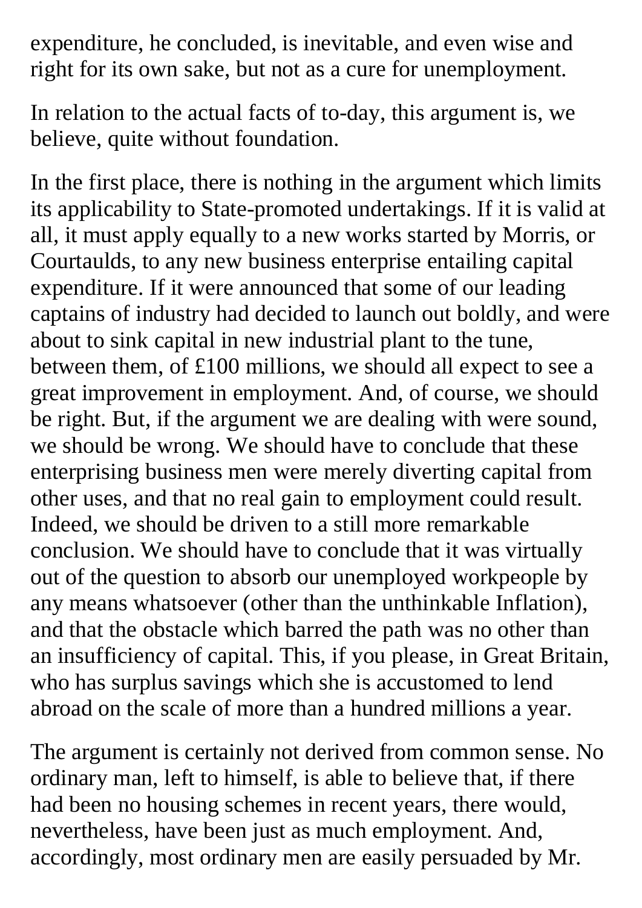expenditure, he concluded, is inevitable, and even wise and right for its own sake, but not as a cure for unemployment.

In relation to the actual facts of to-day, this argument is, we believe, quite without foundation.

In the first place, there is nothing in the argument which limits its applicability to State-promoted undertakings. If it is valid at all, it must apply equally to a new works started by Morris, or Courtaulds, to any new business enterprise entailing capital expenditure. If it were announced that some of our leading captains of industry had decided to launch out boldly, and were about to sink capital in new industrial plant to the tune, between them, of £100 millions, we should all expect to see a great improvement in employment. And, of course, we should be right. But, if the argument we are dealing with were sound, we should be wrong. We should have to conclude that these enterprising business men were merely diverting capital from other uses, and that no real gain to employment could result. Indeed, we should be driven to a still more remarkable conclusion. We should have to conclude that it was virtually out of the question to absorb our unemployed workpeople by any means whatsoever (other than the unthinkable Inflation), and that the obstacle which barred the path was no other than an insufficiency of capital. This, if you please, in Great Britain, who has surplus savings which she is accustomed to lend abroad on the scale of more than a hundred millions a year.

The argument is certainly not derived from common sense. No ordinary man, left to himself, is able to believe that, if there had been no housing schemes in recent years, there would, nevertheless, have been just as much employment. And, accordingly, most ordinary men are easily persuaded by Mr.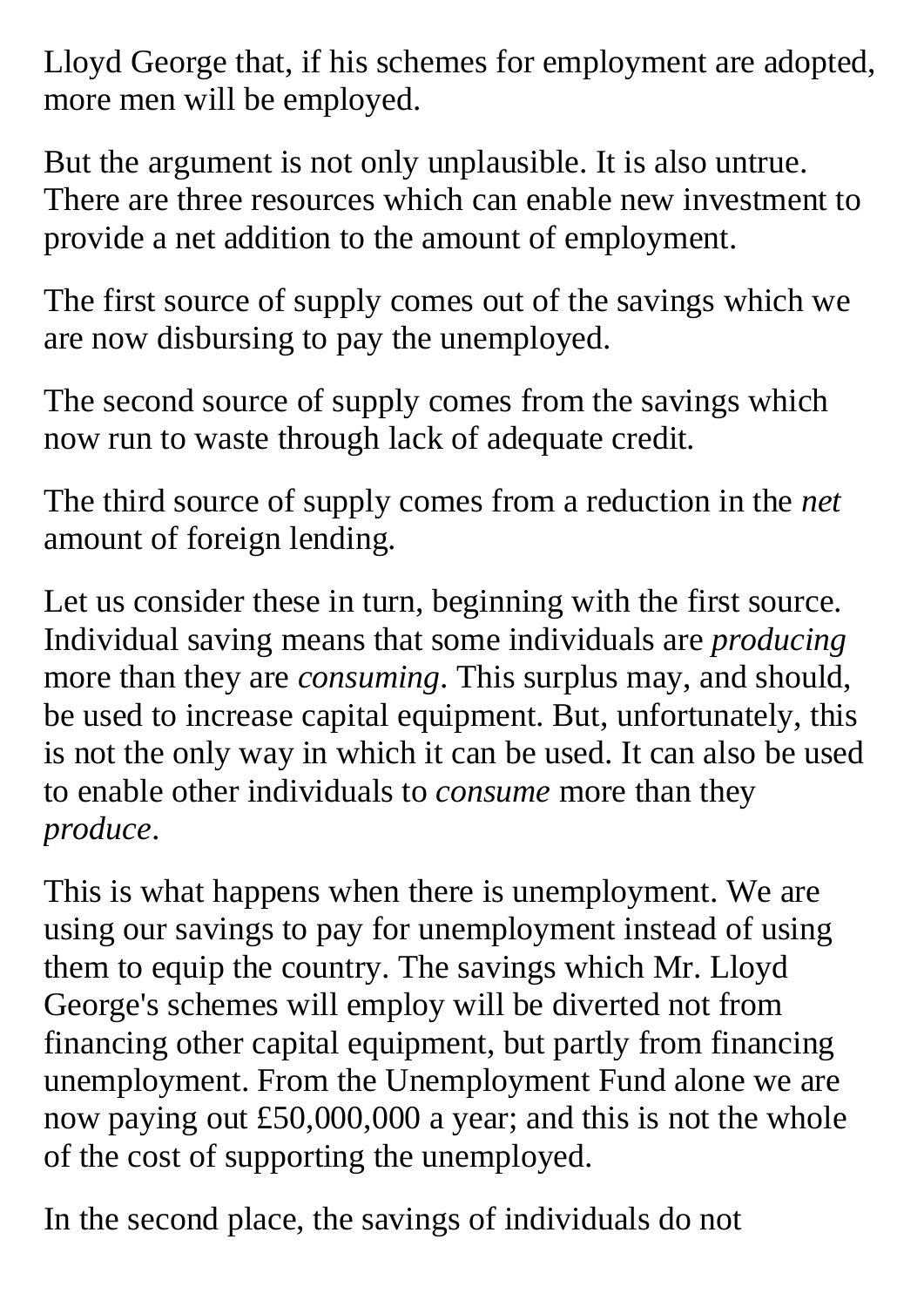Lloyd George that, if his schemes for employment are adopted, more men will be employed.

But the argument is not only unplausible. It is also untrue. There are three resources which can enable new investment to provide a net addition to the amount of employment.

The first source of supply comes out of the savings which we are now disbursing to pay the unemployed.

The second source of supply comes from the savings which now run to waste through lack of adequate credit.

The third source of supply comes from a reduction in the *net* amount of foreign lending.

Let us consider these in turn, beginning with the first source. Individual saving means that some individuals are *producing* more than they are *consuming*. This surplus may, and should, be used to increase capital equipment. But, unfortunately, this is not the only way in which it can be used. It can also be used to enable other individuals to *consume* more than they *produce*.

This is what happens when there is unemployment. We are using our savings to pay for unemployment instead of using them to equip the country. The savings which Mr. Lloyd George's schemes will employ will be diverted not from financing other capital equipment, but partly from financing unemployment. From the Unemployment Fund alone we are now paying out £50,000,000 a year; and this is not the whole of the cost of supporting the unemployed.

In the second place, the savings of individuals do not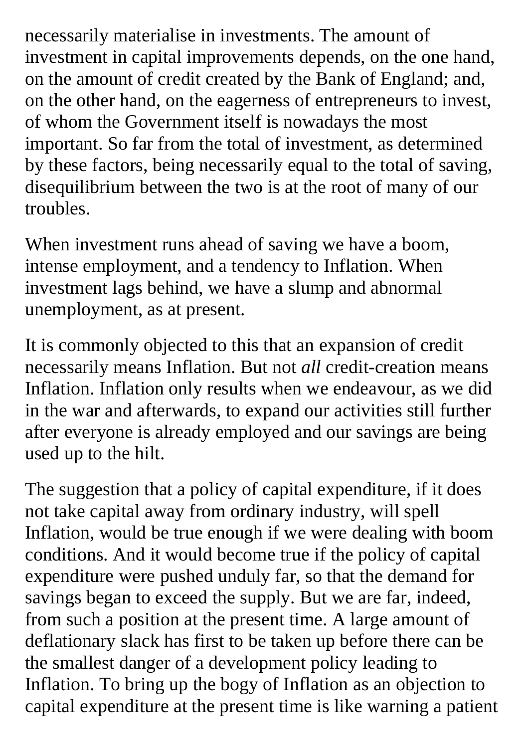necessarily materialise in investments. The amount of investment in capital improvements depends, on the one hand, on the amount of credit created by the Bank of England; and, on the other hand, on the eagerness of entrepreneurs to invest, of whom the Government itself is nowadays the most important. So far from the total of investment, as determined by these factors, being necessarily equal to the total of saving, disequilibrium between the two is at the root of many of our troubles.

When investment runs ahead of saving we have a boom, intense employment, and a tendency to Inflation. When investment lags behind, we have a slump and abnormal unemployment, as at present.

It is commonly objected to this that an expansion of credit necessarily means Inflation. But not *all* credit-creation means Inflation. Inflation only results when we endeavour, as we did in the war and afterwards, to expand our activities still further after everyone is already employed and our savings are being used up to the hilt.

The suggestion that a policy of capital expenditure, if it does not take capital away from ordinary industry, will spell Inflation, would be true enough if we were dealing with boom conditions. And it would become true if the policy of capital expenditure were pushed unduly far, so that the demand for savings began to exceed the supply. But we are far, indeed, from such a position at the present time. A large amount of deflationary slack has first to be taken up before there can be the smallest danger of a development policy leading to Inflation. To bring up the bogy of Inflation as an objection to capital expenditure at the present time is like warning a patient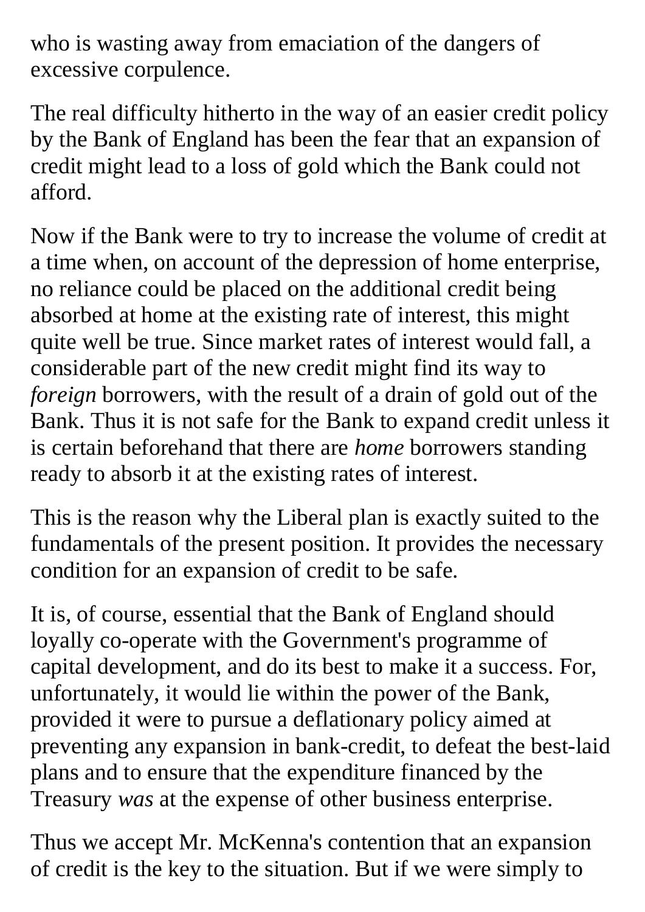who is wasting away from emaciation of the dangers of excessive corpulence.

The real difficulty hitherto in the way of an easier credit policy by the Bank of England has been the fear that an expansion of credit might lead to a loss of gold which the Bank could not afford.

Now if the Bank were to try to increase the volume of credit at a time when, on account of the depression of home enterprise, no reliance could be placed on the additional credit being absorbed at home at the existing rate of interest, this might quite well be true. Since market rates of interest would fall, a considerable part of the new credit might find its way to *foreign* borrowers, with the result of a drain of gold out of the Bank. Thus it is not safe for the Bank to expand credit unless it is certain beforehand that there are *home* borrowers standing ready to absorb it at the existing rates of interest.

This is the reason why the Liberal plan is exactly suited to the fundamentals of the present position. It provides the necessary condition for an expansion of credit to be safe.

It is, of course, essential that the Bank of England should loyally co-operate with the Government's programme of capital development, and do its best to make it a success. For, unfortunately, it would lie within the power of the Bank, provided it were to pursue a deflationary policy aimed at preventing any expansion in bank-credit, to defeat the best-laid plans and to ensure that the expenditure financed by the Treasury *was* at the expense of other business enterprise.

Thus we accept Mr. McKenna's contention that an expansion of credit is the key to the situation. But if we were simply to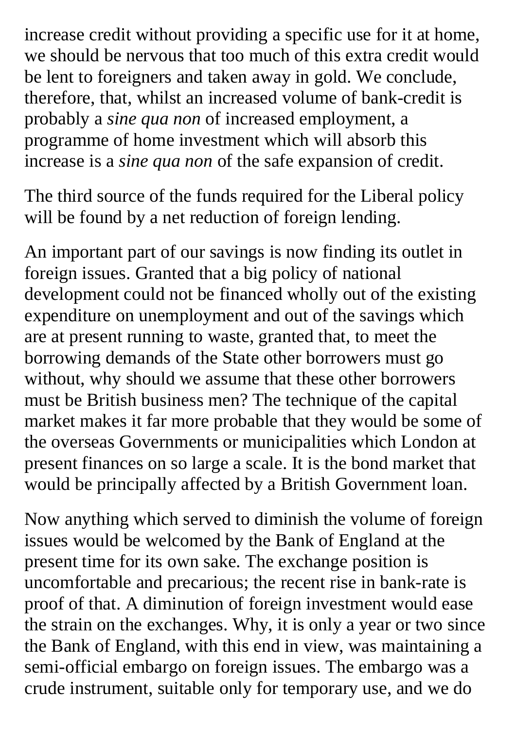increase credit without providing a specific use for it at home, we should be nervous that too much of this extra credit would be lent to foreigners and taken away in gold. We conclude, therefore, that, whilst an increased volume of bank-credit is probably a *sine qua non* of increased employment, a programme of home investment which will absorb this increase is a *sine qua non* of the safe expansion of credit.

The third source of the funds required for the Liberal policy will be found by a net reduction of foreign lending.

An important part of our savings is now finding its outlet in foreign issues. Granted that a big policy of national development could not be financed wholly out of the existing expenditure on unemployment and out of the savings which are at present running to waste, granted that, to meet the borrowing demands of the State other borrowers must go without, why should we assume that these other borrowers must be British business men? The technique of the capital market makes it far more probable that they would be some of the overseas Governments or municipalities which London at present finances on so large a scale. It is the bond market that would be principally affected by a British Government loan.

Now anything which served to diminish the volume of foreign issues would be welcomed by the Bank of England at the present time for its own sake. The exchange position is uncomfortable and precarious; the recent rise in bank-rate is proof of that. A diminution of foreign investment would ease the strain on the exchanges. Why, it is only a year or two since the Bank of England, with this end in view, was maintaining a semi-official embargo on foreign issues. The embargo was a crude instrument, suitable only for temporary use, and we do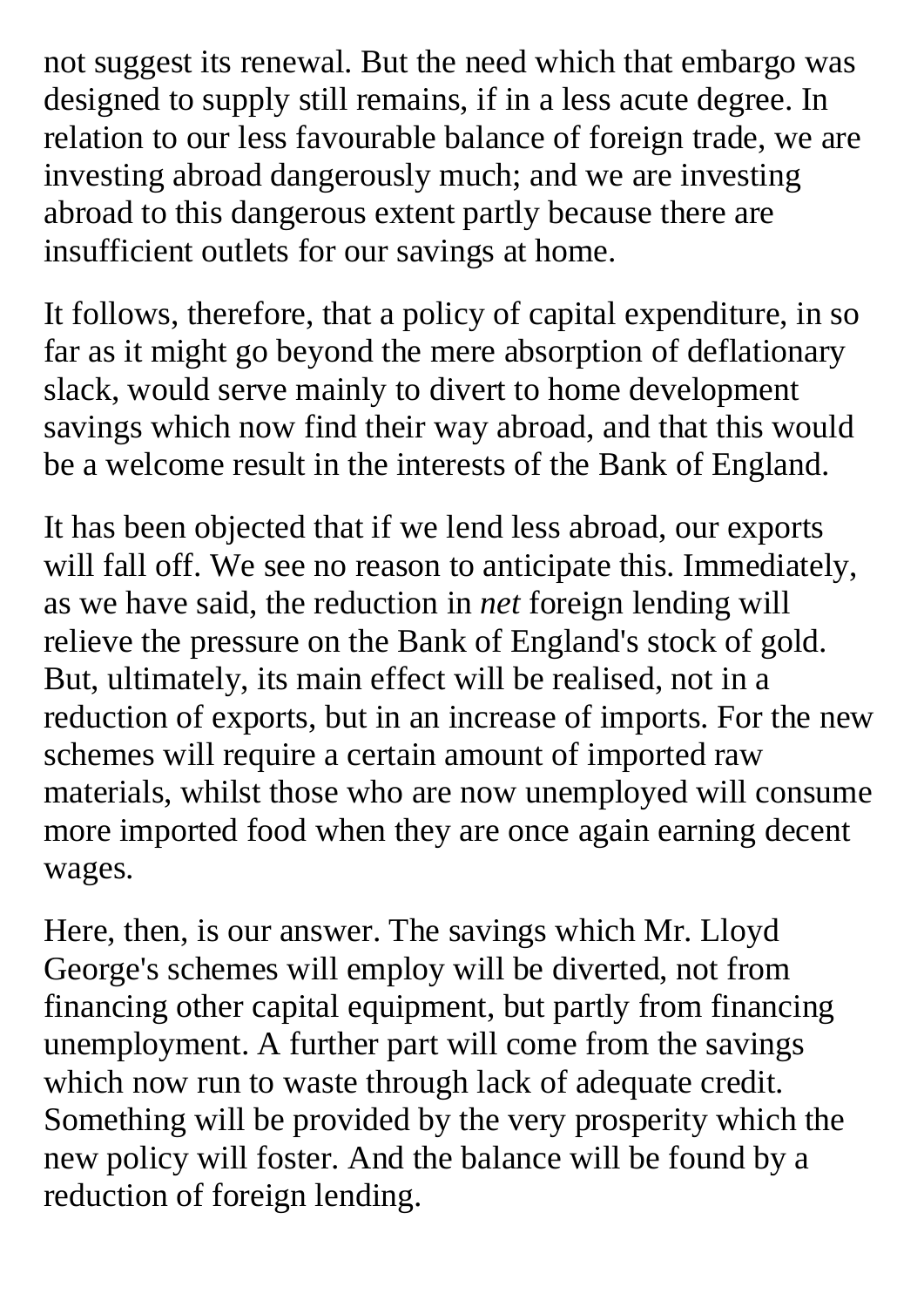not suggest its renewal. But the need which that embargo was designed to supply still remains, if in a less acute degree. In relation to our less favourable balance of foreign trade, we are investing abroad dangerously much; and we are investing abroad to this dangerous extent partly because there are insufficient outlets for our savings at home.

It follows, therefore, that a policy of capital expenditure, in so far as it might go beyond the mere absorption of deflationary slack, would serve mainly to divert to home development savings which now find their way abroad, and that this would be a welcome result in the interests of the Bank of England.

It has been objected that if we lend less abroad, our exports will fall off. We see no reason to anticipate this. Immediately, as we have said, the reduction in *net* foreign lending will relieve the pressure on the Bank of England's stock of gold. But, ultimately, its main effect will be realised, not in a reduction of exports, but in an increase of imports. For the new schemes will require a certain amount of imported raw materials, whilst those who are now unemployed will consume more imported food when they are once again earning decent wages.

Here, then, is our answer. The savings which Mr. Lloyd George's schemes will employ will be diverted, not from financing other capital equipment, but partly from financing unemployment. A further part will come from the savings which now run to waste through lack of adequate credit. Something will be provided by the very prosperity which the new policy will foster. And the balance will be found by a reduction of foreign lending.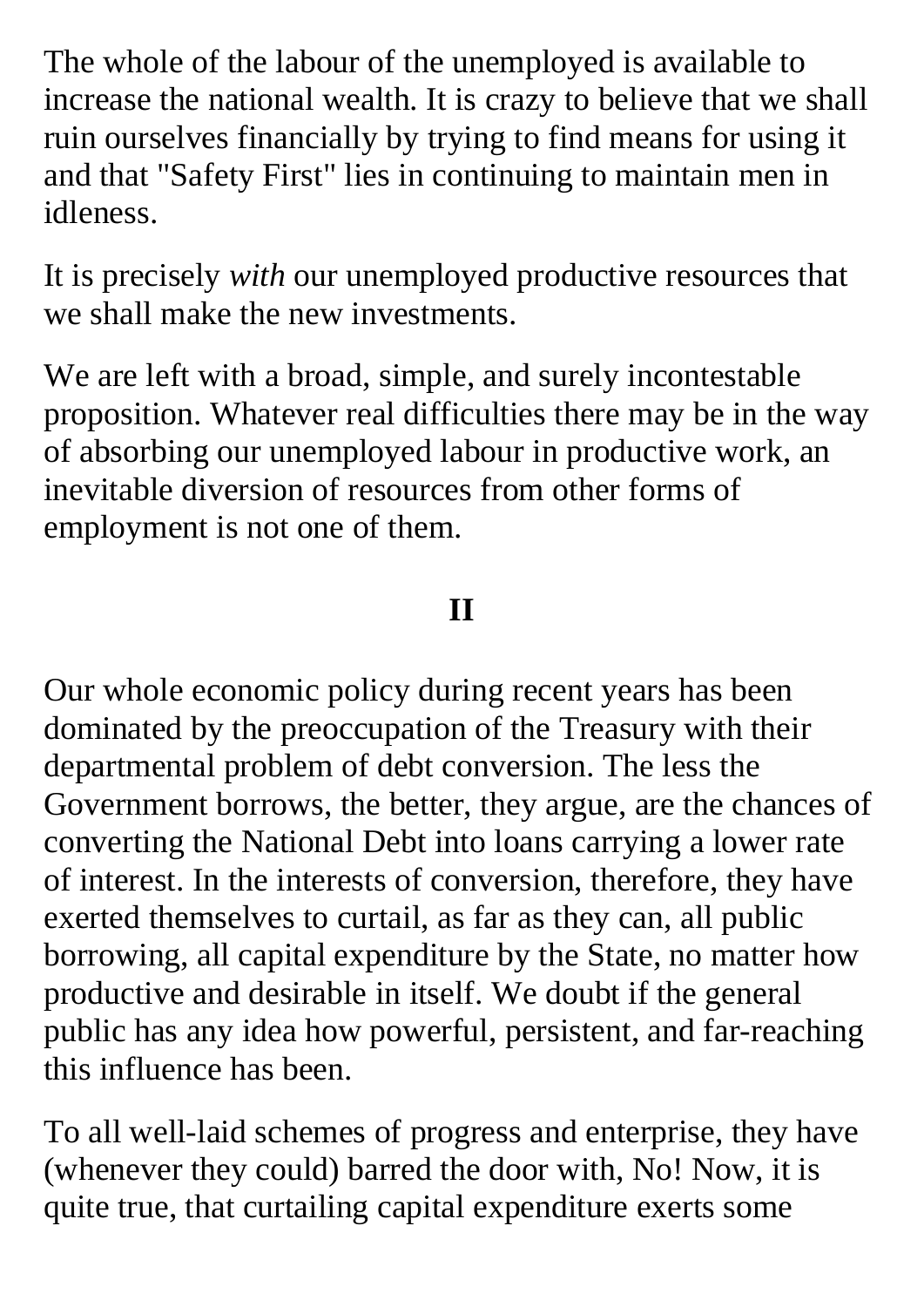The whole of the labour of the unemployed is available to increase the national wealth. It is crazy to believe that we shall ruin ourselves financially by trying to find means for using it and that "Safety First" lies in continuing to maintain men in idleness.

It is precisely *with* our unemployed productive resources that we shall make the new investments.

We are left with a broad, simple, and surely incontestable proposition. Whatever real difficulties there may be in the way of absorbing our unemployed labour in productive work, an inevitable diversion of resources from other forms of employment is not one of them.

## II

Our whole economic policy during recent years has been dominated by the preoccupation of the Treasury with their departmental problem of debt conversion. The less the Government borrows, the better, they argue, are the chances of converting the National Debt into loans carrying a lower rate of interest. In the interests of conversion, therefore, they have exerted themselves to curtail, as far as they can, all public borrowing, all capital expenditure by the State, no matter how productive and desirable in itself. We doubt if the general public has any idea how powerful, persistent, and far-reaching this influence has been.

To all well-laid schemes of progress and enterprise, they have (whenever they could) barred the door with, No! Now, it is quite true, that curtailing capital expenditure exerts some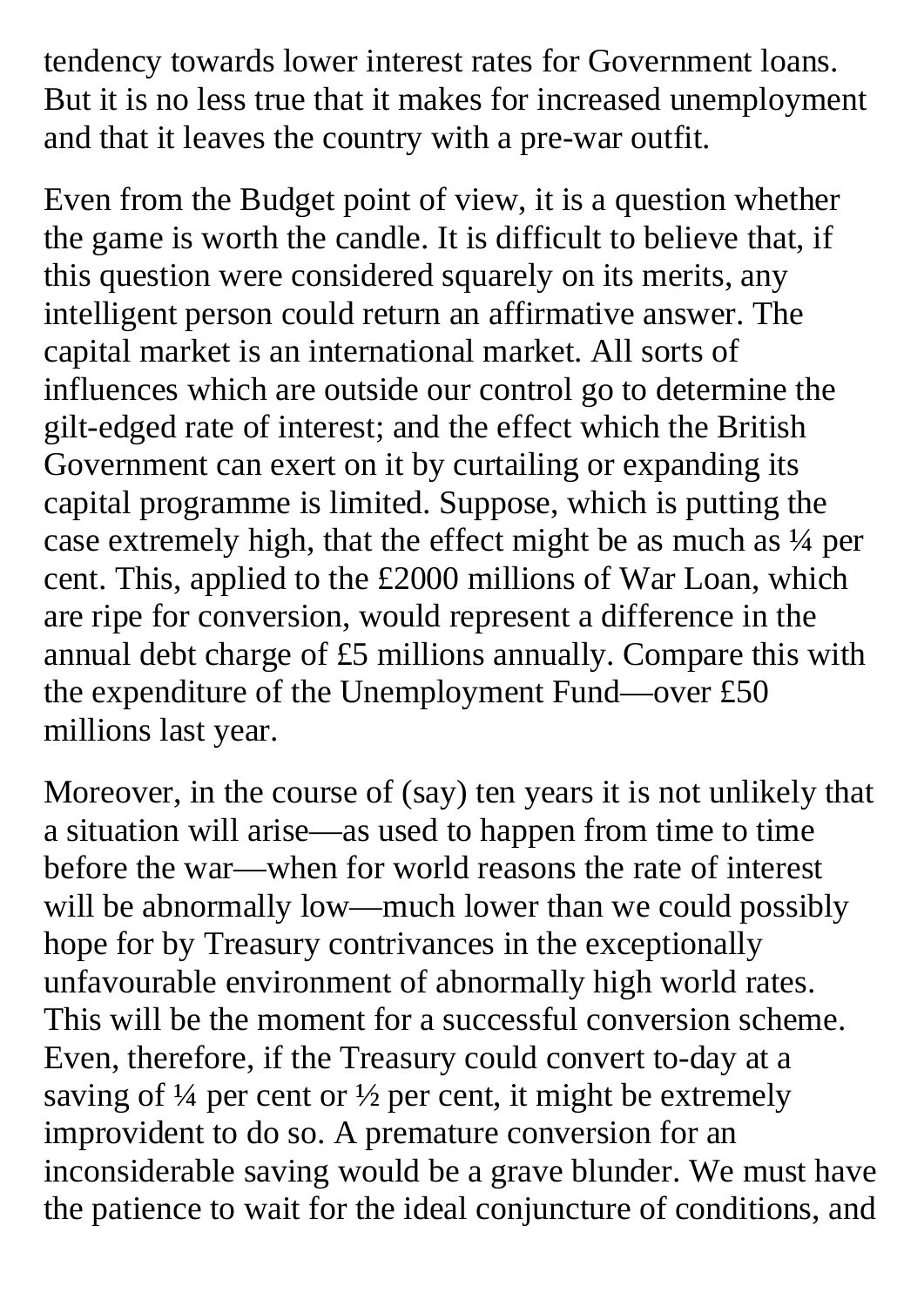tendency towards lower interest rates for Government loans. But it is no less true that it makes for increased unemployment and that it leaves the country with a pre-war outfit.

Even from the Budget point of view, it is a question whether the game is worth the candle. It is difficult to believe that, if this question were considered squarely on its merits, any intelligent person could return an affirmative answer. The capital market is an international market. All sorts of influences which are outside our control go to determine the gilt-edged rate of interest; and the effect which the British Government can exert on it by curtailing or expanding its capital programme is limited. Suppose, which is putting the case extremely high, that the effect might be as much as ¼ per cent. This, applied to the £2000 millions of War Loan, which are ripe for conversion, would represent a difference in the annual debt charge of £5 millions annually. Compare this with the expenditure of the Unemployment Fund—over £50 millions last year.

Moreover, in the course of (say) ten years it is not unlikely that a situation will arise—as used to happen from time to time before the war—when for world reasons the rate of interest will be abnormally low—much lower than we could possibly hope for by Treasury contrivances in the exceptionally unfavourable environment of abnormally high world rates. This will be the moment for a successful conversion scheme. Even, therefore, if the Treasury could convert to-day at a saving of ¼ per cent or ½ per cent, it might be extremely improvident to do so. A premature conversion for an inconsiderable saving would be a grave blunder. We must have the patience to wait for the ideal conjuncture of conditions, and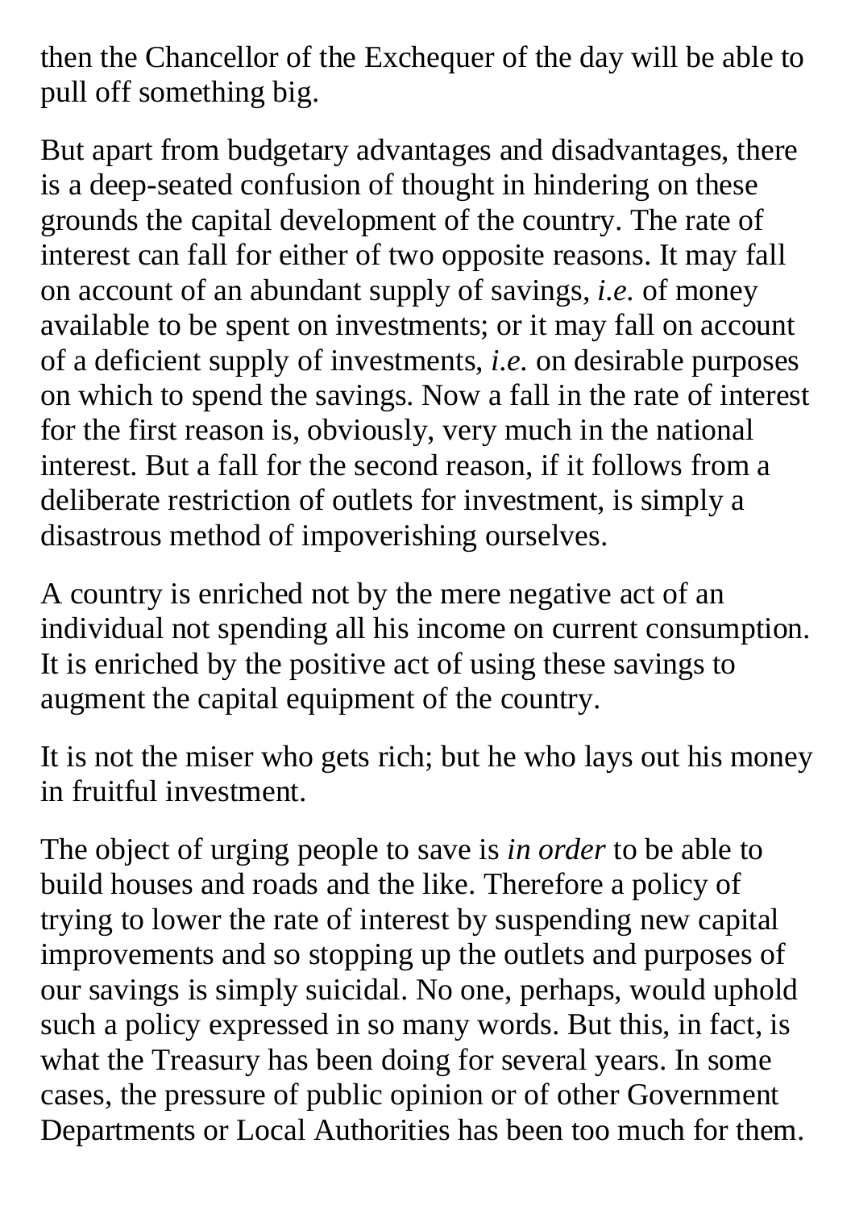then the Chancellor of the Exchequer of the day will be able to pull off something big.

But apart from budgetary advantages and disadvantages, there is a deep-seated confusion of thought in hindering on these grounds the capital development of the country. The rate of interest can fall for either of two opposite reasons. It may fall on account of an abundant supply of savings, *i.e.* of money available to be spent on investments; or it may fall on account of a deficient supply of investments, *i.e.* on desirable purposes on which to spend the savings. Now a fall in the rate of interest for the first reason is, obviously, very much in the national interest. But a fall for the second reason, if it follows from a deliberate restriction of outlets for investment, is simply a disastrous method of impoverishing ourselves.

A country is enriched not by the mere negative act of an individual not spending all his income on current consumption. It is enriched by the positive act of using these savings to augment the capital equipment of the country.

It is not the miser who gets rich; but he who lays out his money in fruitful investment.

The object of urging people to save is *in order* to be able to build houses and roads and the like. Therefore a policy of trying to lower the rate of interest by suspending new capital improvements and so stopping up the outlets and purposes of our savings is simply suicidal. No one, perhaps, would uphold such a policy expressed in so many words. But this, in fact, is what the Treasury has been doing for several years. In some cases, the pressure of public opinion or of other Government Departments or Local Authorities has been too much for them.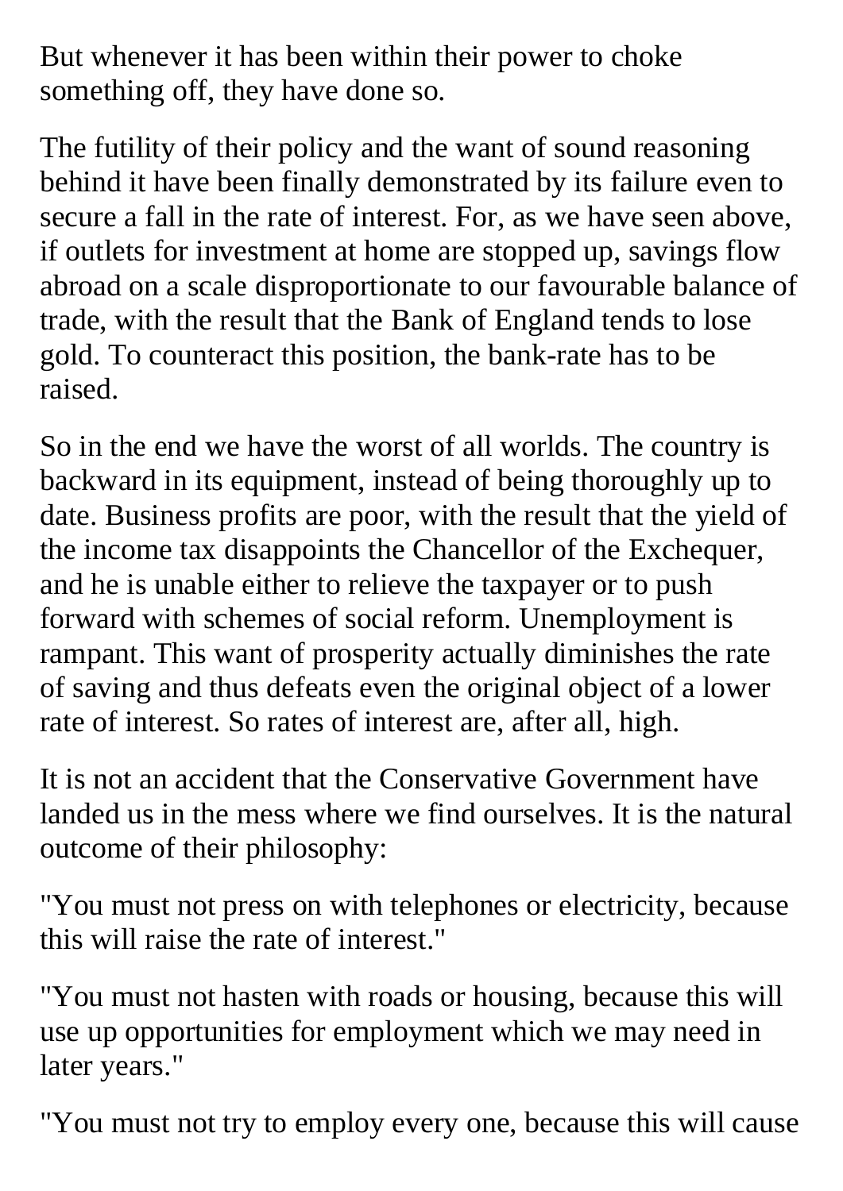But whenever it has been within their power to choke something off, they have done so.

The futility of their policy and the want of sound reasoning behind it have been finally demonstrated by its failure even to secure a fall in the rate of interest. For, as we have seen above, if outlets for investment at home are stopped up, savings flow abroad on a scale disproportionate to our favourable balance of trade, with the result that the Bank of England tends to lose gold. To counteract this position, the bank-rate has to be raised.

So in the end we have the worst of all worlds. The country is backward in its equipment, instead of being thoroughly up to date. Business profits are poor, with the result that the yield of the income tax disappoints the Chancellor of the Exchequer, and he is unable either to relieve the taxpayer or to push forward with schemes of social reform. Unemployment is rampant. This want of prosperity actually diminishes the rate of saving and thus defeats even the original object of a lower rate of interest. So rates of interest are, after all, high.

It is not an accident that the Conservative Government have landed us in the mess where we find ourselves. It is the natural outcome of their philosophy:

"You must not press on with telephones or electricity, because this will raise the rate of interest."

"You must not hasten with roads or housing, because this will use up opportunities for employment which we may need in later years."

"You must not try to employ every one, because this will cause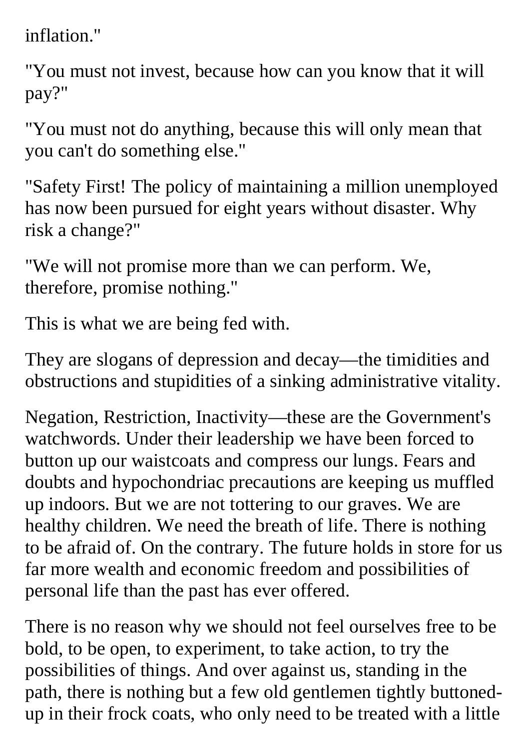inflation."

"You must not invest, because how can you know that it will pay?"

"You must not do anything, because this will only mean that you can't do something else."

"Safety First! The policy of maintaining a million unemployed has now been pursued for eight years without disaster. Why risk a change?"

"We will not promise more than we can perform. We, therefore, promise nothing."

This is what we are being fed with.

They are slogans of depression and decay—the timidities and obstructions and stupidities of a sinking administrative vitality.

Negation, Restriction, Inactivity—these are the Government's watchwords. Under their leadership we have been forced to button up our waistcoats and compress our lungs. Fears and doubts and hypochondriac precautions are keeping us muffled up indoors. But we are not tottering to our graves. We are healthy children. We need the breath of life. There is nothing to be afraid of. On the contrary. The future holds in store for us far more wealth and economic freedom and possibilities of personal life than the past has ever offered.

There is no reason why we should not feel ourselves free to be bold, to be open, to experiment, to take action, to try the possibilities of things. And over against us, standing in the path, there is nothing but a few old gentlemen tightly buttoned-up in their frock coats, who only need to be treated with a little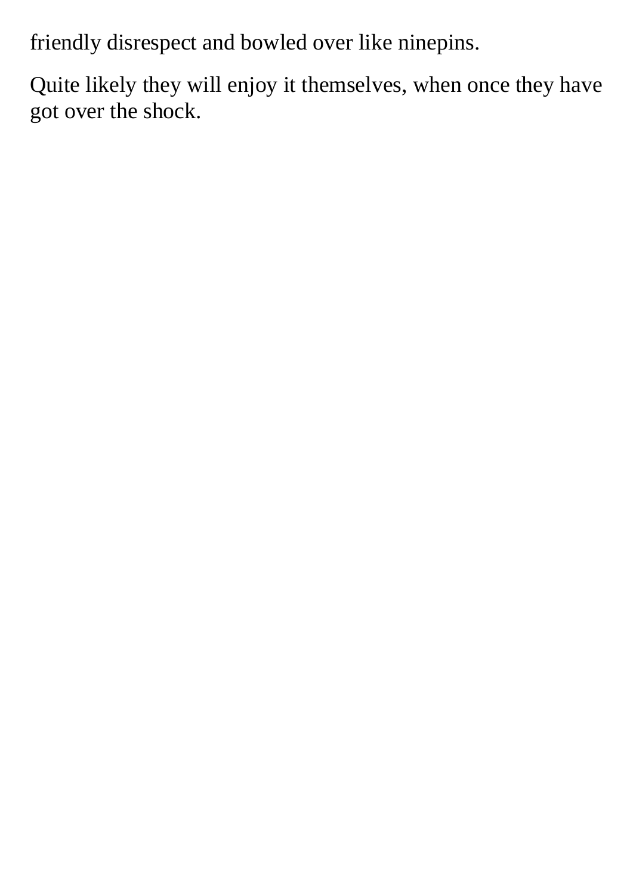friendly disrespect and bowled over like ninepins.

Quite likely they will enjoy it themselves, when once they have got over the shock.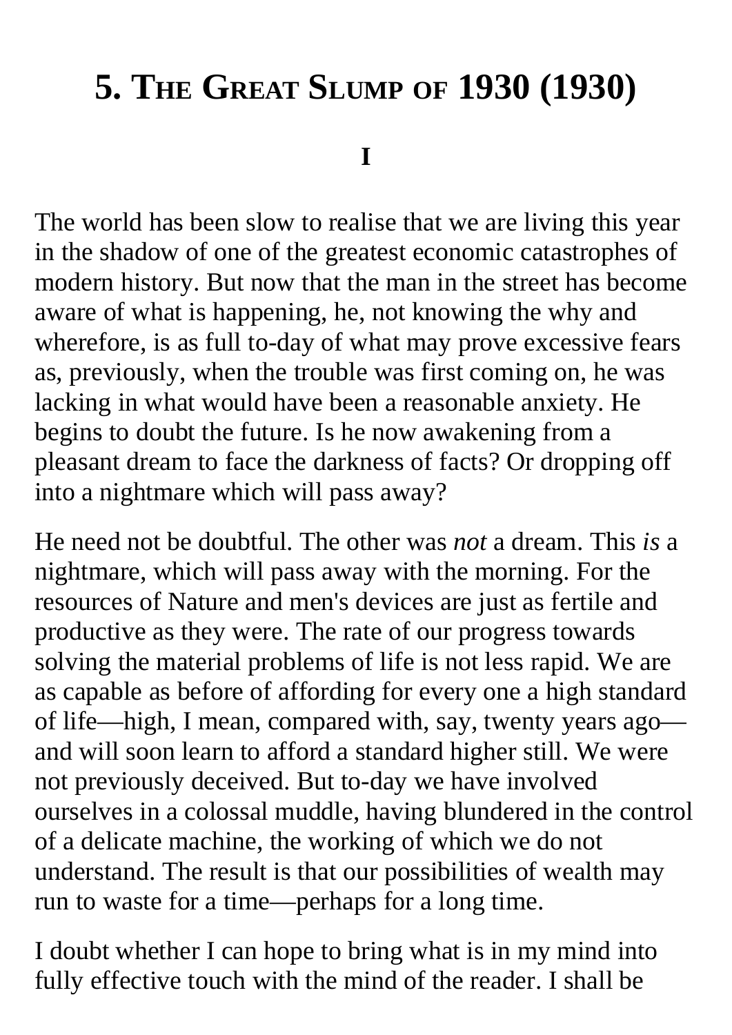# 5. The Great Slump of 1930 (1930)

## I

The world has been slow to realise that we are living this year in the shadow of one of the greatest economic catastrophes of modern history. But now that the man in the street has become aware of what is happening, he, not knowing the why and wherefore, is as full to-day of what may prove excessive fears as, previously, when the trouble was first coming on, he was lacking in what would have been a reasonable anxiety. He begins to doubt the future. Is he now awakening from a pleasant dream to face the darkness of facts? Or dropping off into a nightmare which will pass away?

He need not be doubtful. The other was *not* a dream. This *is* a nightmare, which will pass away with the morning. For the resources of Nature and men's devices are just as fertile and productive as they were. The rate of our progress towards solving the material problems of life is not less rapid. We are as capable as before of affording for every one a high standard of life—high, I mean, compared with, say, twenty years ago—and will soon learn to afford a standard higher still. We were not previously deceived. But to-day we have involved ourselves in a colossal muddle, having blundered in the control of a delicate machine, the working of which we do not understand. The result is that our possibilities of wealth may run to waste for a time—perhaps for a long time.

I doubt whether I can hope to bring what is in my mind into fully effective touch with the mind of the reader. I shall be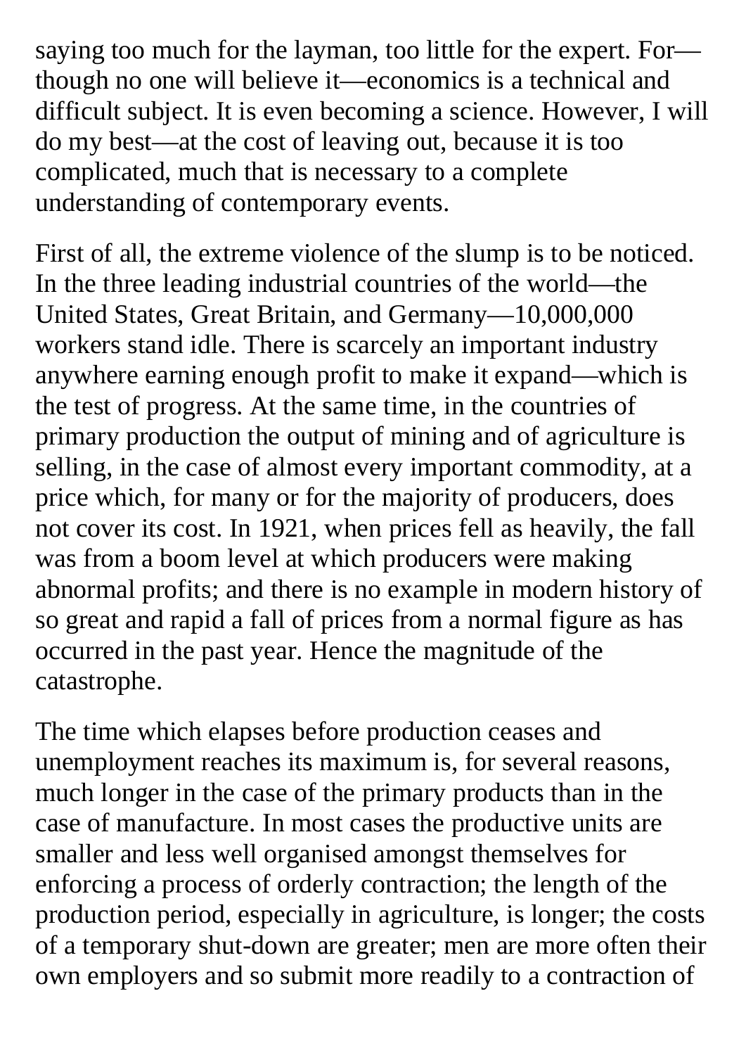saying too much for the layman, too little for the expert. For—though no one will believe it—economics is a technical and difficult subject. It is even becoming a science. However, I will do my best—at the cost of leaving out, because it is too complicated, much that is necessary to a complete understanding of contemporary events.

First of all, the extreme violence of the slump is to be noticed. In the three leading industrial countries of the world—the United States, Great Britain, and Germany—10,000,000 workers stand idle. There is scarcely an important industry anywhere earning enough profit to make it expand—which is the test of progress. At the same time, in the countries of primary production the output of mining and of agriculture is selling, in the case of almost every important commodity, at a price which, for many or for the majority of producers, does not cover its cost. In 1921, when prices fell as heavily, the fall was from a boom level at which producers were making abnormal profits; and there is no example in modern history of so great and rapid a fall of prices from a normal figure as has occurred in the past year. Hence the magnitude of the catastrophe.

The time which elapses before production ceases and unemployment reaches its maximum is, for several reasons, much longer in the case of the primary products than in the case of manufacture. In most cases the productive units are smaller and less well organised amongst themselves for enforcing a process of orderly contraction; the length of the production period, especially in agriculture, is longer; the costs of a temporary shut-down are greater; men are more often their own employers and so submit more readily to a contraction of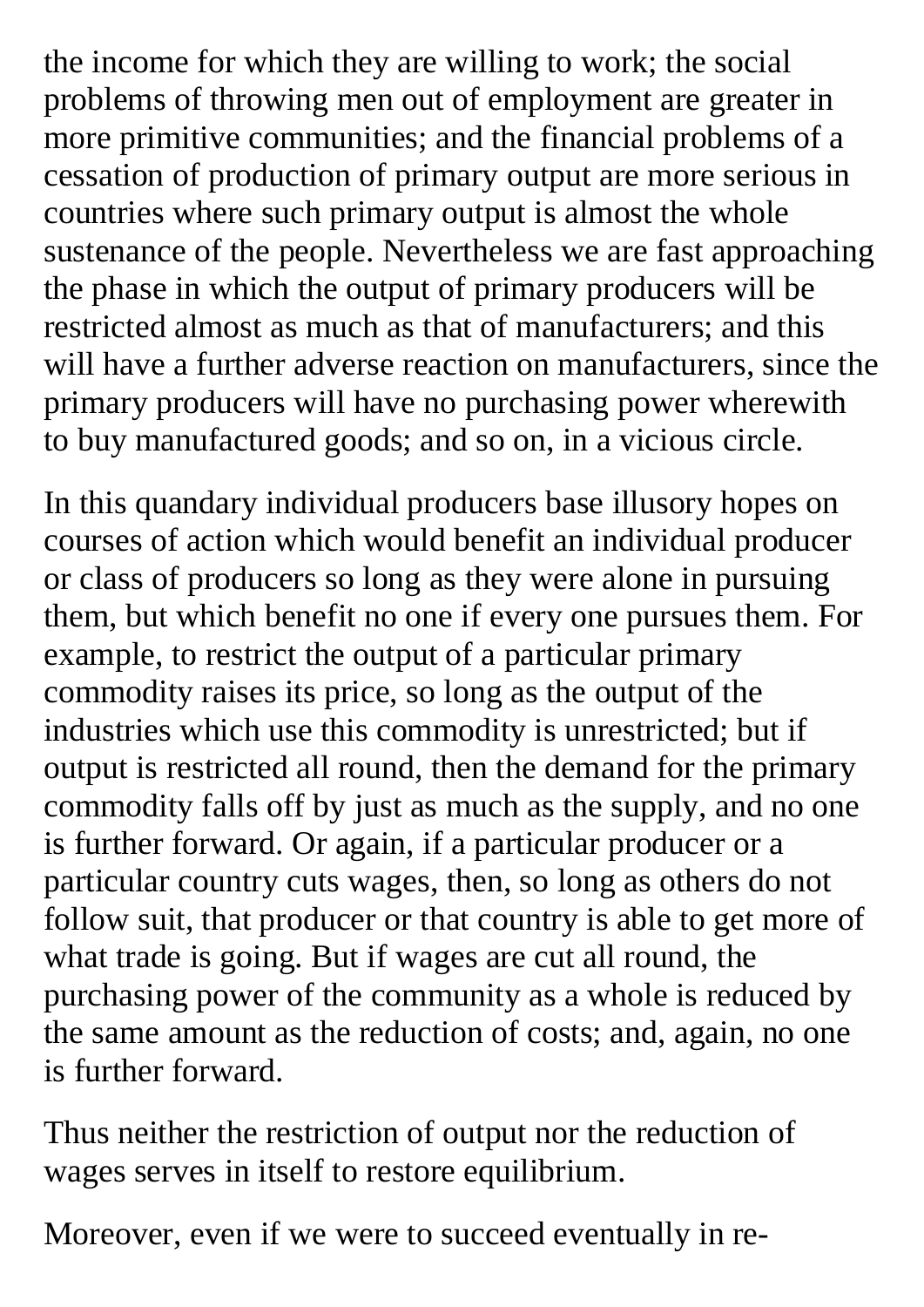the income for which they are willing to work; the social problems of throwing men out of employment are greater in more primitive communities; and the financial problems of a cessation of production of primary output are more serious in countries where such primary output is almost the whole sustenance of the people. Nevertheless we are fast approaching the phase in which the output of primary producers will be restricted almost as much as that of manufacturers; and this will have a further adverse reaction on manufacturers, since the primary producers will have no purchasing power wherewith to buy manufactured goods; and so on, in a vicious circle.

In this quandary individual producers base illusory hopes on courses of action which would benefit an individual producer or class of producers so long as they were alone in pursuing them, but which benefit no one if every one pursues them. For example, to restrict the output of a particular primary commodity raises its price, so long as the output of the industries which use this commodity is unrestricted; but if output is restricted all round, then the demand for the primary commodity falls off by just as much as the supply, and no one is further forward. Or again, if a particular producer or a particular country cuts wages, then, so long as others do not follow suit, that producer or that country is able to get more of what trade is going. But if wages are cut all round, the purchasing power of the community as a whole is reduced by the same amount as the reduction of costs; and, again, no one is further forward.

Thus neither the restriction of output nor the reduction of wages serves in itself to restore equilibrium.

Moreover, even if we were to succeed eventually in re-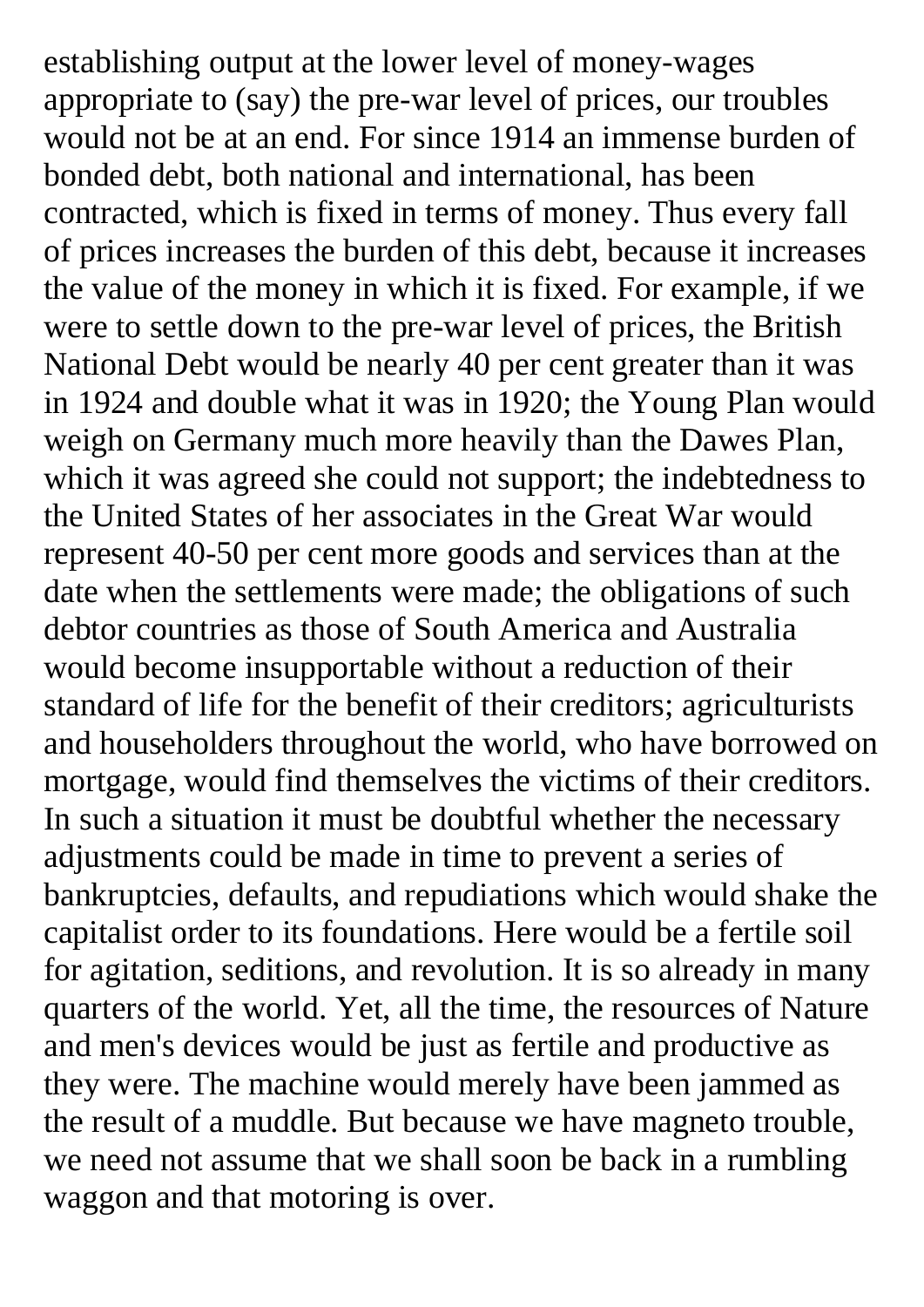establishing output at the lower level of money-wages appropriate to (say) the pre-war level of prices, our troubles would not be at an end. For since 1914 an immense burden of bonded debt, both national and international, has been contracted, which is fixed in terms of money. Thus every fall of prices increases the burden of this debt, because it increases the value of the money in which it is fixed. For example, if we were to settle down to the pre-war level of prices, the British National Debt would be nearly 40 per cent greater than it was in 1924 and double what it was in 1920; the Young Plan would weigh on Germany much more heavily than the Dawes Plan, which it was agreed she could not support; the indebtedness to the United States of her associates in the Great War would represent 40-50 per cent more goods and services than at the date when the settlements were made; the obligations of such debtor countries as those of South America and Australia would become insupportable without a reduction of their standard of life for the benefit of their creditors; agriculturists and householders throughout the world, who have borrowed on mortgage, would find themselves the victims of their creditors. In such a situation it must be doubtful whether the necessary adjustments could be made in time to prevent a series of bankruptcies, defaults, and repudiations which would shake the capitalist order to its foundations. Here would be a fertile soil for agitation, seditions, and revolution. It is so already in many quarters of the world. Yet, all the time, the resources of Nature and men's devices would be just as fertile and productive as they were. The machine would merely have been jammed as the result of a muddle. But because we have magneto trouble, we need not assume that we shall soon be back in a rumbling waggon and that motoring is over.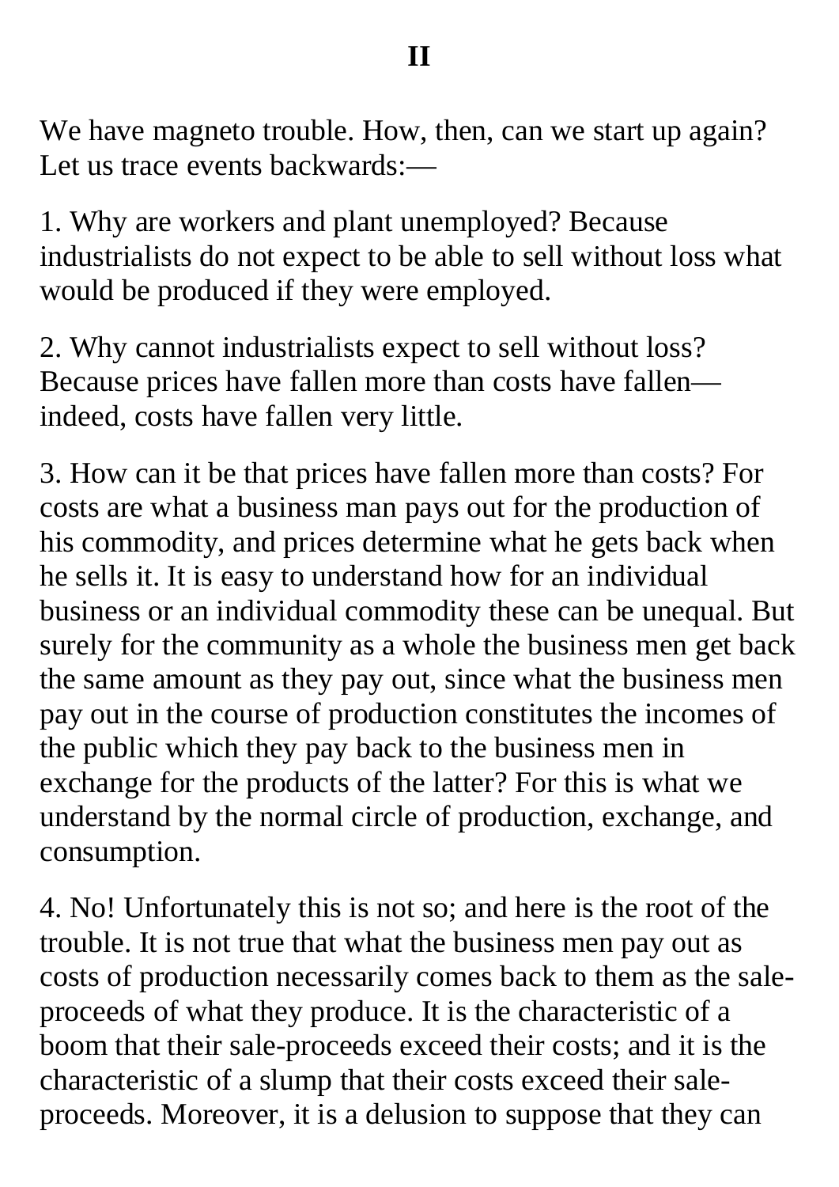## II

We have magneto trouble. How, then, can we start up again? Let us trace events backwards:—

1. Why are workers and plant unemployed? Because industrialists do not expect to be able to sell without loss what would be produced if they were employed.

2. Why cannot industrialists expect to sell without loss? Because prices have fallen more than costs have fallen—indeed, costs have fallen very little.

3. How can it be that prices have fallen more than costs? For costs are what a business man pays out for the production of his commodity, and prices determine what he gets back when he sells it. It is easy to understand how for an individual business or an individual commodity these can be unequal. But surely for the community as a whole the business men get back the same amount as they pay out, since what the business men pay out in the course of production constitutes the incomes of the public which they pay back to the business men in exchange for the products of the latter? For this is what we understand by the normal circle of production, exchange, and consumption.

4. No! Unfortunately this is not so; and here is the root of the trouble. It is not true that what the business men pay out as costs of production necessarily comes back to them as the sale-proceeds of what they produce. It is the characteristic of a boom that their sale-proceeds exceed their costs; and it is the characteristic of a slump that their costs exceed their sale-proceeds. Moreover, it is a delusion to suppose that they can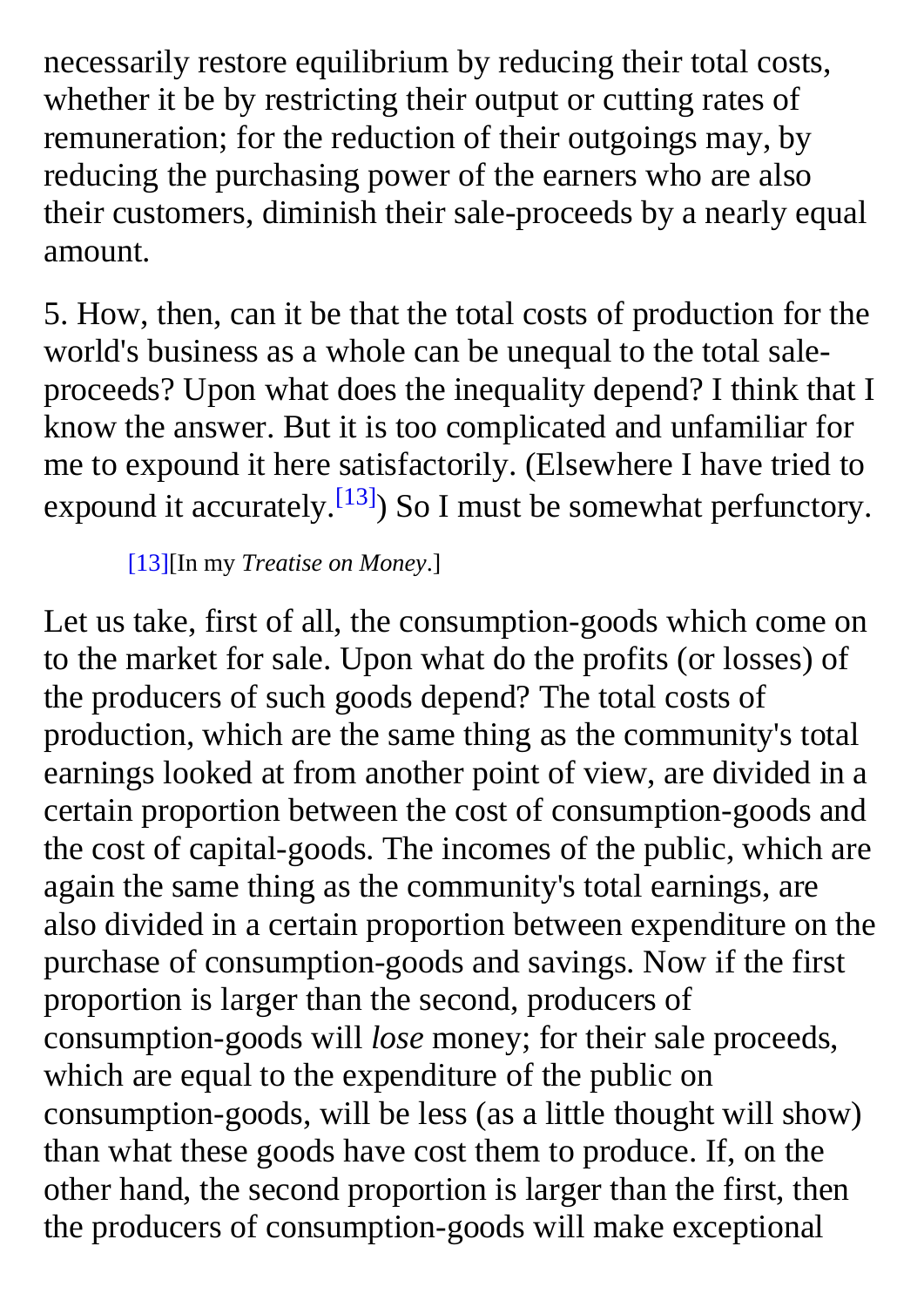necessarily restore equilibrium by reducing their total costs, whether it be by restricting their output or cutting rates of remuneration; for the reduction of their outgoings may, by reducing the purchasing power of the earners who are also their customers, diminish their sale-proceeds by a nearly equal amount.

5. How, then, can it be that the total costs of production for the world's business as a whole can be unequal to the total sale-proceeds? Upon what does the inequality depend? I think that I know the answer. But it is too complicated and unfamiliar for me to expound it here satisfactorily. (Elsewhere I have tried to expound it accurately.[13]) So I must be somewhat perfunctory.

[13][In my *Treatise on Money*.]

Let us take, first of all, the consumption-goods which come on to the market for sale. Upon what do the profits (or losses) of the producers of such goods depend? The total costs of production, which are the same thing as the community's total earnings looked at from another point of view, are divided in a certain proportion between the cost of consumption-goods and the cost of capital-goods. The incomes of the public, which are again the same thing as the community's total earnings, are also divided in a certain proportion between expenditure on the purchase of consumption-goods and savings. Now if the first proportion is larger than the second, producers of consumption-goods will *lose* money; for their sale proceeds, which are equal to the expenditure of the public on consumption-goods, will be less (as a little thought will show) than what these goods have cost them to produce. If, on the other hand, the second proportion is larger than the first, then the producers of consumption-goods will make exceptional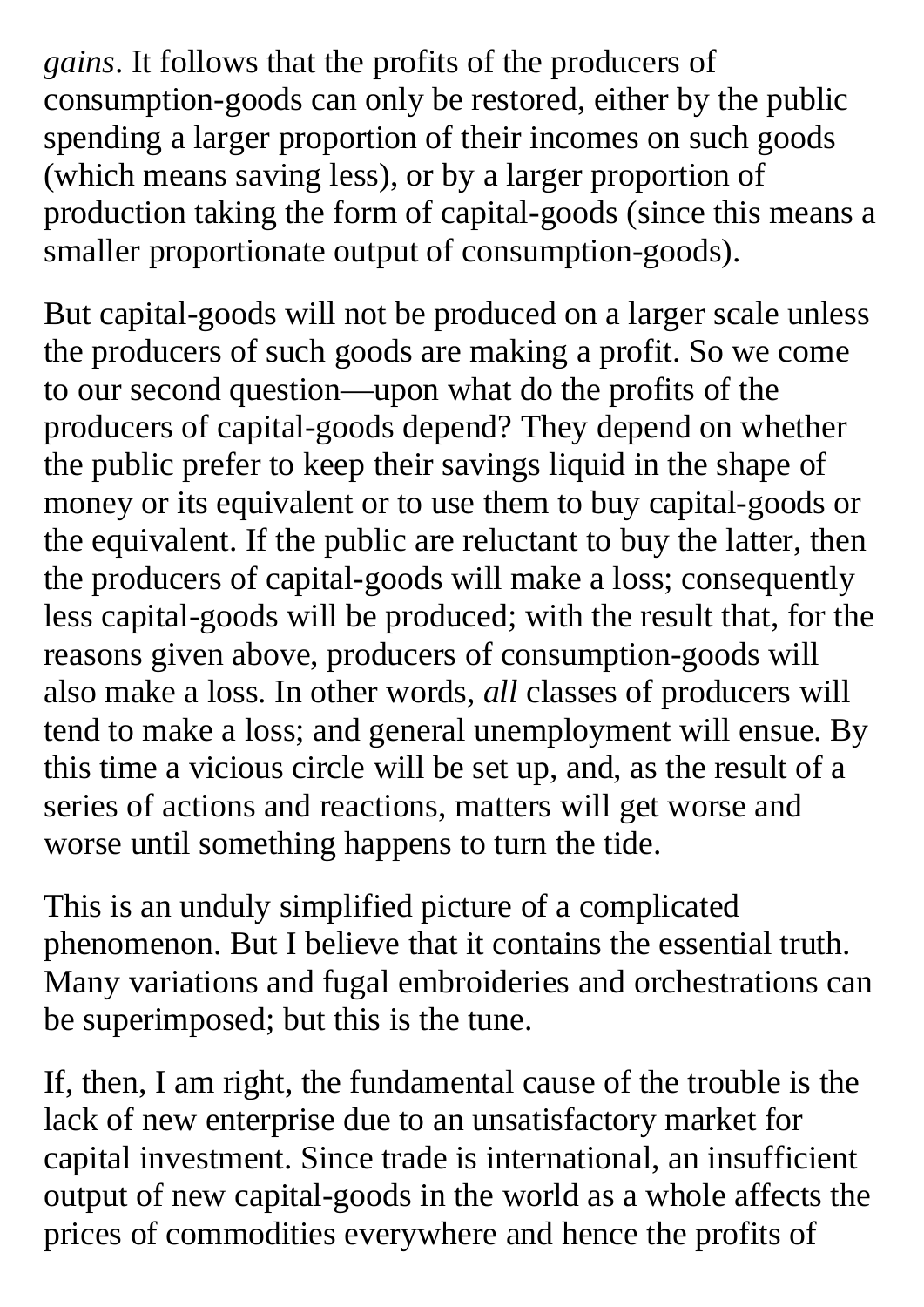*gains*. It follows that the profits of the producers of consumption-goods can only be restored, either by the public spending a larger proportion of their incomes on such goods (which means saving less), or by a larger proportion of production taking the form of capital-goods (since this means a smaller proportionate output of consumption-goods).

But capital-goods will not be produced on a larger scale unless the producers of such goods are making a profit. So we come to our second question—upon what do the profits of the producers of capital-goods depend? They depend on whether the public prefer to keep their savings liquid in the shape of money or its equivalent or to use them to buy capital-goods or the equivalent. If the public are reluctant to buy the latter, then the producers of capital-goods will make a loss; consequently less capital-goods will be produced; with the result that, for the reasons given above, producers of consumption-goods will also make a loss. In other words, *all* classes of producers will tend to make a loss; and general unemployment will ensue. By this time a vicious circle will be set up, and, as the result of a series of actions and reactions, matters will get worse and worse until something happens to turn the tide.

This is an unduly simplified picture of a complicated phenomenon. But I believe that it contains the essential truth. Many variations and fugal embroideries and orchestrations can be superimposed; but this is the tune.

If, then, I am right, the fundamental cause of the trouble is the lack of new enterprise due to an unsatisfactory market for capital investment. Since trade is international, an insufficient output of new capital-goods in the world as a whole affects the prices of commodities everywhere and hence the profits of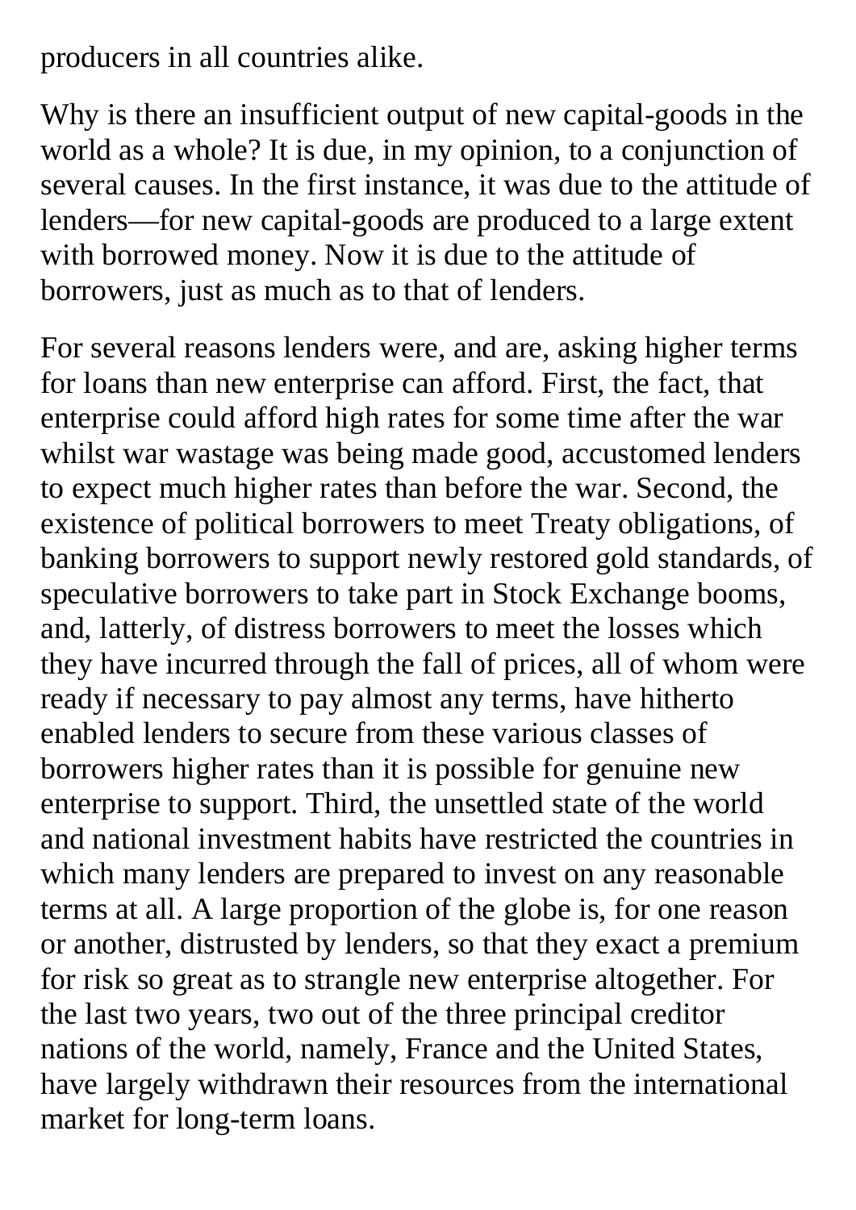producers in all countries alike.

Why is there an insufficient output of new capital-goods in the world as a whole? It is due, in my opinion, to a conjunction of several causes. In the first instance, it was due to the attitude of lenders—for new capital-goods are produced to a large extent with borrowed money. Now it is due to the attitude of borrowers, just as much as to that of lenders.

For several reasons lenders were, and are, asking higher terms for loans than new enterprise can afford. First, the fact, that enterprise could afford high rates for some time after the war whilst war wastage was being made good, accustomed lenders to expect much higher rates than before the war. Second, the existence of political borrowers to meet Treaty obligations, of banking borrowers to support newly restored gold standards, of speculative borrowers to take part in Stock Exchange booms, and, latterly, of distress borrowers to meet the losses which they have incurred through the fall of prices, all of whom were ready if necessary to pay almost any terms, have hitherto enabled lenders to secure from these various classes of borrowers higher rates than it is possible for genuine new enterprise to support. Third, the unsettled state of the world and national investment habits have restricted the countries in which many lenders are prepared to invest on any reasonable terms at all. A large proportion of the globe is, for one reason or another, distrusted by lenders, so that they exact a premium for risk so great as to strangle new enterprise altogether. For the last two years, two out of the three principal creditor nations of the world, namely, France and the United States, have largely withdrawn their resources from the international market for long-term loans.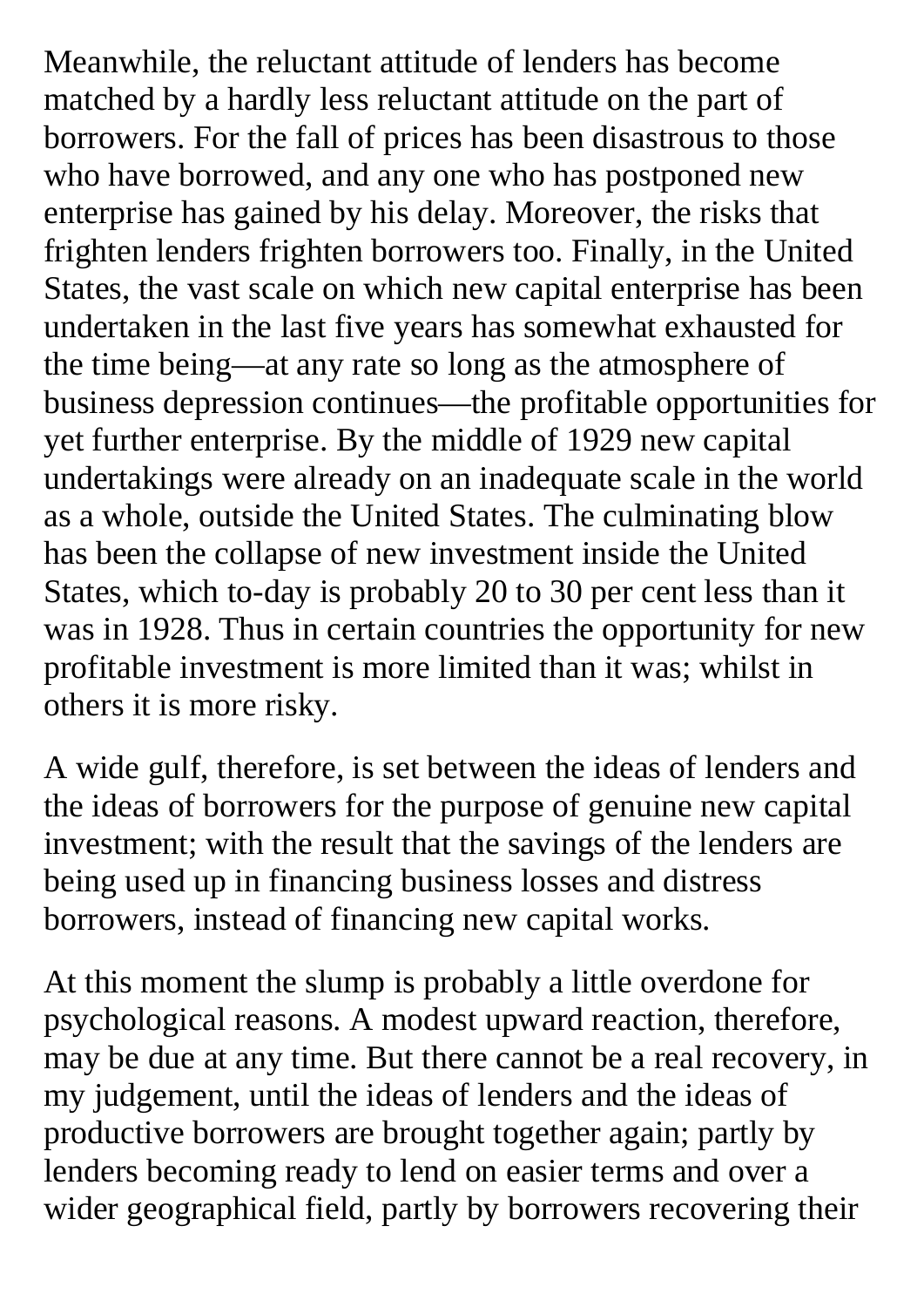Meanwhile, the reluctant attitude of lenders has become matched by a hardly less reluctant attitude on the part of borrowers. For the fall of prices has been disastrous to those who have borrowed, and any one who has postponed new enterprise has gained by his delay. Moreover, the risks that frighten lenders frighten borrowers too. Finally, in the United States, the vast scale on which new capital enterprise has been undertaken in the last five years has somewhat exhausted for the time being—at any rate so long as the atmosphere of business depression continues—the profitable opportunities for yet further enterprise. By the middle of 1929 new capital undertakings were already on an inadequate scale in the world as a whole, outside the United States. The culminating blow has been the collapse of new investment inside the United States, which to-day is probably 20 to 30 per cent less than it was in 1928. Thus in certain countries the opportunity for new profitable investment is more limited than it was; whilst in others it is more risky.

A wide gulf, therefore, is set between the ideas of lenders and the ideas of borrowers for the purpose of genuine new capital investment; with the result that the savings of the lenders are being used up in financing business losses and distress borrowers, instead of financing new capital works.

At this moment the slump is probably a little overdone for psychological reasons. A modest upward reaction, therefore, may be due at any time. But there cannot be a real recovery, in my judgement, until the ideas of lenders and the ideas of productive borrowers are brought together again; partly by lenders becoming ready to lend on easier terms and over a wider geographical field, partly by borrowers recovering their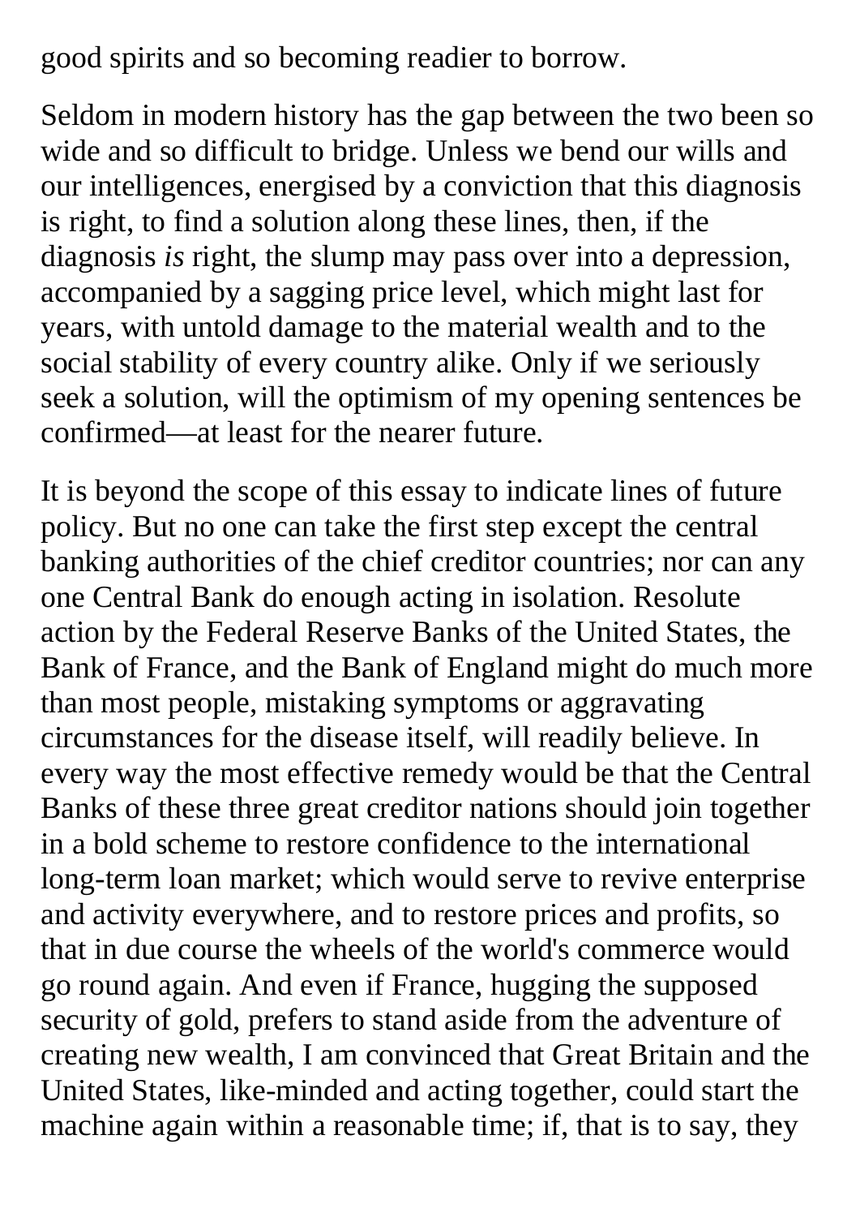good spirits and so becoming readier to borrow.

Seldom in modern history has the gap between the two been so wide and so difficult to bridge. Unless we bend our wills and our intelligences, energised by a conviction that this diagnosis is right, to find a solution along these lines, then, if the diagnosis *is* right, the slump may pass over into a depression, accompanied by a sagging price level, which might last for years, with untold damage to the material wealth and to the social stability of every country alike. Only if we seriously seek a solution, will the optimism of my opening sentences be confirmed—at least for the nearer future.

It is beyond the scope of this essay to indicate lines of future policy. But no one can take the first step except the central banking authorities of the chief creditor countries; nor can any one Central Bank do enough acting in isolation. Resolute action by the Federal Reserve Banks of the United States, the Bank of France, and the Bank of England might do much more than most people, mistaking symptoms or aggravating circumstances for the disease itself, will readily believe. In every way the most effective remedy would be that the Central Banks of these three great creditor nations should join together in a bold scheme to restore confidence to the international long-term loan market; which would serve to revive enterprise and activity everywhere, and to restore prices and profits, so that in due course the wheels of the world's commerce would go round again. And even if France, hugging the supposed security of gold, prefers to stand aside from the adventure of creating new wealth, I am convinced that Great Britain and the United States, like-minded and acting together, could start the machine again within a reasonable time; if, that is to say, they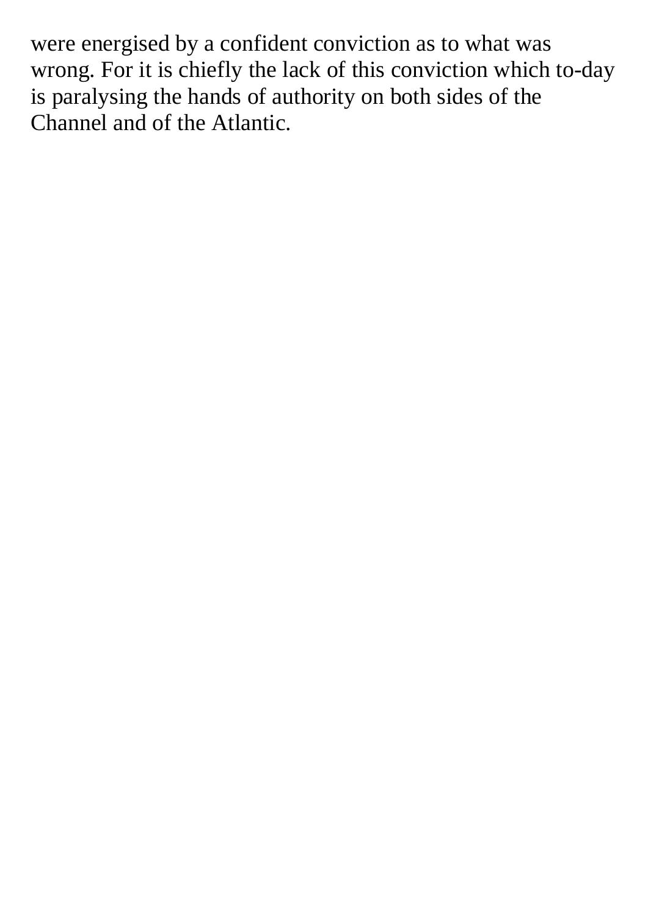were energised by a confident conviction as to what was wrong. For it is chiefly the lack of this conviction which to-day is paralysing the hands of authority on both sides of the Channel and of the Atlantic.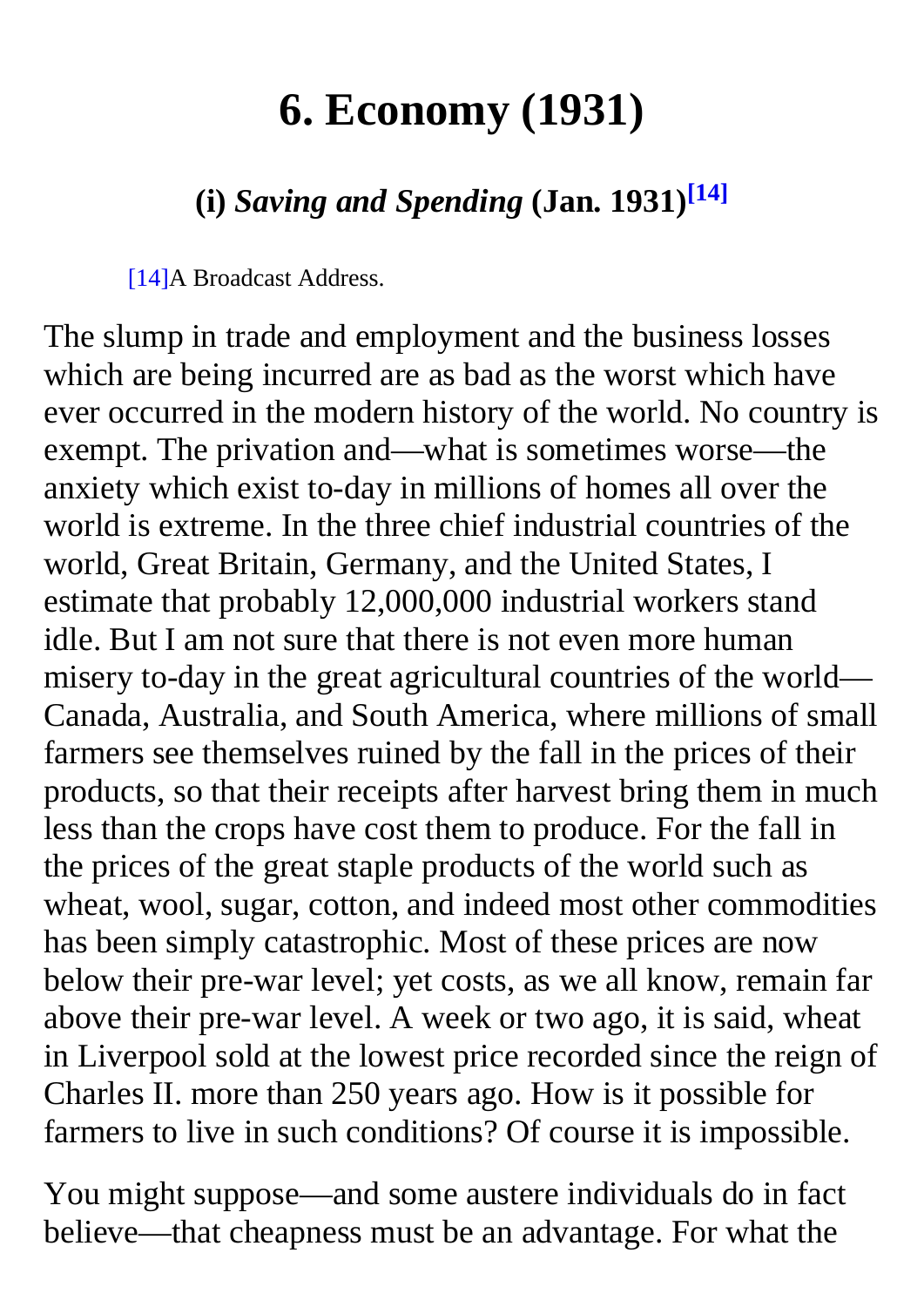# 6. Economy (1931)

## (i) *Saving and Spending* (Jan. 1931)[14]

[14]A Broadcast Address.

The slump in trade and employment and the business losses which are being incurred are as bad as the worst which have ever occurred in the modern history of the world. No country is exempt. The privation and—what is sometimes worse—the anxiety which exist to-day in millions of homes all over the world is extreme. In the three chief industrial countries of the world, Great Britain, Germany, and the United States, I estimate that probably 12,000,000 industrial workers stand idle. But I am not sure that there is not even more human misery to-day in the great agricultural countries of the world—Canada, Australia, and South America, where millions of small farmers see themselves ruined by the fall in the prices of their products, so that their receipts after harvest bring them in much less than the crops have cost them to produce. For the fall in the prices of the great staple products of the world such as wheat, wool, sugar, cotton, and indeed most other commodities has been simply catastrophic. Most of these prices are now below their pre-war level; yet costs, as we all know, remain far above their pre-war level. A week or two ago, it is said, wheat in Liverpool sold at the lowest price recorded since the reign of Charles II. more than 250 years ago. How is it possible for farmers to live in such conditions? Of course it is impossible.

You might suppose—and some austere individuals do in fact believe—that cheapness must be an advantage. For what the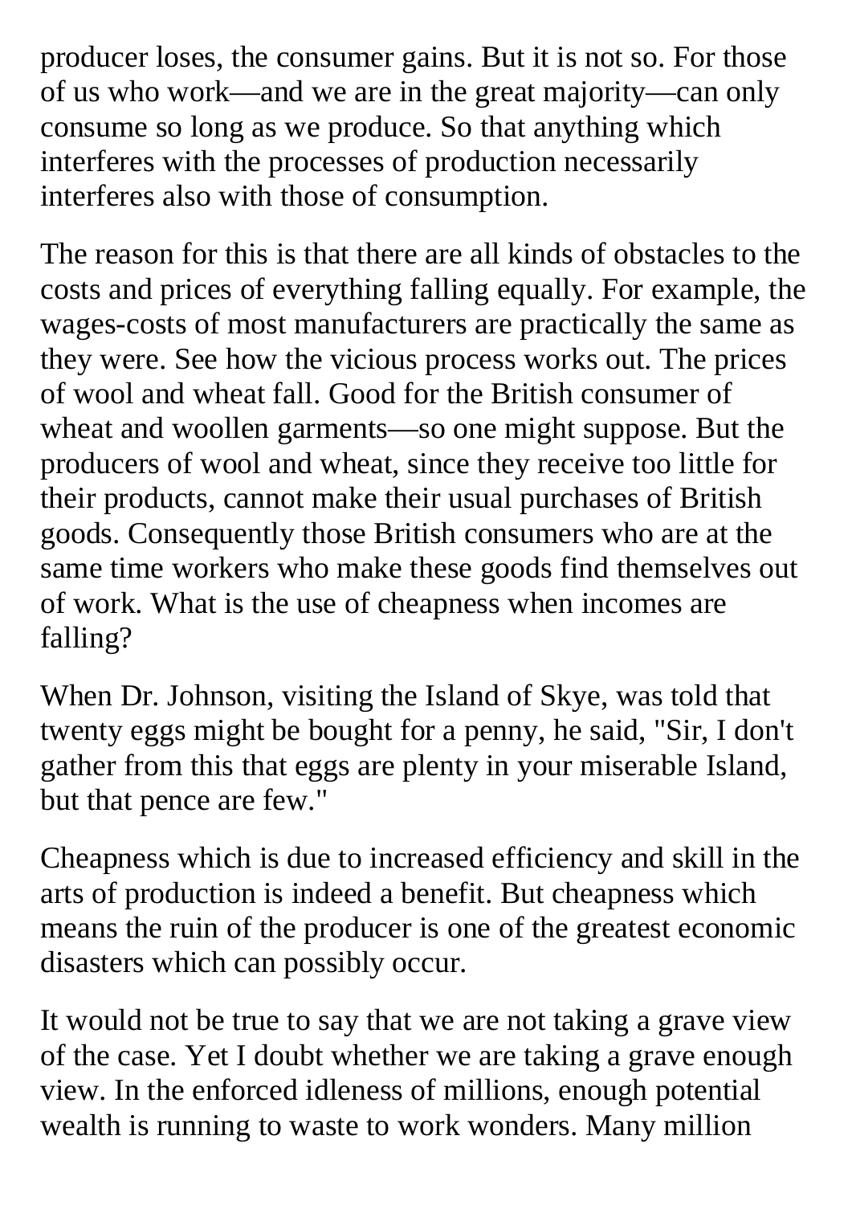producer loses, the consumer gains. But it is not so. For those of us who work—and we are in the great majority—can only consume so long as we produce. So that anything which interferes with the processes of production necessarily interferes also with those of consumption.

The reason for this is that there are all kinds of obstacles to the costs and prices of everything falling equally. For example, the wages-costs of most manufacturers are practically the same as they were. See how the vicious process works out. The prices of wool and wheat fall. Good for the British consumer of wheat and woollen garments—so one might suppose. But the producers of wool and wheat, since they receive too little for their products, cannot make their usual purchases of British goods. Consequently those British consumers who are at the same time workers who make these goods find themselves out of work. What is the use of cheapness when incomes are falling?

When Dr. Johnson, visiting the Island of Skye, was told that twenty eggs might be bought for a penny, he said, "Sir, I don't gather from this that eggs are plenty in your miserable Island, but that pence are few."

Cheapness which is due to increased efficiency and skill in the arts of production is indeed a benefit. But cheapness which means the ruin of the producer is one of the greatest economic disasters which can possibly occur.

It would not be true to say that we are not taking a grave view of the case. Yet I doubt whether we are taking a grave enough view. In the enforced idleness of millions, enough potential wealth is running to waste to work wonders. Many million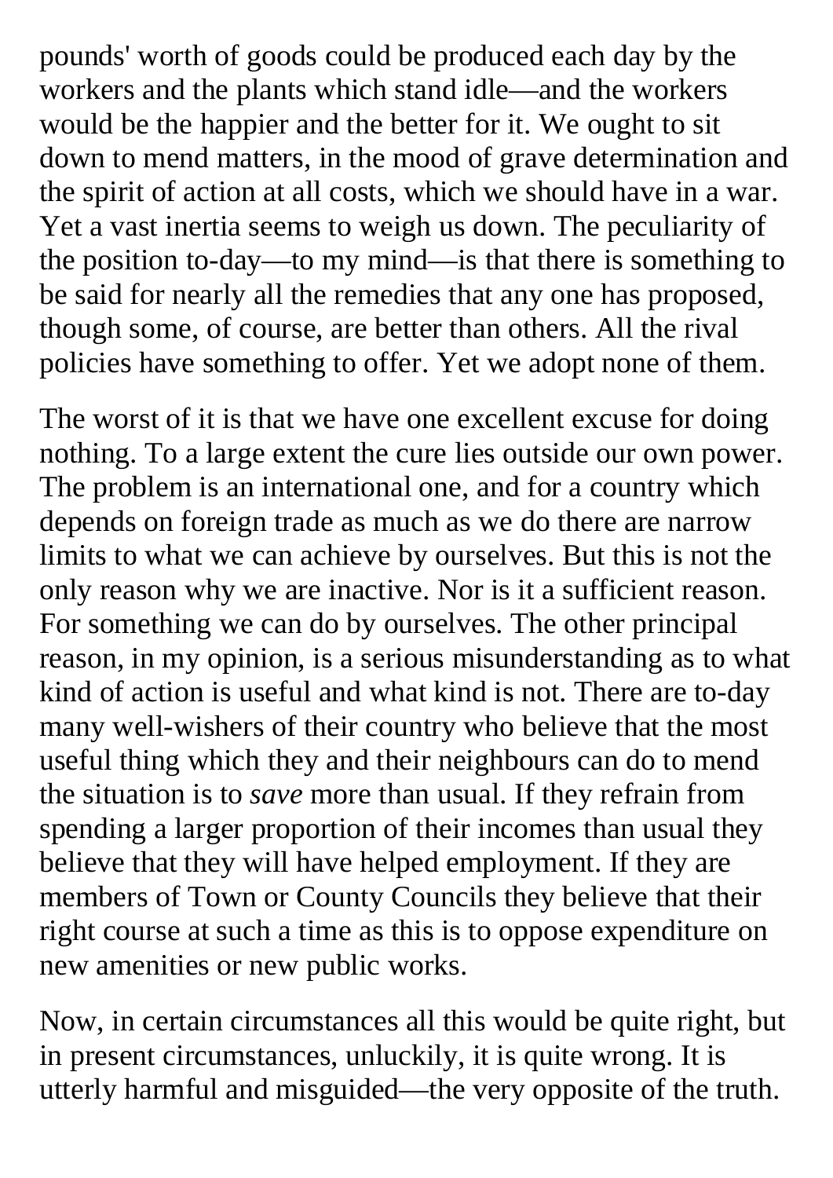pounds' worth of goods could be produced each day by the workers and the plants which stand idle—and the workers would be the happier and the better for it. We ought to sit down to mend matters, in the mood of grave determination and the spirit of action at all costs, which we should have in a war. Yet a vast inertia seems to weigh us down. The peculiarity of the position to-day—to my mind—is that there is something to be said for nearly all the remedies that any one has proposed, though some, of course, are better than others. All the rival policies have something to offer. Yet we adopt none of them.

The worst of it is that we have one excellent excuse for doing nothing. To a large extent the cure lies outside our own power. The problem is an international one, and for a country which depends on foreign trade as much as we do there are narrow limits to what we can achieve by ourselves. But this is not the only reason why we are inactive. Nor is it a sufficient reason. For something we can do by ourselves. The other principal reason, in my opinion, is a serious misunderstanding as to what kind of action is useful and what kind is not. There are to-day many well-wishers of their country who believe that the most useful thing which they and their neighbours can do to mend the situation is to *save* more than usual. If they refrain from spending a larger proportion of their incomes than usual they believe that they will have helped employment. If they are members of Town or County Councils they believe that their right course at such a time as this is to oppose expenditure on new amenities or new public works.

Now, in certain circumstances all this would be quite right, but in present circumstances, unluckily, it is quite wrong. It is utterly harmful and misguided—the very opposite of the truth.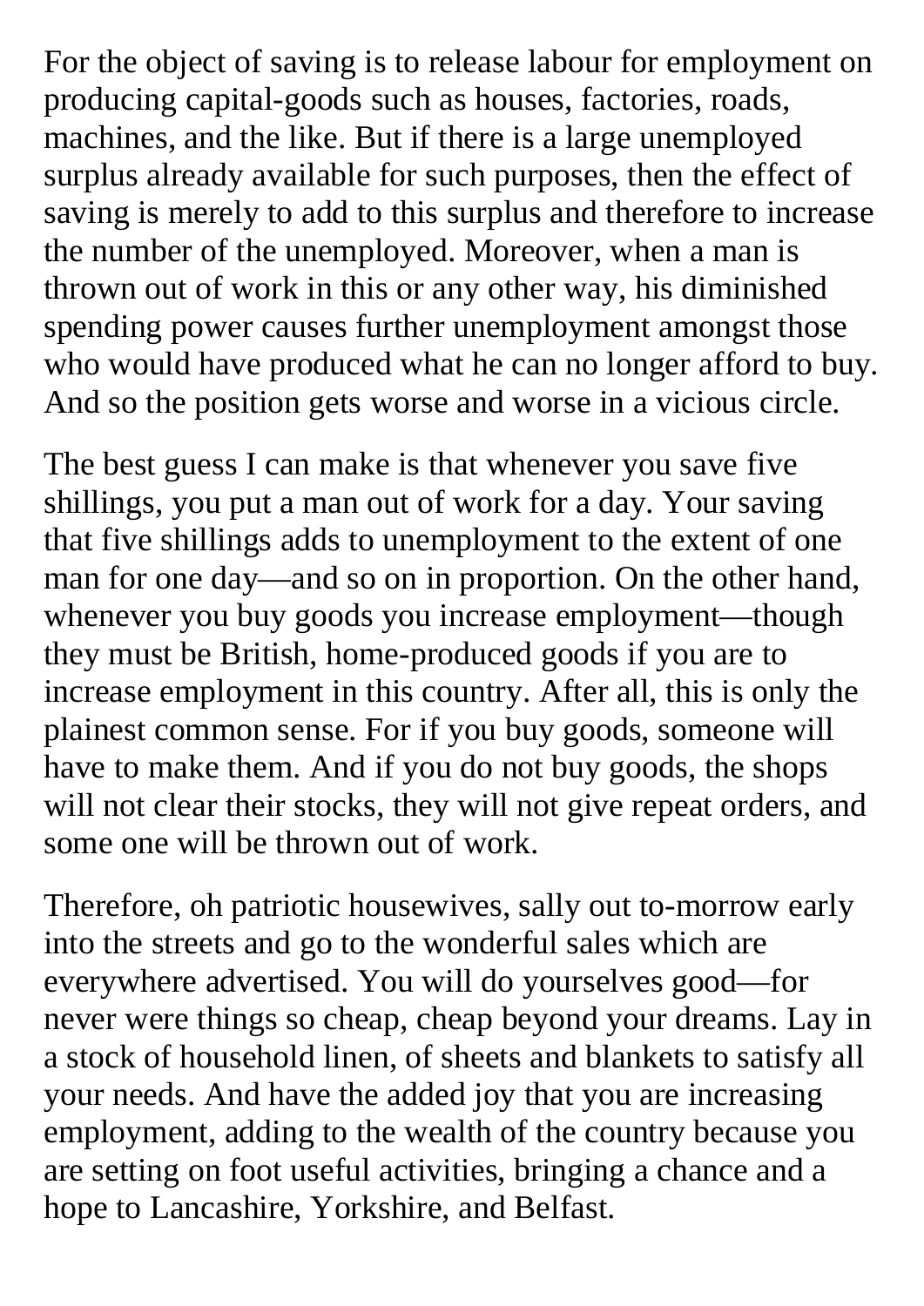For the object of saving is to release labour for employment on producing capital-goods such as houses, factories, roads, machines, and the like. But if there is a large unemployed surplus already available for such purposes, then the effect of saving is merely to add to this surplus and therefore to increase the number of the unemployed. Moreover, when a man is thrown out of work in this or any other way, his diminished spending power causes further unemployment amongst those who would have produced what he can no longer afford to buy. And so the position gets worse and worse in a vicious circle.

The best guess I can make is that whenever you save five shillings, you put a man out of work for a day. Your saving that five shillings adds to unemployment to the extent of one man for one day—and so on in proportion. On the other hand, whenever you buy goods you increase employment—though they must be British, home-produced goods if you are to increase employment in this country. After all, this is only the plainest common sense. For if you buy goods, someone will have to make them. And if you do not buy goods, the shops will not clear their stocks, they will not give repeat orders, and some one will be thrown out of work.

Therefore, oh patriotic housewives, sally out to-morrow early into the streets and go to the wonderful sales which are everywhere advertised. You will do yourselves good—for never were things so cheap, cheap beyond your dreams. Lay in a stock of household linen, of sheets and blankets to satisfy all your needs. And have the added joy that you are increasing employment, adding to the wealth of the country because you are setting on foot useful activities, bringing a chance and a hope to Lancashire, Yorkshire, and Belfast.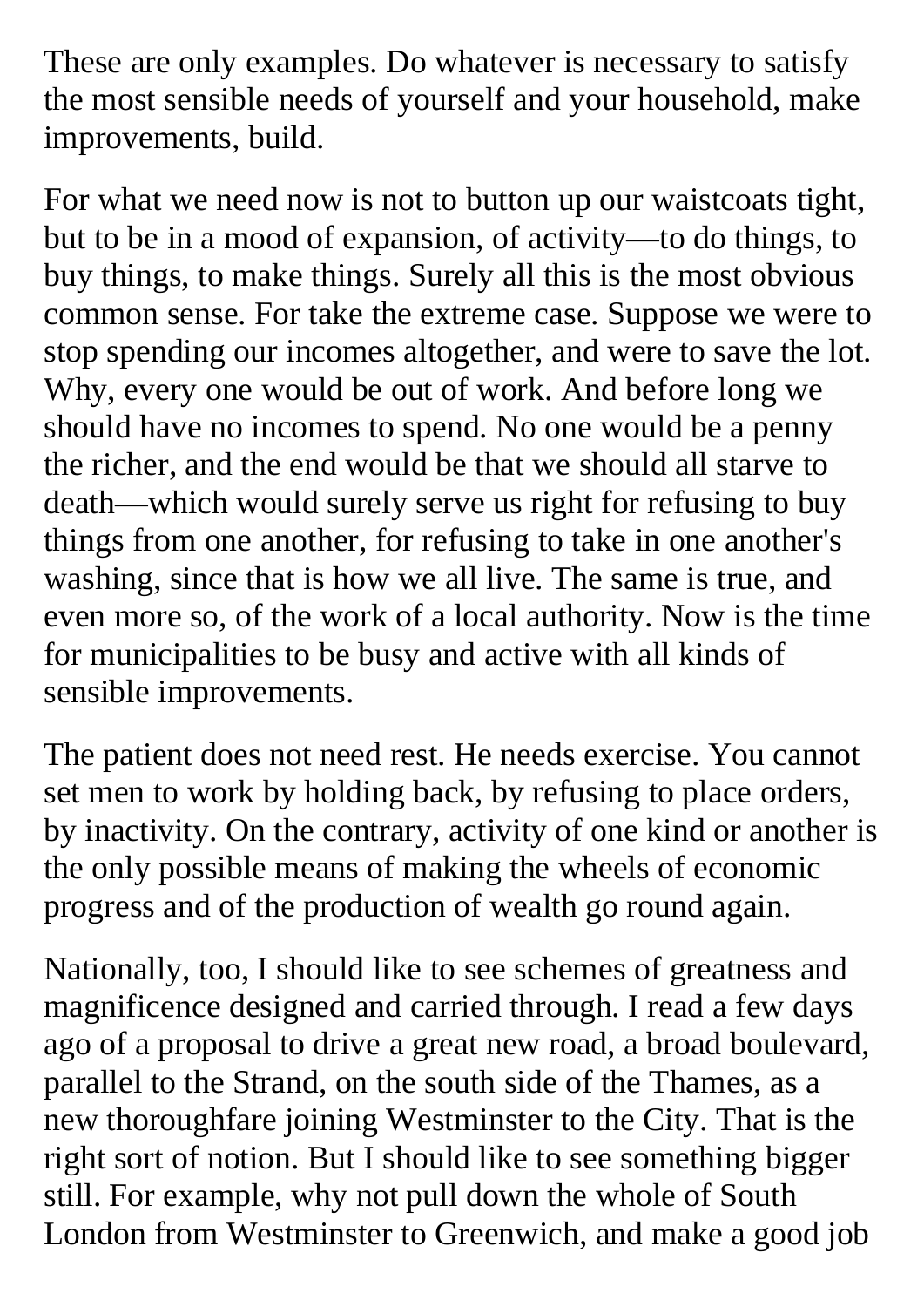These are only examples. Do whatever is necessary to satisfy the most sensible needs of yourself and your household, make improvements, build.

For what we need now is not to button up our waistcoats tight, but to be in a mood of expansion, of activity—to do things, to buy things, to make things. Surely all this is the most obvious common sense. For take the extreme case. Suppose we were to stop spending our incomes altogether, and were to save the lot. Why, every one would be out of work. And before long we should have no incomes to spend. No one would be a penny the richer, and the end would be that we should all starve to death—which would surely serve us right for refusing to buy things from one another, for refusing to take in one another's washing, since that is how we all live. The same is true, and even more so, of the work of a local authority. Now is the time for municipalities to be busy and active with all kinds of sensible improvements.

The patient does not need rest. He needs exercise. You cannot set men to work by holding back, by refusing to place orders, by inactivity. On the contrary, activity of one kind or another is the only possible means of making the wheels of economic progress and of the production of wealth go round again.

Nationally, too, I should like to see schemes of greatness and magnificence designed and carried through. I read a few days ago of a proposal to drive a great new road, a broad boulevard, parallel to the Strand, on the south side of the Thames, as a new thoroughfare joining Westminster to the City. That is the right sort of notion. But I should like to see something bigger still. For example, why not pull down the whole of South London from Westminster to Greenwich, and make a good job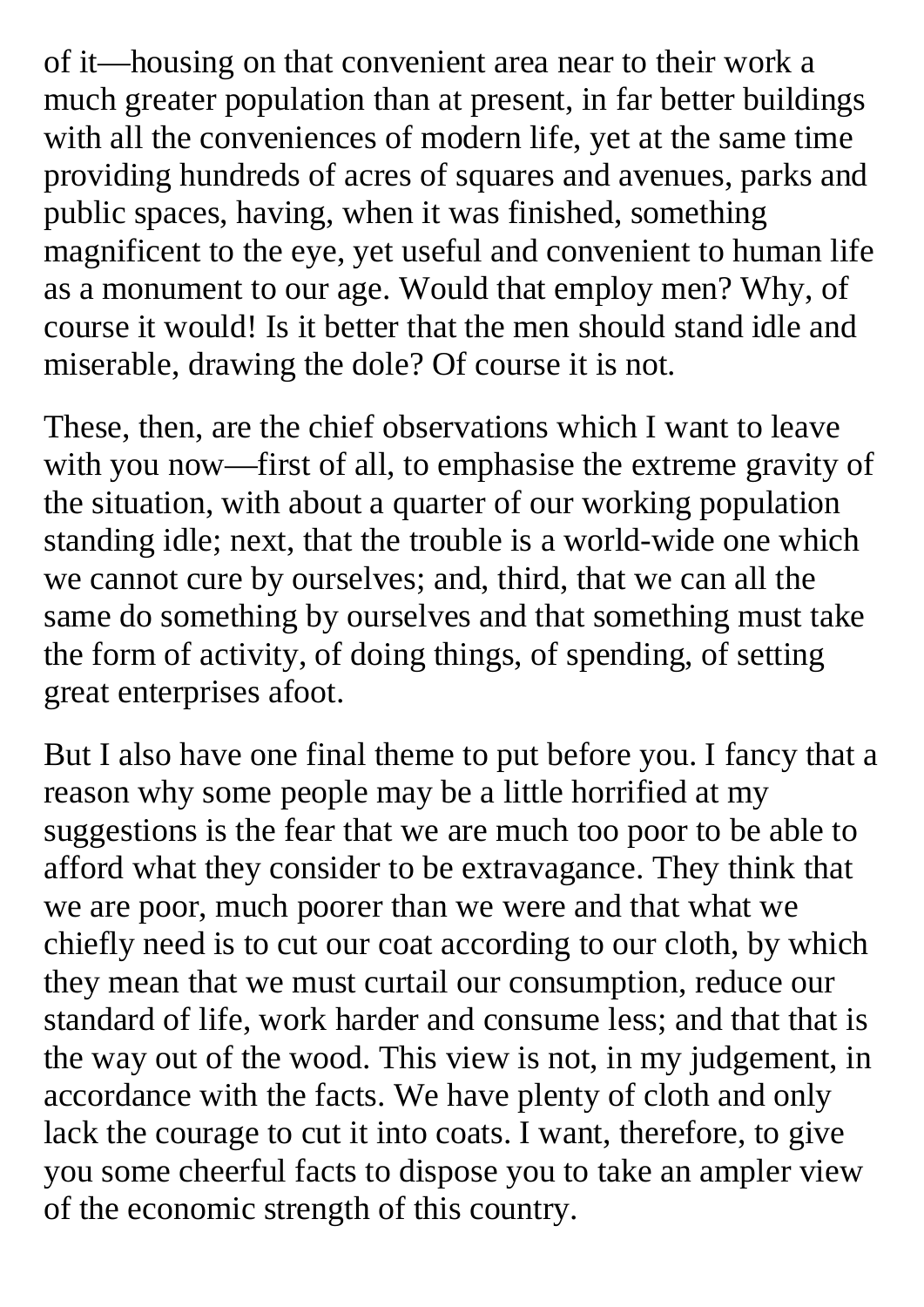of it—housing on that convenient area near to their work a much greater population than at present, in far better buildings with all the conveniences of modern life, yet at the same time providing hundreds of acres of squares and avenues, parks and public spaces, having, when it was finished, something magnificent to the eye, yet useful and convenient to human life as a monument to our age. Would that employ men? Why, of course it would! Is it better that the men should stand idle and miserable, drawing the dole? Of course it is not.

These, then, are the chief observations which I want to leave with you now—first of all, to emphasise the extreme gravity of the situation, with about a quarter of our working population standing idle; next, that the trouble is a world-wide one which we cannot cure by ourselves; and, third, that we can all the same do something by ourselves and that something must take the form of activity, of doing things, of spending, of setting great enterprises afoot.

But I also have one final theme to put before you. I fancy that a reason why some people may be a little horrified at my suggestions is the fear that we are much too poor to be able to afford what they consider to be extravagance. They think that we are poor, much poorer than we were and that what we chiefly need is to cut our coat according to our cloth, by which they mean that we must curtail our consumption, reduce our standard of life, work harder and consume less; and that that is the way out of the wood. This view is not, in my judgement, in accordance with the facts. We have plenty of cloth and only lack the courage to cut it into coats. I want, therefore, to give you some cheerful facts to dispose you to take an ampler view of the economic strength of this country.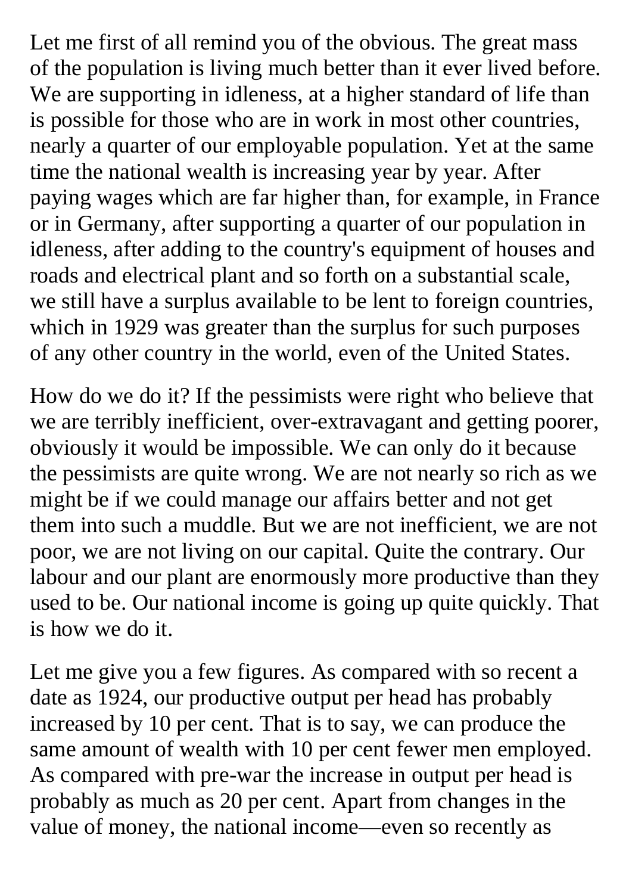Let me first of all remind you of the obvious. The great mass of the population is living much better than it ever lived before. We are supporting in idleness, at a higher standard of life than is possible for those who are in work in most other countries, nearly a quarter of our employable population. Yet at the same time the national wealth is increasing year by year. After paying wages which are far higher than, for example, in France or in Germany, after supporting a quarter of our population in idleness, after adding to the country's equipment of houses and roads and electrical plant and so forth on a substantial scale, we still have a surplus available to be lent to foreign countries, which in 1929 was greater than the surplus for such purposes of any other country in the world, even of the United States.

How do we do it? If the pessimists were right who believe that we are terribly inefficient, over-extravagant and getting poorer, obviously it would be impossible. We can only do it because the pessimists are quite wrong. We are not nearly so rich as we might be if we could manage our affairs better and not get them into such a muddle. But we are not inefficient, we are not poor, we are not living on our capital. Quite the contrary. Our labour and our plant are enormously more productive than they used to be. Our national income is going up quite quickly. That is how we do it.

Let me give you a few figures. As compared with so recent a date as 1924, our productive output per head has probably increased by 10 per cent. That is to say, we can produce the same amount of wealth with 10 per cent fewer men employed. As compared with pre-war the increase in output per head is probably as much as 20 per cent. Apart from changes in the value of money, the national income—even so recently as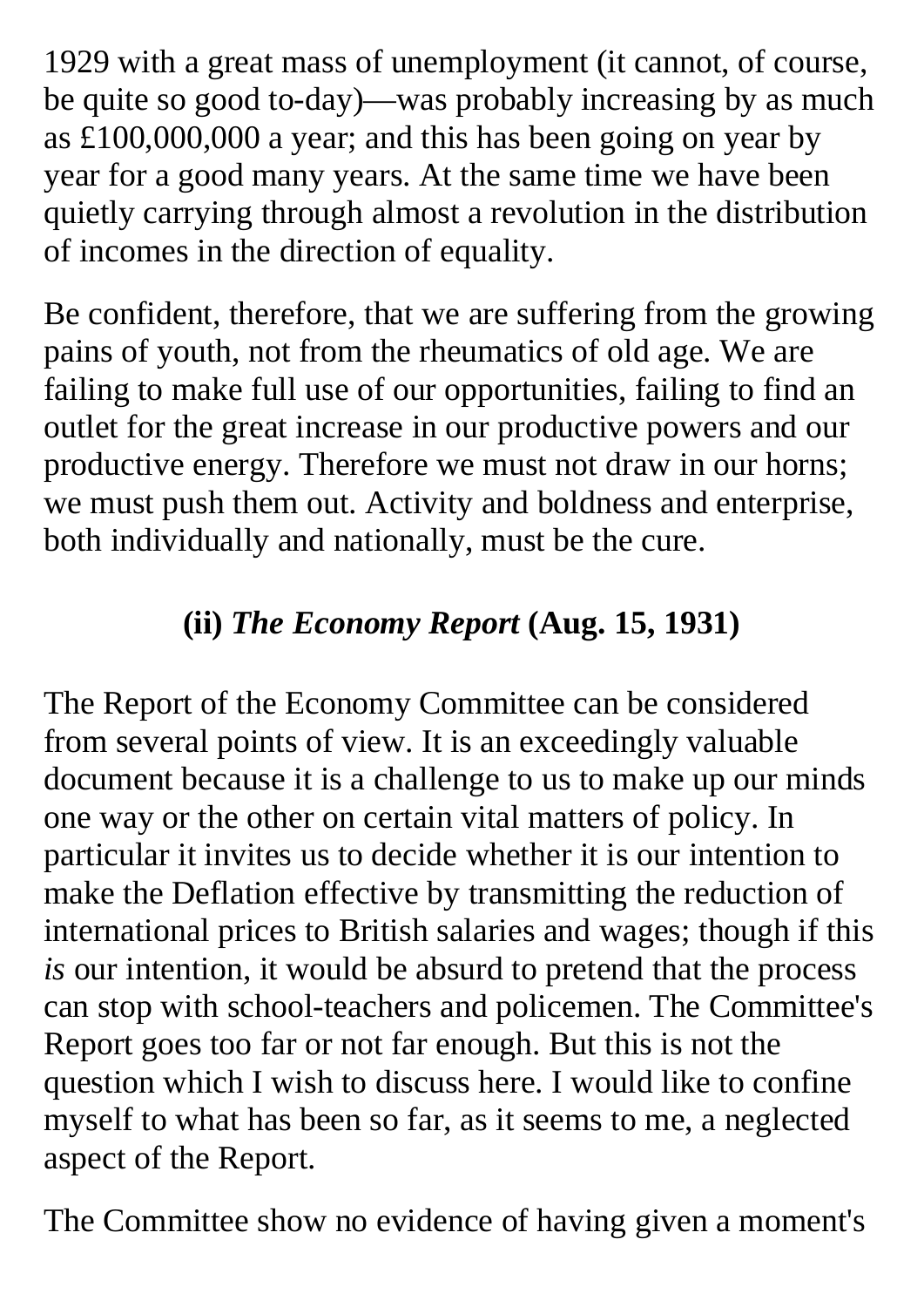1929 with a great mass of unemployment (it cannot, of course, be quite so good to-day)—was probably increasing by as much as £100,000,000 a year; and this has been going on year by year for a good many years. At the same time we have been quietly carrying through almost a revolution in the distribution of incomes in the direction of equality.

Be confident, therefore, that we are suffering from the growing pains of youth, not from the rheumatics of old age. We are failing to make full use of our opportunities, failing to find an outlet for the great increase in our productive powers and our productive energy. Therefore we must not draw in our horns; we must push them out. Activity and boldness and enterprise, both individually and nationally, must be the cure.

### (ii) *The Economy Report* (Aug. 15, 1931)

The Report of the Economy Committee can be considered from several points of view. It is an exceedingly valuable document because it is a challenge to us to make up our minds one way or the other on certain vital matters of policy. In particular it invites us to decide whether it is our intention to make the Deflation effective by transmitting the reduction of international prices to British salaries and wages; though if this *is* our intention, it would be absurd to pretend that the process can stop with school-teachers and policemen. The Committee's Report goes too far or not far enough. But this is not the question which I wish to discuss here. I would like to confine myself to what has been so far, as it seems to me, a neglected aspect of the Report.

The Committee show no evidence of having given a moment's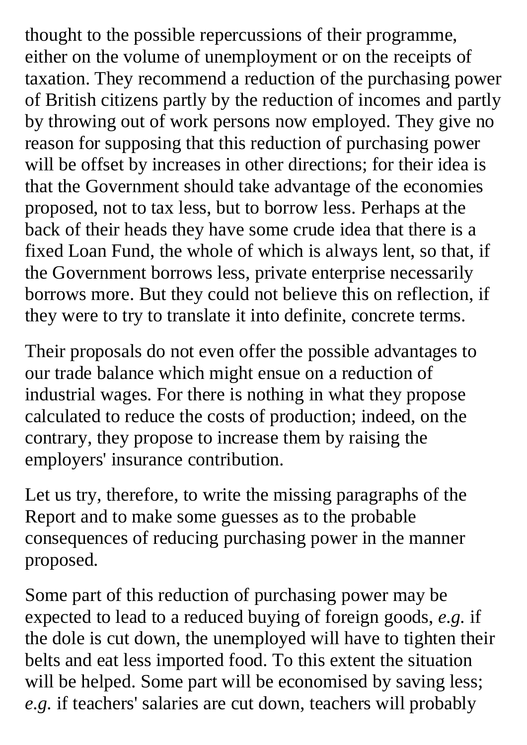thought to the possible repercussions of their programme, either on the volume of unemployment or on the receipts of taxation. They recommend a reduction of the purchasing power of British citizens partly by the reduction of incomes and partly by throwing out of work persons now employed. They give no reason for supposing that this reduction of purchasing power will be offset by increases in other directions; for their idea is that the Government should take advantage of the economies proposed, not to tax less, but to borrow less. Perhaps at the back of their heads they have some crude idea that there is a fixed Loan Fund, the whole of which is always lent, so that, if the Government borrows less, private enterprise necessarily borrows more. But they could not believe this on reflection, if they were to try to translate it into definite, concrete terms.

Their proposals do not even offer the possible advantages to our trade balance which might ensue on a reduction of industrial wages. For there is nothing in what they propose calculated to reduce the costs of production; indeed, on the contrary, they propose to increase them by raising the employers' insurance contribution.

Let us try, therefore, to write the missing paragraphs of the Report and to make some guesses as to the probable consequences of reducing purchasing power in the manner proposed.

Some part of this reduction of purchasing power may be expected to lead to a reduced buying of foreign goods, *e.g.* if the dole is cut down, the unemployed will have to tighten their belts and eat less imported food. To this extent the situation will be helped. Some part will be economised by saving less; *e.g.* if teachers' salaries are cut down, teachers will probably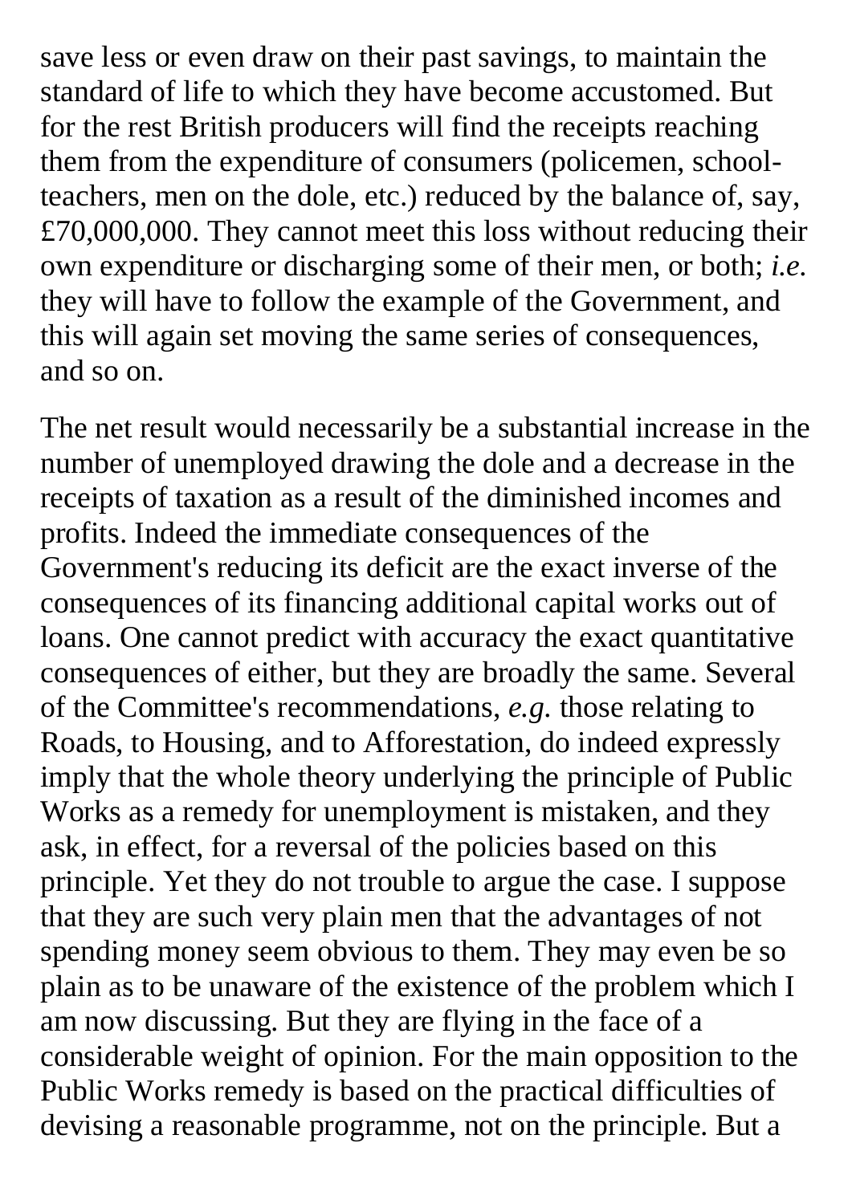save less or even draw on their past savings, to maintain the standard of life to which they have become accustomed. But for the rest British producers will find the receipts reaching them from the expenditure of consumers (policemen, school-teachers, men on the dole, etc.) reduced by the balance of, say, £70,000,000. They cannot meet this loss without reducing their own expenditure or discharging some of their men, or both; *i.e.* they will have to follow the example of the Government, and this will again set moving the same series of consequences, and so on.

The net result would necessarily be a substantial increase in the number of unemployed drawing the dole and a decrease in the receipts of taxation as a result of the diminished incomes and profits. Indeed the immediate consequences of the Government's reducing its deficit are the exact inverse of the consequences of its financing additional capital works out of loans. One cannot predict with accuracy the exact quantitative consequences of either, but they are broadly the same. Several of the Committee's recommendations, *e.g.* those relating to Roads, to Housing, and to Afforestation, do indeed expressly imply that the whole theory underlying the principle of Public Works as a remedy for unemployment is mistaken, and they ask, in effect, for a reversal of the policies based on this principle. Yet they do not trouble to argue the case. I suppose that they are such very plain men that the advantages of not spending money seem obvious to them. They may even be so plain as to be unaware of the existence of the problem which I am now discussing. But they are flying in the face of a considerable weight of opinion. For the main opposition to the Public Works remedy is based on the practical difficulties of devising a reasonable programme, not on the principle. But a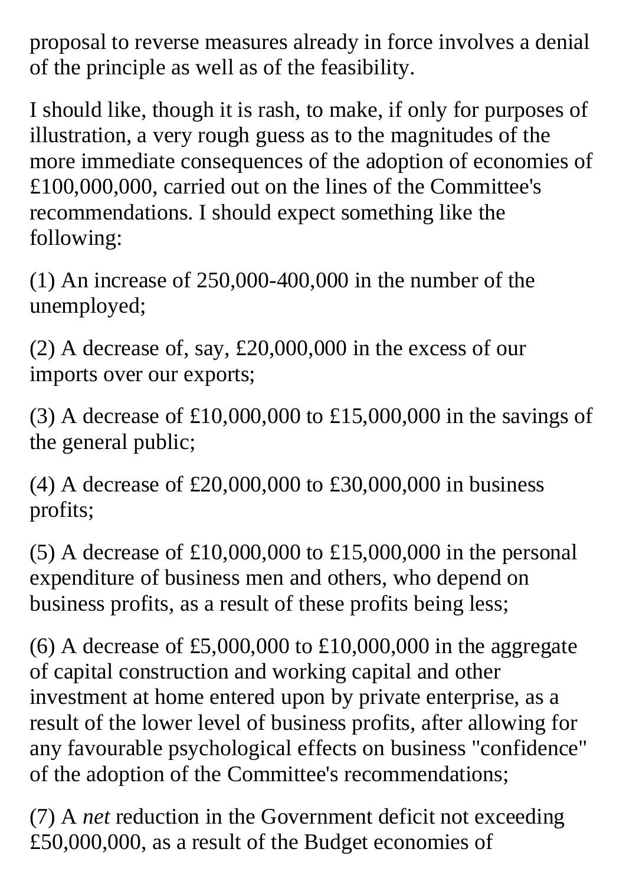proposal to reverse measures already in force involves a denial of the principle as well as of the feasibility.

I should like, though it is rash, to make, if only for purposes of illustration, a very rough guess as to the magnitudes of the more immediate consequences of the adoption of economies of £100,000,000, carried out on the lines of the Committee's recommendations. I should expect something like the following:

(1) An increase of 250,000-400,000 in the number of the unemployed;

(2) A decrease of, say, £20,000,000 in the excess of our imports over our exports;

(3) A decrease of £10,000,000 to £15,000,000 in the savings of the general public;

(4) A decrease of £20,000,000 to £30,000,000 in business profits;

(5) A decrease of £10,000,000 to £15,000,000 in the personal expenditure of business men and others, who depend on business profits, as a result of these profits being less;

(6) A decrease of £5,000,000 to £10,000,000 in the aggregate of capital construction and working capital and other investment at home entered upon by private enterprise, as a result of the lower level of business profits, after allowing for any favourable psychological effects on business "confidence" of the adoption of the Committee's recommendations;

(7) A *net* reduction in the Government deficit not exceeding £50,000,000, as a result of the Budget economies of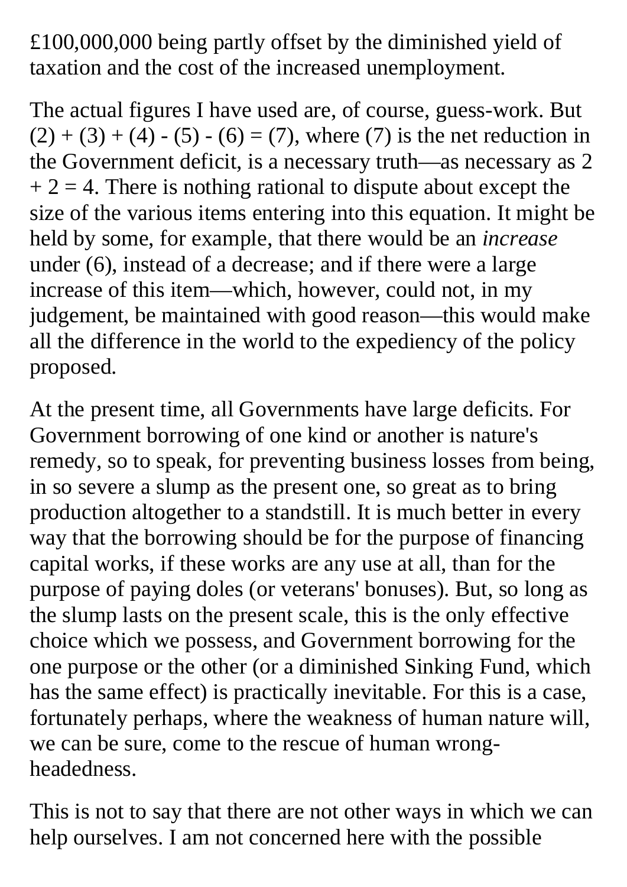£100,000,000 being partly offset by the diminished yield of taxation and the cost of the increased unemployment.

The actual figures I have used are, of course, guess-work. But $(2) + (3) + (4) - (5) - (6) = (7)$, where (7) is the net reduction in the Government deficit, is a necessary truth—as necessary as $2 + 2 = 4$. There is nothing rational to dispute about except the size of the various items entering into this equation. It might be held by some, for example, that there would be an *increase* under (6), instead of a decrease; and if there were a large increase of this item—which, however, could not, in my judgement, be maintained with good reason—this would make all the difference in the world to the expediency of the policy proposed.

At the present time, all Governments have large deficits. For Government borrowing of one kind or another is nature's remedy, so to speak, for preventing business losses from being, in so severe a slump as the present one, so great as to bring production altogether to a standstill. It is much better in every way that the borrowing should be for the purpose of financing capital works, if these works are any use at all, than for the purpose of paying doles (or veterans' bonuses). But, so long as the slump lasts on the present scale, this is the only effective choice which we possess, and Government borrowing for the one purpose or the other (or a diminished Sinking Fund, which has the same effect) is practically inevitable. For this is a case, fortunately perhaps, where the weakness of human nature will, we can be sure, come to the rescue of human wrong-headedness.

This is not to say that there are not other ways in which we can help ourselves. I am not concerned here with the possible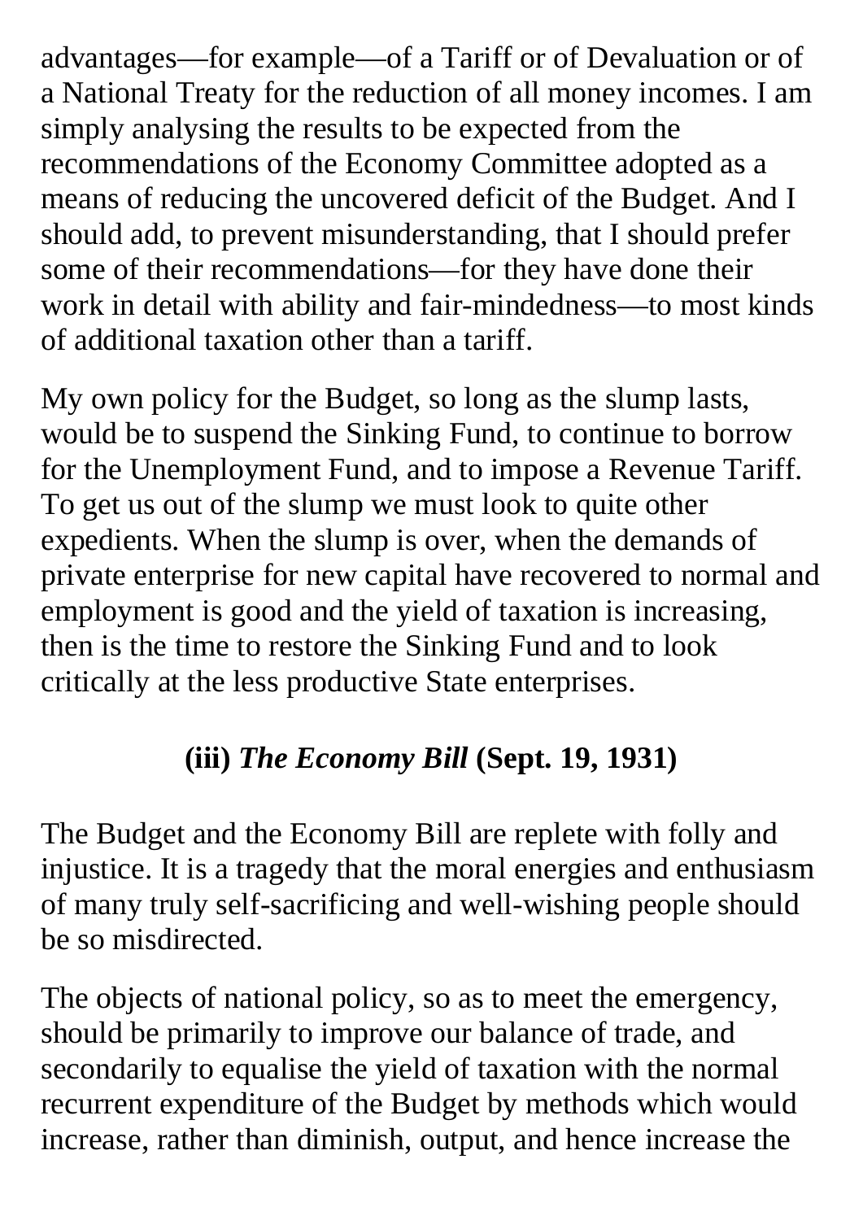advantages—for example—of a Tariff or of Devaluation or of a National Treaty for the reduction of all money incomes. I am simply analysing the results to be expected from the recommendations of the Economy Committee adopted as a means of reducing the uncovered deficit of the Budget. And I should add, to prevent misunderstanding, that I should prefer some of their recommendations—for they have done their work in detail with ability and fair-mindedness—to most kinds of additional taxation other than a tariff.

My own policy for the Budget, so long as the slump lasts, would be to suspend the Sinking Fund, to continue to borrow for the Unemployment Fund, and to impose a Revenue Tariff. To get us out of the slump we must look to quite other expedients. When the slump is over, when the demands of private enterprise for new capital have recovered to normal and employment is good and the yield of taxation is increasing, then is the time to restore the Sinking Fund and to look critically at the less productive State enterprises.

### (iii) *The Economy Bill* (Sept. 19, 1931)

The Budget and the Economy Bill are replete with folly and injustice. It is a tragedy that the moral energies and enthusiasm of many truly self-sacrificing and well-wishing people should be so misdirected.

The objects of national policy, so as to meet the emergency, should be primarily to improve our balance of trade, and secondarily to equalise the yield of taxation with the normal recurrent expenditure of the Budget by methods which would increase, rather than diminish, output, and hence increase the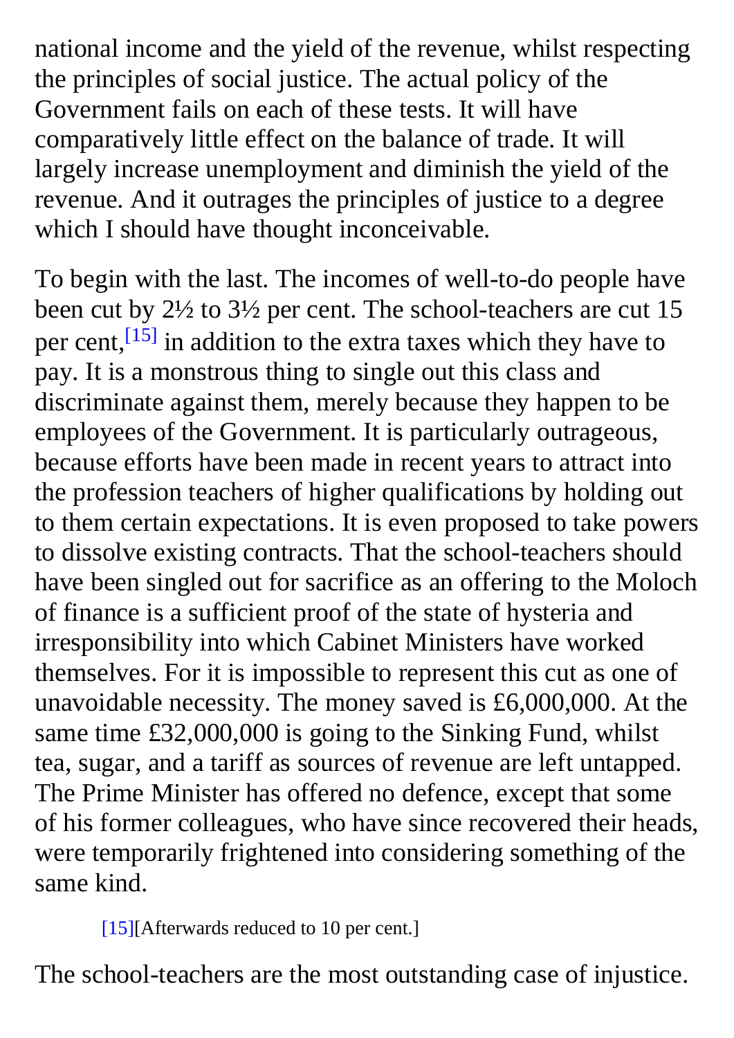national income and the yield of the revenue, whilst respecting the principles of social justice. The actual policy of the Government fails on each of these tests. It will have comparatively little effect on the balance of trade. It will largely increase unemployment and diminish the yield of the revenue. And it outrages the principles of justice to a degree which I should have thought inconceivable.

To begin with the last. The incomes of well-to-do people have been cut by 2½ to 3½ per cent. The school-teachers are cut 15 per cent,[15] in addition to the extra taxes which they have to pay. It is a monstrous thing to single out this class and discriminate against them, merely because they happen to be employees of the Government. It is particularly outrageous, because efforts have been made in recent years to attract into the profession teachers of higher qualifications by holding out to them certain expectations. It is even proposed to take powers to dissolve existing contracts. That the school-teachers should have been singled out for sacrifice as an offering to the Moloch of finance is a sufficient proof of the state of hysteria and irresponsibility into which Cabinet Ministers have worked themselves. For it is impossible to represent this cut as one of unavoidable necessity. The money saved is £6,000,000. At the same time £32,000,000 is going to the Sinking Fund, whilst tea, sugar, and a tariff as sources of revenue are left untapped. The Prime Minister has offered no defence, except that some of his former colleagues, who have since recovered their heads, were temporarily frightened into considering something of the same kind.

[15][Afterwards reduced to 10 per cent.]

The school-teachers are the most outstanding case of injustice.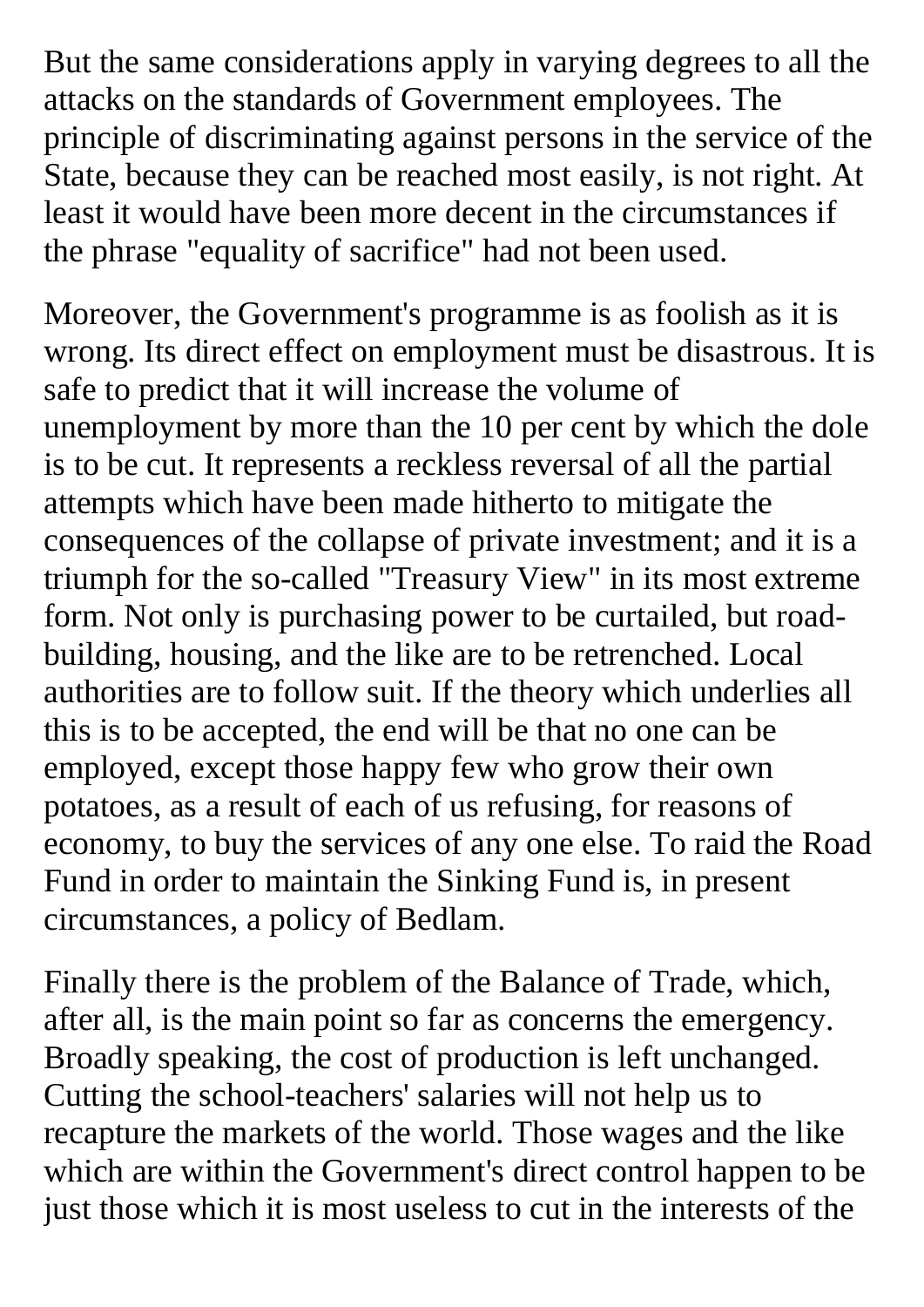But the same considerations apply in varying degrees to all the attacks on the standards of Government employees. The principle of discriminating against persons in the service of the State, because they can be reached most easily, is not right. At least it would have been more decent in the circumstances if the phrase "equality of sacrifice" had not been used.

Moreover, the Government's programme is as foolish as it is wrong. Its direct effect on employment must be disastrous. It is safe to predict that it will increase the volume of unemployment by more than the 10 per cent by which the dole is to be cut. It represents a reckless reversal of all the partial attempts which have been made hitherto to mitigate the consequences of the collapse of private investment; and it is a triumph for the so-called "Treasury View" in its most extreme form. Not only is purchasing power to be curtailed, but road-building, housing, and the like are to be retrenched. Local authorities are to follow suit. If the theory which underlies all this is to be accepted, the end will be that no one can be employed, except those happy few who grow their own potatoes, as a result of each of us refusing, for reasons of economy, to buy the services of any one else. To raid the Road Fund in order to maintain the Sinking Fund is, in present circumstances, a policy of Bedlam.

Finally there is the problem of the Balance of Trade, which, after all, is the main point so far as concerns the emergency. Broadly speaking, the cost of production is left unchanged. Cutting the school-teachers' salaries will not help us to recapture the markets of the world. Those wages and the like which are within the Government's direct control happen to be just those which it is most useless to cut in the interests of the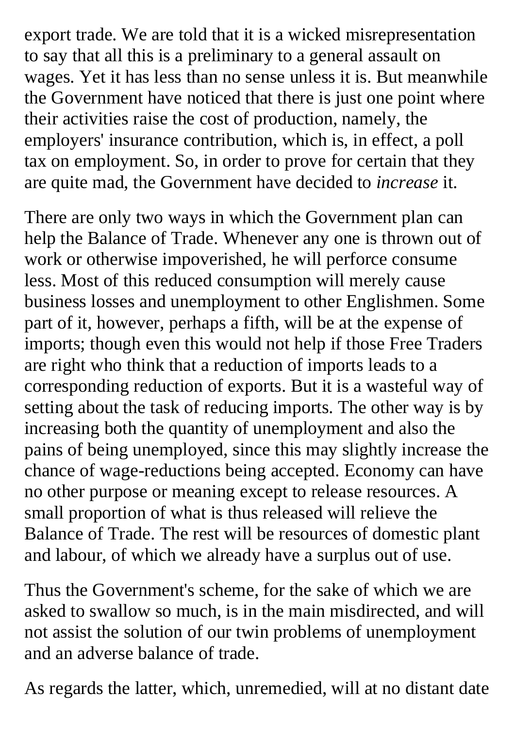export trade. We are told that it is a wicked misrepresentation to say that all this is a preliminary to a general assault on wages. Yet it has less than no sense unless it is. But meanwhile the Government have noticed that there is just one point where their activities raise the cost of production, namely, the employers' insurance contribution, which is, in effect, a poll tax on employment. So, in order to prove for certain that they are quite mad, the Government have decided to *increase* it.

There are only two ways in which the Government plan can help the Balance of Trade. Whenever any one is thrown out of work or otherwise impoverished, he will perforce consume less. Most of this reduced consumption will merely cause business losses and unemployment to other Englishmen. Some part of it, however, perhaps a fifth, will be at the expense of imports; though even this would not help if those Free Traders are right who think that a reduction of imports leads to a corresponding reduction of exports. But it is a wasteful way of setting about the task of reducing imports. The other way is by increasing both the quantity of unemployment and also the pains of being unemployed, since this may slightly increase the chance of wage-reductions being accepted. Economy can have no other purpose or meaning except to release resources. A small proportion of what is thus released will relieve the Balance of Trade. The rest will be resources of domestic plant and labour, of which we already have a surplus out of use.

Thus the Government's scheme, for the sake of which we are asked to swallow so much, is in the main misdirected, and will not assist the solution of our twin problems of unemployment and an adverse balance of trade.

As regards the latter, which, unremedied, will at no distant date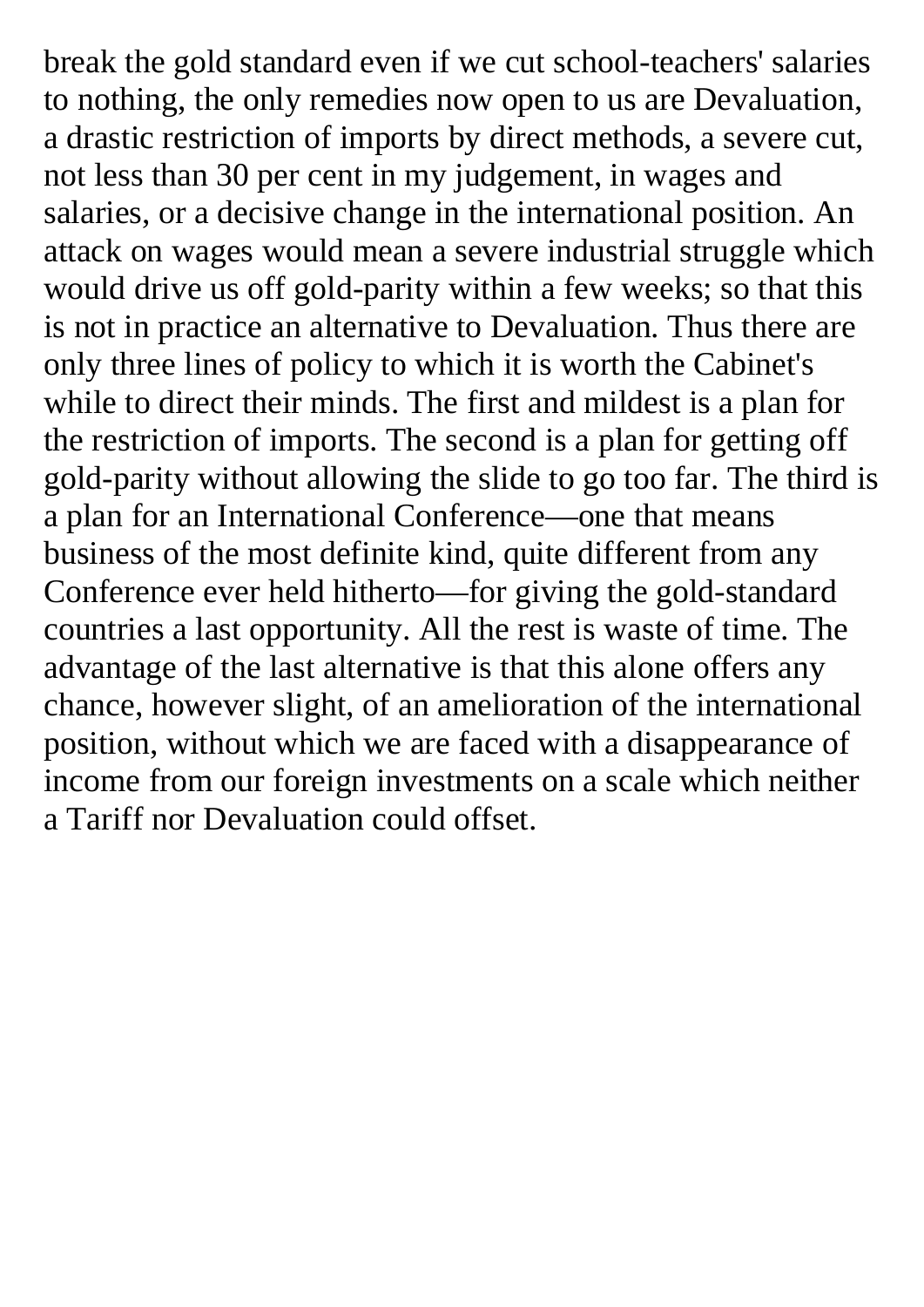break the gold standard even if we cut school-teachers' salaries to nothing, the only remedies now open to us are Devaluation, a drastic restriction of imports by direct methods, a severe cut, not less than 30 per cent in my judgement, in wages and salaries, or a decisive change in the international position. An attack on wages would mean a severe industrial struggle which would drive us off gold-parity within a few weeks; so that this is not in practice an alternative to Devaluation. Thus there are only three lines of policy to which it is worth the Cabinet's while to direct their minds. The first and mildest is a plan for the restriction of imports. The second is a plan for getting off gold-parity without allowing the slide to go too far. The third is a plan for an International Conference—one that means business of the most definite kind, quite different from any Conference ever held hitherto—for giving the gold-standard countries a last opportunity. All the rest is waste of time. The advantage of the last alternative is that this alone offers any chance, however slight, of an amelioration of the international position, without which we are faced with a disappearance of income from our foreign investments on a scale which neither a Tariff nor Devaluation could offset.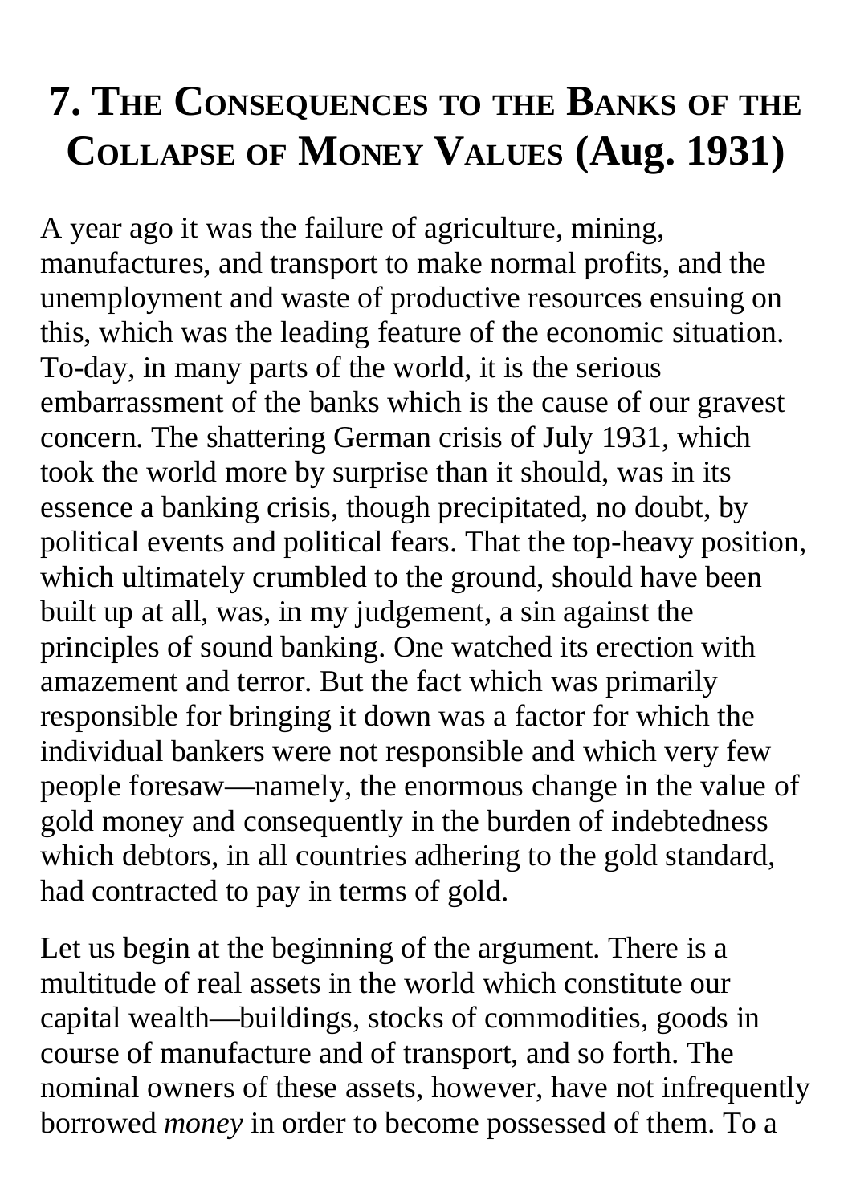# 7. The Consequences to the Banks of the Collapse of Money Values (Aug. 1931)

A year ago it was the failure of agriculture, mining, manufactures, and transport to make normal profits, and the unemployment and waste of productive resources ensuing on this, which was the leading feature of the economic situation. To-day, in many parts of the world, it is the serious embarrassment of the banks which is the cause of our gravest concern. The shattering German crisis of July 1931, which took the world more by surprise than it should, was in its essence a banking crisis, though precipitated, no doubt, by political events and political fears. That the top-heavy position, which ultimately crumbled to the ground, should have been built up at all, was, in my judgement, a sin against the principles of sound banking. One watched its erection with amazement and terror. But the fact which was primarily responsible for bringing it down was a factor for which the individual bankers were not responsible and which very few people foresaw—namely, the enormous change in the value of gold money and consequently in the burden of indebtedness which debtors, in all countries adhering to the gold standard, had contracted to pay in terms of gold.

Let us begin at the beginning of the argument. There is a multitude of real assets in the world which constitute our capital wealth—buildings, stocks of commodities, goods in course of manufacture and of transport, and so forth. The nominal owners of these assets, however, have not infrequently borrowed *money* in order to become possessed of them. To a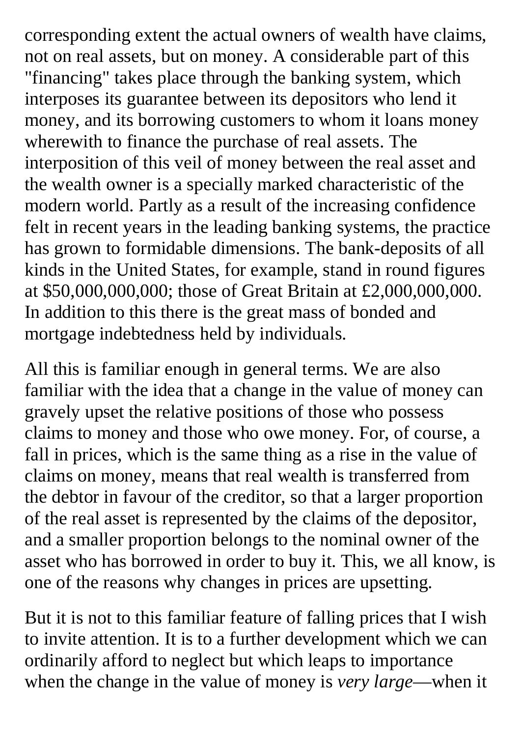corresponding extent the actual owners of wealth have claims, not on real assets, but on money. A considerable part of this "financing" takes place through the banking system, which interposes its guarantee between its depositors who lend it money, and its borrowing customers to whom it loans money wherewith to finance the purchase of real assets. The interposition of this veil of money between the real asset and the wealth owner is a specially marked characteristic of the modern world. Partly as a result of the increasing confidence felt in recent years in the leading banking systems, the practice has grown to formidable dimensions. The bank-deposits of all kinds in the United States, for example, stand in round figures at $50,000,000,000; those of Great Britain at £2,000,000,000. In addition to this there is the great mass of bonded and mortgage indebtedness held by individuals.

All this is familiar enough in general terms. We are also familiar with the idea that a change in the value of money can gravely upset the relative positions of those who possess claims to money and those who owe money. For, of course, a fall in prices, which is the same thing as a rise in the value of claims on money, means that real wealth is transferred from the debtor in favour of the creditor, so that a larger proportion of the real asset is represented by the claims of the depositor, and a smaller proportion belongs to the nominal owner of the asset who has borrowed in order to buy it. This, we all know, is one of the reasons why changes in prices are upsetting.

But it is not to this familiar feature of falling prices that I wish to invite attention. It is to a further development which we can ordinarily afford to neglect but which leaps to importance when the change in the value of money is *very large*—when it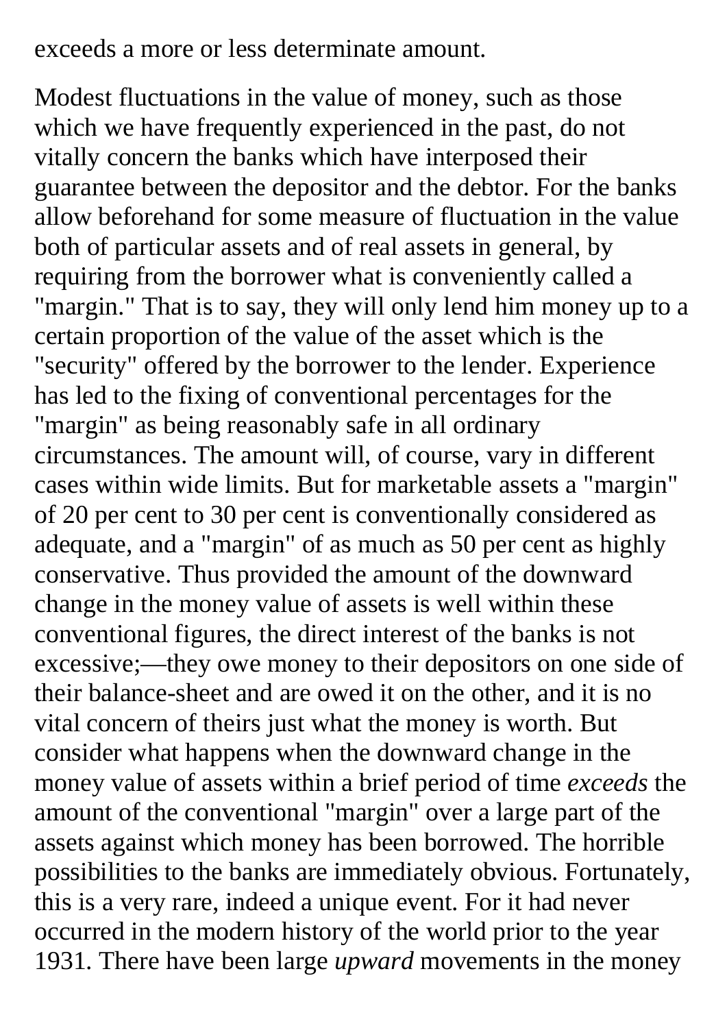exceeds a more or less determinate amount.

Modest fluctuations in the value of money, such as those which we have frequently experienced in the past, do not vitally concern the banks which have interposed their guarantee between the depositor and the debtor. For the banks allow beforehand for some measure of fluctuation in the value both of particular assets and of real assets in general, by requiring from the borrower what is conveniently called a "margin." That is to say, they will only lend him money up to a certain proportion of the value of the asset which is the "security" offered by the borrower to the lender. Experience has led to the fixing of conventional percentages for the "margin" as being reasonably safe in all ordinary circumstances. The amount will, of course, vary in different cases within wide limits. But for marketable assets a "margin" of 20 per cent to 30 per cent is conventionally considered as adequate, and a "margin" of as much as 50 per cent as highly conservative. Thus provided the amount of the downward change in the money value of assets is well within these conventional figures, the direct interest of the banks is not excessive;—they owe money to their depositors on one side of their balance-sheet and are owed it on the other, and it is no vital concern of theirs just what the money is worth. But consider what happens when the downward change in the money value of assets within a brief period of time *exceeds* the amount of the conventional "margin" over a large part of the assets against which money has been borrowed. The horrible possibilities to the banks are immediately obvious. Fortunately, this is a very rare, indeed a unique event. For it had never occurred in the modern history of the world prior to the year 1931. There have been large *upward* movements in the money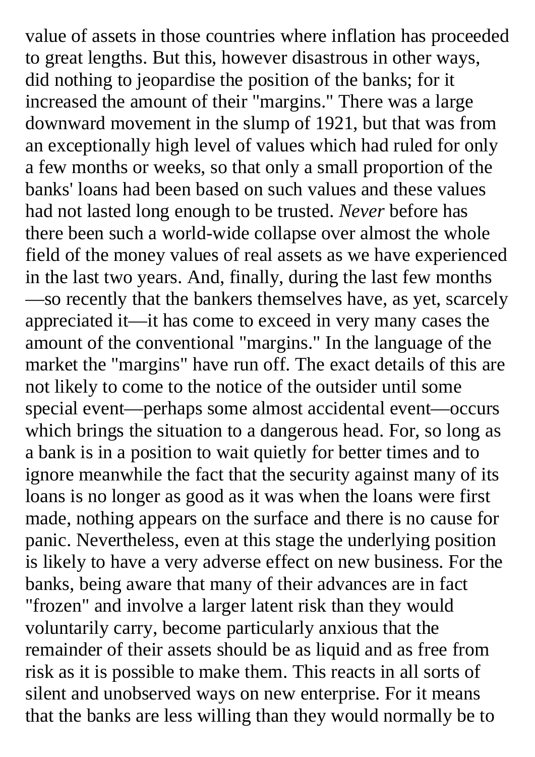value of assets in those countries where inflation has proceeded to great lengths. But this, however disastrous in other ways, did nothing to jeopardise the position of the banks; for it increased the amount of their "margins." There was a large downward movement in the slump of 1921, but that was from an exceptionally high level of values which had ruled for only a few months or weeks, so that only a small proportion of the banks' loans had been based on such values and these values had not lasted long enough to be trusted. *Never* before has there been such a world-wide collapse over almost the whole field of the money values of real assets as we have experienced in the last two years. And, finally, during the last few months —so recently that the bankers themselves have, as yet, scarcely appreciated it—it has come to exceed in very many cases the amount of the conventional "margins." In the language of the market the "margins" have run off. The exact details of this are not likely to come to the notice of the outsider until some special event—perhaps some almost accidental event—occurs which brings the situation to a dangerous head. For, so long as a bank is in a position to wait quietly for better times and to ignore meanwhile the fact that the security against many of its loans is no longer as good as it was when the loans were first made, nothing appears on the surface and there is no cause for panic. Nevertheless, even at this stage the underlying position is likely to have a very adverse effect on new business. For the banks, being aware that many of their advances are in fact "frozen" and involve a larger latent risk than they would voluntarily carry, become particularly anxious that the remainder of their assets should be as liquid and as free from risk as it is possible to make them. This reacts in all sorts of silent and unobserved ways on new enterprise. For it means that the banks are less willing than they would normally be to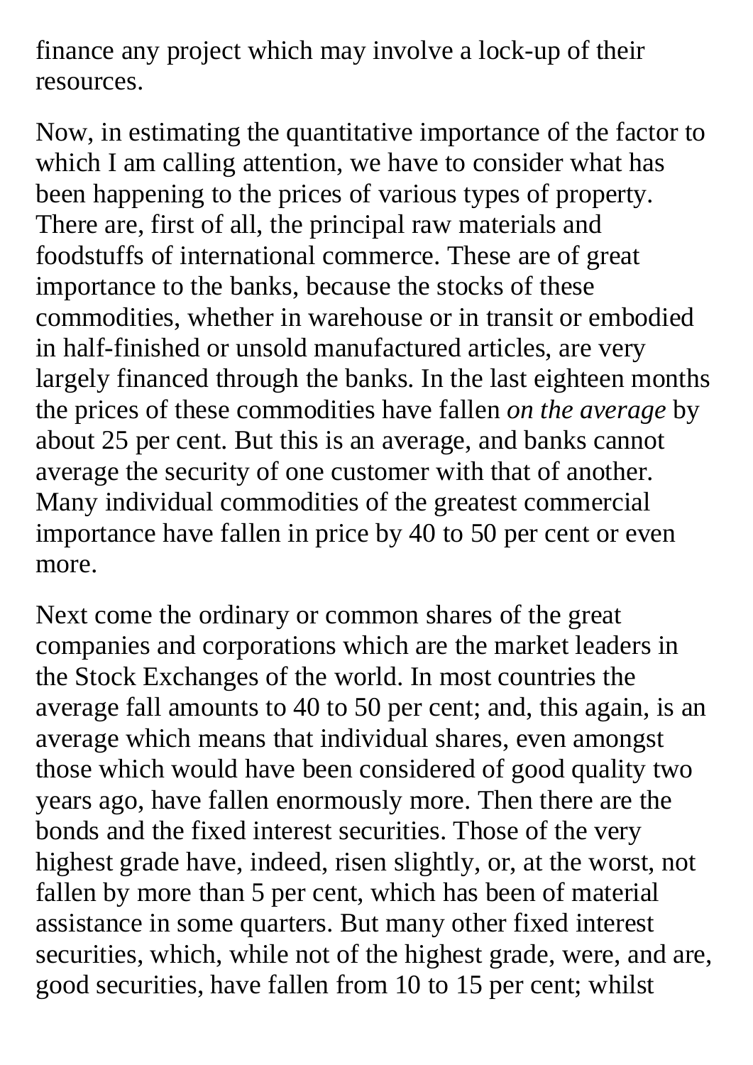finance any project which may involve a lock-up of their resources.

Now, in estimating the quantitative importance of the factor to which I am calling attention, we have to consider what has been happening to the prices of various types of property. There are, first of all, the principal raw materials and foodstuffs of international commerce. These are of great importance to the banks, because the stocks of these commodities, whether in warehouse or in transit or embodied in half-finished or unsold manufactured articles, are very largely financed through the banks. In the last eighteen months the prices of these commodities have fallen *on the average* by about 25 per cent. But this is an average, and banks cannot average the security of one customer with that of another. Many individual commodities of the greatest commercial importance have fallen in price by 40 to 50 per cent or even more.

Next come the ordinary or common shares of the great companies and corporations which are the market leaders in the Stock Exchanges of the world. In most countries the average fall amounts to 40 to 50 per cent; and, this again, is an average which means that individual shares, even amongst those which would have been considered of good quality two years ago, have fallen enormously more. Then there are the bonds and the fixed interest securities. Those of the very highest grade have, indeed, risen slightly, or, at the worst, not fallen by more than 5 per cent, which has been of material assistance in some quarters. But many other fixed interest securities, which, while not of the highest grade, were, and are, good securities, have fallen from 10 to 15 per cent; whilst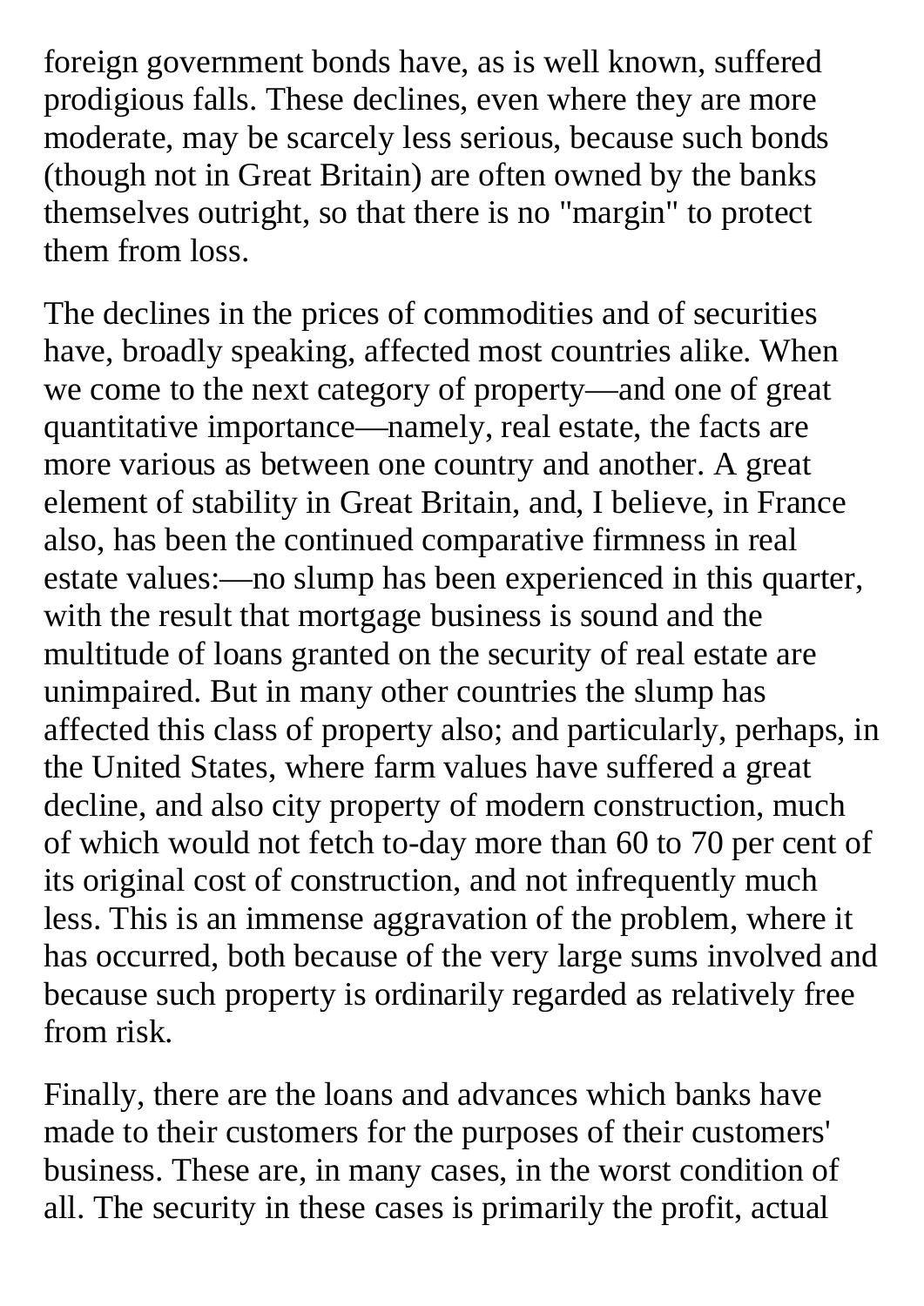foreign government bonds have, as is well known, suffered prodigious falls. These declines, even where they are more moderate, may be scarcely less serious, because such bonds (though not in Great Britain) are often owned by the banks themselves outright, so that there is no "margin" to protect them from loss.

The declines in the prices of commodities and of securities have, broadly speaking, affected most countries alike. When we come to the next category of property—and one of great quantitative importance—namely, real estate, the facts are more various as between one country and another. A great element of stability in Great Britain, and, I believe, in France also, has been the continued comparative firmness in real estate values:—no slump has been experienced in this quarter, with the result that mortgage business is sound and the multitude of loans granted on the security of real estate are unimpaired. But in many other countries the slump has affected this class of property also; and particularly, perhaps, in the United States, where farm values have suffered a great decline, and also city property of modern construction, much of which would not fetch to-day more than 60 to 70 per cent of its original cost of construction, and not infrequently much less. This is an immense aggravation of the problem, where it has occurred, both because of the very large sums involved and because such property is ordinarily regarded as relatively free from risk.

Finally, there are the loans and advances which banks have made to their customers for the purposes of their customers' business. These are, in many cases, in the worst condition of all. The security in these cases is primarily the profit, actual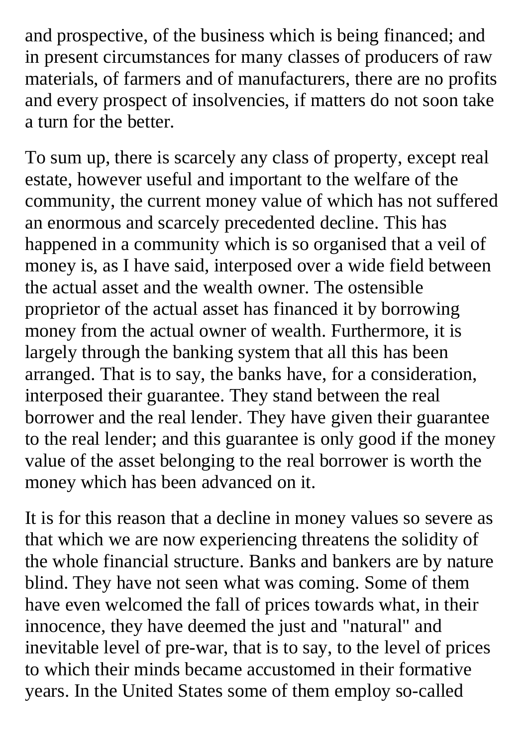and prospective, of the business which is being financed; and in present circumstances for many classes of producers of raw materials, of farmers and of manufacturers, there are no profits and every prospect of insolvencies, if matters do not soon take a turn for the better.

To sum up, there is scarcely any class of property, except real estate, however useful and important to the welfare of the community, the current money value of which has not suffered an enormous and scarcely precedented decline. This has happened in a community which is so organised that a veil of money is, as I have said, interposed over a wide field between the actual asset and the wealth owner. The ostensible proprietor of the actual asset has financed it by borrowing money from the actual owner of wealth. Furthermore, it is largely through the banking system that all this has been arranged. That is to say, the banks have, for a consideration, interposed their guarantee. They stand between the real borrower and the real lender. They have given their guarantee to the real lender; and this guarantee is only good if the money value of the asset belonging to the real borrower is worth the money which has been advanced on it.

It is for this reason that a decline in money values so severe as that which we are now experiencing threatens the solidity of the whole financial structure. Banks and bankers are by nature blind. They have not seen what was coming. Some of them have even welcomed the fall of prices towards what, in their innocence, they have deemed the just and "natural" and inevitable level of pre-war, that is to say, to the level of prices to which their minds became accustomed in their formative years. In the United States some of them employ so-called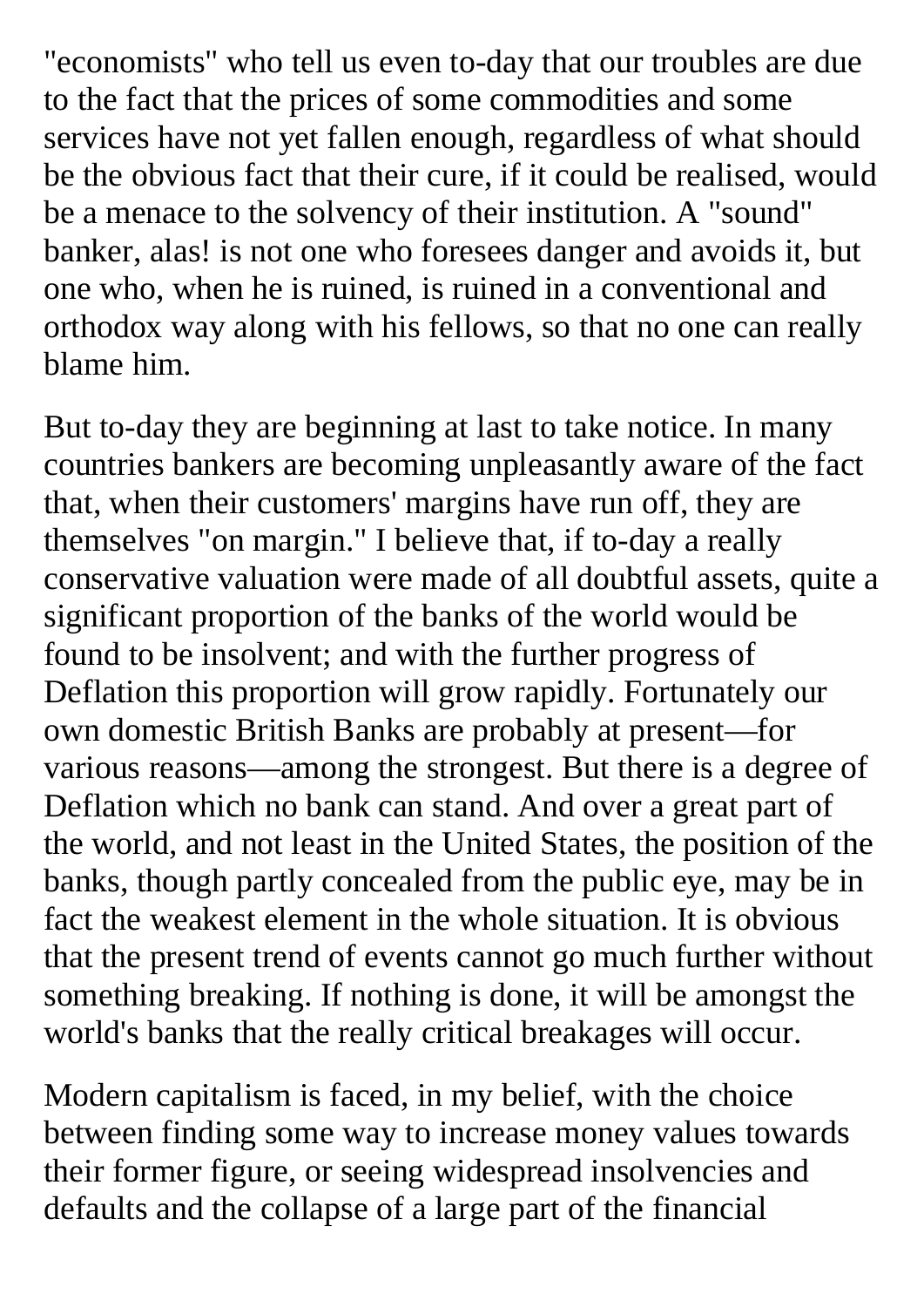"economists" who tell us even to-day that our troubles are due to the fact that the prices of some commodities and some services have not yet fallen enough, regardless of what should be the obvious fact that their cure, if it could be realised, would be a menace to the solvency of their institution. A "sound" banker, alas! is not one who foresees danger and avoids it, but one who, when he is ruined, is ruined in a conventional and orthodox way along with his fellows, so that no one can really blame him.

But to-day they are beginning at last to take notice. In many countries bankers are becoming unpleasantly aware of the fact that, when their customers' margins have run off, they are themselves "on margin." I believe that, if to-day a really conservative valuation were made of all doubtful assets, quite a significant proportion of the banks of the world would be found to be insolvent; and with the further progress of Deflation this proportion will grow rapidly. Fortunately our own domestic British Banks are probably at present—for various reasons—among the strongest. But there is a degree of Deflation which no bank can stand. And over a great part of the world, and not least in the United States, the position of the banks, though partly concealed from the public eye, may be in fact the weakest element in the whole situation. It is obvious that the present trend of events cannot go much further without something breaking. If nothing is done, it will be amongst the world's banks that the really critical breakages will occur.

Modern capitalism is faced, in my belief, with the choice between finding some way to increase money values towards their former figure, or seeing widespread insolvencies and defaults and the collapse of a large part of the financial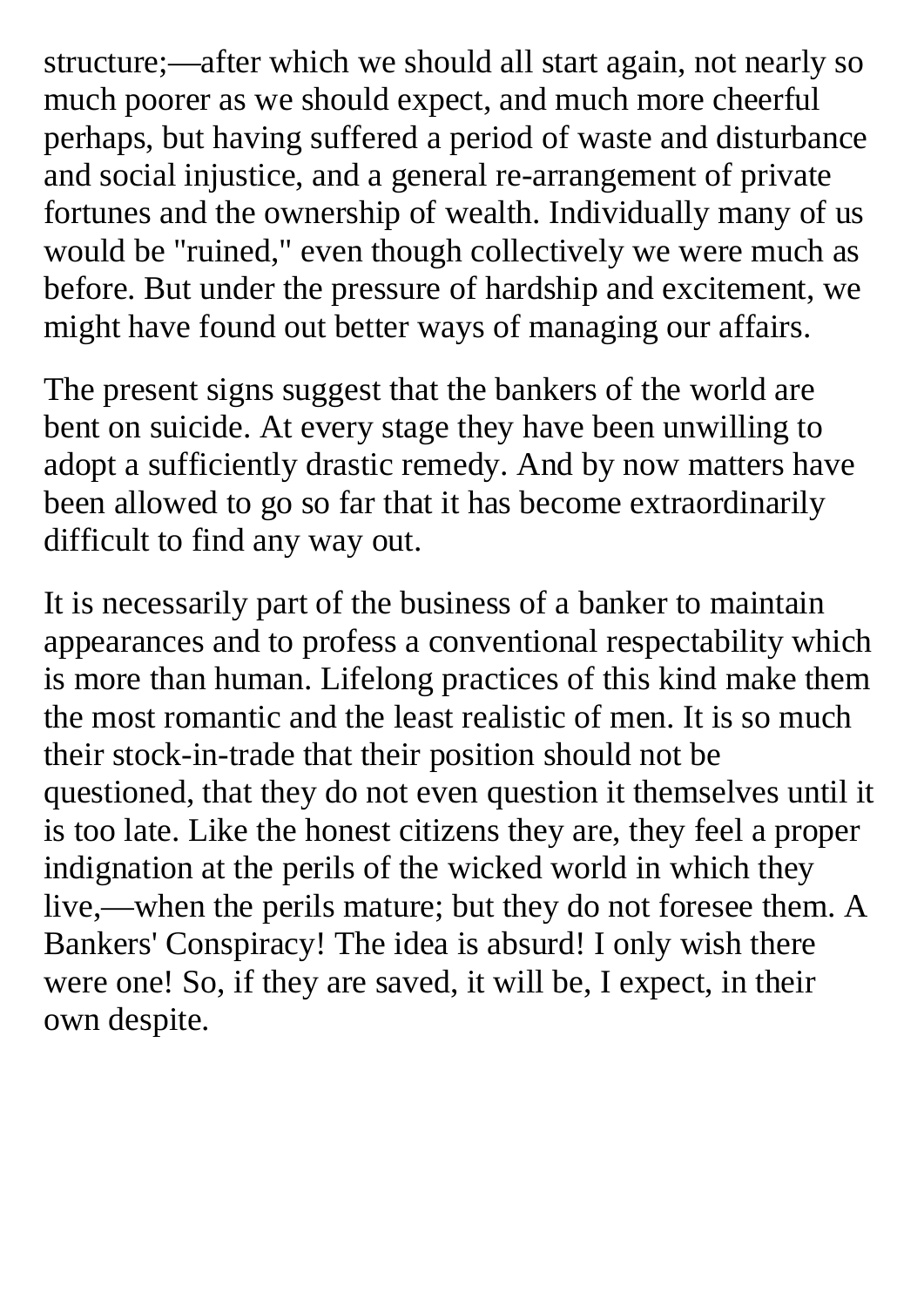structure;—after which we should all start again, not nearly so much poorer as we should expect, and much more cheerful perhaps, but having suffered a period of waste and disturbance and social injustice, and a general re-arrangement of private fortunes and the ownership of wealth. Individually many of us would be "ruined," even though collectively we were much as before. But under the pressure of hardship and excitement, we might have found out better ways of managing our affairs.

The present signs suggest that the bankers of the world are bent on suicide. At every stage they have been unwilling to adopt a sufficiently drastic remedy. And by now matters have been allowed to go so far that it has become extraordinarily difficult to find any way out.

It is necessarily part of the business of a banker to maintain appearances and to profess a conventional respectability which is more than human. Lifelong practices of this kind make them the most romantic and the least realistic of men. It is so much their stock-in-trade that their position should not be questioned, that they do not even question it themselves until it is too late. Like the honest citizens they are, they feel a proper indignation at the perils of the wicked world in which they live,—when the perils mature; but they do not foresee them. A Bankers' Conspiracy! The idea is absurd! I only wish there were one! So, if they are saved, it will be, I expect, in their own despite.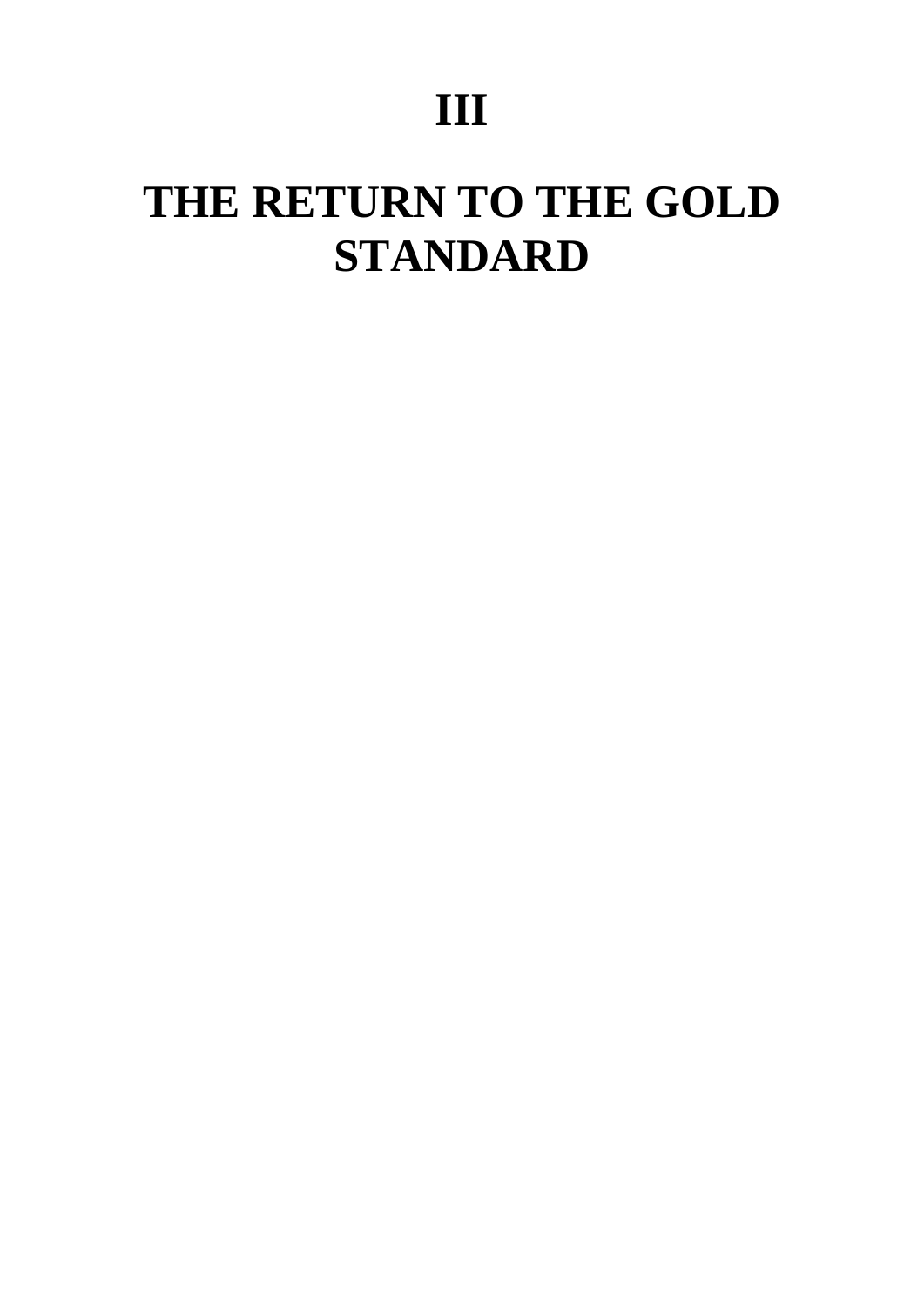# III

# THE RETURN TO THE GOLD STANDARD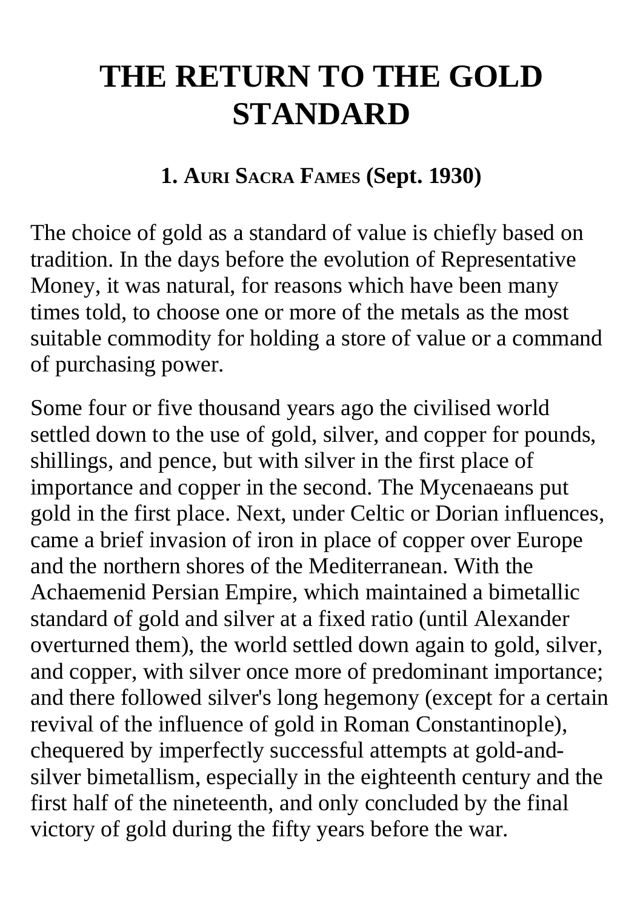# THE RETURN TO THE GOLD STANDARD

## 1. Auri Sacra Fames (Sept. 1930)

The choice of gold as a standard of value is chiefly based on tradition. In the days before the evolution of Representative Money, it was natural, for reasons which have been many times told, to choose one or more of the metals as the most suitable commodity for holding a store of value or a command of purchasing power.

Some four or five thousand years ago the civilised world settled down to the use of gold, silver, and copper for pounds, shillings, and pence, but with silver in the first place of importance and copper in the second. The Mycenaeans put gold in the first place. Next, under Celtic or Dorian influences, came a brief invasion of iron in place of copper over Europe and the northern shores of the Mediterranean. With the Achaemenid Persian Empire, which maintained a bimetallic standard of gold and silver at a fixed ratio (until Alexander overturned them), the world settled down again to gold, silver, and copper, with silver once more of predominant importance; and there followed silver's long hegemony (except for a certain revival of the influence of gold in Roman Constantinople), chequered by imperfectly successful attempts at gold-and-silver bimetallism, especially in the eighteenth century and the first half of the nineteenth, and only concluded by the final victory of gold during the fifty years before the war.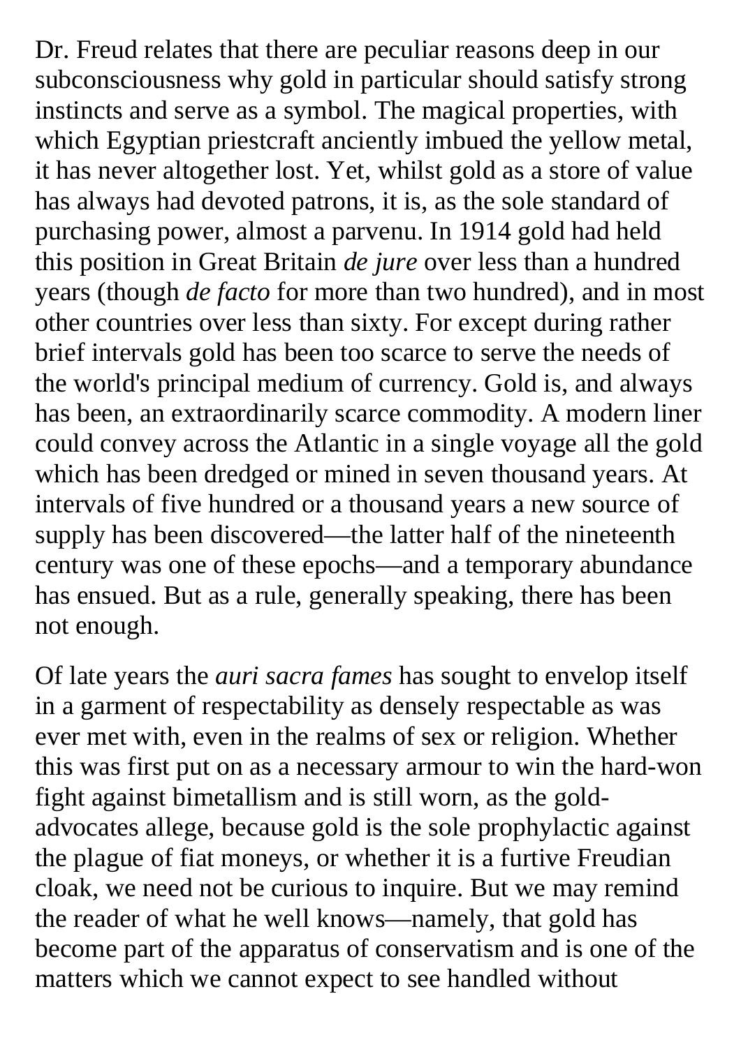Dr. Freud relates that there are peculiar reasons deep in our subconsciousness why gold in particular should satisfy strong instincts and serve as a symbol. The magical properties, with which Egyptian priestcraft anciently imbued the yellow metal, it has never altogether lost. Yet, whilst gold as a store of value has always had devoted patrons, it is, as the sole standard of purchasing power, almost a parvenu. In 1914 gold had held this position in Great Britain *de jure* over less than a hundred years (though *de facto* for more than two hundred), and in most other countries over less than sixty. For except during rather brief intervals gold has been too scarce to serve the needs of the world's principal medium of currency. Gold is, and always has been, an extraordinarily scarce commodity. A modern liner could convey across the Atlantic in a single voyage all the gold which has been dredged or mined in seven thousand years. At intervals of five hundred or a thousand years a new source of supply has been discovered—the latter half of the nineteenth century was one of these epochs—and a temporary abundance has ensued. But as a rule, generally speaking, there has been not enough.

Of late years the *auri sacra fames* has sought to envelop itself in a garment of respectability as densely respectable as was ever met with, even in the realms of sex or religion. Whether this was first put on as a necessary armour to win the hard-won fight against bimetallism and is still worn, as the gold-advocates allege, because gold is the sole prophylactic against the plague of fiat moneys, or whether it is a furtive Freudian cloak, we need not be curious to inquire. But we may remind the reader of what he well knows—namely, that gold has become part of the apparatus of conservatism and is one of the matters which we cannot expect to see handled without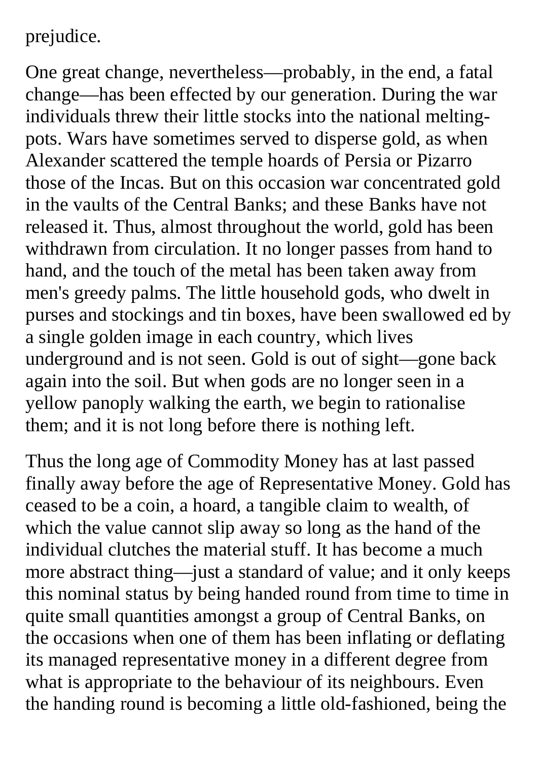prejudice.

One great change, nevertheless—probably, in the end, a fatal change—has been effected by our generation. During the war individuals threw their little stocks into the national melting-pots. Wars have sometimes served to disperse gold, as when Alexander scattered the temple hoards of Persia or Pizarro those of the Incas. But on this occasion war concentrated gold in the vaults of the Central Banks; and these Banks have not released it. Thus, almost throughout the world, gold has been withdrawn from circulation. It no longer passes from hand to hand, and the touch of the metal has been taken away from men's greedy palms. The little household gods, who dwelt in purses and stockings and tin boxes, have been swallowed ed by a single golden image in each country, which lives underground and is not seen. Gold is out of sight—gone back again into the soil. But when gods are no longer seen in a yellow panoply walking the earth, we begin to rationalise them; and it is not long before there is nothing left.

Thus the long age of Commodity Money has at last passed finally away before the age of Representative Money. Gold has ceased to be a coin, a hoard, a tangible claim to wealth, of which the value cannot slip away so long as the hand of the individual clutches the material stuff. It has become a much more abstract thing—just a standard of value; and it only keeps this nominal status by being handed round from time to time in quite small quantities amongst a group of Central Banks, on the occasions when one of them has been inflating or deflating its managed representative money in a different degree from what is appropriate to the behaviour of its neighbours. Even the handing round is becoming a little old-fashioned, being the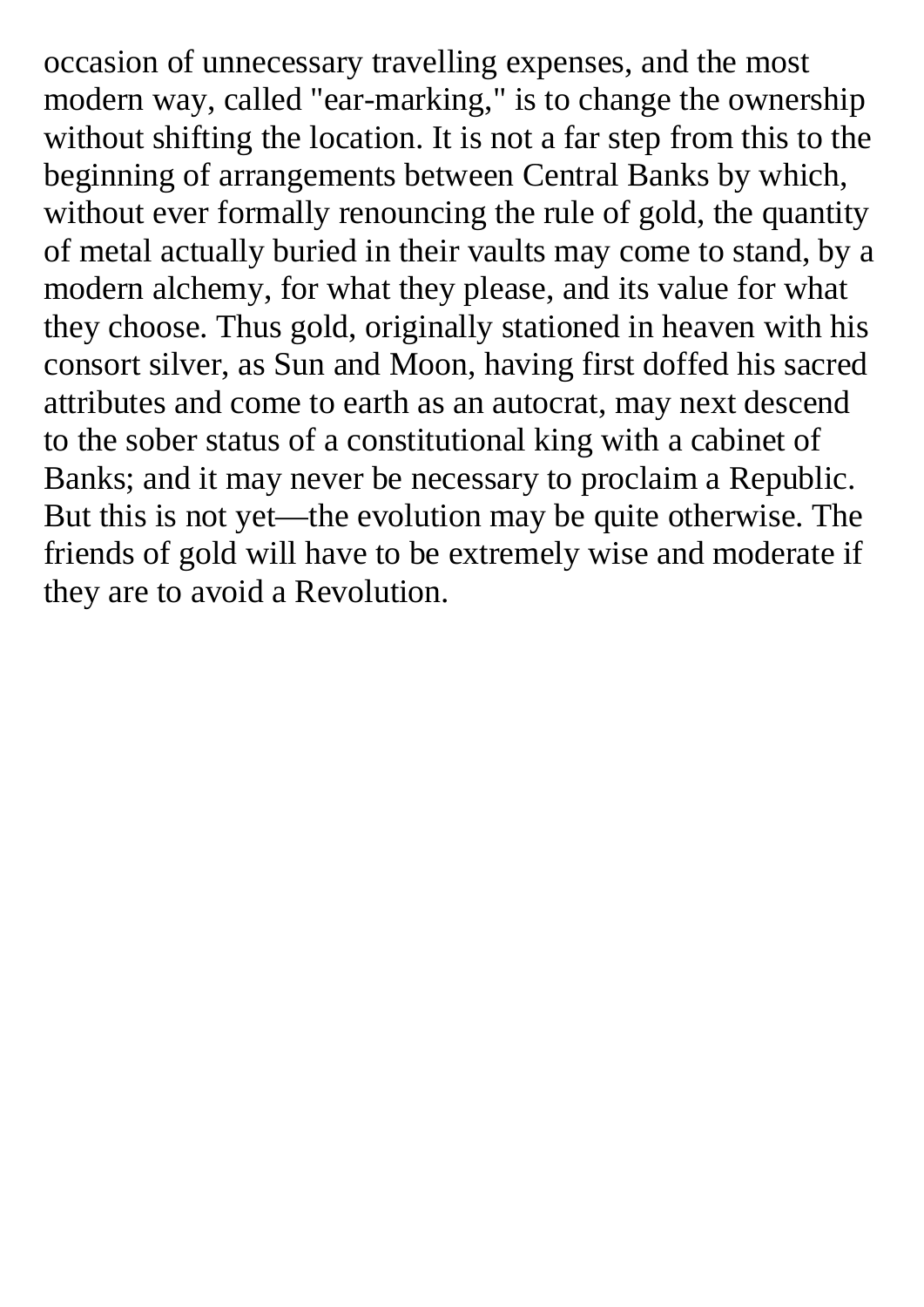occasion of unnecessary travelling expenses, and the most modern way, called "ear-marking," is to change the ownership without shifting the location. It is not a far step from this to the beginning of arrangements between Central Banks by which, without ever formally renouncing the rule of gold, the quantity of metal actually buried in their vaults may come to stand, by a modern alchemy, for what they please, and its value for what they choose. Thus gold, originally stationed in heaven with his consort silver, as Sun and Moon, having first doffed his sacred attributes and come to earth as an autocrat, may next descend to the sober status of a constitutional king with a cabinet of Banks; and it may never be necessary to proclaim a Republic. But this is not yet—the evolution may be quite otherwise. The friends of gold will have to be extremely wise and moderate if they are to avoid a Revolution.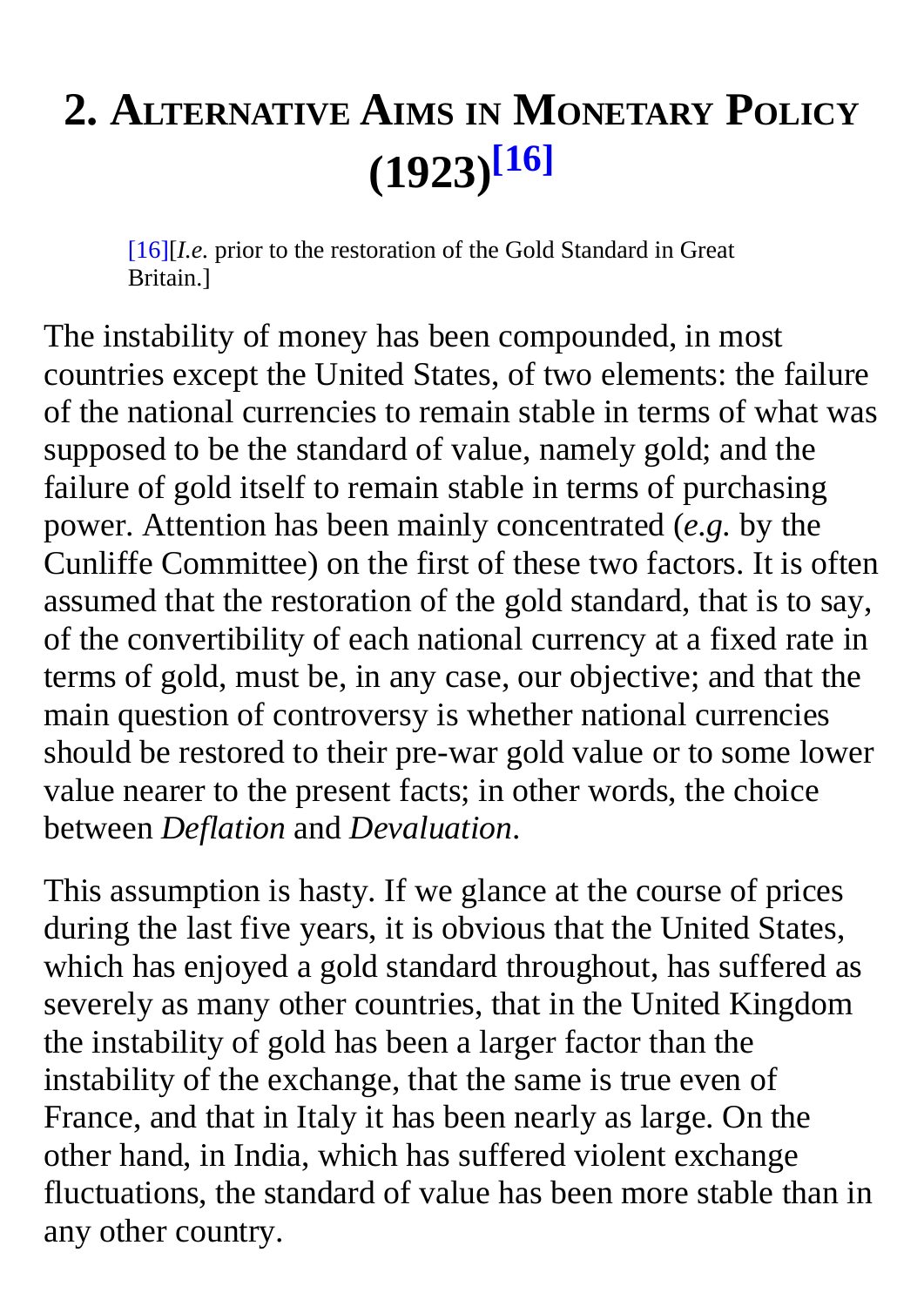## 2. Alternative Aims in Monetary Policy (1923)[16]

[16][*I.e.* prior to the restoration of the Gold Standard in Great Britain.]

The instability of money has been compounded, in most countries except the United States, of two elements: the failure of the national currencies to remain stable in terms of what was supposed to be the standard of value, namely gold; and the failure of gold itself to remain stable in terms of purchasing power. Attention has been mainly concentrated (*e.g.* by the Cunliffe Committee) on the first of these two factors. It is often assumed that the restoration of the gold standard, that is to say, of the convertibility of each national currency at a fixed rate in terms of gold, must be, in any case, our objective; and that the main question of controversy is whether national currencies should be restored to their pre-war gold value or to some lower value nearer to the present facts; in other words, the choice between *Deflation* and *Devaluation*.

This assumption is hasty. If we glance at the course of prices during the last five years, it is obvious that the United States, which has enjoyed a gold standard throughout, has suffered as severely as many other countries, that in the United Kingdom the instability of gold has been a larger factor than the instability of the exchange, that the same is true even of France, and that in Italy it has been nearly as large. On the other hand, in India, which has suffered violent exchange fluctuations, the standard of value has been more stable than in any other country.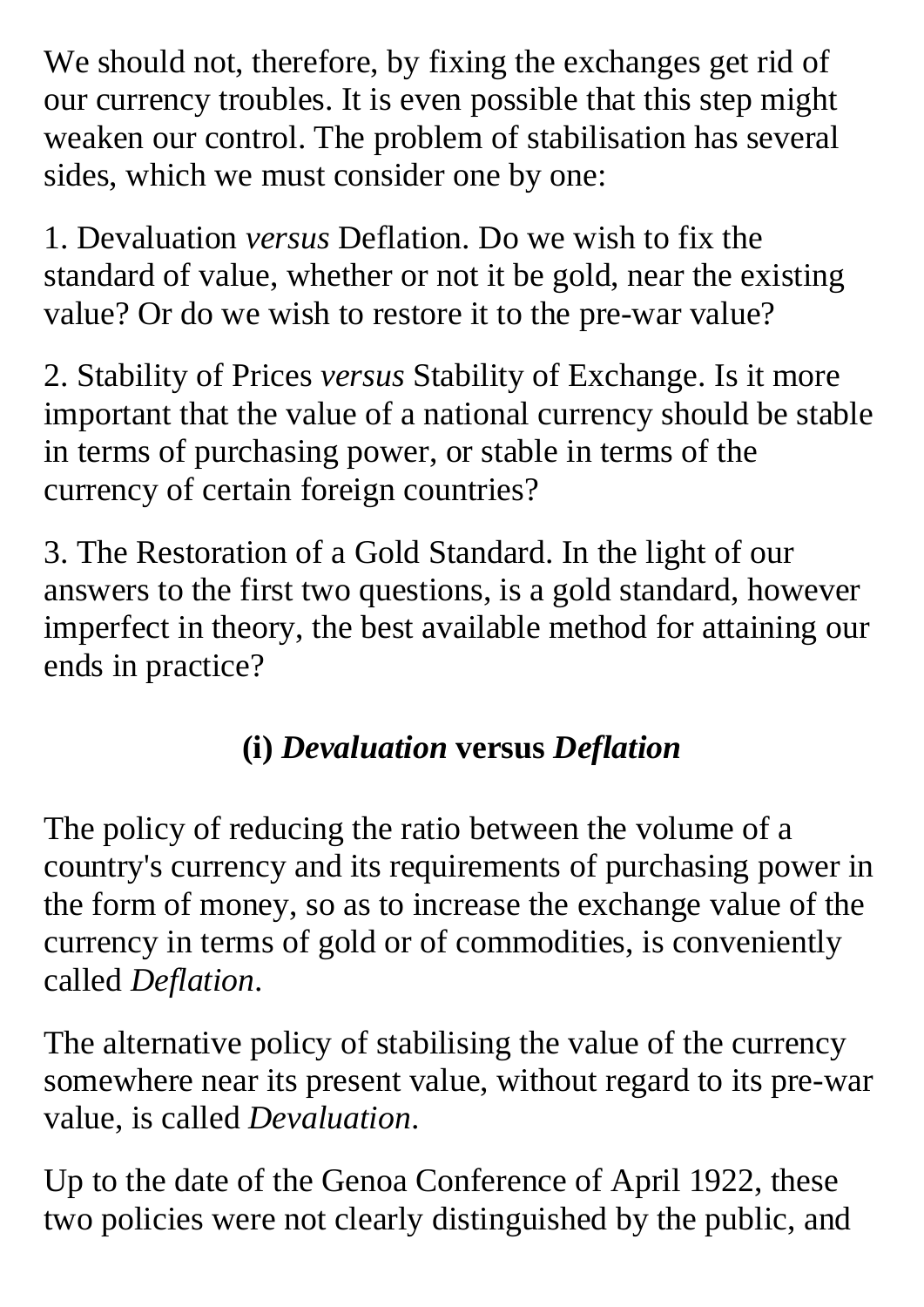We should not, therefore, by fixing the exchanges get rid of our currency troubles. It is even possible that this step might weaken our control. The problem of stabilisation has several sides, which we must consider one by one:

1. Devaluation *versus* Deflation. Do we wish to fix the standard of value, whether or not it be gold, near the existing value? Or do we wish to restore it to the pre-war value?

2. Stability of Prices *versus* Stability of Exchange. Is it more important that the value of a national currency should be stable in terms of purchasing power, or stable in terms of the currency of certain foreign countries?

3. The Restoration of a Gold Standard. In the light of our answers to the first two questions, is a gold standard, however imperfect in theory, the best available method for attaining our ends in practice?

### (i) *Devaluation* versus *Deflation*

The policy of reducing the ratio between the volume of a country's currency and its requirements of purchasing power in the form of money, so as to increase the exchange value of the currency in terms of gold or of commodities, is conveniently called *Deflation*.

The alternative policy of stabilising the value of the currency somewhere near its present value, without regard to its pre-war value, is called *Devaluation*.

Up to the date of the Genoa Conference of April 1922, these two policies were not clearly distinguished by the public, and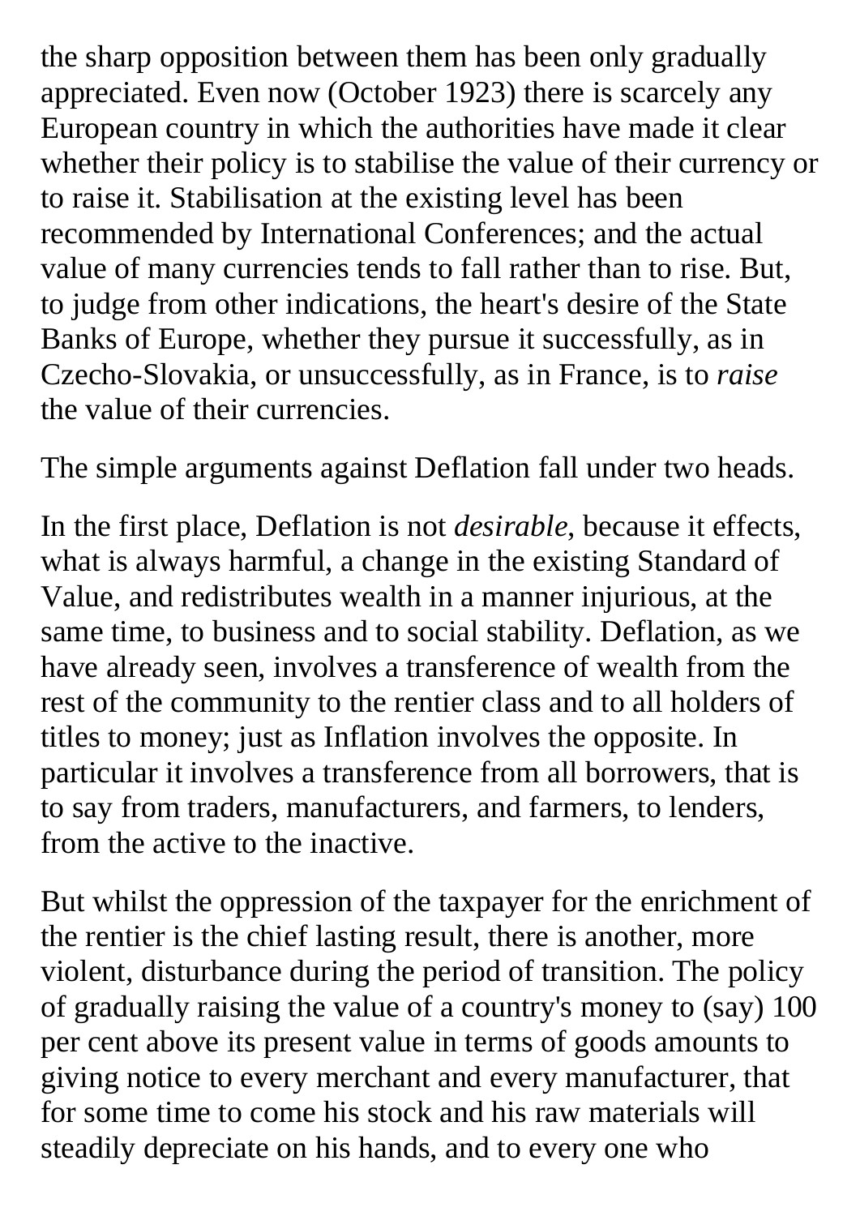the sharp opposition between them has been only gradually appreciated. Even now (October 1923) there is scarcely any European country in which the authorities have made it clear whether their policy is to stabilise the value of their currency or to raise it. Stabilisation at the existing level has been recommended by International Conferences; and the actual value of many currencies tends to fall rather than to rise. But, to judge from other indications, the heart's desire of the State Banks of Europe, whether they pursue it successfully, as in Czecho-Slovakia, or unsuccessfully, as in France, is to *raise* the value of their currencies.

The simple arguments against Deflation fall under two heads.

In the first place, Deflation is not *desirable*, because it effects, what is always harmful, a change in the existing Standard of Value, and redistributes wealth in a manner injurious, at the same time, to business and to social stability. Deflation, as we have already seen, involves a transference of wealth from the rest of the community to the rentier class and to all holders of titles to money; just as Inflation involves the opposite. In particular it involves a transference from all borrowers, that is to say from traders, manufacturers, and farmers, to lenders, from the active to the inactive.

But whilst the oppression of the taxpayer for the enrichment of the rentier is the chief lasting result, there is another, more violent, disturbance during the period of transition. The policy of gradually raising the value of a country's money to (say) 100 per cent above its present value in terms of goods amounts to giving notice to every merchant and every manufacturer, that for some time to come his stock and his raw materials will steadily depreciate on his hands, and to every one who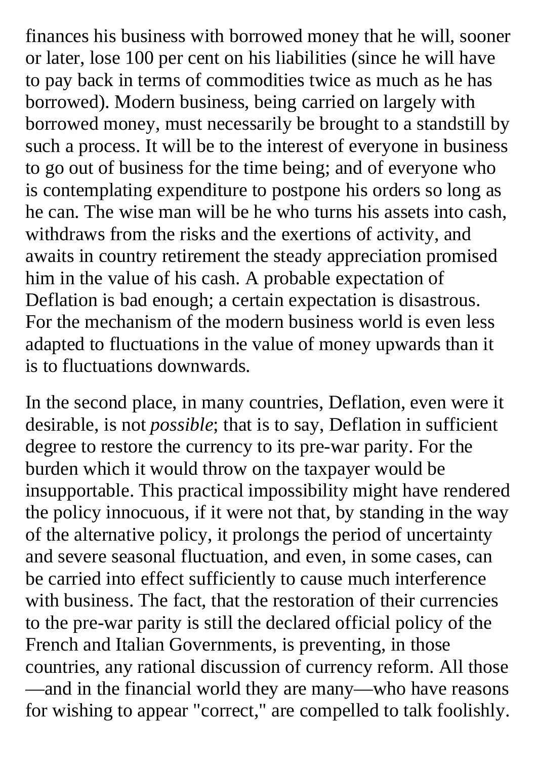finances his business with borrowed money that he will, sooner or later, lose 100 per cent on his liabilities (since he will have to pay back in terms of commodities twice as much as he has borrowed). Modern business, being carried on largely with borrowed money, must necessarily be brought to a standstill by such a process. It will be to the interest of everyone in business to go out of business for the time being; and of everyone who is contemplating expenditure to postpone his orders so long as he can. The wise man will be he who turns his assets into cash, withdraws from the risks and the exertions of activity, and awaits in country retirement the steady appreciation promised him in the value of his cash. A probable expectation of Deflation is bad enough; a certain expectation is disastrous. For the mechanism of the modern business world is even less adapted to fluctuations in the value of money upwards than it is to fluctuations downwards.

In the second place, in many countries, Deflation, even were it desirable, is not *possible*; that is to say, Deflation in sufficient degree to restore the currency to its pre-war parity. For the burden which it would throw on the taxpayer would be insupportable. This practical impossibility might have rendered the policy innocuous, if it were not that, by standing in the way of the alternative policy, it prolongs the period of uncertainty and severe seasonal fluctuation, and even, in some cases, can be carried into effect sufficiently to cause much interference with business. The fact, that the restoration of their currencies to the pre-war parity is still the declared official policy of the French and Italian Governments, is preventing, in those countries, any rational discussion of currency reform. All those—and in the financial world they are many—who have reasons for wishing to appear "correct," are compelled to talk foolishly.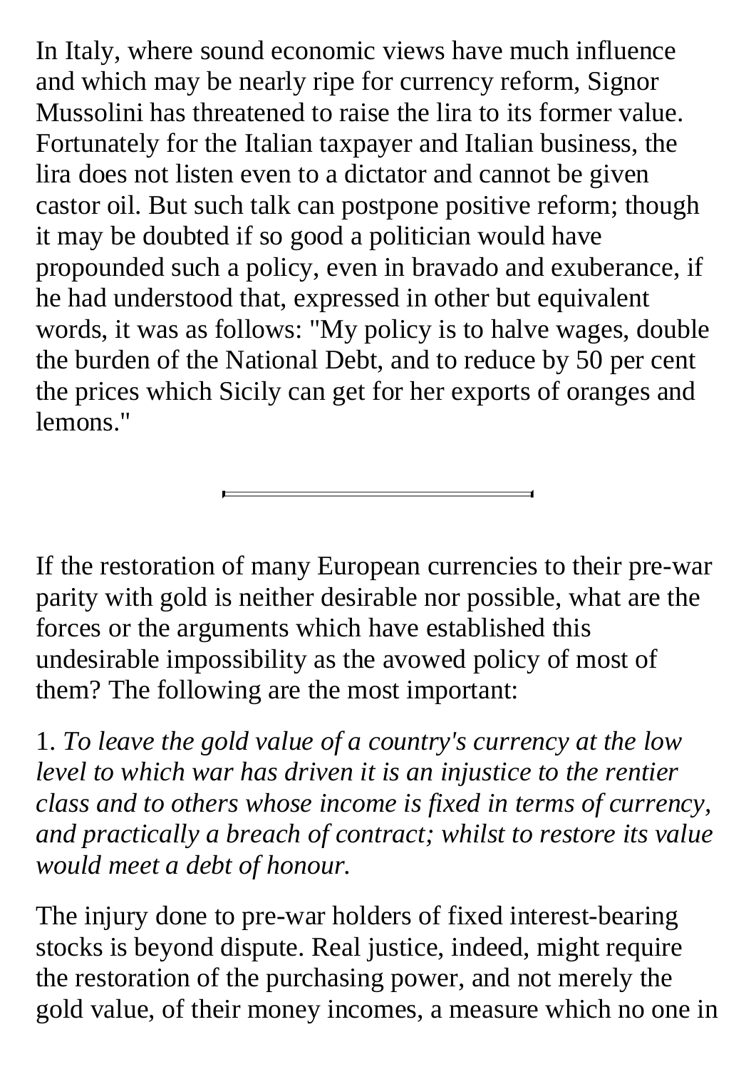In Italy, where sound economic views have much influence and which may be nearly ripe for currency reform, Signor Mussolini has threatened to raise the lira to its former value. Fortunately for the Italian taxpayer and Italian business, the lira does not listen even to a dictator and cannot be given castor oil. But such talk can postpone positive reform; though it may be doubted if so good a politician would have propounded such a policy, even in bravado and exuberance, if he had understood that, expressed in other but equivalent words, it was as follows: "My policy is to halve wages, double the burden of the National Debt, and to reduce by 50 per cent the prices which Sicily can get for her exports of oranges and lemons."

---

If the restoration of many European currencies to their pre-war parity with gold is neither desirable nor possible, what are the forces or the arguments which have established this undesirable impossibility as the avowed policy of most of them? The following are the most important:

1. *To leave the gold value of a country's currency at the low level to which war has driven it is an injustice to the rentier class and to others whose income is fixed in terms of currency, and practically a breach of contract; whilst to restore its value would meet a debt of honour.*

The injury done to pre-war holders of fixed interest-bearing stocks is beyond dispute. Real justice, indeed, might require the restoration of the purchasing power, and not merely the gold value, of their money incomes, a measure which no one in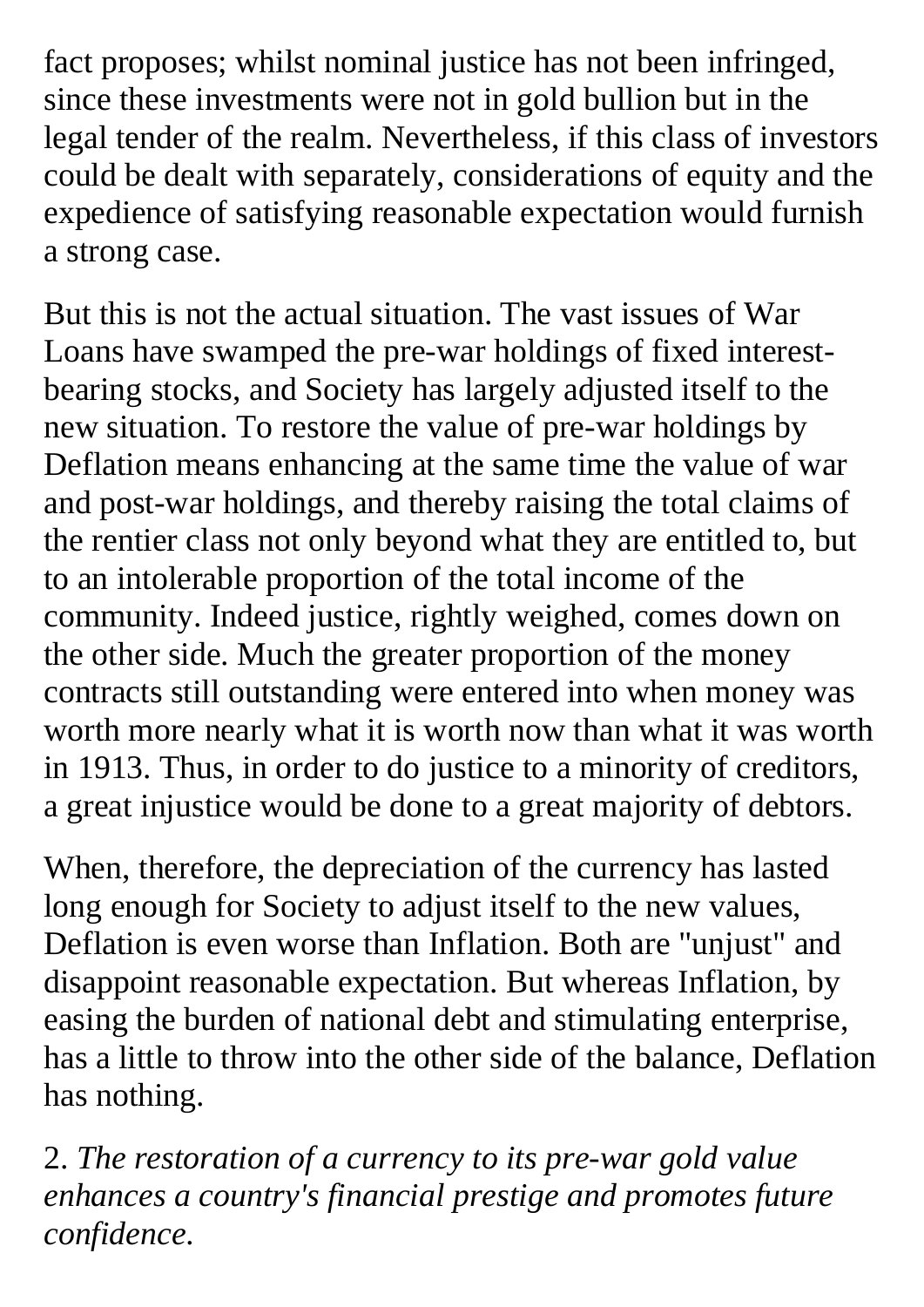fact proposes; whilst nominal justice has not been infringed, since these investments were not in gold bullion but in the legal tender of the realm. Nevertheless, if this class of investors could be dealt with separately, considerations of equity and the expedience of satisfying reasonable expectation would furnish a strong case.

But this is not the actual situation. The vast issues of War Loans have swamped the pre-war holdings of fixed interest-bearing stocks, and Society has largely adjusted itself to the new situation. To restore the value of pre-war holdings by Deflation means enhancing at the same time the value of war and post-war holdings, and thereby raising the total claims of the rentier class not only beyond what they are entitled to, but to an intolerable proportion of the total income of the community. Indeed justice, rightly weighed, comes down on the other side. Much the greater proportion of the money contracts still outstanding were entered into when money was worth more nearly what it is worth now than what it was worth in 1913. Thus, in order to do justice to a minority of creditors, a great injustice would be done to a great majority of debtors.

When, therefore, the depreciation of the currency has lasted long enough for Society to adjust itself to the new values, Deflation is even worse than Inflation. Both are "unjust" and disappoint reasonable expectation. But whereas Inflation, by easing the burden of national debt and stimulating enterprise, has a little to throw into the other side of the balance, Deflation has nothing.

2. *The restoration of a currency to its pre-war gold value enhances a country's financial prestige and promotes future confidence.*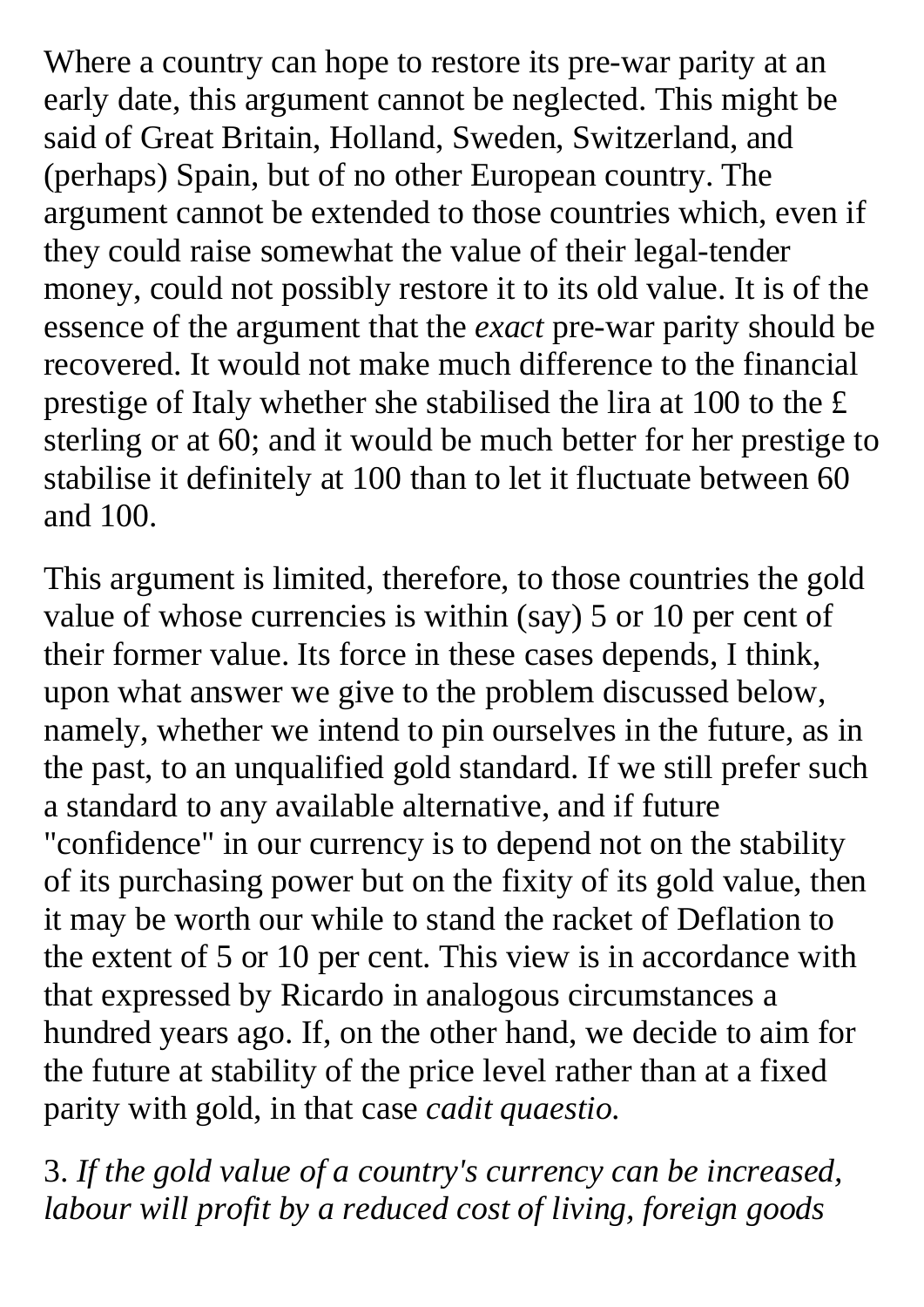Where a country can hope to restore its pre-war parity at an early date, this argument cannot be neglected. This might be said of Great Britain, Holland, Sweden, Switzerland, and (perhaps) Spain, but of no other European country. The argument cannot be extended to those countries which, even if they could raise somewhat the value of their legal-tender money, could not possibly restore it to its old value. It is of the essence of the argument that the *exact* pre-war parity should be recovered. It would not make much difference to the financial prestige of Italy whether she stabilised the lira at 100 to the £ sterling or at 60; and it would be much better for her prestige to stabilise it definitely at 100 than to let it fluctuate between 60 and 100.

This argument is limited, therefore, to those countries the gold value of whose currencies is within (say) 5 or 10 per cent of their former value. Its force in these cases depends, I think, upon what answer we give to the problem discussed below, namely, whether we intend to pin ourselves in the future, as in the past, to an unqualified gold standard. If we still prefer such a standard to any available alternative, and if future "confidence" in our currency is to depend not on the stability of its purchasing power but on the fixity of its gold value, then it may be worth our while to stand the racket of Deflation to the extent of 5 or 10 per cent. This view is in accordance with that expressed by Ricardo in analogous circumstances a hundred years ago. If, on the other hand, we decide to aim for the future at stability of the price level rather than at a fixed parity with gold, in that case *cadit quaestio.*

3. *If the gold value of a country's currency can be increased, labour will profit by a reduced cost of living, foreign goods*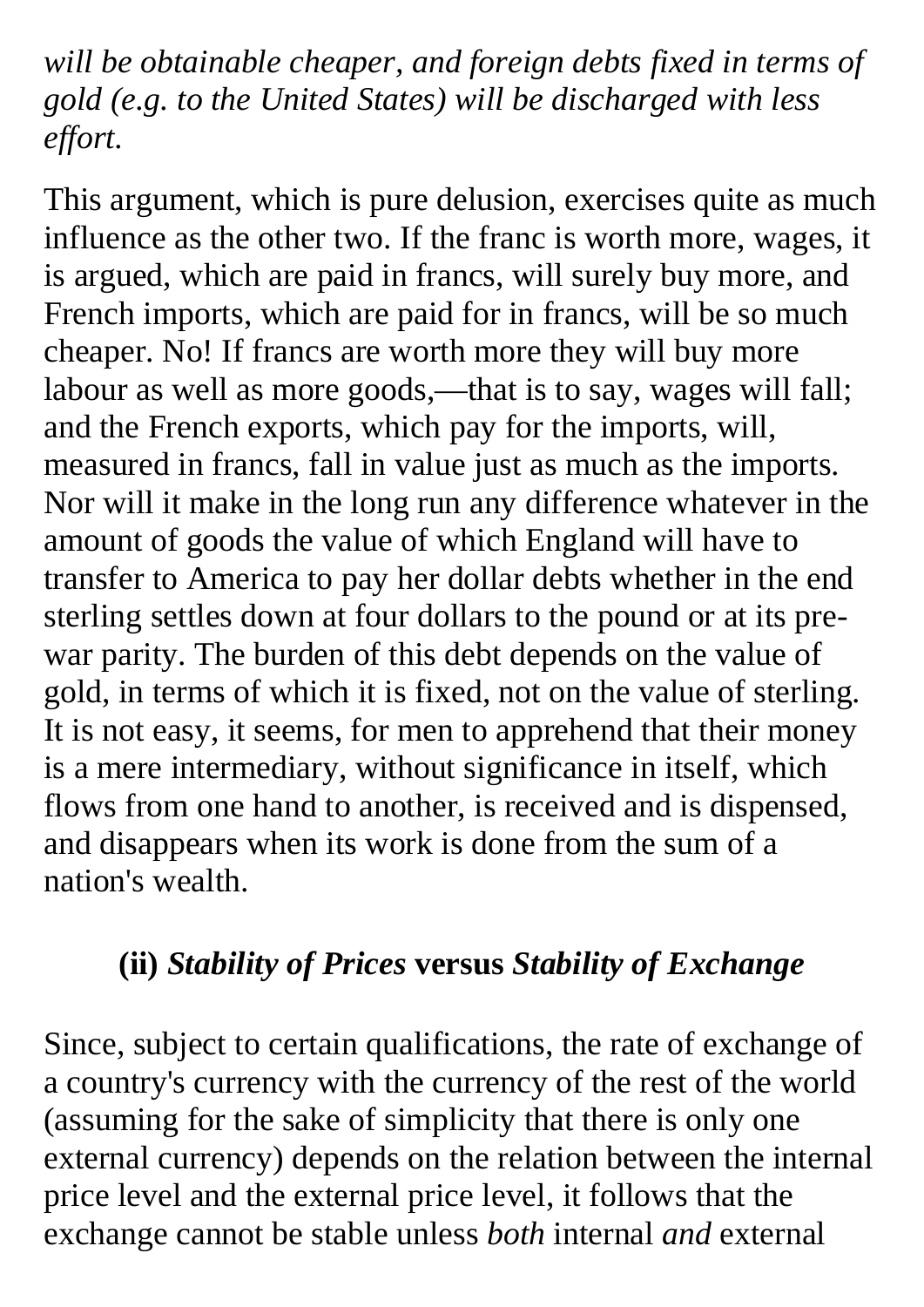*will be obtainable cheaper, and foreign debts fixed in terms of gold (e.g. to the United States) will be discharged with less effort.*

This argument, which is pure delusion, exercises quite as much influence as the other two. If the franc is worth more, wages, it is argued, which are paid in francs, will surely buy more, and French imports, which are paid for in francs, will be so much cheaper. No! If francs are worth more they will buy more labour as well as more goods,—that is to say, wages will fall; and the French exports, which pay for the imports, will, measured in francs, fall in value just as much as the imports. Nor will it make in the long run any difference whatever in the amount of goods the value of which England will have to transfer to America to pay her dollar debts whether in the end sterling settles down at four dollars to the pound or at its pre-war parity. The burden of this debt depends on the value of gold, in terms of which it is fixed, not on the value of sterling. It is not easy, it seems, for men to apprehend that their money is a mere intermediary, without significance in itself, which flows from one hand to another, is received and is dispensed, and disappears when its work is done from the sum of a nation's wealth.

### (ii) *Stability of Prices* versus *Stability of Exchange*

Since, subject to certain qualifications, the rate of exchange of a country's currency with the currency of the rest of the world (assuming for the sake of simplicity that there is only one external currency) depends on the relation between the internal price level and the external price level, it follows that the exchange cannot be stable unless *both* internal *and* external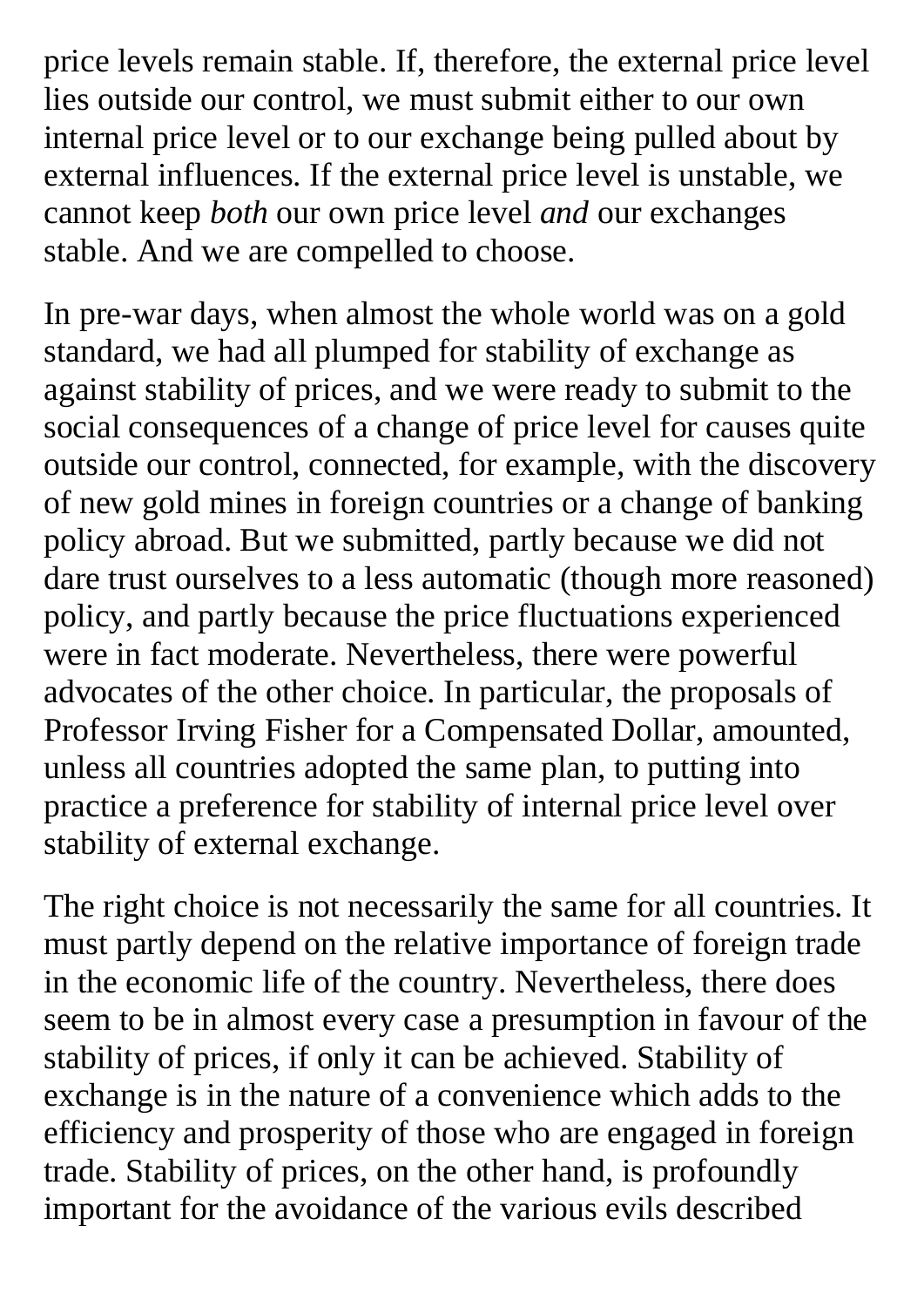price levels remain stable. If, therefore, the external price level lies outside our control, we must submit either to our own internal price level or to our exchange being pulled about by external influences. If the external price level is unstable, we cannot keep *both* our own price level *and* our exchanges stable. And we are compelled to choose.

In pre-war days, when almost the whole world was on a gold standard, we had all plumped for stability of exchange as against stability of prices, and we were ready to submit to the social consequences of a change of price level for causes quite outside our control, connected, for example, with the discovery of new gold mines in foreign countries or a change of banking policy abroad. But we submitted, partly because we did not dare trust ourselves to a less automatic (though more reasoned) policy, and partly because the price fluctuations experienced were in fact moderate. Nevertheless, there were powerful advocates of the other choice. In particular, the proposals of Professor Irving Fisher for a Compensated Dollar, amounted, unless all countries adopted the same plan, to putting into practice a preference for stability of internal price level over stability of external exchange.

The right choice is not necessarily the same for all countries. It must partly depend on the relative importance of foreign trade in the economic life of the country. Nevertheless, there does seem to be in almost every case a presumption in favour of the stability of prices, if only it can be achieved. Stability of exchange is in the nature of a convenience which adds to the efficiency and prosperity of those who are engaged in foreign trade. Stability of prices, on the other hand, is profoundly important for the avoidance of the various evils described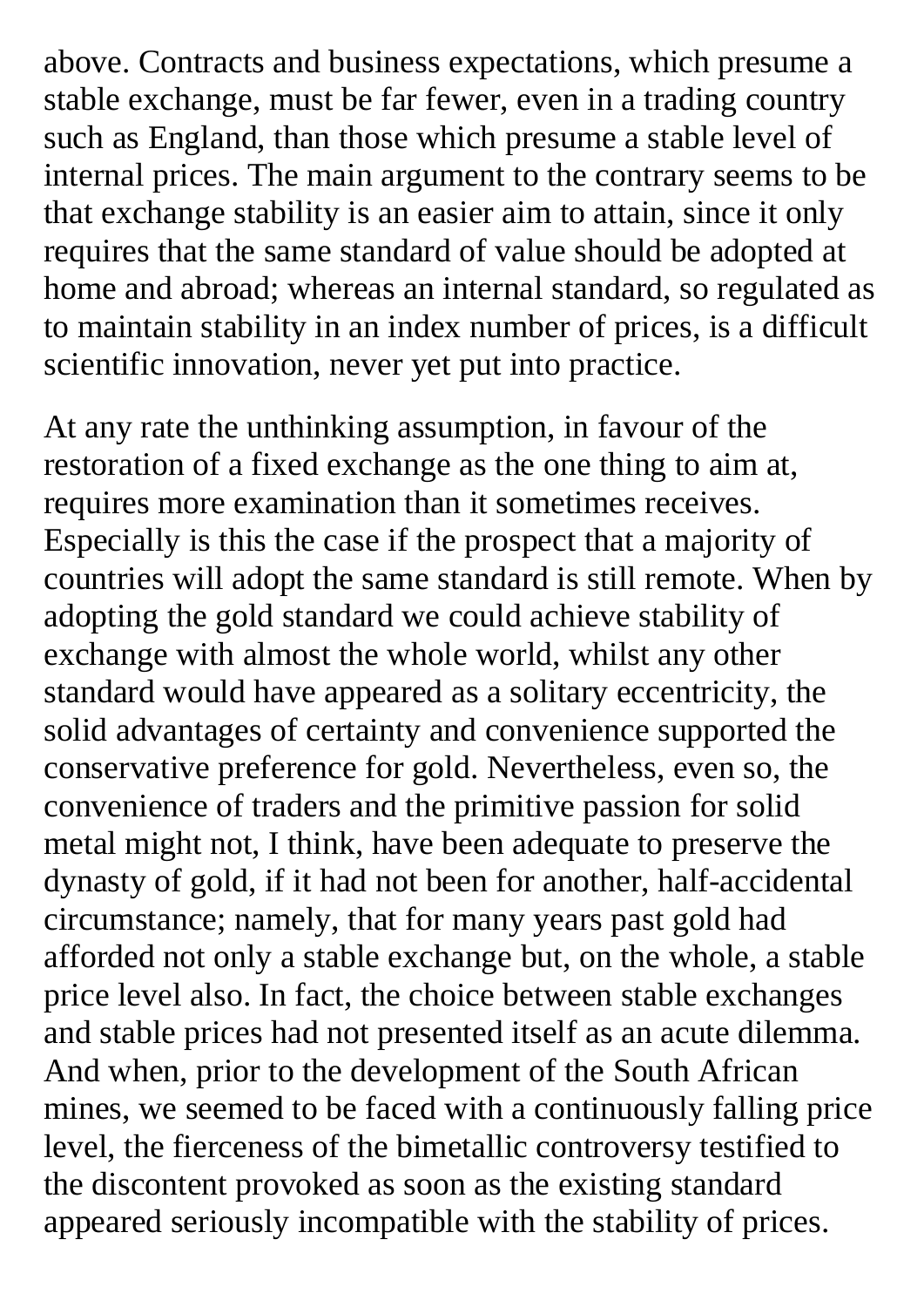above. Contracts and business expectations, which presume a stable exchange, must be far fewer, even in a trading country such as England, than those which presume a stable level of internal prices. The main argument to the contrary seems to be that exchange stability is an easier aim to attain, since it only requires that the same standard of value should be adopted at home and abroad; whereas an internal standard, so regulated as to maintain stability in an index number of prices, is a difficult scientific innovation, never yet put into practice.

At any rate the unthinking assumption, in favour of the restoration of a fixed exchange as the one thing to aim at, requires more examination than it sometimes receives. Especially is this the case if the prospect that a majority of countries will adopt the same standard is still remote. When by adopting the gold standard we could achieve stability of exchange with almost the whole world, whilst any other standard would have appeared as a solitary eccentricity, the solid advantages of certainty and convenience supported the conservative preference for gold. Nevertheless, even so, the convenience of traders and the primitive passion for solid metal might not, I think, have been adequate to preserve the dynasty of gold, if it had not been for another, half-accidental circumstance; namely, that for many years past gold had afforded not only a stable exchange but, on the whole, a stable price level also. In fact, the choice between stable exchanges and stable prices had not presented itself as an acute dilemma. And when, prior to the development of the South African mines, we seemed to be faced with a continuously falling price level, the fierceness of the bimetallic controversy testified to the discontent provoked as soon as the existing standard appeared seriously incompatible with the stability of prices.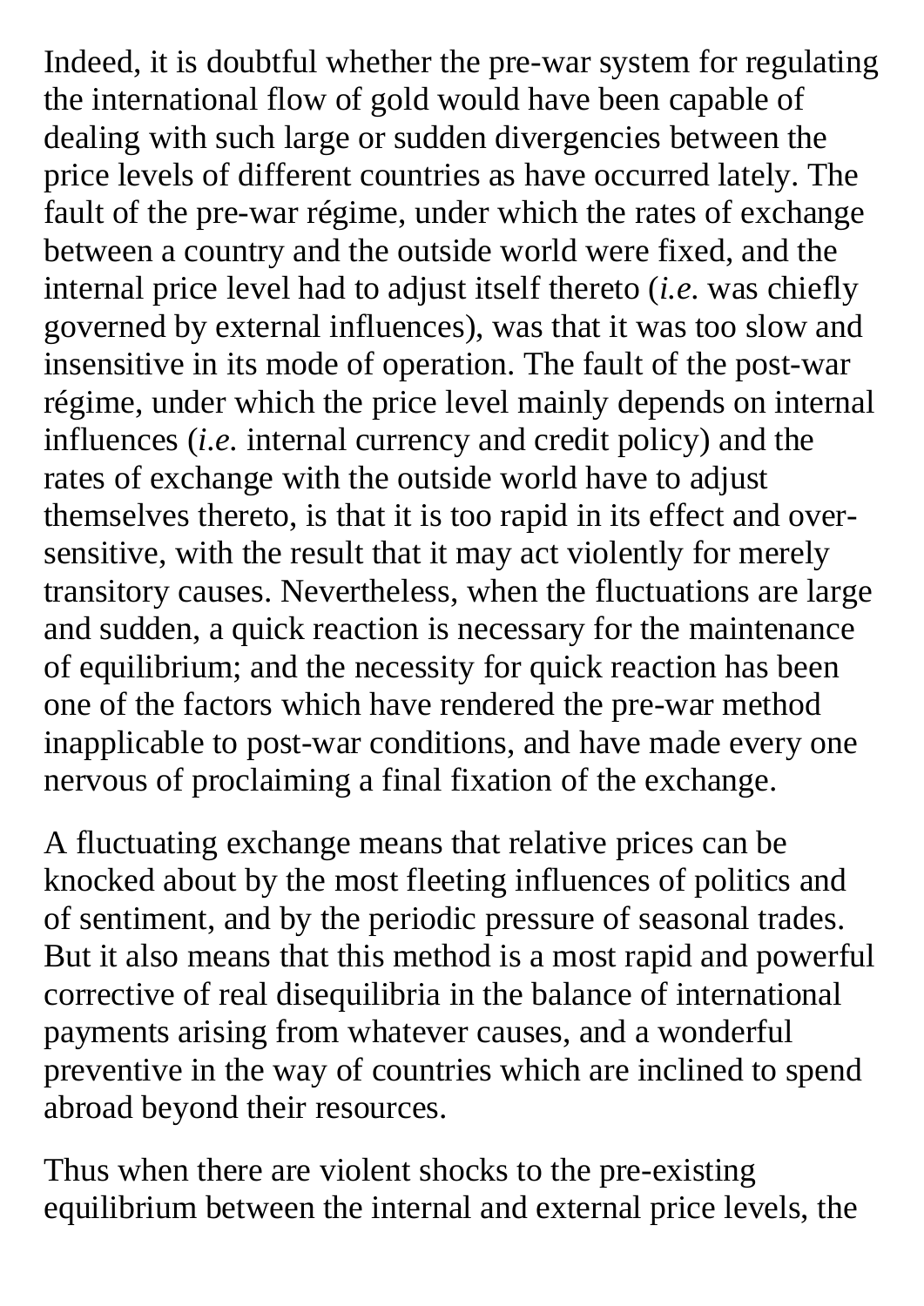Indeed, it is doubtful whether the pre-war system for regulating the international flow of gold would have been capable of dealing with such large or sudden divergencies between the price levels of different countries as have occurred lately. The fault of the pre-war régime, under which the rates of exchange between a country and the outside world were fixed, and the internal price level had to adjust itself thereto (*i.e.* was chiefly governed by external influences), was that it was too slow and insensitive in its mode of operation. The fault of the post-war régime, under which the price level mainly depends on internal influences (*i.e.* internal currency and credit policy) and the rates of exchange with the outside world have to adjust themselves thereto, is that it is too rapid in its effect and over-sensitive, with the result that it may act violently for merely transitory causes. Nevertheless, when the fluctuations are large and sudden, a quick reaction is necessary for the maintenance of equilibrium; and the necessity for quick reaction has been one of the factors which have rendered the pre-war method inapplicable to post-war conditions, and have made every one nervous of proclaiming a final fixation of the exchange.

A fluctuating exchange means that relative prices can be knocked about by the most fleeting influences of politics and of sentiment, and by the periodic pressure of seasonal trades. But it also means that this method is a most rapid and powerful corrective of real disequilibria in the balance of international payments arising from whatever causes, and a wonderful preventive in the way of countries which are inclined to spend abroad beyond their resources.

Thus when there are violent shocks to the pre-existing equilibrium between the internal and external price levels, the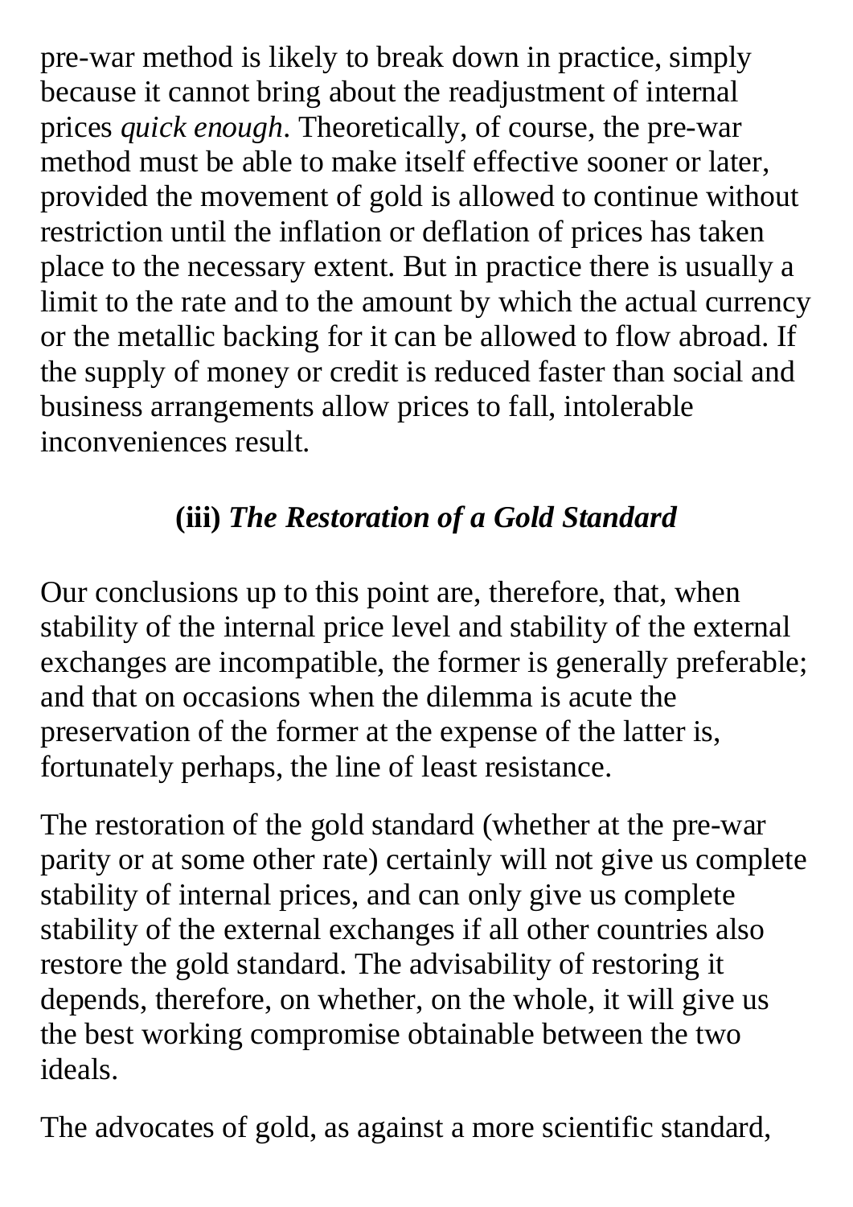pre-war method is likely to break down in practice, simply because it cannot bring about the readjustment of internal prices *quick enough*. Theoretically, of course, the pre-war method must be able to make itself effective sooner or later, provided the movement of gold is allowed to continue without restriction until the inflation or deflation of prices has taken place to the necessary extent. But in practice there is usually a limit to the rate and to the amount by which the actual currency or the metallic backing for it can be allowed to flow abroad. If the supply of money or credit is reduced faster than social and business arrangements allow prices to fall, intolerable inconveniences result.

### (iii) *The Restoration of a Gold Standard*

Our conclusions up to this point are, therefore, that, when stability of the internal price level and stability of the external exchanges are incompatible, the former is generally preferable; and that on occasions when the dilemma is acute the preservation of the former at the expense of the latter is, fortunately perhaps, the line of least resistance.

The restoration of the gold standard (whether at the pre-war parity or at some other rate) certainly will not give us complete stability of internal prices, and can only give us complete stability of the external exchanges if all other countries also restore the gold standard. The advisability of restoring it depends, therefore, on whether, on the whole, it will give us the best working compromise obtainable between the two ideals.

The advocates of gold, as against a more scientific standard,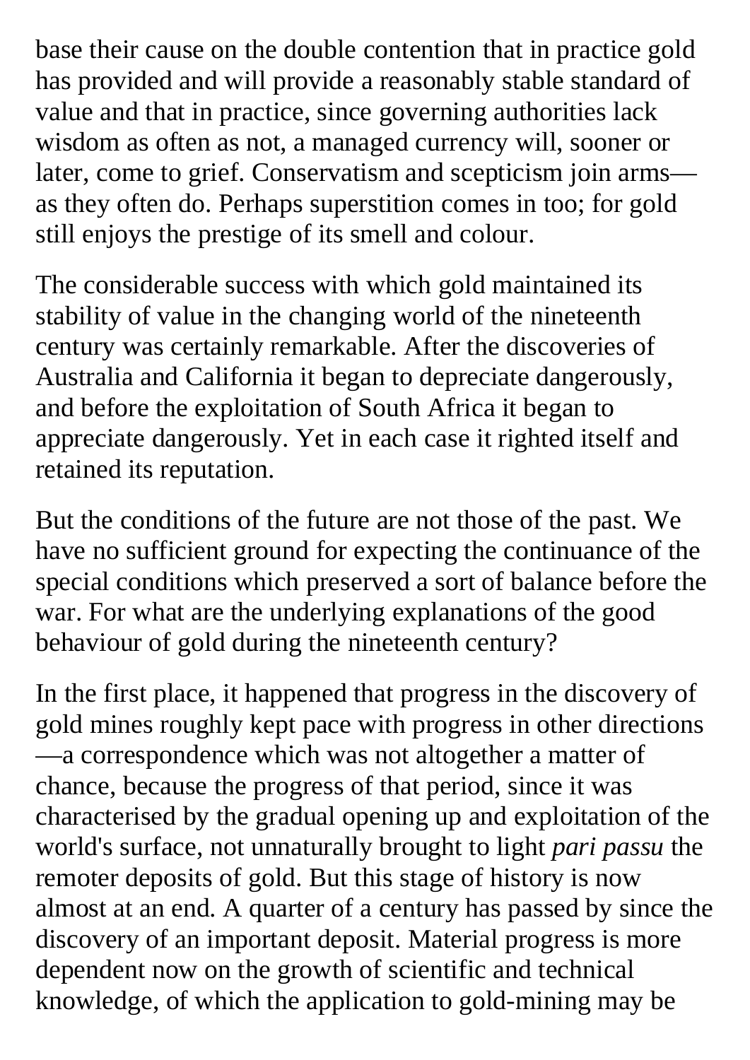base their cause on the double contention that in practice gold has provided and will provide a reasonably stable standard of value and that in practice, since governing authorities lack wisdom as often as not, a managed currency will, sooner or later, come to grief. Conservatism and scepticism join arms—as they often do. Perhaps superstition comes in too; for gold still enjoys the prestige of its smell and colour.

The considerable success with which gold maintained its stability of value in the changing world of the nineteenth century was certainly remarkable. After the discoveries of Australia and California it began to depreciate dangerously, and before the exploitation of South Africa it began to appreciate dangerously. Yet in each case it righted itself and retained its reputation.

But the conditions of the future are not those of the past. We have no sufficient ground for expecting the continuance of the special conditions which preserved a sort of balance before the war. For what are the underlying explanations of the good behaviour of gold during the nineteenth century?

In the first place, it happened that progress in the discovery of gold mines roughly kept pace with progress in other directions—a correspondence which was not altogether a matter of chance, because the progress of that period, since it was characterised by the gradual opening up and exploitation of the world's surface, not unnaturally brought to light *pari passu* the remoter deposits of gold. But this stage of history is now almost at an end. A quarter of a century has passed by since the discovery of an important deposit. Material progress is more dependent now on the growth of scientific and technical knowledge, of which the application to gold-mining may be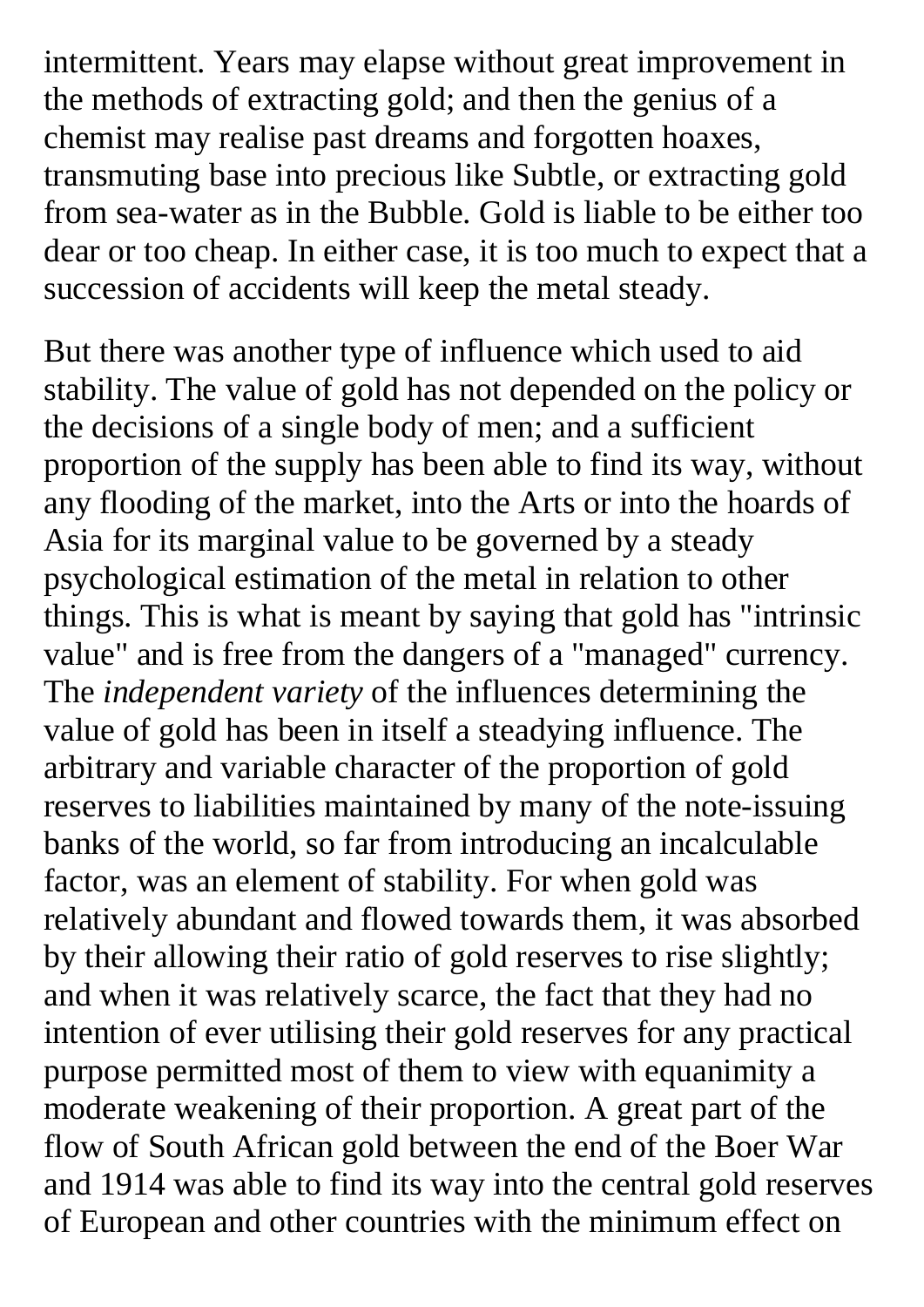intermittent. Years may elapse without great improvement in the methods of extracting gold; and then the genius of a chemist may realise past dreams and forgotten hoaxes, transmuting base into precious like Subtle, or extracting gold from sea-water as in the Bubble. Gold is liable to be either too dear or too cheap. In either case, it is too much to expect that a succession of accidents will keep the metal steady.

But there was another type of influence which used to aid stability. The value of gold has not depended on the policy or the decisions of a single body of men; and a sufficient proportion of the supply has been able to find its way, without any flooding of the market, into the Arts or into the hoards of Asia for its marginal value to be governed by a steady psychological estimation of the metal in relation to other things. This is what is meant by saying that gold has "intrinsic value" and is free from the dangers of a "managed" currency. The *independent variety* of the influences determining the value of gold has been in itself a steadying influence. The arbitrary and variable character of the proportion of gold reserves to liabilities maintained by many of the note-issuing banks of the world, so far from introducing an incalculable factor, was an element of stability. For when gold was relatively abundant and flowed towards them, it was absorbed by their allowing their ratio of gold reserves to rise slightly; and when it was relatively scarce, the fact that they had no intention of ever utilising their gold reserves for any practical purpose permitted most of them to view with equanimity a moderate weakening of their proportion. A great part of the flow of South African gold between the end of the Boer War and 1914 was able to find its way into the central gold reserves of European and other countries with the minimum effect on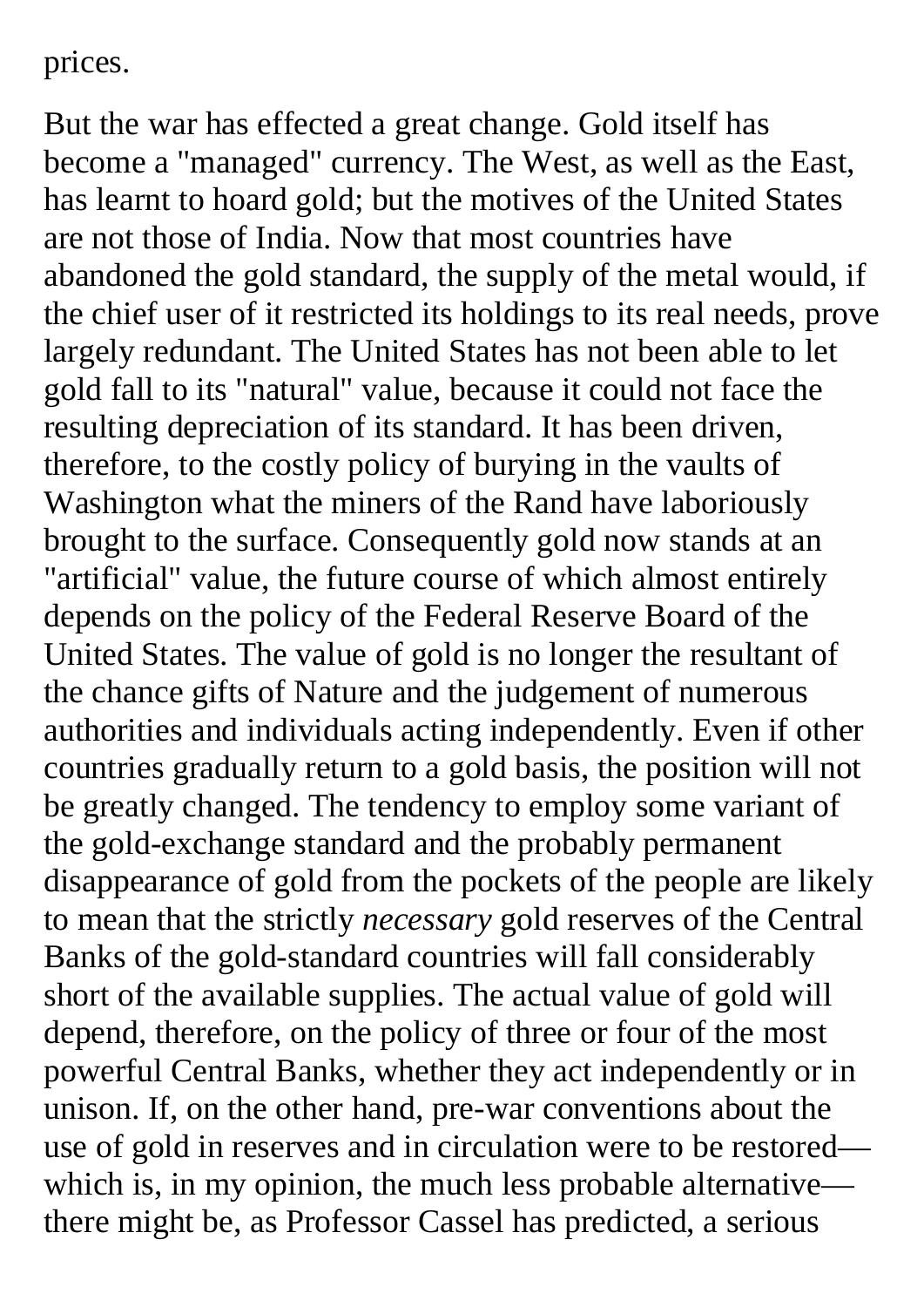prices.

But the war has effected a great change. Gold itself has become a "managed" currency. The West, as well as the East, has learnt to hoard gold; but the motives of the United States are not those of India. Now that most countries have abandoned the gold standard, the supply of the metal would, if the chief user of it restricted its holdings to its real needs, prove largely redundant. The United States has not been able to let gold fall to its "natural" value, because it could not face the resulting depreciation of its standard. It has been driven, therefore, to the costly policy of burying in the vaults of Washington what the miners of the Rand have laboriously brought to the surface. Consequently gold now stands at an "artificial" value, the future course of which almost entirely depends on the policy of the Federal Reserve Board of the United States. The value of gold is no longer the resultant of the chance gifts of Nature and the judgement of numerous authorities and individuals acting independently. Even if other countries gradually return to a gold basis, the position will not be greatly changed. The tendency to employ some variant of the gold-exchange standard and the probably permanent disappearance of gold from the pockets of the people are likely to mean that the strictly *necessary* gold reserves of the Central Banks of the gold-standard countries will fall considerably short of the available supplies. The actual value of gold will depend, therefore, on the policy of three or four of the most powerful Central Banks, whether they act independently or in unison. If, on the other hand, pre-war conventions about the use of gold in reserves and in circulation were to be restored—which is, in my opinion, the much less probable alternative—there might be, as Professor Cassel has predicted, a serious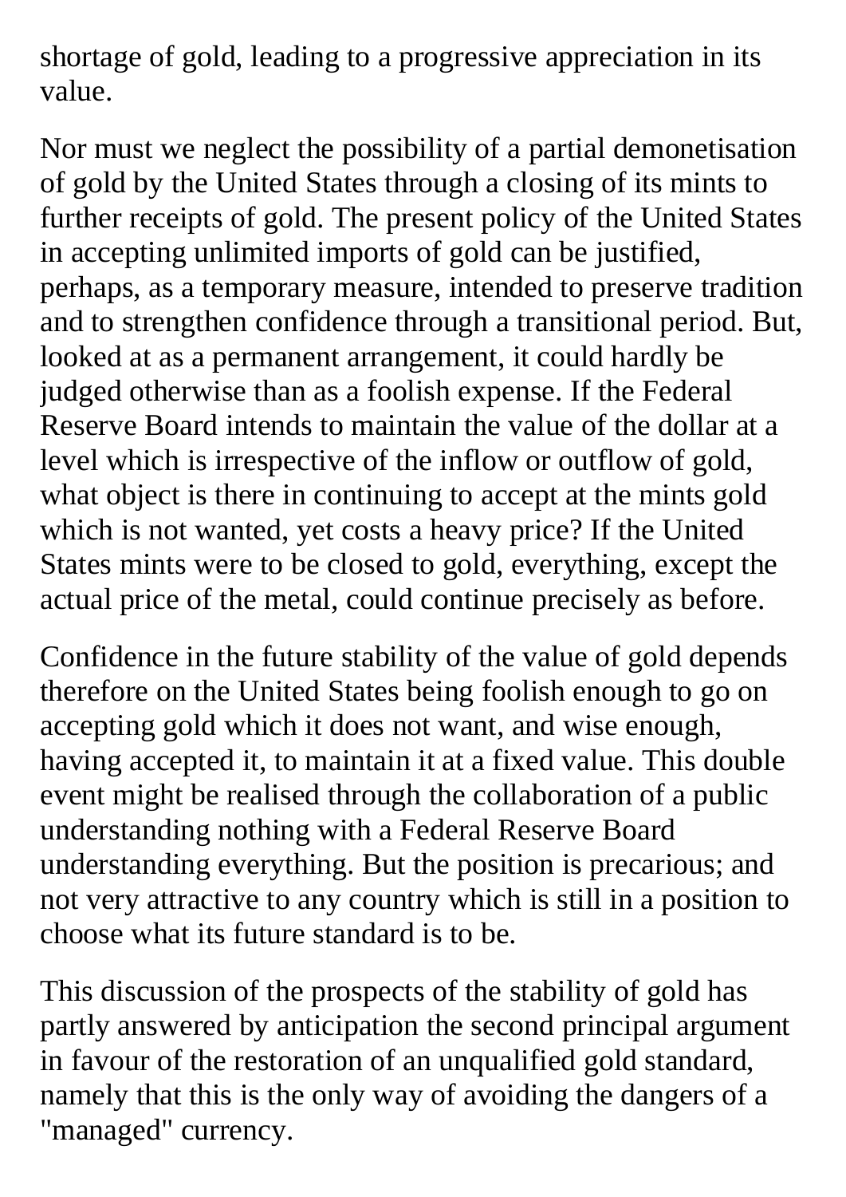shortage of gold, leading to a progressive appreciation in its value.

Nor must we neglect the possibility of a partial demonetisation of gold by the United States through a closing of its mints to further receipts of gold. The present policy of the United States in accepting unlimited imports of gold can be justified, perhaps, as a temporary measure, intended to preserve tradition and to strengthen confidence through a transitional period. But, looked at as a permanent arrangement, it could hardly be judged otherwise than as a foolish expense. If the Federal Reserve Board intends to maintain the value of the dollar at a level which is irrespective of the inflow or outflow of gold, what object is there in continuing to accept at the mints gold which is not wanted, yet costs a heavy price? If the United States mints were to be closed to gold, everything, except the actual price of the metal, could continue precisely as before.

Confidence in the future stability of the value of gold depends therefore on the United States being foolish enough to go on accepting gold which it does not want, and wise enough, having accepted it, to maintain it at a fixed value. This double event might be realised through the collaboration of a public understanding nothing with a Federal Reserve Board understanding everything. But the position is precarious; and not very attractive to any country which is still in a position to choose what its future standard is to be.

This discussion of the prospects of the stability of gold has partly answered by anticipation the second principal argument in favour of the restoration of an unqualified gold standard, namely that this is the only way of avoiding the dangers of a "managed" currency.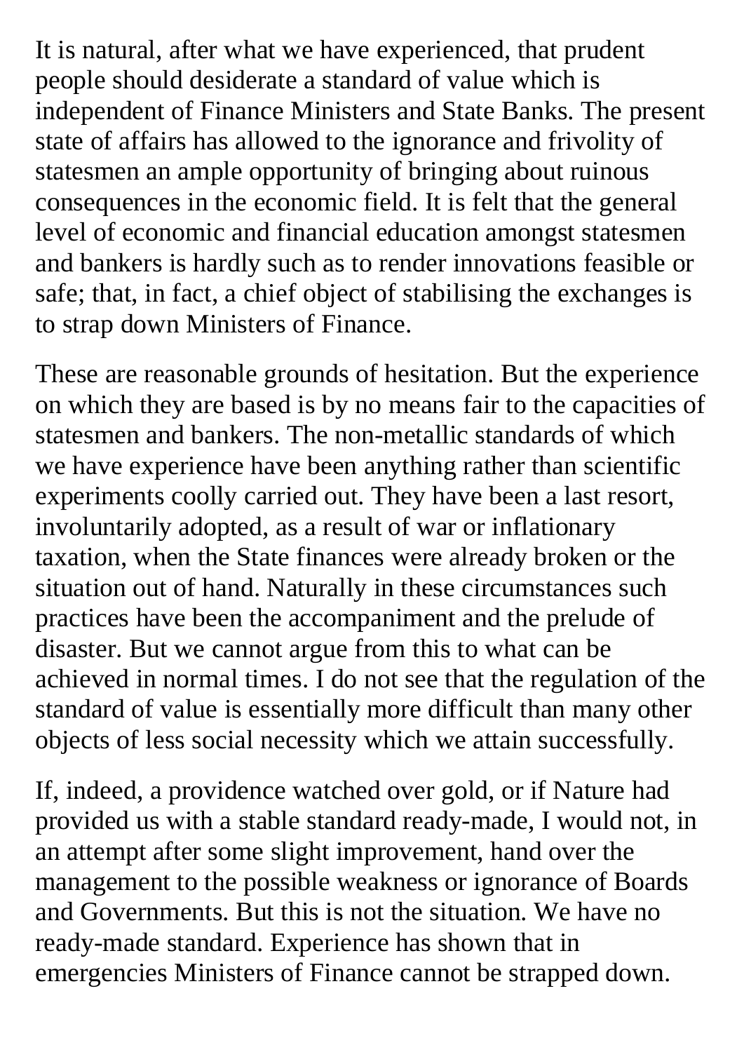It is natural, after what we have experienced, that prudent people should desiderate a standard of value which is independent of Finance Ministers and State Banks. The present state of affairs has allowed to the ignorance and frivolity of statesmen an ample opportunity of bringing about ruinous consequences in the economic field. It is felt that the general level of economic and financial education amongst statesmen and bankers is hardly such as to render innovations feasible or safe; that, in fact, a chief object of stabilising the exchanges is to strap down Ministers of Finance.

These are reasonable grounds of hesitation. But the experience on which they are based is by no means fair to the capacities of statesmen and bankers. The non-metallic standards of which we have experience have been anything rather than scientific experiments coolly carried out. They have been a last resort, involuntarily adopted, as a result of war or inflationary taxation, when the State finances were already broken or the situation out of hand. Naturally in these circumstances such practices have been the accompaniment and the prelude of disaster. But we cannot argue from this to what can be achieved in normal times. I do not see that the regulation of the standard of value is essentially more difficult than many other objects of less social necessity which we attain successfully.

If, indeed, a providence watched over gold, or if Nature had provided us with a stable standard ready-made, I would not, in an attempt after some slight improvement, hand over the management to the possible weakness or ignorance of Boards and Governments. But this is not the situation. We have no ready-made standard. Experience has shown that in emergencies Ministers of Finance cannot be strapped down.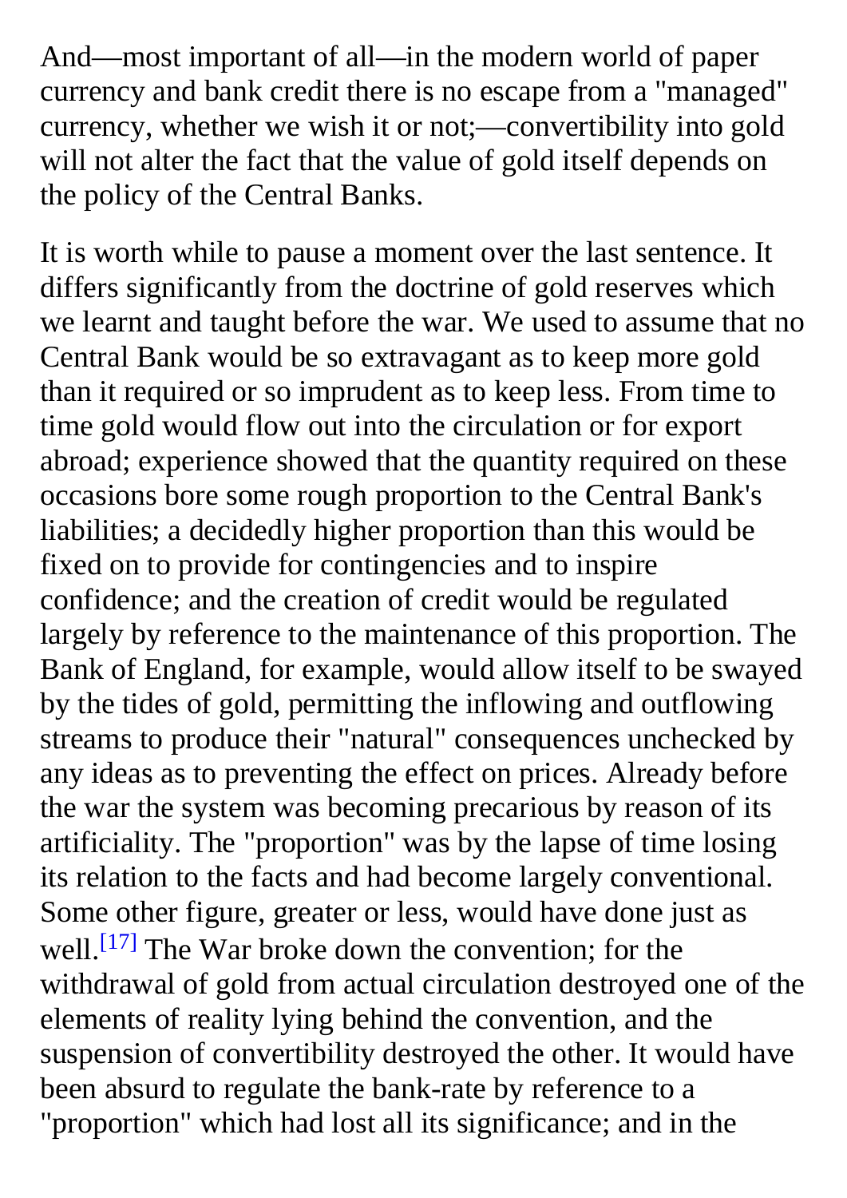And—most important of all—in the modern world of paper currency and bank credit there is no escape from a "managed" currency, whether we wish it or not;—convertibility into gold will not alter the fact that the value of gold itself depends on the policy of the Central Banks.

It is worth while to pause a moment over the last sentence. It differs significantly from the doctrine of gold reserves which we learnt and taught before the war. We used to assume that no Central Bank would be so extravagant as to keep more gold than it required or so imprudent as to keep less. From time to time gold would flow out into the circulation or for export abroad; experience showed that the quantity required on these occasions bore some rough proportion to the Central Bank's liabilities; a decidedly higher proportion than this would be fixed on to provide for contingencies and to inspire confidence; and the creation of credit would be regulated largely by reference to the maintenance of this proportion. The Bank of England, for example, would allow itself to be swayed by the tides of gold, permitting the inflowing and outflowing streams to produce their "natural" consequences unchecked by any ideas as to preventing the effect on prices. Already before the war the system was becoming precarious by reason of its artificiality. The "proportion" was by the lapse of time losing its relation to the facts and had become largely conventional. Some other figure, greater or less, would have done just as well.[17] The War broke down the convention; for the withdrawal of gold from actual circulation destroyed one of the elements of reality lying behind the convention, and the suspension of convertibility destroyed the other. It would have been absurd to regulate the bank-rate by reference to a "proportion" which had lost all its significance; and in the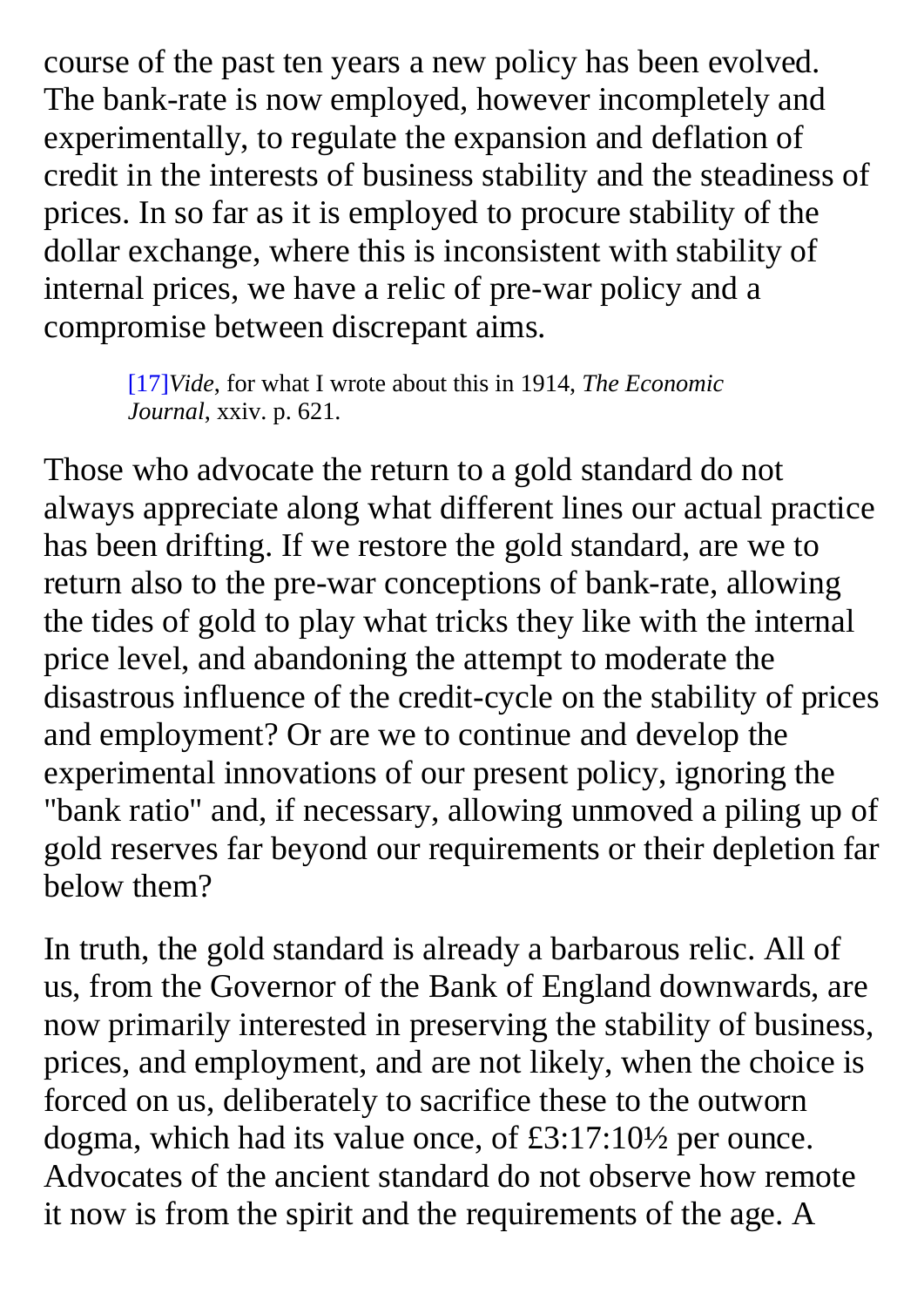course of the past ten years a new policy has been evolved. The bank-rate is now employed, however incompletely and experimentally, to regulate the expansion and deflation of credit in the interests of business stability and the steadiness of prices. In so far as it is employed to procure stability of the dollar exchange, where this is inconsistent with stability of internal prices, we have a relic of pre-war policy and a compromise between discrepant aims.

> [17]*Vide*, for what I wrote about this in 1914, *The Economic Journal*, xxiv. p. 621.

Those who advocate the return to a gold standard do not always appreciate along what different lines our actual practice has been drifting. If we restore the gold standard, are we to return also to the pre-war conceptions of bank-rate, allowing the tides of gold to play what tricks they like with the internal price level, and abandoning the attempt to moderate the disastrous influence of the credit-cycle on the stability of prices and employment? Or are we to continue and develop the experimental innovations of our present policy, ignoring the "bank ratio" and, if necessary, allowing unmoved a piling up of gold reserves far beyond our requirements or their depletion far below them?

In truth, the gold standard is already a barbarous relic. All of us, from the Governor of the Bank of England downwards, are now primarily interested in preserving the stability of business, prices, and employment, and are not likely, when the choice is forced on us, deliberately to sacrifice these to the outworn dogma, which had its value once, of £3:17:10½ per ounce. Advocates of the ancient standard do not observe how remote it now is from the spirit and the requirements of the age. A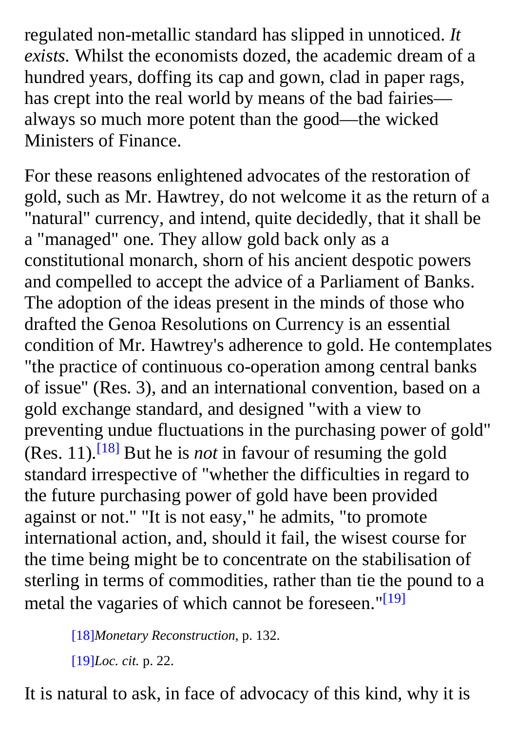regulated non-metallic standard has slipped in unnoticed. *It exists.* Whilst the economists dozed, the academic dream of a hundred years, doffing its cap and gown, clad in paper rags, has crept into the real world by means of the bad fairies—always so much more potent than the good—the wicked Ministers of Finance.

For these reasons enlightened advocates of the restoration of gold, such as Mr. Hawtrey, do not welcome it as the return of a "natural" currency, and intend, quite decidedly, that it shall be a "managed" one. They allow gold back only as a constitutional monarch, shorn of his ancient despotic powers and compelled to accept the advice of a Parliament of Banks. The adoption of the ideas present in the minds of those who drafted the Genoa Resolutions on Currency is an essential condition of Mr. Hawtrey's adherence to gold. He contemplates "the practice of continuous co-operation among central banks of issue" (Res. 3), and an international convention, based on a gold exchange standard, and designed "with a view to preventing undue fluctuations in the purchasing power of gold" (Res. 11).[18] But he is *not* in favour of resuming the gold standard irrespective of "whether the difficulties in regard to the future purchasing power of gold have been provided against or not." "It is not easy," he admits, "to promote international action, and, should it fail, the wisest course for the time being might be to concentrate on the stabilisation of sterling in terms of commodities, rather than tie the pound to a metal the vagaries of which cannot be foreseen."[19]

[18]*Monetary Reconstruction*, p. 132.

[19]*Loc. cit.* p. 22.

It is natural to ask, in face of advocacy of this kind, why it is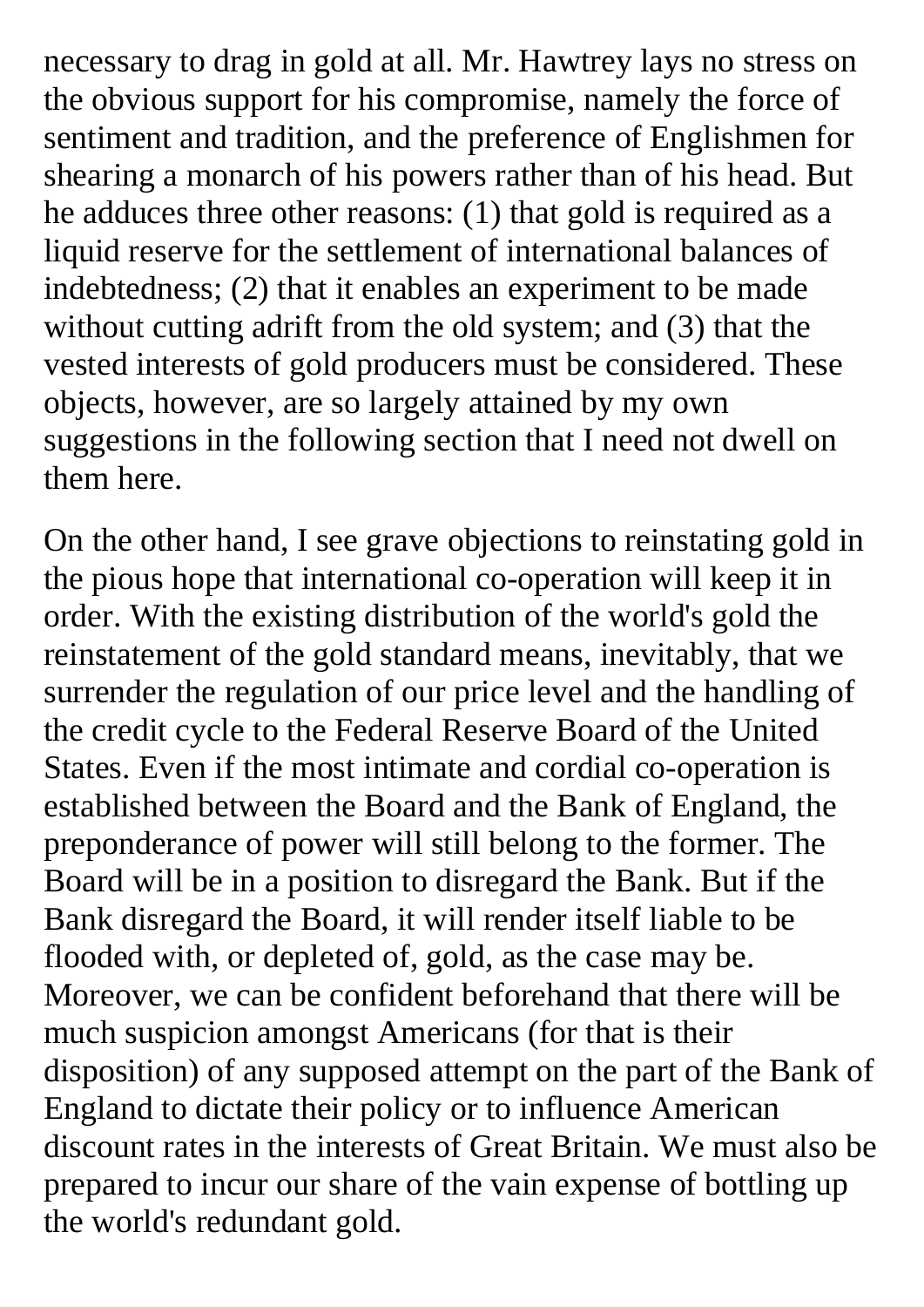necessary to drag in gold at all. Mr. Hawtrey lays no stress on the obvious support for his compromise, namely the force of sentiment and tradition, and the preference of Englishmen for shearing a monarch of his powers rather than of his head. But he adduces three other reasons: (1) that gold is required as a liquid reserve for the settlement of international balances of indebtedness; (2) that it enables an experiment to be made without cutting adrift from the old system; and (3) that the vested interests of gold producers must be considered. These objects, however, are so largely attained by my own suggestions in the following section that I need not dwell on them here.

On the other hand, I see grave objections to reinstating gold in the pious hope that international co-operation will keep it in order. With the existing distribution of the world's gold the reinstatement of the gold standard means, inevitably, that we surrender the regulation of our price level and the handling of the credit cycle to the Federal Reserve Board of the United States. Even if the most intimate and cordial co-operation is established between the Board and the Bank of England, the preponderance of power will still belong to the former. The Board will be in a position to disregard the Bank. But if the Bank disregard the Board, it will render itself liable to be flooded with, or depleted of, gold, as the case may be. Moreover, we can be confident beforehand that there will be much suspicion amongst Americans (for that is their disposition) of any supposed attempt on the part of the Bank of England to dictate their policy or to influence American discount rates in the interests of Great Britain. We must also be prepared to incur our share of the vain expense of bottling up the world's redundant gold.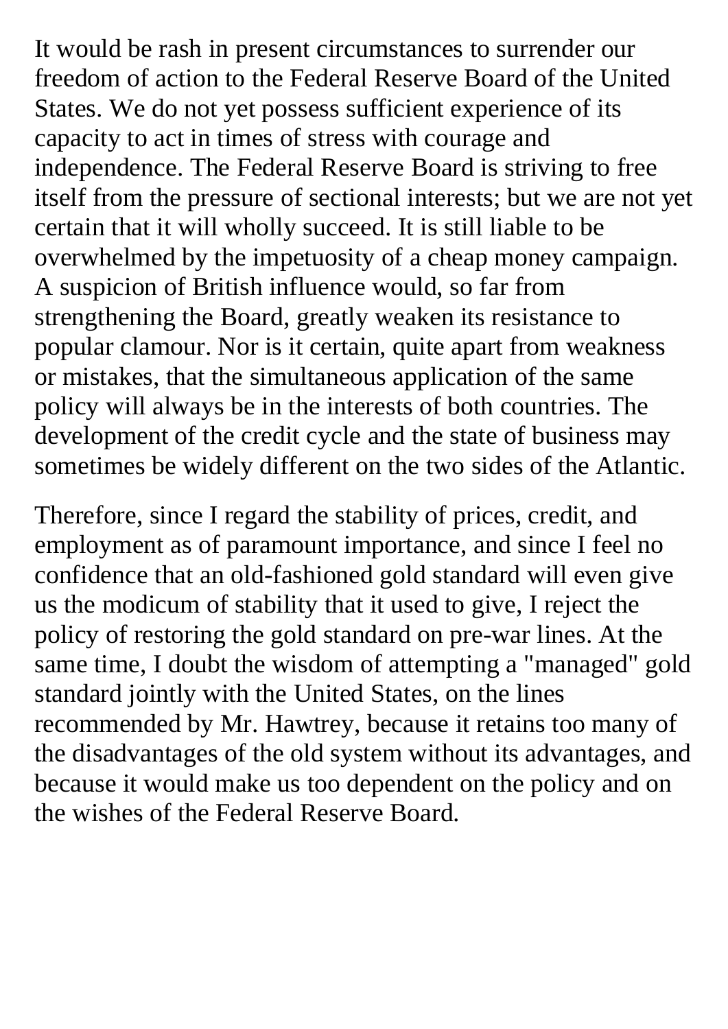It would be rash in present circumstances to surrender our freedom of action to the Federal Reserve Board of the United States. We do not yet possess sufficient experience of its capacity to act in times of stress with courage and independence. The Federal Reserve Board is striving to free itself from the pressure of sectional interests; but we are not yet certain that it will wholly succeed. It is still liable to be overwhelmed by the impetuosity of a cheap money campaign. A suspicion of British influence would, so far from strengthening the Board, greatly weaken its resistance to popular clamour. Nor is it certain, quite apart from weakness or mistakes, that the simultaneous application of the same policy will always be in the interests of both countries. The development of the credit cycle and the state of business may sometimes be widely different on the two sides of the Atlantic.

Therefore, since I regard the stability of prices, credit, and employment as of paramount importance, and since I feel no confidence that an old-fashioned gold standard will even give us the modicum of stability that it used to give, I reject the policy of restoring the gold standard on pre-war lines. At the same time, I doubt the wisdom of attempting a "managed" gold standard jointly with the United States, on the lines recommended by Mr. Hawtrey, because it retains too many of the disadvantages of the old system without its advantages, and because it would make us too dependent on the policy and on the wishes of the Federal Reserve Board.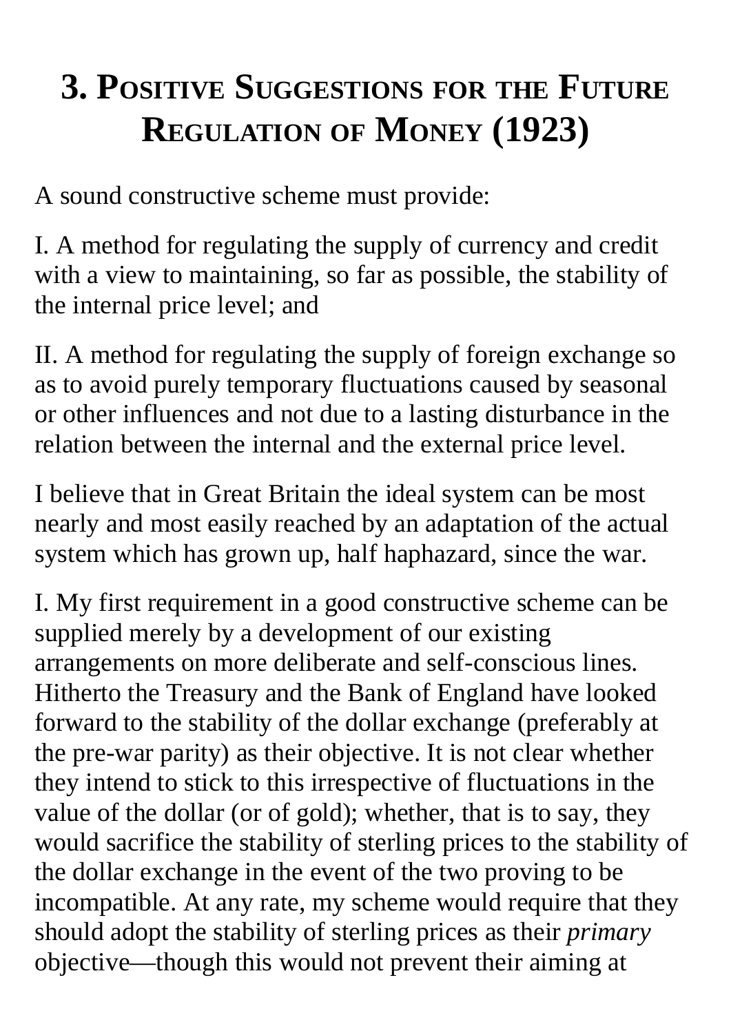# 3. Positive Suggestions for the Future Regulation of Money (1923)

A sound constructive scheme must provide:

I. A method for regulating the supply of currency and credit with a view to maintaining, so far as possible, the stability of the internal price level; and

II. A method for regulating the supply of foreign exchange so as to avoid purely temporary fluctuations caused by seasonal or other influences and not due to a lasting disturbance in the relation between the internal and the external price level.

I believe that in Great Britain the ideal system can be most nearly and most easily reached by an adaptation of the actual system which has grown up, half haphazard, since the war.

I. My first requirement in a good constructive scheme can be supplied merely by a development of our existing arrangements on more deliberate and self-conscious lines. Hitherto the Treasury and the Bank of England have looked forward to the stability of the dollar exchange (preferably at the pre-war parity) as their objective. It is not clear whether they intend to stick to this irrespective of fluctuations in the value of the dollar (or of gold); whether, that is to say, they would sacrifice the stability of sterling prices to the stability of the dollar exchange in the event of the two proving to be incompatible. At any rate, my scheme would require that they should adopt the stability of sterling prices as their *primary* objective—though this would not prevent their aiming at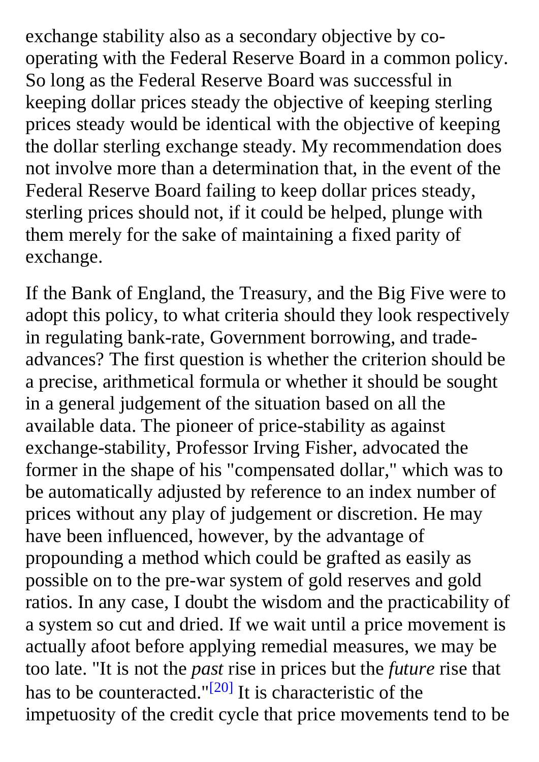exchange stability also as a secondary objective by co-operating with the Federal Reserve Board in a common policy. So long as the Federal Reserve Board was successful in keeping dollar prices steady the objective of keeping sterling prices steady would be identical with the objective of keeping the dollar sterling exchange steady. My recommendation does not involve more than a determination that, in the event of the Federal Reserve Board failing to keep dollar prices steady, sterling prices should not, if it could be helped, plunge with them merely for the sake of maintaining a fixed parity of exchange.

If the Bank of England, the Treasury, and the Big Five were to adopt this policy, to what criteria should they look respectively in regulating bank-rate, Government borrowing, and trade-advances? The first question is whether the criterion should be a precise, arithmetical formula or whether it should be sought in a general judgement of the situation based on all the available data. The pioneer of price-stability as against exchange-stability, Professor Irving Fisher, advocated the former in the shape of his "compensated dollar," which was to be automatically adjusted by reference to an index number of prices without any play of judgement or discretion. He may have been influenced, however, by the advantage of propounding a method which could be grafted as easily as possible on to the pre-war system of gold reserves and gold ratios. In any case, I doubt the wisdom and the practicability of a system so cut and dried. If we wait until a price movement is actually afoot before applying remedial measures, we may be too late. "It is not the *past* rise in prices but the *future* rise that has to be counteracted."[20] It is characteristic of the impetuosity of the credit cycle that price movements tend to be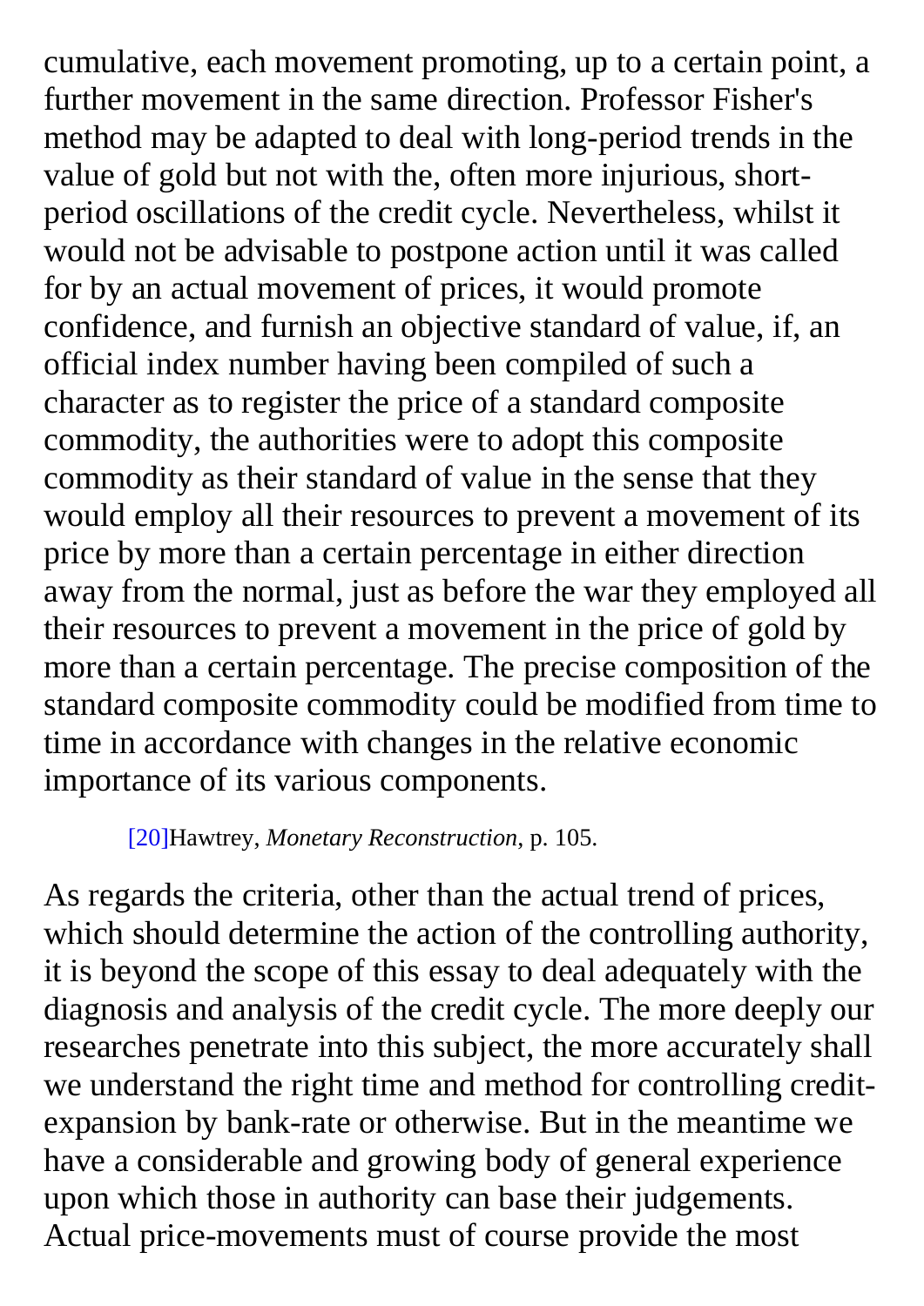cumulative, each movement promoting, up to a certain point, a further movement in the same direction. Professor Fisher's method may be adapted to deal with long-period trends in the value of gold but not with the, often more injurious, short-period oscillations of the credit cycle. Nevertheless, whilst it would not be advisable to postpone action until it was called for by an actual movement of prices, it would promote confidence, and furnish an objective standard of value, if, an official index number having been compiled of such a character as to register the price of a standard composite commodity, the authorities were to adopt this composite commodity as their standard of value in the sense that they would employ all their resources to prevent a movement of its price by more than a certain percentage in either direction away from the normal, just as before the war they employed all their resources to prevent a movement in the price of gold by more than a certain percentage. The precise composition of the standard composite commodity could be modified from time to time in accordance with changes in the relative economic importance of its various components.

[20]Hawtrey, *Monetary Reconstruction*, p. 105.

As regards the criteria, other than the actual trend of prices, which should determine the action of the controlling authority, it is beyond the scope of this essay to deal adequately with the diagnosis and analysis of the credit cycle. The more deeply our researches penetrate into this subject, the more accurately shall we understand the right time and method for controlling credit-expansion by bank-rate or otherwise. But in the meantime we have a considerable and growing body of general experience upon which those in authority can base their judgements. Actual price-movements must of course provide the most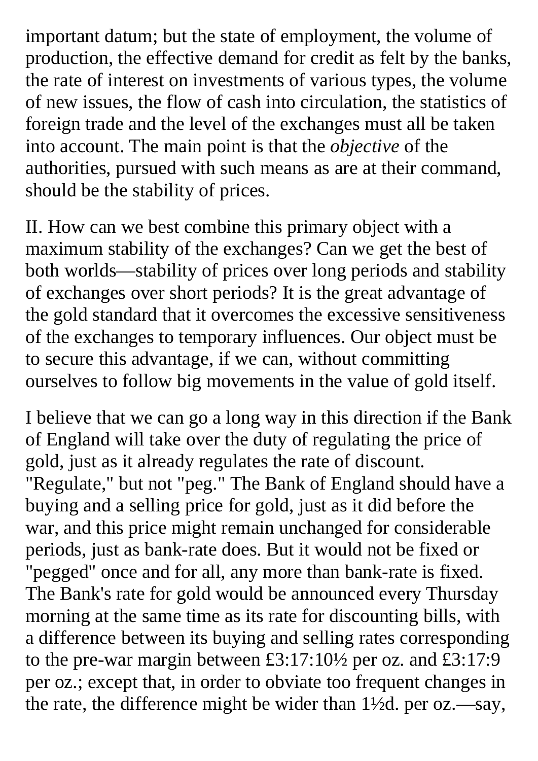important datum; but the state of employment, the volume of production, the effective demand for credit as felt by the banks, the rate of interest on investments of various types, the volume of new issues, the flow of cash into circulation, the statistics of foreign trade and the level of the exchanges must all be taken into account. The main point is that the *objective* of the authorities, pursued with such means as are at their command, should be the stability of prices.

II. How can we best combine this primary object with a maximum stability of the exchanges? Can we get the best of both worlds—stability of prices over long periods and stability of exchanges over short periods? It is the great advantage of the gold standard that it overcomes the excessive sensitiveness of the exchanges to temporary influences. Our object must be to secure this advantage, if we can, without committing ourselves to follow big movements in the value of gold itself.

I believe that we can go a long way in this direction if the Bank of England will take over the duty of regulating the price of gold, just as it already regulates the rate of discount. "Regulate," but not "peg." The Bank of England should have a buying and a selling price for gold, just as it did before the war, and this price might remain unchanged for considerable periods, just as bank-rate does. But it would not be fixed or "pegged" once and for all, any more than bank-rate is fixed. The Bank's rate for gold would be announced every Thursday morning at the same time as its rate for discounting bills, with a difference between its buying and selling rates corresponding to the pre-war margin between £3:17:10½ per oz. and £3:17:9 per oz.; except that, in order to obviate too frequent changes in the rate, the difference might be wider than 1½d. per oz.—say,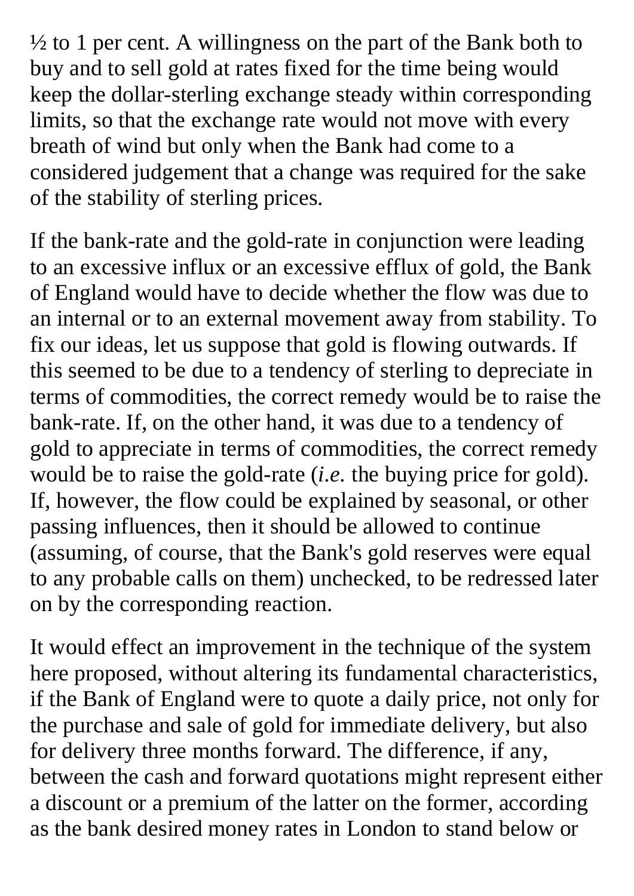½ to 1 per cent. A willingness on the part of the Bank both to buy and to sell gold at rates fixed for the time being would keep the dollar-sterling exchange steady within corresponding limits, so that the exchange rate would not move with every breath of wind but only when the Bank had come to a considered judgement that a change was required for the sake of the stability of sterling prices.

If the bank-rate and the gold-rate in conjunction were leading to an excessive influx or an excessive efflux of gold, the Bank of England would have to decide whether the flow was due to an internal or to an external movement away from stability. To fix our ideas, let us suppose that gold is flowing outwards. If this seemed to be due to a tendency of sterling to depreciate in terms of commodities, the correct remedy would be to raise the bank-rate. If, on the other hand, it was due to a tendency of gold to appreciate in terms of commodities, the correct remedy would be to raise the gold-rate (*i.e.* the buying price for gold). If, however, the flow could be explained by seasonal, or other passing influences, then it should be allowed to continue (assuming, of course, that the Bank's gold reserves were equal to any probable calls on them) unchecked, to be redressed later on by the corresponding reaction.

It would effect an improvement in the technique of the system here proposed, without altering its fundamental characteristics, if the Bank of England were to quote a daily price, not only for the purchase and sale of gold for immediate delivery, but also for delivery three months forward. The difference, if any, between the cash and forward quotations might represent either a discount or a premium of the latter on the former, according as the bank desired money rates in London to stand below or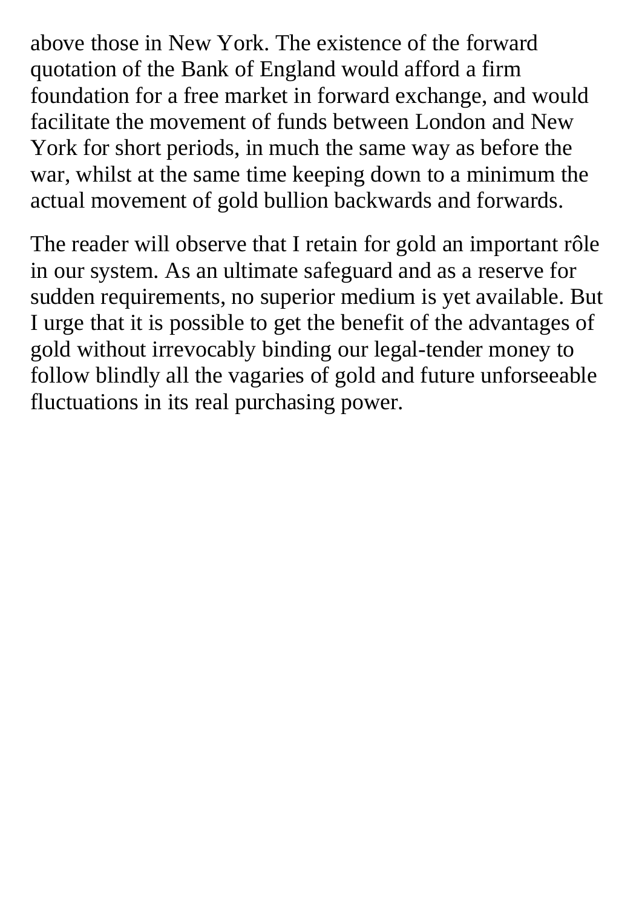above those in New York. The existence of the forward quotation of the Bank of England would afford a firm foundation for a free market in forward exchange, and would facilitate the movement of funds between London and New York for short periods, in much the same way as before the war, whilst at the same time keeping down to a minimum the actual movement of gold bullion backwards and forwards.

The reader will observe that I retain for gold an important rôle in our system. As an ultimate safeguard and as a reserve for sudden requirements, no superior medium is yet available. But I urge that it is possible to get the benefit of the advantages of gold without irrevocably binding our legal-tender money to follow blindly all the vagaries of gold and future unforseeable fluctuations in its real purchasing power.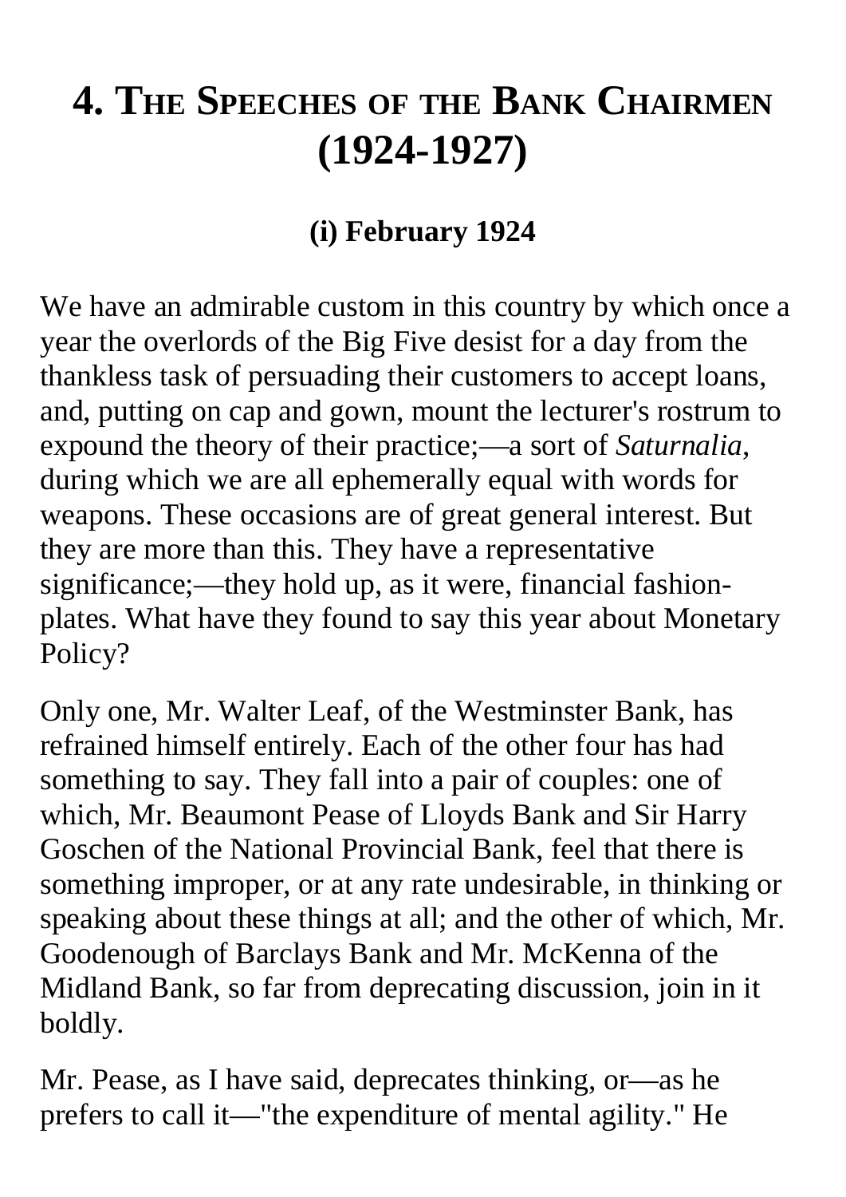# 4. The Speeches of the Bank Chairmen (1924-1927)

## (i) February 1924

We have an admirable custom in this country by which once a year the overlords of the Big Five desist for a day from the thankless task of persuading their customers to accept loans, and, putting on cap and gown, mount the lecturer's rostrum to expound the theory of their practice;—a sort of *Saturnalia*, during which we are all ephemerally equal with words for weapons. These occasions are of great general interest. But they are more than this. They have a representative significance;—they hold up, as it were, financial fashion-plates. What have they found to say this year about Monetary Policy?

Only one, Mr. Walter Leaf, of the Westminster Bank, has refrained himself entirely. Each of the other four has had something to say. They fall into a pair of couples: one of which, Mr. Beaumont Pease of Lloyds Bank and Sir Harry Goschen of the National Provincial Bank, feel that there is something improper, or at any rate undesirable, in thinking or speaking about these things at all; and the other of which, Mr. Goodenough of Barclays Bank and Mr. McKenna of the Midland Bank, so far from deprecating discussion, join in it boldly.

Mr. Pease, as I have said, deprecates thinking, or—as he prefers to call it—"the expenditure of mental agility." He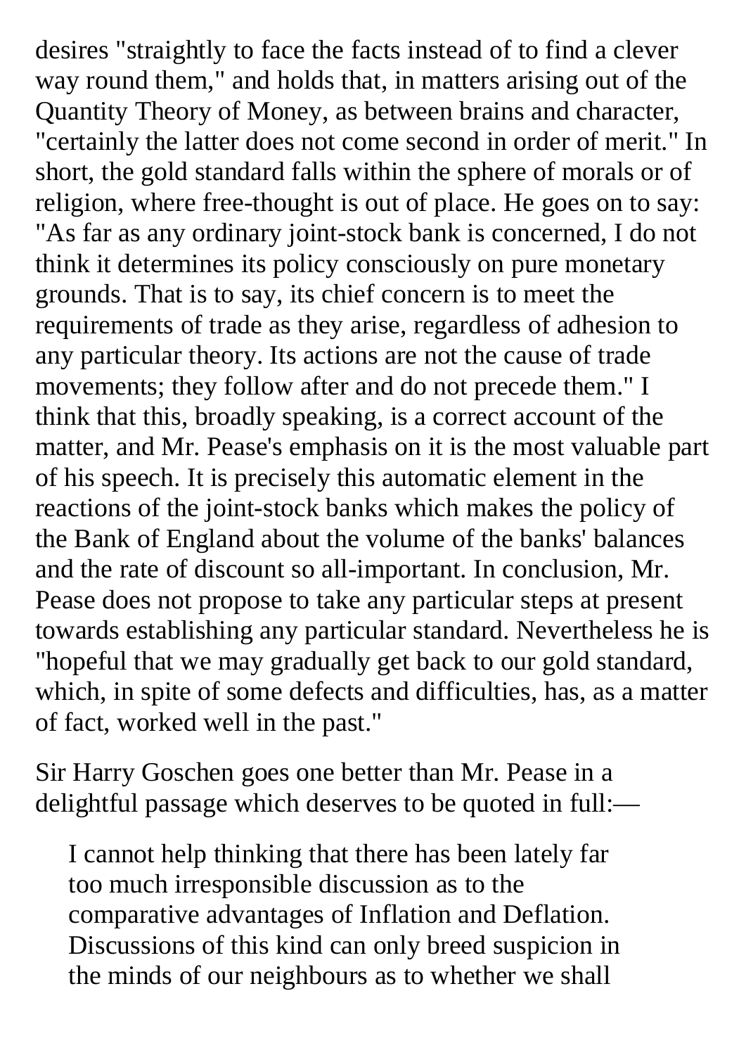desires "straightly to face the facts instead of to find a clever way round them," and holds that, in matters arising out of the Quantity Theory of Money, as between brains and character, "certainly the latter does not come second in order of merit." In short, the gold standard falls within the sphere of morals or of religion, where free-thought is out of place. He goes on to say: "As far as any ordinary joint-stock bank is concerned, I do not think it determines its policy consciously on pure monetary grounds. That is to say, its chief concern is to meet the requirements of trade as they arise, regardless of adhesion to any particular theory. Its actions are not the cause of trade movements; they follow after and do not precede them." I think that this, broadly speaking, is a correct account of the matter, and Mr. Pease's emphasis on it is the most valuable part of his speech. It is precisely this automatic element in the reactions of the joint-stock banks which makes the policy of the Bank of England about the volume of the banks' balances and the rate of discount so all-important. In conclusion, Mr. Pease does not propose to take any particular steps at present towards establishing any particular standard. Nevertheless he is "hopeful that we may gradually get back to our gold standard, which, in spite of some defects and difficulties, has, as a matter of fact, worked well in the past."

Sir Harry Goschen goes one better than Mr. Pease in a delightful passage which deserves to be quoted in full:—

> I cannot help thinking that there has been lately far too much irresponsible discussion as to the comparative advantages of Inflation and Deflation. Discussions of this kind can only breed suspicion in the minds of our neighbours as to whether we shall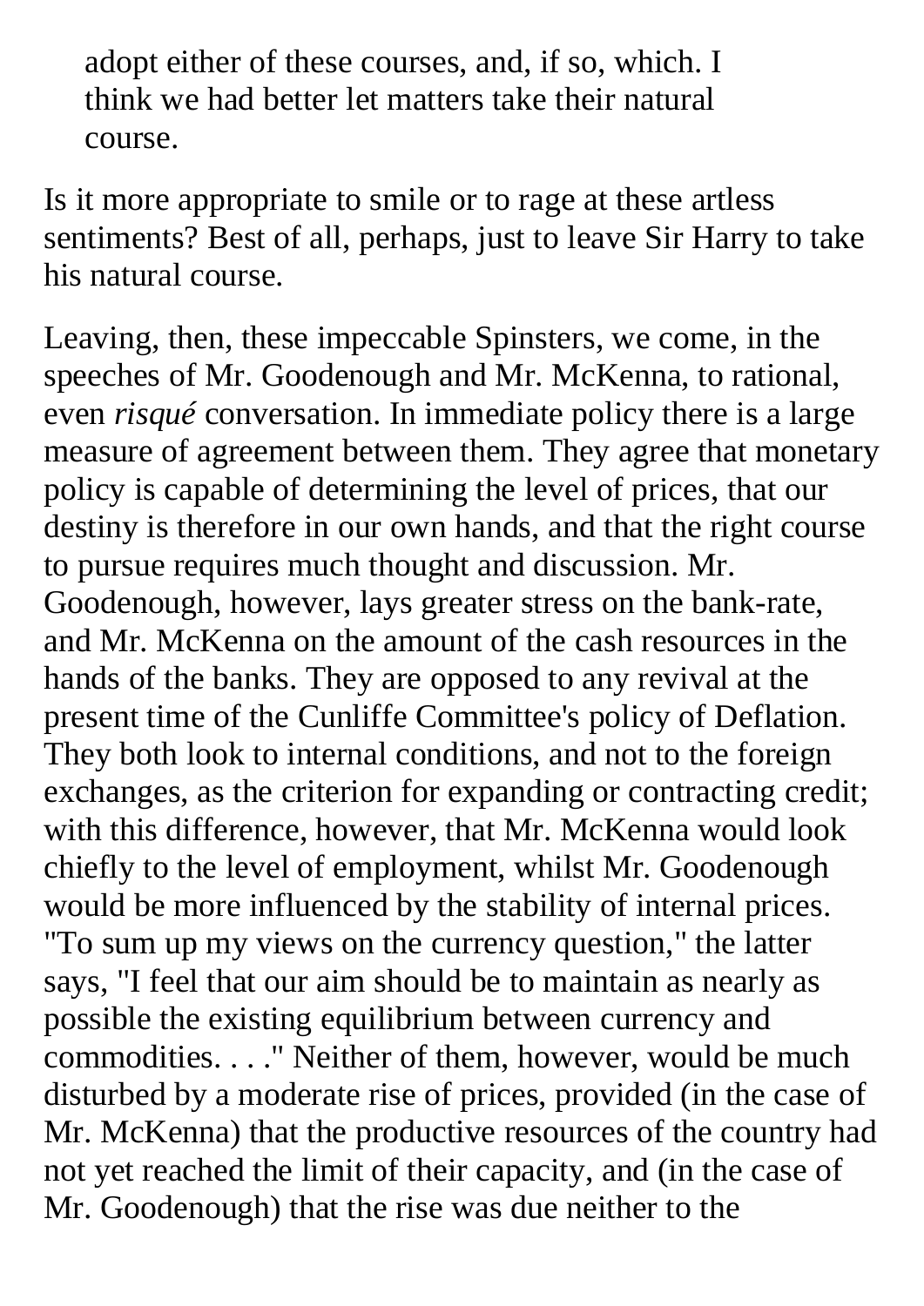> adopt either of these courses, and, if so, which. I think we had better let matters take their natural course.

Is it more appropriate to smile or to rage at these artless sentiments? Best of all, perhaps, just to leave Sir Harry to take his natural course.

Leaving, then, these impeccable Spinsters, we come, in the speeches of Mr. Goodenough and Mr. McKenna, to rational, even *risqué* conversation. In immediate policy there is a large measure of agreement between them. They agree that monetary policy is capable of determining the level of prices, that our destiny is therefore in our own hands, and that the right course to pursue requires much thought and discussion. Mr. Goodenough, however, lays greater stress on the bank-rate, and Mr. McKenna on the amount of the cash resources in the hands of the banks. They are opposed to any revival at the present time of the Cunliffe Committee's policy of Deflation. They both look to internal conditions, and not to the foreign exchanges, as the criterion for expanding or contracting credit; with this difference, however, that Mr. McKenna would look chiefly to the level of employment, whilst Mr. Goodenough would be more influenced by the stability of internal prices. "To sum up my views on the currency question," the latter says, "I feel that our aim should be to maintain as nearly as possible the existing equilibrium between currency and commodities. . . ." Neither of them, however, would be much disturbed by a moderate rise of prices, provided (in the case of Mr. McKenna) that the productive resources of the country had not yet reached the limit of their capacity, and (in the case of Mr. Goodenough) that the rise was due neither to the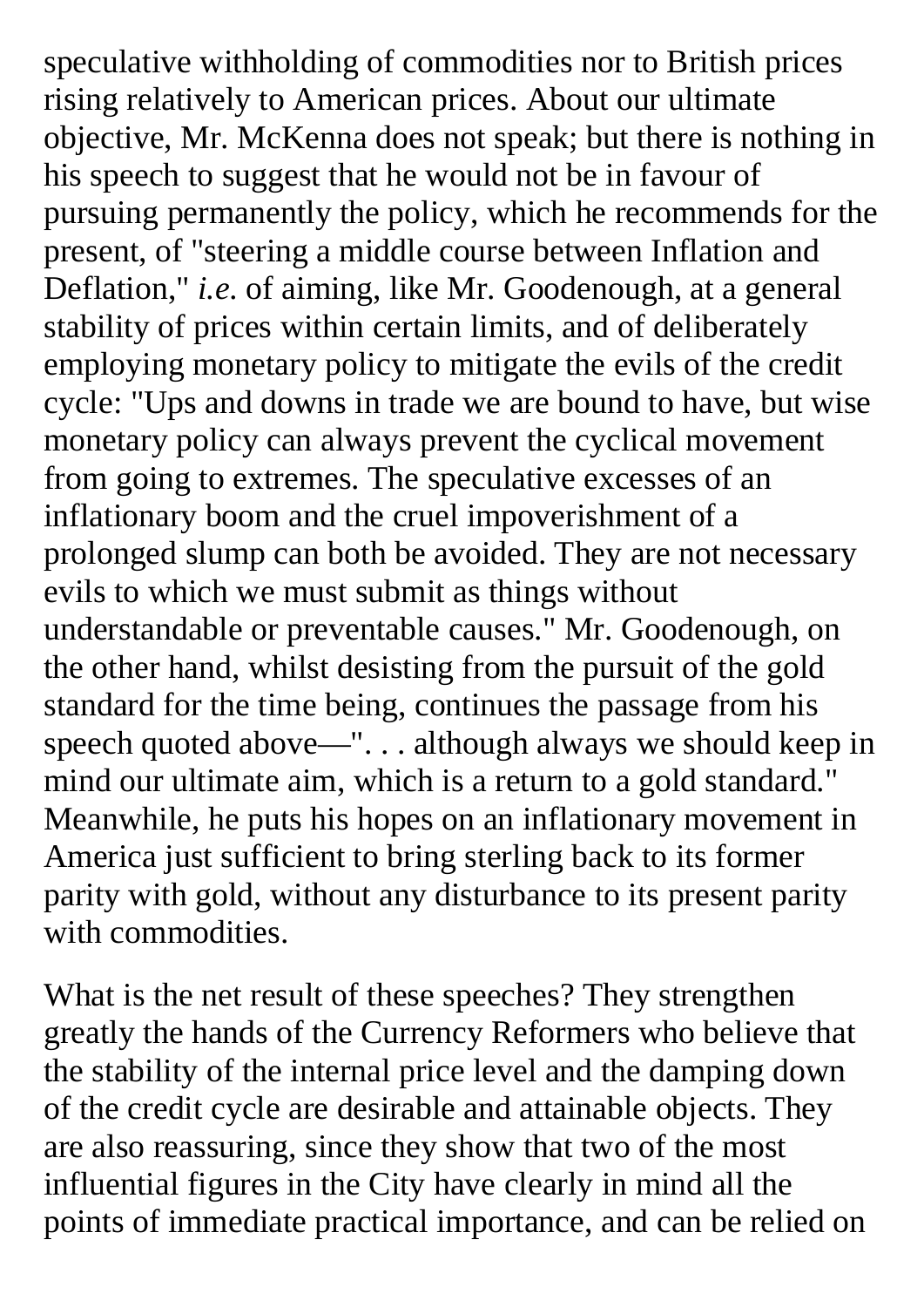speculative withholding of commodities nor to British prices rising relatively to American prices. About our ultimate objective, Mr. McKenna does not speak; but there is nothing in his speech to suggest that he would not be in favour of pursuing permanently the policy, which he recommends for the present, of "steering a middle course between Inflation and Deflation," *i.e.* of aiming, like Mr. Goodenough, at a general stability of prices within certain limits, and of deliberately employing monetary policy to mitigate the evils of the credit cycle: "Ups and downs in trade we are bound to have, but wise monetary policy can always prevent the cyclical movement from going to extremes. The speculative excesses of an inflationary boom and the cruel impoverishment of a prolonged slump can both be avoided. They are not necessary evils to which we must submit as things without understandable or preventable causes." Mr. Goodenough, on the other hand, whilst desisting from the pursuit of the gold standard for the time being, continues the passage from his speech quoted above—". . . although always we should keep in mind our ultimate aim, which is a return to a gold standard." Meanwhile, he puts his hopes on an inflationary movement in America just sufficient to bring sterling back to its former parity with gold, without any disturbance to its present parity with commodities.

What is the net result of these speeches? They strengthen greatly the hands of the Currency Reformers who believe that the stability of the internal price level and the damping down of the credit cycle are desirable and attainable objects. They are also reassuring, since they show that two of the most influential figures in the City have clearly in mind all the points of immediate practical importance, and can be relied on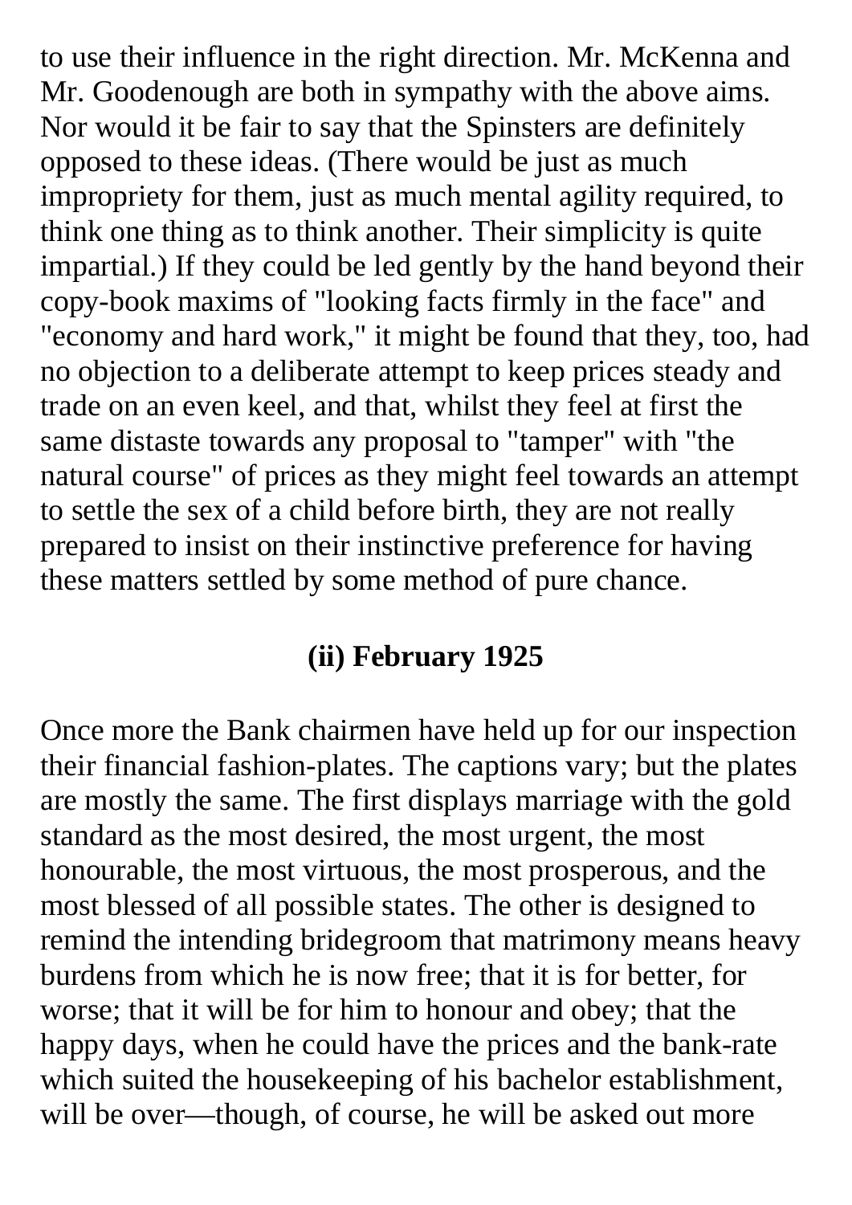to use their influence in the right direction. Mr. McKenna and Mr. Goodenough are both in sympathy with the above aims. Nor would it be fair to say that the Spinsters are definitely opposed to these ideas. (There would be just as much impropriety for them, just as much mental agility required, to think one thing as to think another. Their simplicity is quite impartial.) If they could be led gently by the hand beyond their copy-book maxims of "looking facts firmly in the face" and "economy and hard work," it might be found that they, too, had no objection to a deliberate attempt to keep prices steady and trade on an even keel, and that, whilst they feel at first the same distaste towards any proposal to "tamper" with "the natural course" of prices as they might feel towards an attempt to settle the sex of a child before birth, they are not really prepared to insist on their instinctive preference for having these matters settled by some method of pure chance.

### (ii) February 1925

Once more the Bank chairmen have held up for our inspection their financial fashion-plates. The captions vary; but the plates are mostly the same. The first displays marriage with the gold standard as the most desired, the most urgent, the most honourable, the most virtuous, the most prosperous, and the most blessed of all possible states. The other is designed to remind the intending bridegroom that matrimony means heavy burdens from which he is now free; that it is for better, for worse; that it will be for him to honour and obey; that the happy days, when he could have the prices and the bank-rate which suited the housekeeping of his bachelor establishment, will be over—though, of course, he will be asked out more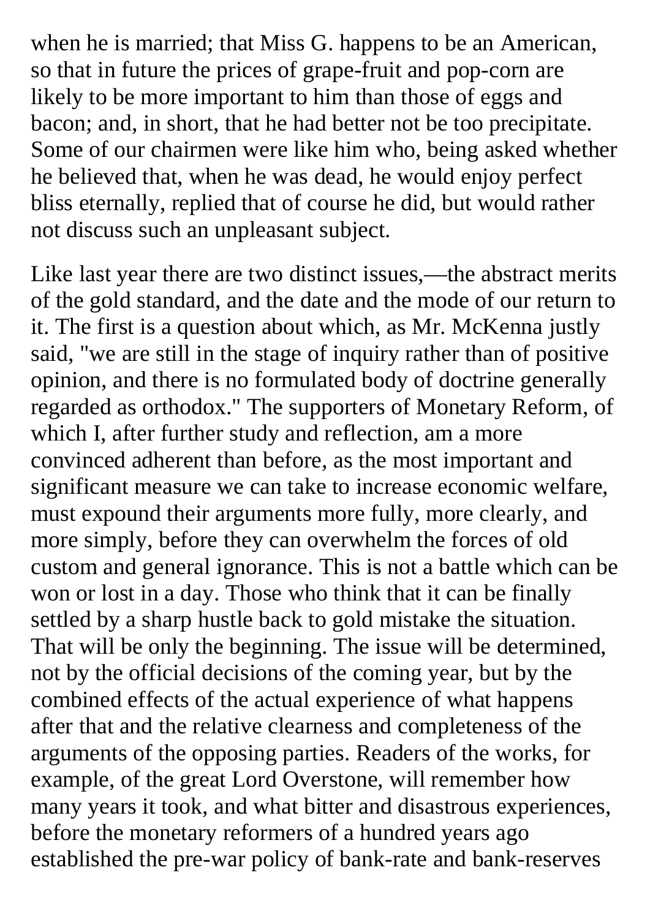when he is married; that Miss G. happens to be an American, so that in future the prices of grape-fruit and pop-corn are likely to be more important to him than those of eggs and bacon; and, in short, that he had better not be too precipitate. Some of our chairmen were like him who, being asked whether he believed that, when he was dead, he would enjoy perfect bliss eternally, replied that of course he did, but would rather not discuss such an unpleasant subject.

Like last year there are two distinct issues,—the abstract merits of the gold standard, and the date and the mode of our return to it. The first is a question about which, as Mr. McKenna justly said, "we are still in the stage of inquiry rather than of positive opinion, and there is no formulated body of doctrine generally regarded as orthodox." The supporters of Monetary Reform, of which I, after further study and reflection, am a more convinced adherent than before, as the most important and significant measure we can take to increase economic welfare, must expound their arguments more fully, more clearly, and more simply, before they can overwhelm the forces of old custom and general ignorance. This is not a battle which can be won or lost in a day. Those who think that it can be finally settled by a sharp hustle back to gold mistake the situation. That will be only the beginning. The issue will be determined, not by the official decisions of the coming year, but by the combined effects of the actual experience of what happens after that and the relative clearness and completeness of the arguments of the opposing parties. Readers of the works, for example, of the great Lord Overstone, will remember how many years it took, and what bitter and disastrous experiences, before the monetary reformers of a hundred years ago established the pre-war policy of bank-rate and bank-reserves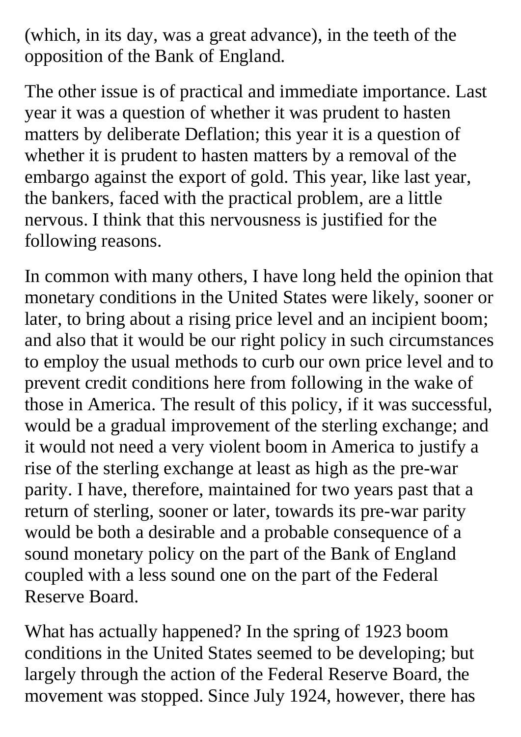(which, in its day, was a great advance), in the teeth of the opposition of the Bank of England.

The other issue is of practical and immediate importance. Last year it was a question of whether it was prudent to hasten matters by deliberate Deflation; this year it is a question of whether it is prudent to hasten matters by a removal of the embargo against the export of gold. This year, like last year, the bankers, faced with the practical problem, are a little nervous. I think that this nervousness is justified for the following reasons.

In common with many others, I have long held the opinion that monetary conditions in the United States were likely, sooner or later, to bring about a rising price level and an incipient boom; and also that it would be our right policy in such circumstances to employ the usual methods to curb our own price level and to prevent credit conditions here from following in the wake of those in America. The result of this policy, if it was successful, would be a gradual improvement of the sterling exchange; and it would not need a very violent boom in America to justify a rise of the sterling exchange at least as high as the pre-war parity. I have, therefore, maintained for two years past that a return of sterling, sooner or later, towards its pre-war parity would be both a desirable and a probable consequence of a sound monetary policy on the part of the Bank of England coupled with a less sound one on the part of the Federal Reserve Board.

What has actually happened? In the spring of 1923 boom conditions in the United States seemed to be developing; but largely through the action of the Federal Reserve Board, the movement was stopped. Since July 1924, however, there has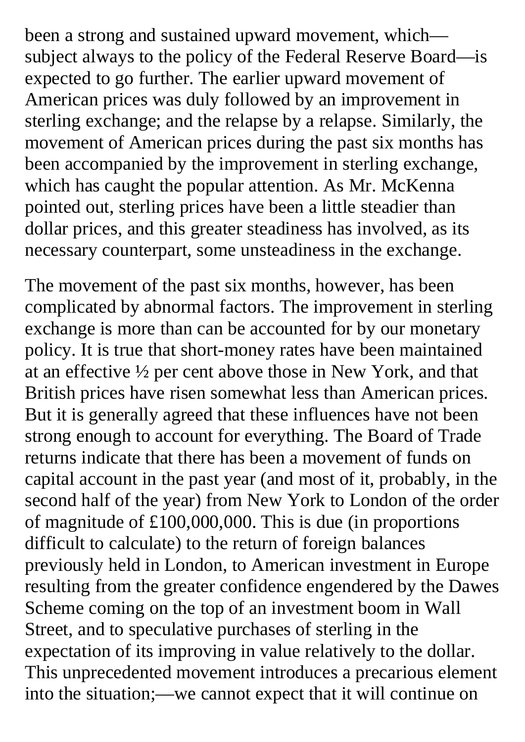been a strong and sustained upward movement, which—subject always to the policy of the Federal Reserve Board—is expected to go further. The earlier upward movement of American prices was duly followed by an improvement in sterling exchange; and the relapse by a relapse. Similarly, the movement of American prices during the past six months has been accompanied by the improvement in sterling exchange, which has caught the popular attention. As Mr. McKenna pointed out, sterling prices have been a little steadier than dollar prices, and this greater steadiness has involved, as its necessary counterpart, some unsteadiness in the exchange.

The movement of the past six months, however, has been complicated by abnormal factors. The improvement in sterling exchange is more than can be accounted for by our monetary policy. It is true that short-money rates have been maintained at an effective ½ per cent above those in New York, and that British prices have risen somewhat less than American prices. But it is generally agreed that these influences have not been strong enough to account for everything. The Board of Trade returns indicate that there has been a movement of funds on capital account in the past year (and most of it, probably, in the second half of the year) from New York to London of the order of magnitude of £100,000,000. This is due (in proportions difficult to calculate) to the return of foreign balances previously held in London, to American investment in Europe resulting from the greater confidence engendered by the Dawes Scheme coming on the top of an investment boom in Wall Street, and to speculative purchases of sterling in the expectation of its improving in value relatively to the dollar. This unprecedented movement introduces a precarious element into the situation;—we cannot expect that it will continue on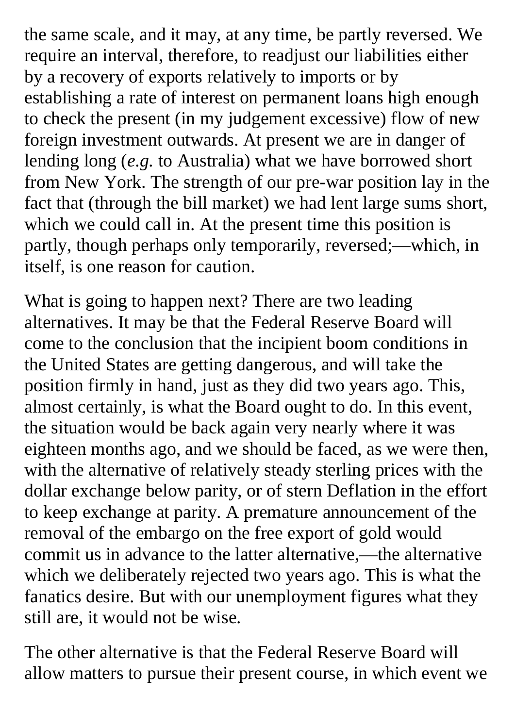the same scale, and it may, at any time, be partly reversed. We require an interval, therefore, to readjust our liabilities either by a recovery of exports relatively to imports or by establishing a rate of interest on permanent loans high enough to check the present (in my judgement excessive) flow of new foreign investment outwards. At present we are in danger of lending long (*e.g.* to Australia) what we have borrowed short from New York. The strength of our pre-war position lay in the fact that (through the bill market) we had lent large sums short, which we could call in. At the present time this position is partly, though perhaps only temporarily, reversed;—which, in itself, is one reason for caution.

What is going to happen next? There are two leading alternatives. It may be that the Federal Reserve Board will come to the conclusion that the incipient boom conditions in the United States are getting dangerous, and will take the position firmly in hand, just as they did two years ago. This, almost certainly, is what the Board ought to do. In this event, the situation would be back again very nearly where it was eighteen months ago, and we should be faced, as we were then, with the alternative of relatively steady sterling prices with the dollar exchange below parity, or of stern Deflation in the effort to keep exchange at parity. A premature announcement of the removal of the embargo on the free export of gold would commit us in advance to the latter alternative,—the alternative which we deliberately rejected two years ago. This is what the fanatics desire. But with our unemployment figures what they still are, it would not be wise.

The other alternative is that the Federal Reserve Board will allow matters to pursue their present course, in which event we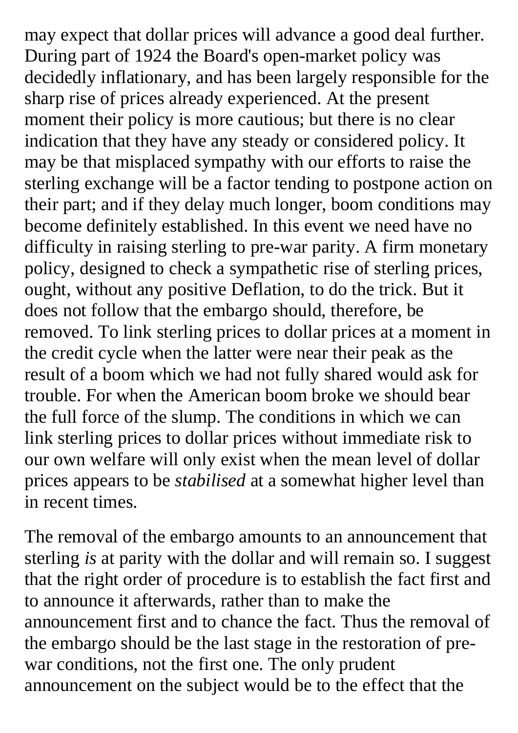may expect that dollar prices will advance a good deal further. During part of 1924 the Board's open-market policy was decidedly inflationary, and has been largely responsible for the sharp rise of prices already experienced. At the present moment their policy is more cautious; but there is no clear indication that they have any steady or considered policy. It may be that misplaced sympathy with our efforts to raise the sterling exchange will be a factor tending to postpone action on their part; and if they delay much longer, boom conditions may become definitely established. In this event we need have no difficulty in raising sterling to pre-war parity. A firm monetary policy, designed to check a sympathetic rise of sterling prices, ought, without any positive Deflation, to do the trick. But it does not follow that the embargo should, therefore, be removed. To link sterling prices to dollar prices at a moment in the credit cycle when the latter were near their peak as the result of a boom which we had not fully shared would ask for trouble. For when the American boom broke we should bear the full force of the slump. The conditions in which we can link sterling prices to dollar prices without immediate risk to our own welfare will only exist when the mean level of dollar prices appears to be *stabilised* at a somewhat higher level than in recent times.

The removal of the embargo amounts to an announcement that sterling *is* at parity with the dollar and will remain so. I suggest that the right order of procedure is to establish the fact first and to announce it afterwards, rather than to make the announcement first and to chance the fact. Thus the removal of the embargo should be the last stage in the restoration of pre-war conditions, not the first one. The only prudent announcement on the subject would be to the effect that the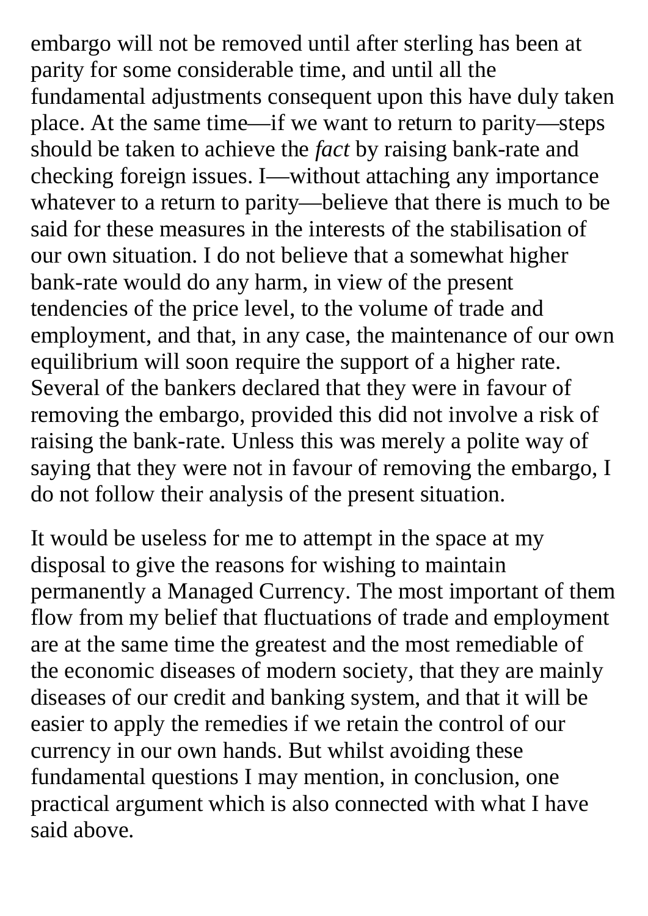embargo will not be removed until after sterling has been at parity for some considerable time, and until all the fundamental adjustments consequent upon this have duly taken place. At the same time—if we want to return to parity—steps should be taken to achieve the *fact* by raising bank-rate and checking foreign issues. I—without attaching any importance whatever to a return to parity—believe that there is much to be said for these measures in the interests of the stabilisation of our own situation. I do not believe that a somewhat higher bank-rate would do any harm, in view of the present tendencies of the price level, to the volume of trade and employment, and that, in any case, the maintenance of our own equilibrium will soon require the support of a higher rate. Several of the bankers declared that they were in favour of removing the embargo, provided this did not involve a risk of raising the bank-rate. Unless this was merely a polite way of saying that they were not in favour of removing the embargo, I do not follow their analysis of the present situation.

It would be useless for me to attempt in the space at my disposal to give the reasons for wishing to maintain permanently a Managed Currency. The most important of them flow from my belief that fluctuations of trade and employment are at the same time the greatest and the most remediable of the economic diseases of modern society, that they are mainly diseases of our credit and banking system, and that it will be easier to apply the remedies if we retain the control of our currency in our own hands. But whilst avoiding these fundamental questions I may mention, in conclusion, one practical argument which is also connected with what I have said above.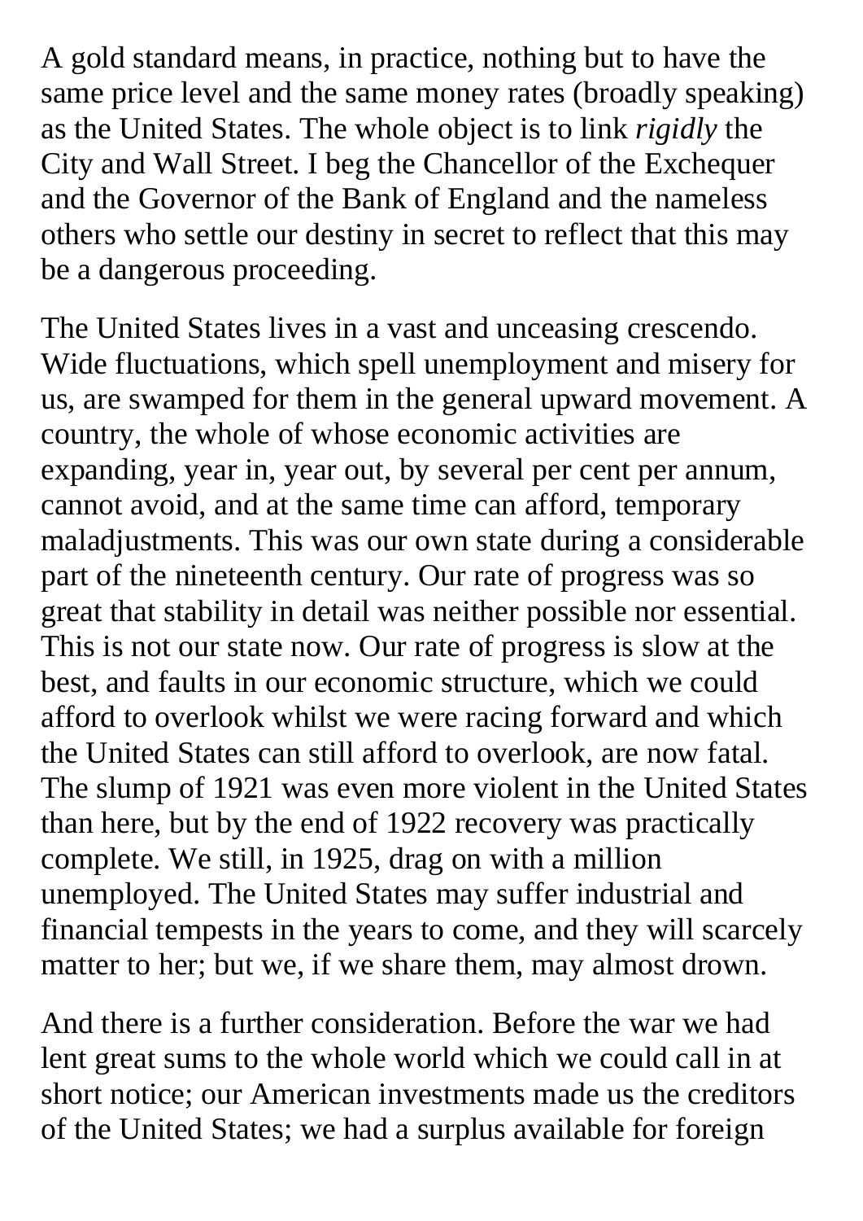A gold standard means, in practice, nothing but to have the same price level and the same money rates (broadly speaking) as the United States. The whole object is to link *rigidly* the City and Wall Street. I beg the Chancellor of the Exchequer and the Governor of the Bank of England and the nameless others who settle our destiny in secret to reflect that this may be a dangerous proceeding.

The United States lives in a vast and unceasing crescendo. Wide fluctuations, which spell unemployment and misery for us, are swamped for them in the general upward movement. A country, the whole of whose economic activities are expanding, year in, year out, by several per cent per annum, cannot avoid, and at the same time can afford, temporary maladjustments. This was our own state during a considerable part of the nineteenth century. Our rate of progress was so great that stability in detail was neither possible nor essential. This is not our state now. Our rate of progress is slow at the best, and faults in our economic structure, which we could afford to overlook whilst we were racing forward and which the United States can still afford to overlook, are now fatal. The slump of 1921 was even more violent in the United States than here, but by the end of 1922 recovery was practically complete. We still, in 1925, drag on with a million unemployed. The United States may suffer industrial and financial tempests in the years to come, and they will scarcely matter to her; but we, if we share them, may almost drown.

And there is a further consideration. Before the war we had lent great sums to the whole world which we could call in at short notice; our American investments made us the creditors of the United States; we had a surplus available for foreign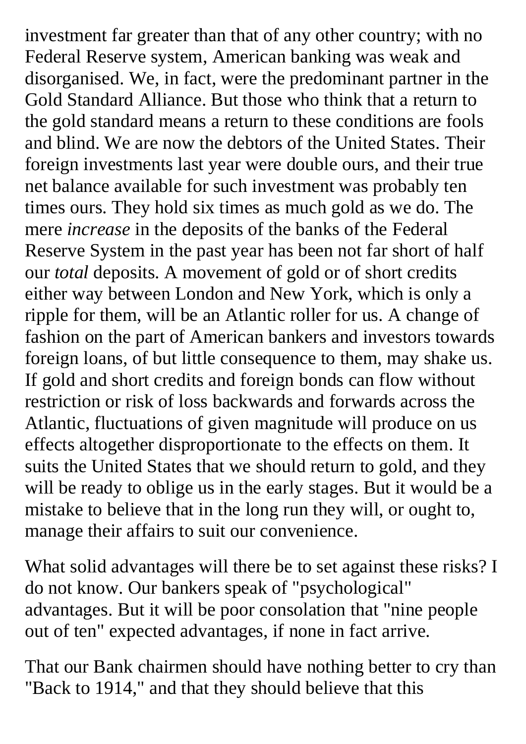investment far greater than that of any other country; with no Federal Reserve system, American banking was weak and disorganised. We, in fact, were the predominant partner in the Gold Standard Alliance. But those who think that a return to the gold standard means a return to these conditions are fools and blind. We are now the debtors of the United States. Their foreign investments last year were double ours, and their true net balance available for such investment was probably ten times ours. They hold six times as much gold as we do. The mere *increase* in the deposits of the banks of the Federal Reserve System in the past year has been not far short of half our *total* deposits. A movement of gold or of short credits either way between London and New York, which is only a ripple for them, will be an Atlantic roller for us. A change of fashion on the part of American bankers and investors towards foreign loans, of but little consequence to them, may shake us. If gold and short credits and foreign bonds can flow without restriction or risk of loss backwards and forwards across the Atlantic, fluctuations of given magnitude will produce on us effects altogether disproportionate to the effects on them. It suits the United States that we should return to gold, and they will be ready to oblige us in the early stages. But it would be a mistake to believe that in the long run they will, or ought to, manage their affairs to suit our convenience.

What solid advantages will there be to set against these risks? I do not know. Our bankers speak of "psychological" advantages. But it will be poor consolation that "nine people out of ten" expected advantages, if none in fact arrive.

That our Bank chairmen should have nothing better to cry than "Back to 1914," and that they should believe that this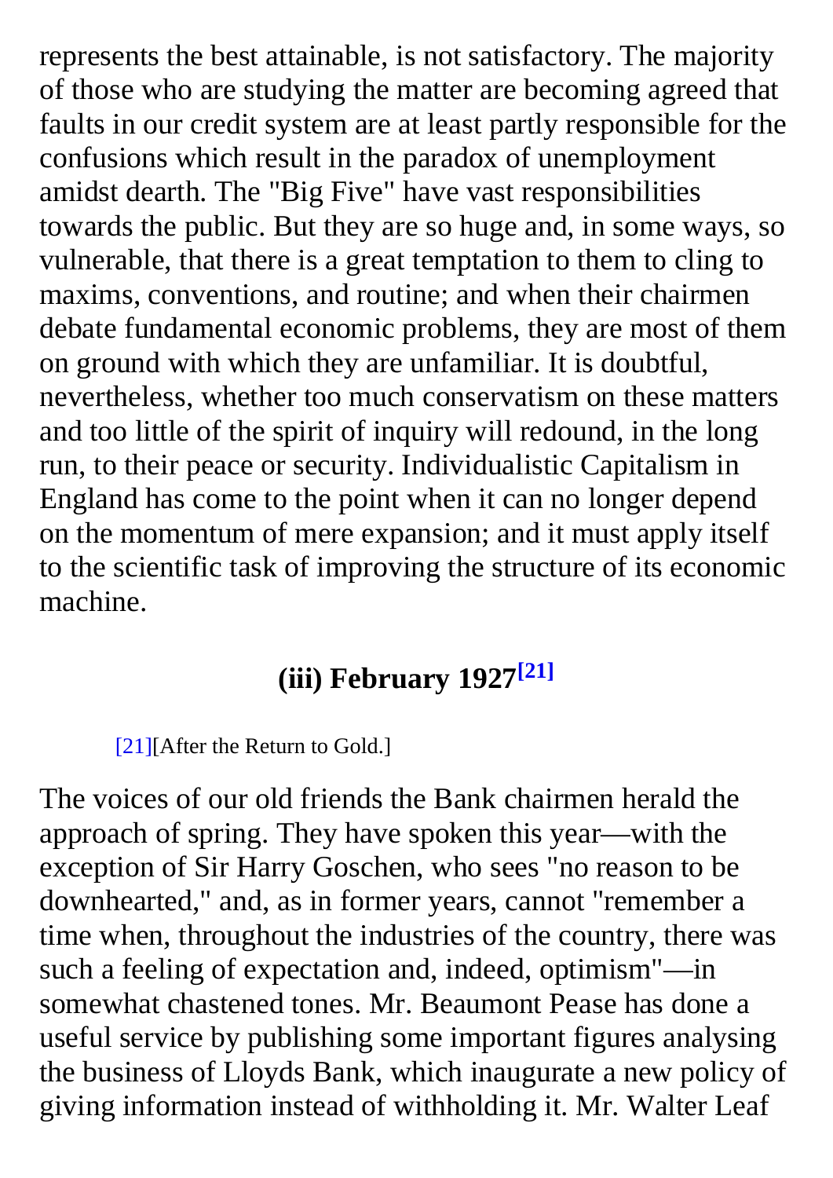represents the best attainable, is not satisfactory. The majority of those who are studying the matter are becoming agreed that faults in our credit system are at least partly responsible for the confusions which result in the paradox of unemployment amidst dearth. The "Big Five" have vast responsibilities towards the public. But they are so huge and, in some ways, so vulnerable, that there is a great temptation to them to cling to maxims, conventions, and routine; and when their chairmen debate fundamental economic problems, they are most of them on ground with which they are unfamiliar. It is doubtful, nevertheless, whether too much conservatism on these matters and too little of the spirit of inquiry will redound, in the long run, to their peace or security. Individualistic Capitalism in England has come to the point when it can no longer depend on the momentum of mere expansion; and it must apply itself to the scientific task of improving the structure of its economic machine.

### (iii) February 1927[21]

[21][After the Return to Gold.]

The voices of our old friends the Bank chairmen herald the approach of spring. They have spoken this year—with the exception of Sir Harry Goschen, who sees "no reason to be downhearted," and, as in former years, cannot "remember a time when, throughout the industries of the country, there was such a feeling of expectation and, indeed, optimism"—in somewhat chastened tones. Mr. Beaumont Pease has done a useful service by publishing some important figures analysing the business of Lloyds Bank, which inaugurate a new policy of giving information instead of withholding it. Mr. Walter Leaf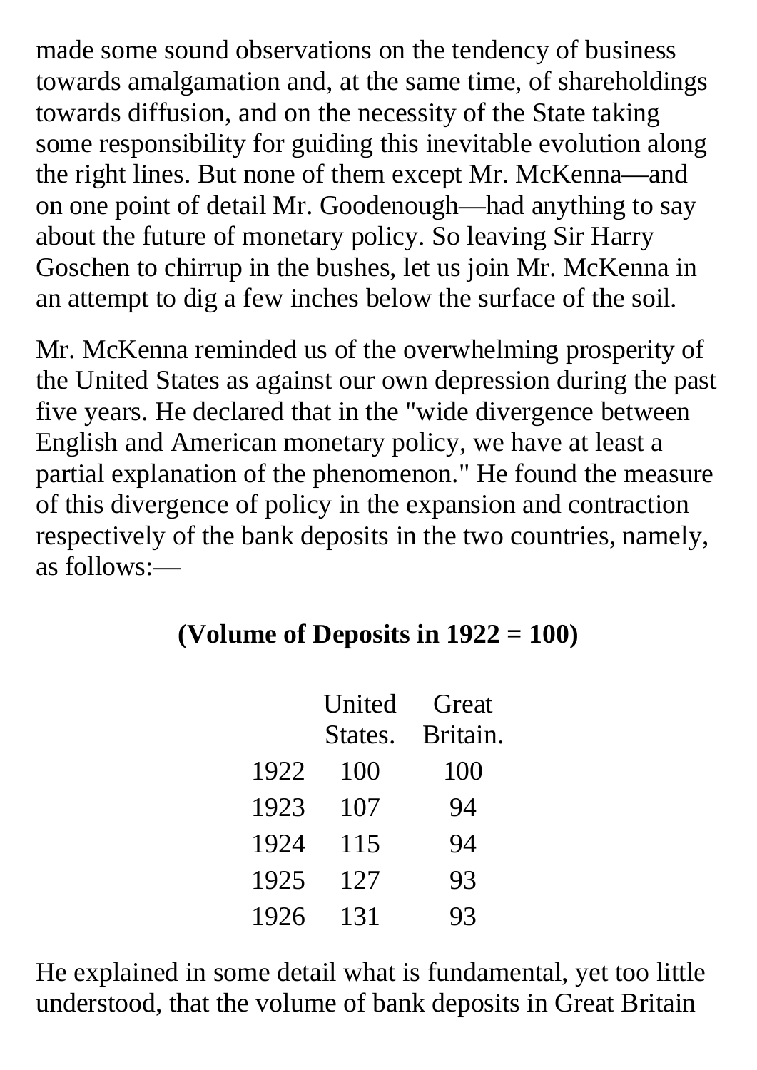made some sound observations on the tendency of business towards amalgamation and, at the same time, of shareholdings towards diffusion, and on the necessity of the State taking some responsibility for guiding this inevitable evolution along the right lines. But none of them except Mr. McKenna—and on one point of detail Mr. Goodenough—had anything to say about the future of monetary policy. So leaving Sir Harry Goschen to chirrup in the bushes, let us join Mr. McKenna in an attempt to dig a few inches below the surface of the soil.

Mr. McKenna reminded us of the overwhelming prosperity of the United States as against our own depression during the past five years. He declared that in the "wide divergence between English and American monetary policy, we have at least a partial explanation of the phenomenon." He found the measure of this divergence of policy in the expansion and contraction respectively of the bank deposits in the two countries, namely, as follows:—

**(Volume of Deposits in 1922 = 100)**

| | United States. | Great Britain. |
|---|---|---|
| 1922 | 100 | 100 |
| 1923 | 107 | 94 |
| 1924 | 115 | 94 |
| 1925 | 127 | 93 |
| 1926 | 131 | 93 |

He explained in some detail what is fundamental, yet too little understood, that the volume of bank deposits in Great Britain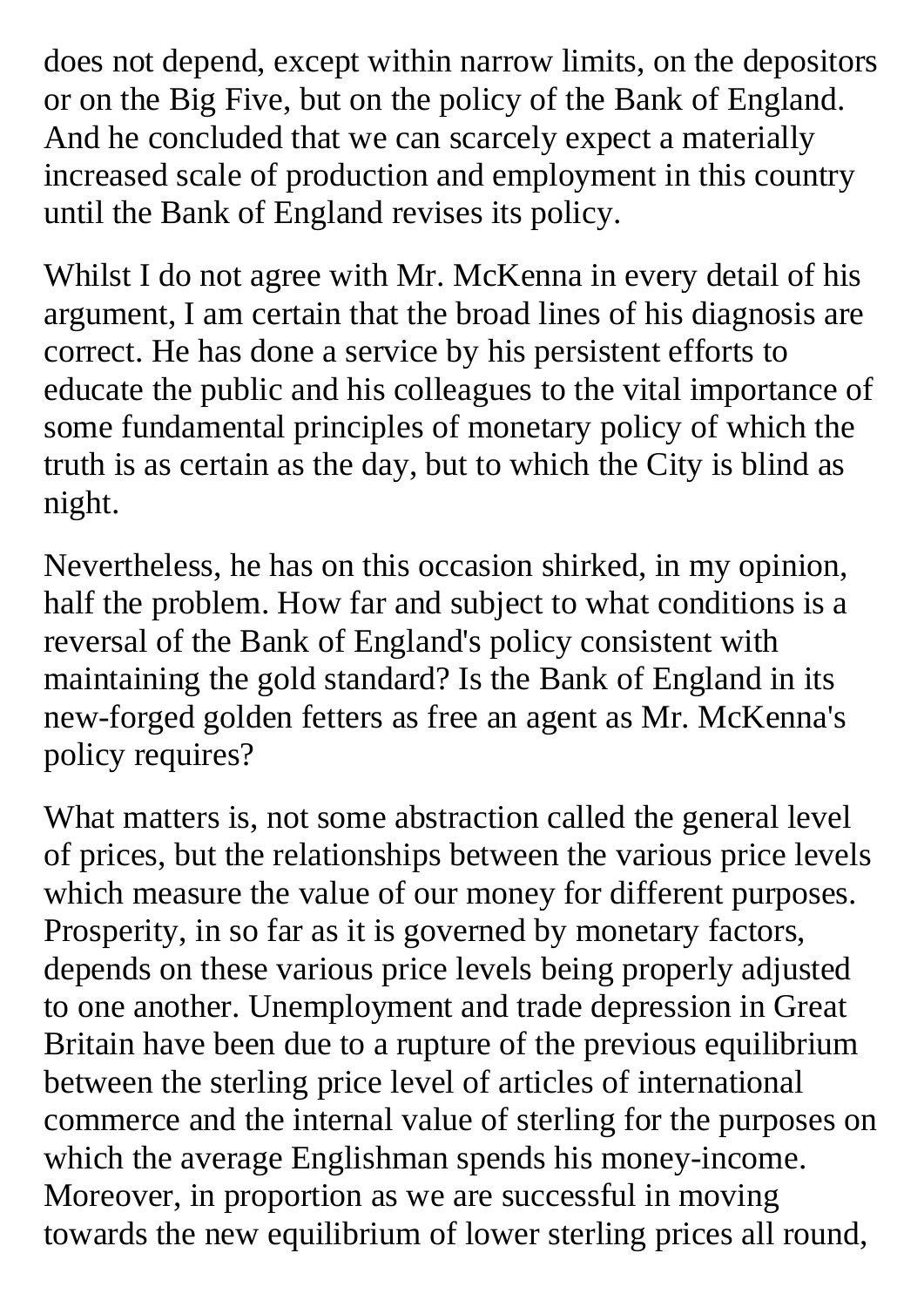does not depend, except within narrow limits, on the depositors or on the Big Five, but on the policy of the Bank of England. And he concluded that we can scarcely expect a materially increased scale of production and employment in this country until the Bank of England revises its policy.

Whilst I do not agree with Mr. McKenna in every detail of his argument, I am certain that the broad lines of his diagnosis are correct. He has done a service by his persistent efforts to educate the public and his colleagues to the vital importance of some fundamental principles of monetary policy of which the truth is as certain as the day, but to which the City is blind as night.

Nevertheless, he has on this occasion shirked, in my opinion, half the problem. How far and subject to what conditions is a reversal of the Bank of England's policy consistent with maintaining the gold standard? Is the Bank of England in its new-forged golden fetters as free an agent as Mr. McKenna's policy requires?

What matters is, not some abstraction called the general level of prices, but the relationships between the various price levels which measure the value of our money for different purposes. Prosperity, in so far as it is governed by monetary factors, depends on these various price levels being properly adjusted to one another. Unemployment and trade depression in Great Britain have been due to a rupture of the previous equilibrium between the sterling price level of articles of international commerce and the internal value of sterling for the purposes on which the average Englishman spends his money-income. Moreover, in proportion as we are successful in moving towards the new equilibrium of lower sterling prices all round,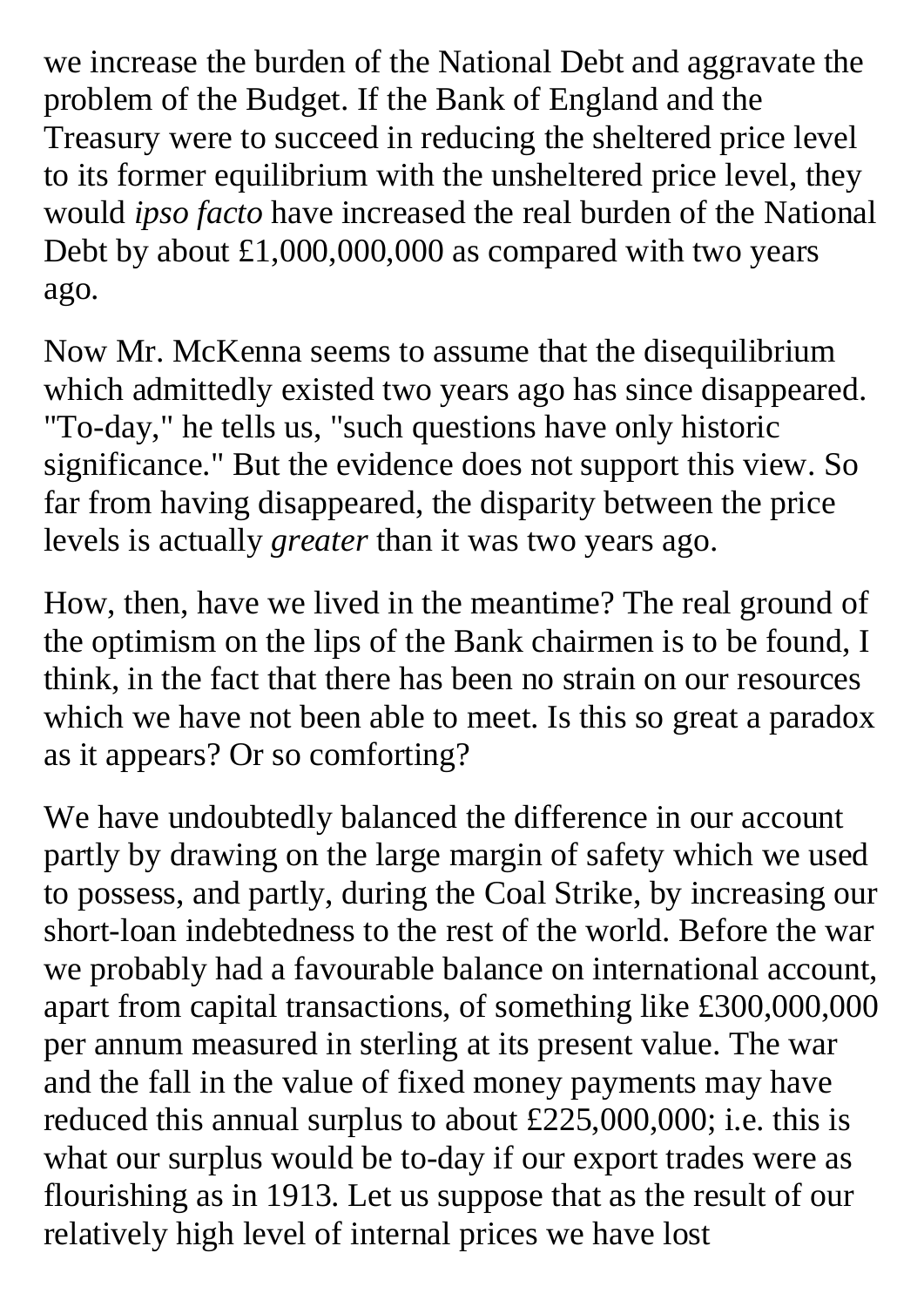we increase the burden of the National Debt and aggravate the problem of the Budget. If the Bank of England and the Treasury were to succeed in reducing the sheltered price level to its former equilibrium with the unsheltered price level, they would *ipso facto* have increased the real burden of the National Debt by about £1,000,000,000 as compared with two years ago.

Now Mr. McKenna seems to assume that the disequilibrium which admittedly existed two years ago has since disappeared. "To-day," he tells us, "such questions have only historic significance." But the evidence does not support this view. So far from having disappeared, the disparity between the price levels is actually *greater* than it was two years ago.

How, then, have we lived in the meantime? The real ground of the optimism on the lips of the Bank chairmen is to be found, I think, in the fact that there has been no strain on our resources which we have not been able to meet. Is this so great a paradox as it appears? Or so comforting?

We have undoubtedly balanced the difference in our account partly by drawing on the large margin of safety which we used to possess, and partly, during the Coal Strike, by increasing our short-loan indebtedness to the rest of the world. Before the war we probably had a favourable balance on international account, apart from capital transactions, of something like £300,000,000 per annum measured in sterling at its present value. The war and the fall in the value of fixed money payments may have reduced this annual surplus to about £225,000,000; i.e. this is what our surplus would be to-day if our export trades were as flourishing as in 1913. Let us suppose that as the result of our relatively high level of internal prices we have lost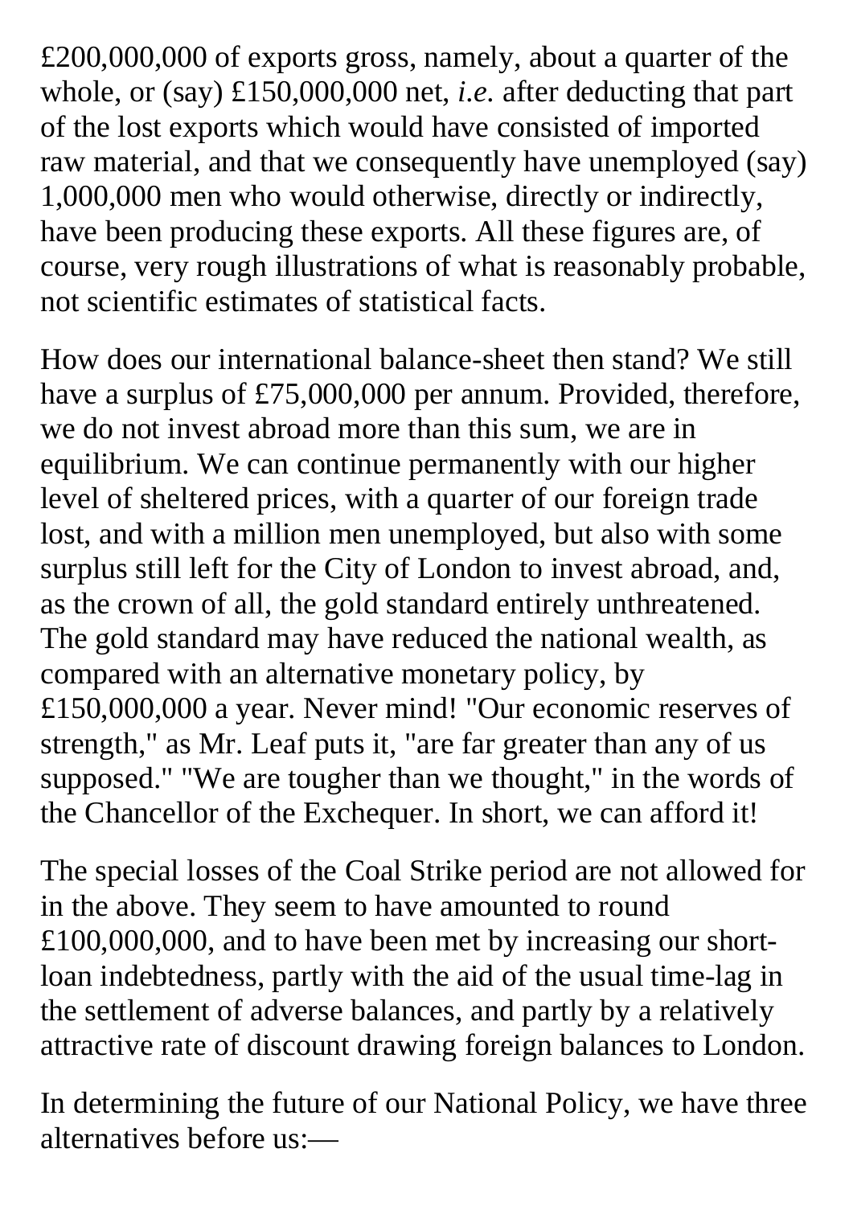£200,000,000 of exports gross, namely, about a quarter of the whole, or (say) £150,000,000 net, *i.e.* after deducting that part of the lost exports which would have consisted of imported raw material, and that we consequently have unemployed (say) 1,000,000 men who would otherwise, directly or indirectly, have been producing these exports. All these figures are, of course, very rough illustrations of what is reasonably probable, not scientific estimates of statistical facts.

How does our international balance-sheet then stand? We still have a surplus of £75,000,000 per annum. Provided, therefore, we do not invest abroad more than this sum, we are in equilibrium. We can continue permanently with our higher level of sheltered prices, with a quarter of our foreign trade lost, and with a million men unemployed, but also with some surplus still left for the City of London to invest abroad, and, as the crown of all, the gold standard entirely unthreatened. The gold standard may have reduced the national wealth, as compared with an alternative monetary policy, by £150,000,000 a year. Never mind! "Our economic reserves of strength," as Mr. Leaf puts it, "are far greater than any of us supposed." "We are tougher than we thought," in the words of the Chancellor of the Exchequer. In short, we can afford it!

The special losses of the Coal Strike period are not allowed for in the above. They seem to have amounted to round £100,000,000, and to have been met by increasing our short-loan indebtedness, partly with the aid of the usual time-lag in the settlement of adverse balances, and partly by a relatively attractive rate of discount drawing foreign balances to London.

In determining the future of our National Policy, we have three alternatives before us:—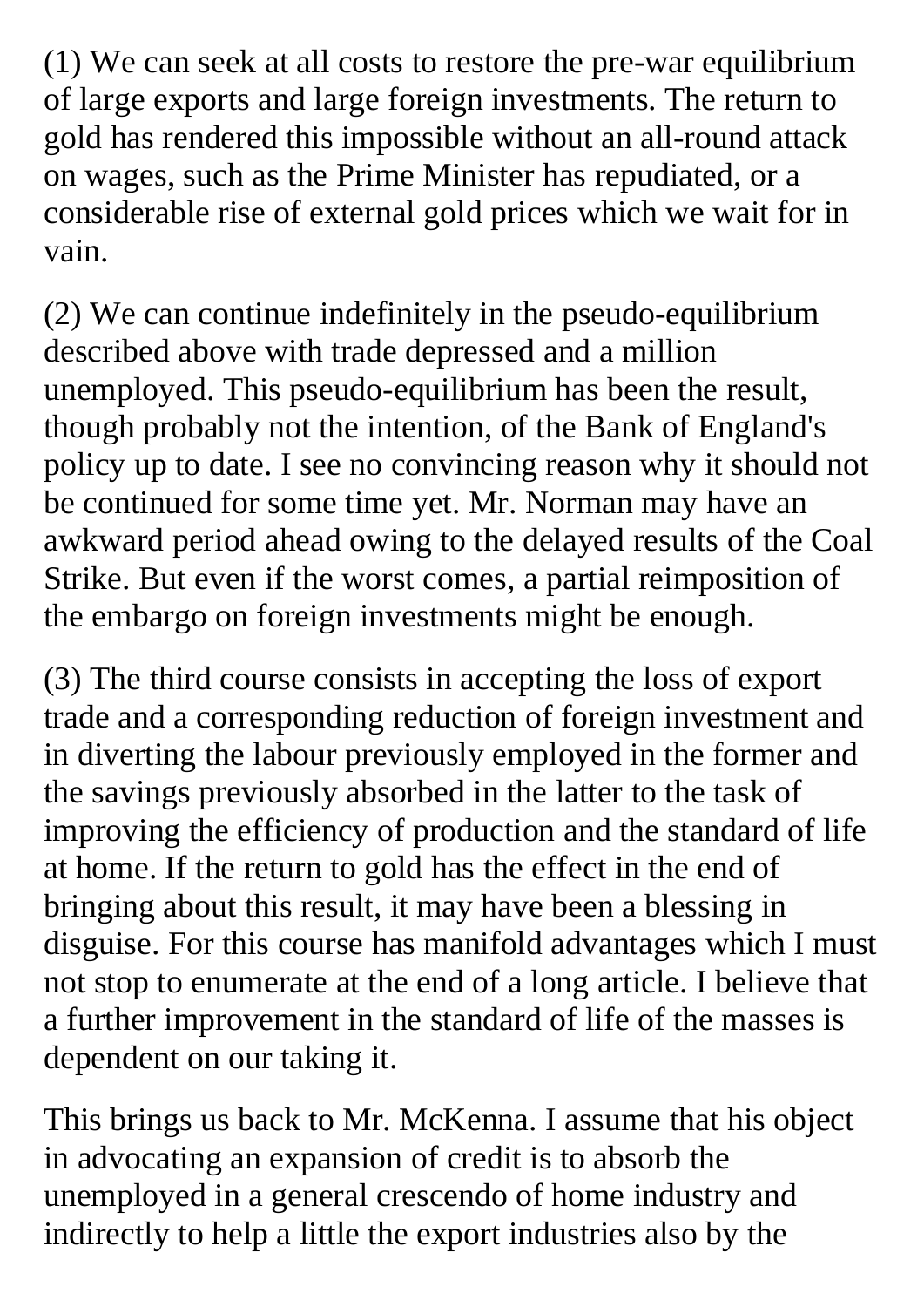(1) We can seek at all costs to restore the pre-war equilibrium of large exports and large foreign investments. The return to gold has rendered this impossible without an all-round attack on wages, such as the Prime Minister has repudiated, or a considerable rise of external gold prices which we wait for in vain.

(2) We can continue indefinitely in the pseudo-equilibrium described above with trade depressed and a million unemployed. This pseudo-equilibrium has been the result, though probably not the intention, of the Bank of England's policy up to date. I see no convincing reason why it should not be continued for some time yet. Mr. Norman may have an awkward period ahead owing to the delayed results of the Coal Strike. But even if the worst comes, a partial reimposition of the embargo on foreign investments might be enough.

(3) The third course consists in accepting the loss of export trade and a corresponding reduction of foreign investment and in diverting the labour previously employed in the former and the savings previously absorbed in the latter to the task of improving the efficiency of production and the standard of life at home. If the return to gold has the effect in the end of bringing about this result, it may have been a blessing in disguise. For this course has manifold advantages which I must not stop to enumerate at the end of a long article. I believe that a further improvement in the standard of life of the masses is dependent on our taking it.

This brings us back to Mr. McKenna. I assume that his object in advocating an expansion of credit is to absorb the unemployed in a general crescendo of home industry and indirectly to help a little the export industries also by the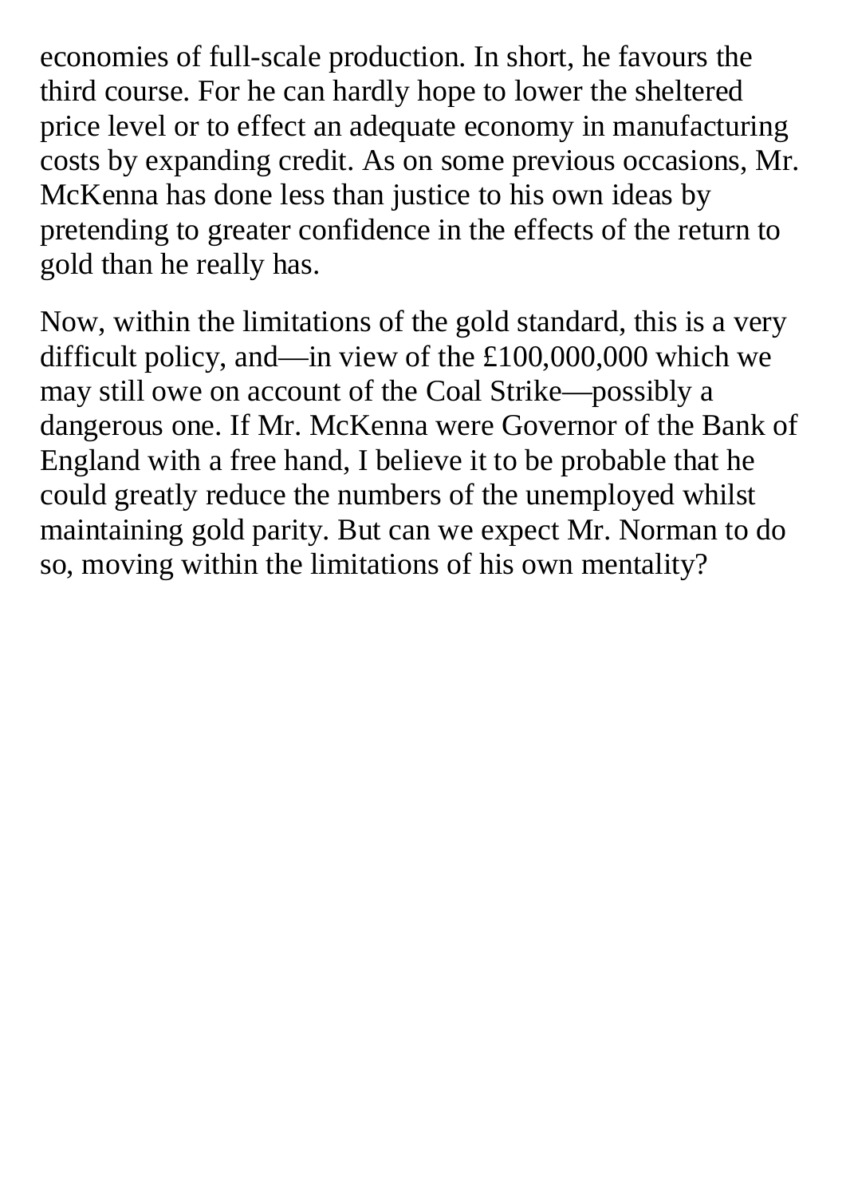economies of full-scale production. In short, he favours the third course. For he can hardly hope to lower the sheltered price level or to effect an adequate economy in manufacturing costs by expanding credit. As on some previous occasions, Mr. McKenna has done less than justice to his own ideas by pretending to greater confidence in the effects of the return to gold than he really has.

Now, within the limitations of the gold standard, this is a very difficult policy, and—in view of the £100,000,000 which we may still owe on account of the Coal Strike—possibly a dangerous one. If Mr. McKenna were Governor of the Bank of England with a free hand, I believe it to be probable that he could greatly reduce the numbers of the unemployed whilst maintaining gold parity. But can we expect Mr. Norman to do so, moving within the limitations of his own mentality?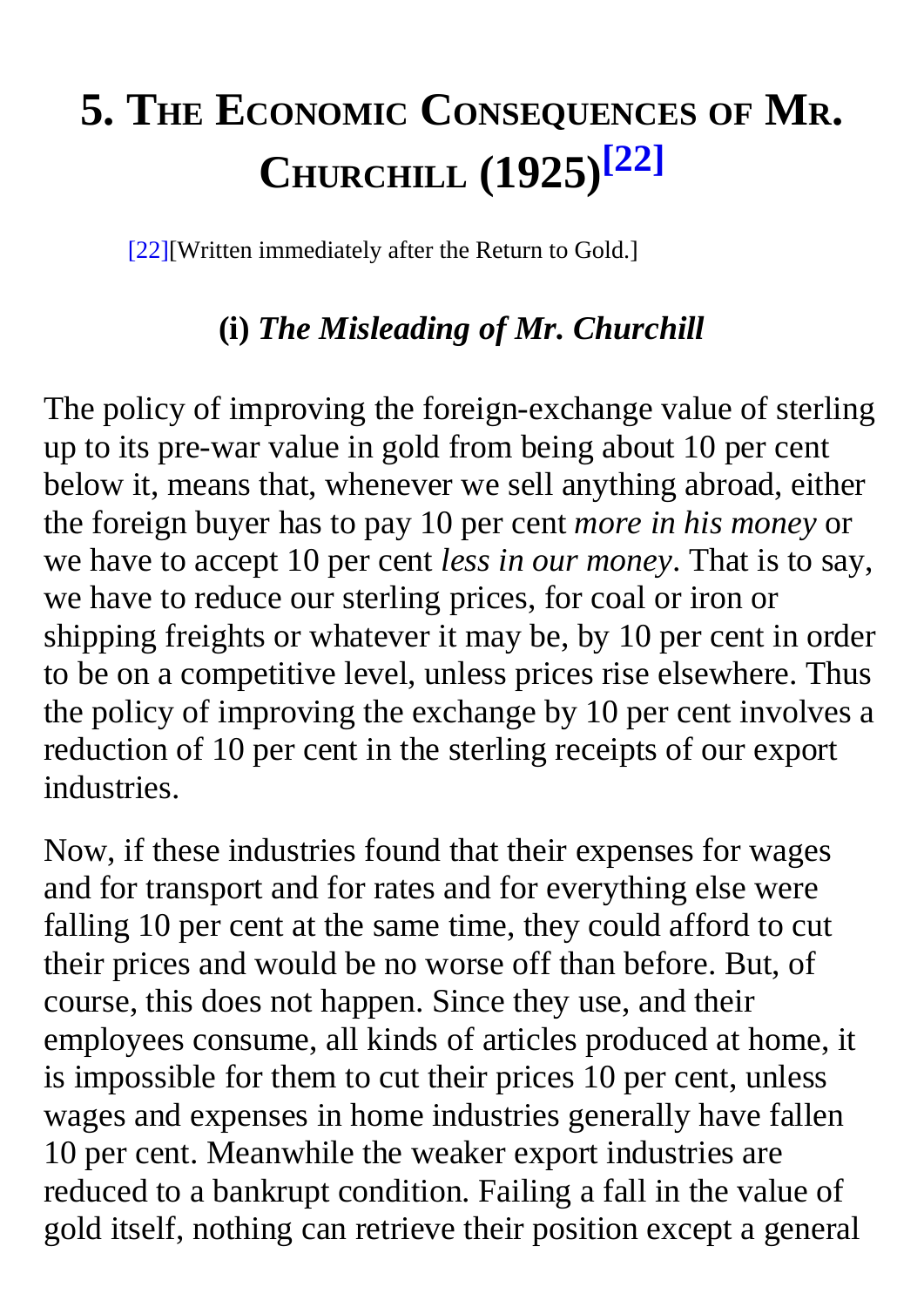# 5. The Economic Consequences of Mr. Churchill (1925)[22]

[22][Written immediately after the Return to Gold.]

## (i) *The Misleading of Mr. Churchill*

The policy of improving the foreign-exchange value of sterling up to its pre-war value in gold from being about 10 per cent below it, means that, whenever we sell anything abroad, either the foreign buyer has to pay 10 per cent *more in his money* or we have to accept 10 per cent *less in our money*. That is to say, we have to reduce our sterling prices, for coal or iron or shipping freights or whatever it may be, by 10 per cent in order to be on a competitive level, unless prices rise elsewhere. Thus the policy of improving the exchange by 10 per cent involves a reduction of 10 per cent in the sterling receipts of our export industries.

Now, if these industries found that their expenses for wages and for transport and for rates and for everything else were falling 10 per cent at the same time, they could afford to cut their prices and would be no worse off than before. But, of course, this does not happen. Since they use, and their employees consume, all kinds of articles produced at home, it is impossible for them to cut their prices 10 per cent, unless wages and expenses in home industries generally have fallen 10 per cent. Meanwhile the weaker export industries are reduced to a bankrupt condition. Failing a fall in the value of gold itself, nothing can retrieve their position except a general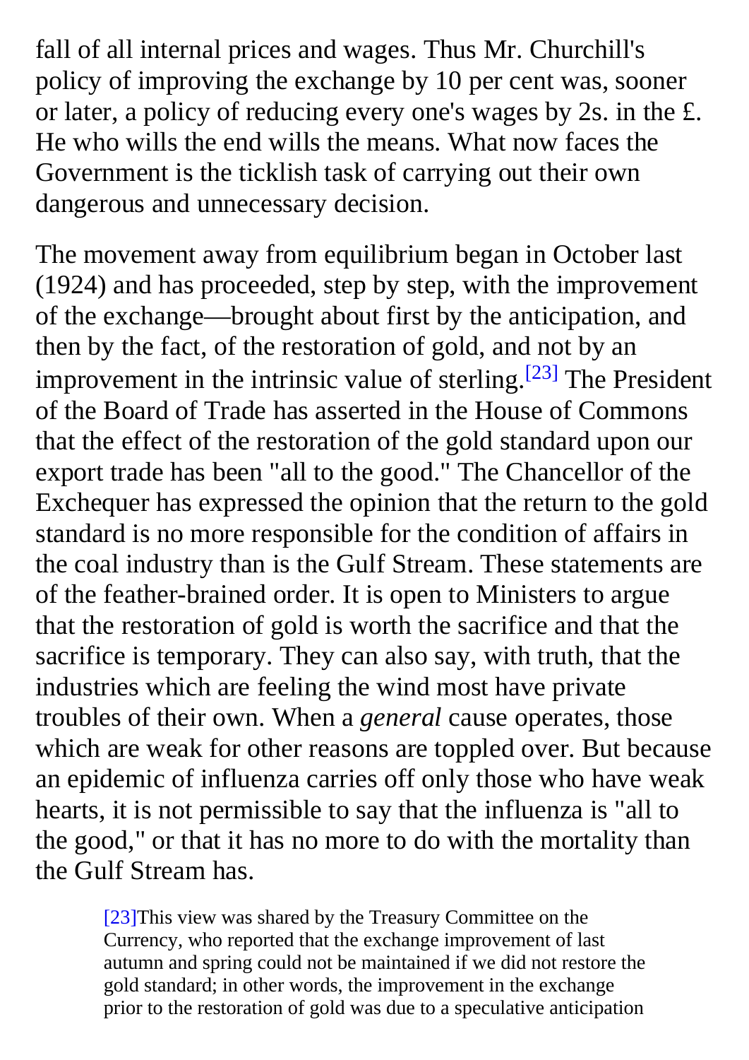fall of all internal prices and wages. Thus Mr. Churchill's policy of improving the exchange by 10 per cent was, sooner or later, a policy of reducing every one's wages by 2s. in the £. He who wills the end wills the means. What now faces the Government is the ticklish task of carrying out their own dangerous and unnecessary decision.

The movement away from equilibrium began in October last (1924) and has proceeded, step by step, with the improvement of the exchange—brought about first by the anticipation, and then by the fact, of the restoration of gold, and not by an improvement in the intrinsic value of sterling.[23] The President of the Board of Trade has asserted in the House of Commons that the effect of the restoration of the gold standard upon our export trade has been "all to the good." The Chancellor of the Exchequer has expressed the opinion that the return to the gold standard is no more responsible for the condition of affairs in the coal industry than is the Gulf Stream. These statements are of the feather-brained order. It is open to Ministers to argue that the restoration of gold is worth the sacrifice and that the sacrifice is temporary. They can also say, with truth, that the industries which are feeling the wind most have private troubles of their own. When a *general* cause operates, those which are weak for other reasons are toppled over. But because an epidemic of influenza carries off only those who have weak hearts, it is not permissible to say that the influenza is "all to the good," or that it has no more to do with the mortality than the Gulf Stream has.

[23]This view was shared by the Treasury Committee on the Currency, who reported that the exchange improvement of last autumn and spring could not be maintained if we did not restore the gold standard; in other words, the improvement in the exchange prior to the restoration of gold was due to a speculative anticipation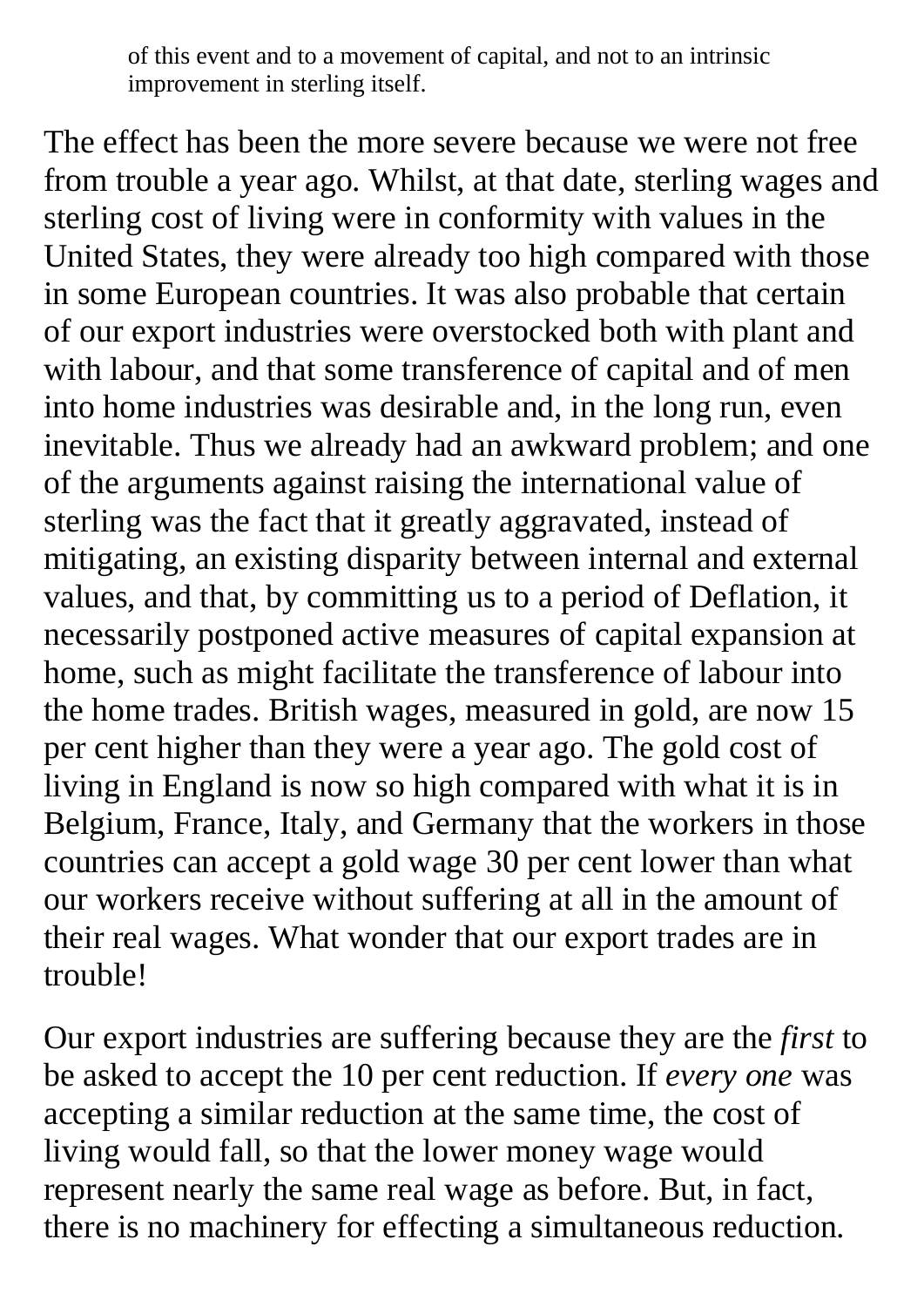of this event and to a movement of capital, and not to an intrinsic improvement in sterling itself.

The effect has been the more severe because we were not free from trouble a year ago. Whilst, at that date, sterling wages and sterling cost of living were in conformity with values in the United States, they were already too high compared with those in some European countries. It was also probable that certain of our export industries were overstocked both with plant and with labour, and that some transference of capital and of men into home industries was desirable and, in the long run, even inevitable. Thus we already had an awkward problem; and one of the arguments against raising the international value of sterling was the fact that it greatly aggravated, instead of mitigating, an existing disparity between internal and external values, and that, by committing us to a period of Deflation, it necessarily postponed active measures of capital expansion at home, such as might facilitate the transference of labour into the home trades. British wages, measured in gold, are now 15 per cent higher than they were a year ago. The gold cost of living in England is now so high compared with what it is in Belgium, France, Italy, and Germany that the workers in those countries can accept a gold wage 30 per cent lower than what our workers receive without suffering at all in the amount of their real wages. What wonder that our export trades are in trouble!

Our export industries are suffering because they are the *first* to be asked to accept the 10 per cent reduction. If *every one* was accepting a similar reduction at the same time, the cost of living would fall, so that the lower money wage would represent nearly the same real wage as before. But, in fact, there is no machinery for effecting a simultaneous reduction.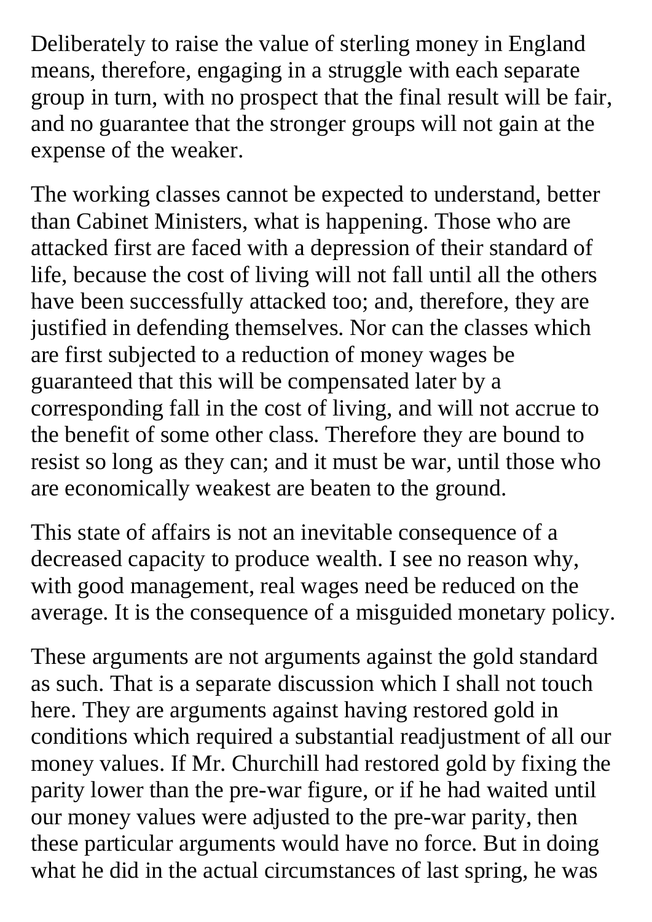Deliberately to raise the value of sterling money in England means, therefore, engaging in a struggle with each separate group in turn, with no prospect that the final result will be fair, and no guarantee that the stronger groups will not gain at the expense of the weaker.

The working classes cannot be expected to understand, better than Cabinet Ministers, what is happening. Those who are attacked first are faced with a depression of their standard of life, because the cost of living will not fall until all the others have been successfully attacked too; and, therefore, they are justified in defending themselves. Nor can the classes which are first subjected to a reduction of money wages be guaranteed that this will be compensated later by a corresponding fall in the cost of living, and will not accrue to the benefit of some other class. Therefore they are bound to resist so long as they can; and it must be war, until those who are economically weakest are beaten to the ground.

This state of affairs is not an inevitable consequence of a decreased capacity to produce wealth. I see no reason why, with good management, real wages need be reduced on the average. It is the consequence of a misguided monetary policy.

These arguments are not arguments against the gold standard as such. That is a separate discussion which I shall not touch here. They are arguments against having restored gold in conditions which required a substantial readjustment of all our money values. If Mr. Churchill had restored gold by fixing the parity lower than the pre-war figure, or if he had waited until our money values were adjusted to the pre-war parity, then these particular arguments would have no force. But in doing what he did in the actual circumstances of last spring, he was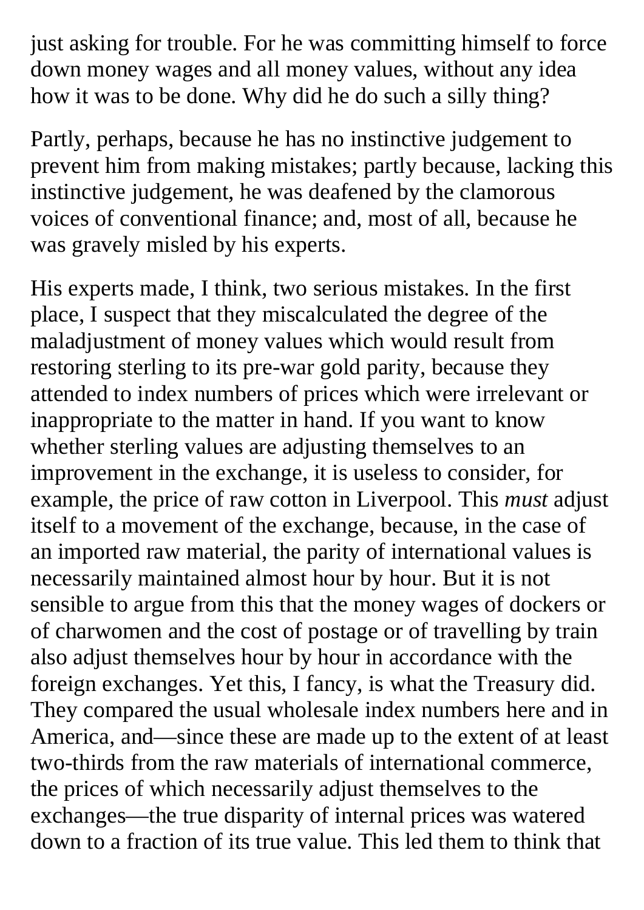just asking for trouble. For he was committing himself to force down money wages and all money values, without any idea how it was to be done. Why did he do such a silly thing?

Partly, perhaps, because he has no instinctive judgement to prevent him from making mistakes; partly because, lacking this instinctive judgement, he was deafened by the clamorous voices of conventional finance; and, most of all, because he was gravely misled by his experts.

His experts made, I think, two serious mistakes. In the first place, I suspect that they miscalculated the degree of the maladjustment of money values which would result from restoring sterling to its pre-war gold parity, because they attended to index numbers of prices which were irrelevant or inappropriate to the matter in hand. If you want to know whether sterling values are adjusting themselves to an improvement in the exchange, it is useless to consider, for example, the price of raw cotton in Liverpool. This *must* adjust itself to a movement of the exchange, because, in the case of an imported raw material, the parity of international values is necessarily maintained almost hour by hour. But it is not sensible to argue from this that the money wages of dockers or of charwomen and the cost of postage or of travelling by train also adjust themselves hour by hour in accordance with the foreign exchanges. Yet this, I fancy, is what the Treasury did. They compared the usual wholesale index numbers here and in America, and—since these are made up to the extent of at least two-thirds from the raw materials of international commerce, the prices of which necessarily adjust themselves to the exchanges—the true disparity of internal prices was watered down to a fraction of its true value. This led them to think that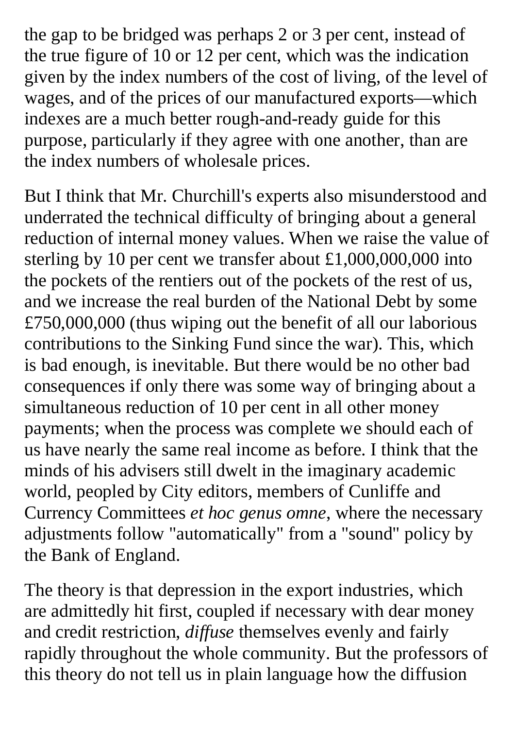the gap to be bridged was perhaps 2 or 3 per cent, instead of the true figure of 10 or 12 per cent, which was the indication given by the index numbers of the cost of living, of the level of wages, and of the prices of our manufactured exports—which indexes are a much better rough-and-ready guide for this purpose, particularly if they agree with one another, than are the index numbers of wholesale prices.

But I think that Mr. Churchill's experts also misunderstood and underrated the technical difficulty of bringing about a general reduction of internal money values. When we raise the value of sterling by 10 per cent we transfer about £1,000,000,000 into the pockets of the rentiers out of the pockets of the rest of us, and we increase the real burden of the National Debt by some £750,000,000 (thus wiping out the benefit of all our laborious contributions to the Sinking Fund since the war). This, which is bad enough, is inevitable. But there would be no other bad consequences if only there was some way of bringing about a simultaneous reduction of 10 per cent in all other money payments; when the process was complete we should each of us have nearly the same real income as before. I think that the minds of his advisers still dwelt in the imaginary academic world, peopled by City editors, members of Cunliffe and Currency Committees *et hoc genus omne*, where the necessary adjustments follow "automatically" from a "sound" policy by the Bank of England.

The theory is that depression in the export industries, which are admittedly hit first, coupled if necessary with dear money and credit restriction, *diffuse* themselves evenly and fairly rapidly throughout the whole community. But the professors of this theory do not tell us in plain language how the diffusion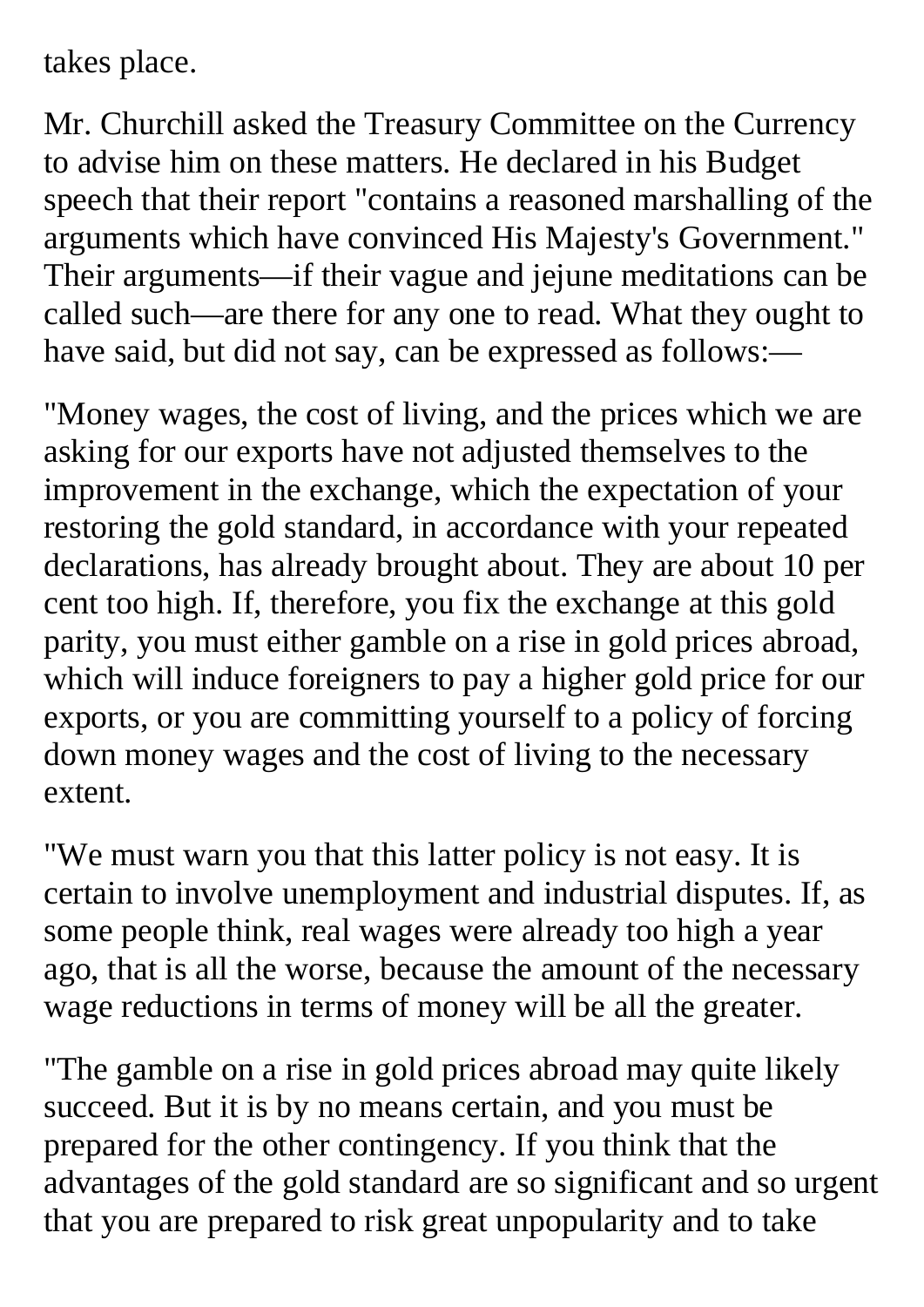takes place.

Mr. Churchill asked the Treasury Committee on the Currency to advise him on these matters. He declared in his Budget speech that their report "contains a reasoned marshalling of the arguments which have convinced His Majesty's Government." Their arguments—if their vague and jejune meditations can be called such—are there for any one to read. What they ought to have said, but did not say, can be expressed as follows:—

"Money wages, the cost of living, and the prices which we are asking for our exports have not adjusted themselves to the improvement in the exchange, which the expectation of your restoring the gold standard, in accordance with your repeated declarations, has already brought about. They are about 10 per cent too high. If, therefore, you fix the exchange at this gold parity, you must either gamble on a rise in gold prices abroad, which will induce foreigners to pay a higher gold price for our exports, or you are committing yourself to a policy of forcing down money wages and the cost of living to the necessary extent.

"We must warn you that this latter policy is not easy. It is certain to involve unemployment and industrial disputes. If, as some people think, real wages were already too high a year ago, that is all the worse, because the amount of the necessary wage reductions in terms of money will be all the greater.

"The gamble on a rise in gold prices abroad may quite likely succeed. But it is by no means certain, and you must be prepared for the other contingency. If you think that the advantages of the gold standard are so significant and so urgent that you are prepared to risk great unpopularity and to take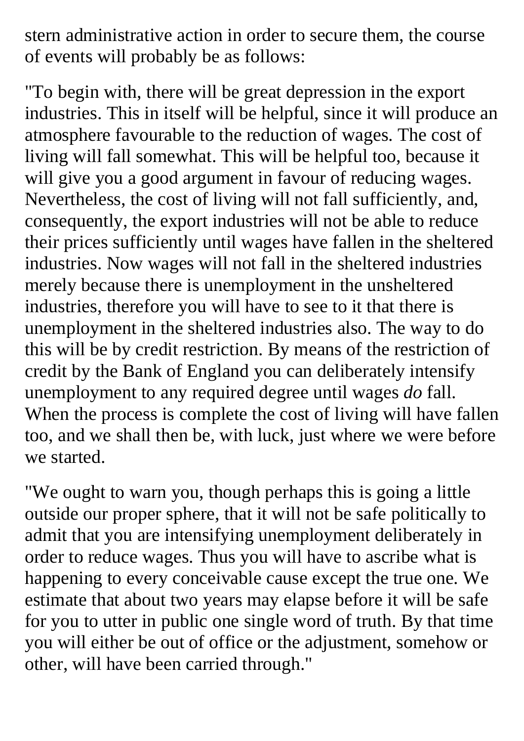stern administrative action in order to secure them, the course of events will probably be as follows:

"To begin with, there will be great depression in the export industries. This in itself will be helpful, since it will produce an atmosphere favourable to the reduction of wages. The cost of living will fall somewhat. This will be helpful too, because it will give you a good argument in favour of reducing wages. Nevertheless, the cost of living will not fall sufficiently, and, consequently, the export industries will not be able to reduce their prices sufficiently until wages have fallen in the sheltered industries. Now wages will not fall in the sheltered industries merely because there is unemployment in the unsheltered industries, therefore you will have to see to it that there is unemployment in the sheltered industries also. The way to do this will be by credit restriction. By means of the restriction of credit by the Bank of England you can deliberately intensify unemployment to any required degree until wages *do* fall. When the process is complete the cost of living will have fallen too, and we shall then be, with luck, just where we were before we started.

"We ought to warn you, though perhaps this is going a little outside our proper sphere, that it will not be safe politically to admit that you are intensifying unemployment deliberately in order to reduce wages. Thus you will have to ascribe what is happening to every conceivable cause except the true one. We estimate that about two years may elapse before it will be safe for you to utter in public one single word of truth. By that time you will either be out of office or the adjustment, somehow or other, will have been carried through."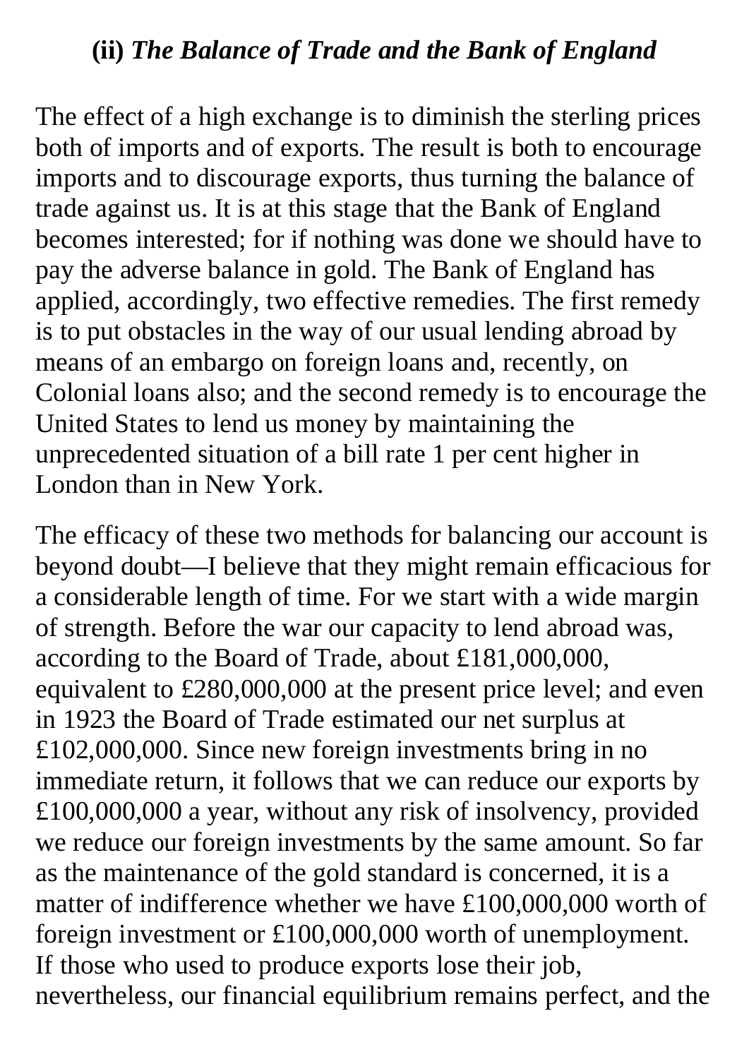### (ii) *The Balance of Trade and the Bank of England*

The effect of a high exchange is to diminish the sterling prices both of imports and of exports. The result is both to encourage imports and to discourage exports, thus turning the balance of trade against us. It is at this stage that the Bank of England becomes interested; for if nothing was done we should have to pay the adverse balance in gold. The Bank of England has applied, accordingly, two effective remedies. The first remedy is to put obstacles in the way of our usual lending abroad by means of an embargo on foreign loans and, recently, on Colonial loans also; and the second remedy is to encourage the United States to lend us money by maintaining the unprecedented situation of a bill rate 1 per cent higher in London than in New York.

The efficacy of these two methods for balancing our account is beyond doubt—I believe that they might remain efficacious for a considerable length of time. For we start with a wide margin of strength. Before the war our capacity to lend abroad was, according to the Board of Trade, about £181,000,000, equivalent to £280,000,000 at the present price level; and even in 1923 the Board of Trade estimated our net surplus at £102,000,000. Since new foreign investments bring in no immediate return, it follows that we can reduce our exports by £100,000,000 a year, without any risk of insolvency, provided we reduce our foreign investments by the same amount. So far as the maintenance of the gold standard is concerned, it is a matter of indifference whether we have £100,000,000 worth of foreign investment or £100,000,000 worth of unemployment. If those who used to produce exports lose their job, nevertheless, our financial equilibrium remains perfect, and the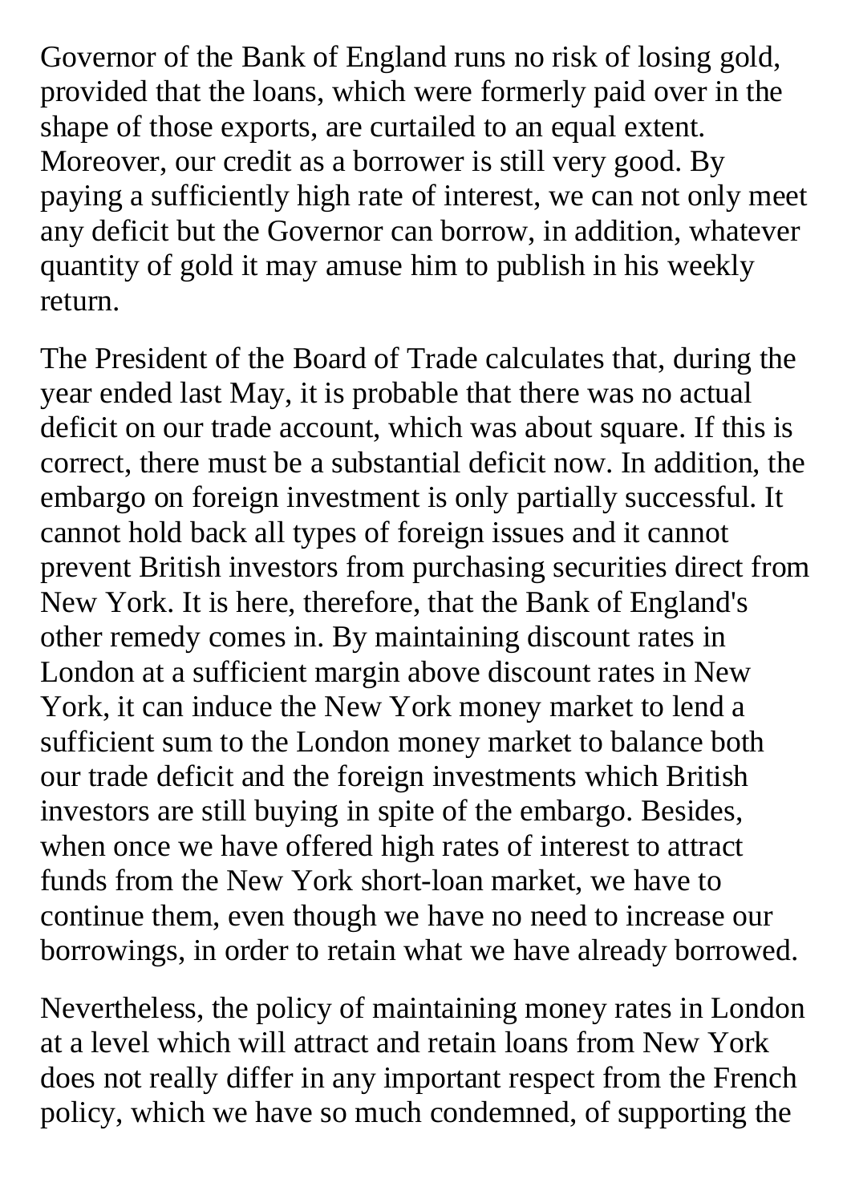Governor of the Bank of England runs no risk of losing gold, provided that the loans, which were formerly paid over in the shape of those exports, are curtailed to an equal extent. Moreover, our credit as a borrower is still very good. By paying a sufficiently high rate of interest, we can not only meet any deficit but the Governor can borrow, in addition, whatever quantity of gold it may amuse him to publish in his weekly return.

The President of the Board of Trade calculates that, during the year ended last May, it is probable that there was no actual deficit on our trade account, which was about square. If this is correct, there must be a substantial deficit now. In addition, the embargo on foreign investment is only partially successful. It cannot hold back all types of foreign issues and it cannot prevent British investors from purchasing securities direct from New York. It is here, therefore, that the Bank of England's other remedy comes in. By maintaining discount rates in London at a sufficient margin above discount rates in New York, it can induce the New York money market to lend a sufficient sum to the London money market to balance both our trade deficit and the foreign investments which British investors are still buying in spite of the embargo. Besides, when once we have offered high rates of interest to attract funds from the New York short-loan market, we have to continue them, even though we have no need to increase our borrowings, in order to retain what we have already borrowed.

Nevertheless, the policy of maintaining money rates in London at a level which will attract and retain loans from New York does not really differ in any important respect from the French policy, which we have so much condemned, of supporting the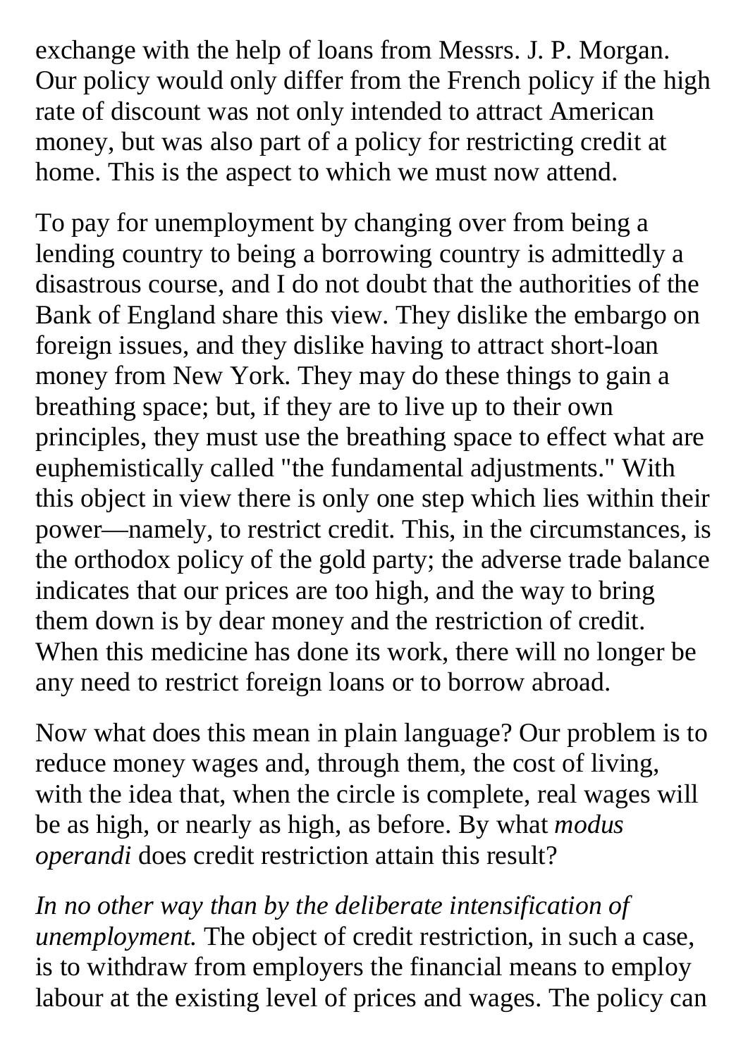exchange with the help of loans from Messrs. J. P. Morgan. Our policy would only differ from the French policy if the high rate of discount was not only intended to attract American money, but was also part of a policy for restricting credit at home. This is the aspect to which we must now attend.

To pay for unemployment by changing over from being a lending country to being a borrowing country is admittedly a disastrous course, and I do not doubt that the authorities of the Bank of England share this view. They dislike the embargo on foreign issues, and they dislike having to attract short-loan money from New York. They may do these things to gain a breathing space; but, if they are to live up to their own principles, they must use the breathing space to effect what are euphemistically called "the fundamental adjustments." With this object in view there is only one step which lies within their power—namely, to restrict credit. This, in the circumstances, is the orthodox policy of the gold party; the adverse trade balance indicates that our prices are too high, and the way to bring them down is by dear money and the restriction of credit. When this medicine has done its work, there will no longer be any need to restrict foreign loans or to borrow abroad.

Now what does this mean in plain language? Our problem is to reduce money wages and, through them, the cost of living, with the idea that, when the circle is complete, real wages will be as high, or nearly as high, as before. By what *modus operandi* does credit restriction attain this result?

*In no other way than by the deliberate intensification of unemployment.* The object of credit restriction, in such a case, is to withdraw from employers the financial means to employ labour at the existing level of prices and wages. The policy can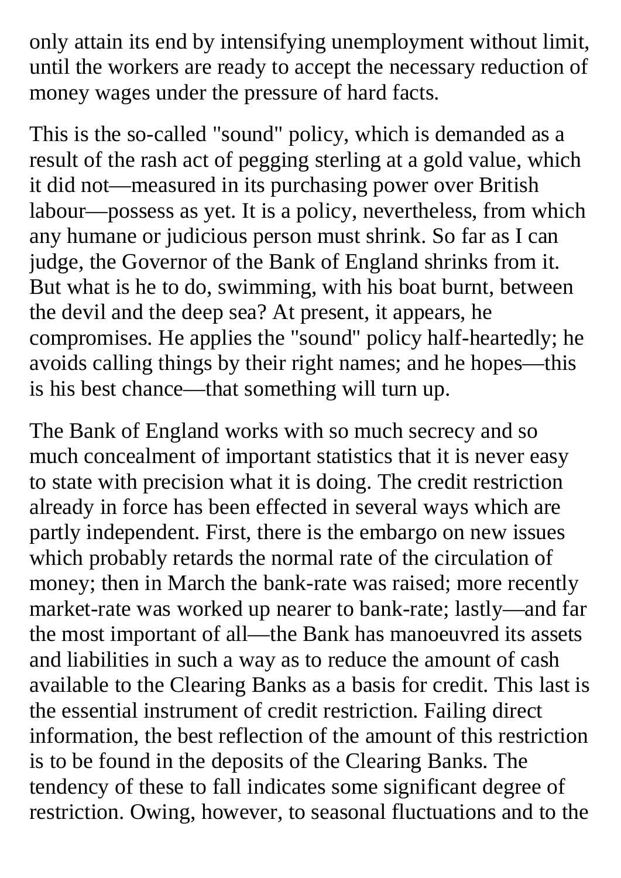only attain its end by intensifying unemployment without limit, until the workers are ready to accept the necessary reduction of money wages under the pressure of hard facts.

This is the so-called "sound" policy, which is demanded as a result of the rash act of pegging sterling at a gold value, which it did not—measured in its purchasing power over British labour—possess as yet. It is a policy, nevertheless, from which any humane or judicious person must shrink. So far as I can judge, the Governor of the Bank of England shrinks from it. But what is he to do, swimming, with his boat burnt, between the devil and the deep sea? At present, it appears, he compromises. He applies the "sound" policy half-heartedly; he avoids calling things by their right names; and he hopes—this is his best chance—that something will turn up.

The Bank of England works with so much secrecy and so much concealment of important statistics that it is never easy to state with precision what it is doing. The credit restriction already in force has been effected in several ways which are partly independent. First, there is the embargo on new issues which probably retards the normal rate of the circulation of money; then in March the bank-rate was raised; more recently market-rate was worked up nearer to bank-rate; lastly—and far the most important of all—the Bank has manoeuvred its assets and liabilities in such a way as to reduce the amount of cash available to the Clearing Banks as a basis for credit. This last is the essential instrument of credit restriction. Failing direct information, the best reflection of the amount of this restriction is to be found in the deposits of the Clearing Banks. The tendency of these to fall indicates some significant degree of restriction. Owing, however, to seasonal fluctuations and to the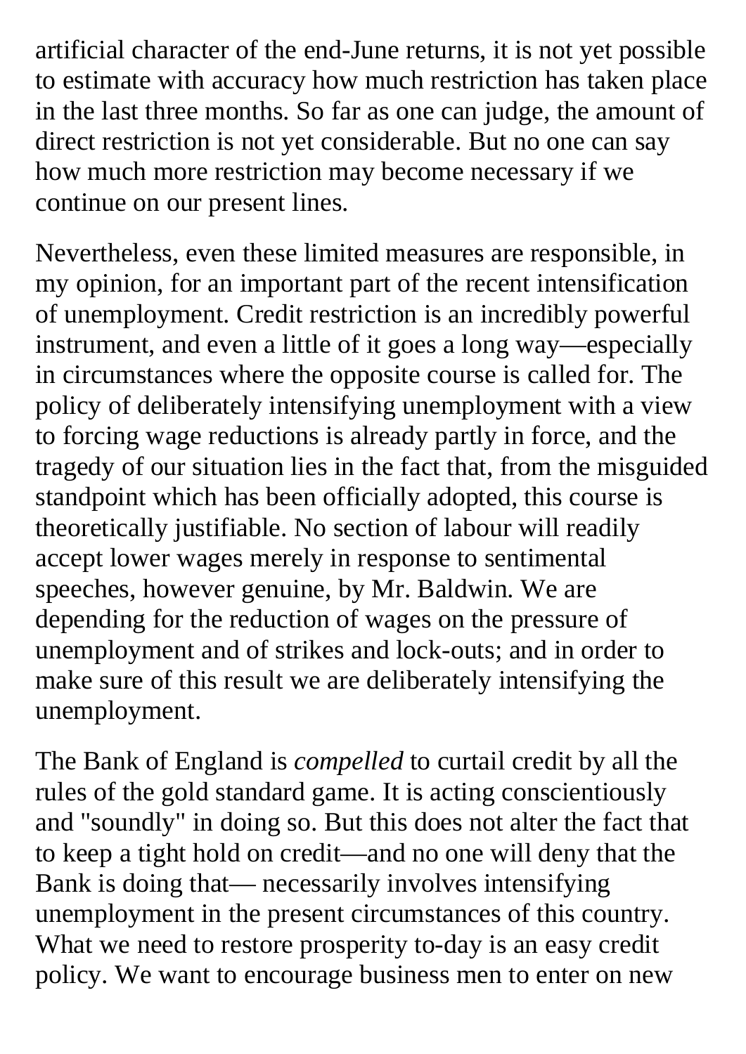artificial character of the end-June returns, it is not yet possible to estimate with accuracy how much restriction has taken place in the last three months. So far as one can judge, the amount of direct restriction is not yet considerable. But no one can say how much more restriction may become necessary if we continue on our present lines.

Nevertheless, even these limited measures are responsible, in my opinion, for an important part of the recent intensification of unemployment. Credit restriction is an incredibly powerful instrument, and even a little of it goes a long way—especially in circumstances where the opposite course is called for. The policy of deliberately intensifying unemployment with a view to forcing wage reductions is already partly in force, and the tragedy of our situation lies in the fact that, from the misguided standpoint which has been officially adopted, this course is theoretically justifiable. No section of labour will readily accept lower wages merely in response to sentimental speeches, however genuine, by Mr. Baldwin. We are depending for the reduction of wages on the pressure of unemployment and of strikes and lock-outs; and in order to make sure of this result we are deliberately intensifying the unemployment.

The Bank of England is *compelled* to curtail credit by all the rules of the gold standard game. It is acting conscientiously and "soundly" in doing so. But this does not alter the fact that to keep a tight hold on credit—and no one will deny that the Bank is doing that— necessarily involves intensifying unemployment in the present circumstances of this country. What we need to restore prosperity to-day is an easy credit policy. We want to encourage business men to enter on new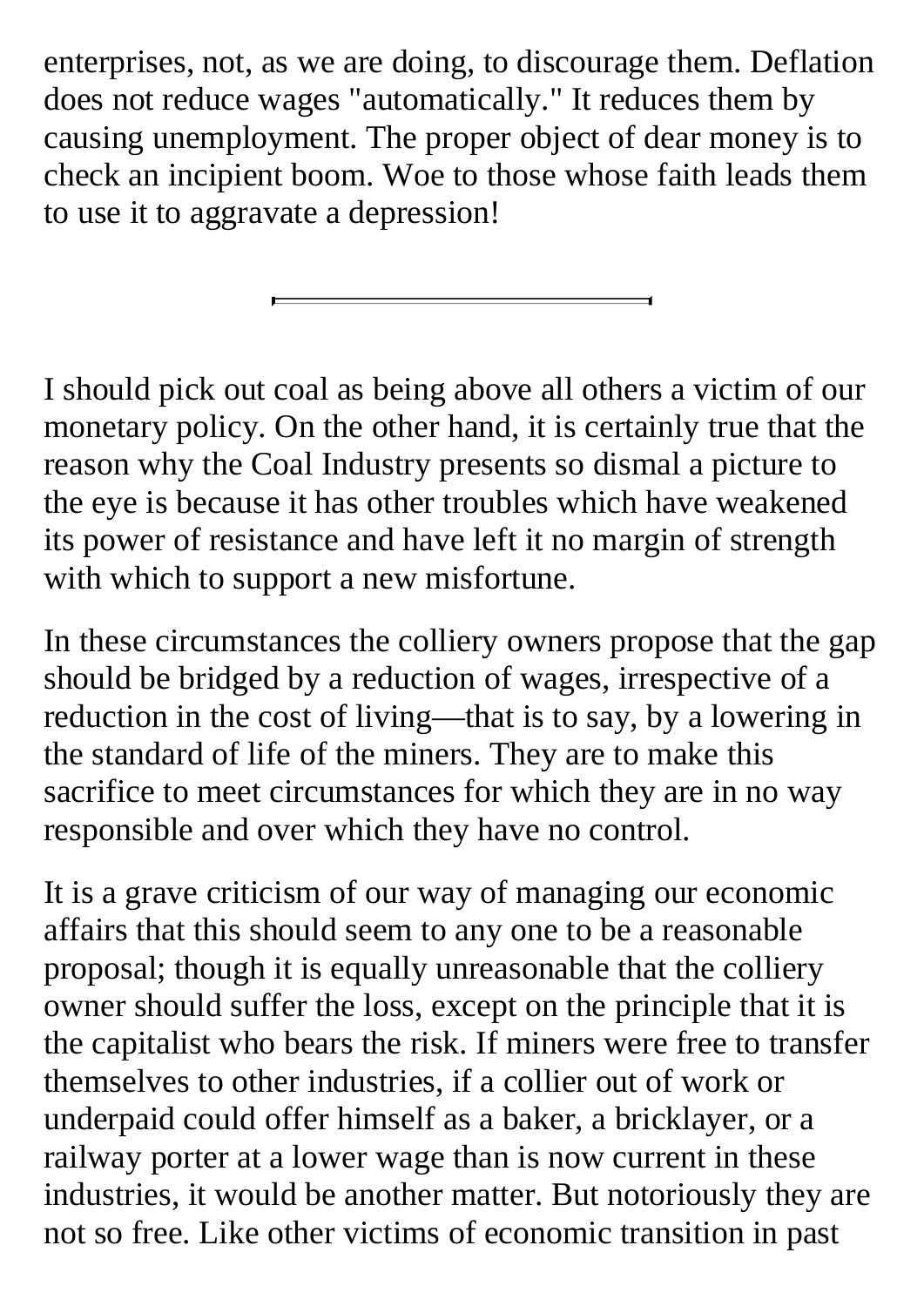enterprises, not, as we are doing, to discourage them. Deflation does not reduce wages "automatically." It reduces them by causing unemployment. The proper object of dear money is to check an incipient boom. Woe to those whose faith leads them to use it to aggravate a depression!

---

I should pick out coal as being above all others a victim of our monetary policy. On the other hand, it is certainly true that the reason why the Coal Industry presents so dismal a picture to the eye is because it has other troubles which have weakened its power of resistance and have left it no margin of strength with which to support a new misfortune.

In these circumstances the colliery owners propose that the gap should be bridged by a reduction of wages, irrespective of a reduction in the cost of living—that is to say, by a lowering in the standard of life of the miners. They are to make this sacrifice to meet circumstances for which they are in no way responsible and over which they have no control.

It is a grave criticism of our way of managing our economic affairs that this should seem to any one to be a reasonable proposal; though it is equally unreasonable that the colliery owner should suffer the loss, except on the principle that it is the capitalist who bears the risk. If miners were free to transfer themselves to other industries, if a collier out of work or underpaid could offer himself as a baker, a bricklayer, or a railway porter at a lower wage than is now current in these industries, it would be another matter. But notoriously they are not so free. Like other victims of economic transition in past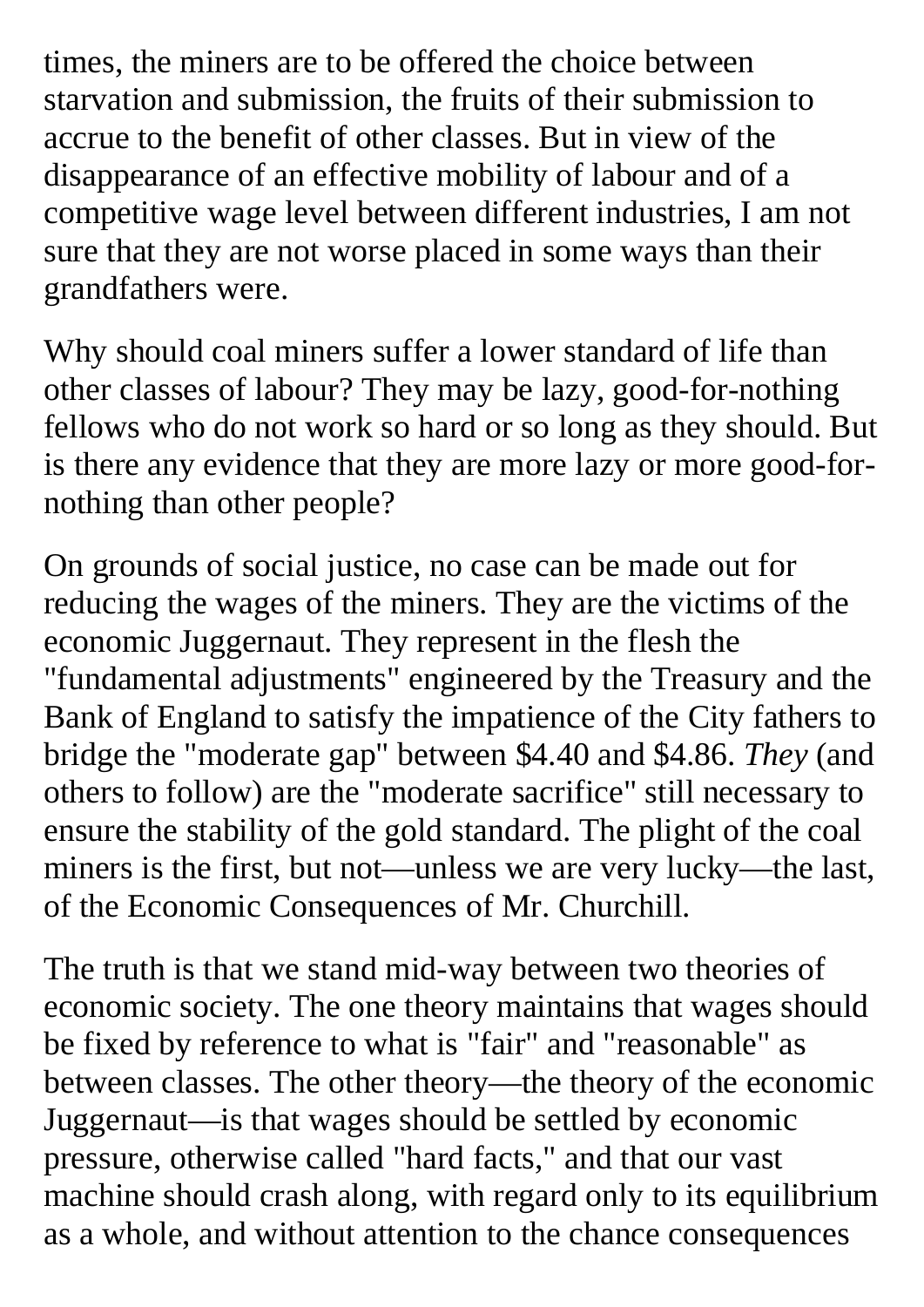times, the miners are to be offered the choice between starvation and submission, the fruits of their submission to accrue to the benefit of other classes. But in view of the disappearance of an effective mobility of labour and of a competitive wage level between different industries, I am not sure that they are not worse placed in some ways than their grandfathers were.

Why should coal miners suffer a lower standard of life than other classes of labour? They may be lazy, good-for-nothing fellows who do not work so hard or so long as they should. But is there any evidence that they are more lazy or more good-for-nothing than other people?

On grounds of social justice, no case can be made out for reducing the wages of the miners. They are the victims of the economic Juggernaut. They represent in the flesh the "fundamental adjustments" engineered by the Treasury and the Bank of England to satisfy the impatience of the City fathers to bridge the "moderate gap" between $4.40 and $4.86. *They* (and others to follow) are the "moderate sacrifice" still necessary to ensure the stability of the gold standard. The plight of the coal miners is the first, but not—unless we are very lucky—the last, of the Economic Consequences of Mr. Churchill.

The truth is that we stand mid-way between two theories of economic society. The one theory maintains that wages should be fixed by reference to what is "fair" and "reasonable" as between classes. The other theory—the theory of the economic Juggernaut—is that wages should be settled by economic pressure, otherwise called "hard facts," and that our vast machine should crash along, with regard only to its equilibrium as a whole, and without attention to the chance consequences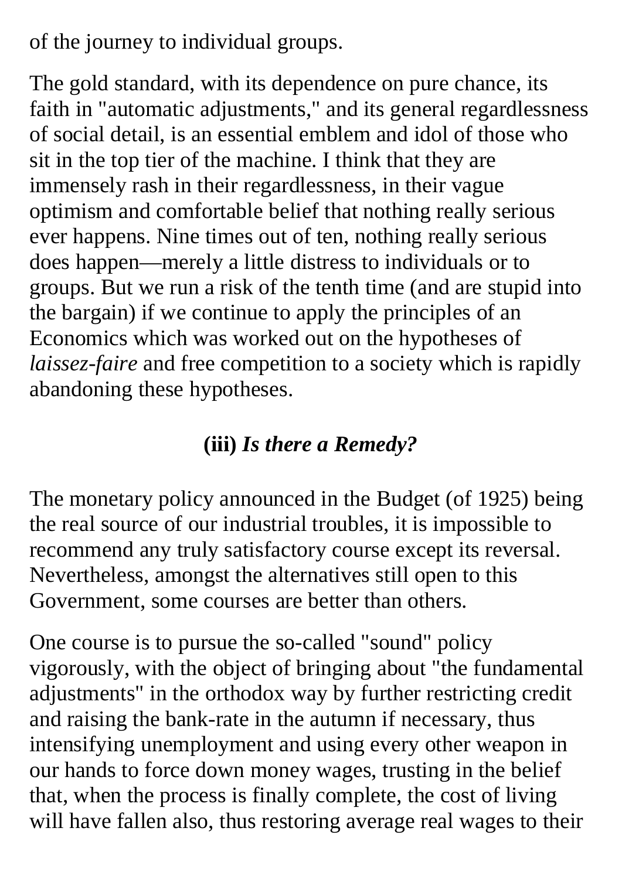of the journey to individual groups.

The gold standard, with its dependence on pure chance, its faith in "automatic adjustments," and its general regardlessness of social detail, is an essential emblem and idol of those who sit in the top tier of the machine. I think that they are immensely rash in their regardlessness, in their vague optimism and comfortable belief that nothing really serious ever happens. Nine times out of ten, nothing really serious does happen—merely a little distress to individuals or to groups. But we run a risk of the tenth time (and are stupid into the bargain) if we continue to apply the principles of an Economics which was worked out on the hypotheses of *laissez-faire* and free competition to a society which is rapidly abandoning these hypotheses.

### (iii) *Is there a Remedy?*

The monetary policy announced in the Budget (of 1925) being the real source of our industrial troubles, it is impossible to recommend any truly satisfactory course except its reversal. Nevertheless, amongst the alternatives still open to this Government, some courses are better than others.

One course is to pursue the so-called "sound" policy vigorously, with the object of bringing about "the fundamental adjustments" in the orthodox way by further restricting credit and raising the bank-rate in the autumn if necessary, thus intensifying unemployment and using every other weapon in our hands to force down money wages, trusting in the belief that, when the process is finally complete, the cost of living will have fallen also, thus restoring average real wages to their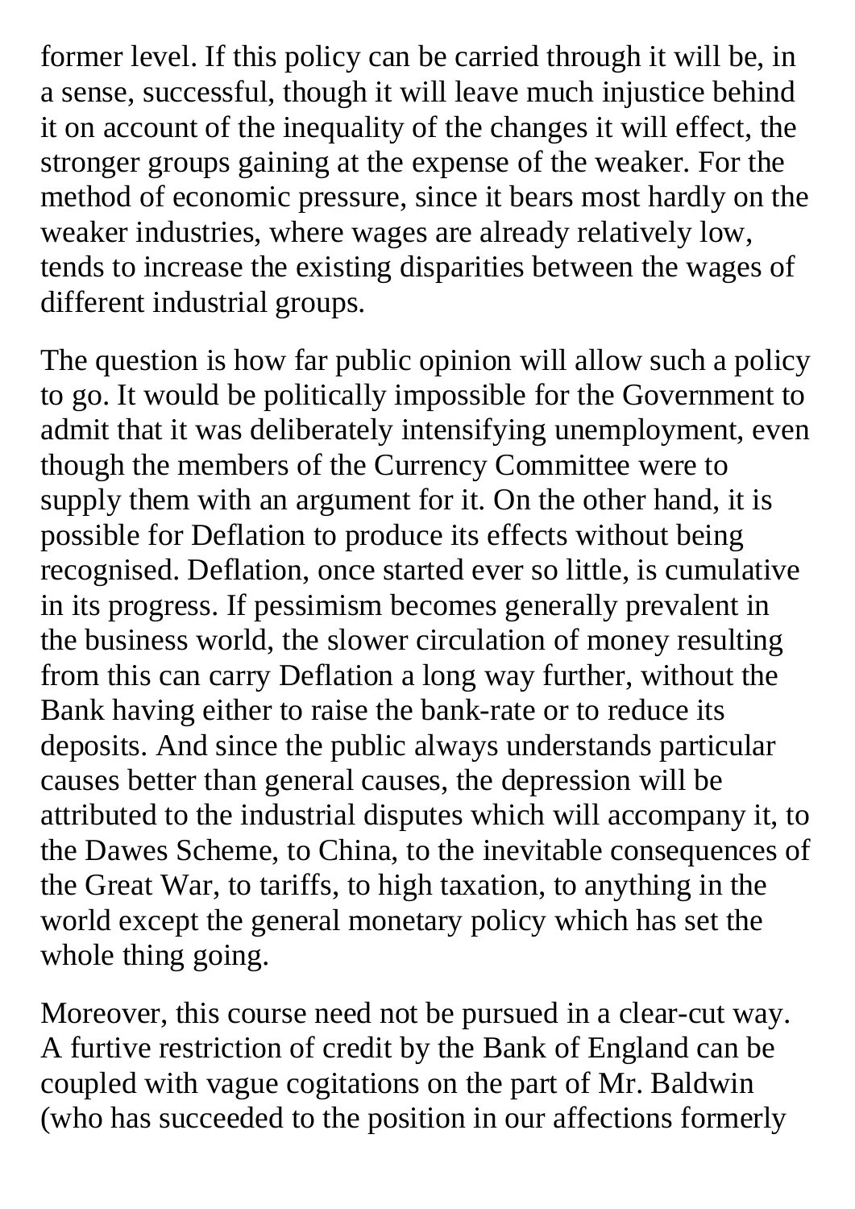former level. If this policy can be carried through it will be, in a sense, successful, though it will leave much injustice behind it on account of the inequality of the changes it will effect, the stronger groups gaining at the expense of the weaker. For the method of economic pressure, since it bears most hardly on the weaker industries, where wages are already relatively low, tends to increase the existing disparities between the wages of different industrial groups.

The question is how far public opinion will allow such a policy to go. It would be politically impossible for the Government to admit that it was deliberately intensifying unemployment, even though the members of the Currency Committee were to supply them with an argument for it. On the other hand, it is possible for Deflation to produce its effects without being recognised. Deflation, once started ever so little, is cumulative in its progress. If pessimism becomes generally prevalent in the business world, the slower circulation of money resulting from this can carry Deflation a long way further, without the Bank having either to raise the bank-rate or to reduce its deposits. And since the public always understands particular causes better than general causes, the depression will be attributed to the industrial disputes which will accompany it, to the Dawes Scheme, to China, to the inevitable consequences of the Great War, to tariffs, to high taxation, to anything in the world except the general monetary policy which has set the whole thing going.

Moreover, this course need not be pursued in a clear-cut way. A furtive restriction of credit by the Bank of England can be coupled with vague cogitations on the part of Mr. Baldwin (who has succeeded to the position in our affections formerly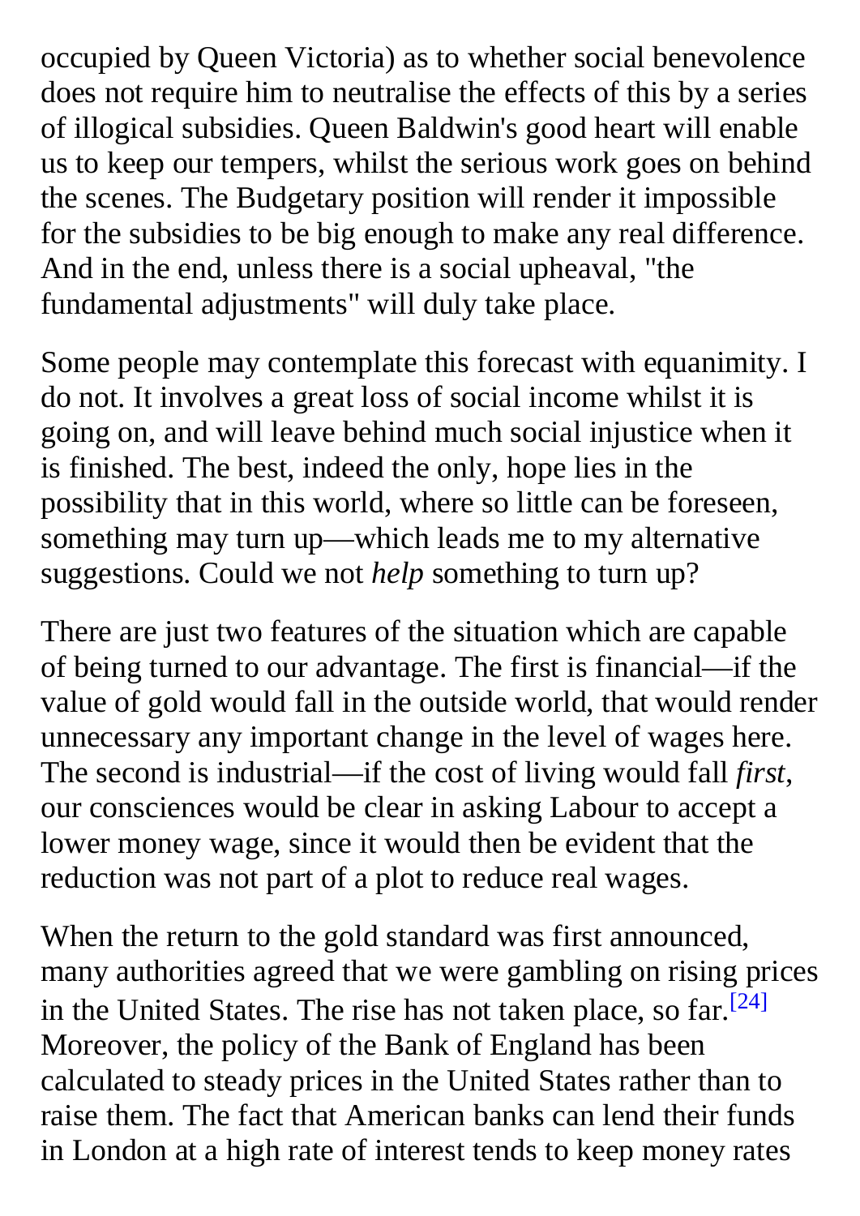occupied by Queen Victoria) as to whether social benevolence does not require him to neutralise the effects of this by a series of illogical subsidies. Queen Baldwin's good heart will enable us to keep our tempers, whilst the serious work goes on behind the scenes. The Budgetary position will render it impossible for the subsidies to be big enough to make any real difference. And in the end, unless there is a social upheaval, "the fundamental adjustments" will duly take place.

Some people may contemplate this forecast with equanimity. I do not. It involves a great loss of social income whilst it is going on, and will leave behind much social injustice when it is finished. The best, indeed the only, hope lies in the possibility that in this world, where so little can be foreseen, something may turn up—which leads me to my alternative suggestions. Could we not *help* something to turn up?

There are just two features of the situation which are capable of being turned to our advantage. The first is financial—if the value of gold would fall in the outside world, that would render unnecessary any important change in the level of wages here. The second is industrial—if the cost of living would fall *first*, our consciences would be clear in asking Labour to accept a lower money wage, since it would then be evident that the reduction was not part of a plot to reduce real wages.

When the return to the gold standard was first announced, many authorities agreed that we were gambling on rising prices in the United States. The rise has not taken place, so far.[24] Moreover, the policy of the Bank of England has been calculated to steady prices in the United States rather than to raise them. The fact that American banks can lend their funds in London at a high rate of interest tends to keep money rates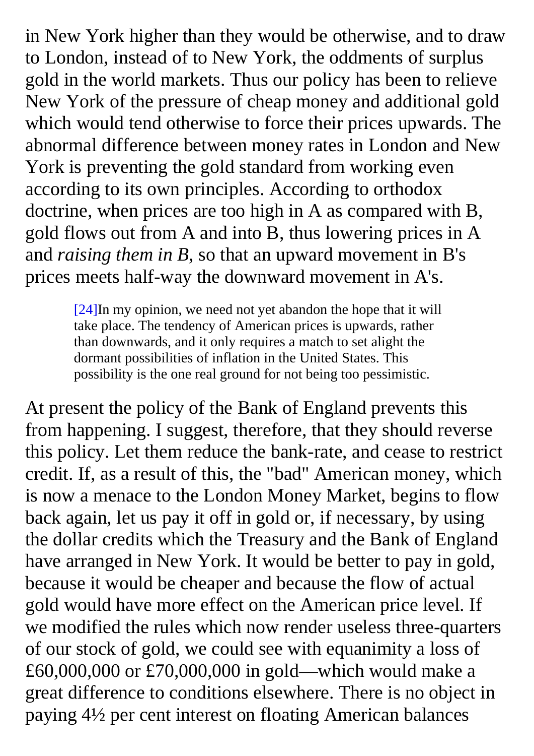in New York higher than they would be otherwise, and to draw to London, instead of to New York, the oddments of surplus gold in the world markets. Thus our policy has been to relieve New York of the pressure of cheap money and additional gold which would tend otherwise to force their prices upwards. The abnormal difference between money rates in London and New York is preventing the gold standard from working even according to its own principles. According to orthodox doctrine, when prices are too high in A as compared with B, gold flows out from A and into B, thus lowering prices in A and *raising them in B*, so that an upward movement in B's prices meets half-way the downward movement in A's.

> [24]In my opinion, we need not yet abandon the hope that it will take place. The tendency of American prices is upwards, rather than downwards, and it only requires a match to set alight the dormant possibilities of inflation in the United States. This possibility is the one real ground for not being too pessimistic.

At present the policy of the Bank of England prevents this from happening. I suggest, therefore, that they should reverse this policy. Let them reduce the bank-rate, and cease to restrict credit. If, as a result of this, the "bad" American money, which is now a menace to the London Money Market, begins to flow back again, let us pay it off in gold or, if necessary, by using the dollar credits which the Treasury and the Bank of England have arranged in New York. It would be better to pay in gold, because it would be cheaper and because the flow of actual gold would have more effect on the American price level. If we modified the rules which now render useless three-quarters of our stock of gold, we could see with equanimity a loss of £60,000,000 or £70,000,000 in gold—which would make a great difference to conditions elsewhere. There is no object in paying 4½ per cent interest on floating American balances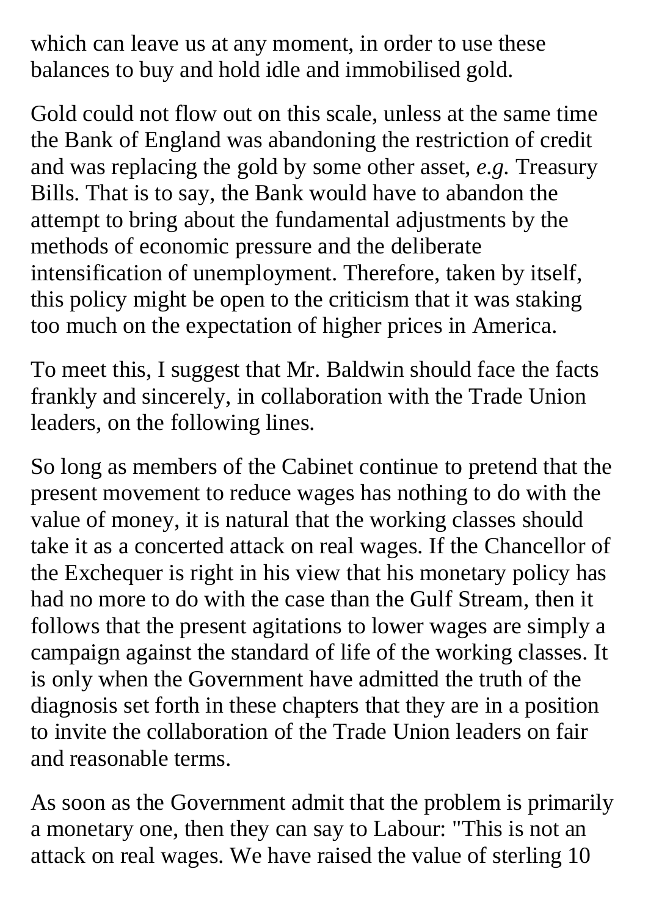which can leave us at any moment, in order to use these balances to buy and hold idle and immobilised gold.

Gold could not flow out on this scale, unless at the same time the Bank of England was abandoning the restriction of credit and was replacing the gold by some other asset, *e.g.* Treasury Bills. That is to say, the Bank would have to abandon the attempt to bring about the fundamental adjustments by the methods of economic pressure and the deliberate intensification of unemployment. Therefore, taken by itself, this policy might be open to the criticism that it was staking too much on the expectation of higher prices in America.

To meet this, I suggest that Mr. Baldwin should face the facts frankly and sincerely, in collaboration with the Trade Union leaders, on the following lines.

So long as members of the Cabinet continue to pretend that the present movement to reduce wages has nothing to do with the value of money, it is natural that the working classes should take it as a concerted attack on real wages. If the Chancellor of the Exchequer is right in his view that his monetary policy has had no more to do with the case than the Gulf Stream, then it follows that the present agitations to lower wages are simply a campaign against the standard of life of the working classes. It is only when the Government have admitted the truth of the diagnosis set forth in these chapters that they are in a position to invite the collaboration of the Trade Union leaders on fair and reasonable terms.

As soon as the Government admit that the problem is primarily a monetary one, then they can say to Labour: "This is not an attack on real wages. We have raised the value of sterling 10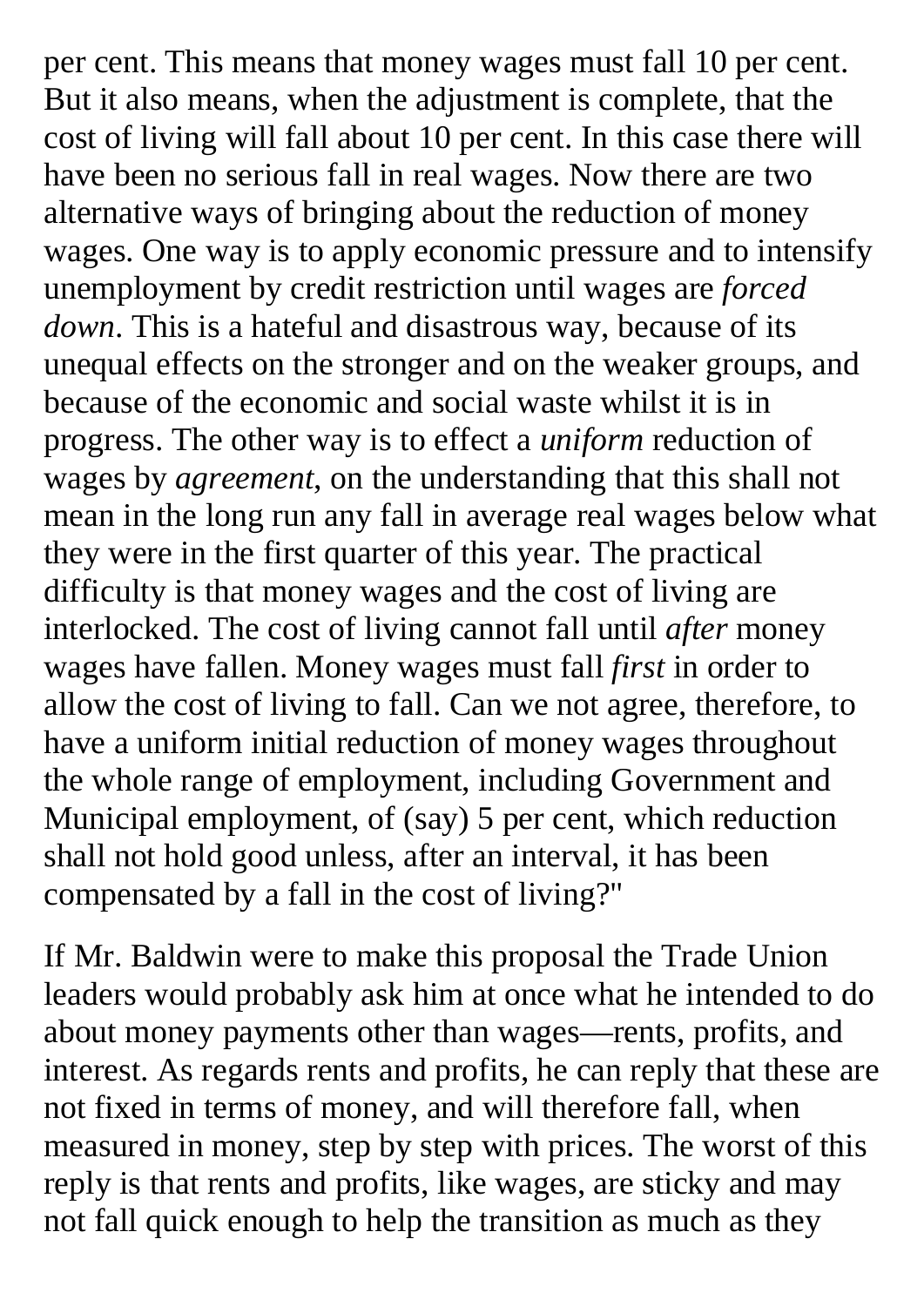per cent. This means that money wages must fall 10 per cent. But it also means, when the adjustment is complete, that the cost of living will fall about 10 per cent. In this case there will have been no serious fall in real wages. Now there are two alternative ways of bringing about the reduction of money wages. One way is to apply economic pressure and to intensify unemployment by credit restriction until wages are *forced down*. This is a hateful and disastrous way, because of its unequal effects on the stronger and on the weaker groups, and because of the economic and social waste whilst it is in progress. The other way is to effect a *uniform* reduction of wages by *agreement*, on the understanding that this shall not mean in the long run any fall in average real wages below what they were in the first quarter of this year. The practical difficulty is that money wages and the cost of living are interlocked. The cost of living cannot fall until *after* money wages have fallen. Money wages must fall *first* in order to allow the cost of living to fall. Can we not agree, therefore, to have a uniform initial reduction of money wages throughout the whole range of employment, including Government and Municipal employment, of (say) 5 per cent, which reduction shall not hold good unless, after an interval, it has been compensated by a fall in the cost of living?"

If Mr. Baldwin were to make this proposal the Trade Union leaders would probably ask him at once what he intended to do about money payments other than wages—rents, profits, and interest. As regards rents and profits, he can reply that these are not fixed in terms of money, and will therefore fall, when measured in money, step by step with prices. The worst of this reply is that rents and profits, like wages, are sticky and may not fall quick enough to help the transition as much as they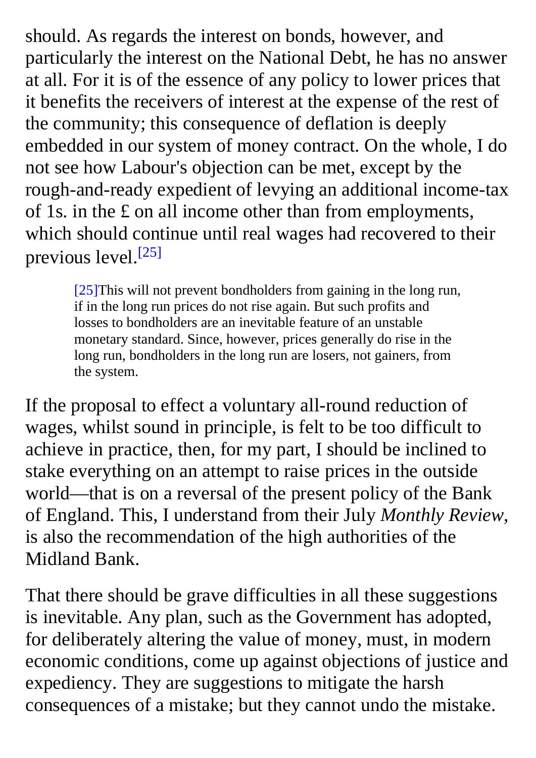should. As regards the interest on bonds, however, and particularly the interest on the National Debt, he has no answer at all. For it is of the essence of any policy to lower prices that it benefits the receivers of interest at the expense of the rest of the community; this consequence of deflation is deeply embedded in our system of money contract. On the whole, I do not see how Labour's objection can be met, except by the rough-and-ready expedient of levying an additional income-tax of 1s. in the £ on all income other than from employments, which should continue until real wages had recovered to their previous level.[25]

> [25]This will not prevent bondholders from gaining in the long run, if in the long run prices do not rise again. But such profits and losses to bondholders are an inevitable feature of an unstable monetary standard. Since, however, prices generally do rise in the long run, bondholders in the long run are losers, not gainers, from the system.

If the proposal to effect a voluntary all-round reduction of wages, whilst sound in principle, is felt to be too difficult to achieve in practice, then, for my part, I should be inclined to stake everything on an attempt to raise prices in the outside world—that is on a reversal of the present policy of the Bank of England. This, I understand from their July *Monthly Review*, is also the recommendation of the high authorities of the Midland Bank.

That there should be grave difficulties in all these suggestions is inevitable. Any plan, such as the Government has adopted, for deliberately altering the value of money, must, in modern economic conditions, come up against objections of justice and expediency. They are suggestions to mitigate the harsh consequences of a mistake; but they cannot undo the mistake.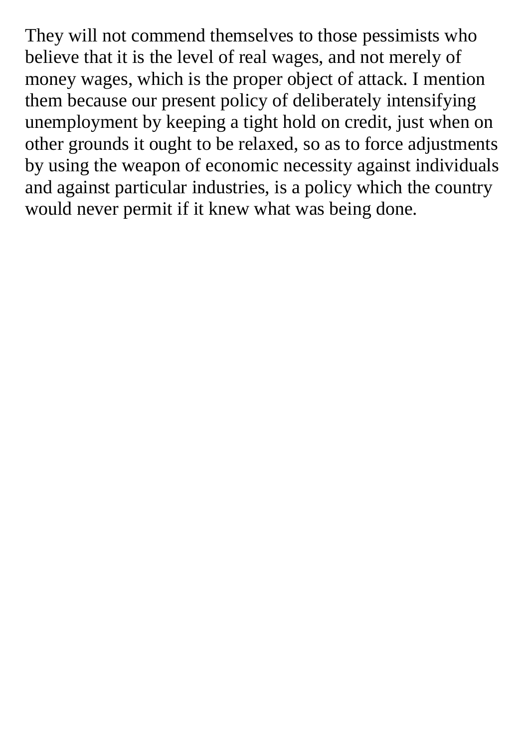They will not commend themselves to those pessimists who believe that it is the level of real wages, and not merely of money wages, which is the proper object of attack. I mention them because our present policy of deliberately intensifying unemployment by keeping a tight hold on credit, just when on other grounds it ought to be relaxed, so as to force adjustments by using the weapon of economic necessity against individuals and against particular industries, is a policy which the country would never permit if it knew what was being done.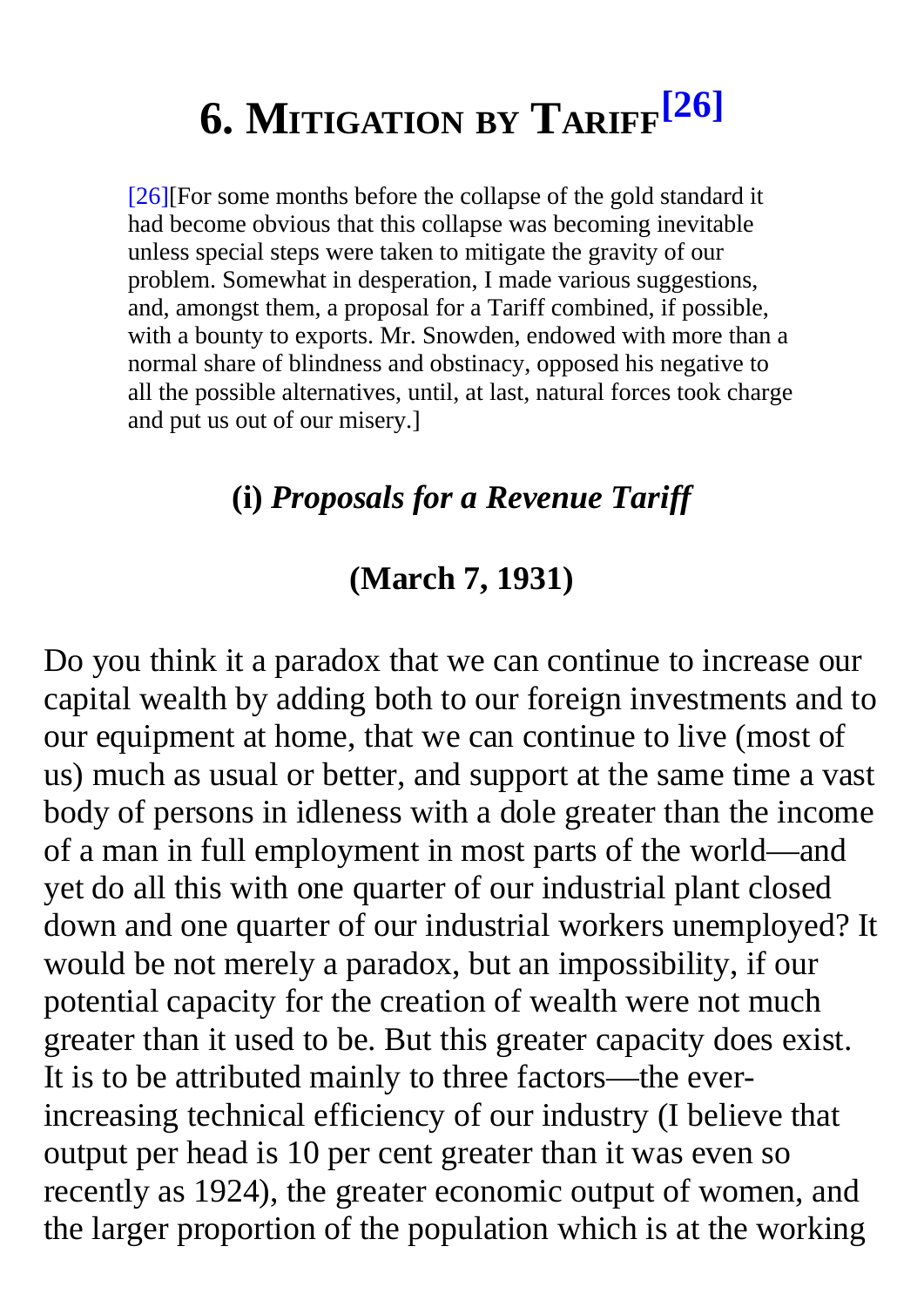# 6. Mitigation by Tariff[26]

[26][For some months before the collapse of the gold standard it had become obvious that this collapse was becoming inevitable unless special steps were taken to mitigate the gravity of our problem. Somewhat in desperation, I made various suggestions, and, amongst them, a proposal for a Tariff combined, if possible, with a bounty to exports. Mr. Snowden, endowed with more than a normal share of blindness and obstinacy, opposed his negative to all the possible alternatives, until, at last, natural forces took charge and put us out of our misery.]

## (i) *Proposals for a Revenue Tariff*

### (March 7, 1931)

Do you think it a paradox that we can continue to increase our capital wealth by adding both to our foreign investments and to our equipment at home, that we can continue to live (most of us) much as usual or better, and support at the same time a vast body of persons in idleness with a dole greater than the income of a man in full employment in most parts of the world—and yet do all this with one quarter of our industrial plant closed down and one quarter of our industrial workers unemployed? It would be not merely a paradox, but an impossibility, if our potential capacity for the creation of wealth were not much greater than it used to be. But this greater capacity does exist. It is to be attributed mainly to three factors—the ever-increasing technical efficiency of our industry (I believe that output per head is 10 per cent greater than it was even so recently as 1924), the greater economic output of women, and the larger proportion of the population which is at the working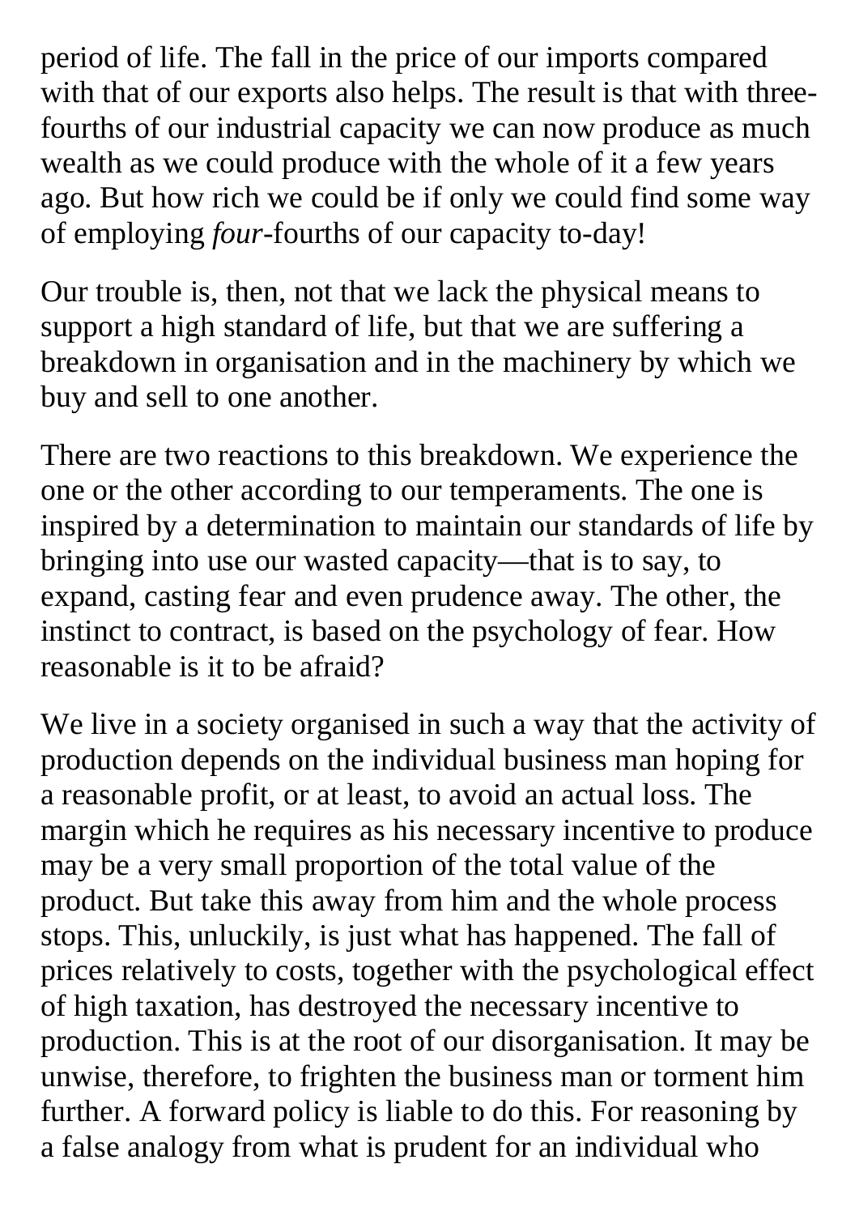period of life. The fall in the price of our imports compared with that of our exports also helps. The result is that with three-fourths of our industrial capacity we can now produce as much wealth as we could produce with the whole of it a few years ago. But how rich we could be if only we could find some way of employing *four*-fourths of our capacity to-day!

Our trouble is, then, not that we lack the physical means to support a high standard of life, but that we are suffering a breakdown in organisation and in the machinery by which we buy and sell to one another.

There are two reactions to this breakdown. We experience the one or the other according to our temperaments. The one is inspired by a determination to maintain our standards of life by bringing into use our wasted capacity—that is to say, to expand, casting fear and even prudence away. The other, the instinct to contract, is based on the psychology of fear. How reasonable is it to be afraid?

We live in a society organised in such a way that the activity of production depends on the individual business man hoping for a reasonable profit, or at least, to avoid an actual loss. The margin which he requires as his necessary incentive to produce may be a very small proportion of the total value of the product. But take this away from him and the whole process stops. This, unluckily, is just what has happened. The fall of prices relatively to costs, together with the psychological effect of high taxation, has destroyed the necessary incentive to production. This is at the root of our disorganisation. It may be unwise, therefore, to frighten the business man or torment him further. A forward policy is liable to do this. For reasoning by a false analogy from what is prudent for an individual who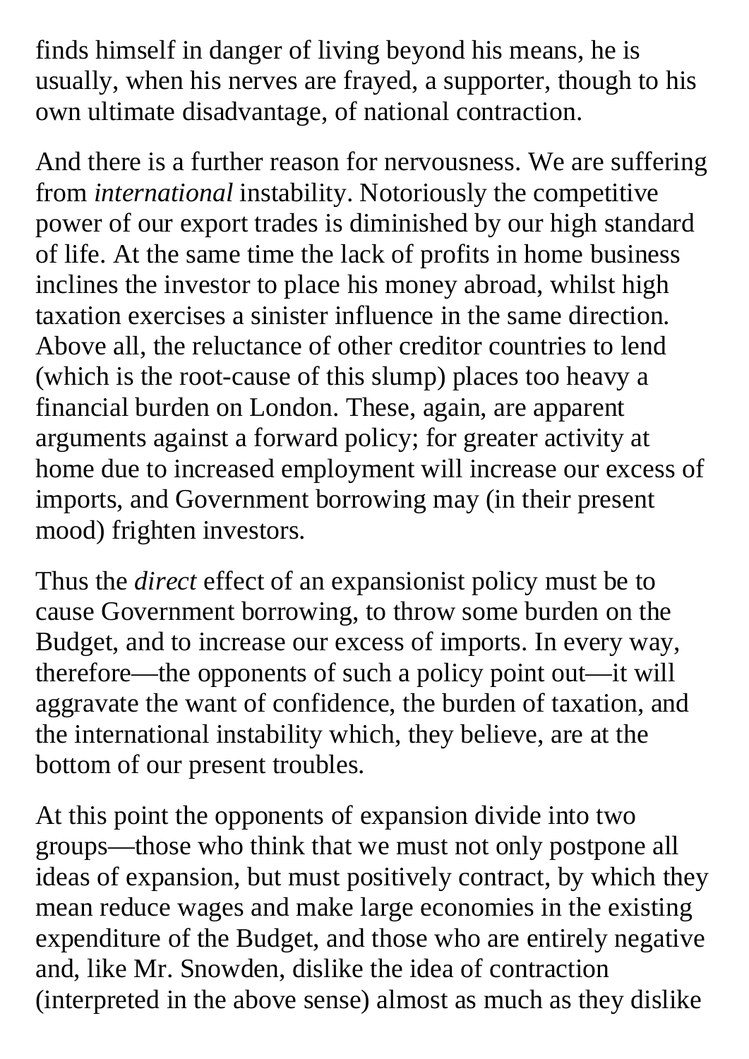finds himself in danger of living beyond his means, he is usually, when his nerves are frayed, a supporter, though to his own ultimate disadvantage, of national contraction.

And there is a further reason for nervousness. We are suffering from *international* instability. Notoriously the competitive power of our export trades is diminished by our high standard of life. At the same time the lack of profits in home business inclines the investor to place his money abroad, whilst high taxation exercises a sinister influence in the same direction. Above all, the reluctance of other creditor countries to lend (which is the root-cause of this slump) places too heavy a financial burden on London. These, again, are apparent arguments against a forward policy; for greater activity at home due to increased employment will increase our excess of imports, and Government borrowing may (in their present mood) frighten investors.

Thus the *direct* effect of an expansionist policy must be to cause Government borrowing, to throw some burden on the Budget, and to increase our excess of imports. In every way, therefore—the opponents of such a policy point out—it will aggravate the want of confidence, the burden of taxation, and the international instability which, they believe, are at the bottom of our present troubles.

At this point the opponents of expansion divide into two groups—those who think that we must not only postpone all ideas of expansion, but must positively contract, by which they mean reduce wages and make large economies in the existing expenditure of the Budget, and those who are entirely negative and, like Mr. Snowden, dislike the idea of contraction (interpreted in the above sense) almost as much as they dislike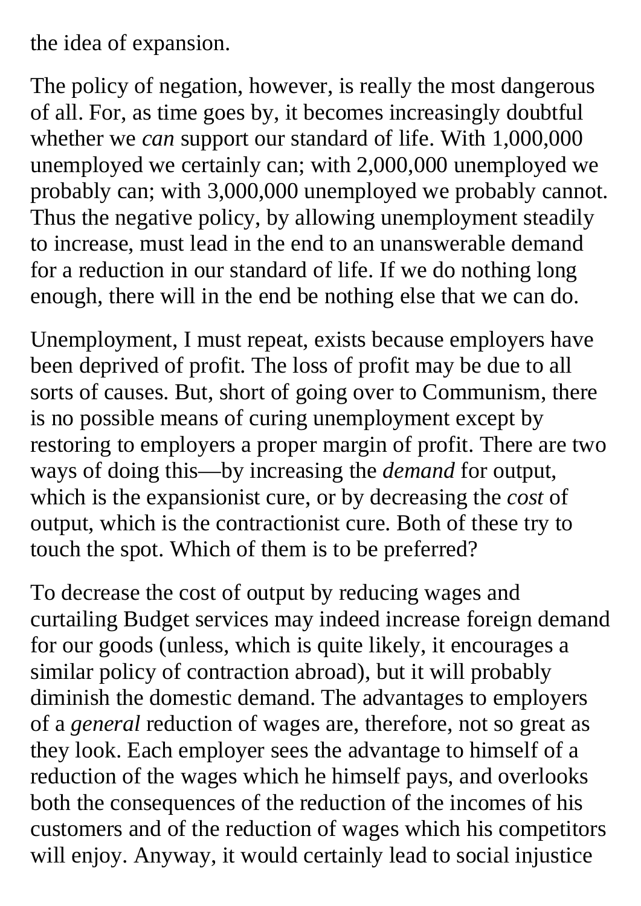the idea of expansion.

The policy of negation, however, is really the most dangerous of all. For, as time goes by, it becomes increasingly doubtful whether we *can* support our standard of life. With 1,000,000 unemployed we certainly can; with 2,000,000 unemployed we probably can; with 3,000,000 unemployed we probably cannot. Thus the negative policy, by allowing unemployment steadily to increase, must lead in the end to an unanswerable demand for a reduction in our standard of life. If we do nothing long enough, there will in the end be nothing else that we can do.

Unemployment, I must repeat, exists because employers have been deprived of profit. The loss of profit may be due to all sorts of causes. But, short of going over to Communism, there is no possible means of curing unemployment except by restoring to employers a proper margin of profit. There are two ways of doing this—by increasing the *demand* for output, which is the expansionist cure, or by decreasing the *cost* of output, which is the contractionist cure. Both of these try to touch the spot. Which of them is to be preferred?

To decrease the cost of output by reducing wages and curtailing Budget services may indeed increase foreign demand for our goods (unless, which is quite likely, it encourages a similar policy of contraction abroad), but it will probably diminish the domestic demand. The advantages to employers of a *general* reduction of wages are, therefore, not so great as they look. Each employer sees the advantage to himself of a reduction of the wages which he himself pays, and overlooks both the consequences of the reduction of the incomes of his customers and of the reduction of wages which his competitors will enjoy. Anyway, it would certainly lead to social injustice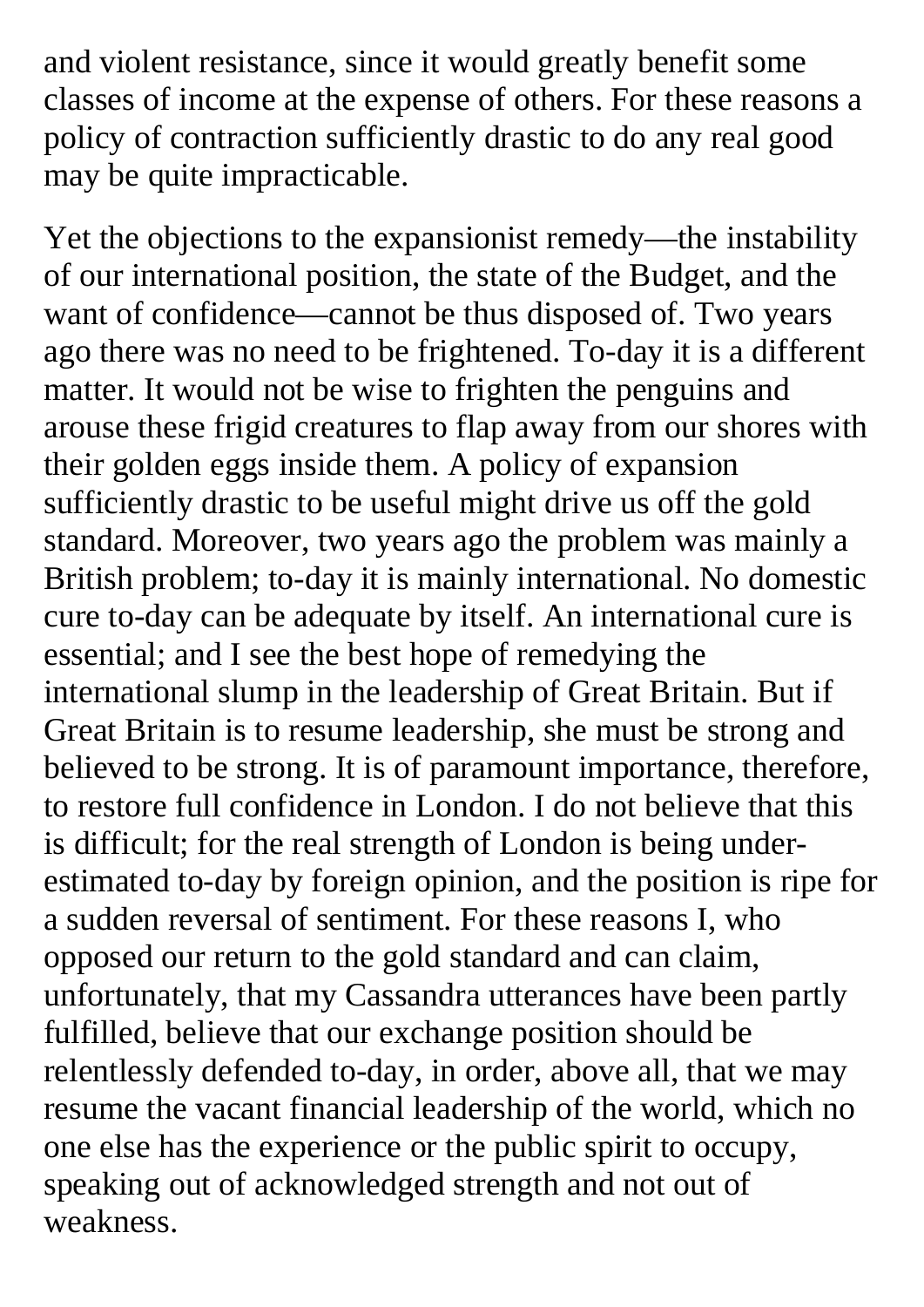and violent resistance, since it would greatly benefit some classes of income at the expense of others. For these reasons a policy of contraction sufficiently drastic to do any real good may be quite impracticable.

Yet the objections to the expansionist remedy—the instability of our international position, the state of the Budget, and the want of confidence—cannot be thus disposed of. Two years ago there was no need to be frightened. To-day it is a different matter. It would not be wise to frighten the penguins and arouse these frigid creatures to flap away from our shores with their golden eggs inside them. A policy of expansion sufficiently drastic to be useful might drive us off the gold standard. Moreover, two years ago the problem was mainly a British problem; to-day it is mainly international. No domestic cure to-day can be adequate by itself. An international cure is essential; and I see the best hope of remedying the international slump in the leadership of Great Britain. But if Great Britain is to resume leadership, she must be strong and believed to be strong. It is of paramount importance, therefore, to restore full confidence in London. I do not believe that this is difficult; for the real strength of London is being under-estimated to-day by foreign opinion, and the position is ripe for a sudden reversal of sentiment. For these reasons I, who opposed our return to the gold standard and can claim, unfortunately, that my Cassandra utterances have been partly fulfilled, believe that our exchange position should be relentlessly defended to-day, in order, above all, that we may resume the vacant financial leadership of the world, which no one else has the experience or the public spirit to occupy, speaking out of acknowledged strength and not out of weakness.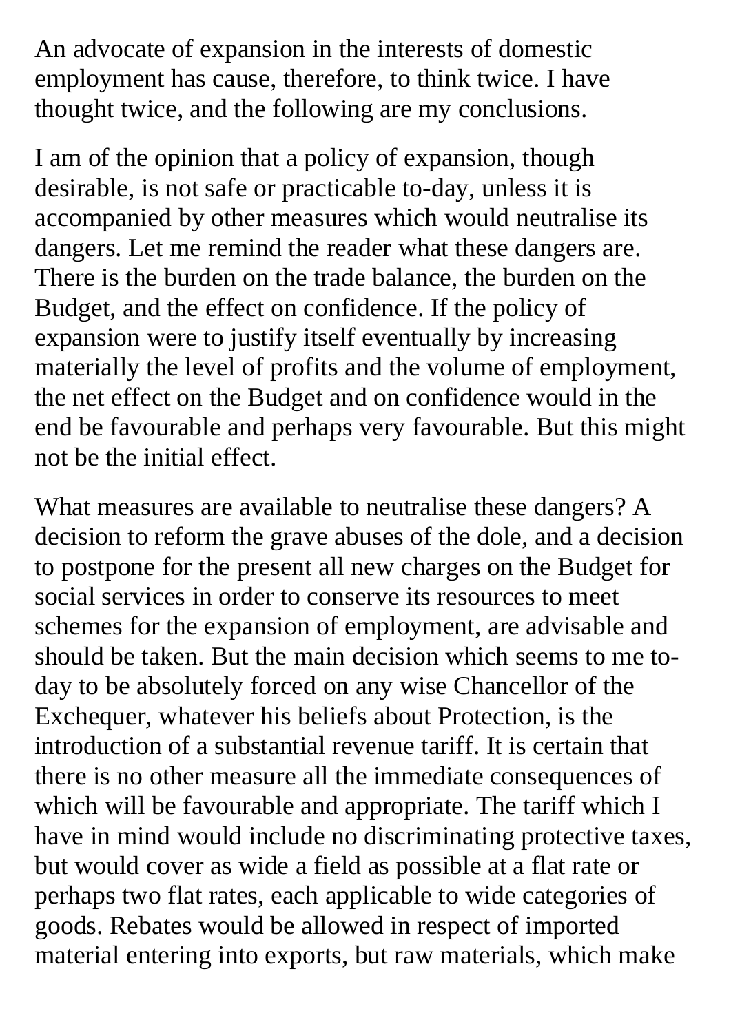An advocate of expansion in the interests of domestic employment has cause, therefore, to think twice. I have thought twice, and the following are my conclusions.

I am of the opinion that a policy of expansion, though desirable, is not safe or practicable to-day, unless it is accompanied by other measures which would neutralise its dangers. Let me remind the reader what these dangers are. There is the burden on the trade balance, the burden on the Budget, and the effect on confidence. If the policy of expansion were to justify itself eventually by increasing materially the level of profits and the volume of employment, the net effect on the Budget and on confidence would in the end be favourable and perhaps very favourable. But this might not be the initial effect.

What measures are available to neutralise these dangers? A decision to reform the grave abuses of the dole, and a decision to postpone for the present all new charges on the Budget for social services in order to conserve its resources to meet schemes for the expansion of employment, are advisable and should be taken. But the main decision which seems to me to-day to be absolutely forced on any wise Chancellor of the Exchequer, whatever his beliefs about Protection, is the introduction of a substantial revenue tariff. It is certain that there is no other measure all the immediate consequences of which will be favourable and appropriate. The tariff which I have in mind would include no discriminating protective taxes, but would cover as wide a field as possible at a flat rate or perhaps two flat rates, each applicable to wide categories of goods. Rebates would be allowed in respect of imported material entering into exports, but raw materials, which make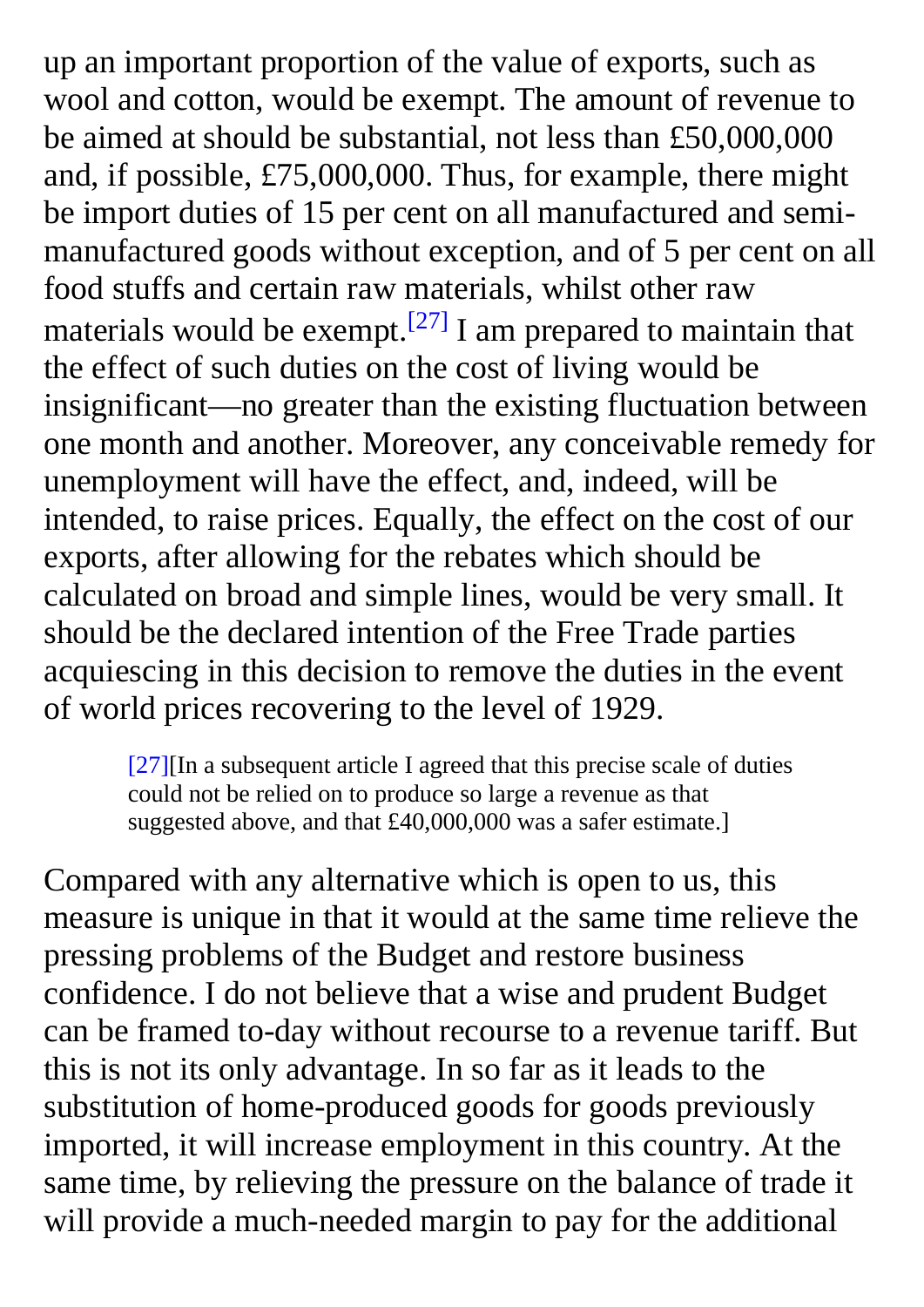up an important proportion of the value of exports, such as wool and cotton, would be exempt. The amount of revenue to be aimed at should be substantial, not less than £50,000,000 and, if possible, £75,000,000. Thus, for example, there might be import duties of 15 per cent on all manufactured and semi-manufactured goods without exception, and of 5 per cent on all food stuffs and certain raw materials, whilst other raw materials would be exempt.[27] I am prepared to maintain that the effect of such duties on the cost of living would be insignificant—no greater than the existing fluctuation between one month and another. Moreover, any conceivable remedy for unemployment will have the effect, and, indeed, will be intended, to raise prices. Equally, the effect on the cost of our exports, after allowing for the rebates which should be calculated on broad and simple lines, would be very small. It should be the declared intention of the Free Trade parties acquiescing in this decision to remove the duties in the event of world prices recovering to the level of 1929.

> [27][In a subsequent article I agreed that this precise scale of duties could not be relied on to produce so large a revenue as that suggested above, and that £40,000,000 was a safer estimate.]

Compared with any alternative which is open to us, this measure is unique in that it would at the same time relieve the pressing problems of the Budget and restore business confidence. I do not believe that a wise and prudent Budget can be framed to-day without recourse to a revenue tariff. But this is not its only advantage. In so far as it leads to the substitution of home-produced goods for goods previously imported, it will increase employment in this country. At the same time, by relieving the pressure on the balance of trade it will provide a much-needed margin to pay for the additional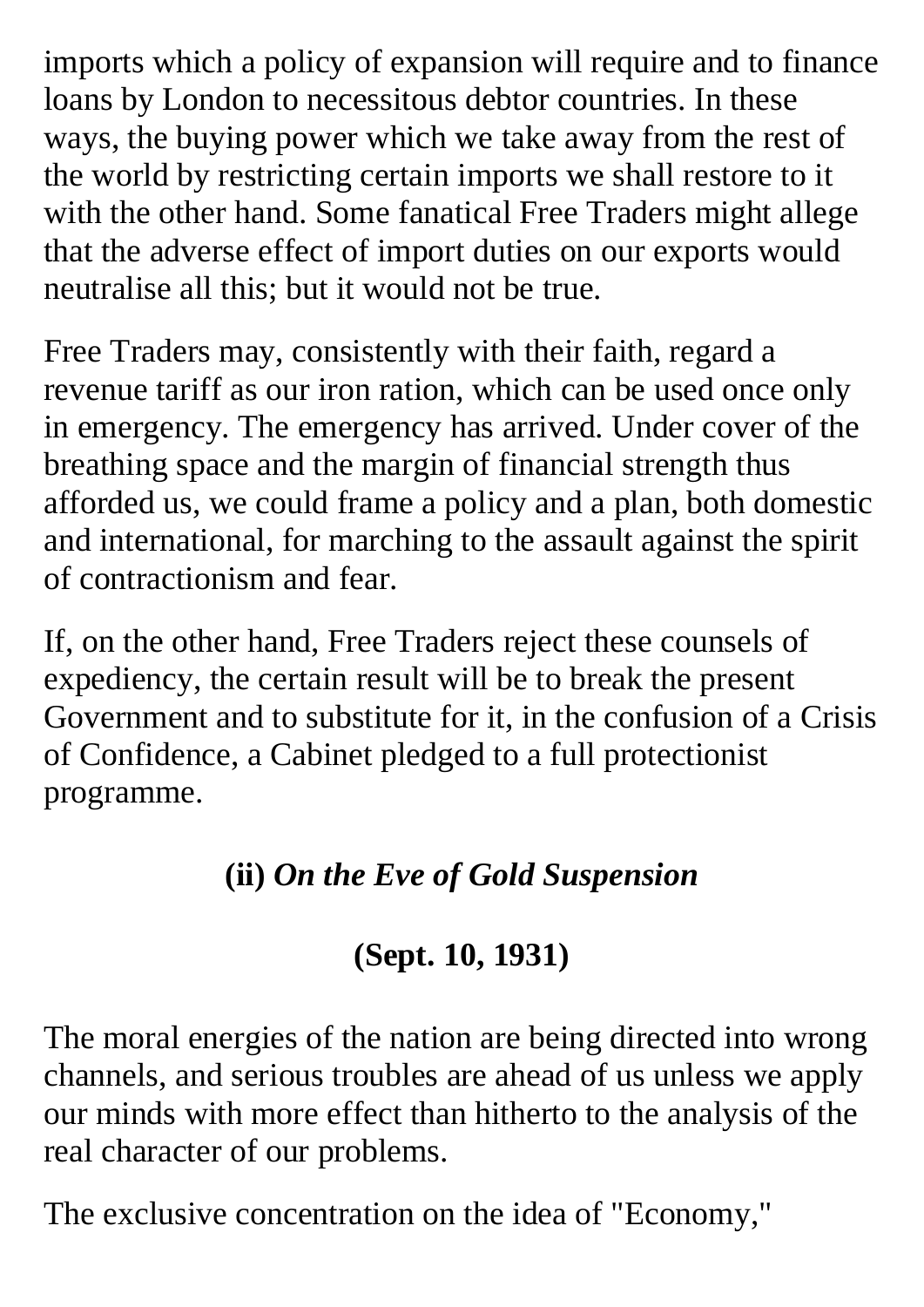imports which a policy of expansion will require and to finance loans by London to necessitous debtor countries. In these ways, the buying power which we take away from the rest of the world by restricting certain imports we shall restore to it with the other hand. Some fanatical Free Traders might allege that the adverse effect of import duties on our exports would neutralise all this; but it would not be true.

Free Traders may, consistently with their faith, regard a revenue tariff as our iron ration, which can be used once only in emergency. The emergency has arrived. Under cover of the breathing space and the margin of financial strength thus afforded us, we could frame a policy and a plan, both domestic and international, for marching to the assault against the spirit of contractionism and fear.

If, on the other hand, Free Traders reject these counsels of expediency, the certain result will be to break the present Government and to substitute for it, in the confusion of a Crisis of Confidence, a Cabinet pledged to a full protectionist programme.

### (ii) *On the Eve of Gold Suspension*

### (Sept. 10, 1931)

The moral energies of the nation are being directed into wrong channels, and serious troubles are ahead of us unless we apply our minds with more effect than hitherto to the analysis of the real character of our problems.

The exclusive concentration on the idea of "Economy,"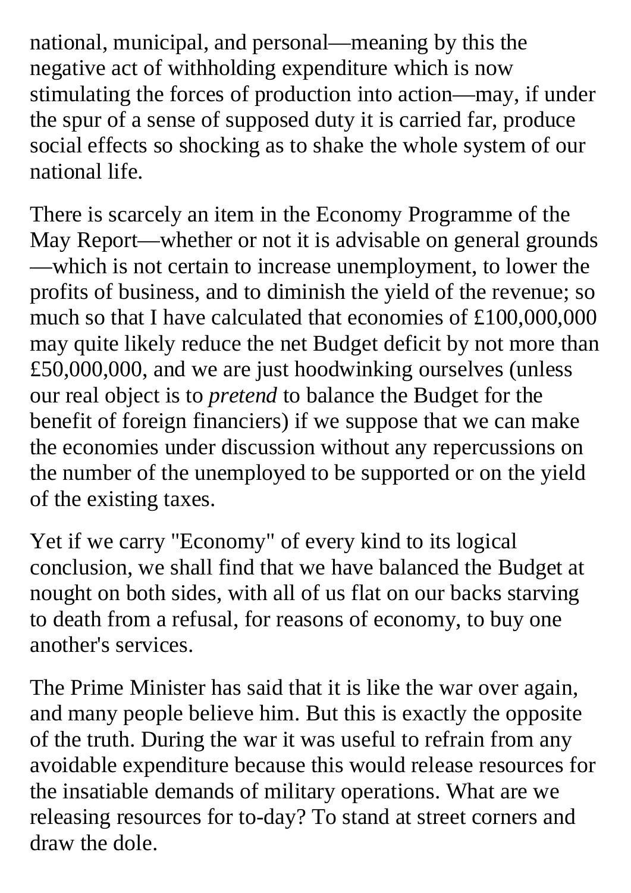national, municipal, and personal—meaning by this the negative act of withholding expenditure which is now stimulating the forces of production into action—may, if under the spur of a sense of supposed duty it is carried far, produce social effects so shocking as to shake the whole system of our national life.

There is scarcely an item in the Economy Programme of the May Report—whether or not it is advisable on general grounds—which is not certain to increase unemployment, to lower the profits of business, and to diminish the yield of the revenue; so much so that I have calculated that economies of £100,000,000 may quite likely reduce the net Budget deficit by not more than £50,000,000, and we are just hoodwinking ourselves (unless our real object is to *pretend* to balance the Budget for the benefit of foreign financiers) if we suppose that we can make the economies under discussion without any repercussions on the number of the unemployed to be supported or on the yield of the existing taxes.

Yet if we carry "Economy" of every kind to its logical conclusion, we shall find that we have balanced the Budget at nought on both sides, with all of us flat on our backs starving to death from a refusal, for reasons of economy, to buy one another's services.

The Prime Minister has said that it is like the war over again, and many people believe him. But this is exactly the opposite of the truth. During the war it was useful to refrain from any avoidable expenditure because this would release resources for the insatiable demands of military operations. What are we releasing resources for to-day? To stand at street corners and draw the dole.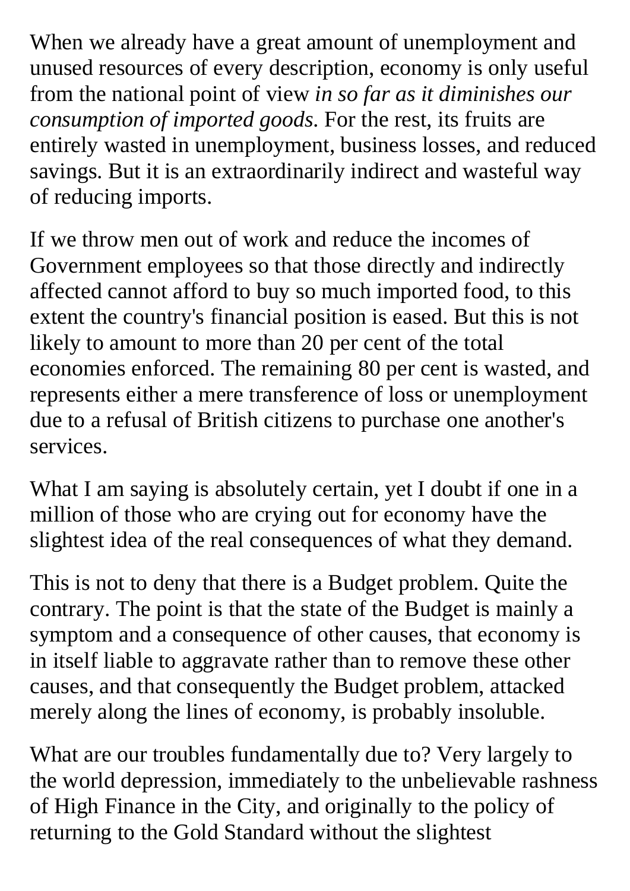When we already have a great amount of unemployment and unused resources of every description, economy is only useful from the national point of view *in so far as it diminishes our consumption of imported goods.* For the rest, its fruits are entirely wasted in unemployment, business losses, and reduced savings. But it is an extraordinarily indirect and wasteful way of reducing imports.

If we throw men out of work and reduce the incomes of Government employees so that those directly and indirectly affected cannot afford to buy so much imported food, to this extent the country's financial position is eased. But this is not likely to amount to more than 20 per cent of the total economies enforced. The remaining 80 per cent is wasted, and represents either a mere transference of loss or unemployment due to a refusal of British citizens to purchase one another's services.

What I am saying is absolutely certain, yet I doubt if one in a million of those who are crying out for economy have the slightest idea of the real consequences of what they demand.

This is not to deny that there is a Budget problem. Quite the contrary. The point is that the state of the Budget is mainly a symptom and a consequence of other causes, that economy is in itself liable to aggravate rather than to remove these other causes, and that consequently the Budget problem, attacked merely along the lines of economy, is probably insoluble.

What are our troubles fundamentally due to? Very largely to the world depression, immediately to the unbelievable rashness of High Finance in the City, and originally to the policy of returning to the Gold Standard without the slightest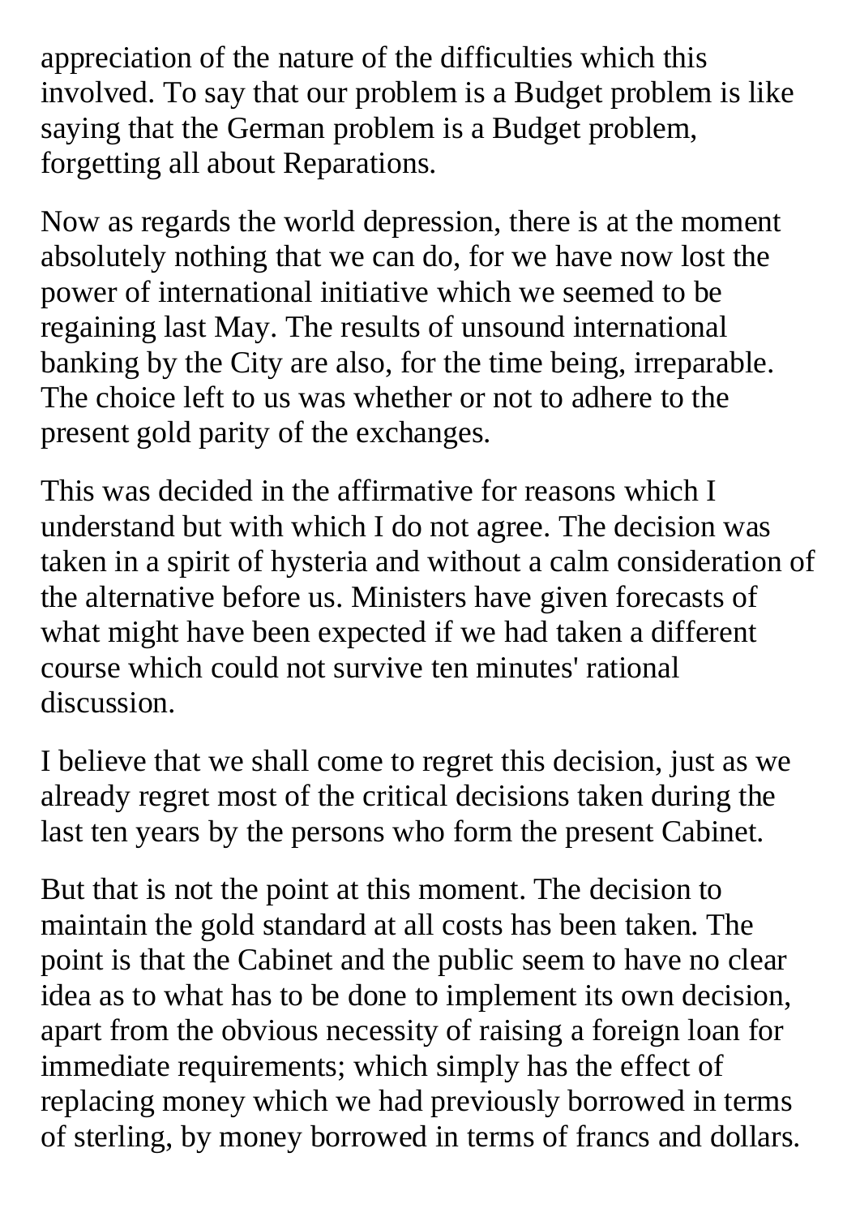appreciation of the nature of the difficulties which this involved. To say that our problem is a Budget problem is like saying that the German problem is a Budget problem, forgetting all about Reparations.

Now as regards the world depression, there is at the moment absolutely nothing that we can do, for we have now lost the power of international initiative which we seemed to be regaining last May. The results of unsound international banking by the City are also, for the time being, irreparable. The choice left to us was whether or not to adhere to the present gold parity of the exchanges.

This was decided in the affirmative for reasons which I understand but with which I do not agree. The decision was taken in a spirit of hysteria and without a calm consideration of the alternative before us. Ministers have given forecasts of what might have been expected if we had taken a different course which could not survive ten minutes' rational discussion.

I believe that we shall come to regret this decision, just as we already regret most of the critical decisions taken during the last ten years by the persons who form the present Cabinet.

But that is not the point at this moment. The decision to maintain the gold standard at all costs has been taken. The point is that the Cabinet and the public seem to have no clear idea as to what has to be done to implement its own decision, apart from the obvious necessity of raising a foreign loan for immediate requirements; which simply has the effect of replacing money which we had previously borrowed in terms of sterling, by money borrowed in terms of francs and dollars.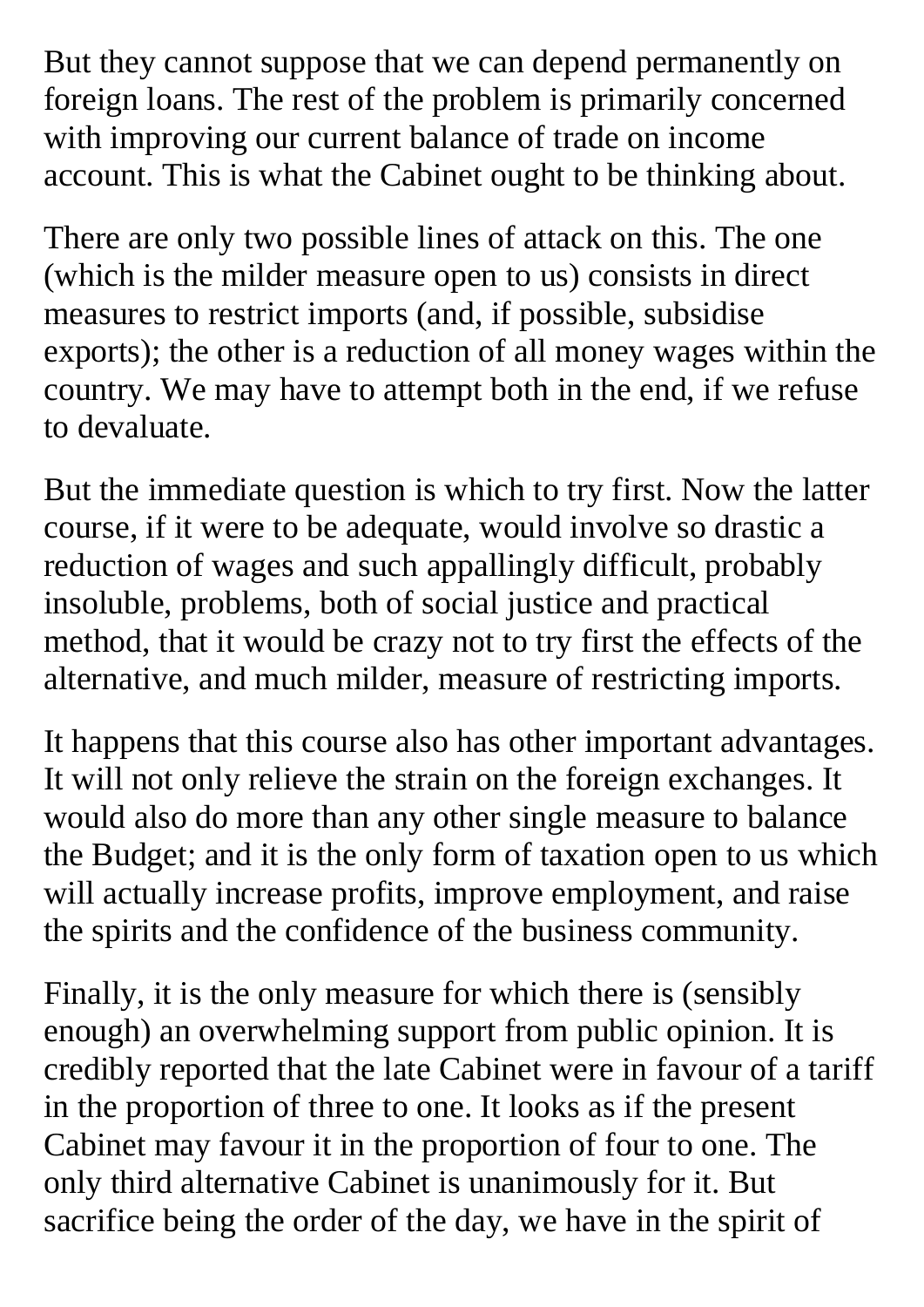But they cannot suppose that we can depend permanently on foreign loans. The rest of the problem is primarily concerned with improving our current balance of trade on income account. This is what the Cabinet ought to be thinking about.

There are only two possible lines of attack on this. The one (which is the milder measure open to us) consists in direct measures to restrict imports (and, if possible, subsidise exports); the other is a reduction of all money wages within the country. We may have to attempt both in the end, if we refuse to devaluate.

But the immediate question is which to try first. Now the latter course, if it were to be adequate, would involve so drastic a reduction of wages and such appallingly difficult, probably insoluble, problems, both of social justice and practical method, that it would be crazy not to try first the effects of the alternative, and much milder, measure of restricting imports.

It happens that this course also has other important advantages. It will not only relieve the strain on the foreign exchanges. It would also do more than any other single measure to balance the Budget; and it is the only form of taxation open to us which will actually increase profits, improve employment, and raise the spirits and the confidence of the business community.

Finally, it is the only measure for which there is (sensibly enough) an overwhelming support from public opinion. It is credibly reported that the late Cabinet were in favour of a tariff in the proportion of three to one. It looks as if the present Cabinet may favour it in the proportion of four to one. The only third alternative Cabinet is unanimously for it. But sacrifice being the order of the day, we have in the spirit of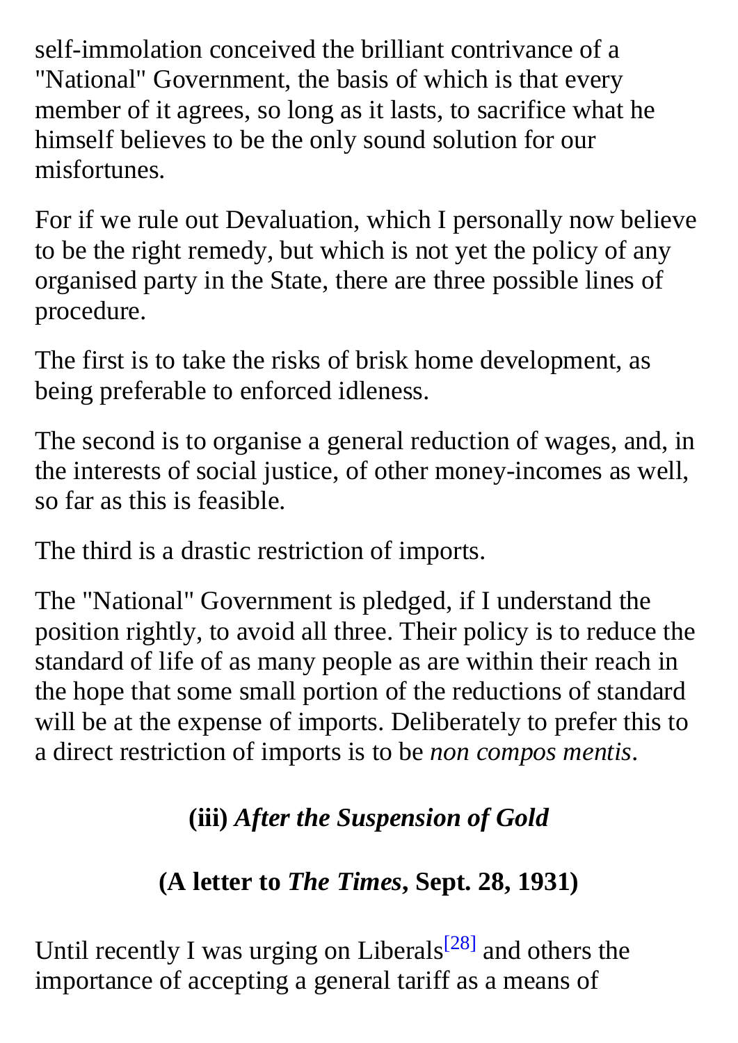self-immolation conceived the brilliant contrivance of a "National" Government, the basis of which is that every member of it agrees, so long as it lasts, to sacrifice what he himself believes to be the only sound solution for our misfortunes.

For if we rule out Devaluation, which I personally now believe to be the right remedy, but which is not yet the policy of any organised party in the State, there are three possible lines of procedure.

The first is to take the risks of brisk home development, as being preferable to enforced idleness.

The second is to organise a general reduction of wages, and, in the interests of social justice, of other money-incomes as well, so far as this is feasible.

The third is a drastic restriction of imports.

The "National" Government is pledged, if I understand the position rightly, to avoid all three. Their policy is to reduce the standard of life of as many people as are within their reach in the hope that some small portion of the reductions of standard will be at the expense of imports. Deliberately to prefer this to a direct restriction of imports is to be *non compos mentis*.

### (iii) *After the Suspension of Gold*

### (A letter to *The Times*, Sept. 28, 1931)

Until recently I was urging on Liberals[28] and others the importance of accepting a general tariff as a means of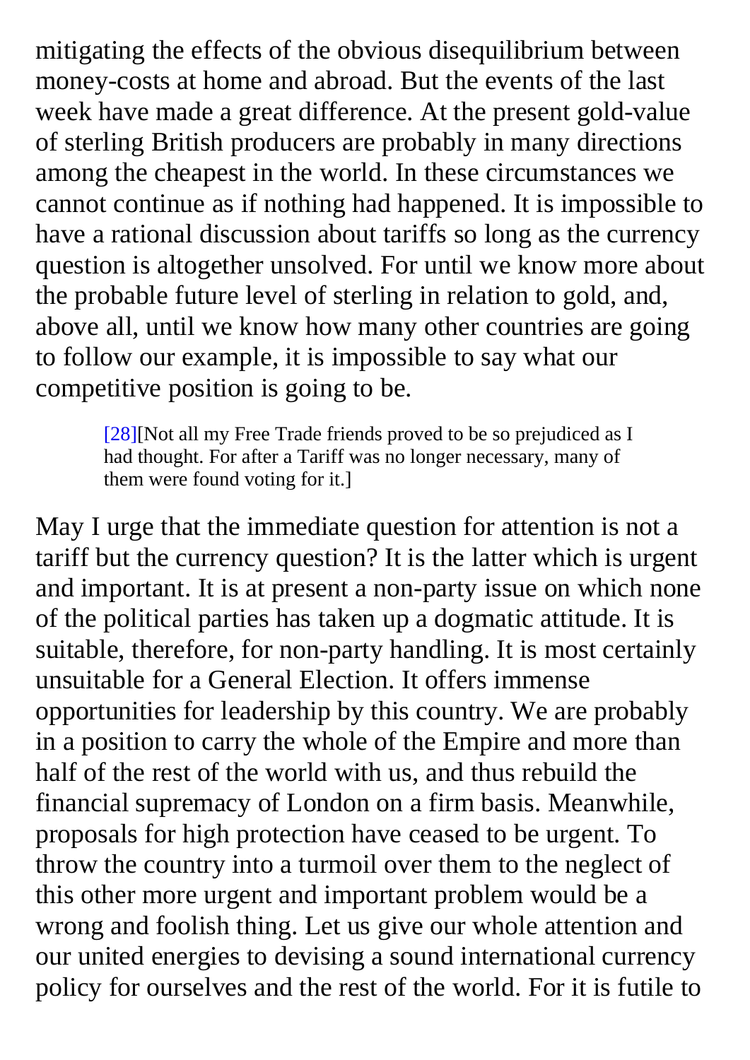mitigating the effects of the obvious disequilibrium between money-costs at home and abroad. But the events of the last week have made a great difference. At the present gold-value of sterling British producers are probably in many directions among the cheapest in the world. In these circumstances we cannot continue as if nothing had happened. It is impossible to have a rational discussion about tariffs so long as the currency question is altogether unsolved. For until we know more about the probable future level of sterling in relation to gold, and, above all, until we know how many other countries are going to follow our example, it is impossible to say what our competitive position is going to be.

> [28][Not all my Free Trade friends proved to be so prejudiced as I had thought. For after a Tariff was no longer necessary, many of them were found voting for it.]

May I urge that the immediate question for attention is not a tariff but the currency question? It is the latter which is urgent and important. It is at present a non-party issue on which none of the political parties has taken up a dogmatic attitude. It is suitable, therefore, for non-party handling. It is most certainly unsuitable for a General Election. It offers immense opportunities for leadership by this country. We are probably in a position to carry the whole of the Empire and more than half of the rest of the world with us, and thus rebuild the financial supremacy of London on a firm basis. Meanwhile, proposals for high protection have ceased to be urgent. To throw the country into a turmoil over them to the neglect of this other more urgent and important problem would be a wrong and foolish thing. Let us give our whole attention and our united energies to devising a sound international currency policy for ourselves and the rest of the world. For it is futile to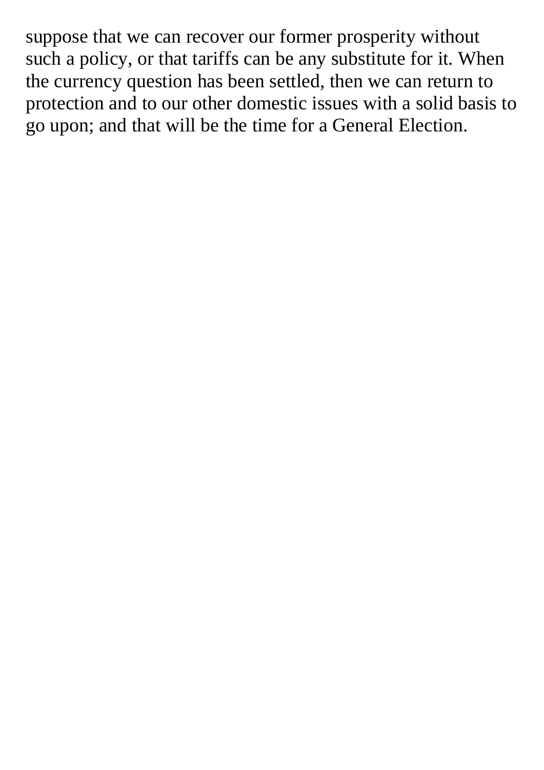suppose that we can recover our former prosperity without such a policy, or that tariffs can be any substitute for it. When the currency question has been settled, then we can return to protection and to our other domestic issues with a solid basis to go upon; and that will be the time for a General Election.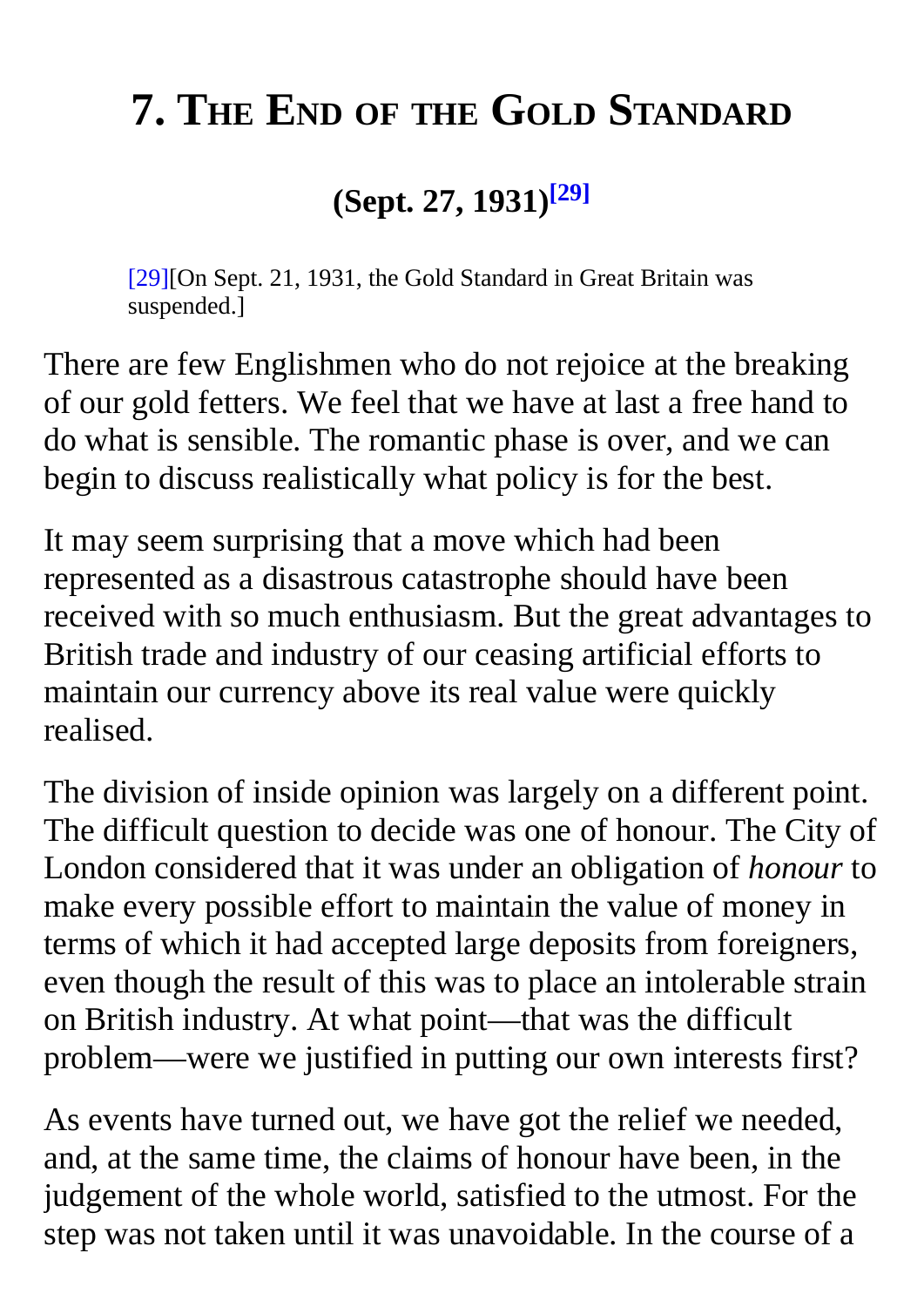# 7. The End of the Gold Standard

### (Sept. 27, 1931)[29]

[29][On Sept. 21, 1931, the Gold Standard in Great Britain was suspended.]

There are few Englishmen who do not rejoice at the breaking of our gold fetters. We feel that we have at last a free hand to do what is sensible. The romantic phase is over, and we can begin to discuss realistically what policy is for the best.

It may seem surprising that a move which had been represented as a disastrous catastrophe should have been received with so much enthusiasm. But the great advantages to British trade and industry of our ceasing artificial efforts to maintain our currency above its real value were quickly realised.

The division of inside opinion was largely on a different point. The difficult question to decide was one of honour. The City of London considered that it was under an obligation of *honour* to make every possible effort to maintain the value of money in terms of which it had accepted large deposits from foreigners, even though the result of this was to place an intolerable strain on British industry. At what point—that was the difficult problem—were we justified in putting our own interests first?

As events have turned out, we have got the relief we needed, and, at the same time, the claims of honour have been, in the judgement of the whole world, satisfied to the utmost. For the step was not taken until it was unavoidable. In the course of a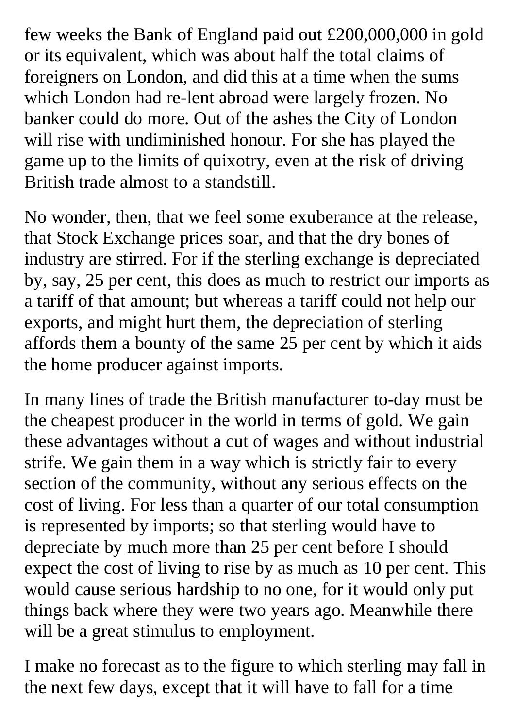few weeks the Bank of England paid out £200,000,000 in gold or its equivalent, which was about half the total claims of foreigners on London, and did this at a time when the sums which London had re-lent abroad were largely frozen. No banker could do more. Out of the ashes the City of London will rise with undiminished honour. For she has played the game up to the limits of quixotry, even at the risk of driving British trade almost to a standstill.

No wonder, then, that we feel some exuberance at the release, that Stock Exchange prices soar, and that the dry bones of industry are stirred. For if the sterling exchange is depreciated by, say, 25 per cent, this does as much to restrict our imports as a tariff of that amount; but whereas a tariff could not help our exports, and might hurt them, the depreciation of sterling affords them a bounty of the same 25 per cent by which it aids the home producer against imports.

In many lines of trade the British manufacturer to-day must be the cheapest producer in the world in terms of gold. We gain these advantages without a cut of wages and without industrial strife. We gain them in a way which is strictly fair to every section of the community, without any serious effects on the cost of living. For less than a quarter of our total consumption is represented by imports; so that sterling would have to depreciate by much more than 25 per cent before I should expect the cost of living to rise by as much as 10 per cent. This would cause serious hardship to no one, for it would only put things back where they were two years ago. Meanwhile there will be a great stimulus to employment.

I make no forecast as to the figure to which sterling may fall in the next few days, except that it will have to fall for a time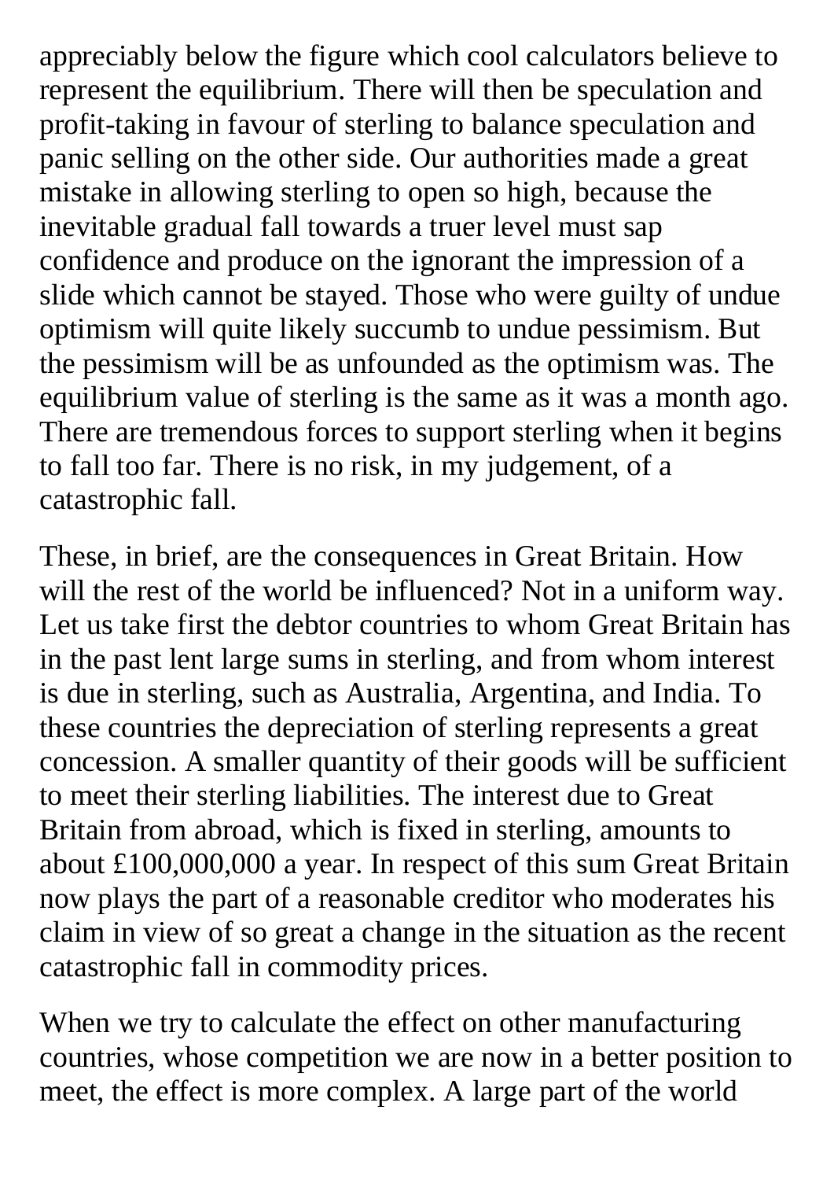appreciably below the figure which cool calculators believe to represent the equilibrium. There will then be speculation and profit-taking in favour of sterling to balance speculation and panic selling on the other side. Our authorities made a great mistake in allowing sterling to open so high, because the inevitable gradual fall towards a truer level must sap confidence and produce on the ignorant the impression of a slide which cannot be stayed. Those who were guilty of undue optimism will quite likely succumb to undue pessimism. But the pessimism will be as unfounded as the optimism was. The equilibrium value of sterling is the same as it was a month ago. There are tremendous forces to support sterling when it begins to fall too far. There is no risk, in my judgement, of a catastrophic fall.

These, in brief, are the consequences in Great Britain. How will the rest of the world be influenced? Not in a uniform way. Let us take first the debtor countries to whom Great Britain has in the past lent large sums in sterling, and from whom interest is due in sterling, such as Australia, Argentina, and India. To these countries the depreciation of sterling represents a great concession. A smaller quantity of their goods will be sufficient to meet their sterling liabilities. The interest due to Great Britain from abroad, which is fixed in sterling, amounts to about £100,000,000 a year. In respect of this sum Great Britain now plays the part of a reasonable creditor who moderates his claim in view of so great a change in the situation as the recent catastrophic fall in commodity prices.

When we try to calculate the effect on other manufacturing countries, whose competition we are now in a better position to meet, the effect is more complex. A large part of the world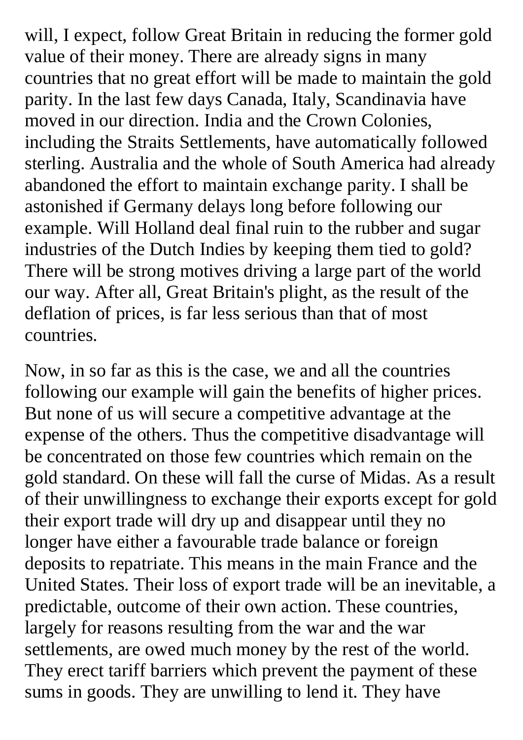will, I expect, follow Great Britain in reducing the former gold value of their money. There are already signs in many countries that no great effort will be made to maintain the gold parity. In the last few days Canada, Italy, Scandinavia have moved in our direction. India and the Crown Colonies, including the Straits Settlements, have automatically followed sterling. Australia and the whole of South America had already abandoned the effort to maintain exchange parity. I shall be astonished if Germany delays long before following our example. Will Holland deal final ruin to the rubber and sugar industries of the Dutch Indies by keeping them tied to gold? There will be strong motives driving a large part of the world our way. After all, Great Britain's plight, as the result of the deflation of prices, is far less serious than that of most countries.

Now, in so far as this is the case, we and all the countries following our example will gain the benefits of higher prices. But none of us will secure a competitive advantage at the expense of the others. Thus the competitive disadvantage will be concentrated on those few countries which remain on the gold standard. On these will fall the curse of Midas. As a result of their unwillingness to exchange their exports except for gold their export trade will dry up and disappear until they no longer have either a favourable trade balance or foreign deposits to repatriate. This means in the main France and the United States. Their loss of export trade will be an inevitable, a predictable, outcome of their own action. These countries, largely for reasons resulting from the war and the war settlements, are owed much money by the rest of the world. They erect tariff barriers which prevent the payment of these sums in goods. They are unwilling to lend it. They have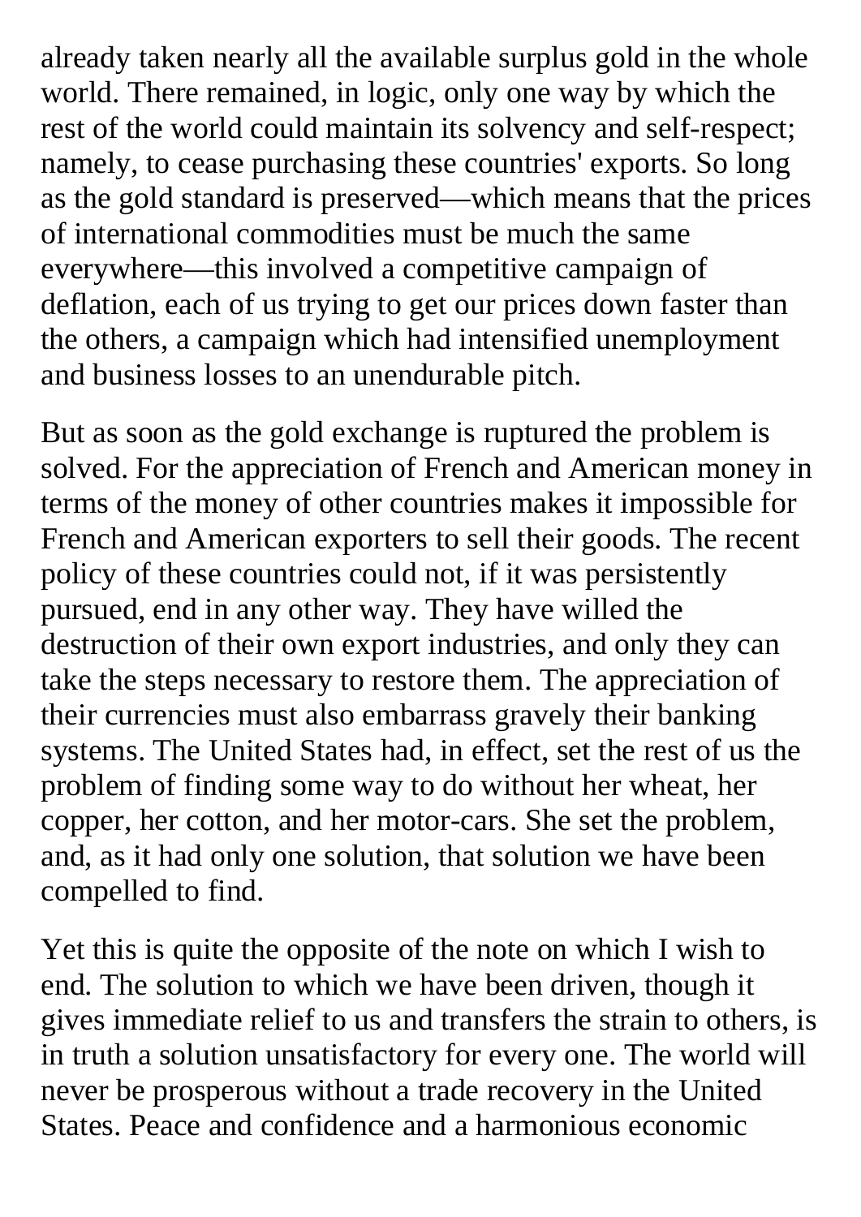already taken nearly all the available surplus gold in the whole world. There remained, in logic, only one way by which the rest of the world could maintain its solvency and self-respect; namely, to cease purchasing these countries' exports. So long as the gold standard is preserved—which means that the prices of international commodities must be much the same everywhere—this involved a competitive campaign of deflation, each of us trying to get our prices down faster than the others, a campaign which had intensified unemployment and business losses to an unendurable pitch.

But as soon as the gold exchange is ruptured the problem is solved. For the appreciation of French and American money in terms of the money of other countries makes it impossible for French and American exporters to sell their goods. The recent policy of these countries could not, if it was persistently pursued, end in any other way. They have willed the destruction of their own export industries, and only they can take the steps necessary to restore them. The appreciation of their currencies must also embarrass gravely their banking systems. The United States had, in effect, set the rest of us the problem of finding some way to do without her wheat, her copper, her cotton, and her motor-cars. She set the problem, and, as it had only one solution, that solution we have been compelled to find.

Yet this is quite the opposite of the note on which I wish to end. The solution to which we have been driven, though it gives immediate relief to us and transfers the strain to others, is in truth a solution unsatisfactory for every one. The world will never be prosperous without a trade recovery in the United States. Peace and confidence and a harmonious economic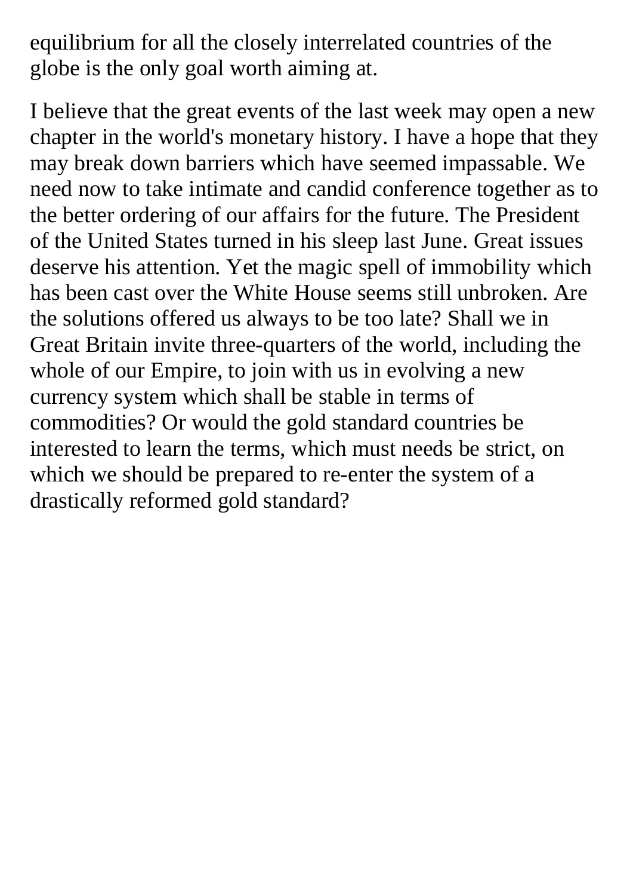equilibrium for all the closely interrelated countries of the globe is the only goal worth aiming at.

I believe that the great events of the last week may open a new chapter in the world's monetary history. I have a hope that they may break down barriers which have seemed impassable. We need now to take intimate and candid conference together as to the better ordering of our affairs for the future. The President of the United States turned in his sleep last June. Great issues deserve his attention. Yet the magic spell of immobility which has been cast over the White House seems still unbroken. Are the solutions offered us always to be too late? Shall we in Great Britain invite three-quarters of the world, including the whole of our Empire, to join with us in evolving a new currency system which shall be stable in terms of commodities? Or would the gold standard countries be interested to learn the terms, which must needs be strict, on which we should be prepared to re-enter the system of a drastically reformed gold standard?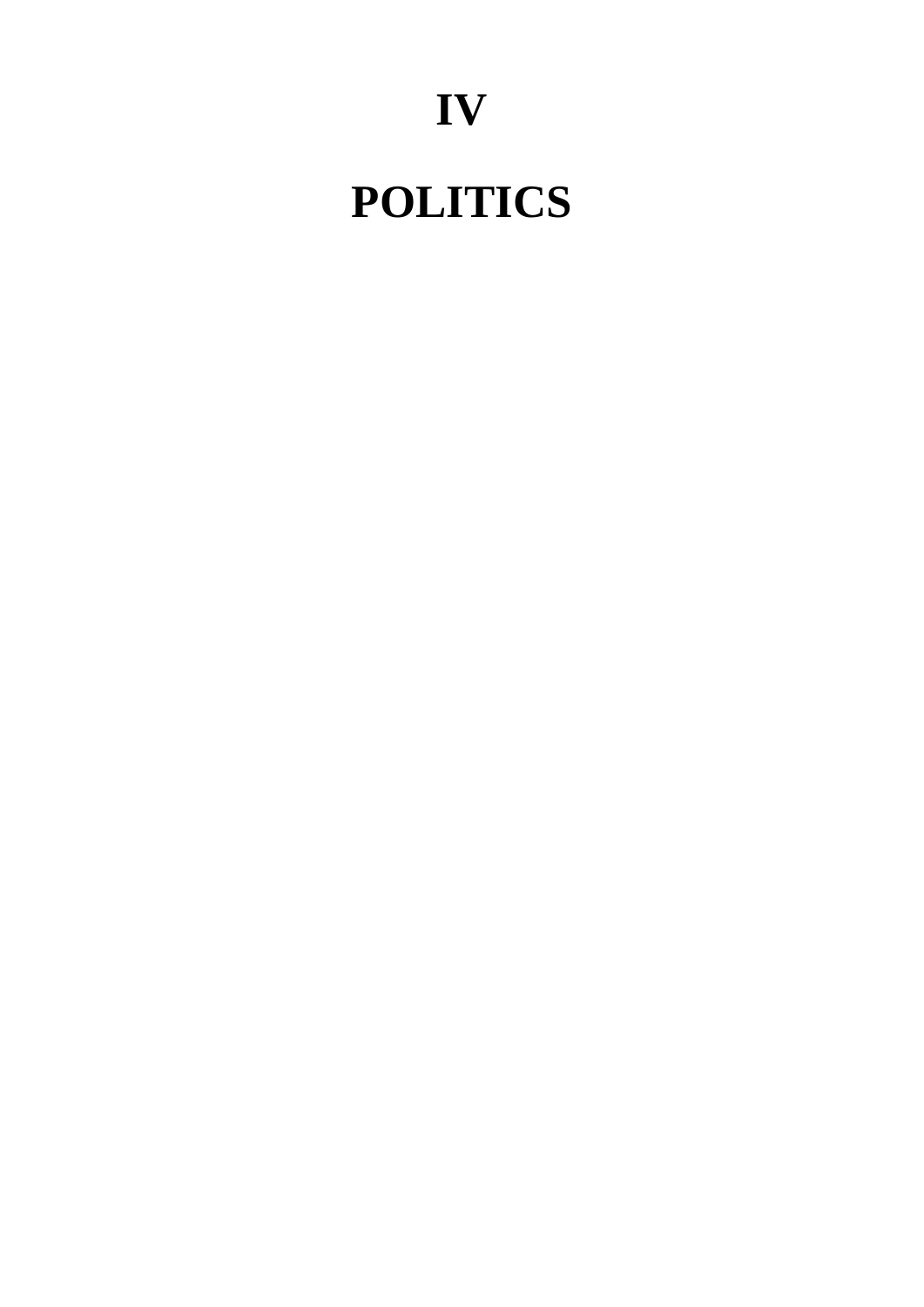# IV

# POLITICS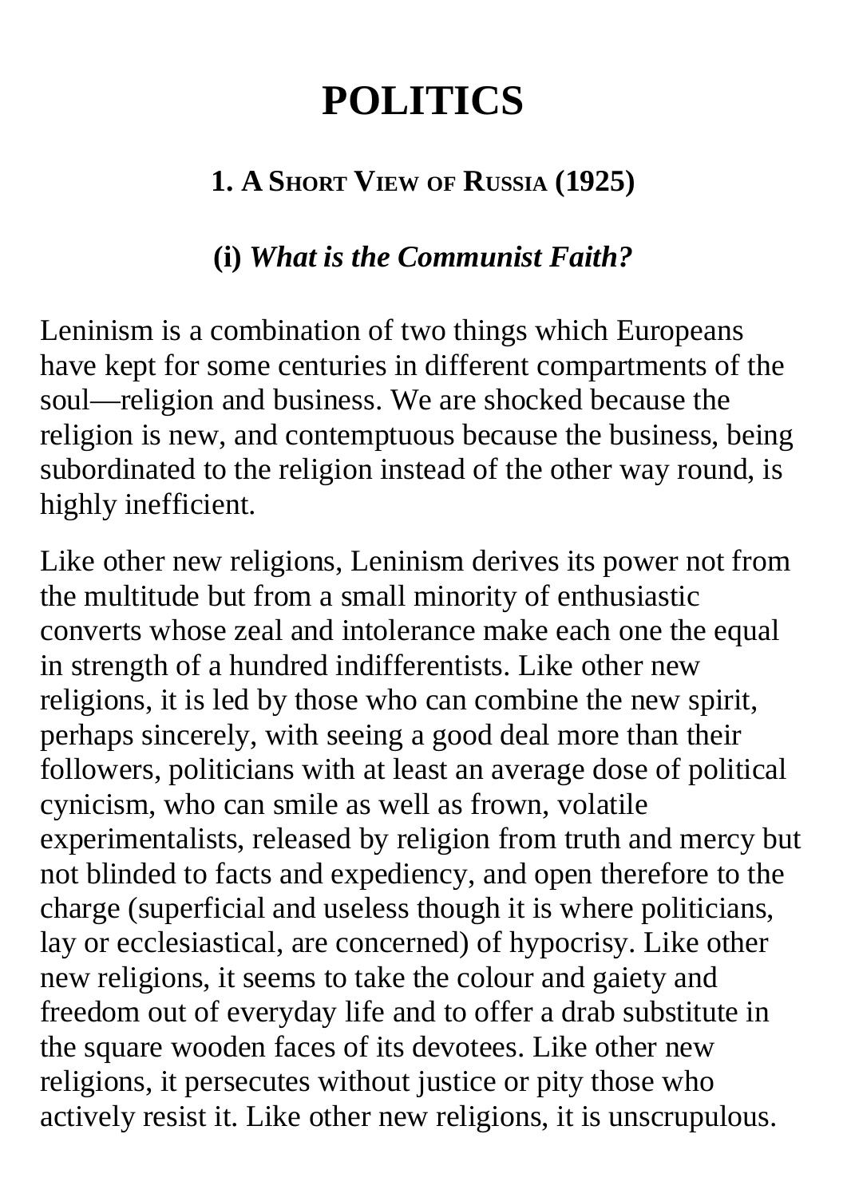# POLITICS

## 1. A Short View of Russia (1925)

### (i) *What is the Communist Faith?*

Leninism is a combination of two things which Europeans have kept for some centuries in different compartments of the soul—religion and business. We are shocked because the religion is new, and contemptuous because the business, being subordinated to the religion instead of the other way round, is highly inefficient.

Like other new religions, Leninism derives its power not from the multitude but from a small minority of enthusiastic converts whose zeal and intolerance make each one the equal in strength of a hundred indifferentists. Like other new religions, it is led by those who can combine the new spirit, perhaps sincerely, with seeing a good deal more than their followers, politicians with at least an average dose of political cynicism, who can smile as well as frown, volatile experimentalists, released by religion from truth and mercy but not blinded to facts and expediency, and open therefore to the charge (superficial and useless though it is where politicians, lay or ecclesiastical, are concerned) of hypocrisy. Like other new religions, it seems to take the colour and gaiety and freedom out of everyday life and to offer a drab substitute in the square wooden faces of its devotees. Like other new religions, it persecutes without justice or pity those who actively resist it. Like other new religions, it is unscrupulous.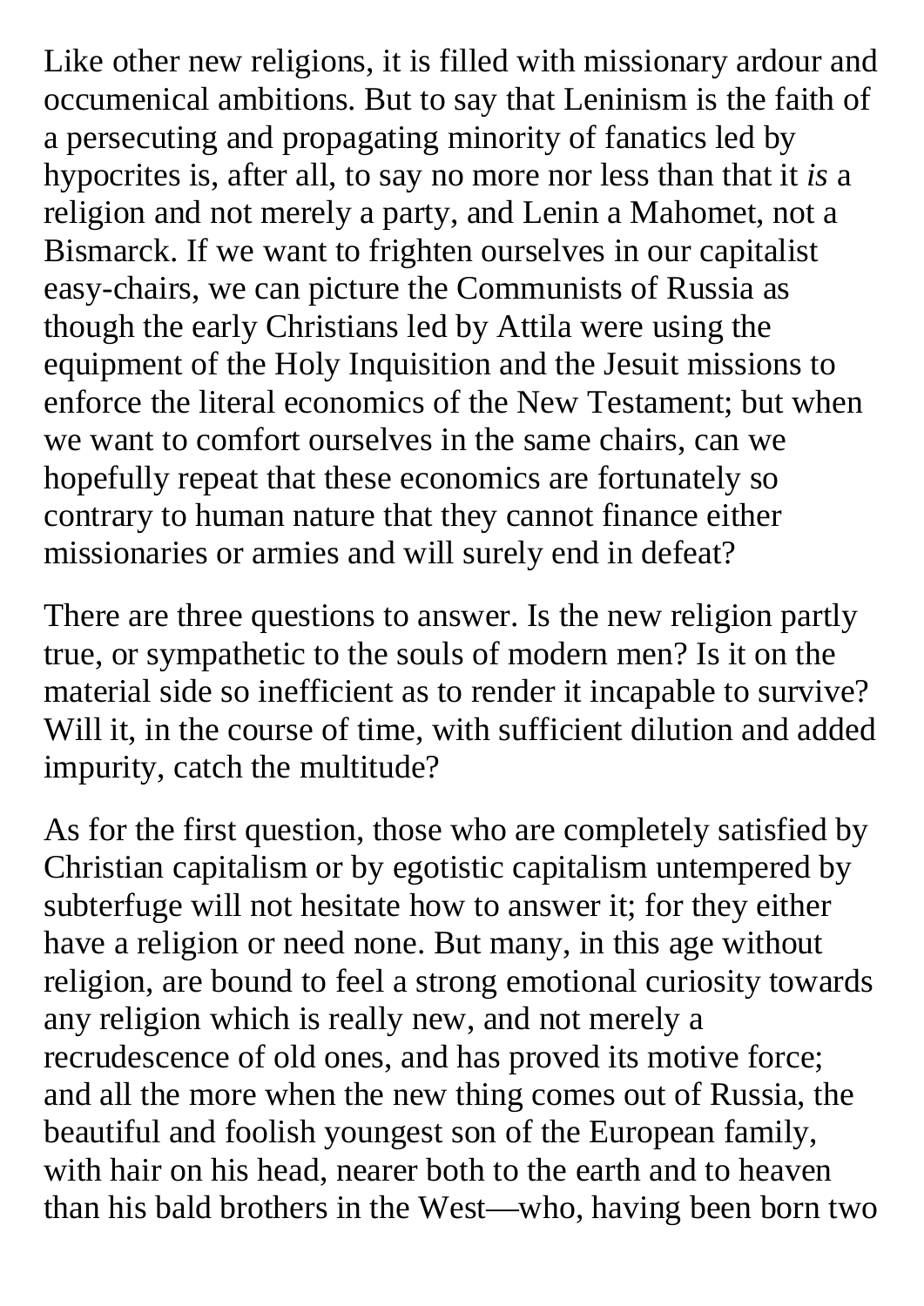Like other new religions, it is filled with missionary ardour and occumenical ambitions. But to say that Leninism is the faith of a persecuting and propagating minority of fanatics led by hypocrites is, after all, to say no more nor less than that it *is* a religion and not merely a party, and Lenin a Mahomet, not a Bismarck. If we want to frighten ourselves in our capitalist easy-chairs, we can picture the Communists of Russia as though the early Christians led by Attila were using the equipment of the Holy Inquisition and the Jesuit missions to enforce the literal economics of the New Testament; but when we want to comfort ourselves in the same chairs, can we hopefully repeat that these economics are fortunately so contrary to human nature that they cannot finance either missionaries or armies and will surely end in defeat?

There are three questions to answer. Is the new religion partly true, or sympathetic to the souls of modern men? Is it on the material side so inefficient as to render it incapable to survive? Will it, in the course of time, with sufficient dilution and added impurity, catch the multitude?

As for the first question, those who are completely satisfied by Christian capitalism or by egotistic capitalism untempered by subterfuge will not hesitate how to answer it; for they either have a religion or need none. But many, in this age without religion, are bound to feel a strong emotional curiosity towards any religion which is really new, and not merely a recrudescence of old ones, and has proved its motive force; and all the more when the new thing comes out of Russia, the beautiful and foolish youngest son of the European family, with hair on his head, nearer both to the earth and to heaven than his bald brothers in the West—who, having been born two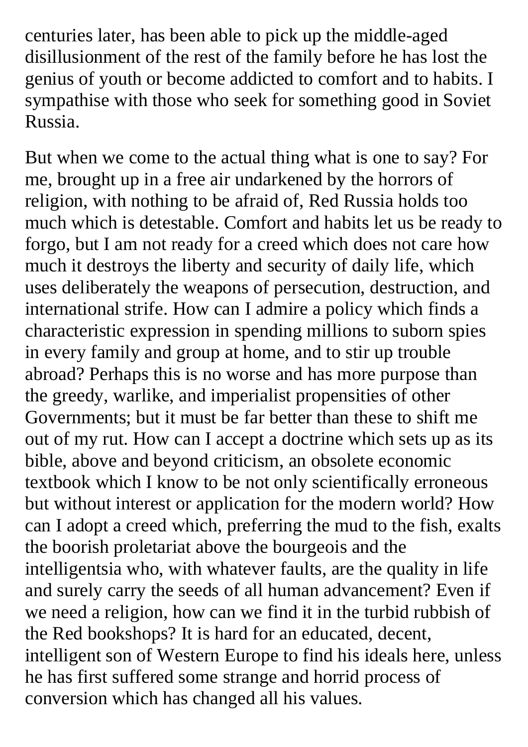centuries later, has been able to pick up the middle-aged disillusionment of the rest of the family before he has lost the genius of youth or become addicted to comfort and to habits. I sympathise with those who seek for something good in Soviet Russia.

But when we come to the actual thing what is one to say? For me, brought up in a free air undarkened by the horrors of religion, with nothing to be afraid of, Red Russia holds too much which is detestable. Comfort and habits let us be ready to forgo, but I am not ready for a creed which does not care how much it destroys the liberty and security of daily life, which uses deliberately the weapons of persecution, destruction, and international strife. How can I admire a policy which finds a characteristic expression in spending millions to suborn spies in every family and group at home, and to stir up trouble abroad? Perhaps this is no worse and has more purpose than the greedy, warlike, and imperialist propensities of other Governments; but it must be far better than these to shift me out of my rut. How can I accept a doctrine which sets up as its bible, above and beyond criticism, an obsolete economic textbook which I know to be not only scientifically erroneous but without interest or application for the modern world? How can I adopt a creed which, preferring the mud to the fish, exalts the boorish proletariat above the bourgeois and the intelligentsia who, with whatever faults, are the quality in life and surely carry the seeds of all human advancement? Even if we need a religion, how can we find it in the turbid rubbish of the Red bookshops? It is hard for an educated, decent, intelligent son of Western Europe to find his ideals here, unless he has first suffered some strange and horrid process of conversion which has changed all his values.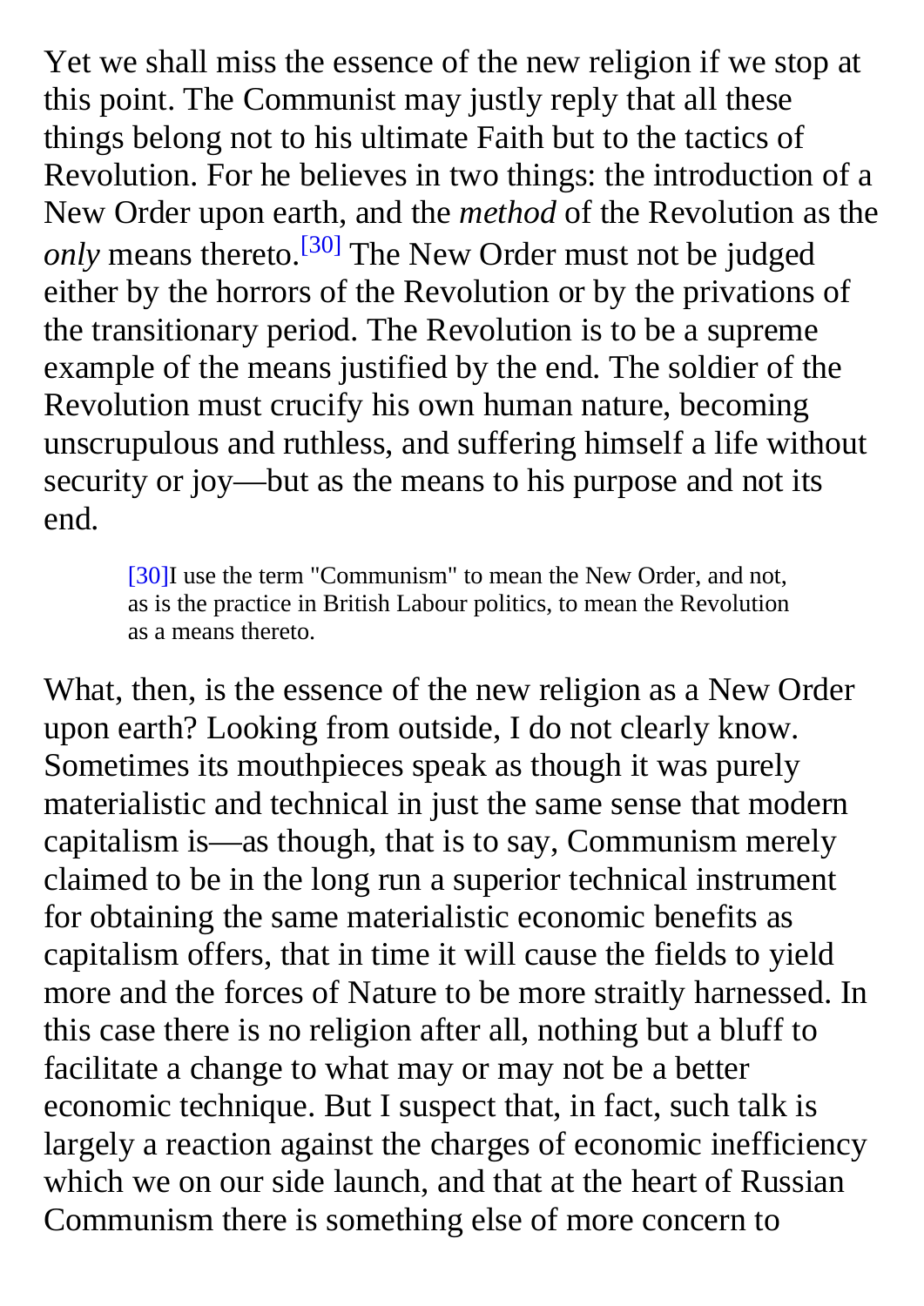Yet we shall miss the essence of the new religion if we stop at this point. The Communist may justly reply that all these things belong not to his ultimate Faith but to the tactics of Revolution. For he believes in two things: the introduction of a New Order upon earth, and the *method* of the Revolution as the *only* means thereto.[30] The New Order must not be judged either by the horrors of the Revolution or by the privations of the transitionary period. The Revolution is to be a supreme example of the means justified by the end. The soldier of the Revolution must crucify his own human nature, becoming unscrupulous and ruthless, and suffering himself a life without security or joy—but as the means to his purpose and not its end.

[30]I use the term "Communism" to mean the New Order, and not, as is the practice in British Labour politics, to mean the Revolution as a means thereto.

What, then, is the essence of the new religion as a New Order upon earth? Looking from outside, I do not clearly know. Sometimes its mouthpieces speak as though it was purely materialistic and technical in just the same sense that modern capitalism is—as though, that is to say, Communism merely claimed to be in the long run a superior technical instrument for obtaining the same materialistic economic benefits as capitalism offers, that in time it will cause the fields to yield more and the forces of Nature to be more straitly harnessed. In this case there is no religion after all, nothing but a bluff to facilitate a change to what may or may not be a better economic technique. But I suspect that, in fact, such talk is largely a reaction against the charges of economic inefficiency which we on our side launch, and that at the heart of Russian Communism there is something else of more concern to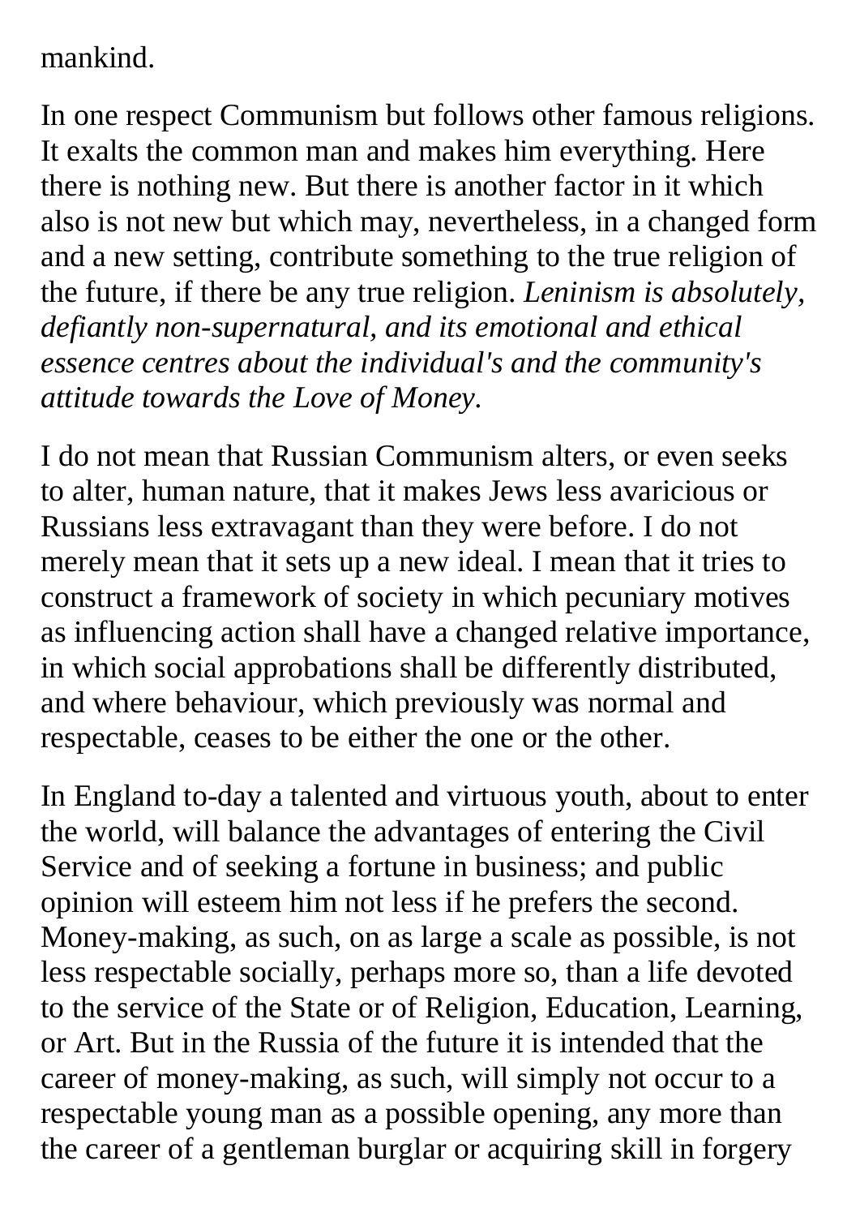mankind.

In one respect Communism but follows other famous religions. It exalts the common man and makes him everything. Here there is nothing new. But there is another factor in it which also is not new but which may, nevertheless, in a changed form and a new setting, contribute something to the true religion of the future, if there be any true religion. *Leninism is absolutely, defiantly non-supernatural, and its emotional and ethical essence centres about the individual's and the community's attitude towards the Love of Money.*

I do not mean that Russian Communism alters, or even seeks to alter, human nature, that it makes Jews less avaricious or Russians less extravagant than they were before. I do not merely mean that it sets up a new ideal. I mean that it tries to construct a framework of society in which pecuniary motives as influencing action shall have a changed relative importance, in which social approbations shall be differently distributed, and where behaviour, which previously was normal and respectable, ceases to be either the one or the other.

In England to-day a talented and virtuous youth, about to enter the world, will balance the advantages of entering the Civil Service and of seeking a fortune in business; and public opinion will esteem him not less if he prefers the second. Money-making, as such, on as large a scale as possible, is not less respectable socially, perhaps more so, than a life devoted to the service of the State or of Religion, Education, Learning, or Art. But in the Russia of the future it is intended that the career of money-making, as such, will simply not occur to a respectable young man as a possible opening, any more than the career of a gentleman burglar or acquiring skill in forgery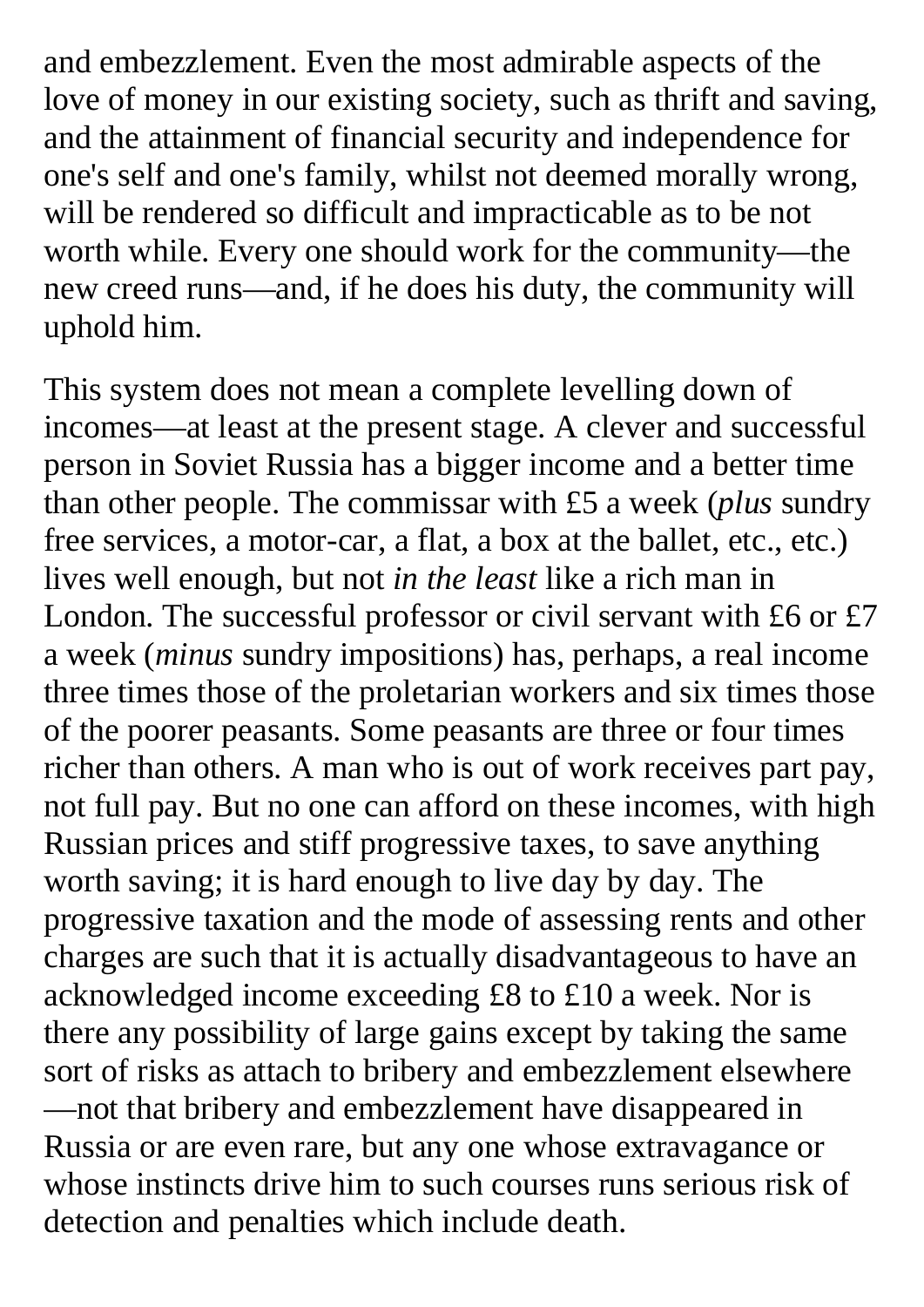and embezzlement. Even the most admirable aspects of the love of money in our existing society, such as thrift and saving, and the attainment of financial security and independence for one's self and one's family, whilst not deemed morally wrong, will be rendered so difficult and impracticable as to be not worth while. Every one should work for the community—the new creed runs—and, if he does his duty, the community will uphold him.

This system does not mean a complete levelling down of incomes—at least at the present stage. A clever and successful person in Soviet Russia has a bigger income and a better time than other people. The commissar with £5 a week (*plus* sundry free services, a motor-car, a flat, a box at the ballet, etc., etc.) lives well enough, but not *in the least* like a rich man in London. The successful professor or civil servant with £6 or £7 a week (*minus* sundry impositions) has, perhaps, a real income three times those of the proletarian workers and six times those of the poorer peasants. Some peasants are three or four times richer than others. A man who is out of work receives part pay, not full pay. But no one can afford on these incomes, with high Russian prices and stiff progressive taxes, to save anything worth saving; it is hard enough to live day by day. The progressive taxation and the mode of assessing rents and other charges are such that it is actually disadvantageous to have an acknowledged income exceeding £8 to £10 a week. Nor is there any possibility of large gains except by taking the same sort of risks as attach to bribery and embezzlement elsewhere—not that bribery and embezzlement have disappeared in Russia or are even rare, but any one whose extravagance or whose instincts drive him to such courses runs serious risk of detection and penalties which include death.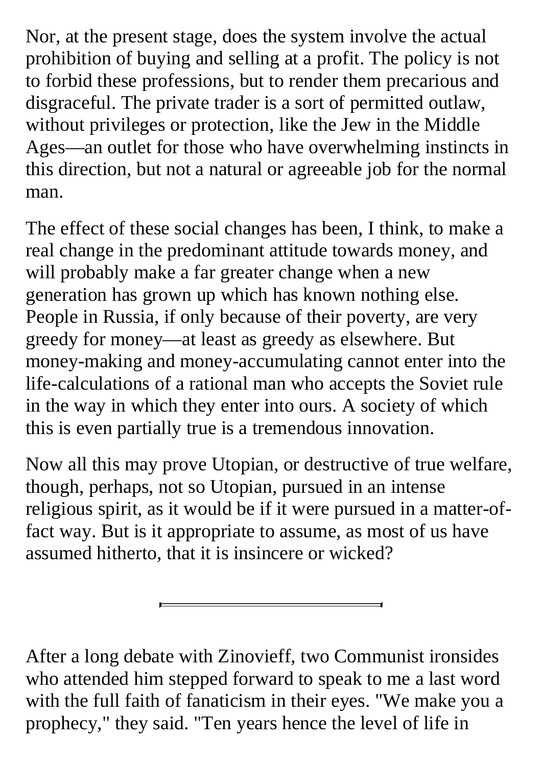Nor, at the present stage, does the system involve the actual prohibition of buying and selling at a profit. The policy is not to forbid these professions, but to render them precarious and disgraceful. The private trader is a sort of permitted outlaw, without privileges or protection, like the Jew in the Middle Ages—an outlet for those who have overwhelming instincts in this direction, but not a natural or agreeable job for the normal man.

The effect of these social changes has been, I think, to make a real change in the predominant attitude towards money, and will probably make a far greater change when a new generation has grown up which has known nothing else. People in Russia, if only because of their poverty, are very greedy for money—at least as greedy as elsewhere. But money-making and money-accumulating cannot enter into the life-calculations of a rational man who accepts the Soviet rule in the way in which they enter into ours. A society of which this is even partially true is a tremendous innovation.

Now all this may prove Utopian, or destructive of true welfare, though, perhaps, not so Utopian, pursued in an intense religious spirit, as it would be if it were pursued in a matter-of-fact way. But is it appropriate to assume, as most of us have assumed hitherto, that it is insincere or wicked?

---

After a long debate with Zinovieff, two Communist ironsides who attended him stepped forward to speak to me a last word with the full faith of fanaticism in their eyes. "We make you a prophecy," they said. "Ten years hence the level of life in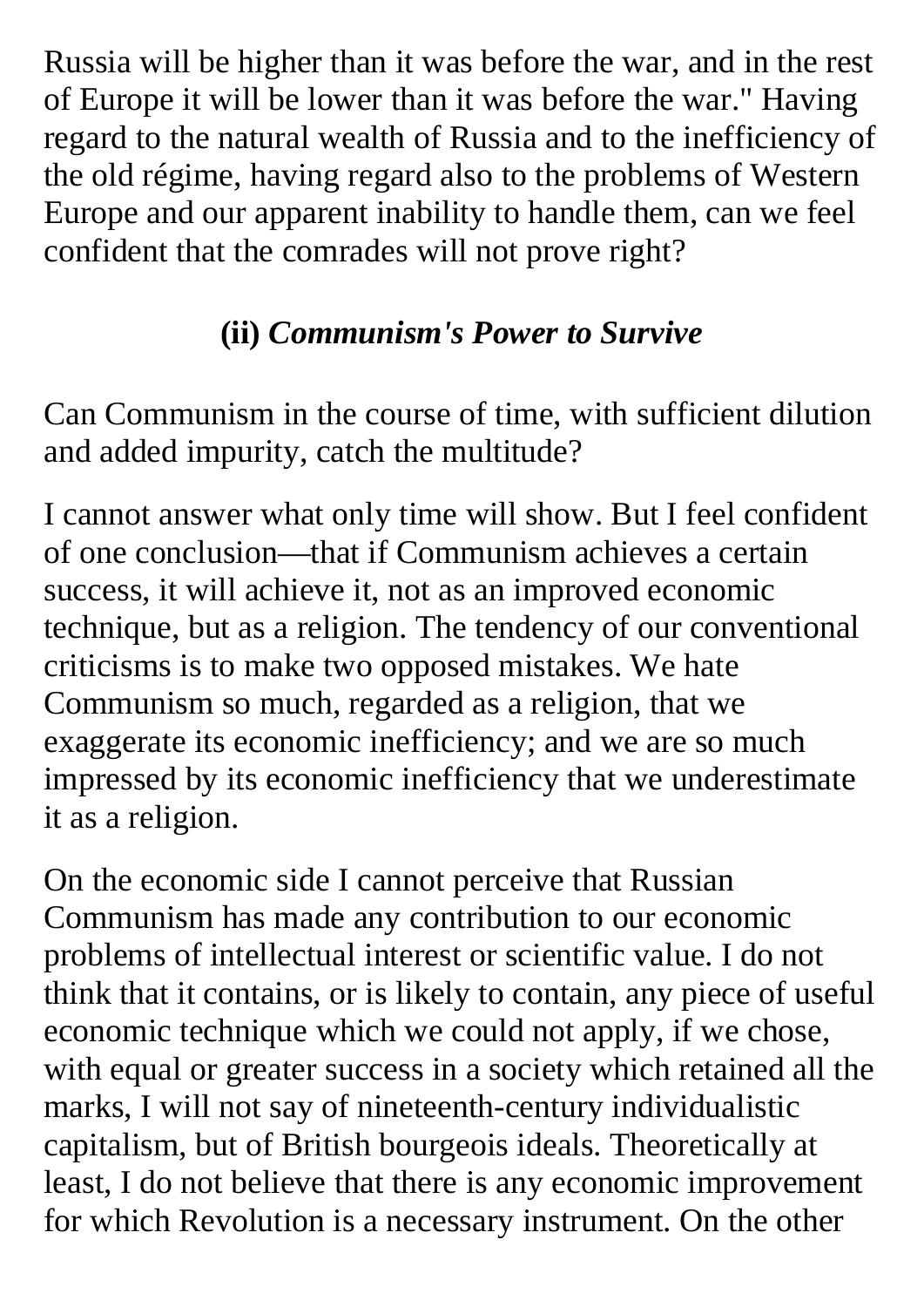Russia will be higher than it was before the war, and in the rest of Europe it will be lower than it was before the war." Having regard to the natural wealth of Russia and to the inefficiency of the old régime, having regard also to the problems of Western Europe and our apparent inability to handle them, can we feel confident that the comrades will not prove right?

### (ii) *Communism's Power to Survive*

Can Communism in the course of time, with sufficient dilution and added impurity, catch the multitude?

I cannot answer what only time will show. But I feel confident of one conclusion—that if Communism achieves a certain success, it will achieve it, not as an improved economic technique, but as a religion. The tendency of our conventional criticisms is to make two opposed mistakes. We hate Communism so much, regarded as a religion, that we exaggerate its economic inefficiency; and we are so much impressed by its economic inefficiency that we underestimate it as a religion.

On the economic side I cannot perceive that Russian Communism has made any contribution to our economic problems of intellectual interest or scientific value. I do not think that it contains, or is likely to contain, any piece of useful economic technique which we could not apply, if we chose, with equal or greater success in a society which retained all the marks, I will not say of nineteenth-century individualistic capitalism, but of British bourgeois ideals. Theoretically at least, I do not believe that there is any economic improvement for which Revolution is a necessary instrument. On the other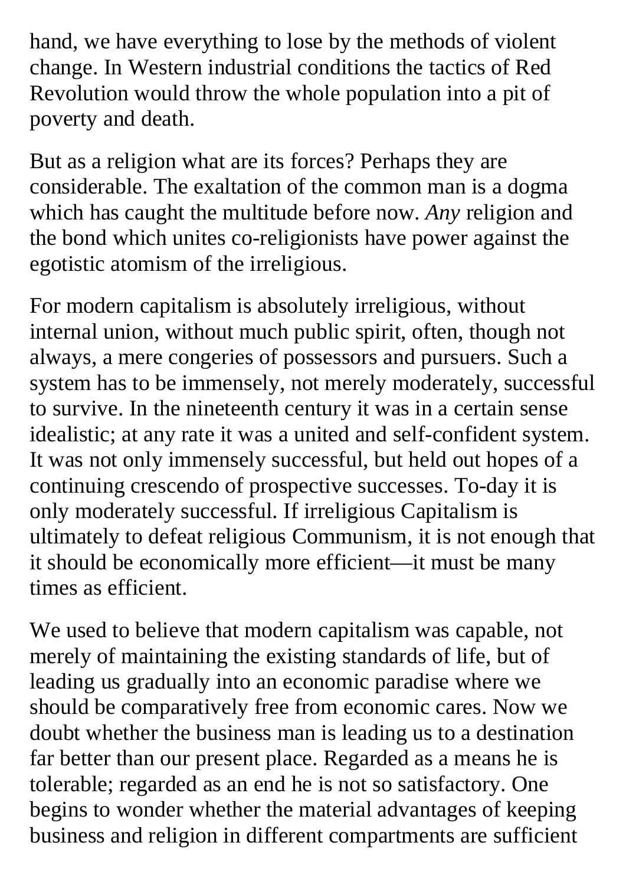hand, we have everything to lose by the methods of violent change. In Western industrial conditions the tactics of Red Revolution would throw the whole population into a pit of poverty and death.

But as a religion what are its forces? Perhaps they are considerable. The exaltation of the common man is a dogma which has caught the multitude before now. *Any* religion and the bond which unites co-religionists have power against the egotistic atomism of the irreligious.

For modern capitalism is absolutely irreligious, without internal union, without much public spirit, often, though not always, a mere congeries of possessors and pursuers. Such a system has to be immensely, not merely moderately, successful to survive. In the nineteenth century it was in a certain sense idealistic; at any rate it was a united and self-confident system. It was not only immensely successful, but held out hopes of a continuing crescendo of prospective successes. To-day it is only moderately successful. If irreligious Capitalism is ultimately to defeat religious Communism, it is not enough that it should be economically more efficient—it must be many times as efficient.

We used to believe that modern capitalism was capable, not merely of maintaining the existing standards of life, but of leading us gradually into an economic paradise where we should be comparatively free from economic cares. Now we doubt whether the business man is leading us to a destination far better than our present place. Regarded as a means he is tolerable; regarded as an end he is not so satisfactory. One begins to wonder whether the material advantages of keeping business and religion in different compartments are sufficient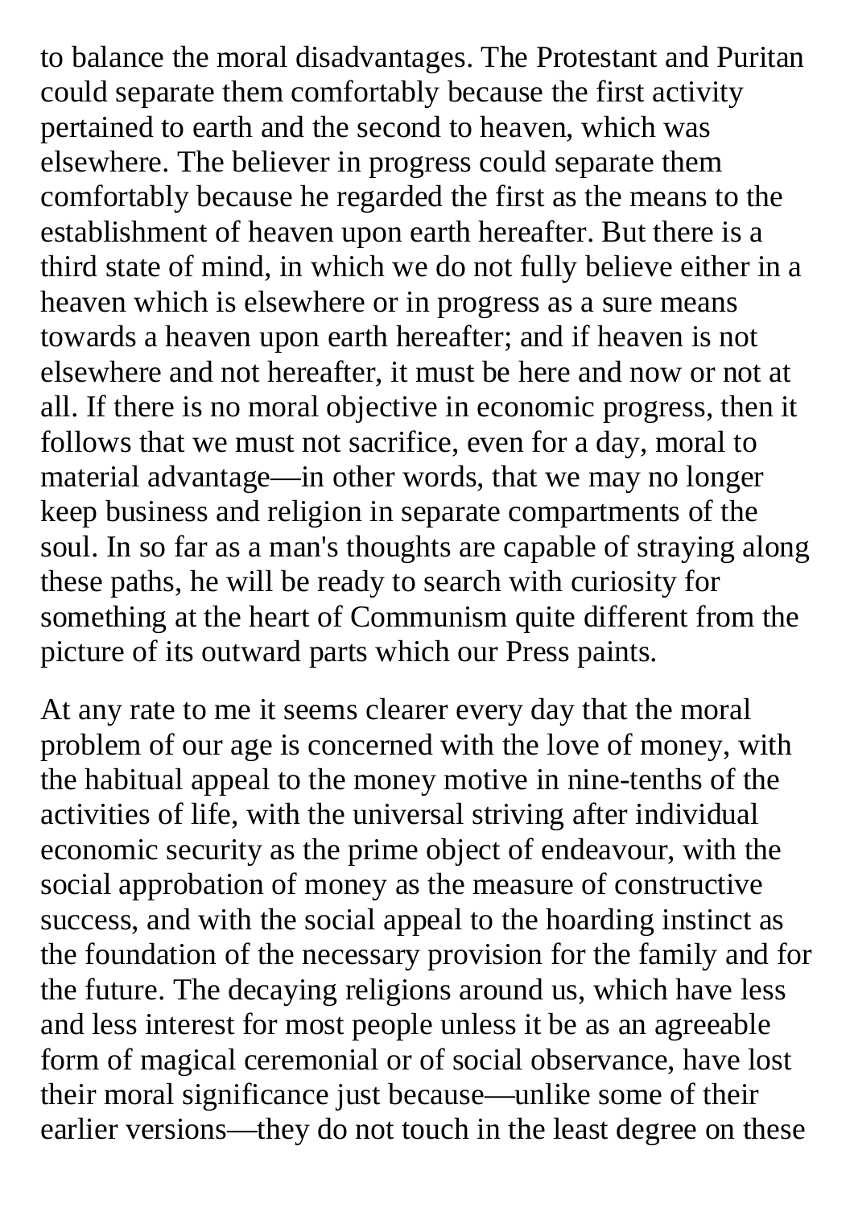to balance the moral disadvantages. The Protestant and Puritan could separate them comfortably because the first activity pertained to earth and the second to heaven, which was elsewhere. The believer in progress could separate them comfortably because he regarded the first as the means to the establishment of heaven upon earth hereafter. But there is a third state of mind, in which we do not fully believe either in a heaven which is elsewhere or in progress as a sure means towards a heaven upon earth hereafter; and if heaven is not elsewhere and not hereafter, it must be here and now or not at all. If there is no moral objective in economic progress, then it follows that we must not sacrifice, even for a day, moral to material advantage—in other words, that we may no longer keep business and religion in separate compartments of the soul. In so far as a man's thoughts are capable of straying along these paths, he will be ready to search with curiosity for something at the heart of Communism quite different from the picture of its outward parts which our Press paints.

At any rate to me it seems clearer every day that the moral problem of our age is concerned with the love of money, with the habitual appeal to the money motive in nine-tenths of the activities of life, with the universal striving after individual economic security as the prime object of endeavour, with the social approbation of money as the measure of constructive success, and with the social appeal to the hoarding instinct as the foundation of the necessary provision for the family and for the future. The decaying religions around us, which have less and less interest for most people unless it be as an agreeable form of magical ceremonial or of social observance, have lost their moral significance just because—unlike some of their earlier versions—they do not touch in the least degree on these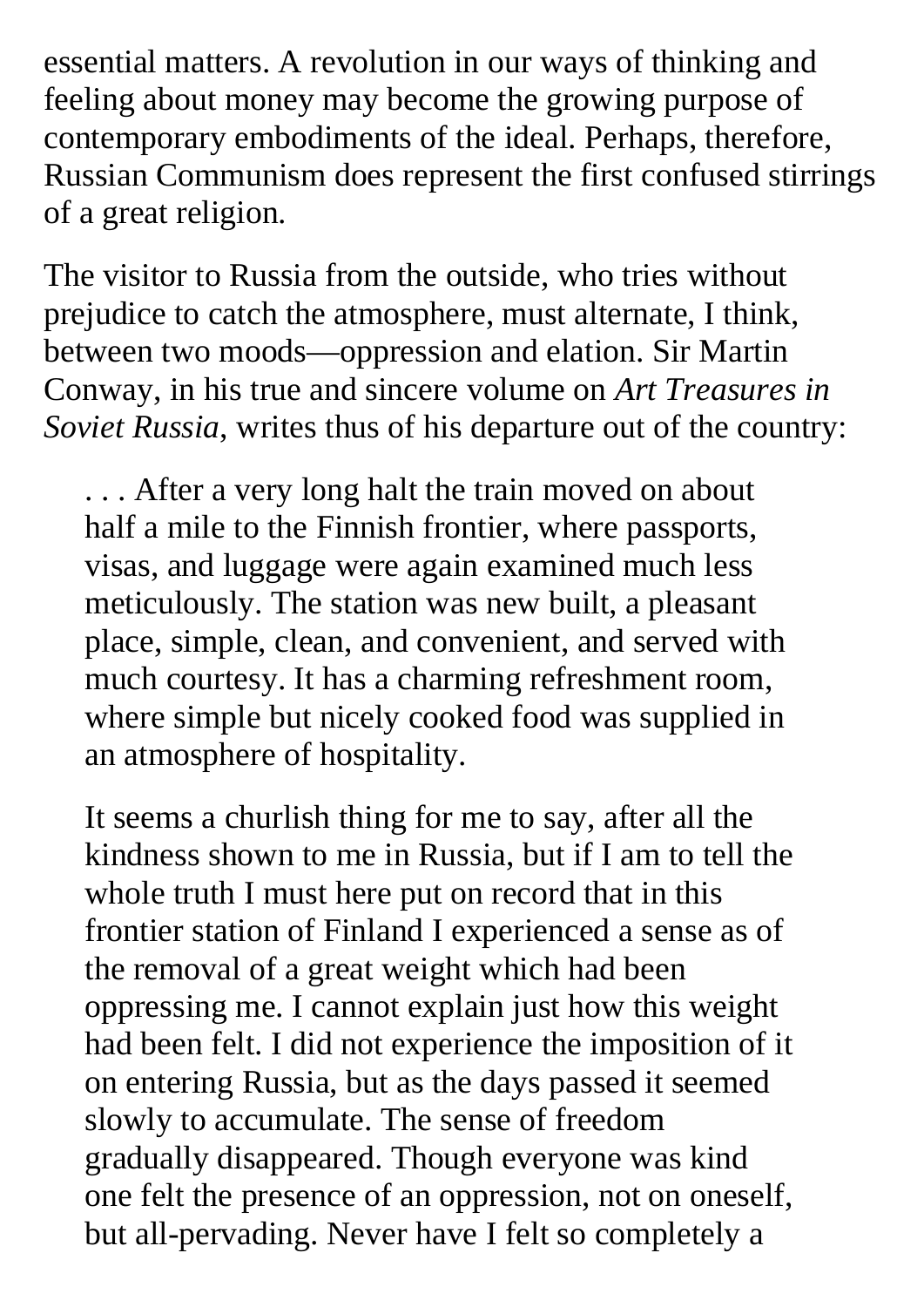essential matters. A revolution in our ways of thinking and feeling about money may become the growing purpose of contemporary embodiments of the ideal. Perhaps, therefore, Russian Communism does represent the first confused stirrings of a great religion.

The visitor to Russia from the outside, who tries without prejudice to catch the atmosphere, must alternate, I think, between two moods—oppression and elation. Sir Martin Conway, in his true and sincere volume on *Art Treasures in Soviet Russia*, writes thus of his departure out of the country:

> . . . After a very long halt the train moved on about half a mile to the Finnish frontier, where passports, visas, and luggage were again examined much less meticulously. The station was new built, a pleasant place, simple, clean, and convenient, and served with much courtesy. It has a charming refreshment room, where simple but nicely cooked food was supplied in an atmosphere of hospitality.
>
> It seems a churlish thing for me to say, after all the kindness shown to me in Russia, but if I am to tell the whole truth I must here put on record that in this frontier station of Finland I experienced a sense as of the removal of a great weight which had been oppressing me. I cannot explain just how this weight had been felt. I did not experience the imposition of it on entering Russia, but as the days passed it seemed slowly to accumulate. The sense of freedom gradually disappeared. Though everyone was kind one felt the presence of an oppression, not on oneself, but all-pervading. Never have I felt so completely a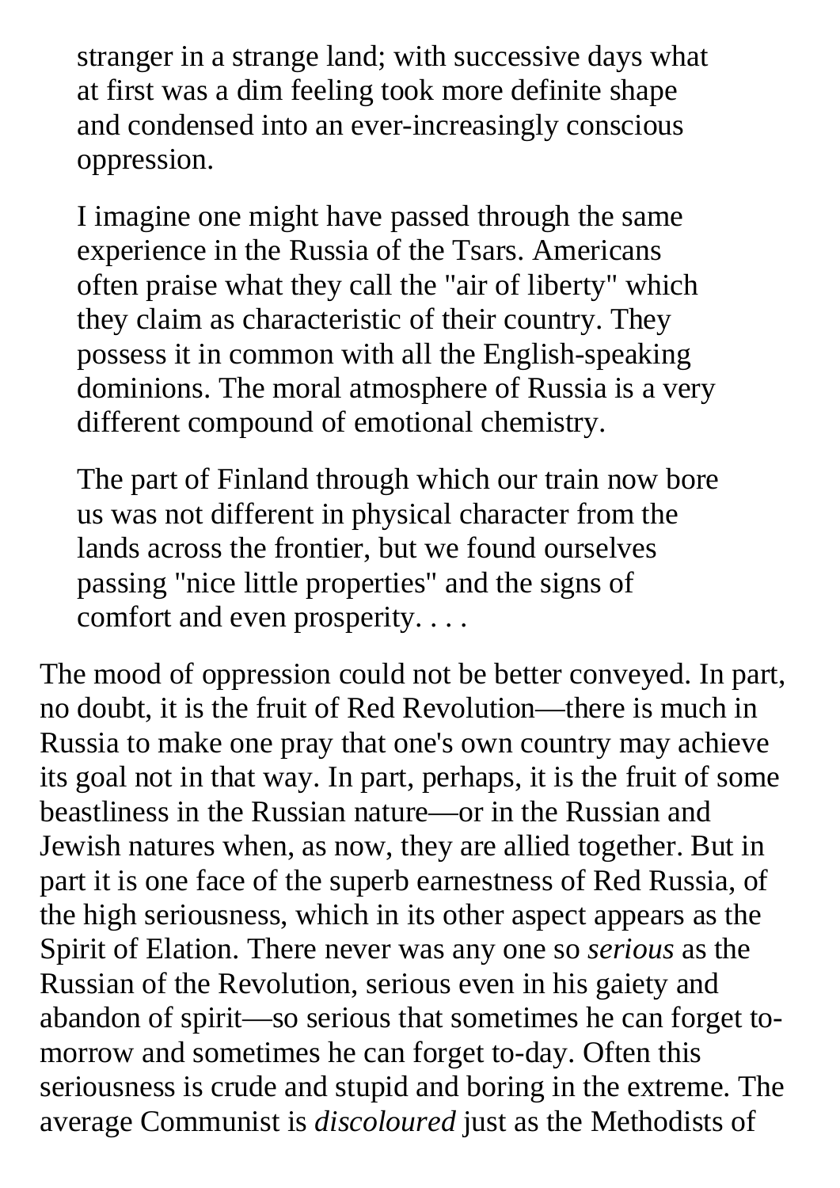> stranger in a strange land; with successive days what at first was a dim feeling took more definite shape and condensed into an ever-increasingly conscious oppression.
>
> I imagine one might have passed through the same experience in the Russia of the Tsars. Americans often praise what they call the "air of liberty" which they claim as characteristic of their country. They possess it in common with all the English-speaking dominions. The moral atmosphere of Russia is a very different compound of emotional chemistry.
>
> The part of Finland through which our train now bore us was not different in physical character from the lands across the frontier, but we found ourselves passing "nice little properties" and the signs of comfort and even prosperity. . . .

The mood of oppression could not be better conveyed. In part, no doubt, it is the fruit of Red Revolution—there is much in Russia to make one pray that one's own country may achieve its goal not in that way. In part, perhaps, it is the fruit of some beastliness in the Russian nature—or in the Russian and Jewish natures when, as now, they are allied together. But in part it is one face of the superb earnestness of Red Russia, of the high seriousness, which in its other aspect appears as the Spirit of Elation. There never was any one so *serious* as the Russian of the Revolution, serious even in his gaiety and abandon of spirit—so serious that sometimes he can forget to-morrow and sometimes he can forget to-day. Often this seriousness is crude and stupid and boring in the extreme. The average Communist is *discoloured* just as the Methodists of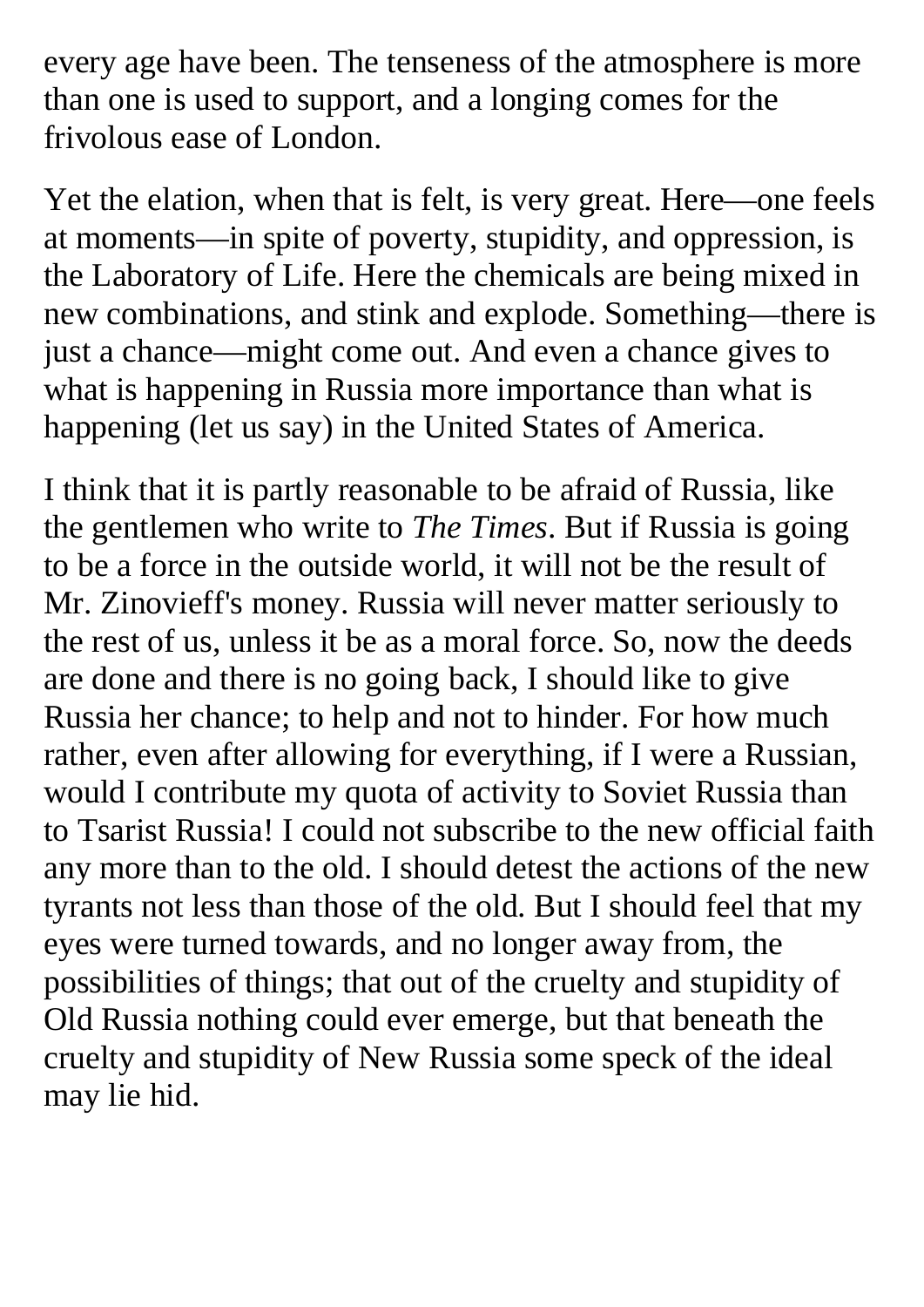every age have been. The tenseness of the atmosphere is more than one is used to support, and a longing comes for the frivolous ease of London.

Yet the elation, when that is felt, is very great. Here—one feels at moments—in spite of poverty, stupidity, and oppression, is the Laboratory of Life. Here the chemicals are being mixed in new combinations, and stink and explode. Something—there is just a chance—might come out. And even a chance gives to what is happening in Russia more importance than what is happening (let us say) in the United States of America.

I think that it is partly reasonable to be afraid of Russia, like the gentlemen who write to *The Times*. But if Russia is going to be a force in the outside world, it will not be the result of Mr. Zinovieff's money. Russia will never matter seriously to the rest of us, unless it be as a moral force. So, now the deeds are done and there is no going back, I should like to give Russia her chance; to help and not to hinder. For how much rather, even after allowing for everything, if I were a Russian, would I contribute my quota of activity to Soviet Russia than to Tsarist Russia! I could not subscribe to the new official faith any more than to the old. I should detest the actions of the new tyrants not less than those of the old. But I should feel that my eyes were turned towards, and no longer away from, the possibilities of things; that out of the cruelty and stupidity of Old Russia nothing could ever emerge, but that beneath the cruelty and stupidity of New Russia some speck of the ideal may lie hid.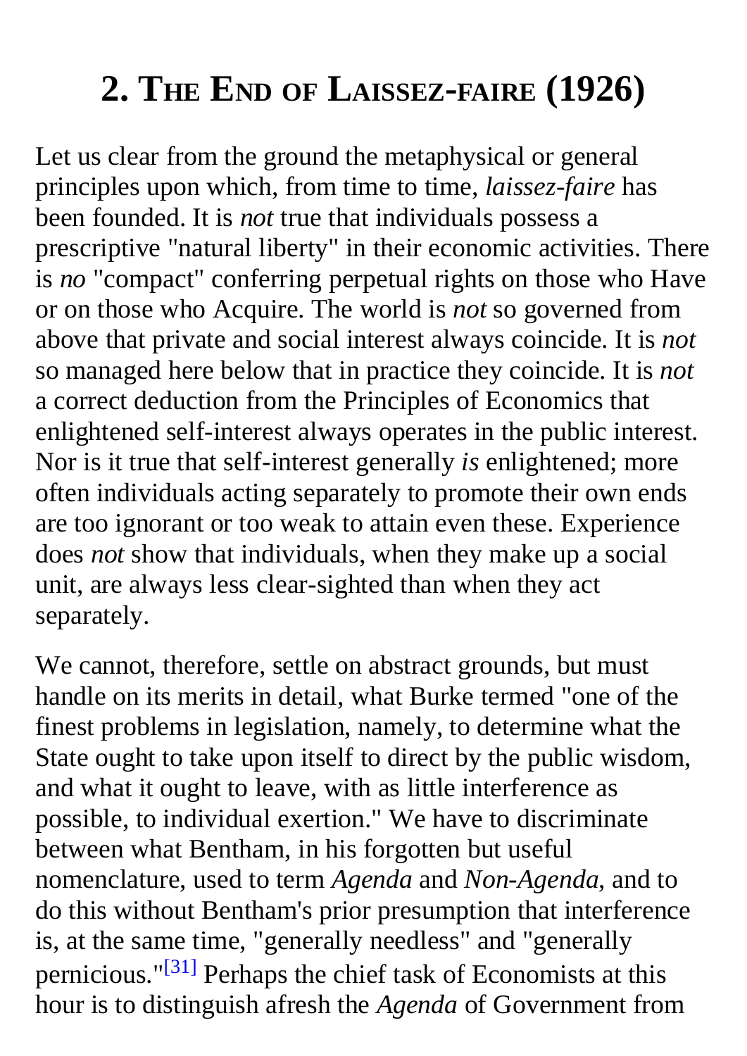# 2. The End of Laissez-faire (1926)

Let us clear from the ground the metaphysical or general principles upon which, from time to time, *laissez-faire* has been founded. It is *not* true that individuals possess a prescriptive "natural liberty" in their economic activities. There is *no* "compact" conferring perpetual rights on those who Have or on those who Acquire. The world is *not* so governed from above that private and social interest always coincide. It is *not* so managed here below that in practice they coincide. It is *not* a correct deduction from the Principles of Economics that enlightened self-interest always operates in the public interest. Nor is it true that self-interest generally *is* enlightened; more often individuals acting separately to promote their own ends are too ignorant or too weak to attain even these. Experience does *not* show that individuals, when they make up a social unit, are always less clear-sighted than when they act separately.

We cannot, therefore, settle on abstract grounds, but must handle on its merits in detail, what Burke termed "one of the finest problems in legislation, namely, to determine what the State ought to take upon itself to direct by the public wisdom, and what it ought to leave, with as little interference as possible, to individual exertion." We have to discriminate between what Bentham, in his forgotten but useful nomenclature, used to term *Agenda* and *Non-Agenda*, and to do this without Bentham's prior presumption that interference is, at the same time, "generally needless" and "generally pernicious."[31] Perhaps the chief task of Economists at this hour is to distinguish afresh the *Agenda* of Government from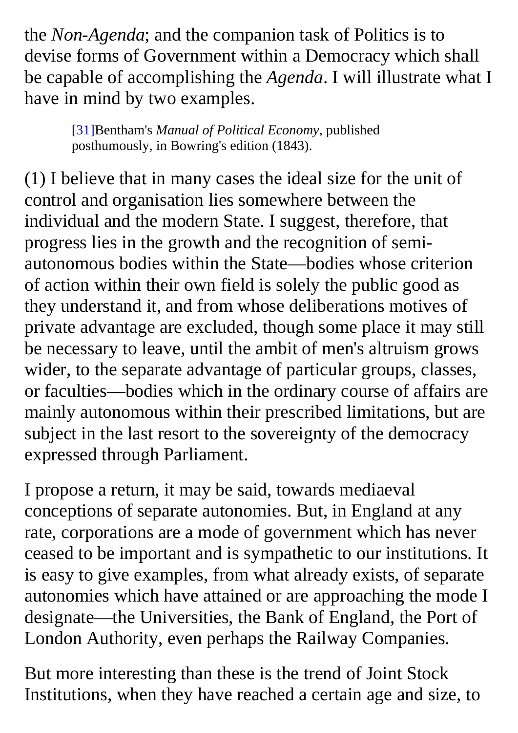the *Non-Agenda*; and the companion task of Politics is to devise forms of Government within a Democracy which shall be capable of accomplishing the *Agenda*. I will illustrate what I have in mind by two examples.

> [31]Bentham's *Manual of Political Economy*, published posthumously, in Bowring's edition (1843).

(1) I believe that in many cases the ideal size for the unit of control and organisation lies somewhere between the individual and the modern State. I suggest, therefore, that progress lies in the growth and the recognition of semi-autonomous bodies within the State—bodies whose criterion of action within their own field is solely the public good as they understand it, and from whose deliberations motives of private advantage are excluded, though some place it may still be necessary to leave, until the ambit of men's altruism grows wider, to the separate advantage of particular groups, classes, or faculties—bodies which in the ordinary course of affairs are mainly autonomous within their prescribed limitations, but are subject in the last resort to the sovereignty of the democracy expressed through Parliament.

I propose a return, it may be said, towards mediaeval conceptions of separate autonomies. But, in England at any rate, corporations are a mode of government which has never ceased to be important and is sympathetic to our institutions. It is easy to give examples, from what already exists, of separate autonomies which have attained or are approaching the mode I designate—the Universities, the Bank of England, the Port of London Authority, even perhaps the Railway Companies.

But more interesting than these is the trend of Joint Stock Institutions, when they have reached a certain age and size, to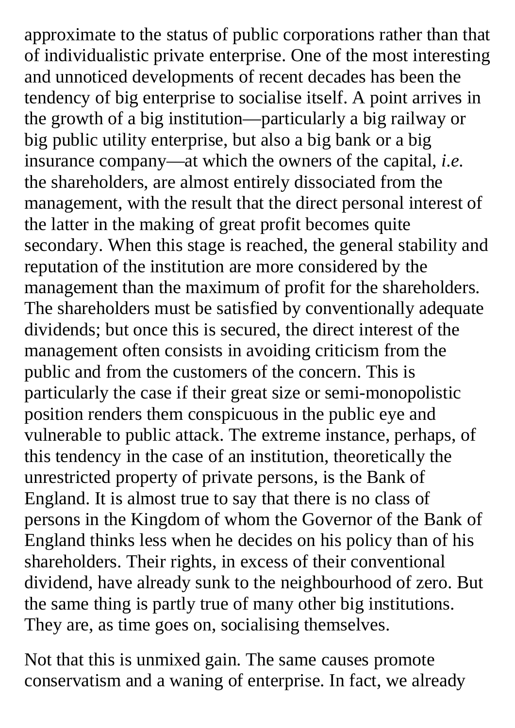approximate to the status of public corporations rather than that of individualistic private enterprise. One of the most interesting and unnoticed developments of recent decades has been the tendency of big enterprise to socialise itself. A point arrives in the growth of a big institution—particularly a big railway or big public utility enterprise, but also a big bank or a big insurance company—at which the owners of the capital, *i.e.* the shareholders, are almost entirely dissociated from the management, with the result that the direct personal interest of the latter in the making of great profit becomes quite secondary. When this stage is reached, the general stability and reputation of the institution are more considered by the management than the maximum of profit for the shareholders. The shareholders must be satisfied by conventionally adequate dividends; but once this is secured, the direct interest of the management often consists in avoiding criticism from the public and from the customers of the concern. This is particularly the case if their great size or semi-monopolistic position renders them conspicuous in the public eye and vulnerable to public attack. The extreme instance, perhaps, of this tendency in the case of an institution, theoretically the unrestricted property of private persons, is the Bank of England. It is almost true to say that there is no class of persons in the Kingdom of whom the Governor of the Bank of England thinks less when he decides on his policy than of his shareholders. Their rights, in excess of their conventional dividend, have already sunk to the neighbourhood of zero. But the same thing is partly true of many other big institutions. They are, as time goes on, socialising themselves.

Not that this is unmixed gain. The same causes promote conservatism and a waning of enterprise. In fact, we already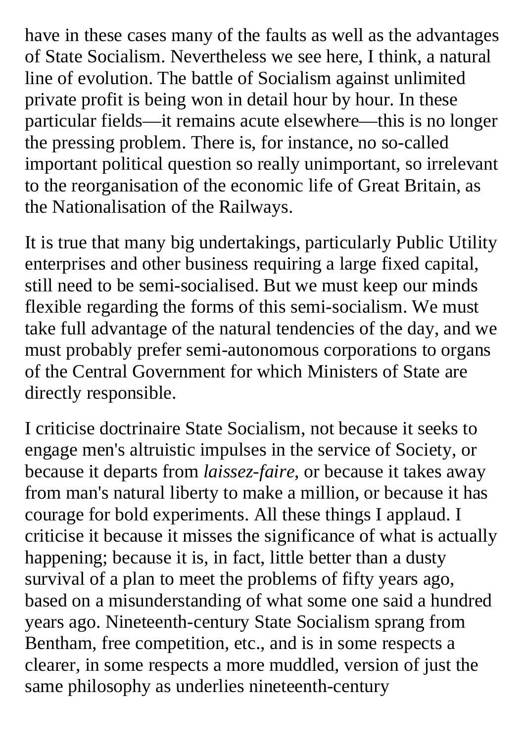have in these cases many of the faults as well as the advantages of State Socialism. Nevertheless we see here, I think, a natural line of evolution. The battle of Socialism against unlimited private profit is being won in detail hour by hour. In these particular fields—it remains acute elsewhere—this is no longer the pressing problem. There is, for instance, no so-called important political question so really unimportant, so irrelevant to the reorganisation of the economic life of Great Britain, as the Nationalisation of the Railways.

It is true that many big undertakings, particularly Public Utility enterprises and other business requiring a large fixed capital, still need to be semi-socialised. But we must keep our minds flexible regarding the forms of this semi-socialism. We must take full advantage of the natural tendencies of the day, and we must probably prefer semi-autonomous corporations to organs of the Central Government for which Ministers of State are directly responsible.

I criticise doctrinaire State Socialism, not because it seeks to engage men's altruistic impulses in the service of Society, or because it departs from *laissez-faire*, or because it takes away from man's natural liberty to make a million, or because it has courage for bold experiments. All these things I applaud. I criticise it because it misses the significance of what is actually happening; because it is, in fact, little better than a dusty survival of a plan to meet the problems of fifty years ago, based on a misunderstanding of what some one said a hundred years ago. Nineteenth-century State Socialism sprang from Bentham, free competition, etc., and is in some respects a clearer, in some respects a more muddled, version of just the same philosophy as underlies nineteenth-century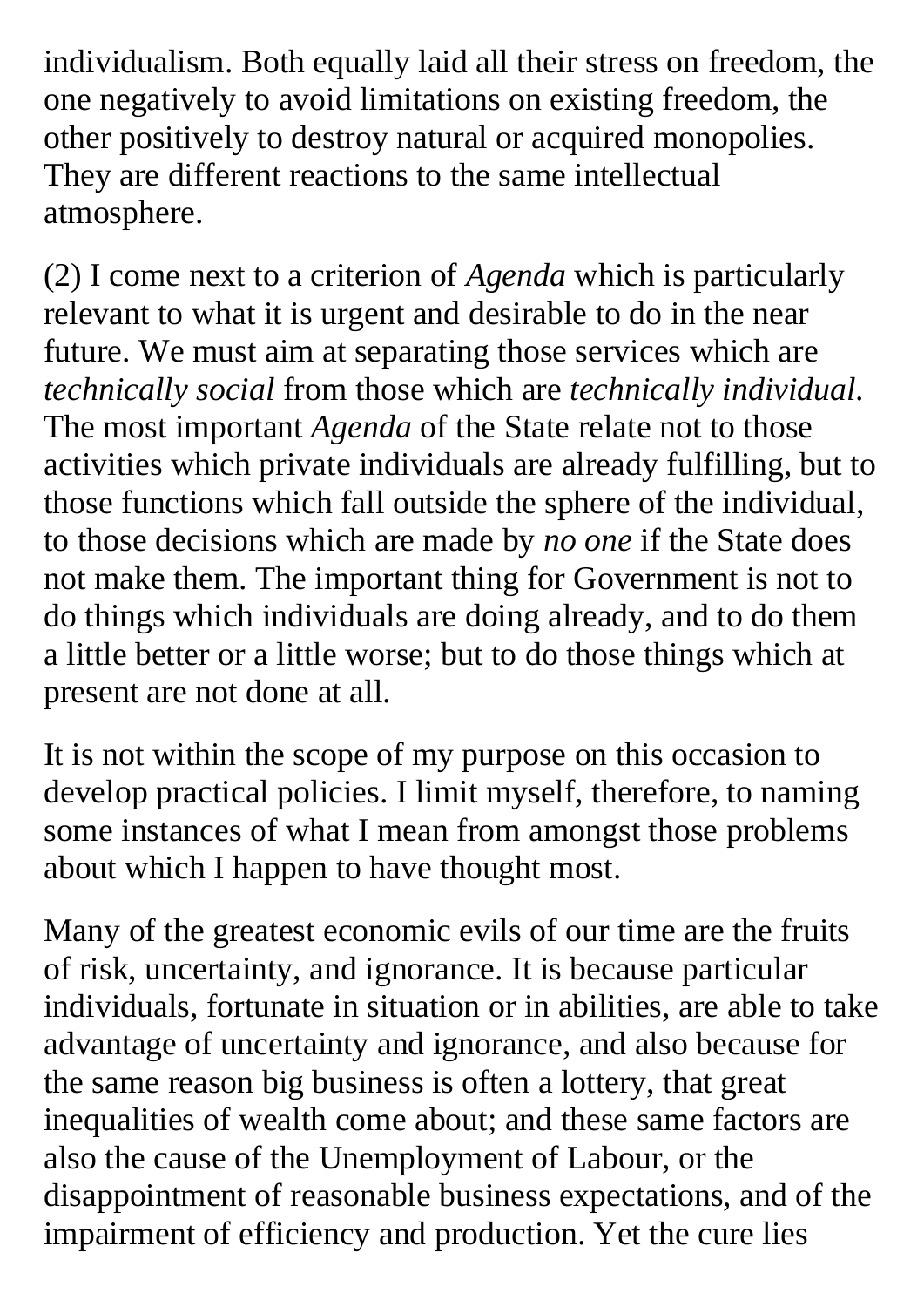individualism. Both equally laid all their stress on freedom, the one negatively to avoid limitations on existing freedom, the other positively to destroy natural or acquired monopolies. They are different reactions to the same intellectual atmosphere.

(2) I come next to a criterion of *Agenda* which is particularly relevant to what it is urgent and desirable to do in the near future. We must aim at separating those services which are *technically social* from those which are *technically individual*. The most important *Agenda* of the State relate not to those activities which private individuals are already fulfilling, but to those functions which fall outside the sphere of the individual, to those decisions which are made by *no one* if the State does not make them. The important thing for Government is not to do things which individuals are doing already, and to do them a little better or a little worse; but to do those things which at present are not done at all.

It is not within the scope of my purpose on this occasion to develop practical policies. I limit myself, therefore, to naming some instances of what I mean from amongst those problems about which I happen to have thought most.

Many of the greatest economic evils of our time are the fruits of risk, uncertainty, and ignorance. It is because particular individuals, fortunate in situation or in abilities, are able to take advantage of uncertainty and ignorance, and also because for the same reason big business is often a lottery, that great inequalities of wealth come about; and these same factors are also the cause of the Unemployment of Labour, or the disappointment of reasonable business expectations, and of the impairment of efficiency and production. Yet the cure lies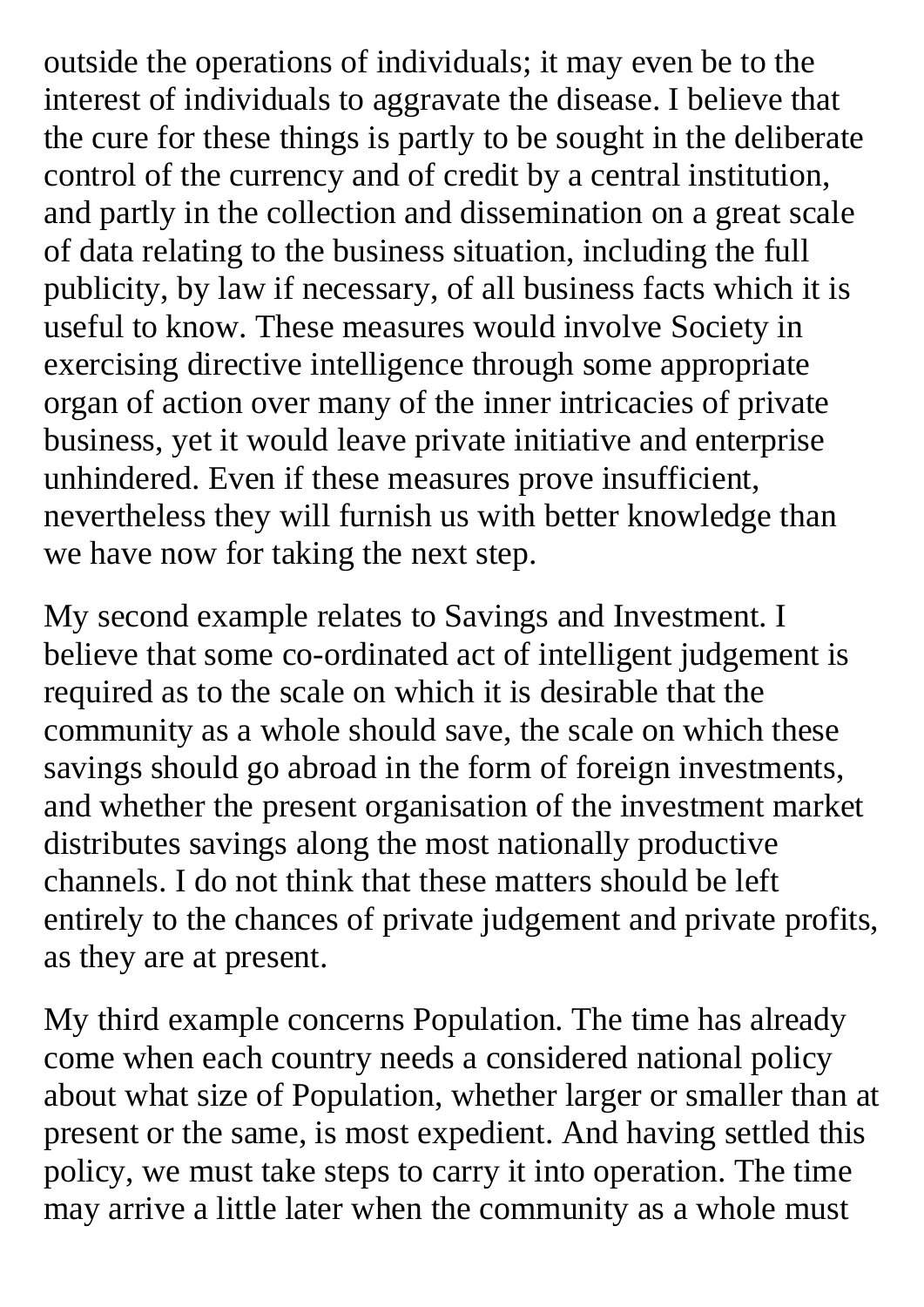outside the operations of individuals; it may even be to the interest of individuals to aggravate the disease. I believe that the cure for these things is partly to be sought in the deliberate control of the currency and of credit by a central institution, and partly in the collection and dissemination on a great scale of data relating to the business situation, including the full publicity, by law if necessary, of all business facts which it is useful to know. These measures would involve Society in exercising directive intelligence through some appropriate organ of action over many of the inner intricacies of private business, yet it would leave private initiative and enterprise unhindered. Even if these measures prove insufficient, nevertheless they will furnish us with better knowledge than we have now for taking the next step.

My second example relates to Savings and Investment. I believe that some co-ordinated act of intelligent judgement is required as to the scale on which it is desirable that the community as a whole should save, the scale on which these savings should go abroad in the form of foreign investments, and whether the present organisation of the investment market distributes savings along the most nationally productive channels. I do not think that these matters should be left entirely to the chances of private judgement and private profits, as they are at present.

My third example concerns Population. The time has already come when each country needs a considered national policy about what size of Population, whether larger or smaller than at present or the same, is most expedient. And having settled this policy, we must take steps to carry it into operation. The time may arrive a little later when the community as a whole must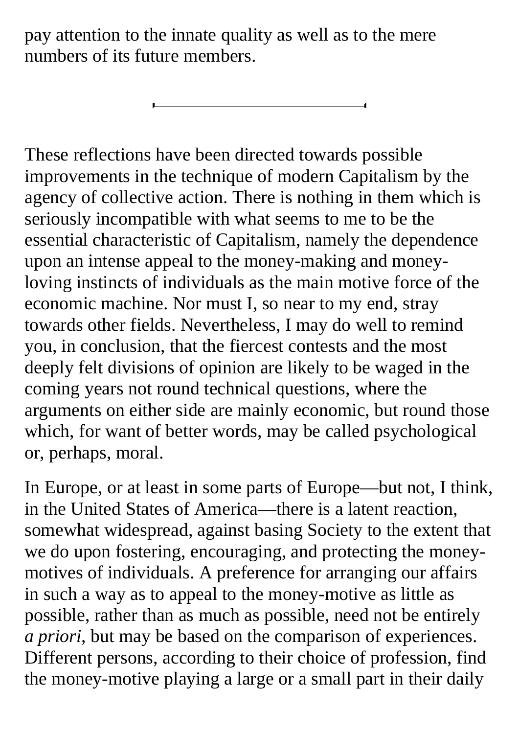pay attention to the innate quality as well as to the mere numbers of its future members.

---

These reflections have been directed towards possible improvements in the technique of modern Capitalism by the agency of collective action. There is nothing in them which is seriously incompatible with what seems to me to be the essential characteristic of Capitalism, namely the dependence upon an intense appeal to the money-making and money-loving instincts of individuals as the main motive force of the economic machine. Nor must I, so near to my end, stray towards other fields. Nevertheless, I may do well to remind you, in conclusion, that the fiercest contests and the most deeply felt divisions of opinion are likely to be waged in the coming years not round technical questions, where the arguments on either side are mainly economic, but round those which, for want of better words, may be called psychological or, perhaps, moral.

In Europe, or at least in some parts of Europe—but not, I think, in the United States of America—there is a latent reaction, somewhat widespread, against basing Society to the extent that we do upon fostering, encouraging, and protecting the money-motives of individuals. A preference for arranging our affairs in such a way as to appeal to the money-motive as little as possible, rather than as much as possible, need not be entirely *a priori*, but may be based on the comparison of experiences. Different persons, according to their choice of profession, find the money-motive playing a large or a small part in their daily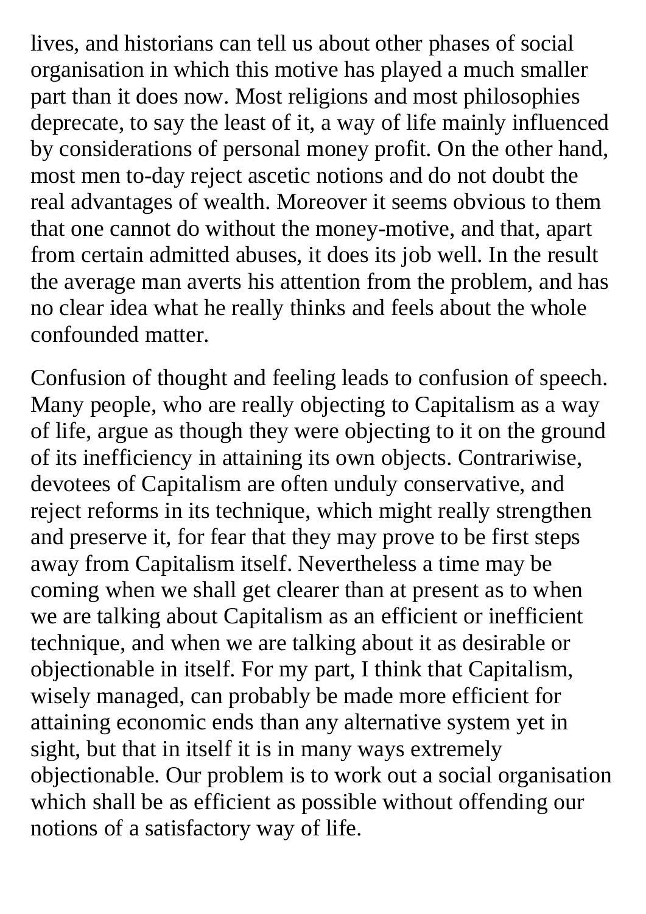lives, and historians can tell us about other phases of social organisation in which this motive has played a much smaller part than it does now. Most religions and most philosophies deprecate, to say the least of it, a way of life mainly influenced by considerations of personal money profit. On the other hand, most men to-day reject ascetic notions and do not doubt the real advantages of wealth. Moreover it seems obvious to them that one cannot do without the money-motive, and that, apart from certain admitted abuses, it does its job well. In the result the average man averts his attention from the problem, and has no clear idea what he really thinks and feels about the whole confounded matter.

Confusion of thought and feeling leads to confusion of speech. Many people, who are really objecting to Capitalism as a way of life, argue as though they were objecting to it on the ground of its inefficiency in attaining its own objects. Contrariwise, devotees of Capitalism are often unduly conservative, and reject reforms in its technique, which might really strengthen and preserve it, for fear that they may prove to be first steps away from Capitalism itself. Nevertheless a time may be coming when we shall get clearer than at present as to when we are talking about Capitalism as an efficient or inefficient technique, and when we are talking about it as desirable or objectionable in itself. For my part, I think that Capitalism, wisely managed, can probably be made more efficient for attaining economic ends than any alternative system yet in sight, but that in itself it is in many ways extremely objectionable. Our problem is to work out a social organisation which shall be as efficient as possible without offending our notions of a satisfactory way of life.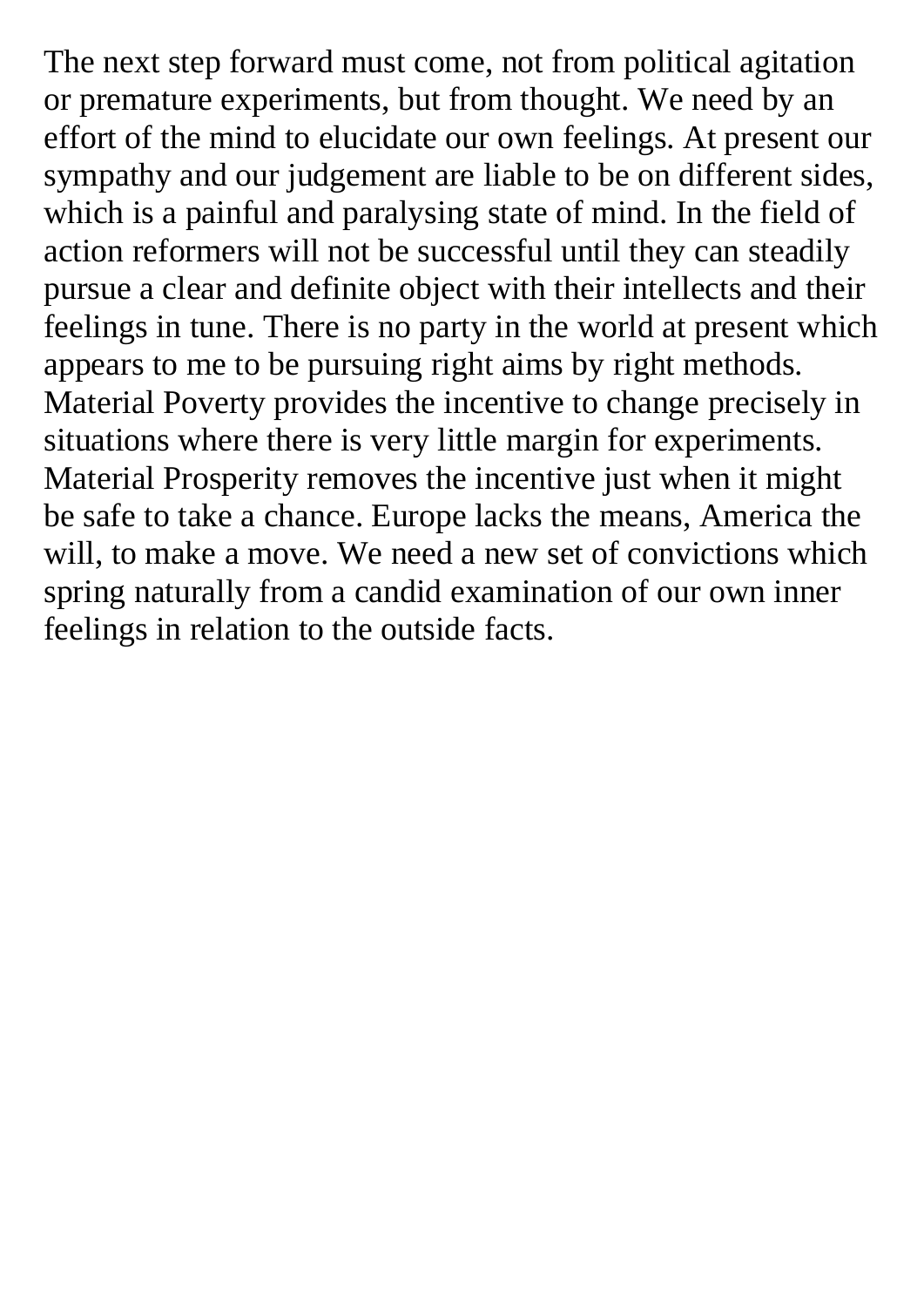The next step forward must come, not from political agitation or premature experiments, but from thought. We need by an effort of the mind to elucidate our own feelings. At present our sympathy and our judgement are liable to be on different sides, which is a painful and paralysing state of mind. In the field of action reformers will not be successful until they can steadily pursue a clear and definite object with their intellects and their feelings in tune. There is no party in the world at present which appears to me to be pursuing right aims by right methods. Material Poverty provides the incentive to change precisely in situations where there is very little margin for experiments. Material Prosperity removes the incentive just when it might be safe to take a chance. Europe lacks the means, America the will, to make a move. We need a new set of convictions which spring naturally from a candid examination of our own inner feelings in relation to the outside facts.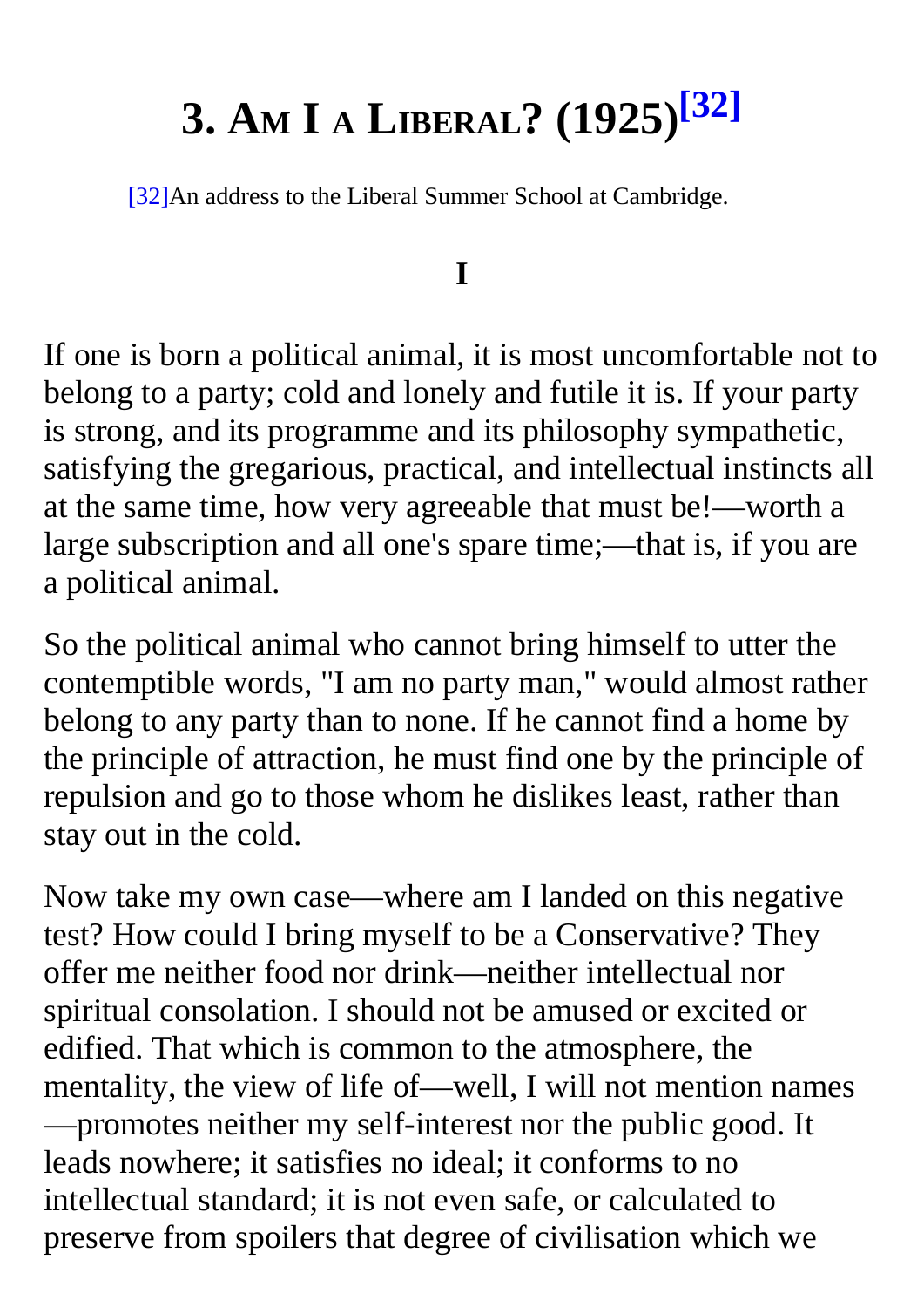# 3. Am I a Liberal? (1925)[32]

[32]An address to the Liberal Summer School at Cambridge.

## I

If one is born a political animal, it is most uncomfortable not to belong to a party; cold and lonely and futile it is. If your party is strong, and its programme and its philosophy sympathetic, satisfying the gregarious, practical, and intellectual instincts all at the same time, how very agreeable that must be!—worth a large subscription and all one's spare time;—that is, if you are a political animal.

So the political animal who cannot bring himself to utter the contemptible words, "I am no party man," would almost rather belong to any party than to none. If he cannot find a home by the principle of attraction, he must find one by the principle of repulsion and go to those whom he dislikes least, rather than stay out in the cold.

Now take my own case—where am I landed on this negative test? How could I bring myself to be a Conservative? They offer me neither food nor drink—neither intellectual nor spiritual consolation. I should not be amused or excited or edified. That which is common to the atmosphere, the mentality, the view of life of—well, I will not mention names—promotes neither my self-interest nor the public good. It leads nowhere; it satisfies no ideal; it conforms to no intellectual standard; it is not even safe, or calculated to preserve from spoilers that degree of civilisation which we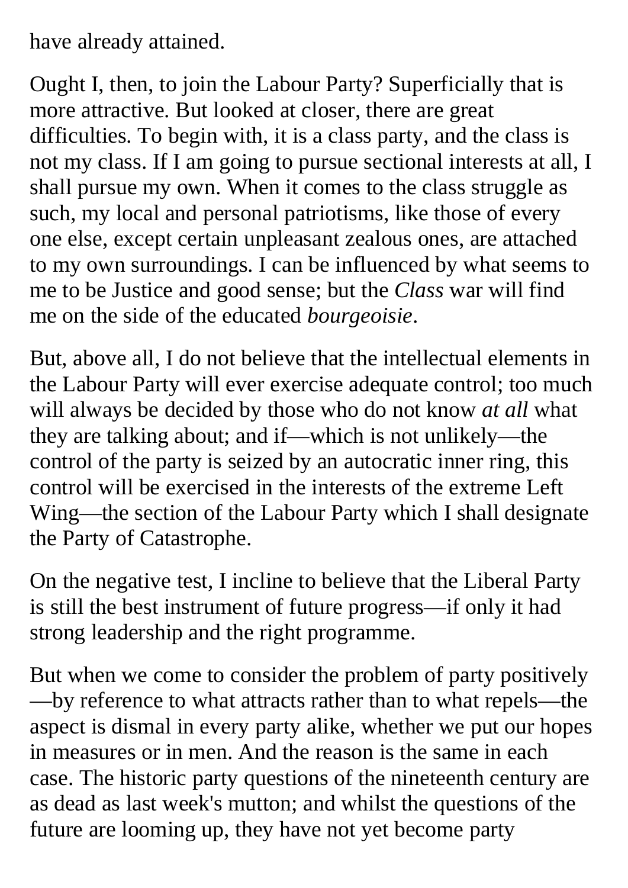have already attained.

Ought I, then, to join the Labour Party? Superficially that is more attractive. But looked at closer, there are great difficulties. To begin with, it is a class party, and the class is not my class. If I am going to pursue sectional interests at all, I shall pursue my own. When it comes to the class struggle as such, my local and personal patriotisms, like those of every one else, except certain unpleasant zealous ones, are attached to my own surroundings. I can be influenced by what seems to me to be Justice and good sense; but the *Class* war will find me on the side of the educated *bourgeoisie*.

But, above all, I do not believe that the intellectual elements in the Labour Party will ever exercise adequate control; too much will always be decided by those who do not know *at all* what they are talking about; and if—which is not unlikely—the control of the party is seized by an autocratic inner ring, this control will be exercised in the interests of the extreme Left Wing—the section of the Labour Party which I shall designate the Party of Catastrophe.

On the negative test, I incline to believe that the Liberal Party is still the best instrument of future progress—if only it had strong leadership and the right programme.

But when we come to consider the problem of party positively—by reference to what attracts rather than to what repels—the aspect is dismal in every party alike, whether we put our hopes in measures or in men. And the reason is the same in each case. The historic party questions of the nineteenth century are as dead as last week's mutton; and whilst the questions of the future are looming up, they have not yet become party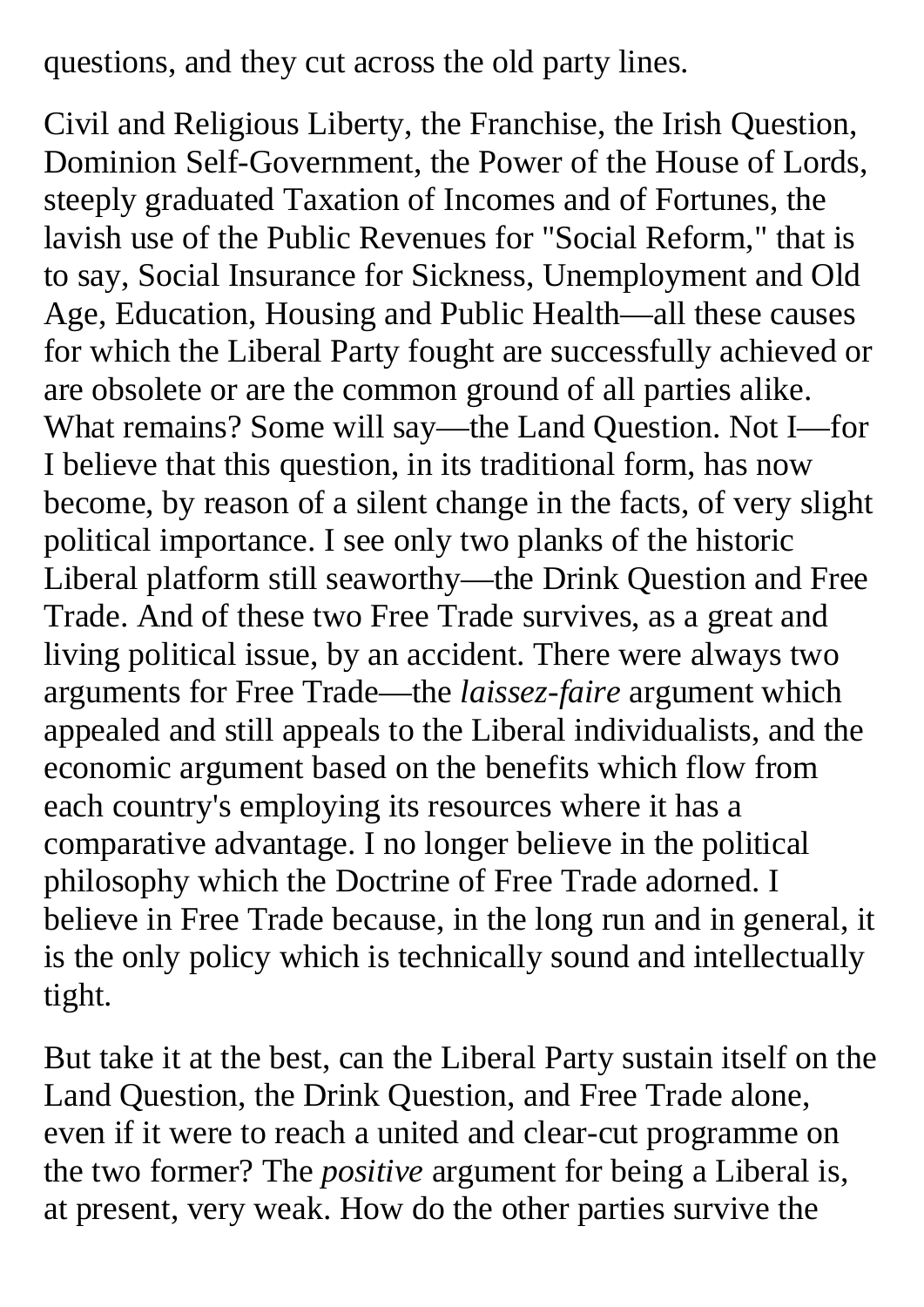questions, and they cut across the old party lines.

Civil and Religious Liberty, the Franchise, the Irish Question, Dominion Self-Government, the Power of the House of Lords, steeply graduated Taxation of Incomes and of Fortunes, the lavish use of the Public Revenues for "Social Reform," that is to say, Social Insurance for Sickness, Unemployment and Old Age, Education, Housing and Public Health—all these causes for which the Liberal Party fought are successfully achieved or are obsolete or are the common ground of all parties alike. What remains? Some will say—the Land Question. Not I—for I believe that this question, in its traditional form, has now become, by reason of a silent change in the facts, of very slight political importance. I see only two planks of the historic Liberal platform still seaworthy—the Drink Question and Free Trade. And of these two Free Trade survives, as a great and living political issue, by an accident. There were always two arguments for Free Trade—the *laissez-faire* argument which appealed and still appeals to the Liberal individualists, and the economic argument based on the benefits which flow from each country's employing its resources where it has a comparative advantage. I no longer believe in the political philosophy which the Doctrine of Free Trade adorned. I believe in Free Trade because, in the long run and in general, it is the only policy which is technically sound and intellectually tight.

But take it at the best, can the Liberal Party sustain itself on the Land Question, the Drink Question, and Free Trade alone, even if it were to reach a united and clear-cut programme on the two former? The *positive* argument for being a Liberal is, at present, very weak. How do the other parties survive the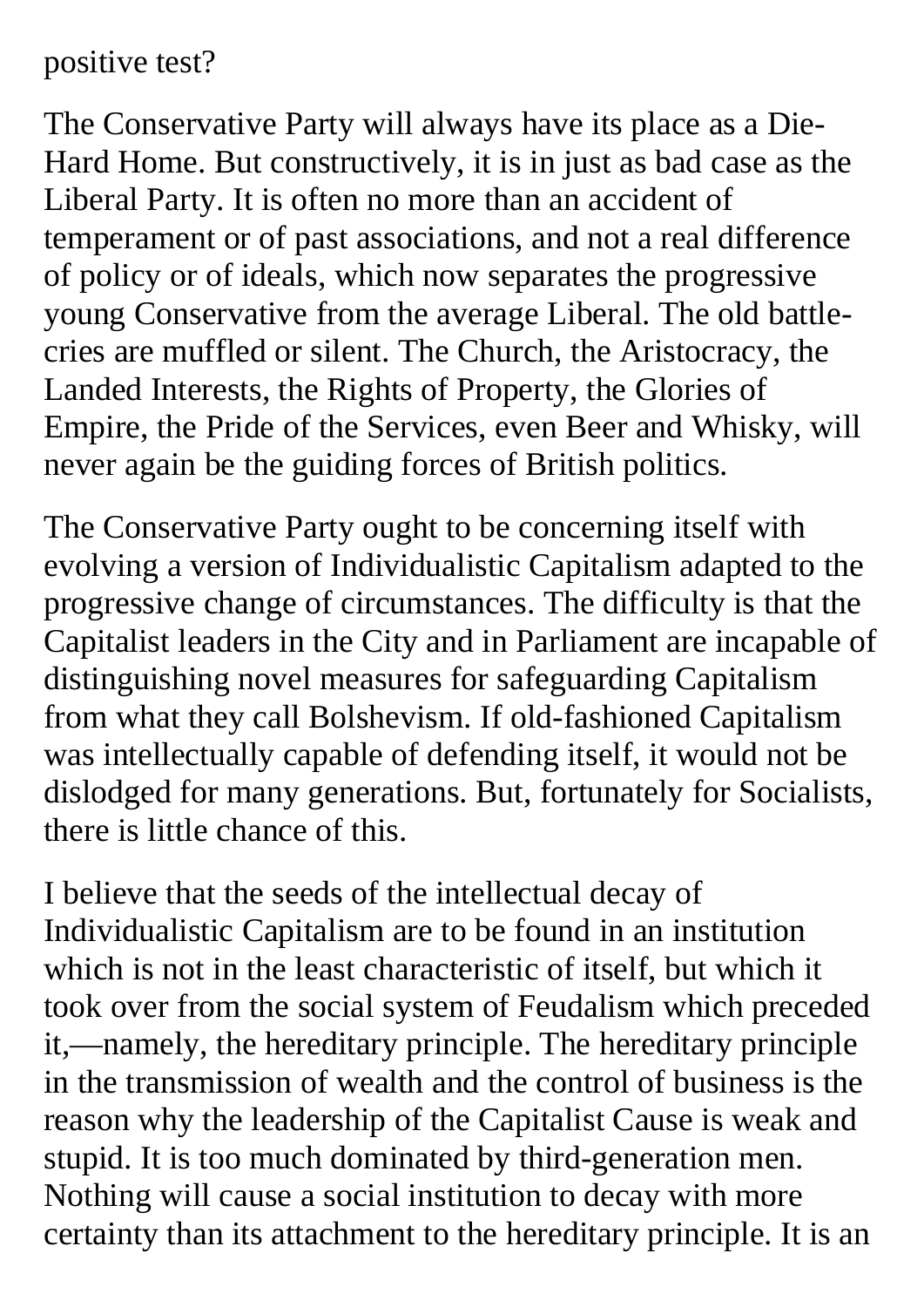positive test?

The Conservative Party will always have its place as a Die-Hard Home. But constructively, it is in just as bad case as the Liberal Party. It is often no more than an accident of temperament or of past associations, and not a real difference of policy or of ideals, which now separates the progressive young Conservative from the average Liberal. The old battle-cries are muffled or silent. The Church, the Aristocracy, the Landed Interests, the Rights of Property, the Glories of Empire, the Pride of the Services, even Beer and Whisky, will never again be the guiding forces of British politics.

The Conservative Party ought to be concerning itself with evolving a version of Individualistic Capitalism adapted to the progressive change of circumstances. The difficulty is that the Capitalist leaders in the City and in Parliament are incapable of distinguishing novel measures for safeguarding Capitalism from what they call Bolshevism. If old-fashioned Capitalism was intellectually capable of defending itself, it would not be dislodged for many generations. But, fortunately for Socialists, there is little chance of this.

I believe that the seeds of the intellectual decay of Individualistic Capitalism are to be found in an institution which is not in the least characteristic of itself, but which it took over from the social system of Feudalism which preceded it,—namely, the hereditary principle. The hereditary principle in the transmission of wealth and the control of business is the reason why the leadership of the Capitalist Cause is weak and stupid. It is too much dominated by third-generation men. Nothing will cause a social institution to decay with more certainty than its attachment to the hereditary principle. It is an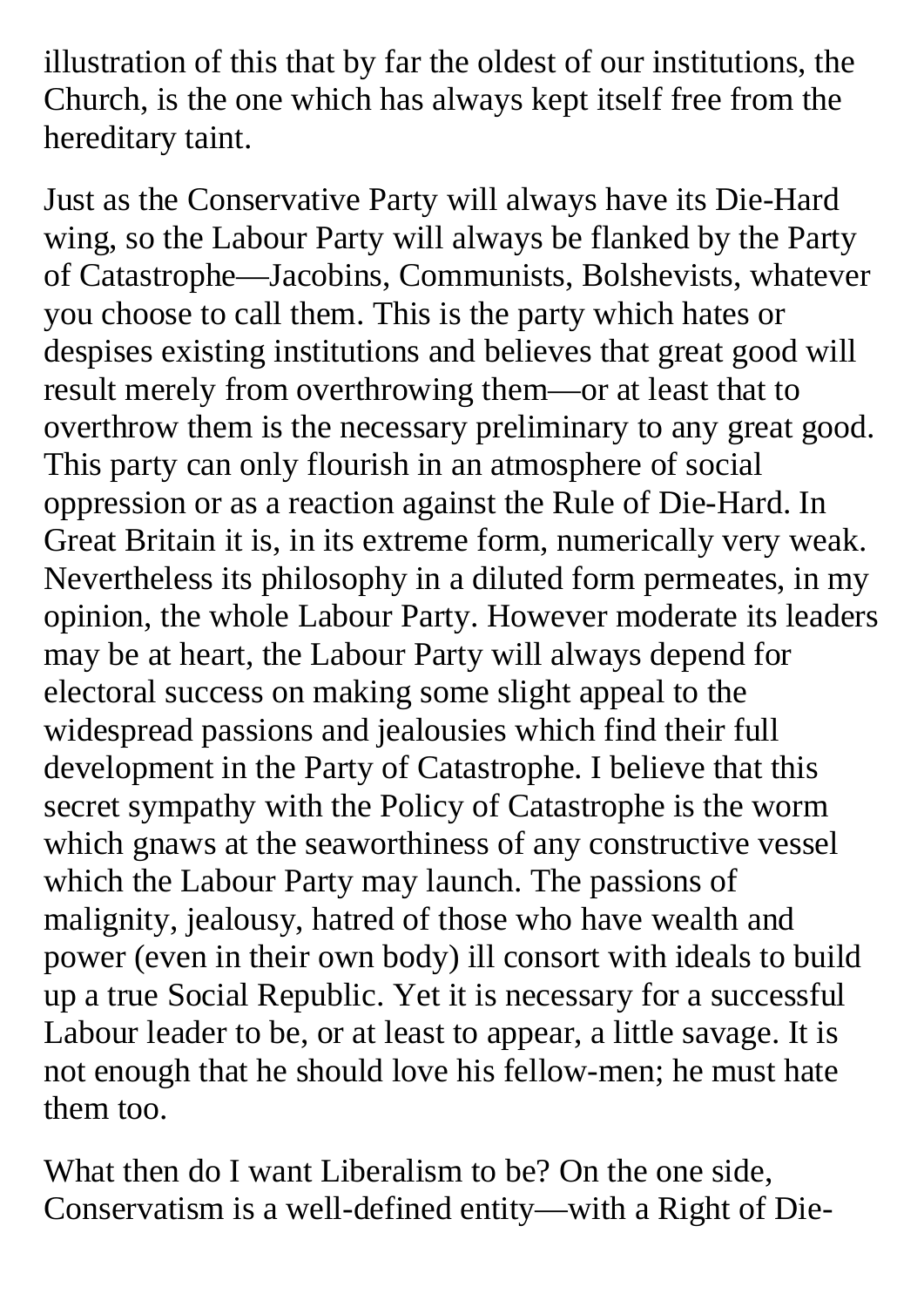illustration of this that by far the oldest of our institutions, the Church, is the one which has always kept itself free from the hereditary taint.

Just as the Conservative Party will always have its Die-Hard wing, so the Labour Party will always be flanked by the Party of Catastrophe—Jacobins, Communists, Bolshevists, whatever you choose to call them. This is the party which hates or despises existing institutions and believes that great good will result merely from overthrowing them—or at least that to overthrow them is the necessary preliminary to any great good. This party can only flourish in an atmosphere of social oppression or as a reaction against the Rule of Die-Hard. In Great Britain it is, in its extreme form, numerically very weak. Nevertheless its philosophy in a diluted form permeates, in my opinion, the whole Labour Party. However moderate its leaders may be at heart, the Labour Party will always depend for electoral success on making some slight appeal to the widespread passions and jealousies which find their full development in the Party of Catastrophe. I believe that this secret sympathy with the Policy of Catastrophe is the worm which gnaws at the seaworthiness of any constructive vessel which the Labour Party may launch. The passions of malignity, jealousy, hatred of those who have wealth and power (even in their own body) ill consort with ideals to build up a true Social Republic. Yet it is necessary for a successful Labour leader to be, or at least to appear, a little savage. It is not enough that he should love his fellow-men; he must hate them too.

What then do I want Liberalism to be? On the one side, Conservatism is a well-defined entity—with a Right of Die-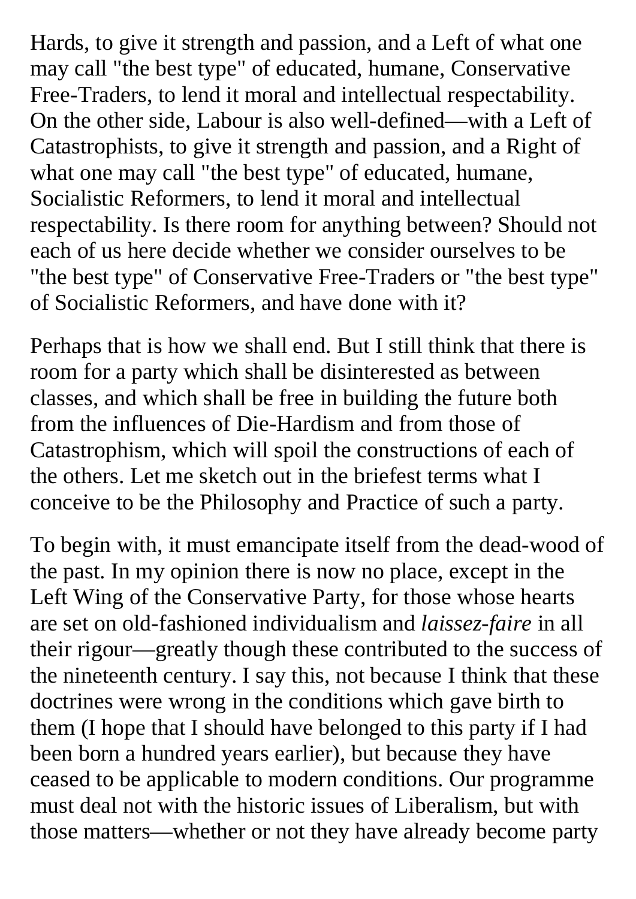Hards, to give it strength and passion, and a Left of what one may call "the best type" of educated, humane, Conservative Free-Traders, to lend it moral and intellectual respectability. On the other side, Labour is also well-defined—with a Left of Catastrophists, to give it strength and passion, and a Right of what one may call "the best type" of educated, humane, Socialistic Reformers, to lend it moral and intellectual respectability. Is there room for anything between? Should not each of us here decide whether we consider ourselves to be "the best type" of Conservative Free-Traders or "the best type" of Socialistic Reformers, and have done with it?

Perhaps that is how we shall end. But I still think that there is room for a party which shall be disinterested as between classes, and which shall be free in building the future both from the influences of Die-Hardism and from those of Catastrophism, which will spoil the constructions of each of the others. Let me sketch out in the briefest terms what I conceive to be the Philosophy and Practice of such a party.

To begin with, it must emancipate itself from the dead-wood of the past. In my opinion there is now no place, except in the Left Wing of the Conservative Party, for those whose hearts are set on old-fashioned individualism and *laissez-faire* in all their rigour—greatly though these contributed to the success of the nineteenth century. I say this, not because I think that these doctrines were wrong in the conditions which gave birth to them (I hope that I should have belonged to this party if I had been born a hundred years earlier), but because they have ceased to be applicable to modern conditions. Our programme must deal not with the historic issues of Liberalism, but with those matters—whether or not they have already become party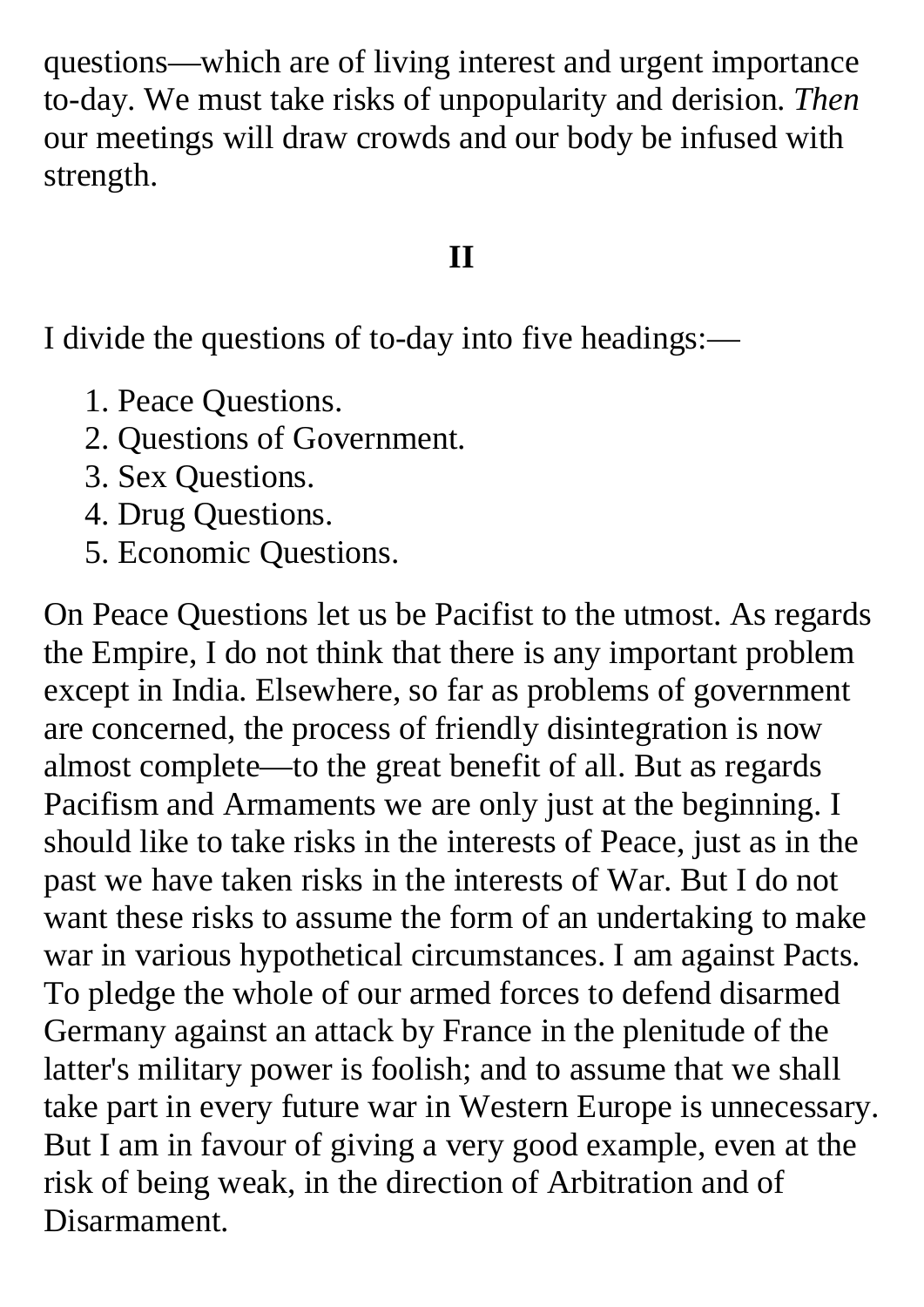questions—which are of living interest and urgent importance to-day. We must take risks of unpopularity and derision. *Then* our meetings will draw crowds and our body be infused with strength.

## II

I divide the questions of to-day into five headings:—

1. Peace Questions.
2. Questions of Government.
3. Sex Questions.
4. Drug Questions.
5. Economic Questions.

On Peace Questions let us be Pacifist to the utmost. As regards the Empire, I do not think that there is any important problem except in India. Elsewhere, so far as problems of government are concerned, the process of friendly disintegration is now almost complete—to the great benefit of all. But as regards Pacifism and Armaments we are only just at the beginning. I should like to take risks in the interests of Peace, just as in the past we have taken risks in the interests of War. But I do not want these risks to assume the form of an undertaking to make war in various hypothetical circumstances. I am against Pacts. To pledge the whole of our armed forces to defend disarmed Germany against an attack by France in the plenitude of the latter's military power is foolish; and to assume that we shall take part in every future war in Western Europe is unnecessary. But I am in favour of giving a very good example, even at the risk of being weak, in the direction of Arbitration and of Disarmament.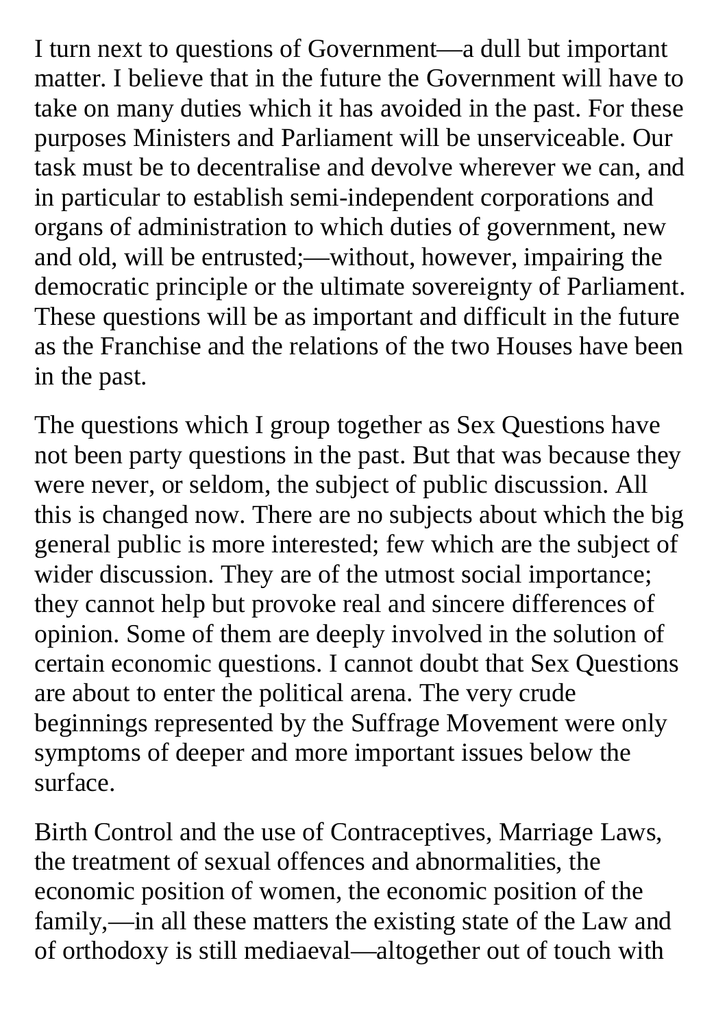I turn next to questions of Government—a dull but important matter. I believe that in the future the Government will have to take on many duties which it has avoided in the past. For these purposes Ministers and Parliament will be unserviceable. Our task must be to decentralise and devolve wherever we can, and in particular to establish semi-independent corporations and organs of administration to which duties of government, new and old, will be entrusted;—without, however, impairing the democratic principle or the ultimate sovereignty of Parliament. These questions will be as important and difficult in the future as the Franchise and the relations of the two Houses have been in the past.

The questions which I group together as Sex Questions have not been party questions in the past. But that was because they were never, or seldom, the subject of public discussion. All this is changed now. There are no subjects about which the big general public is more interested; few which are the subject of wider discussion. They are of the utmost social importance; they cannot help but provoke real and sincere differences of opinion. Some of them are deeply involved in the solution of certain economic questions. I cannot doubt that Sex Questions are about to enter the political arena. The very crude beginnings represented by the Suffrage Movement were only symptoms of deeper and more important issues below the surface.

Birth Control and the use of Contraceptives, Marriage Laws, the treatment of sexual offences and abnormalities, the economic position of women, the economic position of the family,—in all these matters the existing state of the Law and of orthodoxy is still mediaeval—altogether out of touch with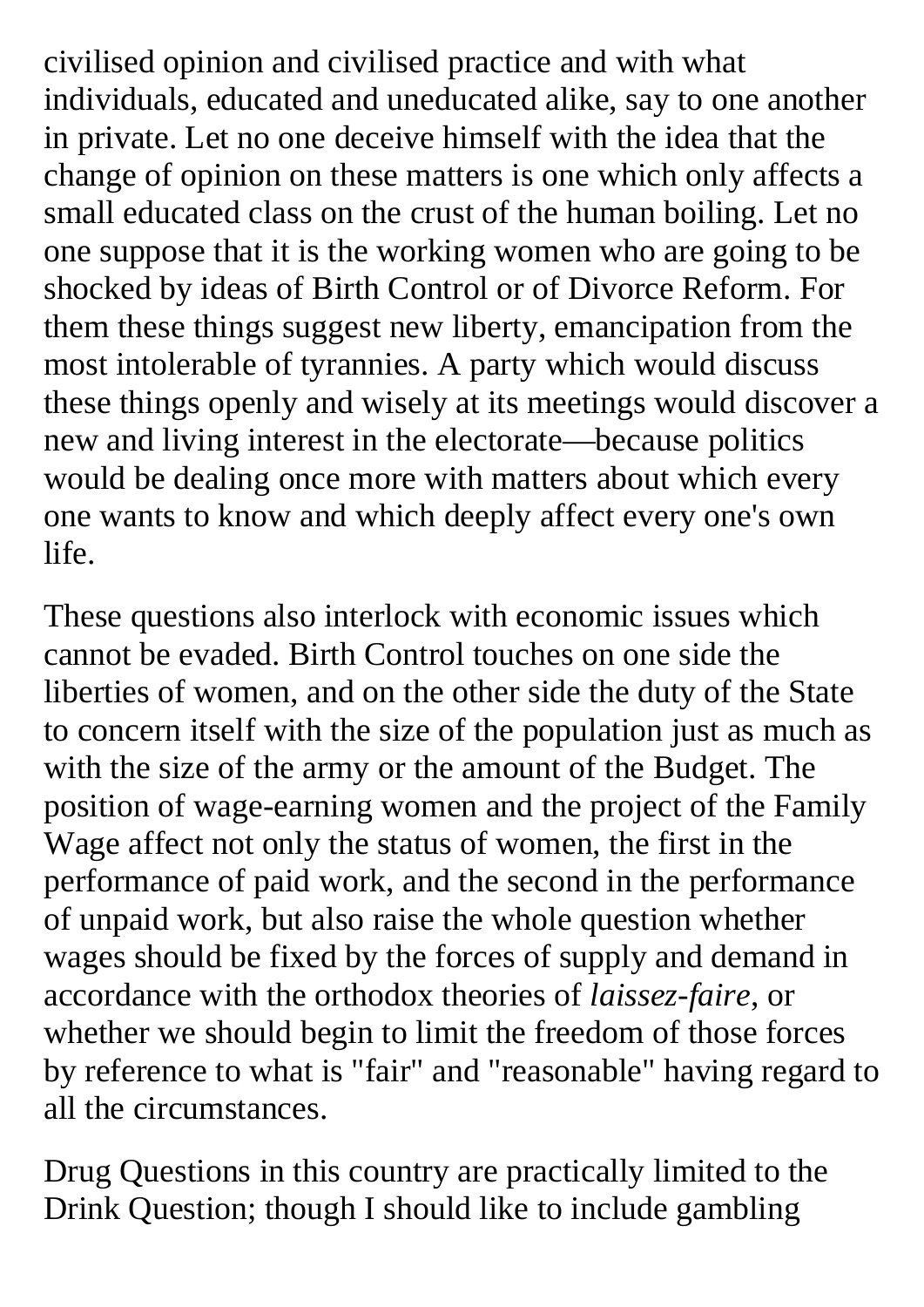civilised opinion and civilised practice and with what individuals, educated and uneducated alike, say to one another in private. Let no one deceive himself with the idea that the change of opinion on these matters is one which only affects a small educated class on the crust of the human boiling. Let no one suppose that it is the working women who are going to be shocked by ideas of Birth Control or of Divorce Reform. For them these things suggest new liberty, emancipation from the most intolerable of tyrannies. A party which would discuss these things openly and wisely at its meetings would discover a new and living interest in the electorate—because politics would be dealing once more with matters about which every one wants to know and which deeply affect every one's own life.

These questions also interlock with economic issues which cannot be evaded. Birth Control touches on one side the liberties of women, and on the other side the duty of the State to concern itself with the size of the population just as much as with the size of the army or the amount of the Budget. The position of wage-earning women and the project of the Family Wage affect not only the status of women, the first in the performance of paid work, and the second in the performance of unpaid work, but also raise the whole question whether wages should be fixed by the forces of supply and demand in accordance with the orthodox theories of *laissez-faire*, or whether we should begin to limit the freedom of those forces by reference to what is "fair" and "reasonable" having regard to all the circumstances.

Drug Questions in this country are practically limited to the Drink Question; though I should like to include gambling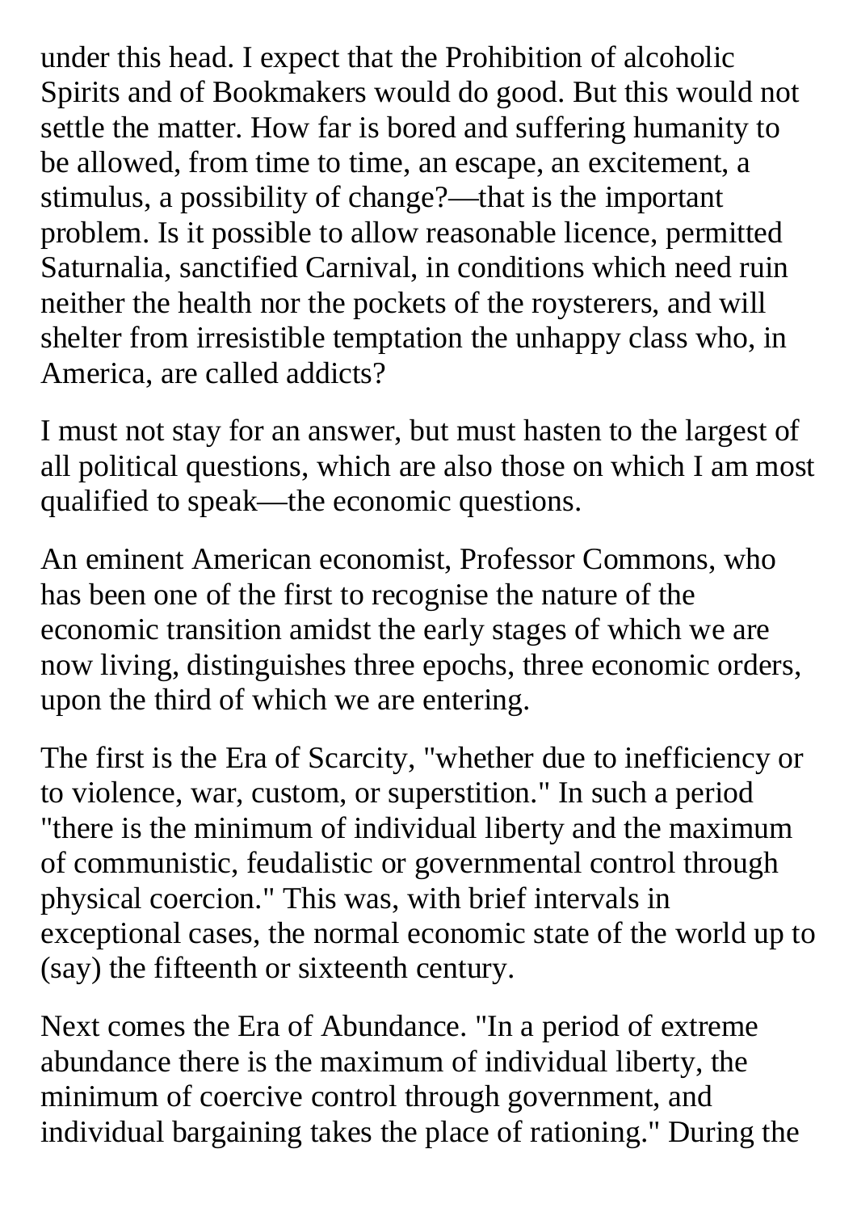under this head. I expect that the Prohibition of alcoholic Spirits and of Bookmakers would do good. But this would not settle the matter. How far is bored and suffering humanity to be allowed, from time to time, an escape, an excitement, a stimulus, a possibility of change?—that is the important problem. Is it possible to allow reasonable licence, permitted Saturnalia, sanctified Carnival, in conditions which need ruin neither the health nor the pockets of the roysterers, and will shelter from irresistible temptation the unhappy class who, in America, are called addicts?

I must not stay for an answer, but must hasten to the largest of all political questions, which are also those on which I am most qualified to speak—the economic questions.

An eminent American economist, Professor Commons, who has been one of the first to recognise the nature of the economic transition amidst the early stages of which we are now living, distinguishes three epochs, three economic orders, upon the third of which we are entering.

The first is the Era of Scarcity, "whether due to inefficiency or to violence, war, custom, or superstition." In such a period "there is the minimum of individual liberty and the maximum of communistic, feudalistic or governmental control through physical coercion." This was, with brief intervals in exceptional cases, the normal economic state of the world up to (say) the fifteenth or sixteenth century.

Next comes the Era of Abundance. "In a period of extreme abundance there is the maximum of individual liberty, the minimum of coercive control through government, and individual bargaining takes the place of rationing." During the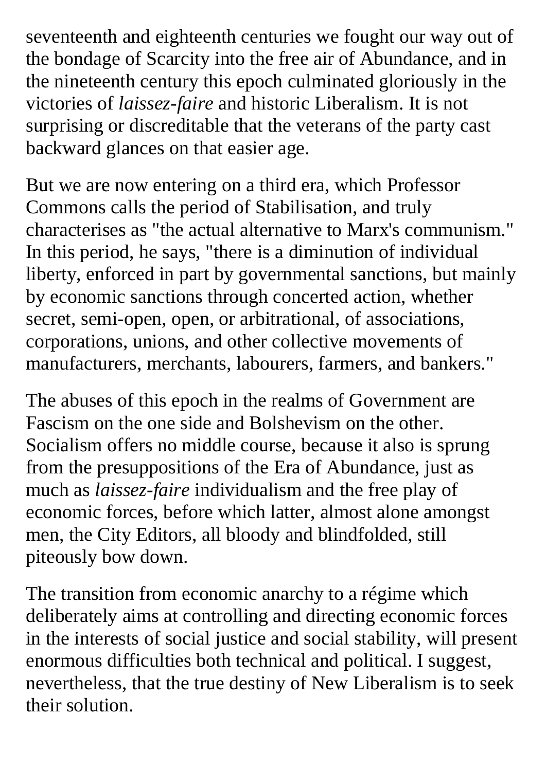seventeenth and eighteenth centuries we fought our way out of the bondage of Scarcity into the free air of Abundance, and in the nineteenth century this epoch culminated gloriously in the victories of *laissez-faire* and historic Liberalism. It is not surprising or discreditable that the veterans of the party cast backward glances on that easier age.

But we are now entering on a third era, which Professor Commons calls the period of Stabilisation, and truly characterises as "the actual alternative to Marx's communism." In this period, he says, "there is a diminution of individual liberty, enforced in part by governmental sanctions, but mainly by economic sanctions through concerted action, whether secret, semi-open, open, or arbitrational, of associations, corporations, unions, and other collective movements of manufacturers, merchants, labourers, farmers, and bankers."

The abuses of this epoch in the realms of Government are Fascism on the one side and Bolshevism on the other. Socialism offers no middle course, because it also is sprung from the presuppositions of the Era of Abundance, just as much as *laissez-faire* individualism and the free play of economic forces, before which latter, almost alone amongst men, the City Editors, all bloody and blindfolded, still piteously bow down.

The transition from economic anarchy to a régime which deliberately aims at controlling and directing economic forces in the interests of social justice and social stability, will present enormous difficulties both technical and political. I suggest, nevertheless, that the true destiny of New Liberalism is to seek their solution.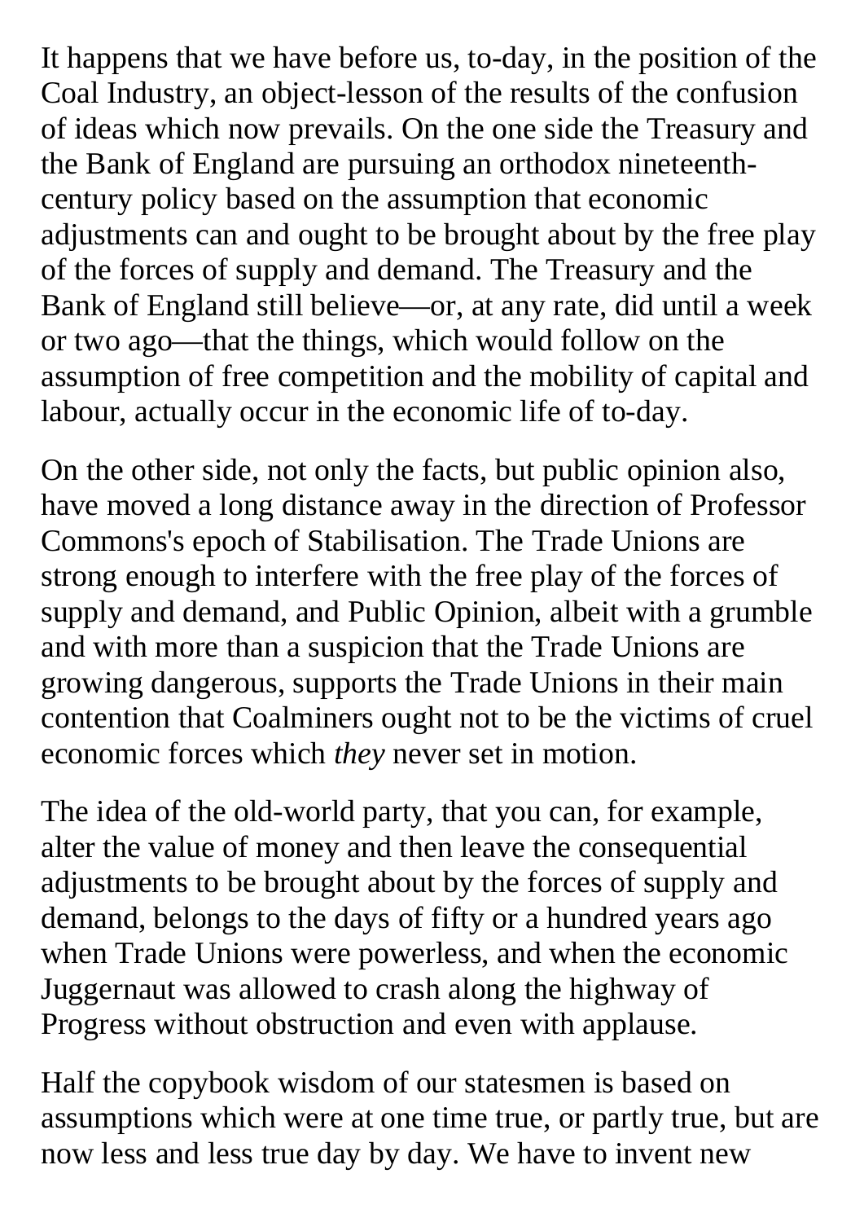It happens that we have before us, to-day, in the position of the Coal Industry, an object-lesson of the results of the confusion of ideas which now prevails. On the one side the Treasury and the Bank of England are pursuing an orthodox nineteenth-century policy based on the assumption that economic adjustments can and ought to be brought about by the free play of the forces of supply and demand. The Treasury and the Bank of England still believe—or, at any rate, did until a week or two ago—that the things, which would follow on the assumption of free competition and the mobility of capital and labour, actually occur in the economic life of to-day.

On the other side, not only the facts, but public opinion also, have moved a long distance away in the direction of Professor Commons's epoch of Stabilisation. The Trade Unions are strong enough to interfere with the free play of the forces of supply and demand, and Public Opinion, albeit with a grumble and with more than a suspicion that the Trade Unions are growing dangerous, supports the Trade Unions in their main contention that Coalminers ought not to be the victims of cruel economic forces which *they* never set in motion.

The idea of the old-world party, that you can, for example, alter the value of money and then leave the consequential adjustments to be brought about by the forces of supply and demand, belongs to the days of fifty or a hundred years ago when Trade Unions were powerless, and when the economic Juggernaut was allowed to crash along the highway of Progress without obstruction and even with applause.

Half the copybook wisdom of our statesmen is based on assumptions which were at one time true, or partly true, but are now less and less true day by day. We have to invent new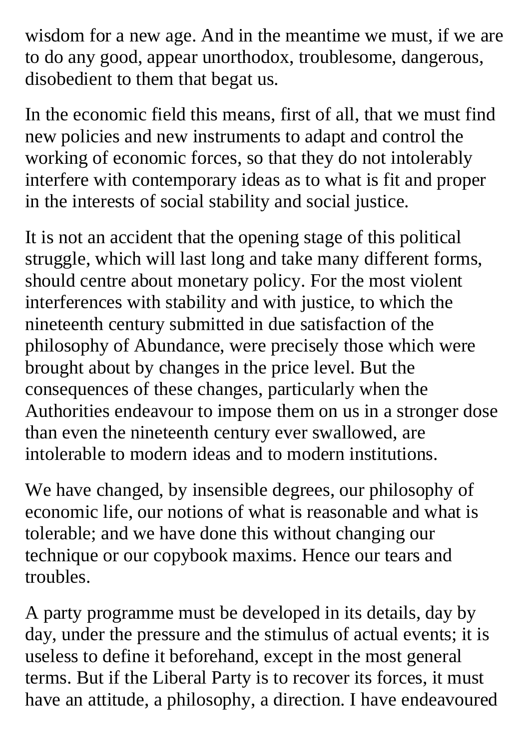wisdom for a new age. And in the meantime we must, if we are to do any good, appear unorthodox, troublesome, dangerous, disobedient to them that begat us.

In the economic field this means, first of all, that we must find new policies and new instruments to adapt and control the working of economic forces, so that they do not intolerably interfere with contemporary ideas as to what is fit and proper in the interests of social stability and social justice.

It is not an accident that the opening stage of this political struggle, which will last long and take many different forms, should centre about monetary policy. For the most violent interferences with stability and with justice, to which the nineteenth century submitted in due satisfaction of the philosophy of Abundance, were precisely those which were brought about by changes in the price level. But the consequences of these changes, particularly when the Authorities endeavour to impose them on us in a stronger dose than even the nineteenth century ever swallowed, are intolerable to modern ideas and to modern institutions.

We have changed, by insensible degrees, our philosophy of economic life, our notions of what is reasonable and what is tolerable; and we have done this without changing our technique or our copybook maxims. Hence our tears and troubles.

A party programme must be developed in its details, day by day, under the pressure and the stimulus of actual events; it is useless to define it beforehand, except in the most general terms. But if the Liberal Party is to recover its forces, it must have an attitude, a philosophy, a direction. I have endeavoured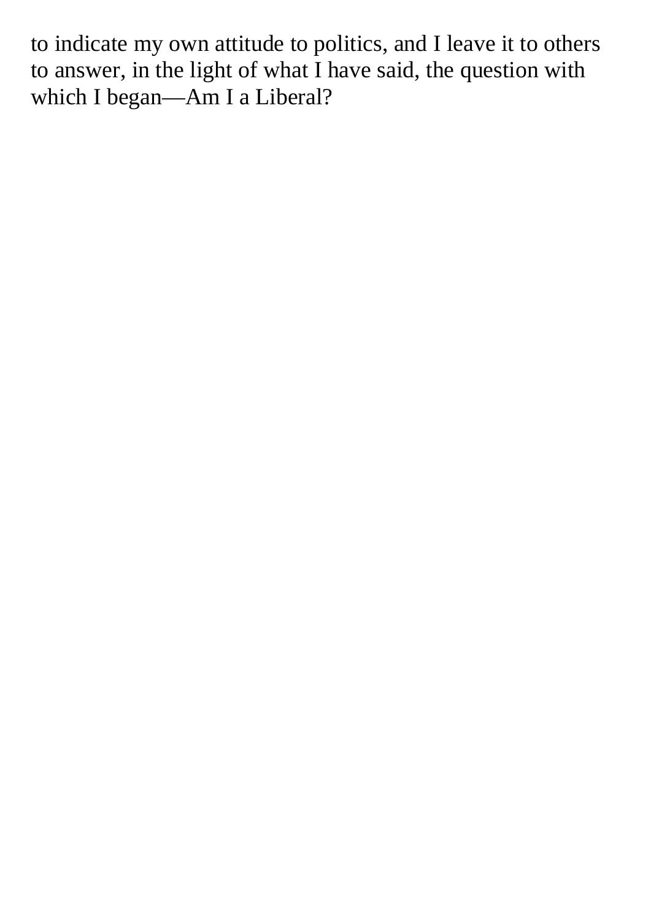to indicate my own attitude to politics, and I leave it to others to answer, in the light of what I have said, the question with which I began—Am I a Liberal?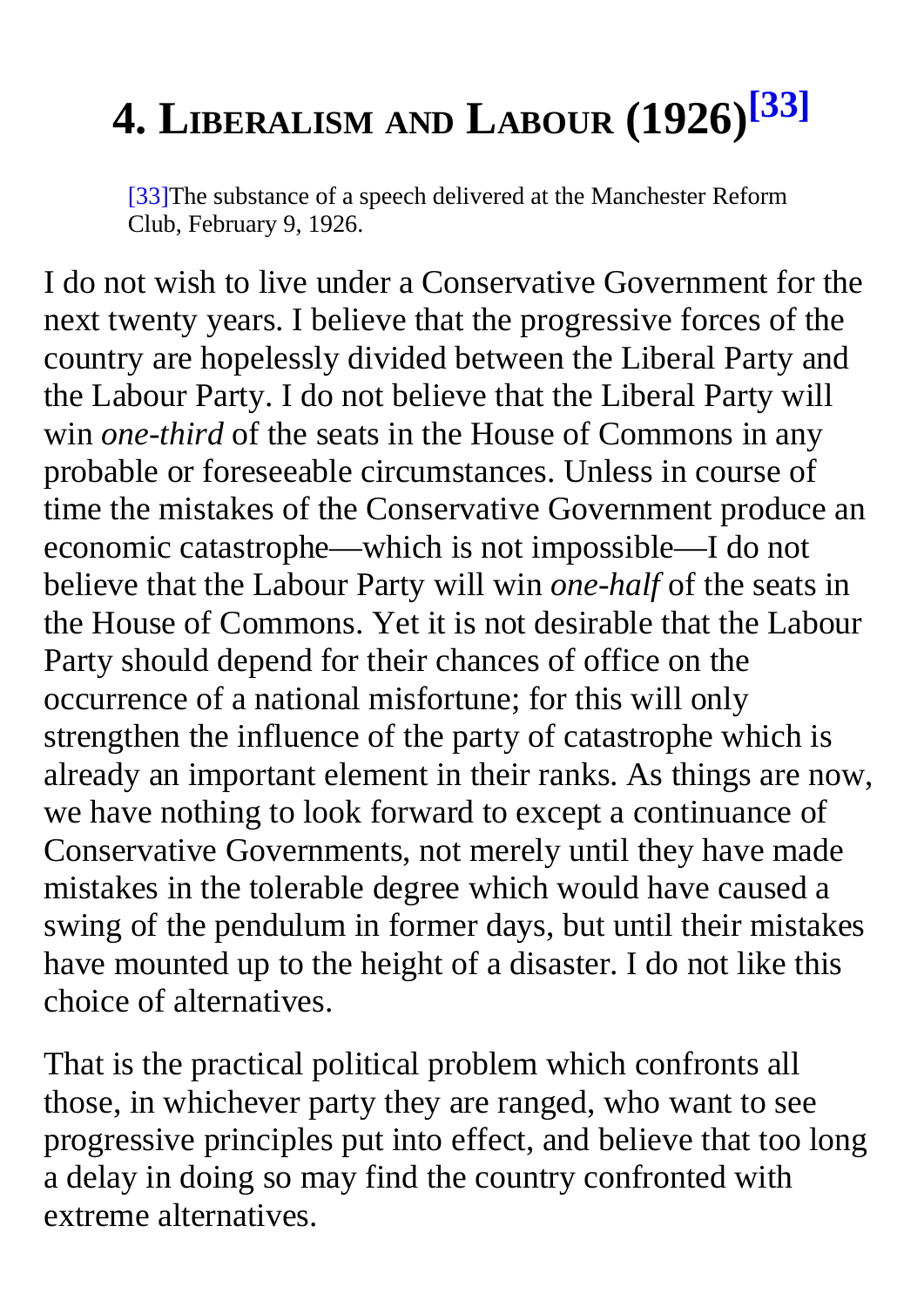# 4. Liberalism and Labour (1926)[33]

[33]The substance of a speech delivered at the Manchester Reform Club, February 9, 1926.

I do not wish to live under a Conservative Government for the next twenty years. I believe that the progressive forces of the country are hopelessly divided between the Liberal Party and the Labour Party. I do not believe that the Liberal Party will win *one-third* of the seats in the House of Commons in any probable or foreseeable circumstances. Unless in course of time the mistakes of the Conservative Government produce an economic catastrophe—which is not impossible—I do not believe that the Labour Party will win *one-half* of the seats in the House of Commons. Yet it is not desirable that the Labour Party should depend for their chances of office on the occurrence of a national misfortune; for this will only strengthen the influence of the party of catastrophe which is already an important element in their ranks. As things are now, we have nothing to look forward to except a continuance of Conservative Governments, not merely until they have made mistakes in the tolerable degree which would have caused a swing of the pendulum in former days, but until their mistakes have mounted up to the height of a disaster. I do not like this choice of alternatives.

That is the practical political problem which confronts all those, in whichever party they are ranged, who want to see progressive principles put into effect, and believe that too long a delay in doing so may find the country confronted with extreme alternatives.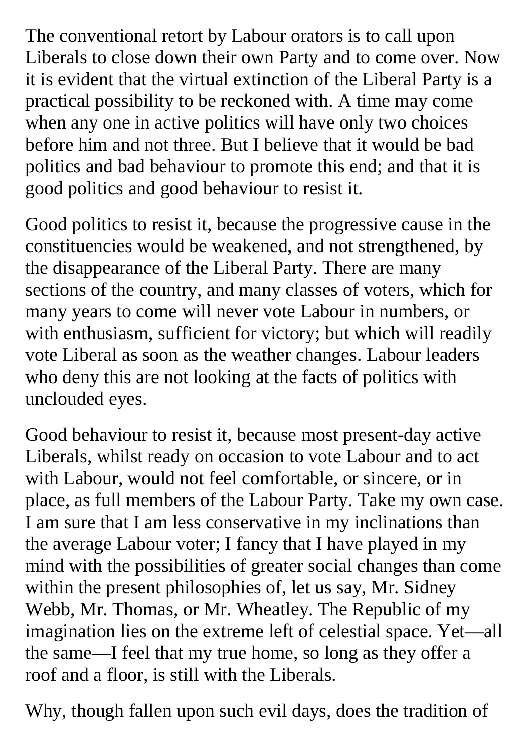The conventional retort by Labour orators is to call upon Liberals to close down their own Party and to come over. Now it is evident that the virtual extinction of the Liberal Party is a practical possibility to be reckoned with. A time may come when any one in active politics will have only two choices before him and not three. But I believe that it would be bad politics and bad behaviour to promote this end; and that it is good politics and good behaviour to resist it.

Good politics to resist it, because the progressive cause in the constituencies would be weakened, and not strengthened, by the disappearance of the Liberal Party. There are many sections of the country, and many classes of voters, which for many years to come will never vote Labour in numbers, or with enthusiasm, sufficient for victory; but which will readily vote Liberal as soon as the weather changes. Labour leaders who deny this are not looking at the facts of politics with unclouded eyes.

Good behaviour to resist it, because most present-day active Liberals, whilst ready on occasion to vote Labour and to act with Labour, would not feel comfortable, or sincere, or in place, as full members of the Labour Party. Take my own case. I am sure that I am less conservative in my inclinations than the average Labour voter; I fancy that I have played in my mind with the possibilities of greater social changes than come within the present philosophies of, let us say, Mr. Sidney Webb, Mr. Thomas, or Mr. Wheatley. The Republic of my imagination lies on the extreme left of celestial space. Yet—all the same—I feel that my true home, so long as they offer a roof and a floor, is still with the Liberals.

Why, though fallen upon such evil days, does the tradition of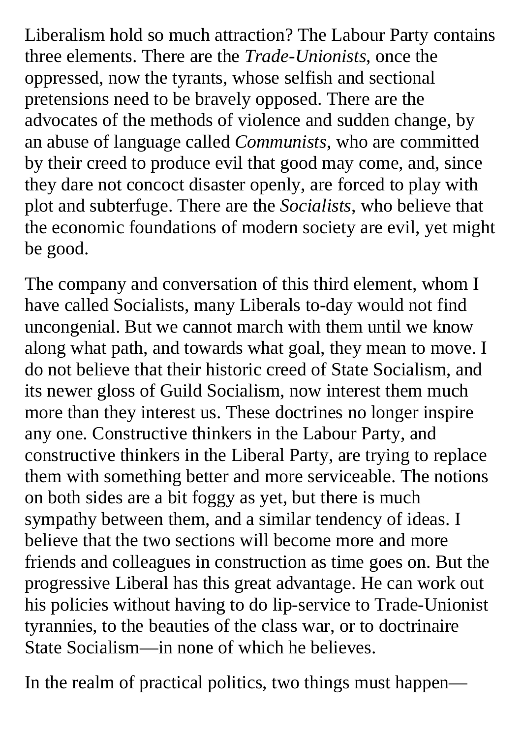Liberalism hold so much attraction? The Labour Party contains three elements. There are the *Trade-Unionists*, once the oppressed, now the tyrants, whose selfish and sectional pretensions need to be bravely opposed. There are the advocates of the methods of violence and sudden change, by an abuse of language called *Communists*, who are committed by their creed to produce evil that good may come, and, since they dare not concoct disaster openly, are forced to play with plot and subterfuge. There are the *Socialists*, who believe that the economic foundations of modern society are evil, yet might be good.

The company and conversation of this third element, whom I have called Socialists, many Liberals to-day would not find uncongenial. But we cannot march with them until we know along what path, and towards what goal, they mean to move. I do not believe that their historic creed of State Socialism, and its newer gloss of Guild Socialism, now interest them much more than they interest us. These doctrines no longer inspire any one. Constructive thinkers in the Labour Party, and constructive thinkers in the Liberal Party, are trying to replace them with something better and more serviceable. The notions on both sides are a bit foggy as yet, but there is much sympathy between them, and a similar tendency of ideas. I believe that the two sections will become more and more friends and colleagues in construction as time goes on. But the progressive Liberal has this great advantage. He can work out his policies without having to do lip-service to Trade-Unionist tyrannies, to the beauties of the class war, or to doctrinaire State Socialism—in none of which he believes.

In the realm of practical politics, two things must happen—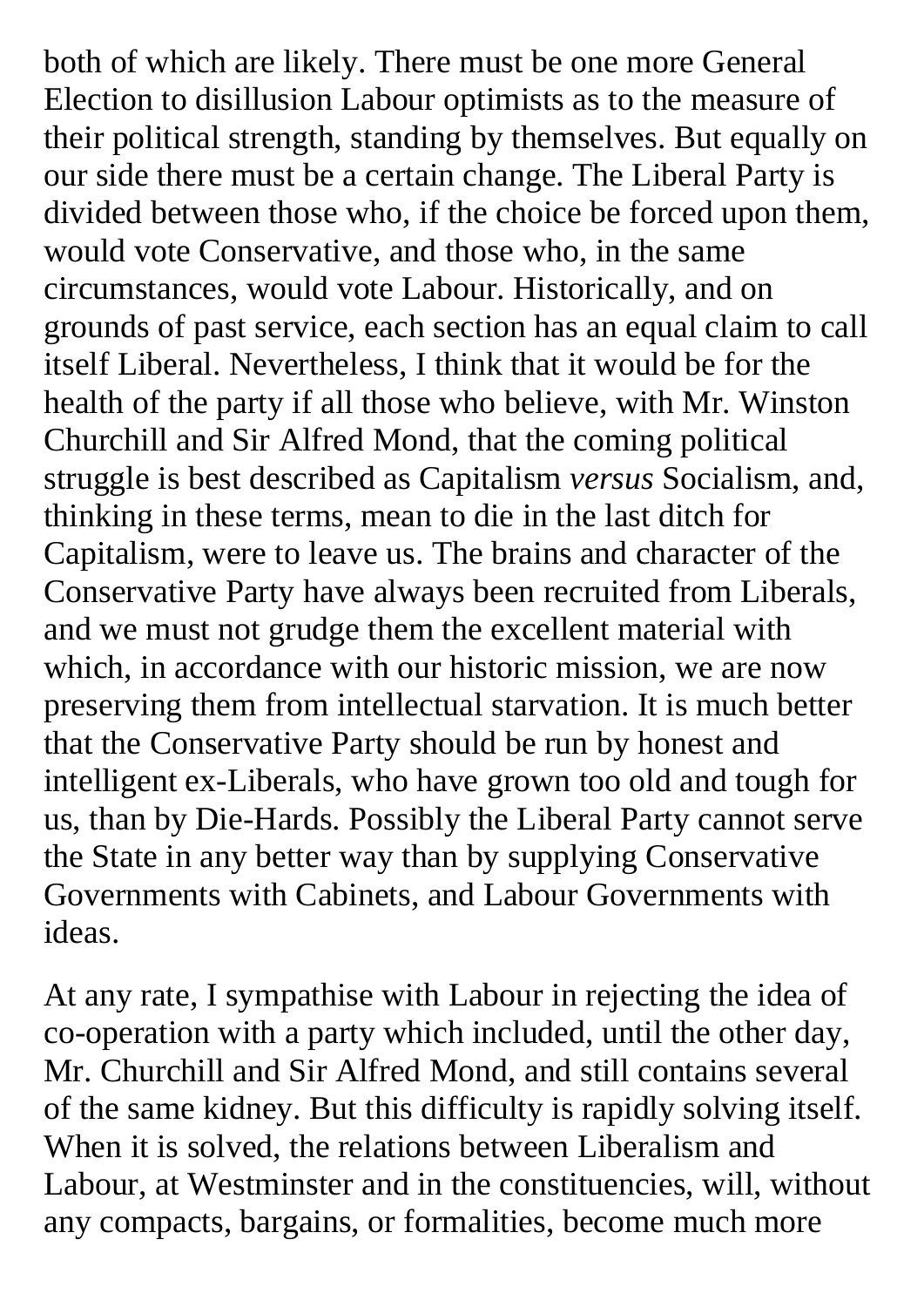both of which are likely. There must be one more General Election to disillusion Labour optimists as to the measure of their political strength, standing by themselves. But equally on our side there must be a certain change. The Liberal Party is divided between those who, if the choice be forced upon them, would vote Conservative, and those who, in the same circumstances, would vote Labour. Historically, and on grounds of past service, each section has an equal claim to call itself Liberal. Nevertheless, I think that it would be for the health of the party if all those who believe, with Mr. Winston Churchill and Sir Alfred Mond, that the coming political struggle is best described as Capitalism *versus* Socialism, and, thinking in these terms, mean to die in the last ditch for Capitalism, were to leave us. The brains and character of the Conservative Party have always been recruited from Liberals, and we must not grudge them the excellent material with which, in accordance with our historic mission, we are now preserving them from intellectual starvation. It is much better that the Conservative Party should be run by honest and intelligent ex-Liberals, who have grown too old and tough for us, than by Die-Hards. Possibly the Liberal Party cannot serve the State in any better way than by supplying Conservative Governments with Cabinets, and Labour Governments with ideas.

At any rate, I sympathise with Labour in rejecting the idea of co-operation with a party which included, until the other day, Mr. Churchill and Sir Alfred Mond, and still contains several of the same kidney. But this difficulty is rapidly solving itself. When it is solved, the relations between Liberalism and Labour, at Westminster and in the constituencies, will, without any compacts, bargains, or formalities, become much more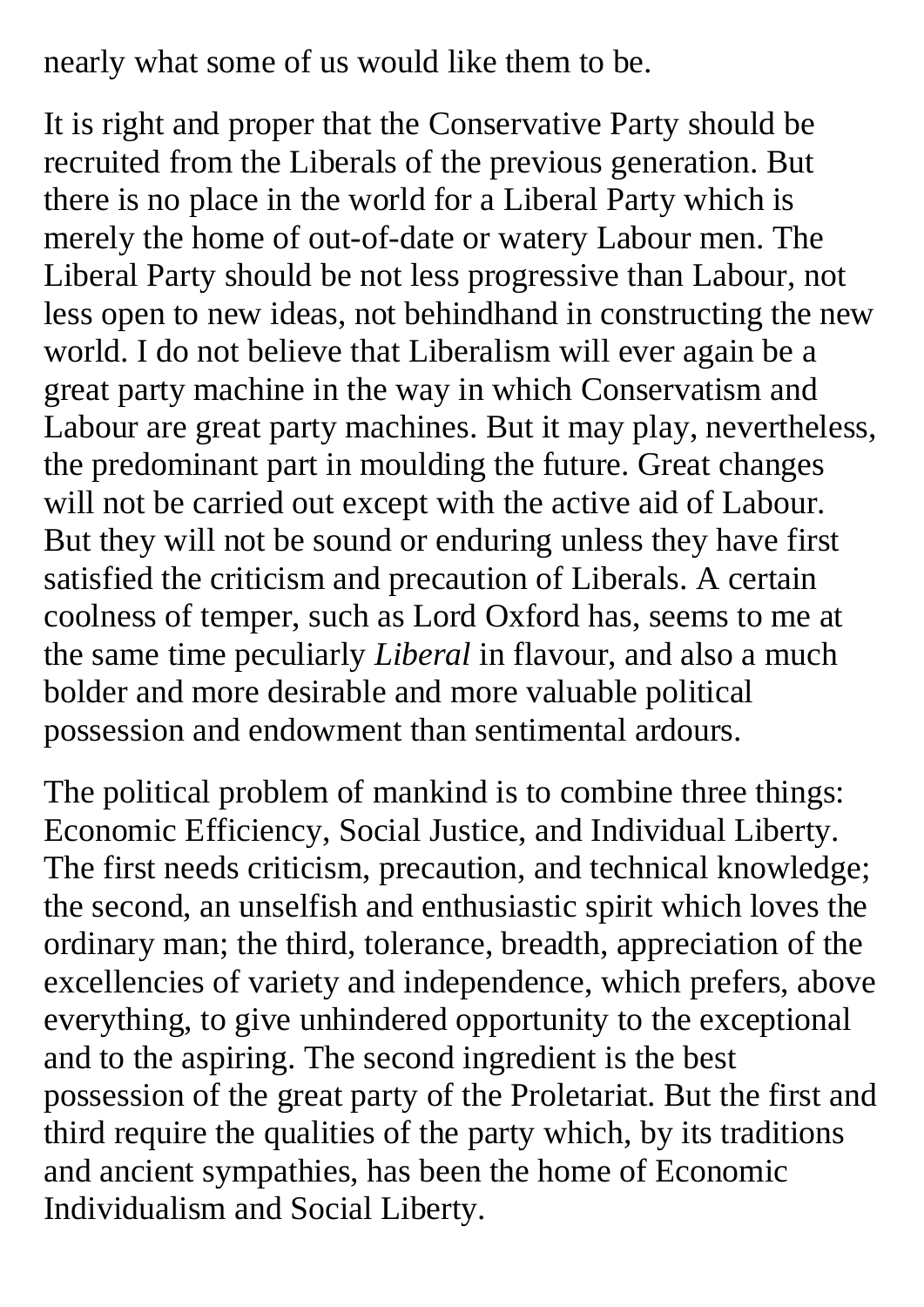nearly what some of us would like them to be.

It is right and proper that the Conservative Party should be recruited from the Liberals of the previous generation. But there is no place in the world for a Liberal Party which is merely the home of out-of-date or watery Labour men. The Liberal Party should be not less progressive than Labour, not less open to new ideas, not behindhand in constructing the new world. I do not believe that Liberalism will ever again be a great party machine in the way in which Conservatism and Labour are great party machines. But it may play, nevertheless, the predominant part in moulding the future. Great changes will not be carried out except with the active aid of Labour. But they will not be sound or enduring unless they have first satisfied the criticism and precaution of Liberals. A certain coolness of temper, such as Lord Oxford has, seems to me at the same time peculiarly *Liberal* in flavour, and also a much bolder and more desirable and more valuable political possession and endowment than sentimental ardours.

The political problem of mankind is to combine three things: Economic Efficiency, Social Justice, and Individual Liberty. The first needs criticism, precaution, and technical knowledge; the second, an unselfish and enthusiastic spirit which loves the ordinary man; the third, tolerance, breadth, appreciation of the excellencies of variety and independence, which prefers, above everything, to give unhindered opportunity to the exceptional and to the aspiring. The second ingredient is the best possession of the great party of the Proletariat. But the first and third require the qualities of the party which, by its traditions and ancient sympathies, has been the home of Economic Individualism and Social Liberty.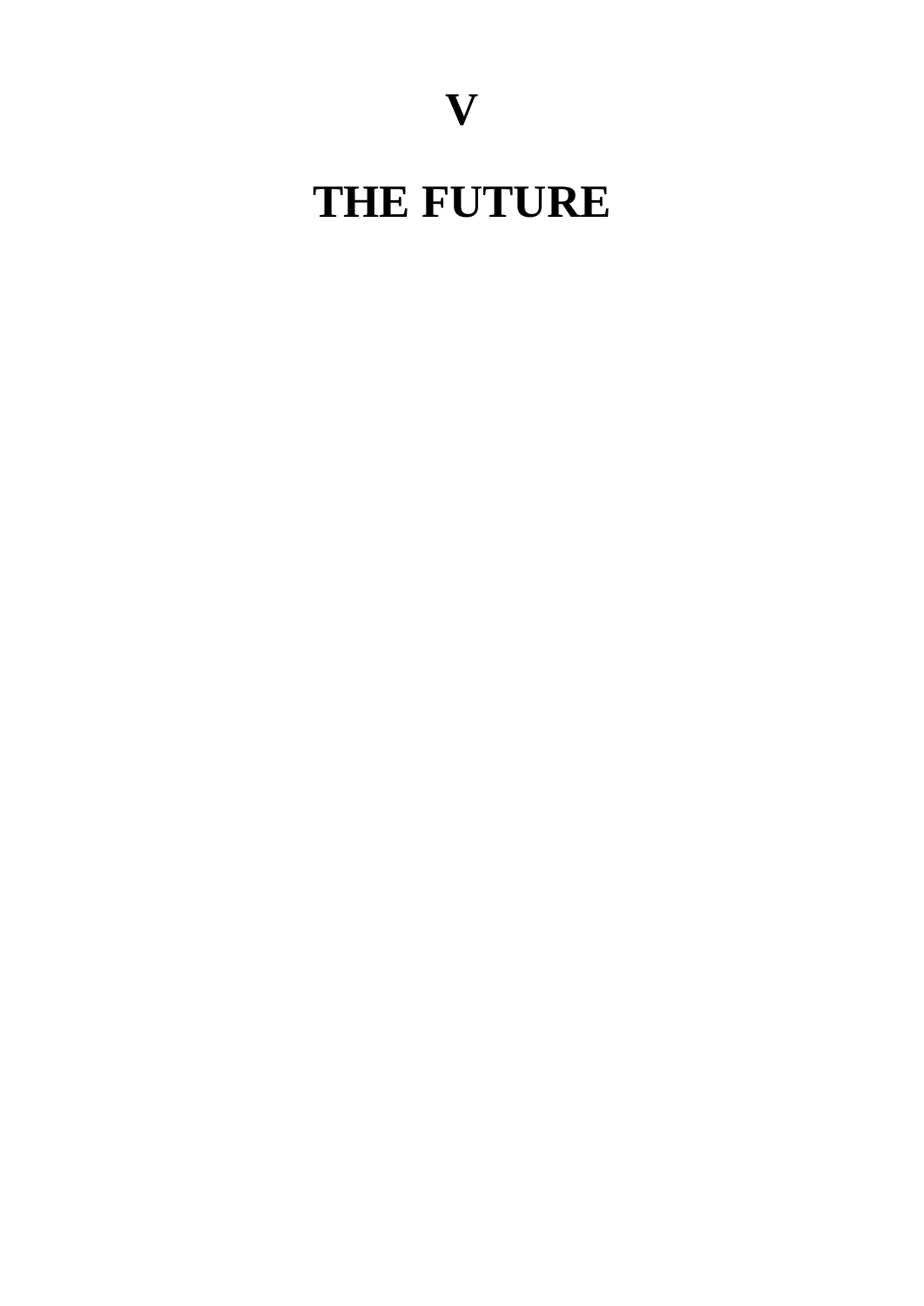# V

# THE FUTURE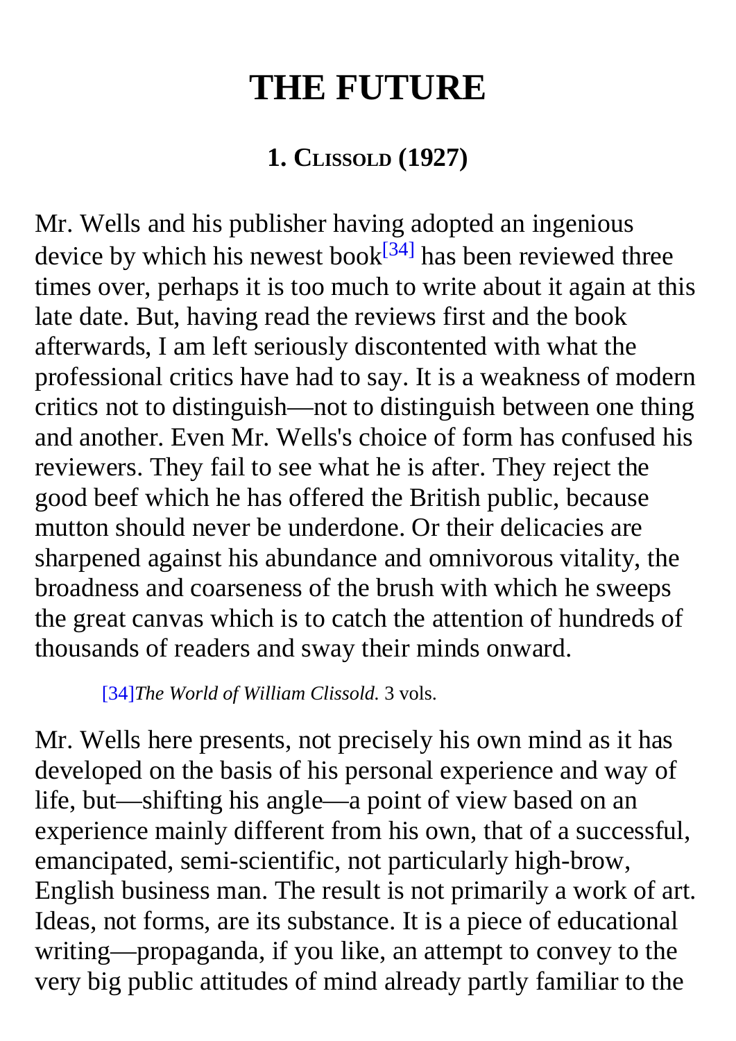# THE FUTURE

## 1. Clissold (1927)

Mr. Wells and his publisher having adopted an ingenious device by which his newest book[34] has been reviewed three times over, perhaps it is too much to write about it again at this late date. But, having read the reviews first and the book afterwards, I am left seriously discontented with what the professional critics have had to say. It is a weakness of modern critics not to distinguish—not to distinguish between one thing and another. Even Mr. Wells's choice of form has confused his reviewers. They fail to see what he is after. They reject the good beef which he has offered the British public, because mutton should never be underdone. Or their delicacies are sharpened against his abundance and omnivorous vitality, the broadness and coarseness of the brush with which he sweeps the great canvas which is to catch the attention of hundreds of thousands of readers and sway their minds onward.

[34] *The World of William Clissold.* 3 vols.

Mr. Wells here presents, not precisely his own mind as it has developed on the basis of his personal experience and way of life, but—shifting his angle—a point of view based on an experience mainly different from his own, that of a successful, emancipated, semi-scientific, not particularly high-brow, English business man. The result is not primarily a work of art. Ideas, not forms, are its substance. It is a piece of educational writing—propaganda, if you like, an attempt to convey to the very big public attitudes of mind already partly familiar to the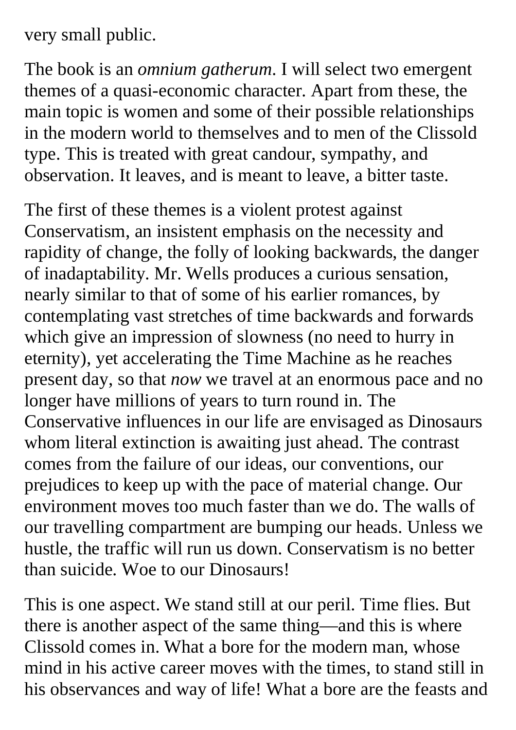very small public.

The book is an *omnium gatherum*. I will select two emergent themes of a quasi-economic character. Apart from these, the main topic is women and some of their possible relationships in the modern world to themselves and to men of the Clissold type. This is treated with great candour, sympathy, and observation. It leaves, and is meant to leave, a bitter taste.

The first of these themes is a violent protest against Conservatism, an insistent emphasis on the necessity and rapidity of change, the folly of looking backwards, the danger of inadaptability. Mr. Wells produces a curious sensation, nearly similar to that of some of his earlier romances, by contemplating vast stretches of time backwards and forwards which give an impression of slowness (no need to hurry in eternity), yet accelerating the Time Machine as he reaches present day, so that *now* we travel at an enormous pace and no longer have millions of years to turn round in. The Conservative influences in our life are envisaged as Dinosaurs whom literal extinction is awaiting just ahead. The contrast comes from the failure of our ideas, our conventions, our prejudices to keep up with the pace of material change. Our environment moves too much faster than we do. The walls of our travelling compartment are bumping our heads. Unless we hustle, the traffic will run us down. Conservatism is no better than suicide. Woe to our Dinosaurs!

This is one aspect. We stand still at our peril. Time flies. But there is another aspect of the same thing—and this is where Clissold comes in. What a bore for the modern man, whose mind in his active career moves with the times, to stand still in his observances and way of life! What a bore are the feasts and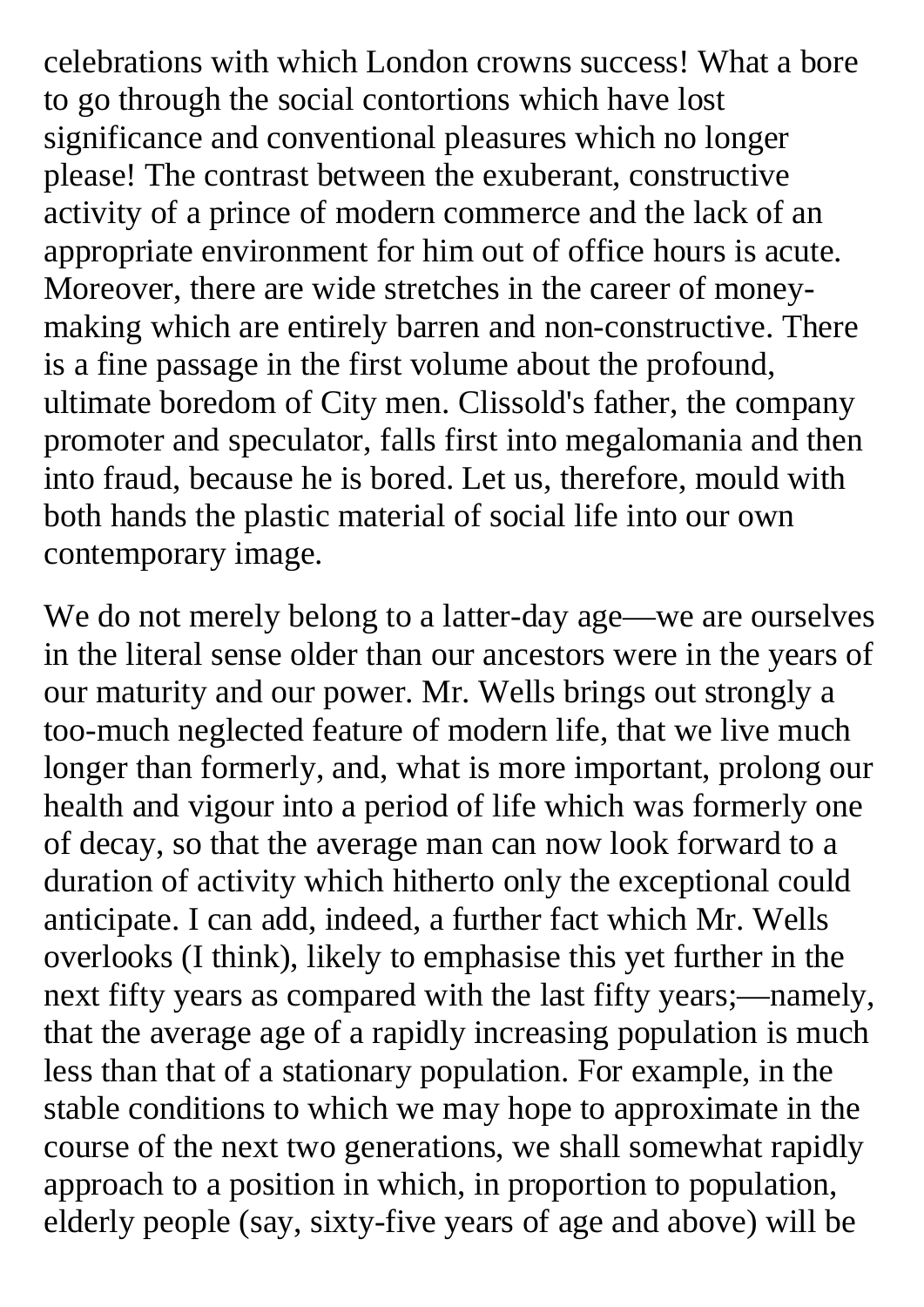celebrations with which London crowns success! What a bore to go through the social contortions which have lost significance and conventional pleasures which no longer please! The contrast between the exuberant, constructive activity of a prince of modern commerce and the lack of an appropriate environment for him out of office hours is acute. Moreover, there are wide stretches in the career of money-making which are entirely barren and non-constructive. There is a fine passage in the first volume about the profound, ultimate boredom of City men. Clissold's father, the company promoter and speculator, falls first into megalomania and then into fraud, because he is bored. Let us, therefore, mould with both hands the plastic material of social life into our own contemporary image.

We do not merely belong to a latter-day age—we are ourselves in the literal sense older than our ancestors were in the years of our maturity and our power. Mr. Wells brings out strongly a too-much neglected feature of modern life, that we live much longer than formerly, and, what is more important, prolong our health and vigour into a period of life which was formerly one of decay, so that the average man can now look forward to a duration of activity which hitherto only the exceptional could anticipate. I can add, indeed, a further fact which Mr. Wells overlooks (I think), likely to emphasise this yet further in the next fifty years as compared with the last fifty years;—namely, that the average age of a rapidly increasing population is much less than that of a stationary population. For example, in the stable conditions to which we may hope to approximate in the course of the next two generations, we shall somewhat rapidly approach to a position in which, in proportion to population, elderly people (say, sixty-five years of age and above) will be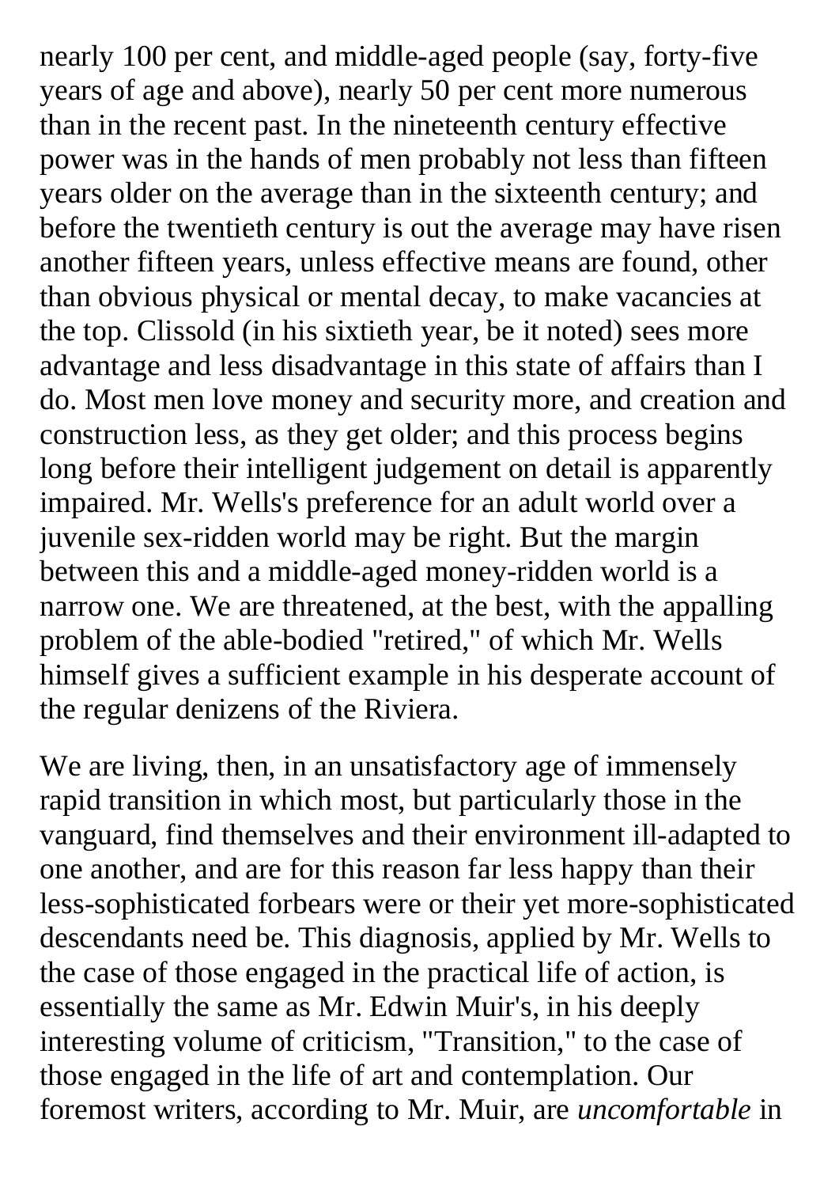nearly 100 per cent, and middle-aged people (say, forty-five years of age and above), nearly 50 per cent more numerous than in the recent past. In the nineteenth century effective power was in the hands of men probably not less than fifteen years older on the average than in the sixteenth century; and before the twentieth century is out the average may have risen another fifteen years, unless effective means are found, other than obvious physical or mental decay, to make vacancies at the top. Clissold (in his sixtieth year, be it noted) sees more advantage and less disadvantage in this state of affairs than I do. Most men love money and security more, and creation and construction less, as they get older; and this process begins long before their intelligent judgement on detail is apparently impaired. Mr. Wells's preference for an adult world over a juvenile sex-ridden world may be right. But the margin between this and a middle-aged money-ridden world is a narrow one. We are threatened, at the best, with the appalling problem of the able-bodied "retired," of which Mr. Wells himself gives a sufficient example in his desperate account of the regular denizens of the Riviera.

We are living, then, in an unsatisfactory age of immensely rapid transition in which most, but particularly those in the vanguard, find themselves and their environment ill-adapted to one another, and are for this reason far less happy than their less-sophisticated forbears were or their yet more-sophisticated descendants need be. This diagnosis, applied by Mr. Wells to the case of those engaged in the practical life of action, is essentially the same as Mr. Edwin Muir's, in his deeply interesting volume of criticism, "Transition," to the case of those engaged in the life of art and contemplation. Our foremost writers, according to Mr. Muir, are *uncomfortable* in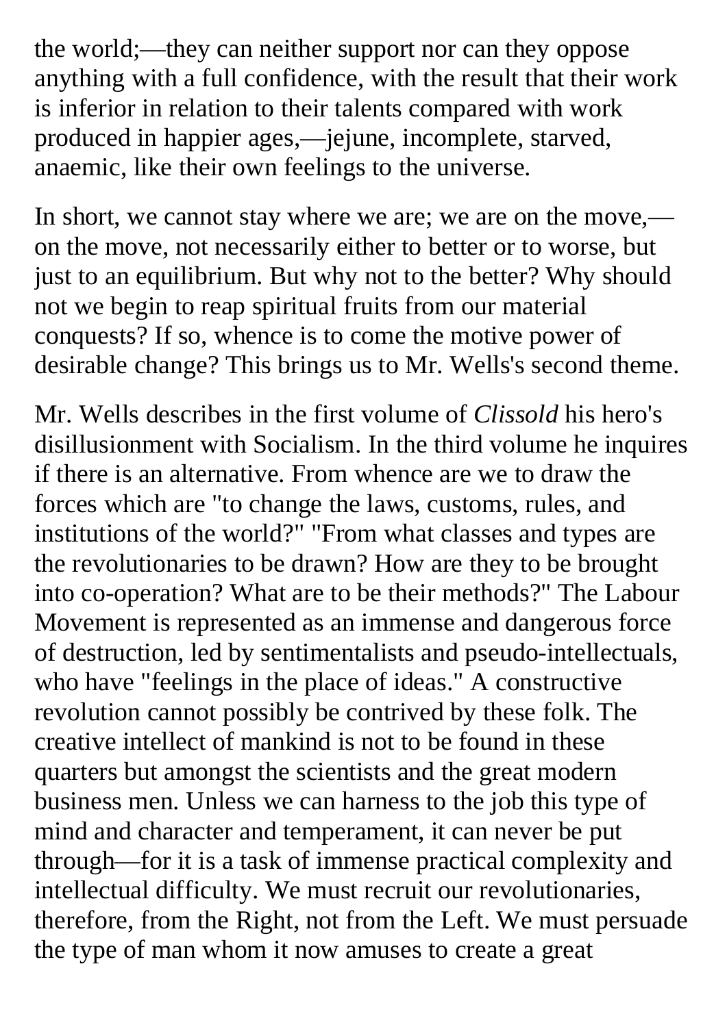the world;—they can neither support nor can they oppose anything with a full confidence, with the result that their work is inferior in relation to their talents compared with work produced in happier ages,—jejune, incomplete, starved, anaemic, like their own feelings to the universe.

In short, we cannot stay where we are; we are on the move,—on the move, not necessarily either to better or to worse, but just to an equilibrium. But why not to the better? Why should not we begin to reap spiritual fruits from our material conquests? If so, whence is to come the motive power of desirable change? This brings us to Mr. Wells's second theme.

Mr. Wells describes in the first volume of *Clissold* his hero's disillusionment with Socialism. In the third volume he inquires if there is an alternative. From whence are we to draw the forces which are "to change the laws, customs, rules, and institutions of the world?" "From what classes and types are the revolutionaries to be drawn? How are they to be brought into co-operation? What are to be their methods?" The Labour Movement is represented as an immense and dangerous force of destruction, led by sentimentalists and pseudo-intellectuals, who have "feelings in the place of ideas." A constructive revolution cannot possibly be contrived by these folk. The creative intellect of mankind is not to be found in these quarters but amongst the scientists and the great modern business men. Unless we can harness to the job this type of mind and character and temperament, it can never be put through—for it is a task of immense practical complexity and intellectual difficulty. We must recruit our revolutionaries, therefore, from the Right, not from the Left. We must persuade the type of man whom it now amuses to create a great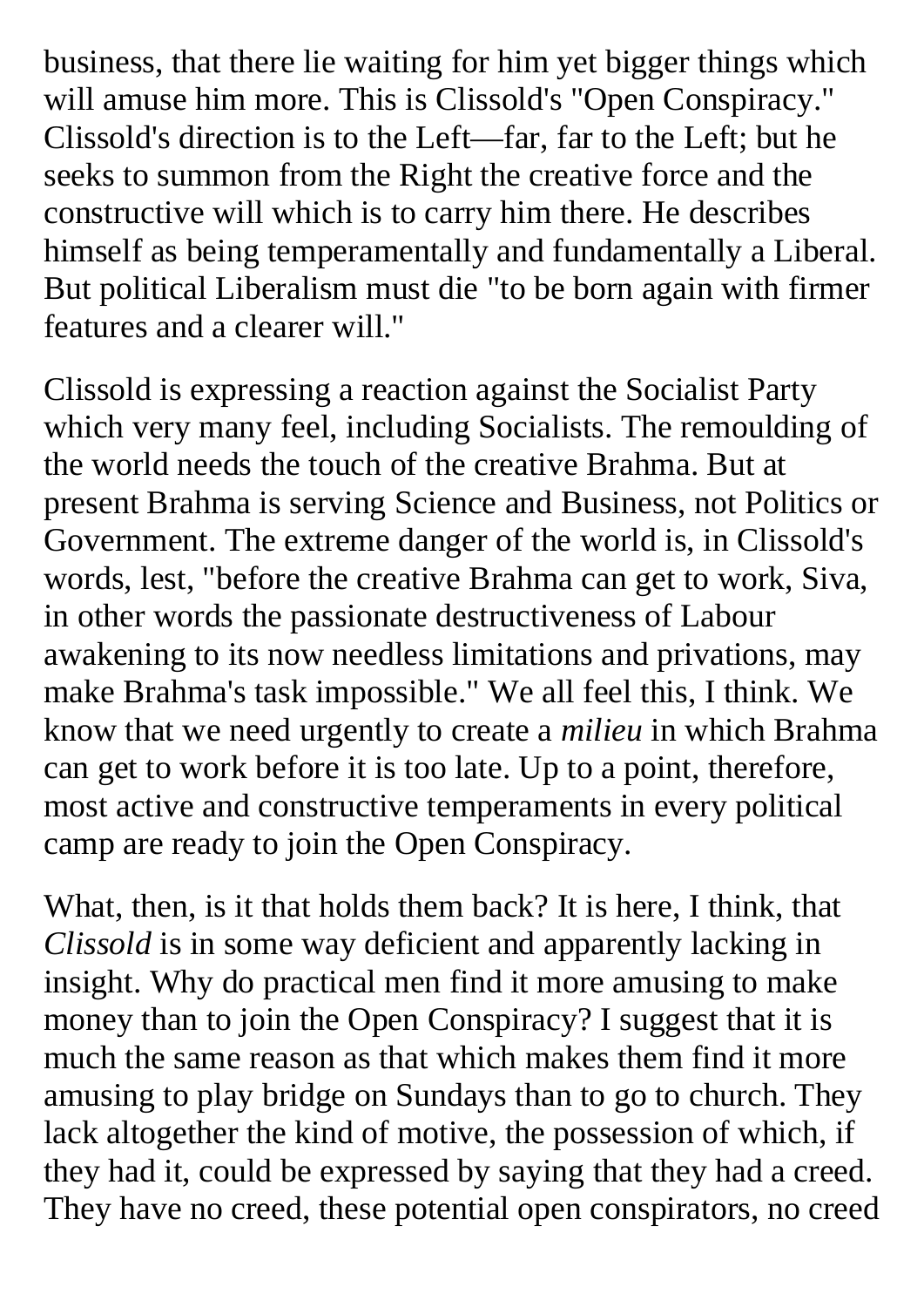business, that there lie waiting for him yet bigger things which will amuse him more. This is Clissold's "Open Conspiracy." Clissold's direction is to the Left—far, far to the Left; but he seeks to summon from the Right the creative force and the constructive will which is to carry him there. He describes himself as being temperamentally and fundamentally a Liberal. But political Liberalism must die "to be born again with firmer features and a clearer will."

Clissold is expressing a reaction against the Socialist Party which very many feel, including Socialists. The remoulding of the world needs the touch of the creative Brahma. But at present Brahma is serving Science and Business, not Politics or Government. The extreme danger of the world is, in Clissold's words, lest, "before the creative Brahma can get to work, Siva, in other words the passionate destructiveness of Labour awakening to its now needless limitations and privations, may make Brahma's task impossible." We all feel this, I think. We know that we need urgently to create a *milieu* in which Brahma can get to work before it is too late. Up to a point, therefore, most active and constructive temperaments in every political camp are ready to join the Open Conspiracy.

What, then, is it that holds them back? It is here, I think, that *Clissold* is in some way deficient and apparently lacking in insight. Why do practical men find it more amusing to make money than to join the Open Conspiracy? I suggest that it is much the same reason as that which makes them find it more amusing to play bridge on Sundays than to go to church. They lack altogether the kind of motive, the possession of which, if they had it, could be expressed by saying that they had a creed. They have no creed, these potential open conspirators, no creed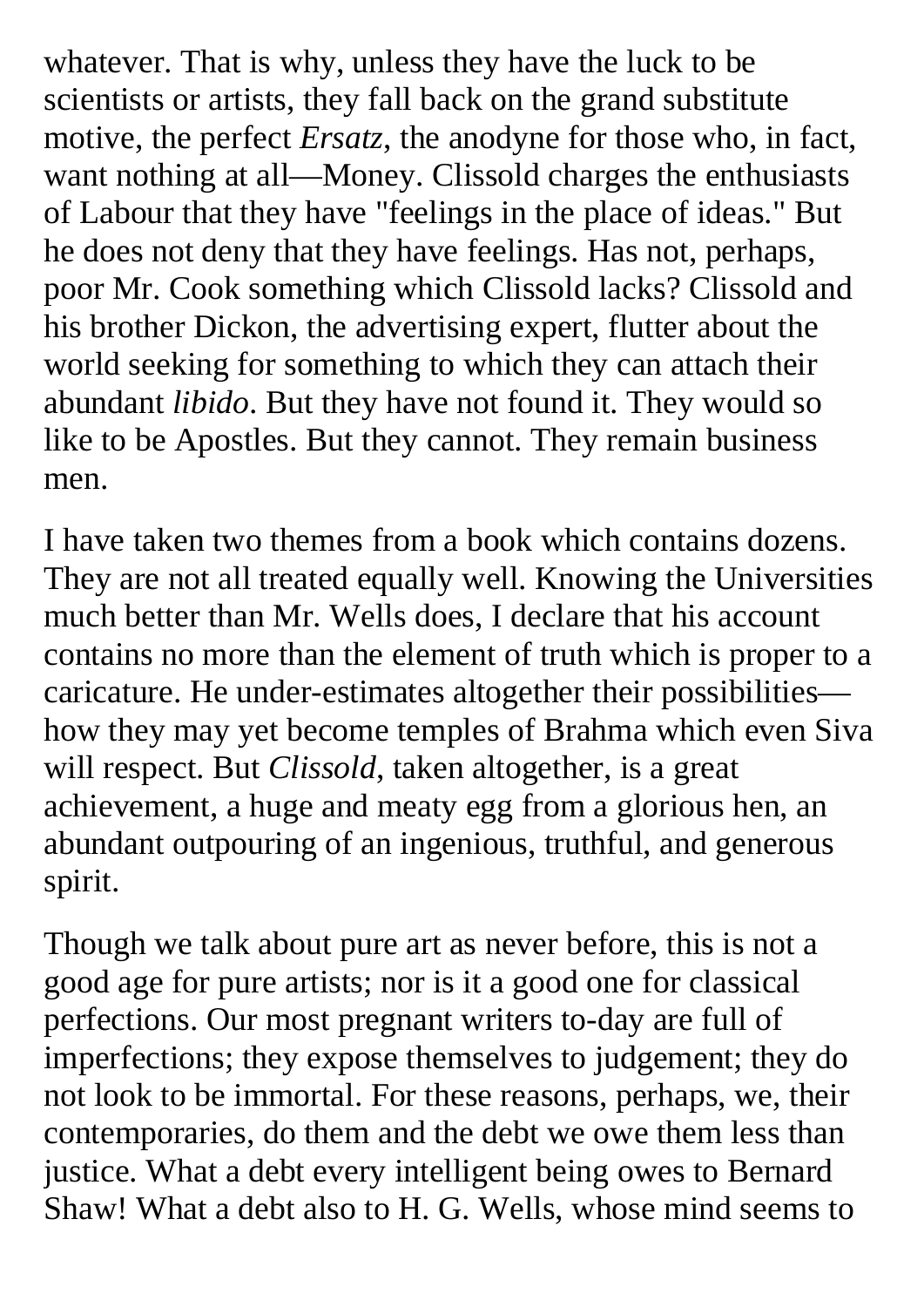whatever. That is why, unless they have the luck to be scientists or artists, they fall back on the grand substitute motive, the perfect *Ersatz*, the anodyne for those who, in fact, want nothing at all—Money. Clissold charges the enthusiasts of Labour that they have "feelings in the place of ideas." But he does not deny that they have feelings. Has not, perhaps, poor Mr. Cook something which Clissold lacks? Clissold and his brother Dickon, the advertising expert, flutter about the world seeking for something to which they can attach their abundant *libido*. But they have not found it. They would so like to be Apostles. But they cannot. They remain business men.

I have taken two themes from a book which contains dozens. They are not all treated equally well. Knowing the Universities much better than Mr. Wells does, I declare that his account contains no more than the element of truth which is proper to a caricature. He under-estimates altogether their possibilities—how they may yet become temples of Brahma which even Siva will respect. But *Clissold*, taken altogether, is a great achievement, a huge and meaty egg from a glorious hen, an abundant outpouring of an ingenious, truthful, and generous spirit.

Though we talk about pure art as never before, this is not a good age for pure artists; nor is it a good one for classical perfections. Our most pregnant writers to-day are full of imperfections; they expose themselves to judgement; they do not look to be immortal. For these reasons, perhaps, we, their contemporaries, do them and the debt we owe them less than justice. What a debt every intelligent being owes to Bernard Shaw! What a debt also to H. G. Wells, whose mind seems to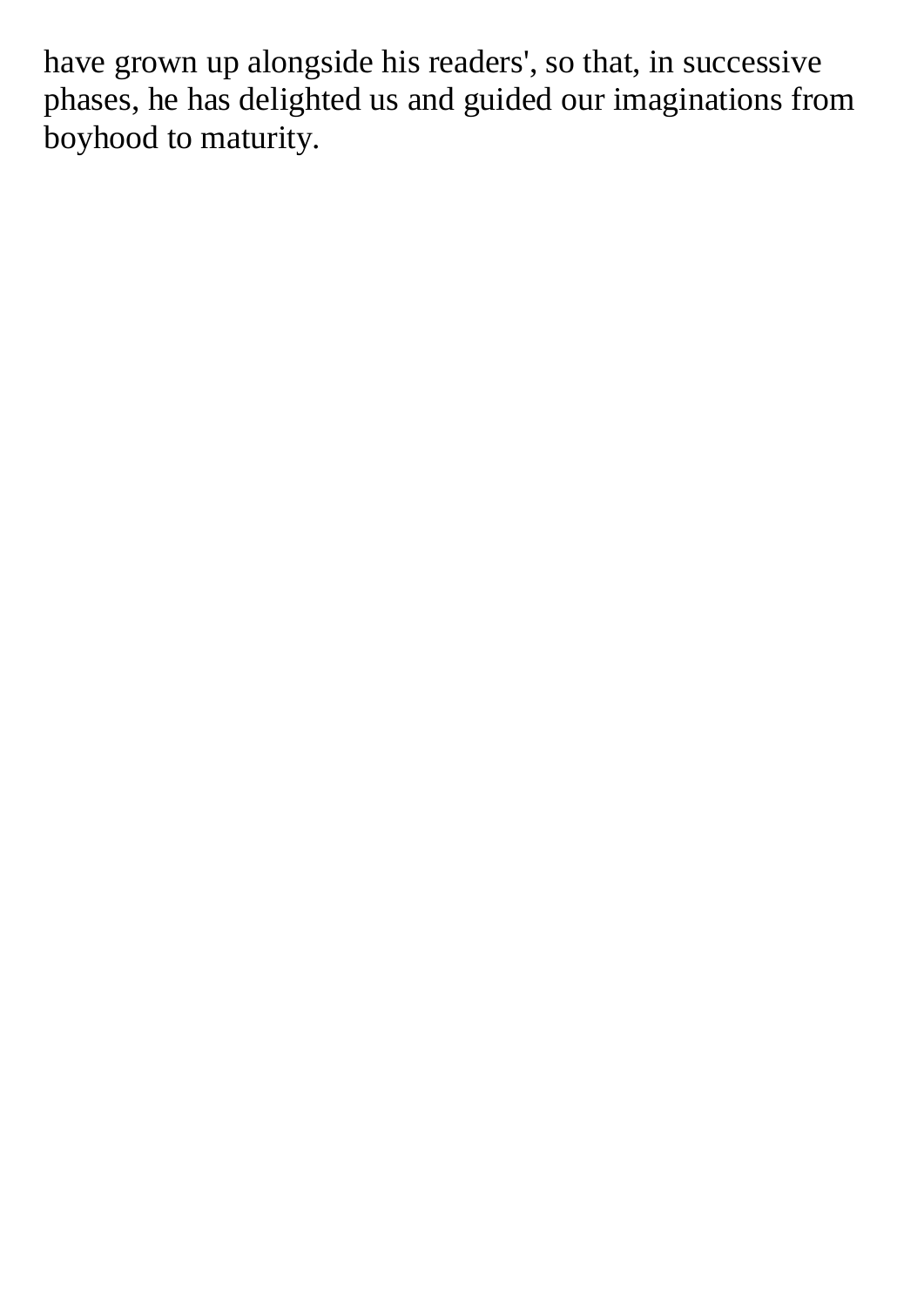have grown up alongside his readers', so that, in successive phases, he has delighted us and guided our imaginations from boyhood to maturity.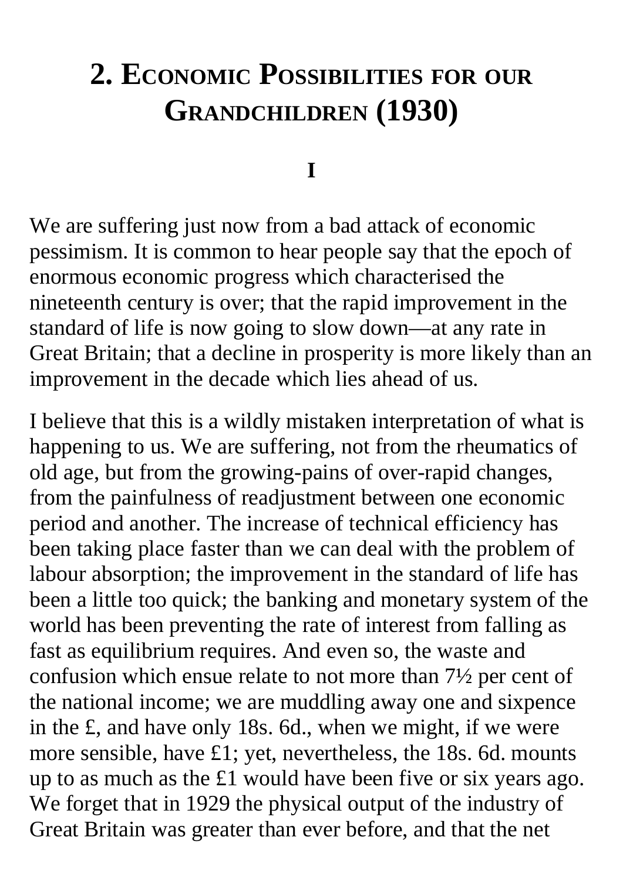# 2. Economic Possibilities for our Grandchildren (1930)

## I

We are suffering just now from a bad attack of economic pessimism. It is common to hear people say that the epoch of enormous economic progress which characterised the nineteenth century is over; that the rapid improvement in the standard of life is now going to slow down—at any rate in Great Britain; that a decline in prosperity is more likely than an improvement in the decade which lies ahead of us.

I believe that this is a wildly mistaken interpretation of what is happening to us. We are suffering, not from the rheumatics of old age, but from the growing-pains of over-rapid changes, from the painfulness of readjustment between one economic period and another. The increase of technical efficiency has been taking place faster than we can deal with the problem of labour absorption; the improvement in the standard of life has been a little too quick; the banking and monetary system of the world has been preventing the rate of interest from falling as fast as equilibrium requires. And even so, the waste and confusion which ensue relate to not more than 7½ per cent of the national income; we are muddling away one and sixpence in the £, and have only 18s. 6d., when we might, if we were more sensible, have £1; yet, nevertheless, the 18s. 6d. mounts up to as much as the £1 would have been five or six years ago. We forget that in 1929 the physical output of the industry of Great Britain was greater than ever before, and that the net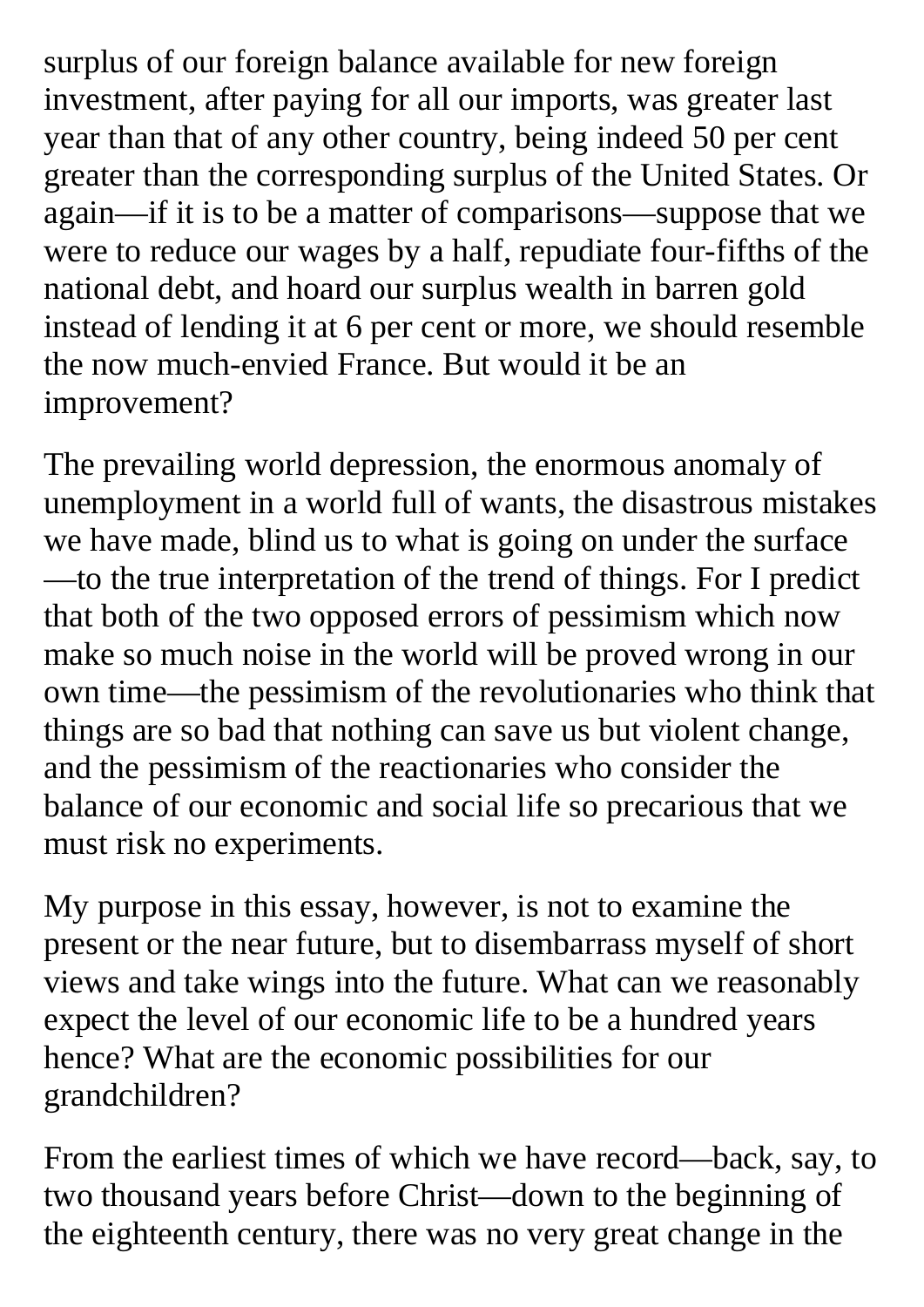surplus of our foreign balance available for new foreign investment, after paying for all our imports, was greater last year than that of any other country, being indeed 50 per cent greater than the corresponding surplus of the United States. Or again—if it is to be a matter of comparisons—suppose that we were to reduce our wages by a half, repudiate four-fifths of the national debt, and hoard our surplus wealth in barren gold instead of lending it at 6 per cent or more, we should resemble the now much-envied France. But would it be an improvement?

The prevailing world depression, the enormous anomaly of unemployment in a world full of wants, the disastrous mistakes we have made, blind us to what is going on under the surface—to the true interpretation of the trend of things. For I predict that both of the two opposed errors of pessimism which now make so much noise in the world will be proved wrong in our own time—the pessimism of the revolutionaries who think that things are so bad that nothing can save us but violent change, and the pessimism of the reactionaries who consider the balance of our economic and social life so precarious that we must risk no experiments.

My purpose in this essay, however, is not to examine the present or the near future, but to disembarrass myself of short views and take wings into the future. What can we reasonably expect the level of our economic life to be a hundred years hence? What are the economic possibilities for our grandchildren?

From the earliest times of which we have record—back, say, to two thousand years before Christ—down to the beginning of the eighteenth century, there was no very great change in the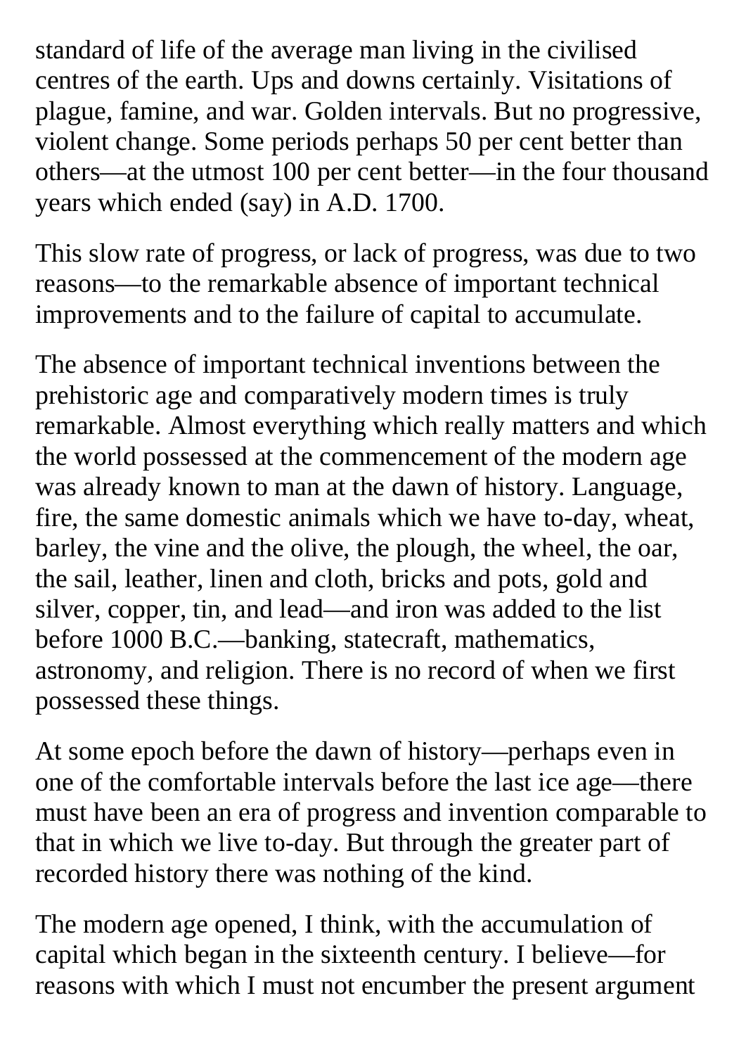standard of life of the average man living in the civilised centres of the earth. Ups and downs certainly. Visitations of plague, famine, and war. Golden intervals. But no progressive, violent change. Some periods perhaps 50 per cent better than others—at the utmost 100 per cent better—in the four thousand years which ended (say) in A.D. 1700.

This slow rate of progress, or lack of progress, was due to two reasons—to the remarkable absence of important technical improvements and to the failure of capital to accumulate.

The absence of important technical inventions between the prehistoric age and comparatively modern times is truly remarkable. Almost everything which really matters and which the world possessed at the commencement of the modern age was already known to man at the dawn of history. Language, fire, the same domestic animals which we have to-day, wheat, barley, the vine and the olive, the plough, the wheel, the oar, the sail, leather, linen and cloth, bricks and pots, gold and silver, copper, tin, and lead—and iron was added to the list before 1000 B.C.—banking, statecraft, mathematics, astronomy, and religion. There is no record of when we first possessed these things.

At some epoch before the dawn of history—perhaps even in one of the comfortable intervals before the last ice age—there must have been an era of progress and invention comparable to that in which we live to-day. But through the greater part of recorded history there was nothing of the kind.

The modern age opened, I think, with the accumulation of capital which began in the sixteenth century. I believe—for reasons with which I must not encumber the present argument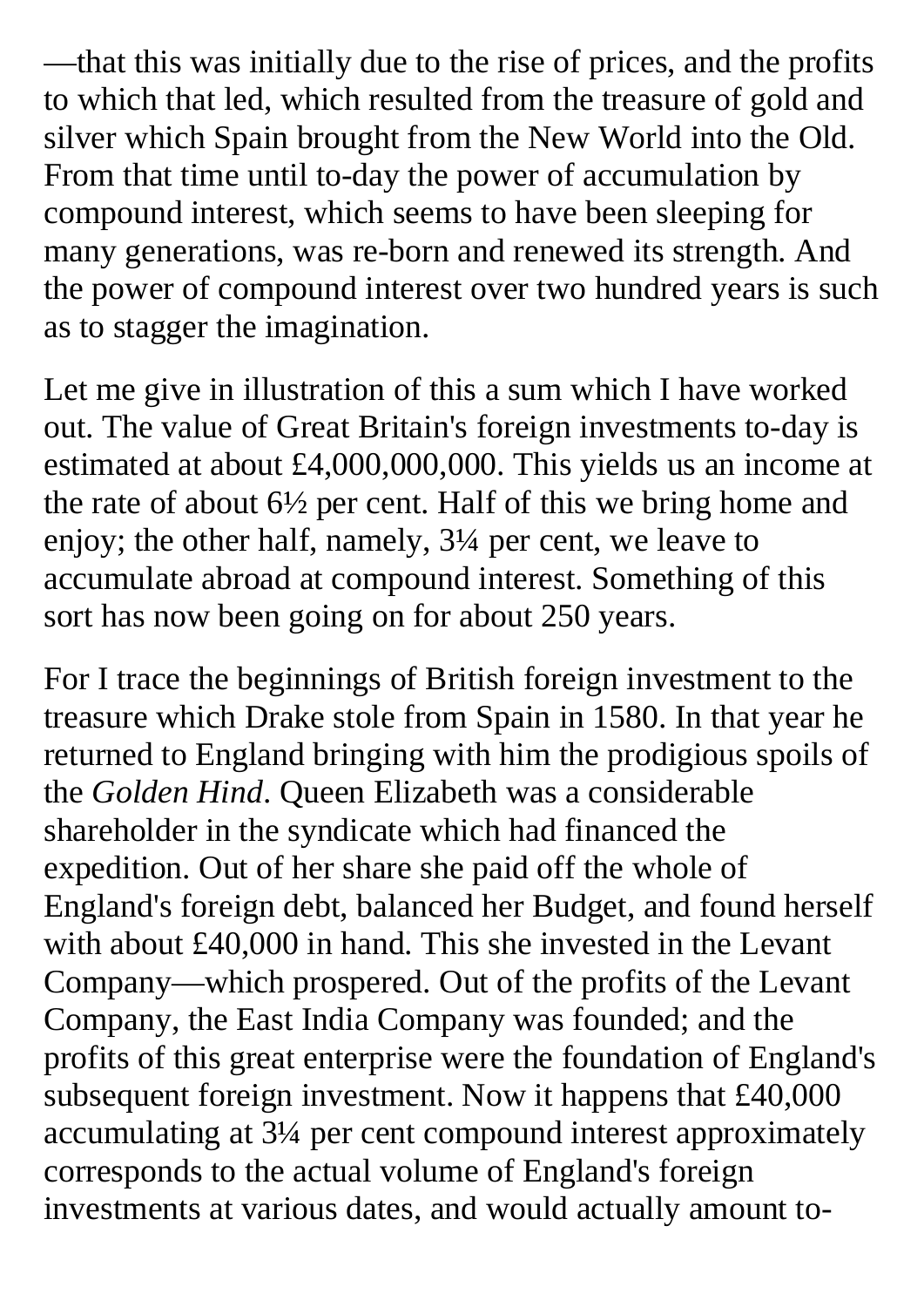—that this was initially due to the rise of prices, and the profits to which that led, which resulted from the treasure of gold and silver which Spain brought from the New World into the Old. From that time until to-day the power of accumulation by compound interest, which seems to have been sleeping for many generations, was re-born and renewed its strength. And the power of compound interest over two hundred years is such as to stagger the imagination.

Let me give in illustration of this a sum which I have worked out. The value of Great Britain's foreign investments to-day is estimated at about £4,000,000,000. This yields us an income at the rate of about 6½ per cent. Half of this we bring home and enjoy; the other half, namely, 3¼ per cent, we leave to accumulate abroad at compound interest. Something of this sort has now been going on for about 250 years.

For I trace the beginnings of British foreign investment to the treasure which Drake stole from Spain in 1580. In that year he returned to England bringing with him the prodigious spoils of the *Golden Hind*. Queen Elizabeth was a considerable shareholder in the syndicate which had financed the expedition. Out of her share she paid off the whole of England's foreign debt, balanced her Budget, and found herself with about £40,000 in hand. This she invested in the Levant Company—which prospered. Out of the profits of the Levant Company, the East India Company was founded; and the profits of this great enterprise were the foundation of England's subsequent foreign investment. Now it happens that £40,000 accumulating at 3¼ per cent compound interest approximately corresponds to the actual volume of England's foreign investments at various dates, and would actually amount to-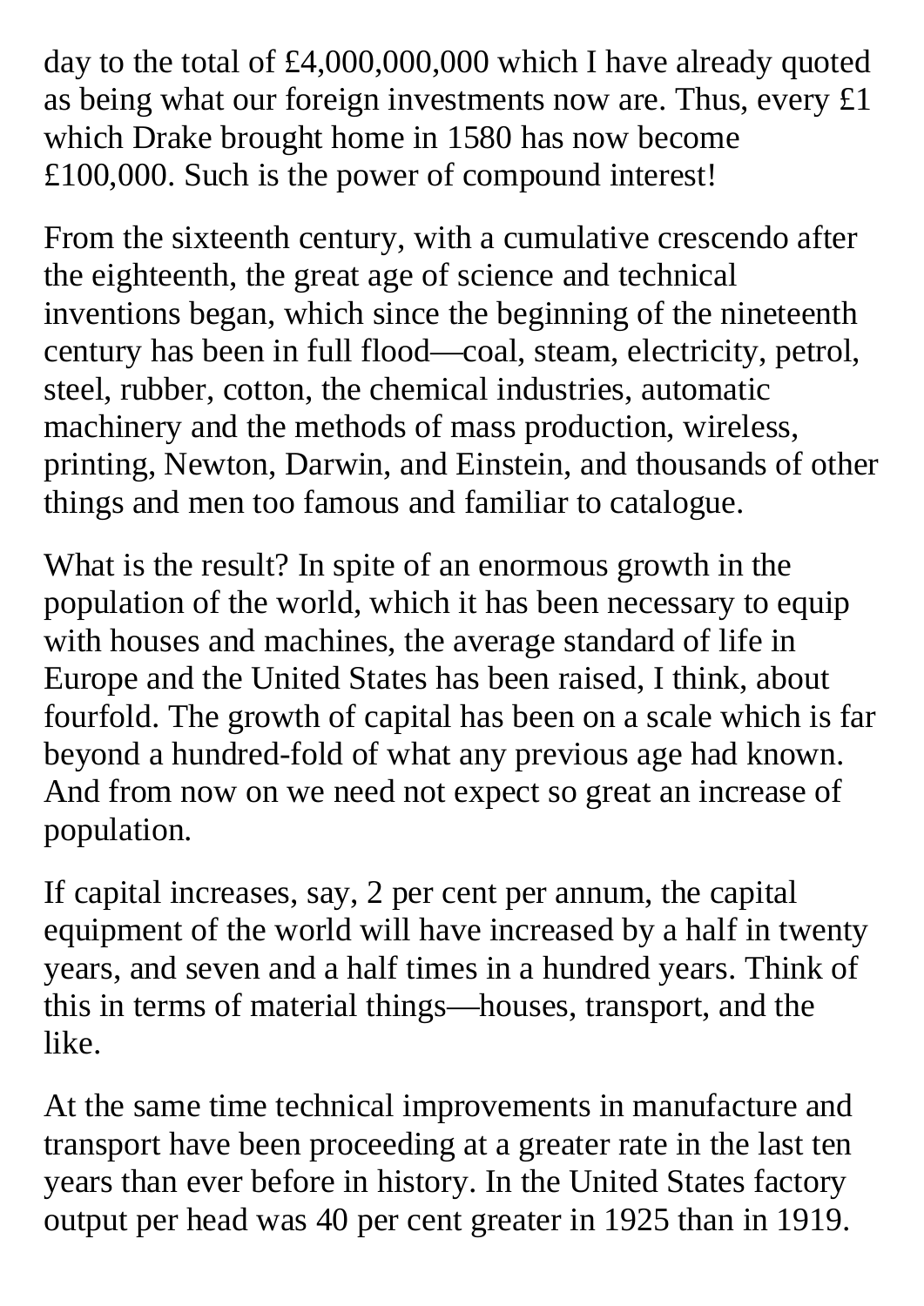day to the total of £4,000,000,000 which I have already quoted as being what our foreign investments now are. Thus, every £1 which Drake brought home in 1580 has now become £100,000. Such is the power of compound interest!

From the sixteenth century, with a cumulative crescendo after the eighteenth, the great age of science and technical inventions began, which since the beginning of the nineteenth century has been in full flood—coal, steam, electricity, petrol, steel, rubber, cotton, the chemical industries, automatic machinery and the methods of mass production, wireless, printing, Newton, Darwin, and Einstein, and thousands of other things and men too famous and familiar to catalogue.

What is the result? In spite of an enormous growth in the population of the world, which it has been necessary to equip with houses and machines, the average standard of life in Europe and the United States has been raised, I think, about fourfold. The growth of capital has been on a scale which is far beyond a hundred-fold of what any previous age had known. And from now on we need not expect so great an increase of population.

If capital increases, say, 2 per cent per annum, the capital equipment of the world will have increased by a half in twenty years, and seven and a half times in a hundred years. Think of this in terms of material things—houses, transport, and the like.

At the same time technical improvements in manufacture and transport have been proceeding at a greater rate in the last ten years than ever before in history. In the United States factory output per head was 40 per cent greater in 1925 than in 1919.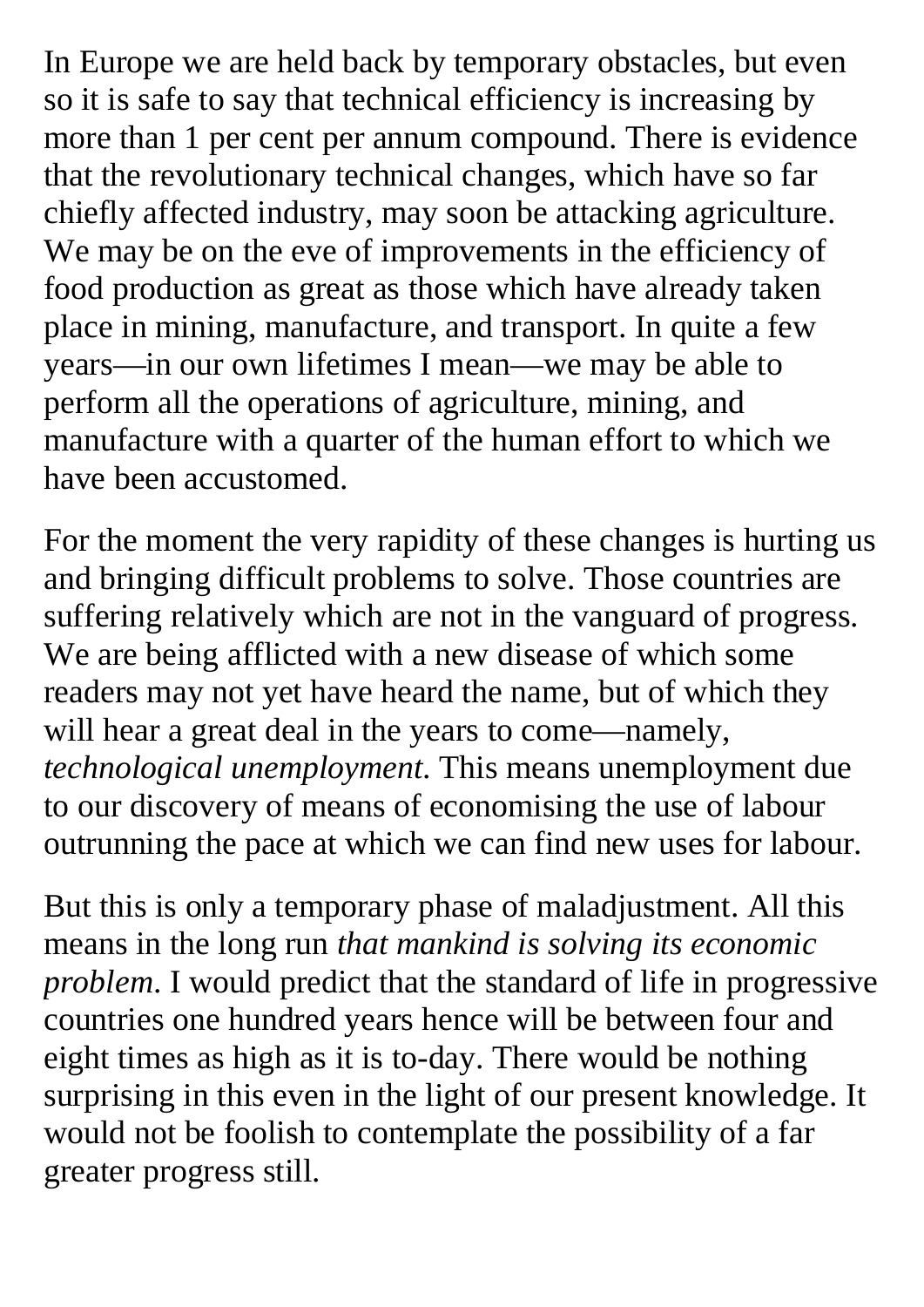In Europe we are held back by temporary obstacles, but even so it is safe to say that technical efficiency is increasing by more than 1 per cent per annum compound. There is evidence that the revolutionary technical changes, which have so far chiefly affected industry, may soon be attacking agriculture. We may be on the eve of improvements in the efficiency of food production as great as those which have already taken place in mining, manufacture, and transport. In quite a few years—in our own lifetimes I mean—we may be able to perform all the operations of agriculture, mining, and manufacture with a quarter of the human effort to which we have been accustomed.

For the moment the very rapidity of these changes is hurting us and bringing difficult problems to solve. Those countries are suffering relatively which are not in the vanguard of progress. We are being afflicted with a new disease of which some readers may not yet have heard the name, but of which they will hear a great deal in the years to come—namely, *technological unemployment*. This means unemployment due to our discovery of means of economising the use of labour outrunning the pace at which we can find new uses for labour.

But this is only a temporary phase of maladjustment. All this means in the long run *that mankind is solving its economic problem*. I would predict that the standard of life in progressive countries one hundred years hence will be between four and eight times as high as it is to-day. There would be nothing surprising in this even in the light of our present knowledge. It would not be foolish to contemplate the possibility of a far greater progress still.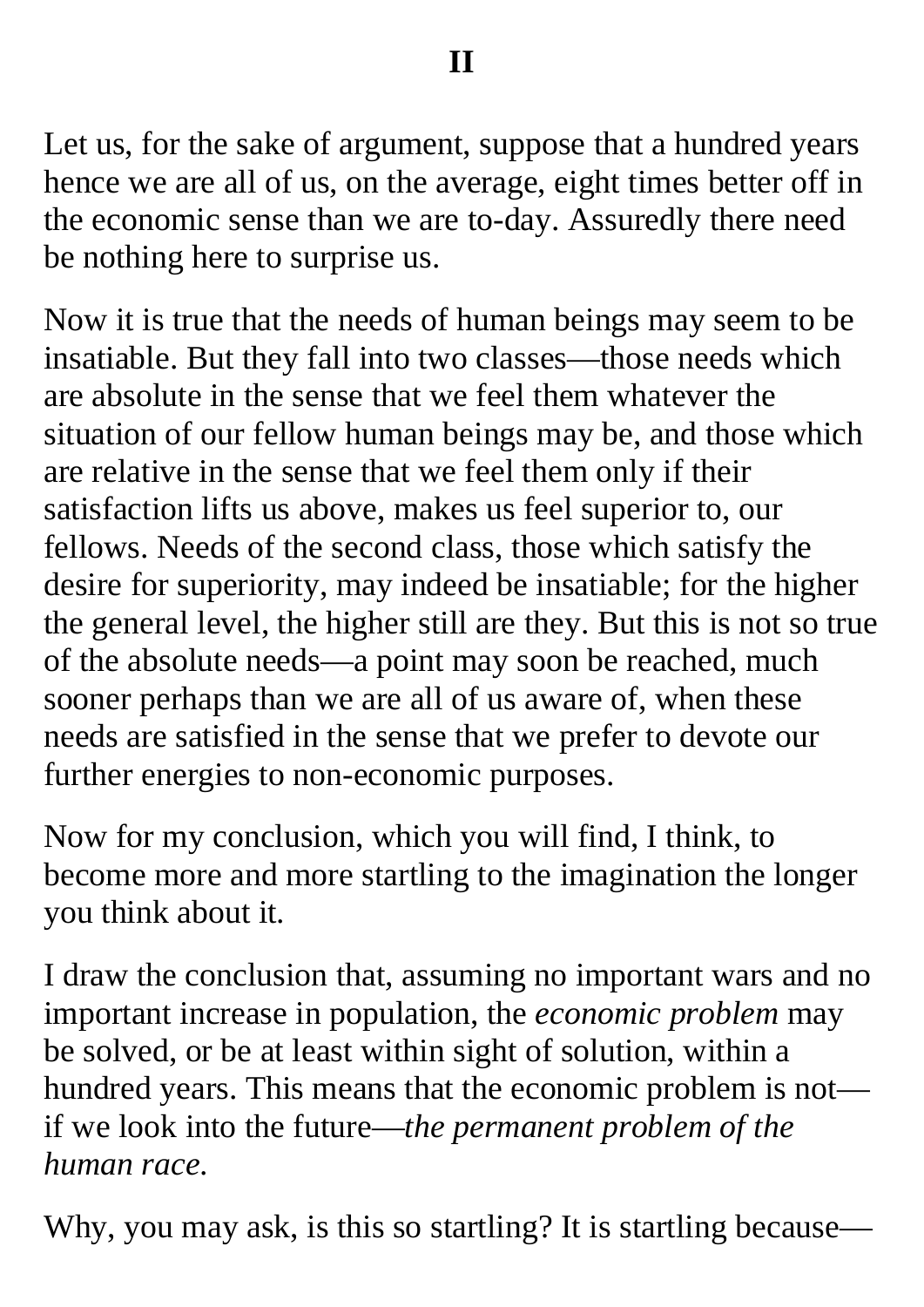## II

Let us, for the sake of argument, suppose that a hundred years hence we are all of us, on the average, eight times better off in the economic sense than we are to-day. Assuredly there need be nothing here to surprise us.

Now it is true that the needs of human beings may seem to be insatiable. But they fall into two classes—those needs which are absolute in the sense that we feel them whatever the situation of our fellow human beings may be, and those which are relative in the sense that we feel them only if their satisfaction lifts us above, makes us feel superior to, our fellows. Needs of the second class, those which satisfy the desire for superiority, may indeed be insatiable; for the higher the general level, the higher still are they. But this is not so true of the absolute needs—a point may soon be reached, much sooner perhaps than we are all of us aware of, when these needs are satisfied in the sense that we prefer to devote our further energies to non-economic purposes.

Now for my conclusion, which you will find, I think, to become more and more startling to the imagination the longer you think about it.

I draw the conclusion that, assuming no important wars and no important increase in population, the *economic problem* may be solved, or be at least within sight of solution, within a hundred years. This means that the economic problem is not—if we look into the future—*the permanent problem of the human race.*

Why, you may ask, is this so startling? It is startling because—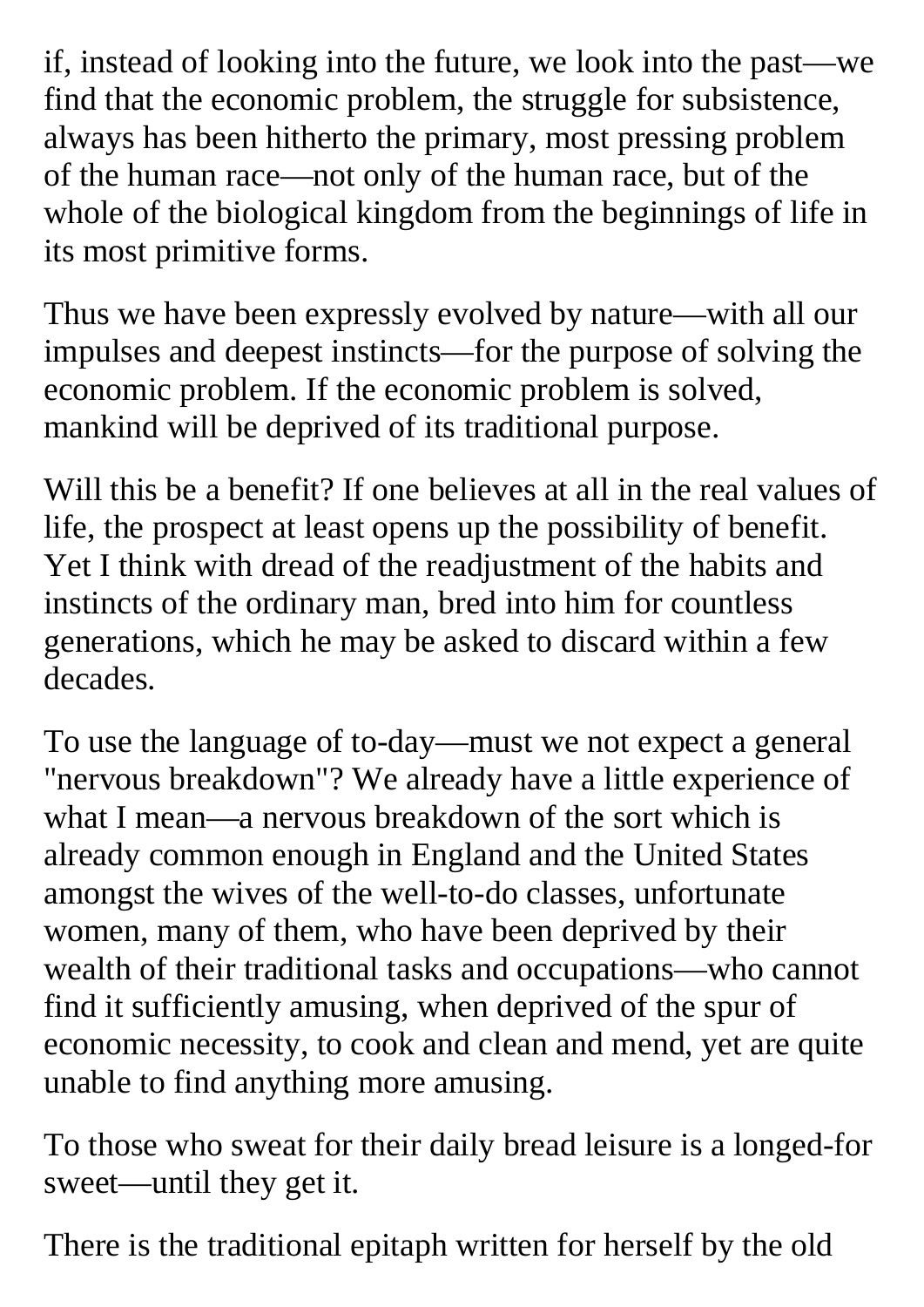if, instead of looking into the future, we look into the past—we find that the economic problem, the struggle for subsistence, always has been hitherto the primary, most pressing problem of the human race—not only of the human race, but of the whole of the biological kingdom from the beginnings of life in its most primitive forms.

Thus we have been expressly evolved by nature—with all our impulses and deepest instincts—for the purpose of solving the economic problem. If the economic problem is solved, mankind will be deprived of its traditional purpose.

Will this be a benefit? If one believes at all in the real values of life, the prospect at least opens up the possibility of benefit. Yet I think with dread of the readjustment of the habits and instincts of the ordinary man, bred into him for countless generations, which he may be asked to discard within a few decades.

To use the language of to-day—must we not expect a general "nervous breakdown"? We already have a little experience of what I mean—a nervous breakdown of the sort which is already common enough in England and the United States amongst the wives of the well-to-do classes, unfortunate women, many of them, who have been deprived by their wealth of their traditional tasks and occupations—who cannot find it sufficiently amusing, when deprived of the spur of economic necessity, to cook and clean and mend, yet are quite unable to find anything more amusing.

To those who sweat for their daily bread leisure is a longed-for sweet—until they get it.

There is the traditional epitaph written for herself by the old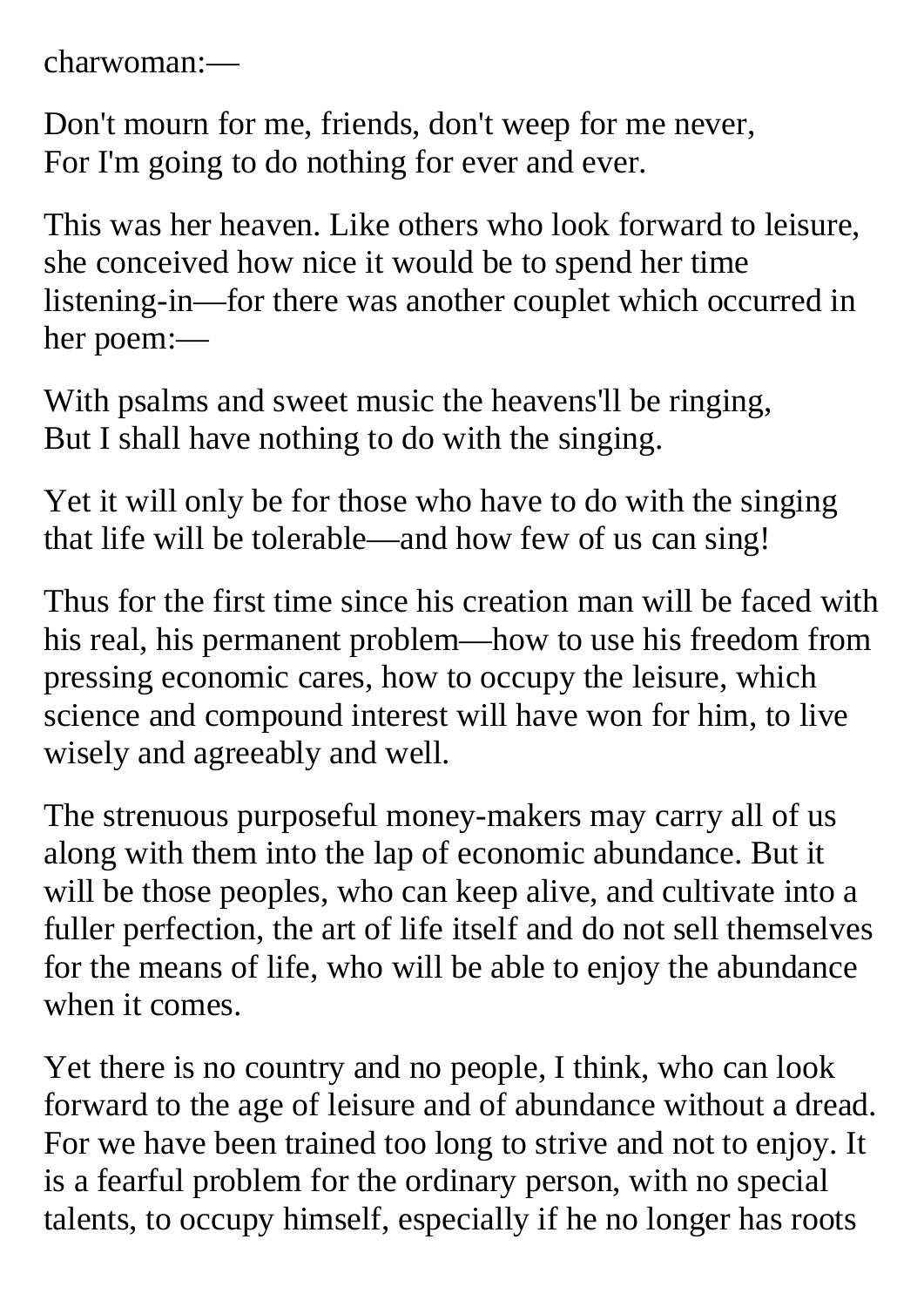charwoman:—

Don't mourn for me, friends, don't weep for me never,
For I'm going to do nothing for ever and ever.

This was her heaven. Like others who look forward to leisure, she conceived how nice it would be to spend her time listening-in—for there was another couplet which occurred in her poem:—

With psalms and sweet music the heavens'll be ringing,
But I shall have nothing to do with the singing.

Yet it will only be for those who have to do with the singing that life will be tolerable—and how few of us can sing!

Thus for the first time since his creation man will be faced with his real, his permanent problem—how to use his freedom from pressing economic cares, how to occupy the leisure, which science and compound interest will have won for him, to live wisely and agreeably and well.

The strenuous purposeful money-makers may carry all of us along with them into the lap of economic abundance. But it will be those peoples, who can keep alive, and cultivate into a fuller perfection, the art of life itself and do not sell themselves for the means of life, who will be able to enjoy the abundance when it comes.

Yet there is no country and no people, I think, who can look forward to the age of leisure and of abundance without a dread. For we have been trained too long to strive and not to enjoy. It is a fearful problem for the ordinary person, with no special talents, to occupy himself, especially if he no longer has roots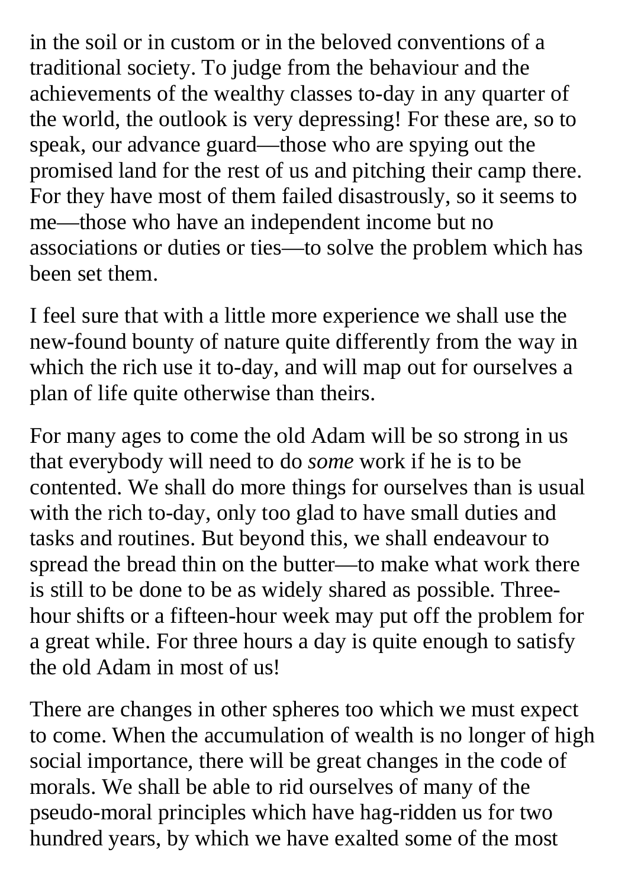in the soil or in custom or in the beloved conventions of a traditional society. To judge from the behaviour and the achievements of the wealthy classes to-day in any quarter of the world, the outlook is very depressing! For these are, so to speak, our advance guard—those who are spying out the promised land for the rest of us and pitching their camp there. For they have most of them failed disastrously, so it seems to me—those who have an independent income but no associations or duties or ties—to solve the problem which has been set them.

I feel sure that with a little more experience we shall use the new-found bounty of nature quite differently from the way in which the rich use it to-day, and will map out for ourselves a plan of life quite otherwise than theirs.

For many ages to come the old Adam will be so strong in us that everybody will need to do *some* work if he is to be contented. We shall do more things for ourselves than is usual with the rich to-day, only too glad to have small duties and tasks and routines. But beyond this, we shall endeavour to spread the bread thin on the butter—to make what work there is still to be done to be as widely shared as possible. Three-hour shifts or a fifteen-hour week may put off the problem for a great while. For three hours a day is quite enough to satisfy the old Adam in most of us!

There are changes in other spheres too which we must expect to come. When the accumulation of wealth is no longer of high social importance, there will be great changes in the code of morals. We shall be able to rid ourselves of many of the pseudo-moral principles which have hag-ridden us for two hundred years, by which we have exalted some of the most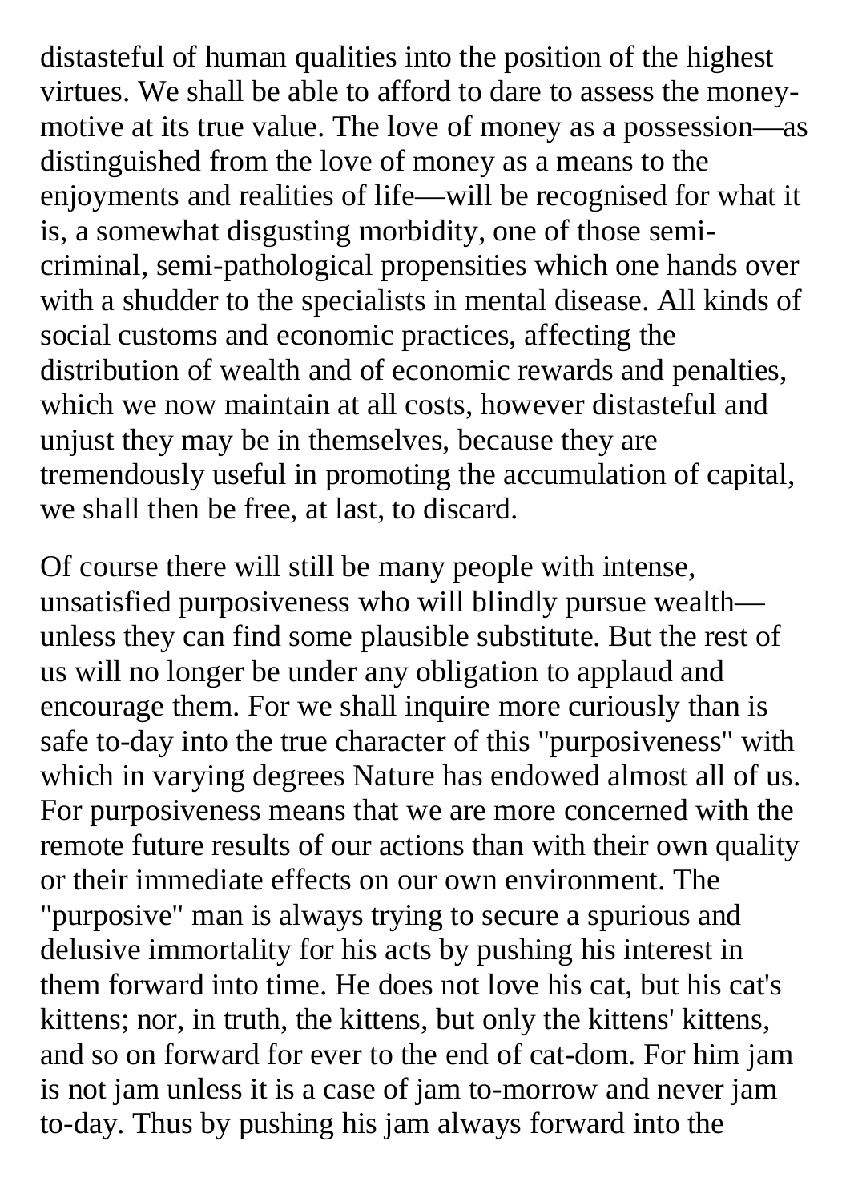distasteful of human qualities into the position of the highest virtues. We shall be able to afford to dare to assess the money-motive at its true value. The love of money as a possession—as distinguished from the love of money as a means to the enjoyments and realities of life—will be recognised for what it is, a somewhat disgusting morbidity, one of those semi-criminal, semi-pathological propensities which one hands over with a shudder to the specialists in mental disease. All kinds of social customs and economic practices, affecting the distribution of wealth and of economic rewards and penalties, which we now maintain at all costs, however distasteful and unjust they may be in themselves, because they are tremendously useful in promoting the accumulation of capital, we shall then be free, at last, to discard.

Of course there will still be many people with intense, unsatisfied purposiveness who will blindly pursue wealth—unless they can find some plausible substitute. But the rest of us will no longer be under any obligation to applaud and encourage them. For we shall inquire more curiously than is safe to-day into the true character of this "purposiveness" with which in varying degrees Nature has endowed almost all of us. For purposiveness means that we are more concerned with the remote future results of our actions than with their own quality or their immediate effects on our own environment. The "purposive" man is always trying to secure a spurious and delusive immortality for his acts by pushing his interest in them forward into time. He does not love his cat, but his cat's kittens; nor, in truth, the kittens, but only the kittens' kittens, and so on forward for ever to the end of cat-dom. For him jam is not jam unless it is a case of jam to-morrow and never jam to-day. Thus by pushing his jam always forward into the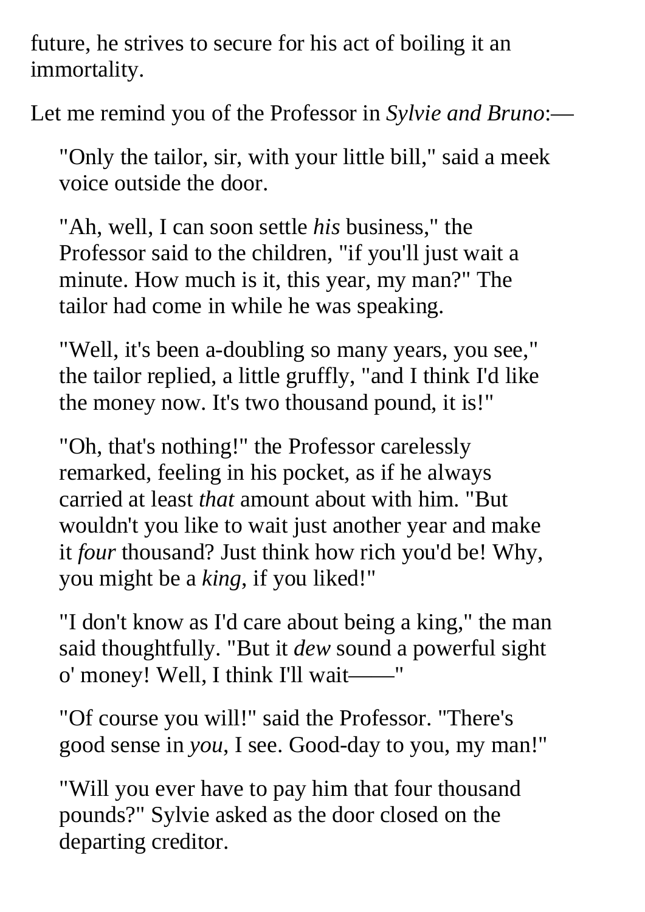future, he strives to secure for his act of boiling it an immortality.

Let me remind you of the Professor in *Sylvie and Bruno*:—

> "Only the tailor, sir, with your little bill," said a meek voice outside the door.
>
> "Ah, well, I can soon settle *his* business," the Professor said to the children, "if you'll just wait a minute. How much is it, this year, my man?" The tailor had come in while he was speaking.
>
> "Well, it's been a-doubling so many years, you see," the tailor replied, a little gruffly, "and I think I'd like the money now. It's two thousand pound, it is!"
>
> "Oh, that's nothing!" the Professor carelessly remarked, feeling in his pocket, as if he always carried at least *that* amount about with him. "But wouldn't you like to wait just another year and make it *four* thousand? Just think how rich you'd be! Why, you might be a *king*, if you liked!"
>
> "I don't know as I'd care about being a king," the man said thoughtfully. "But it *dew* sound a powerful sight o' money! Well, I think I'll wait——"
>
> "Of course you will!" said the Professor. "There's good sense in *you*, I see. Good-day to you, my man!"
>
> "Will you ever have to pay him that four thousand pounds?" Sylvie asked as the door closed on the departing creditor.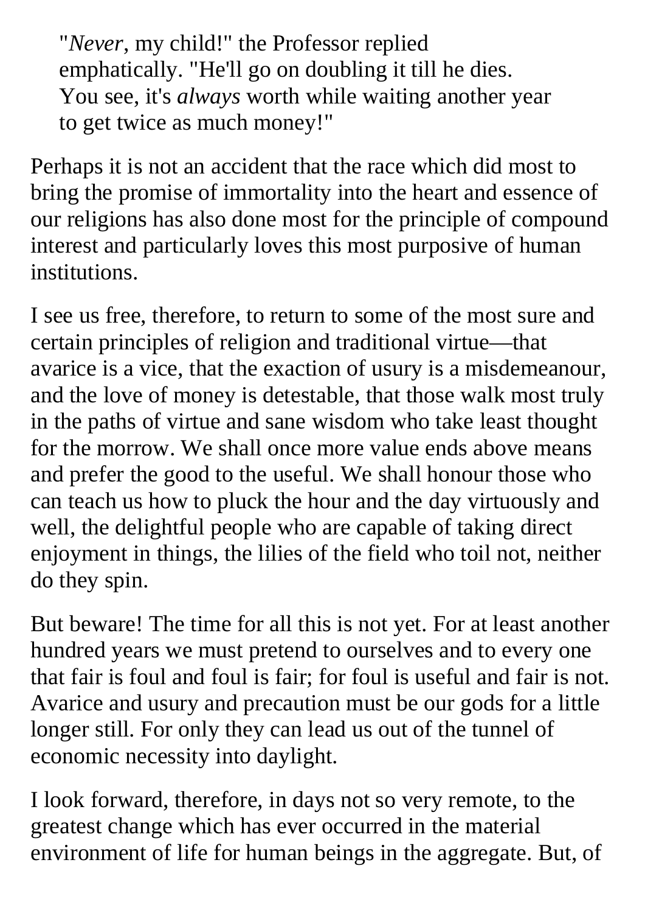"*Never*, my child!" the Professor replied emphatically. "He'll go on doubling it till he dies. You see, it's *always* worth while waiting another year to get twice as much money!"

Perhaps it is not an accident that the race which did most to bring the promise of immortality into the heart and essence of our religions has also done most for the principle of compound interest and particularly loves this most purposive of human institutions.

I see us free, therefore, to return to some of the most sure and certain principles of religion and traditional virtue—that avarice is a vice, that the exaction of usury is a misdemeanour, and the love of money is detestable, that those walk most truly in the paths of virtue and sane wisdom who take least thought for the morrow. We shall once more value ends above means and prefer the good to the useful. We shall honour those who can teach us how to pluck the hour and the day virtuously and well, the delightful people who are capable of taking direct enjoyment in things, the lilies of the field who toil not, neither do they spin.

But beware! The time for all this is not yet. For at least another hundred years we must pretend to ourselves and to every one that fair is foul and foul is fair; for foul is useful and fair is not. Avarice and usury and precaution must be our gods for a little longer still. For only they can lead us out of the tunnel of economic necessity into daylight.

I look forward, therefore, in days not so very remote, to the greatest change which has ever occurred in the material environment of life for human beings in the aggregate. But, of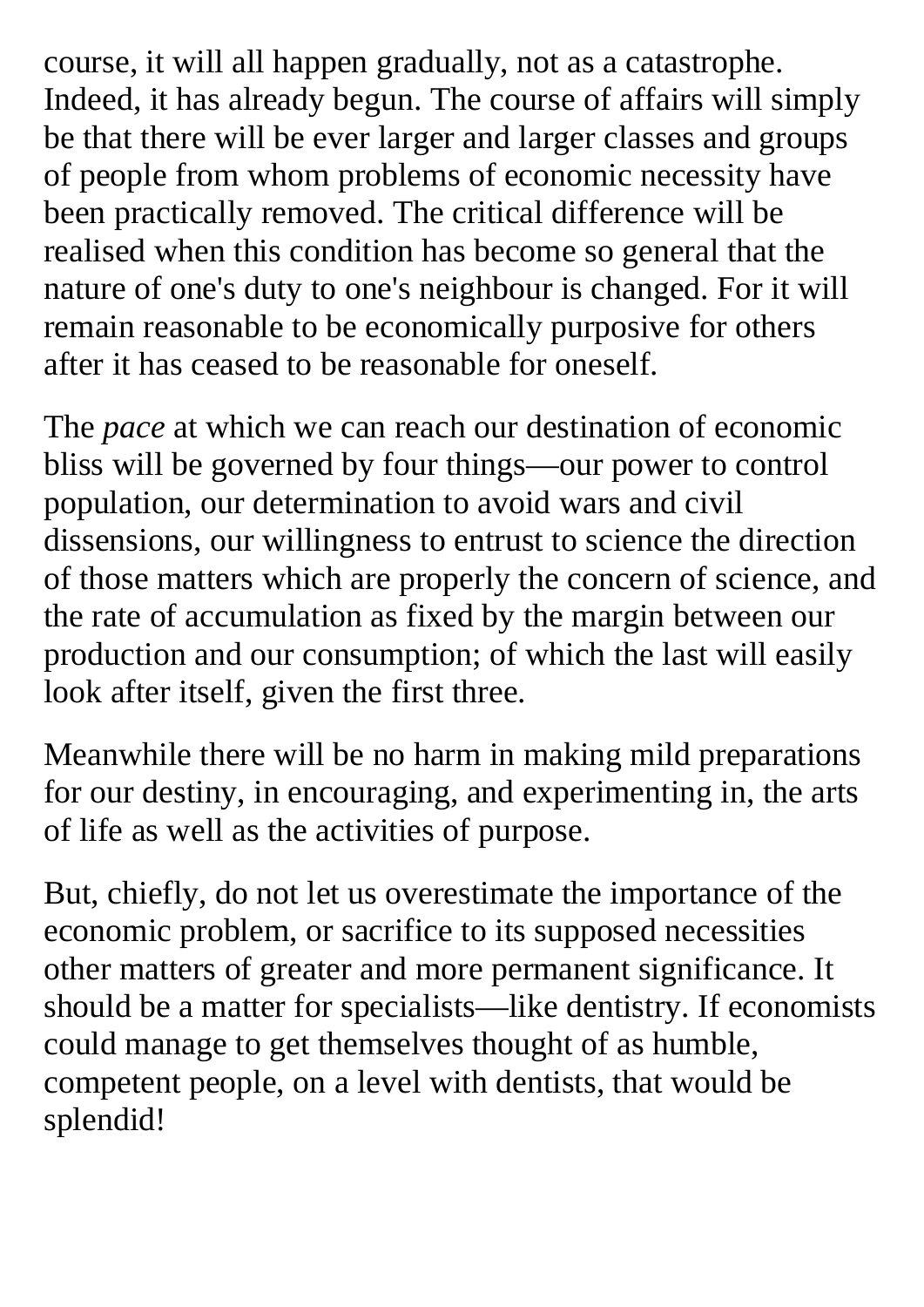course, it will all happen gradually, not as a catastrophe. Indeed, it has already begun. The course of affairs will simply be that there will be ever larger and larger classes and groups of people from whom problems of economic necessity have been practically removed. The critical difference will be realised when this condition has become so general that the nature of one's duty to one's neighbour is changed. For it will remain reasonable to be economically purposive for others after it has ceased to be reasonable for oneself.

The *pace* at which we can reach our destination of economic bliss will be governed by four things—our power to control population, our determination to avoid wars and civil dissensions, our willingness to entrust to science the direction of those matters which are properly the concern of science, and the rate of accumulation as fixed by the margin between our production and our consumption; of which the last will easily look after itself, given the first three.

Meanwhile there will be no harm in making mild preparations for our destiny, in encouraging, and experimenting in, the arts of life as well as the activities of purpose.

But, chiefly, do not let us overestimate the importance of the economic problem, or sacrifice to its supposed necessities other matters of greater and more permanent significance. It should be a matter for specialists—like dentistry. If economists could manage to get themselves thought of as humble, competent people, on a level with dentists, that would be splendid!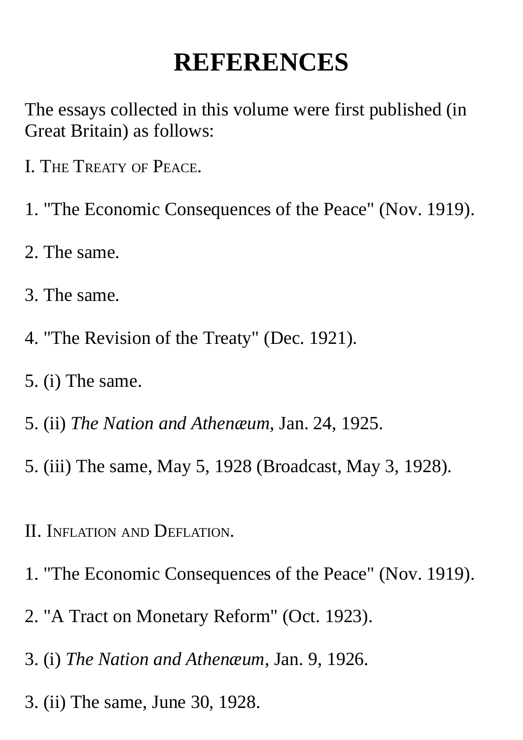# REFERENCES

The essays collected in this volume were first published (in Great Britain) as follows:

I. The Treaty of Peace.

1. "The Economic Consequences of the Peace" (Nov. 1919).

2. The same.

3. The same.

4. "The Revision of the Treaty" (Dec. 1921).

5. (i) The same.

5. (ii) *The Nation and Athenæum*, Jan. 24, 1925.

5. (iii) The same, May 5, 1928 (Broadcast, May 3, 1928).

II. Inflation and Deflation.

1. "The Economic Consequences of the Peace" (Nov. 1919).

2. "A Tract on Monetary Reform" (Oct. 1923).

3. (i) *The Nation and Athenæum*, Jan. 9, 1926.

3. (ii) The same, June 30, 1928.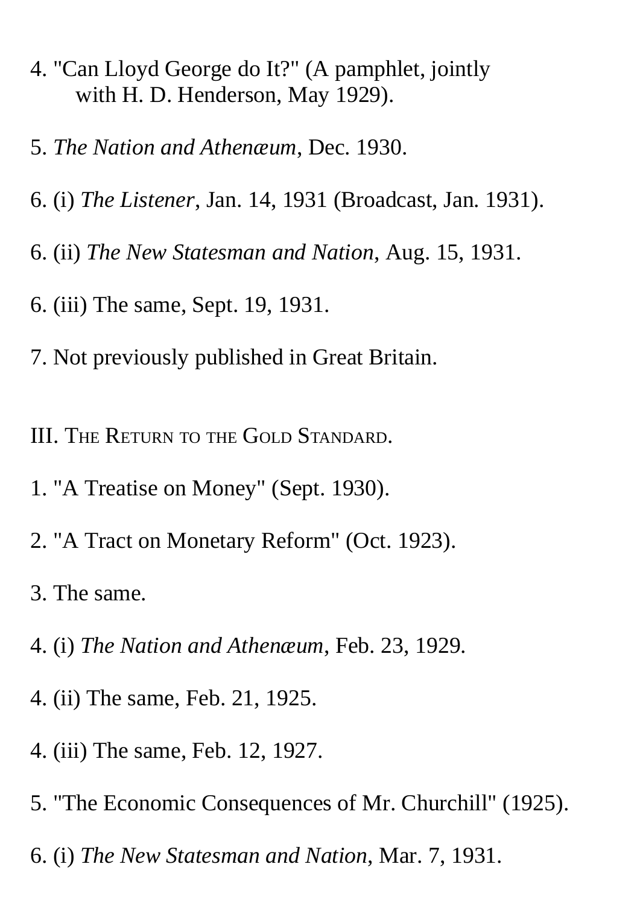4. "Can Lloyd George do It?" (A pamphlet, jointly with H. D. Henderson, May 1929).

5. *The Nation and Athenæum*, Dec. 1930.

6. (i) *The Listener*, Jan. 14, 1931 (Broadcast, Jan. 1931).

6. (ii) *The New Statesman and Nation*, Aug. 15, 1931.

6. (iii) The same, Sept. 19, 1931.

7. Not previously published in Great Britain.

III. The Return to the Gold Standard.

1. "A Treatise on Money" (Sept. 1930).

2. "A Tract on Monetary Reform" (Oct. 1923).

3. The same.

4. (i) *The Nation and Athenæum*, Feb. 23, 1929.

4. (ii) The same, Feb. 21, 1925.

4. (iii) The same, Feb. 12, 1927.

5. "The Economic Consequences of Mr. Churchill" (1925).

6. (i) *The New Statesman and Nation*, Mar. 7, 1931.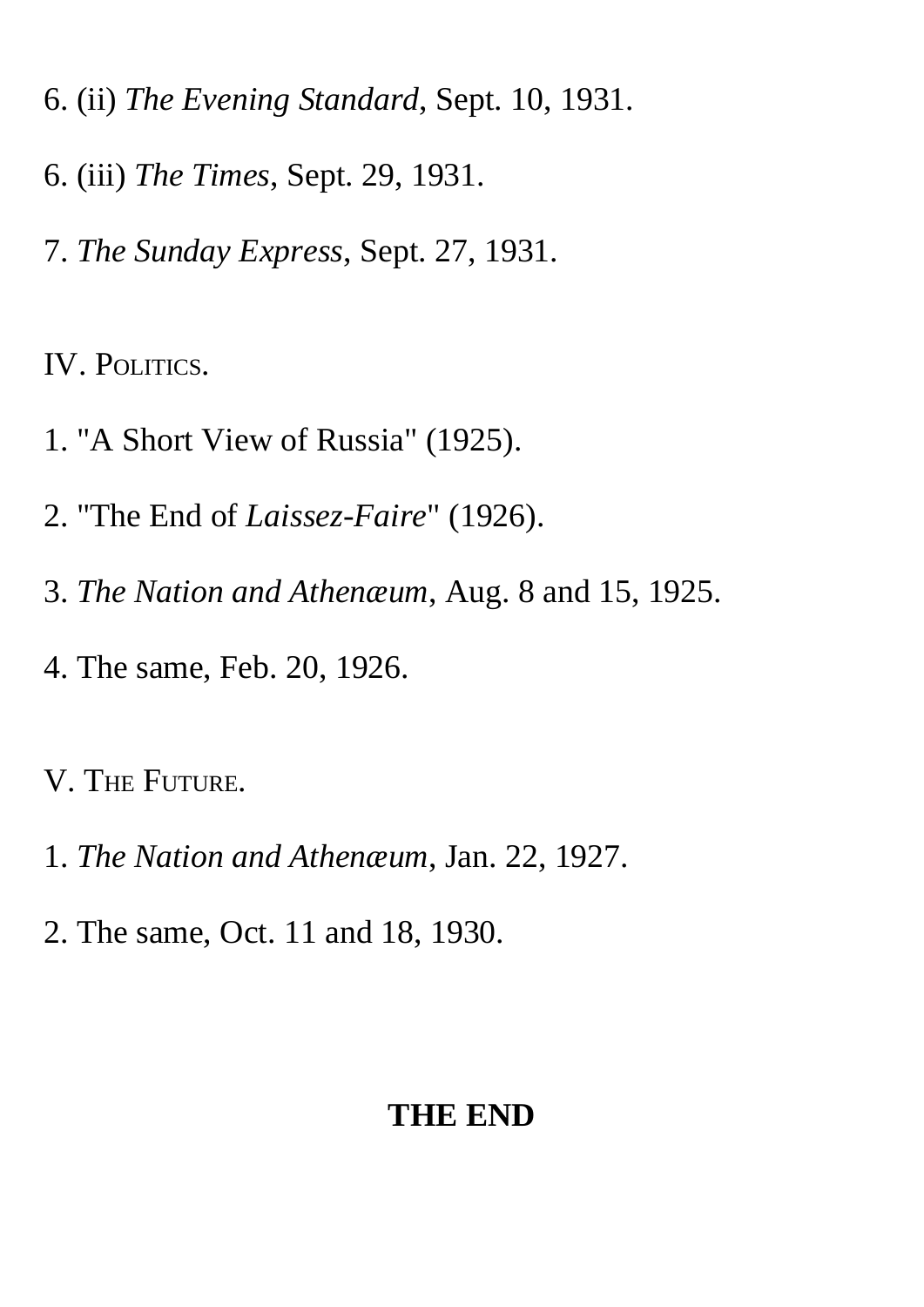6. (ii) *The Evening Standard*, Sept. 10, 1931.

6. (iii) *The Times*, Sept. 29, 1931.

7. *The Sunday Express*, Sept. 27, 1931.

IV. POLITICS.

1. "A Short View of Russia" (1925).

2. "The End of *Laissez-Faire*" (1926).

3. *The Nation and Athenæum*, Aug. 8 and 15, 1925.

4. The same, Feb. 20, 1926.

V. THE FUTURE.

1. *The Nation and Athenæum*, Jan. 22, 1927.

2. The same, Oct. 11 and 18, 1930.

**THE END**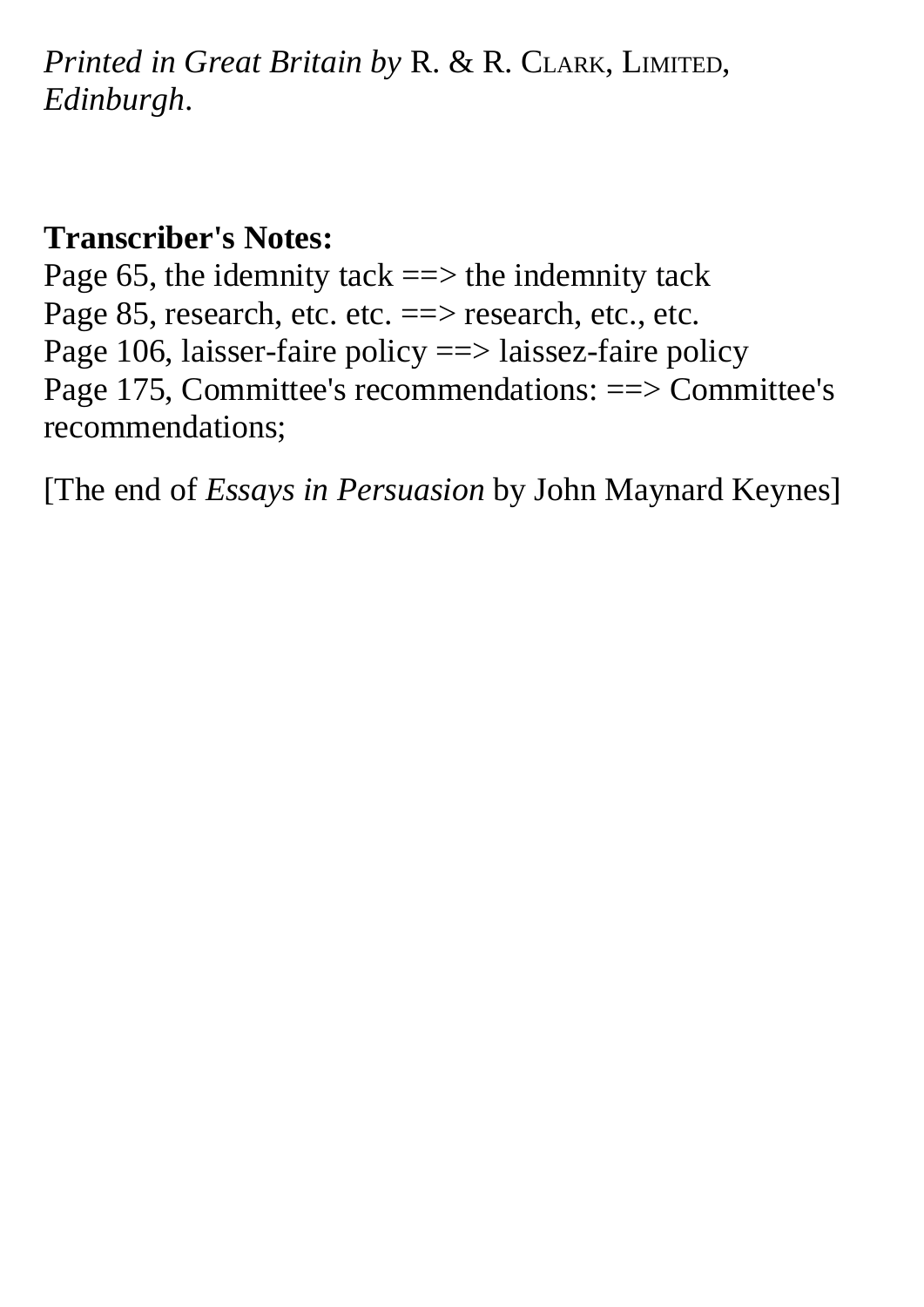*Printed in Great Britain by* R. & R. CLARK, LIMITED, *Edinburgh*.

**Transcriber's Notes:**

Page 65, the idemnity tack ==> the indemnity tack
Page 85, research, etc. etc. ==> research, etc., etc.
Page 106, laisser-faire policy ==> laissez-faire policy
Page 175, Committee's recommendations: ==> Committee's recommendations;

[The end of *Essays in Persuasion* by John Maynard Keynes]